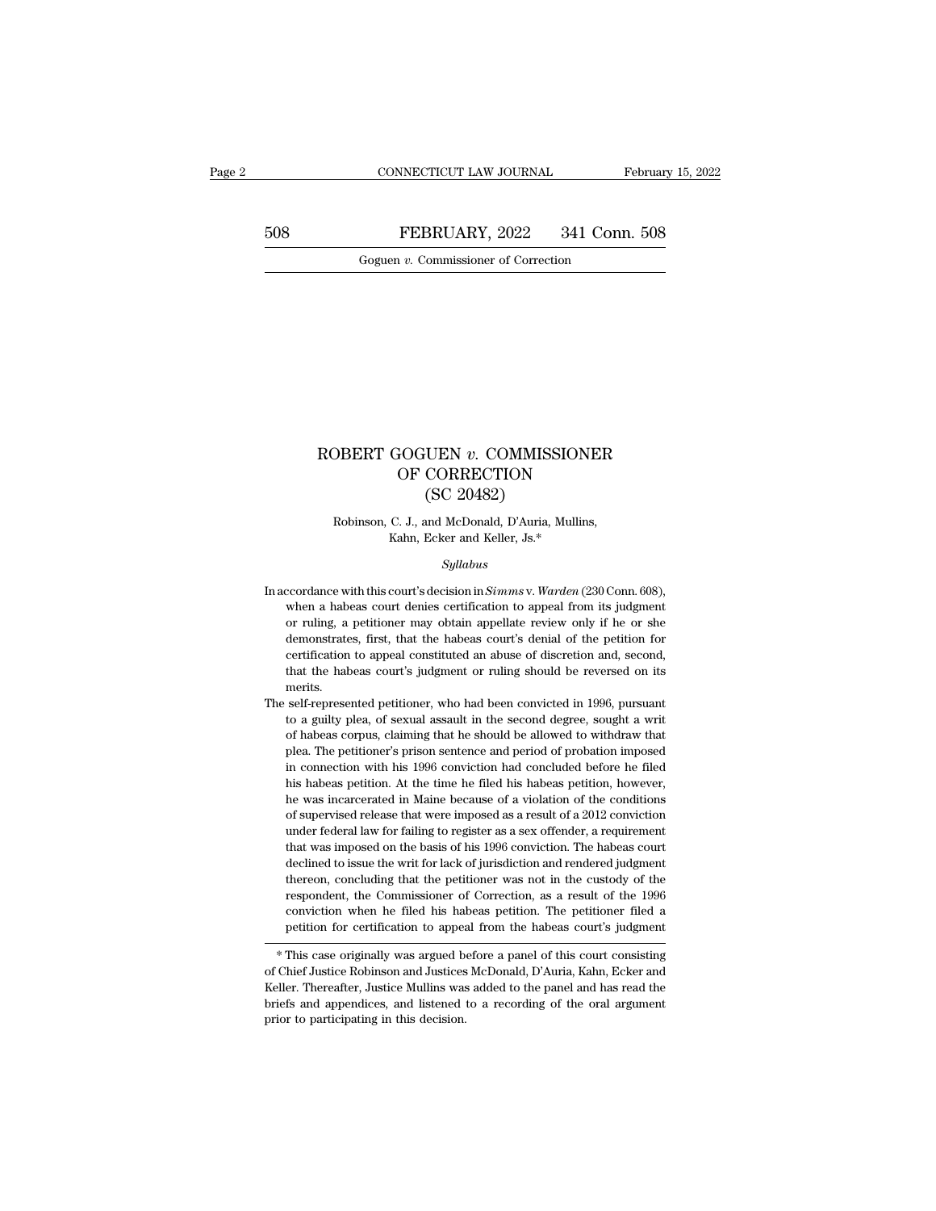# ROBERT GOGUEN *v.* COMMISSIONER OF CORRECTION (SC 20482)

Robinson, C. J., and McDonald, D'Auria, Mullins, Kahn, Ecker and Keller, Js.*

*Syllabus*

In accordance with this court's decision in *Simms* v. *Warden* (230 Conn. 608), when a habeas court denies certification to appeal from its judgment or ruling, a petitioner may obtain appellate review only if he or she demonstrates, first, that the habeas court's denial of the petition for certification to appeal constituted an abuse of discretion and, second, that the habeas court's judgment or ruling should be reversed on its merits.

The self-represented petitioner, who had been convicted in 1996, pursuant to a guilty plea, of sexual assault in the second degree, sought a writ of habeas corpus, claiming that he should be allowed to withdraw that plea. The petitioner's prison sentence and period of probation imposed in connection with his 1996 conviction had concluded before he filed his habeas petition. At the time he filed his habeas petition, however, he was incarcerated in Maine because of a violation of the conditions of supervised release that were imposed as a result of a 2012 conviction under federal law for failing to register as a sex offender, a requirement that was imposed on the basis of his 1996 conviction. The habeas court declined to issue the writ for lack of jurisdiction and rendered judgment thereon, concluding that the petitioner was not in the custody of the respondent, the Commissioner of Correction, as a result of the 1996 conviction when he filed his habeas petition. The petitioner filed a petition for certification to appeal from the habeas court's judgment

---

\* This case originally was argued before a panel of this court consisting of Chief Justice Robinson and Justices McDonald, D'Auria, Kahn, Ecker and Keller. Thereafter, Justice Mullins was added to the panel and has read the briefs and appendices, and listened to a recording of the oral argument prior to participating in this decision.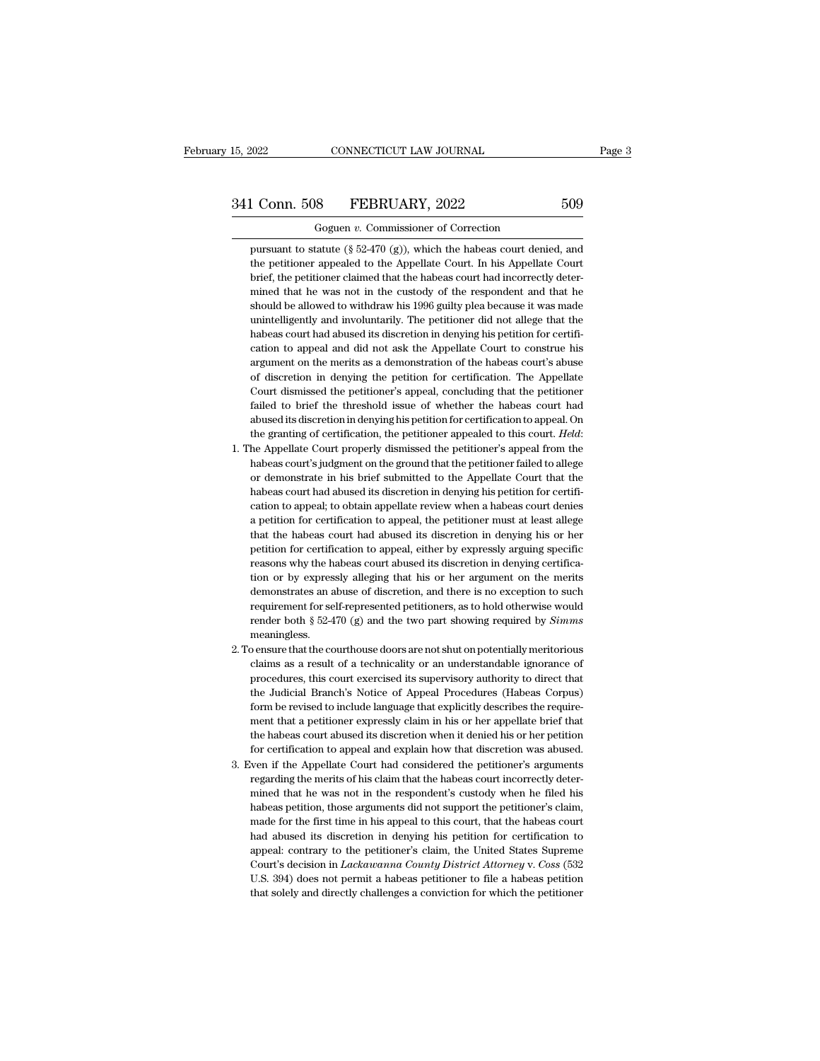pursuant to statute (§ 52-470 (g)), which the habeas court denied, and the petitioner appealed to the Appellate Court. In his Appellate Court brief, the petitioner claimed that the habeas court had incorrectly determined that he was not in the custody of the respondent and that he should be allowed to withdraw his 1996 guilty plea because it was made unintelligently and involuntarily. The petitioner did not allege that the habeas court had abused its discretion in denying his petition for certification to appeal and did not ask the Appellate Court to construe his argument on the merits as a demonstration of the habeas court's abuse of discretion in denying the petition for certification. The Appellate Court dismissed the petitioner's appeal, concluding that the petitioner failed to brief the threshold issue of whether the habeas court had abused its discretion in denying his petition for certification to appeal. On the granting of certification, the petitioner appealed to this court. *Held*:

1. The Appellate Court properly dismissed the petitioner's appeal from the habeas court's judgment on the ground that the petitioner failed to allege or demonstrate in his brief submitted to the Appellate Court that the habeas court had abused its discretion in denying his petition for certification to appeal; to obtain appellate review when a habeas court denies a petition for certification to appeal, the petitioner must at least allege that the habeas court had abused its discretion in denying his or her petition for certification to appeal, either by expressly arguing specific reasons why the habeas court abused its discretion in denying certification or by expressly alleging that his or her argument on the merits demonstrates an abuse of discretion, and there is no exception to such requirement for self-represented petitioners, as to hold otherwise would render both § 52-470 (g) and the two part showing required by *Simms* meaningless.
2. To ensure that the courthouse doors are not shut on potentially meritorious claims as a result of a technicality or an understandable ignorance of procedures, this court exercised its supervisory authority to direct that the Judicial Branch's Notice of Appeal Procedures (Habeas Corpus) form be revised to include language that explicitly describes the requirement that a petitioner expressly claim in his or her appellate brief that the habeas court abused its discretion when it denied his or her petition for certification to appeal and explain how that discretion was abused.
3. Even if the Appellate Court had considered the petitioner's arguments regarding the merits of his claim that the habeas court incorrectly determined that he was not in the respondent's custody when he filed his habeas petition, those arguments did not support the petitioner's claim, made for the first time in his appeal to this court, that the habeas court had abused its discretion in denying his petition for certification to appeal: contrary to the petitioner's claim, the United States Supreme Court's decision in *Lackawanna County District Attorney* v. *Coss* (532 U.S. 394) does not permit a habeas petitioner to file a habeas petition that solely and directly challenges a conviction for which the petitioner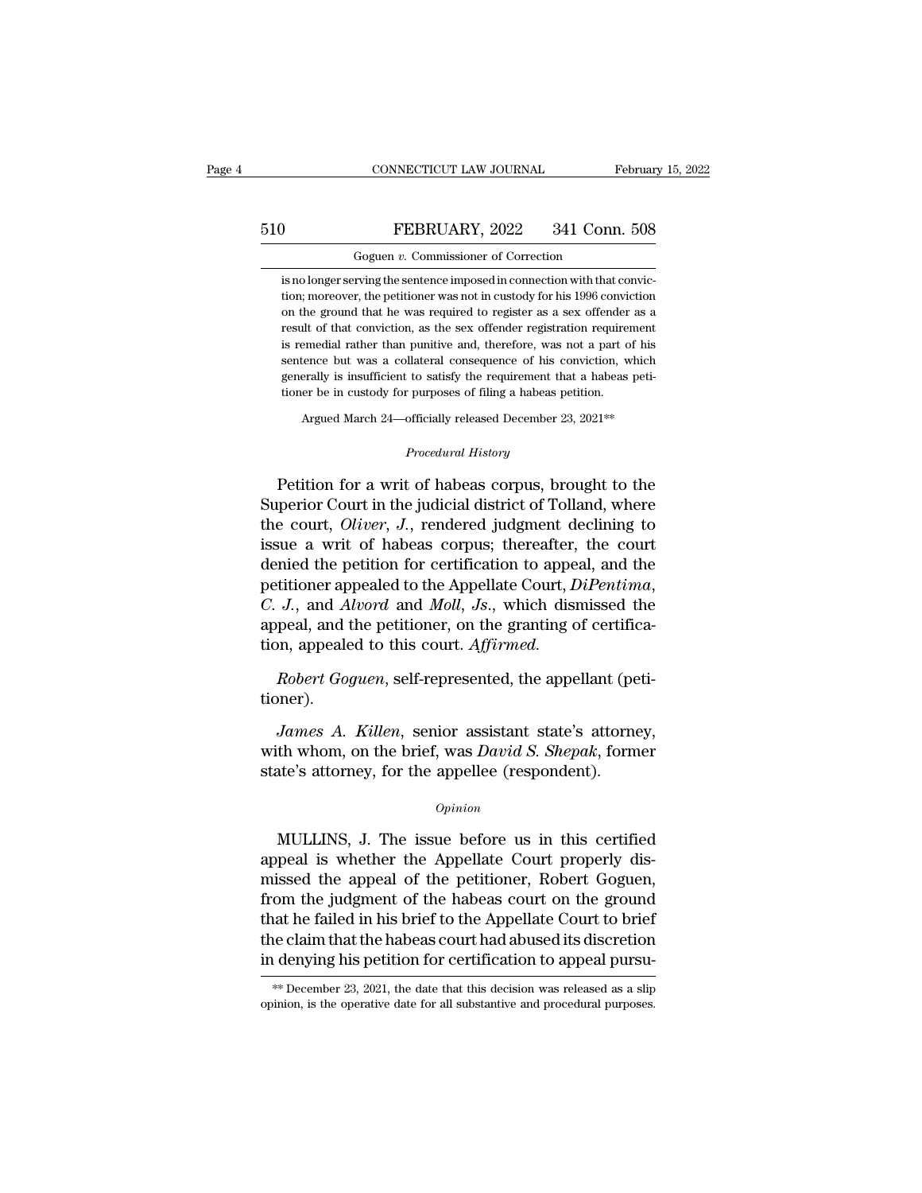is no longer serving the sentence imposed in connection with that conviction; moreover, the petitioner was not in custody for his 1996 conviction on the ground that he was required to register as a sex offender as a result of that conviction, as the sex offender registration requirement is remedial rather than punitive and, therefore, was not a part of his sentence but was a collateral consequence of his conviction, which generally is insufficient to satisfy the requirement that a habeas petitioner be in custody for purposes of filing a habeas petition.

Argued March 24—officially released December 23, 2021**

*Procedural History*

Petition for a writ of habeas corpus, brought to the Superior Court in the judicial district of Tolland, where the court, *Oliver*, *J.*, rendered judgment declining to issue a writ of habeas corpus; thereafter, the court denied the petition for certification to appeal, and the petitioner appealed to the Appellate Court, *DiPentima*, *C. J.*, and *Alvord* and *Moll*, *Js.*, which dismissed the appeal, and the petitioner, on the granting of certification, appealed to this court. *Affirmed.*

*Robert Goguen*, self-represented, the appellant (petitioner).

*James A. Killen*, senior assistant state's attorney, with whom, on the brief, was *David S. Shepak*, former state's attorney, for the appellee (respondent).

*Opinion*

MULLINS, J. The issue before us in this certified appeal is whether the Appellate Court properly dismissed the appeal of the petitioner, Robert Goguen, from the judgment of the habeas court on the ground that he failed in his brief to the Appellate Court to brief the claim that the habeas court had abused its discretion in denying his petition for certification to appeal pursu-

** December 23, 2021, the date that this decision was released as a slip opinion, is the operative date for all substantive and procedural purposes.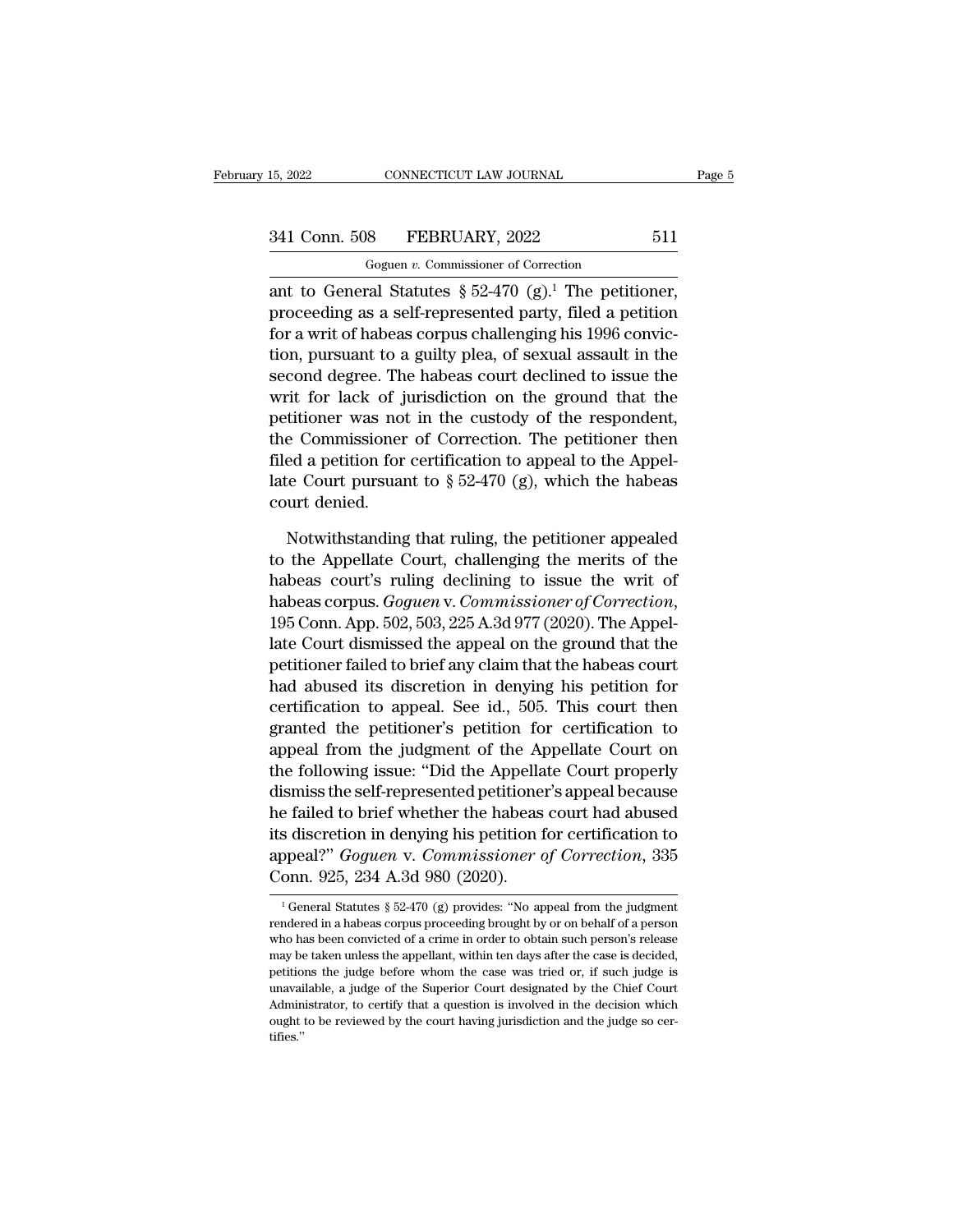ant to General Statutes § 52-470 (g).[1] The petitioner, proceeding as a self-represented party, filed a petition for a writ of habeas corpus challenging his 1996 conviction, pursuant to a guilty plea, of sexual assault in the second degree. The habeas court declined to issue the writ for lack of jurisdiction on the ground that the petitioner was not in the custody of the respondent, the Commissioner of Correction. The petitioner then filed a petition for certification to appeal to the Appellate Court pursuant to § 52-470 (g), which the habeas court denied.

Notwithstanding that ruling, the petitioner appealed to the Appellate Court, challenging the merits of the habeas court's ruling declining to issue the writ of habeas corpus. *Goguen* v. *Commissioner of Correction*, 195 Conn. App. 502, 503, 225 A.3d 977 (2020). The Appellate Court dismissed the appeal on the ground that the petitioner failed to brief any claim that the habeas court had abused its discretion in denying his petition for certification to appeal. See id., 505. This court then granted the petitioner's petition for certification to appeal from the judgment of the Appellate Court on the following issue: "Did the Appellate Court properly dismiss the self-represented petitioner's appeal because he failed to brief whether the habeas court had abused its discretion in denying his petition for certification to appeal?" *Goguen* v. *Commissioner of Correction*, 335 Conn. 925, 234 A.3d 980 (2020).

[1] General Statutes § 52-470 (g) provides: "No appeal from the judgment rendered in a habeas corpus proceeding brought by or on behalf of a person who has been convicted of a crime in order to obtain such person's release may be taken unless the appellant, within ten days after the case is decided, petitions the judge before whom the case was tried or, if such judge is unavailable, a judge of the Superior Court designated by the Chief Court Administrator, to certify that a question is involved in the decision which ought to be reviewed by the court having jurisdiction and the judge so certifies."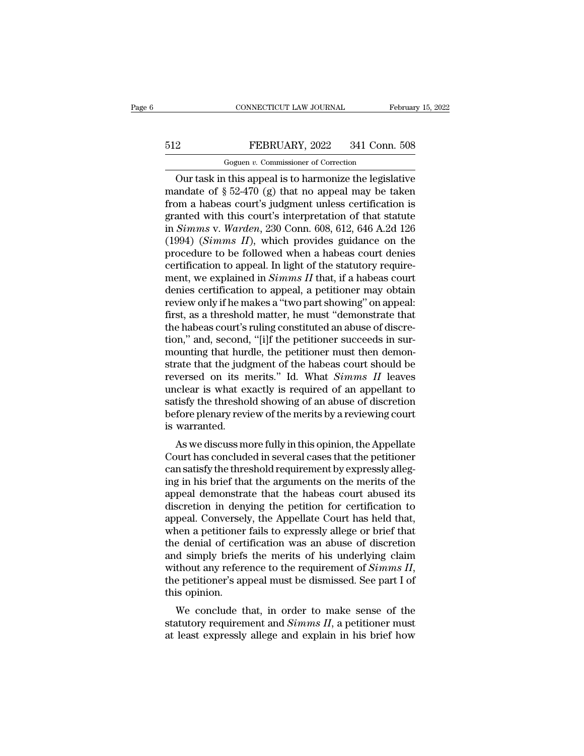Our task in this appeal is to harmonize the legislative mandate of § 52-470 (g) that no appeal may be taken from a habeas court's judgment unless certification is granted with this court's interpretation of that statute in *Simms* v. *Warden*, 230 Conn. 608, 612, 646 A.2d 126 (1994) (*Simms II*), which provides guidance on the procedure to be followed when a habeas court denies certification to appeal. In light of the statutory requirement, we explained in *Simms II* that, if a habeas court denies certification to appeal, a petitioner may obtain review only if he makes a "two part showing" on appeal: first, as a threshold matter, he must "demonstrate that the habeas court's ruling constituted an abuse of discretion," and, second, "[i]f the petitioner succeeds in surmounting that hurdle, the petitioner must then demonstrate that the judgment of the habeas court should be reversed on its merits." Id. What *Simms II* leaves unclear is what exactly is required of an appellant to satisfy the threshold showing of an abuse of discretion before plenary review of the merits by a reviewing court is warranted.

As we discuss more fully in this opinion, the Appellate Court has concluded in several cases that the petitioner can satisfy the threshold requirement by expressly alleging in his brief that the arguments on the merits of the appeal demonstrate that the habeas court abused its discretion in denying the petition for certification to appeal. Conversely, the Appellate Court has held that, when a petitioner fails to expressly allege or brief that the denial of certification was an abuse of discretion and simply briefs the merits of his underlying claim without any reference to the requirement of *Simms II*, the petitioner's appeal must be dismissed. See part I of this opinion.

We conclude that, in order to make sense of the statutory requirement and *Simms II*, a petitioner must at least expressly allege and explain in his brief how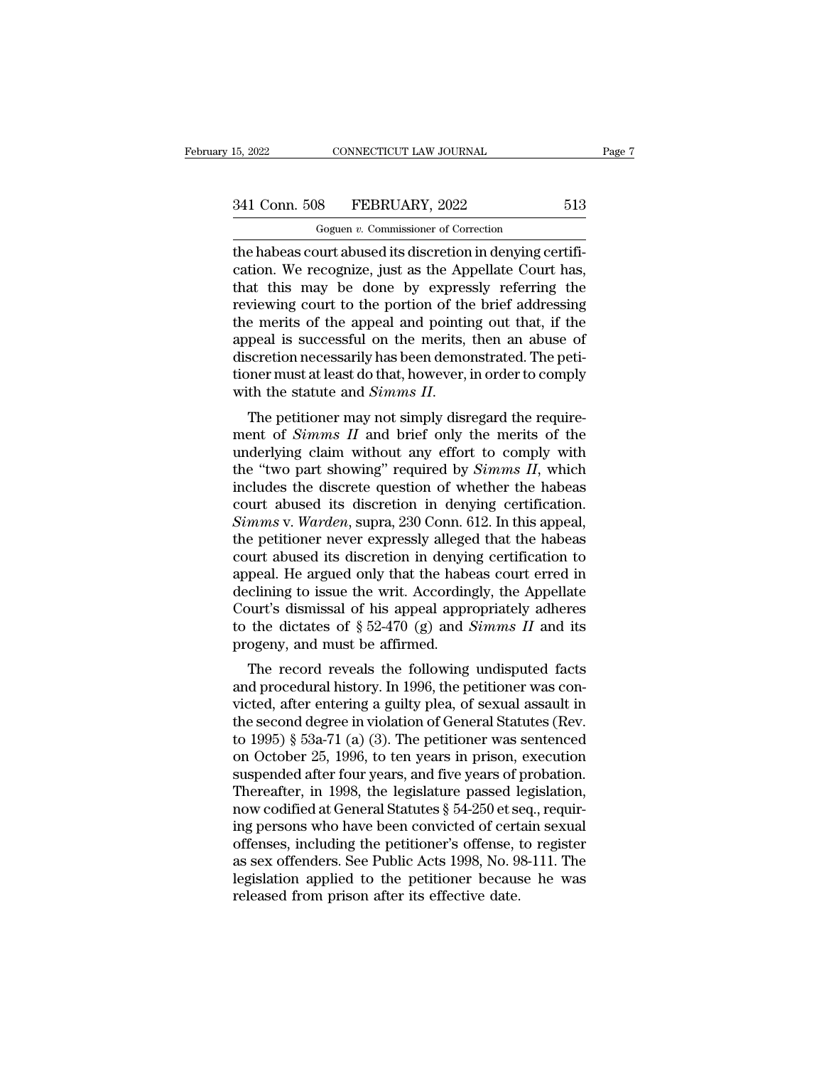the habeas court abused its discretion in denying certification. We recognize, just as the Appellate Court has, that this may be done by expressly referring the reviewing court to the portion of the brief addressing the merits of the appeal and pointing out that, if the appeal is successful on the merits, then an abuse of discretion necessarily has been demonstrated. The petitioner must at least do that, however, in order to comply with the statute and *Simms II*.

The petitioner may not simply disregard the requirement of *Simms II* and brief only the merits of the underlying claim without any effort to comply with the "two part showing" required by *Simms II*, which includes the discrete question of whether the habeas court abused its discretion in denying certification. *Simms* v. *Warden*, supra, 230 Conn. 612. In this appeal, the petitioner never expressly alleged that the habeas court abused its discretion in denying certification to appeal. He argued only that the habeas court erred in declining to issue the writ. Accordingly, the Appellate Court's dismissal of his appeal appropriately adheres to the dictates of § 52-470 (g) and *Simms II* and its progeny, and must be affirmed.

The record reveals the following undisputed facts and procedural history. In 1996, the petitioner was convicted, after entering a guilty plea, of sexual assault in the second degree in violation of General Statutes (Rev. to 1995) § 53a-71 (a) (3). The petitioner was sentenced on October 25, 1996, to ten years in prison, execution suspended after four years, and five years of probation. Thereafter, in 1998, the legislature passed legislation, now codified at General Statutes § 54-250 et seq., requiring persons who have been convicted of certain sexual offenses, including the petitioner's offense, to register as sex offenders. See Public Acts 1998, No. 98-111. The legislation applied to the petitioner because he was released from prison after its effective date.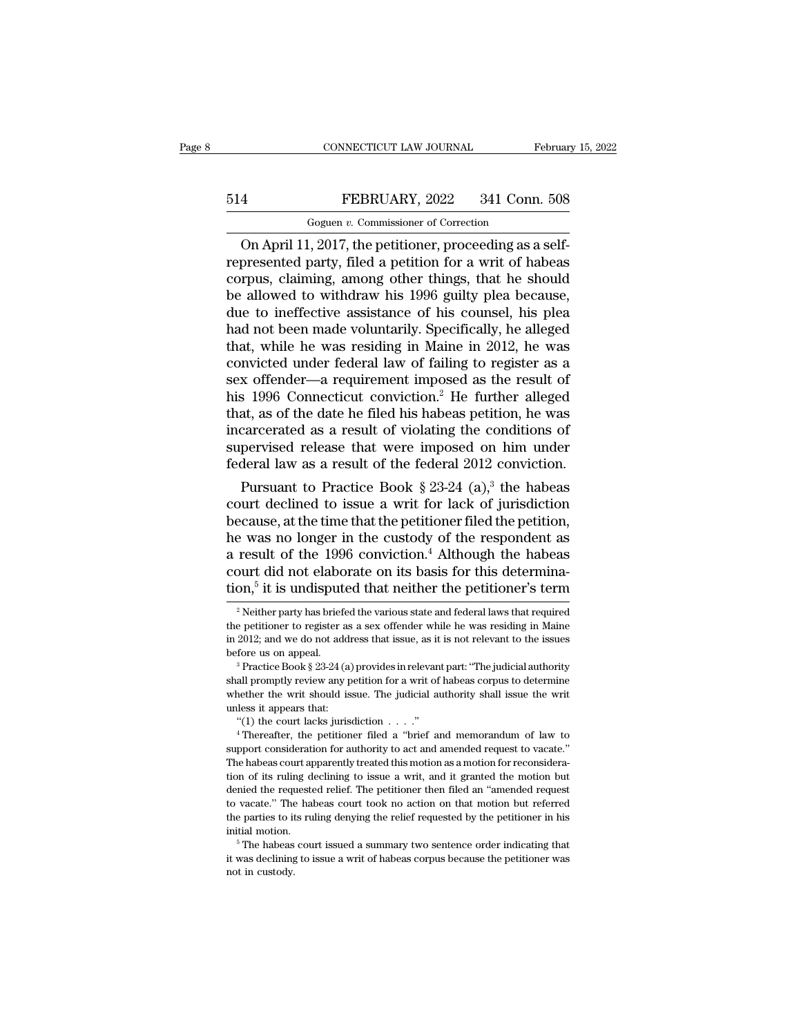On April 11, 2017, the petitioner, proceeding as a self-represented party, filed a petition for a writ of habeas corpus, claiming, among other things, that he should be allowed to withdraw his 1996 guilty plea because, due to ineffective assistance of his counsel, his plea had not been made voluntarily. Specifically, he alleged that, while he was residing in Maine in 2012, he was convicted under federal law of failing to register as a sex offender—a requirement imposed as the result of his 1996 Connecticut conviction.[2] He further alleged that, as of the date he filed his habeas petition, he was incarcerated as a result of violating the conditions of supervised release that were imposed on him under federal law as a result of the federal 2012 conviction.

Pursuant to Practice Book § 23-24 (a),[3] the habeas court declined to issue a writ for lack of jurisdiction because, at the time that the petitioner filed the petition, he was no longer in the custody of the respondent as a result of the 1996 conviction.[4] Although the habeas court did not elaborate on its basis for this determination,[5] it is undisputed that neither the petitioner's term

---

[2] Neither party has briefed the various state and federal laws that required the petitioner to register as a sex offender while he was residing in Maine in 2012; and we do not address that issue, as it is not relevant to the issues before us on appeal.

[3] Practice Book § 23-24 (a) provides in relevant part: "The judicial authority shall promptly review any petition for a writ of habeas corpus to determine whether the writ should issue. The judicial authority shall issue the writ unless it appears that:

"(1) the court lacks jurisdiction . . . ."

[4] Thereafter, the petitioner filed a "brief and memorandum of law to support consideration for authority to act and amended request to vacate." The habeas court apparently treated this motion as a motion for reconsideration of its ruling declining to issue a writ, and it granted the motion but denied the requested relief. The petitioner then filed an "amended request to vacate." The habeas court took no action on that motion but referred the parties to its ruling denying the relief requested by the petitioner in his initial motion.

[5] The habeas court issued a summary two sentence order indicating that it was declining to issue a writ of habeas corpus because the petitioner was not in custody.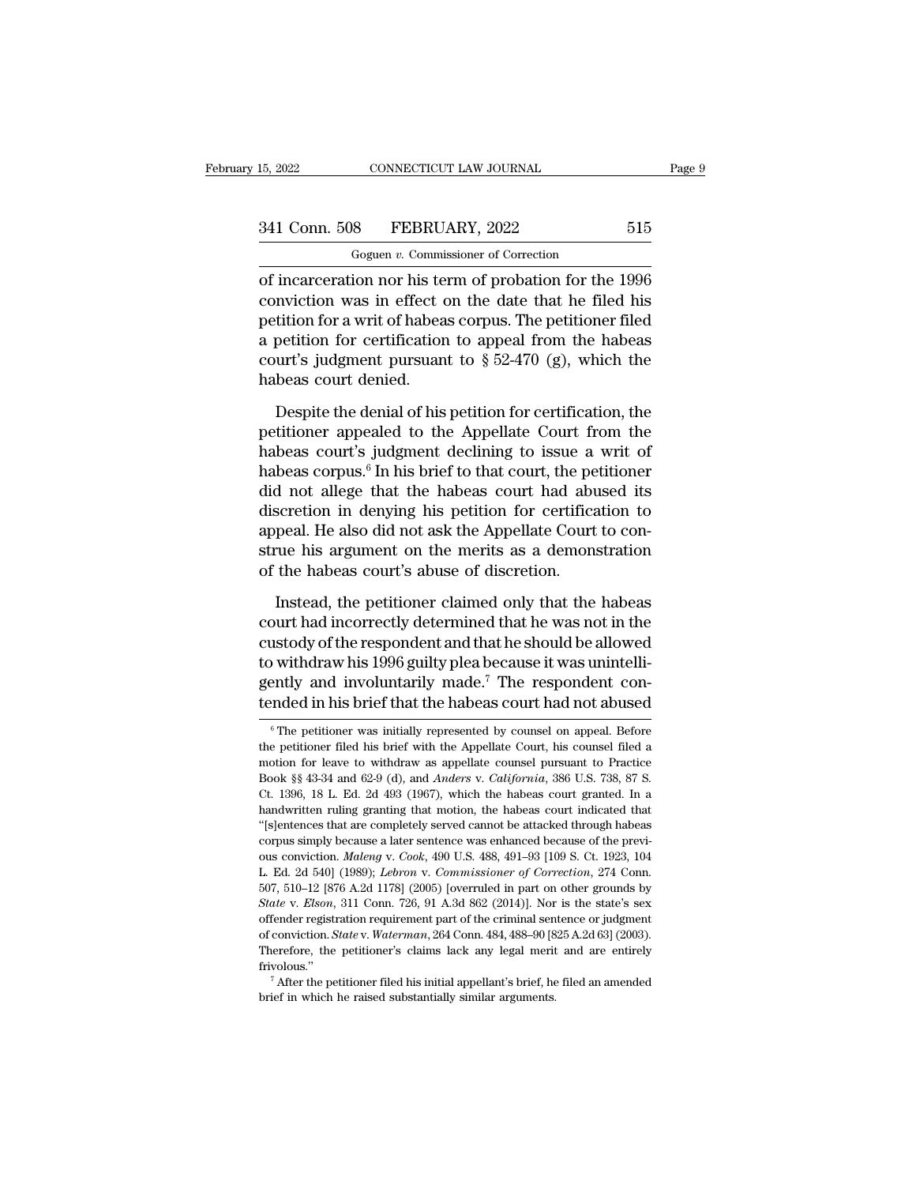of incarceration nor his term of probation for the 1996 conviction was in effect on the date that he filed his petition for a writ of habeas corpus. The petitioner filed a petition for certification to appeal from the habeas court's judgment pursuant to § 52-470 (g), which the habeas court denied.

Despite the denial of his petition for certification, the petitioner appealed to the Appellate Court from the habeas court's judgment declining to issue a writ of habeas corpus.[6] In his brief to that court, the petitioner did not allege that the habeas court had abused its discretion in denying his petition for certification to appeal. He also did not ask the Appellate Court to construe his argument on the merits as a demonstration of the habeas court's abuse of discretion.

Instead, the petitioner claimed only that the habeas court had incorrectly determined that he was not in the custody of the respondent and that he should be allowed to withdraw his 1996 guilty plea because it was unintelligently and involuntarily made.[7] The respondent contended in his brief that the habeas court had not abused

[6] The petitioner was initially represented by counsel on appeal. Before the petitioner filed his brief with the Appellate Court, his counsel filed a motion for leave to withdraw as appellate counsel pursuant to Practice Book §§ 43-34 and 62-9 (d), and *Anders* v. *California*, 386 U.S. 738, 87 S. Ct. 1396, 18 L. Ed. 2d 493 (1967), which the habeas court granted. In a handwritten ruling granting that motion, the habeas court indicated that "[s]entences that are completely served cannot be attacked through habeas corpus simply because a later sentence was enhanced because of the previous conviction. *Maleng* v. *Cook*, 490 U.S. 488, 491–93 [109 S. Ct. 1923, 104 L. Ed. 2d 540] (1989); *Lebron* v. *Commissioner of Correction*, 274 Conn. 507, 510–12 [876 A.2d 1178] (2005) [overruled in part on other grounds by *State* v. *Elson*, 311 Conn. 726, 91 A.3d 862 (2014)]. Nor is the state's sex offender registration requirement part of the criminal sentence or judgment of conviction. *State* v. *Waterman*, 264 Conn. 484, 488–90 [825 A.2d 63] (2003). Therefore, the petitioner's claims lack any legal merit and are entirely frivolous."

[7] After the petitioner filed his initial appellant's brief, he filed an amended brief in which he raised substantially similar arguments.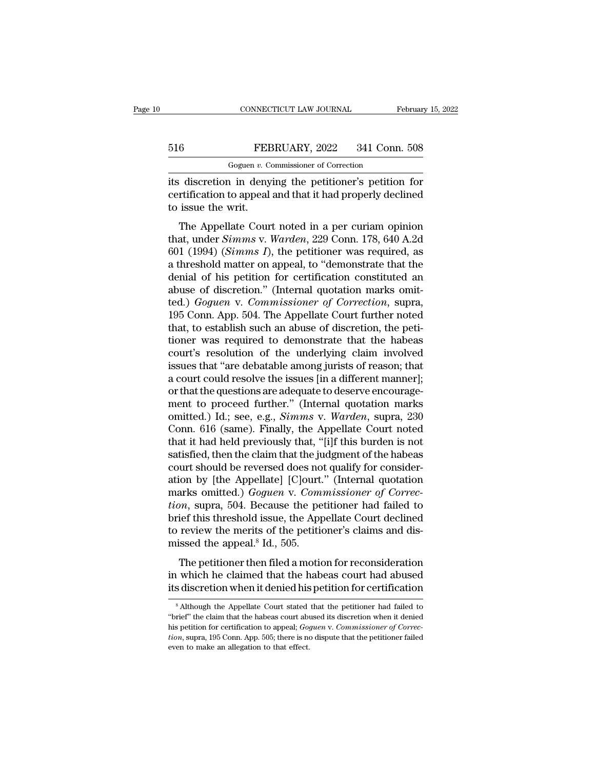its discretion in denying the petitioner's petition for certification to appeal and that it had properly declined to issue the writ.

The Appellate Court noted in a per curiam opinion that, under *Simms* v. *Warden*, 229 Conn. 178, 640 A.2d 601 (1994) (*Simms I*), the petitioner was required, as a threshold matter on appeal, to "demonstrate that the denial of his petition for certification constituted an abuse of discretion." (Internal quotation marks omitted.) *Goguen* v. *Commissioner of Correction*, supra, 195 Conn. App. 504. The Appellate Court further noted that, to establish such an abuse of discretion, the petitioner was required to demonstrate that the habeas court's resolution of the underlying claim involved issues that "are debatable among jurists of reason; that a court could resolve the issues [in a different manner]; or that the questions are adequate to deserve encouragement to proceed further." (Internal quotation marks omitted.) Id.; see, e.g., *Simms* v. *Warden*, supra, 230 Conn. 616 (same). Finally, the Appellate Court noted that it had held previously that, "[i]f this burden is not satisfied, then the claim that the judgment of the habeas court should be reversed does not qualify for consideration by [the Appellate] [C]ourt." (Internal quotation marks omitted.) *Goguen* v. *Commissioner of Correction*, supra, 504. Because the petitioner had failed to brief this threshold issue, the Appellate Court declined to review the merits of the petitioner's claims and dismissed the appeal.[8] Id., 505.

The petitioner then filed a motion for reconsideration in which he claimed that the habeas court had abused its discretion when it denied his petition for certification

[8] Although the Appellate Court stated that the petitioner had failed to "brief" the claim that the habeas court abused its discretion when it denied his petition for certification to appeal; *Goguen* v. *Commissioner of Correction*, supra, 195 Conn. App. 505; there is no dispute that the petitioner failed even to make an allegation to that effect.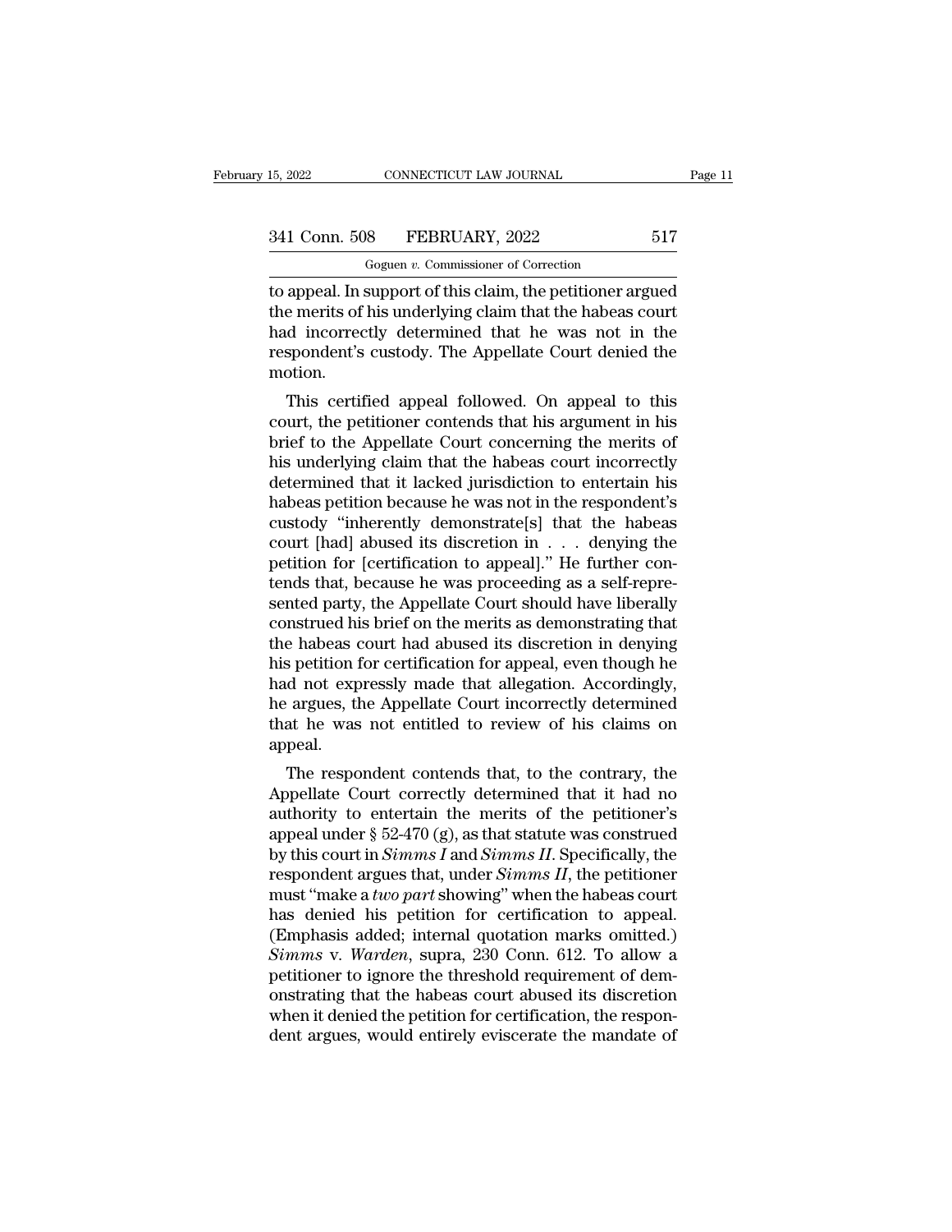to appeal. In support of this claim, the petitioner argued the merits of his underlying claim that the habeas court had incorrectly determined that he was not in the respondent's custody. The Appellate Court denied the motion.

This certified appeal followed. On appeal to this court, the petitioner contends that his argument in his brief to the Appellate Court concerning the merits of his underlying claim that the habeas court incorrectly determined that it lacked jurisdiction to entertain his habeas petition because he was not in the respondent's custody "inherently demonstrate[s] that the habeas court [had] abused its discretion in . . . denying the petition for [certification to appeal]." He further contends that, because he was proceeding as a self-represented party, the Appellate Court should have liberally construed his brief on the merits as demonstrating that the habeas court had abused its discretion in denying his petition for certification for appeal, even though he had not expressly made that allegation. Accordingly, he argues, the Appellate Court incorrectly determined that he was not entitled to review of his claims on appeal.

The respondent contends that, to the contrary, the Appellate Court correctly determined that it had no authority to entertain the merits of the petitioner's appeal under § 52-470 (g), as that statute was construed by this court in *Simms I* and *Simms II*. Specifically, the respondent argues that, under *Simms II*, the petitioner must "make a *two part* showing" when the habeas court has denied his petition for certification to appeal. (Emphasis added; internal quotation marks omitted.) *Simms* v. *Warden*, supra, 230 Conn. 612. To allow a petitioner to ignore the threshold requirement of demonstrating that the habeas court abused its discretion when it denied the petition for certification, the respondent argues, would entirely eviscerate the mandate of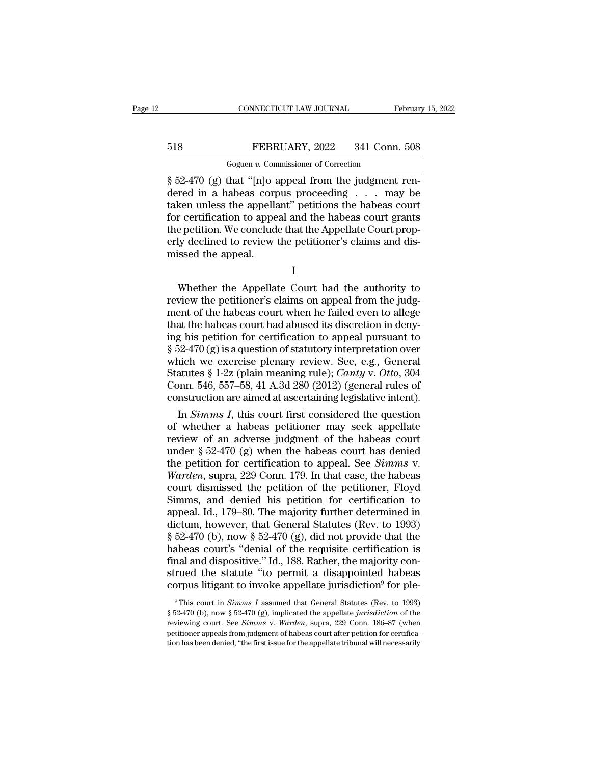§ 52-470 (g) that "[n]o appeal from the judgment rendered in a habeas corpus proceeding . . . may be taken unless the appellant" petitions the habeas court for certification to appeal and the habeas court grants the petition. We conclude that the Appellate Court properly declined to review the petitioner's claims and dismissed the appeal.

I

Whether the Appellate Court had the authority to review the petitioner's claims on appeal from the judgment of the habeas court when he failed even to allege that the habeas court had abused its discretion in denying his petition for certification to appeal pursuant to § 52-470 (g) is a question of statutory interpretation over which we exercise plenary review. See, e.g., General Statutes § 1-2z (plain meaning rule); *Canty* v. *Otto*, 304 Conn. 546, 557–58, 41 A.3d 280 (2012) (general rules of construction are aimed at ascertaining legislative intent).

In *Simms I*, this court first considered the question of whether a habeas petitioner may seek appellate review of an adverse judgment of the habeas court under § 52-470 (g) when the habeas court has denied the petition for certification to appeal. See *Simms* v. *Warden*, supra, 229 Conn. 179. In that case, the habeas court dismissed the petition of the petitioner, Floyd Simms, and denied his petition for certification to appeal. Id., 179–80. The majority further determined in dictum, however, that General Statutes (Rev. to 1993) § 52-470 (b), now § 52-470 (g), did not provide that the habeas court's "denial of the requisite certification is final and dispositive." Id., 188. Rather, the majority construed the statute "to permit a disappointed habeas corpus litigant to invoke appellate jurisdiction[9] for ple-

---

[9] This court in *Simms I* assumed that General Statutes (Rev. to 1993) § 52-470 (b), now § 52-470 (g), implicated the appellate *jurisdiction* of the reviewing court. See *Simms* v. *Warden*, supra, 229 Conn. 186–87 (when petitioner appeals from judgment of habeas court after petition for certification has been denied, "the first issue for the appellate tribunal will necessarily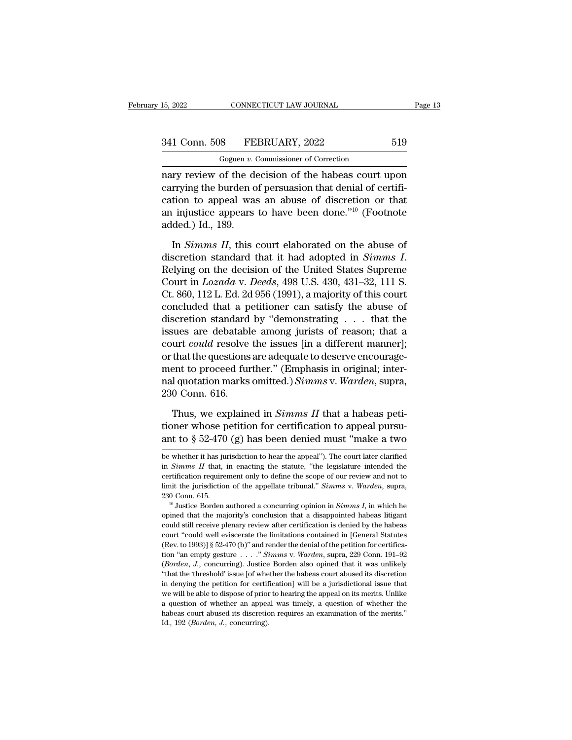nary review of the decision of the habeas court upon carrying the burden of persuasion that denial of certification to appeal was an abuse of discretion or that an injustice appears to have been done."[10] (Footnote added.) Id., 189.

In *Simms II*, this court elaborated on the abuse of discretion standard that it had adopted in *Simms I*. Relying on the decision of the United States Supreme Court in *Lozada* v. *Deeds*, 498 U.S. 430, 431–32, 111 S. Ct. 860, 112 L. Ed. 2d 956 (1991), a majority of this court concluded that a petitioner can satisfy the abuse of discretion standard by "demonstrating . . . that the issues are debatable among jurists of reason; that a court *could* resolve the issues [in a different manner]; or that the questions are adequate to deserve encouragement to proceed further." (Emphasis in original; internal quotation marks omitted.) *Simms* v. *Warden*, supra, 230 Conn. 616.

Thus, we explained in *Simms II* that a habeas petitioner whose petition for certification to appeal pursuant to § 52-470 (g) has been denied must "make a two

---

be whether it has jurisdiction to hear the appeal"). The court later clarified in *Simms II* that, in enacting the statute, "the legislature intended the certification requirement only to define the scope of our review and not to limit the jurisdiction of the appellate tribunal." *Simms* v. *Warden*, supra, 230 Conn. 615.

[10] Justice Borden authored a concurring opinion in *Simms I*, in which he opined that the majority's conclusion that a disappointed habeas litigant could still receive plenary review after certification is denied by the habeas court "could well eviscerate the limitations contained in [General Statutes (Rev. to 1993)] § 52-470 (b)" and render the denial of the petition for certification "an empty gesture . . . ." *Simms* v. *Warden*, supra, 229 Conn. 191–92 (*Borden, J.*, concurring). Justice Borden also opined that it was unlikely "that the 'threshold' issue [of whether the habeas court abused its discretion in denying the petition for certification] will be a jurisdictional issue that we will be able to dispose of prior to hearing the appeal on its merits. Unlike a question of whether an appeal was timely, a question of whether the habeas court abused its discretion requires an examination of the merits." Id., 192 (*Borden, J.*, concurring).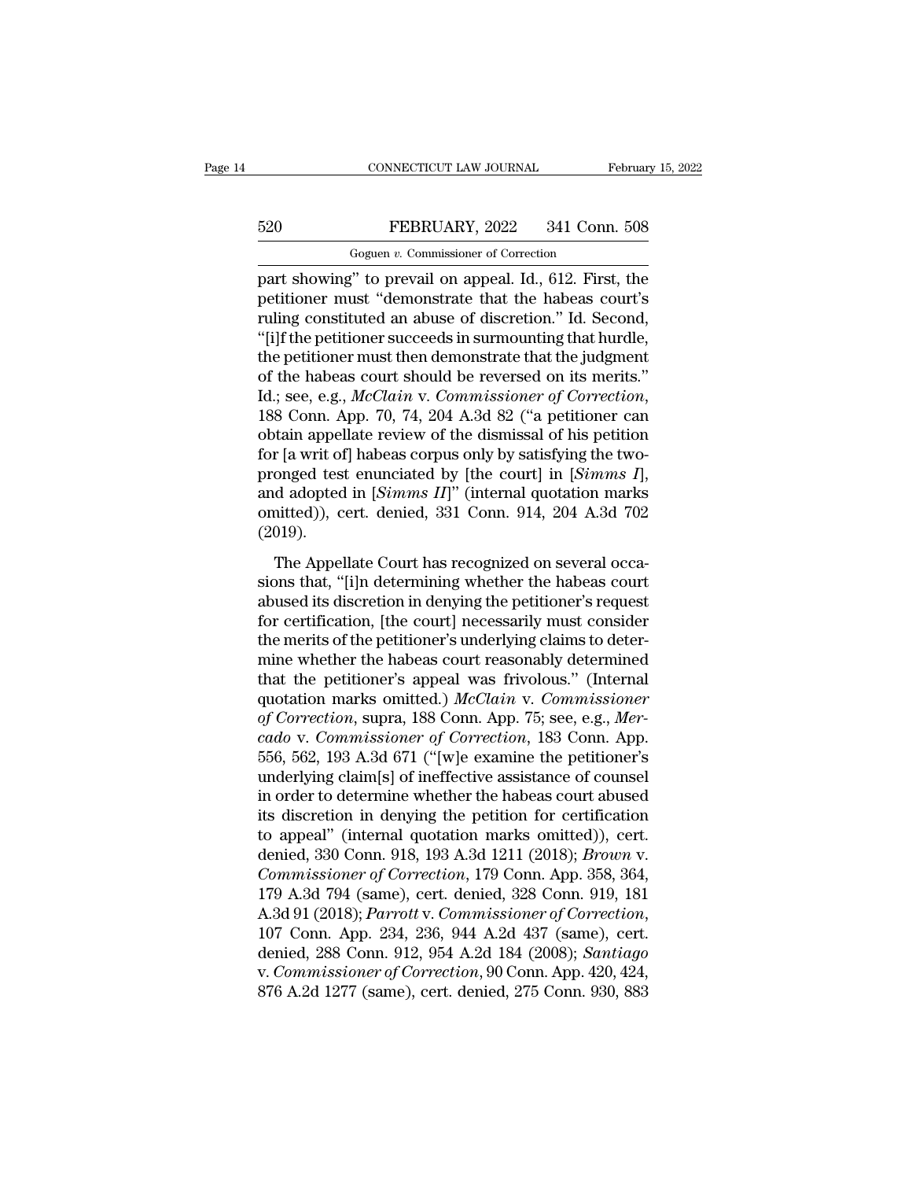part showing" to prevail on appeal. Id., 612. First, the petitioner must "demonstrate that the habeas court's ruling constituted an abuse of discretion." Id. Second, "[i]f the petitioner succeeds in surmounting that hurdle, the petitioner must then demonstrate that the judgment of the habeas court should be reversed on its merits." Id.; see, e.g., *McClain* v. *Commissioner of Correction*, 188 Conn. App. 70, 74, 204 A.3d 82 ("a petitioner can obtain appellate review of the dismissal of his petition for [a writ of] habeas corpus only by satisfying the two-pronged test enunciated by [the court] in [*Simms I*], and adopted in [*Simms II*]" (internal quotation marks omitted)), cert. denied, 331 Conn. 914, 204 A.3d 702 (2019).

The Appellate Court has recognized on several occasions that, "[i]n determining whether the habeas court abused its discretion in denying the petitioner's request for certification, [the court] necessarily must consider the merits of the petitioner's underlying claims to determine whether the habeas court reasonably determined that the petitioner's appeal was frivolous." (Internal quotation marks omitted.) *McClain* v. *Commissioner of Correction*, supra, 188 Conn. App. 75; see, e.g., *Mercado* v. *Commissioner of Correction*, 183 Conn. App. 556, 562, 193 A.3d 671 ("[w]e examine the petitioner's underlying claim[s] of ineffective assistance of counsel in order to determine whether the habeas court abused its discretion in denying the petition for certification to appeal" (internal quotation marks omitted)), cert. denied, 330 Conn. 918, 193 A.3d 1211 (2018); *Brown* v. *Commissioner of Correction*, 179 Conn. App. 358, 364, 179 A.3d 794 (same), cert. denied, 328 Conn. 919, 181 A.3d 91 (2018); *Parrott* v. *Commissioner of Correction*, 107 Conn. App. 234, 236, 944 A.2d 437 (same), cert. denied, 288 Conn. 912, 954 A.2d 184 (2008); *Santiago* v. *Commissioner of Correction*, 90 Conn. App. 420, 424, 876 A.2d 1277 (same), cert. denied, 275 Conn. 930, 883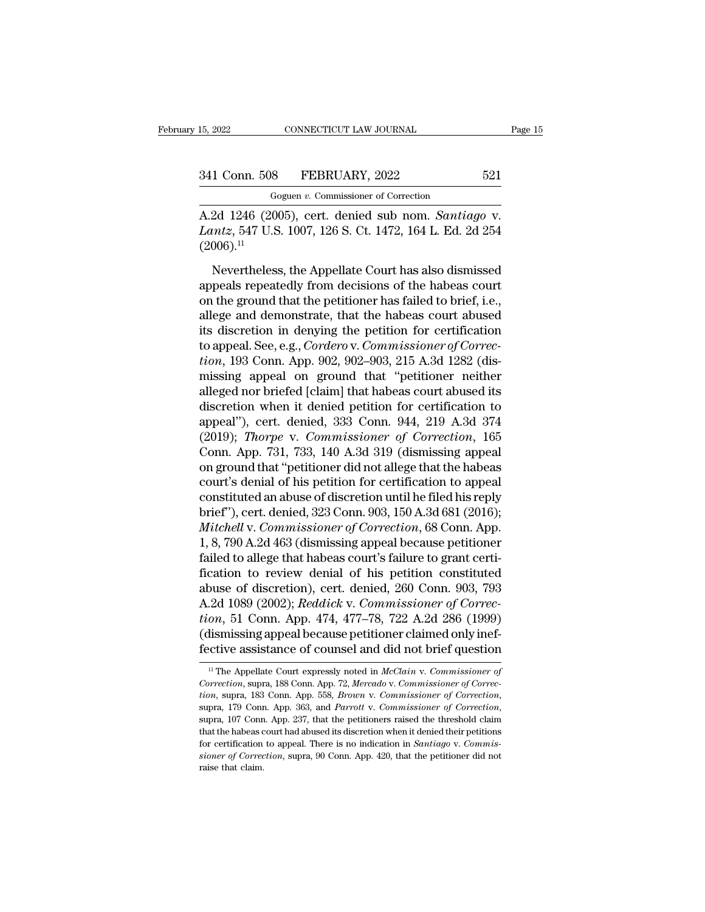A.2d 1246 (2005), cert. denied sub nom. *Santiago* v. *Lantz*, 547 U.S. 1007, 126 S. Ct. 1472, 164 L. Ed. 2d 254 (2006).[11]

Nevertheless, the Appellate Court has also dismissed appeals repeatedly from decisions of the habeas court on the ground that the petitioner has failed to brief, i.e., allege and demonstrate, that the habeas court abused its discretion in denying the petition for certification to appeal. See, e.g., *Cordero* v. *Commissioner of Correction*, 193 Conn. App. 902, 902–903, 215 A.3d 1282 (dismissing appeal on ground that "petitioner neither alleged nor briefed [claim] that habeas court abused its discretion when it denied petition for certification to appeal"), cert. denied, 333 Conn. 944, 219 A.3d 374 (2019); *Thorpe* v. *Commissioner of Correction*, 165 Conn. App. 731, 733, 140 A.3d 319 (dismissing appeal on ground that "petitioner did not allege that the habeas court's denial of his petition for certification to appeal constituted an abuse of discretion until he filed his reply brief"), cert. denied, 323 Conn. 903, 150 A.3d 681 (2016); *Mitchell* v. *Commissioner of Correction*, 68 Conn. App. 1, 8, 790 A.2d 463 (dismissing appeal because petitioner failed to allege that habeas court's failure to grant certification to review denial of his petition constituted abuse of discretion), cert. denied, 260 Conn. 903, 793 A.2d 1089 (2002); *Reddick* v. *Commissioner of Correction*, 51 Conn. App. 474, 477–78, 722 A.2d 286 (1999) (dismissing appeal because petitioner claimed only ineffective assistance of counsel and did not brief question

[11] The Appellate Court expressly noted in *McClain* v. *Commissioner of Correction*, supra, 188 Conn. App. 72, *Mercado* v. *Commissioner of Correction*, supra, 183 Conn. App. 558, *Brown* v. *Commissioner of Correction*, supra, 179 Conn. App. 363, and *Parrott* v. *Commissioner of Correction*, supra, 107 Conn. App. 237, that the petitioners raised the threshold claim that the habeas court had abused its discretion when it denied their petitions for certification to appeal. There is no indication in *Santiago* v. *Commissioner of Correction*, supra, 90 Conn. App. 420, that the petitioner did not raise that claim.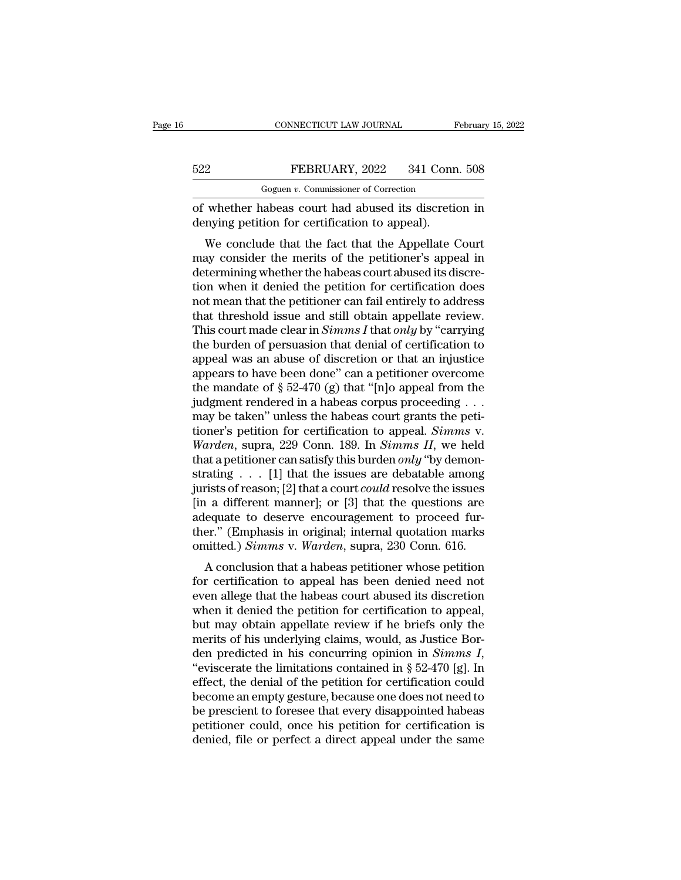of whether habeas court had abused its discretion in denying petition for certification to appeal).

We conclude that the fact that the Appellate Court may consider the merits of the petitioner's appeal in determining whether the habeas court abused its discretion when it denied the petition for certification does not mean that the petitioner can fail entirely to address that threshold issue and still obtain appellate review. This court made clear in *Simms I* that *only* by "carrying the burden of persuasion that denial of certification to appeal was an abuse of discretion or that an injustice appears to have been done" can a petitioner overcome the mandate of § 52-470 (g) that "[n]o appeal from the judgment rendered in a habeas corpus proceeding . . . may be taken" unless the habeas court grants the petitioner's petition for certification to appeal. *Simms* v. *Warden*, supra, 229 Conn. 189. In *Simms II*, we held that a petitioner can satisfy this burden *only* "by demonstrating . . . [1] that the issues are debatable among jurists of reason; [2] that a court *could* resolve the issues [in a different manner]; or [3] that the questions are adequate to deserve encouragement to proceed further." (Emphasis in original; internal quotation marks omitted.) *Simms* v. *Warden*, supra, 230 Conn. 616.

A conclusion that a habeas petitioner whose petition for certification to appeal has been denied need not even allege that the habeas court abused its discretion when it denied the petition for certification to appeal, but may obtain appellate review if he briefs only the merits of his underlying claims, would, as Justice Borden predicted in his concurring opinion in *Simms I*, "eviscerate the limitations contained in § 52-470 [g]. In effect, the denial of the petition for certification could become an empty gesture, because one does not need to be prescient to foresee that every disappointed habeas petitioner could, once his petition for certification is denied, file or perfect a direct appeal under the same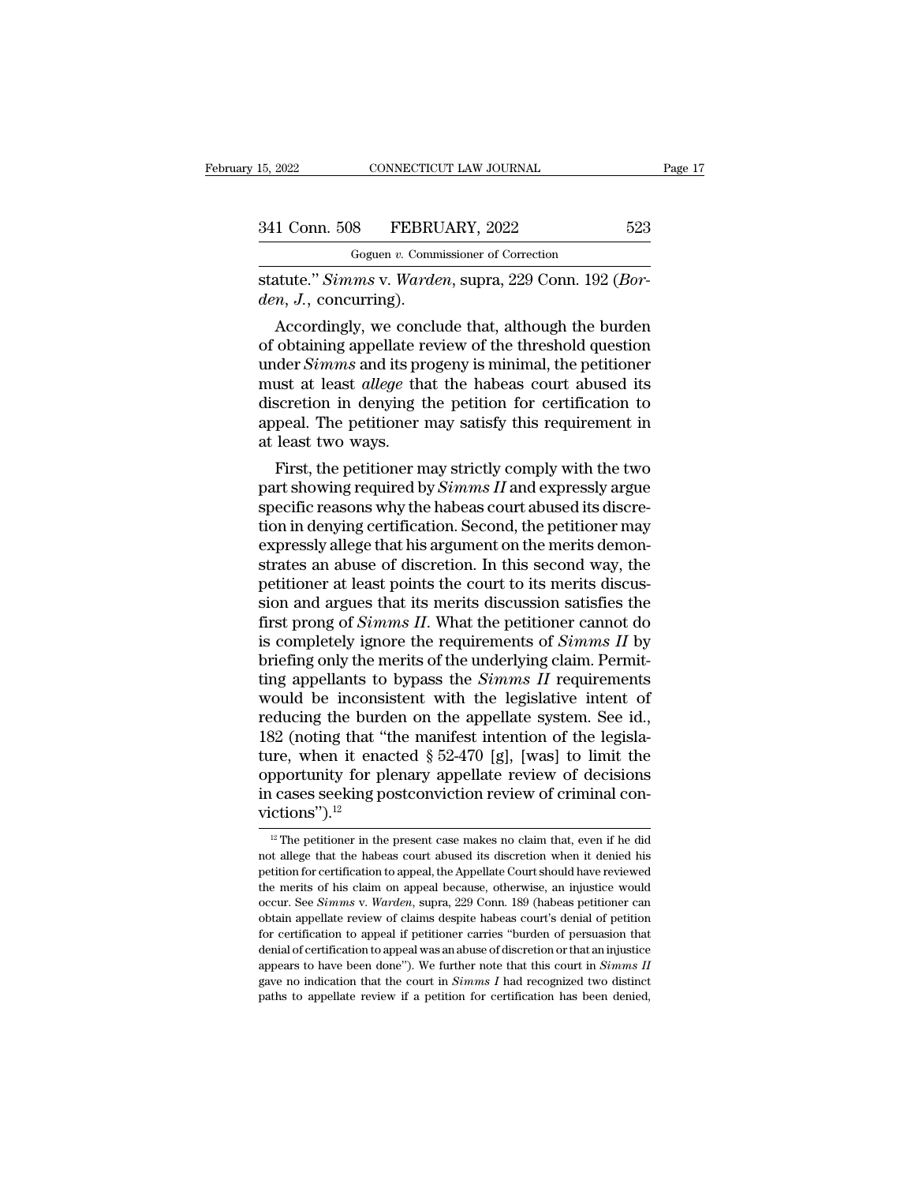statute." *Simms* v. *Warden*, supra, 229 Conn. 192 (*Borden, J.*, concurring).

Accordingly, we conclude that, although the burden of obtaining appellate review of the threshold question under *Simms* and its progeny is minimal, the petitioner must at least *allege* that the habeas court abused its discretion in denying the petition for certification to appeal. The petitioner may satisfy this requirement in at least two ways.

First, the petitioner may strictly comply with the two part showing required by *Simms II* and expressly argue specific reasons why the habeas court abused its discretion in denying certification. Second, the petitioner may expressly allege that his argument on the merits demonstrates an abuse of discretion. In this second way, the petitioner at least points the court to its merits discussion and argues that its merits discussion satisfies the first prong of *Simms II*. What the petitioner cannot do is completely ignore the requirements of *Simms II* by briefing only the merits of the underlying claim. Permitting appellants to bypass the *Simms II* requirements would be inconsistent with the legislative intent of reducing the burden on the appellate system. See id., 182 (noting that "the manifest intention of the legislature, when it enacted § 52-470 [g], [was] to limit the opportunity for plenary appellate review of decisions in cases seeking postconviction review of criminal convictions").[12]

[12] The petitioner in the present case makes no claim that, even if he did not allege that the habeas court abused its discretion when it denied his petition for certification to appeal, the Appellate Court should have reviewed the merits of his claim on appeal because, otherwise, an injustice would occur. See *Simms* v. *Warden*, supra, 229 Conn. 189 (habeas petitioner can obtain appellate review of claims despite habeas court's denial of petition for certification to appeal if petitioner carries "burden of persuasion that denial of certification to appeal was an abuse of discretion or that an injustice appears to have been done"). We further note that this court in *Simms II* gave no indication that the court in *Simms I* had recognized two distinct paths to appellate review if a petition for certification has been denied,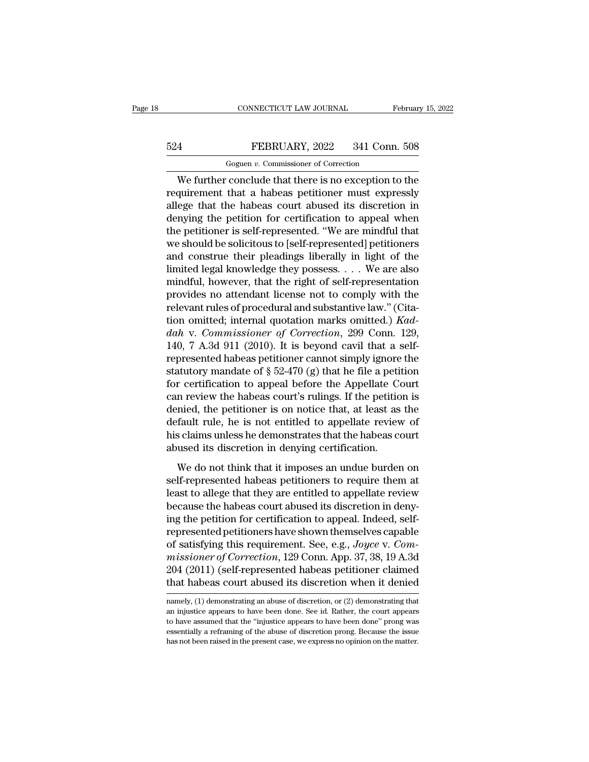We further conclude that there is no exception to the requirement that a habeas petitioner must expressly allege that the habeas court abused its discretion in denying the petition for certification to appeal when the petitioner is self-represented. "We are mindful that we should be solicitous to [self-represented] petitioners and construe their pleadings liberally in light of the limited legal knowledge they possess. . . . We are also mindful, however, that the right of self-representation provides no attendant license not to comply with the relevant rules of procedural and substantive law." (Citation omitted; internal quotation marks omitted.) *Kaddah* v. *Commissioner of Correction*, 299 Conn. 129, 140, 7 A.3d 911 (2010). It is beyond cavil that a self-represented habeas petitioner cannot simply ignore the statutory mandate of § 52-470 (g) that he file a petition for certification to appeal before the Appellate Court can review the habeas court's rulings. If the petition is denied, the petitioner is on notice that, at least as the default rule, he is not entitled to appellate review of his claims unless he demonstrates that the habeas court abused its discretion in denying certification.

We do not think that it imposes an undue burden on self-represented habeas petitioners to require them at least to allege that they are entitled to appellate review because the habeas court abused its discretion in denying the petition for certification to appeal. Indeed, self-represented petitioners have shown themselves capable of satisfying this requirement. See, e.g., *Joyce* v. *Commissioner of Correction*, 129 Conn. App. 37, 38, 19 A.3d 204 (2011) (self-represented habeas petitioner claimed that habeas court abused its discretion when it denied

namely, (1) demonstrating an abuse of discretion, or (2) demonstrating that an injustice appears to have been done. See id. Rather, the court appears to have assumed that the "injustice appears to have been done" prong was essentially a reframing of the abuse of discretion prong. Because the issue has not been raised in the present case, we express no opinion on the matter.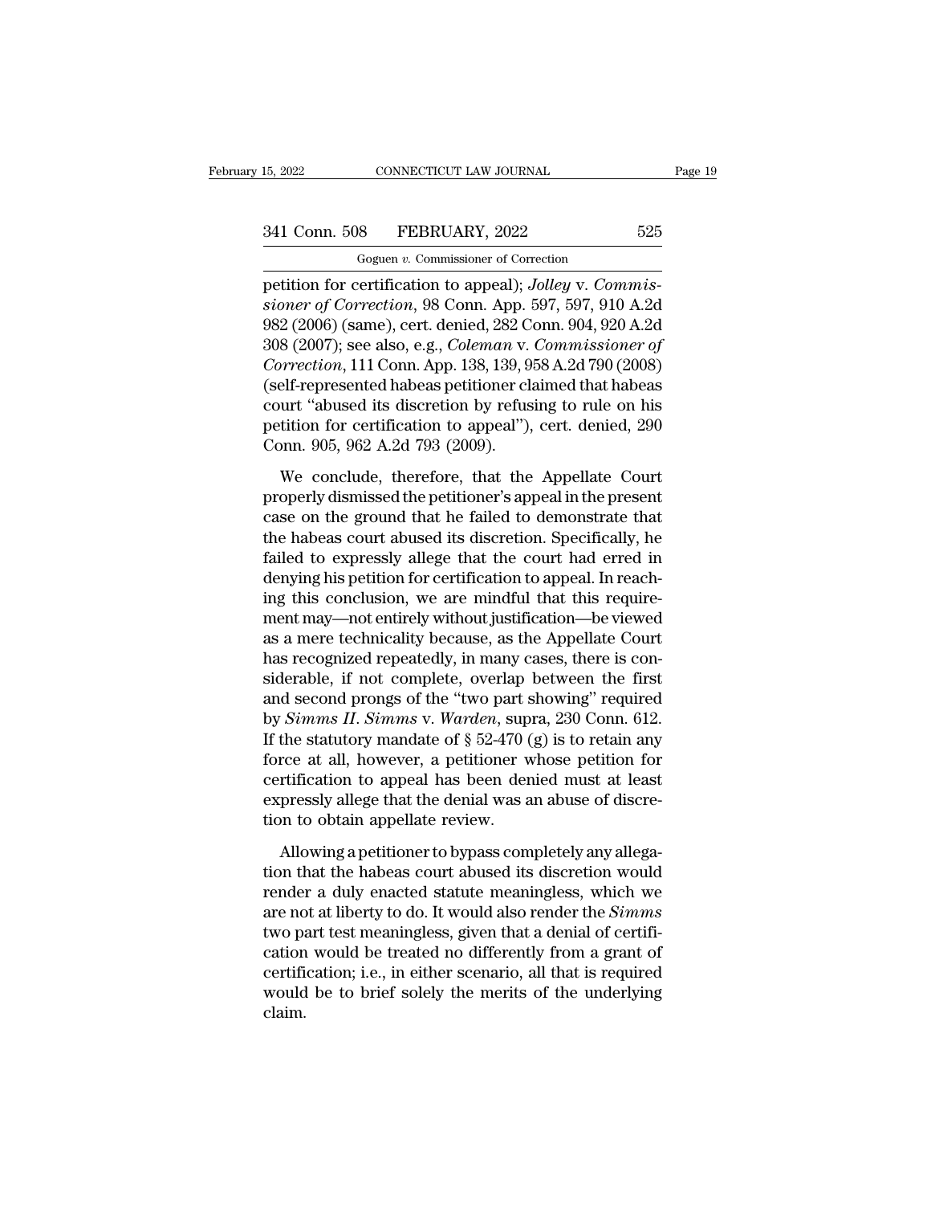petition for certification to appeal); *Jolley* v. *Commissioner of Correction*, 98 Conn. App. 597, 597, 910 A.2d 982 (2006) (same), cert. denied, 282 Conn. 904, 920 A.2d 308 (2007); see also, e.g., *Coleman* v. *Commissioner of Correction*, 111 Conn. App. 138, 139, 958 A.2d 790 (2008) (self-represented habeas petitioner claimed that habeas court "abused its discretion by refusing to rule on his petition for certification to appeal"), cert. denied, 290 Conn. 905, 962 A.2d 793 (2009).

We conclude, therefore, that the Appellate Court properly dismissed the petitioner's appeal in the present case on the ground that he failed to demonstrate that the habeas court abused its discretion. Specifically, he failed to expressly allege that the court had erred in denying his petition for certification to appeal. In reaching this conclusion, we are mindful that this requirement may—not entirely without justification—be viewed as a mere technicality because, as the Appellate Court has recognized repeatedly, in many cases, there is considerable, if not complete, overlap between the first and second prongs of the "two part showing" required by *Simms II*. *Simms* v. *Warden*, supra, 230 Conn. 612. If the statutory mandate of § 52-470 (g) is to retain any force at all, however, a petitioner whose petition for certification to appeal has been denied must at least expressly allege that the denial was an abuse of discretion to obtain appellate review.

Allowing a petitioner to bypass completely any allegation that the habeas court abused its discretion would render a duly enacted statute meaningless, which we are not at liberty to do. It would also render the *Simms* two part test meaningless, given that a denial of certification would be treated no differently from a grant of certification; i.e., in either scenario, all that is required would be to brief solely the merits of the underlying claim.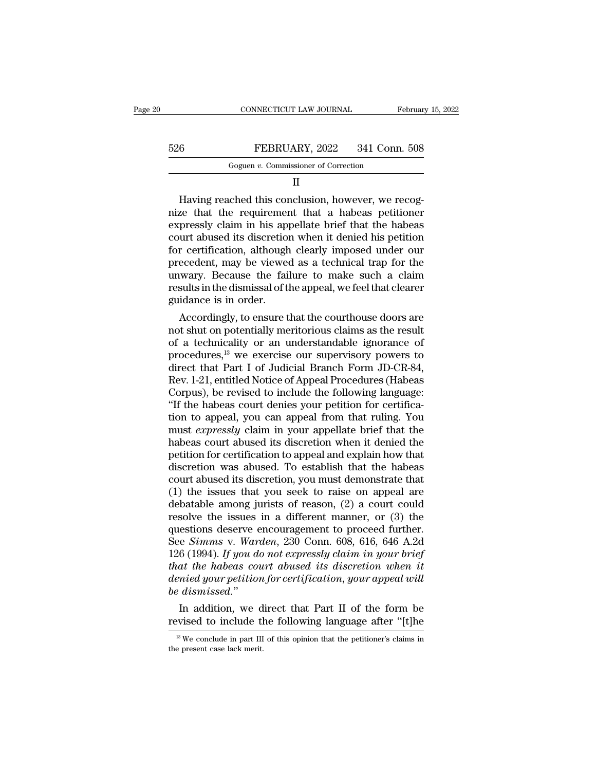## II

Having reached this conclusion, however, we recognize that the requirement that a habeas petitioner expressly claim in his appellate brief that the habeas court abused its discretion when it denied his petition for certification, although clearly imposed under our precedent, may be viewed as a technical trap for the unwary. Because the failure to make such a claim results in the dismissal of the appeal, we feel that clearer guidance is in order.

Accordingly, to ensure that the courthouse doors are not shut on potentially meritorious claims as the result of a technicality or an understandable ignorance of procedures,[13] we exercise our supervisory powers to direct that Part I of Judicial Branch Form JD-CR-84, Rev. 1-21, entitled Notice of Appeal Procedures (Habeas Corpus), be revised to include the following language: "If the habeas court denies your petition for certification to appeal, you can appeal from that ruling. You must *expressly* claim in your appellate brief that the habeas court abused its discretion when it denied the petition for certification to appeal and explain how that discretion was abused. To establish that the habeas court abused its discretion, you must demonstrate that (1) the issues that you seek to raise on appeal are debatable among jurists of reason, (2) a court could resolve the issues in a different manner, or (3) the questions deserve encouragement to proceed further. See *Simms* v. *Warden*, 230 Conn. 608, 616, 646 A.2d 126 (1994). *If you do not expressly claim in your brief that the habeas court abused its discretion when it denied your petition for certification, your appeal will be dismissed.*"

In addition, we direct that Part II of the form be revised to include the following language after "[t]he

[13] We conclude in part III of this opinion that the petitioner's claims in the present case lack merit.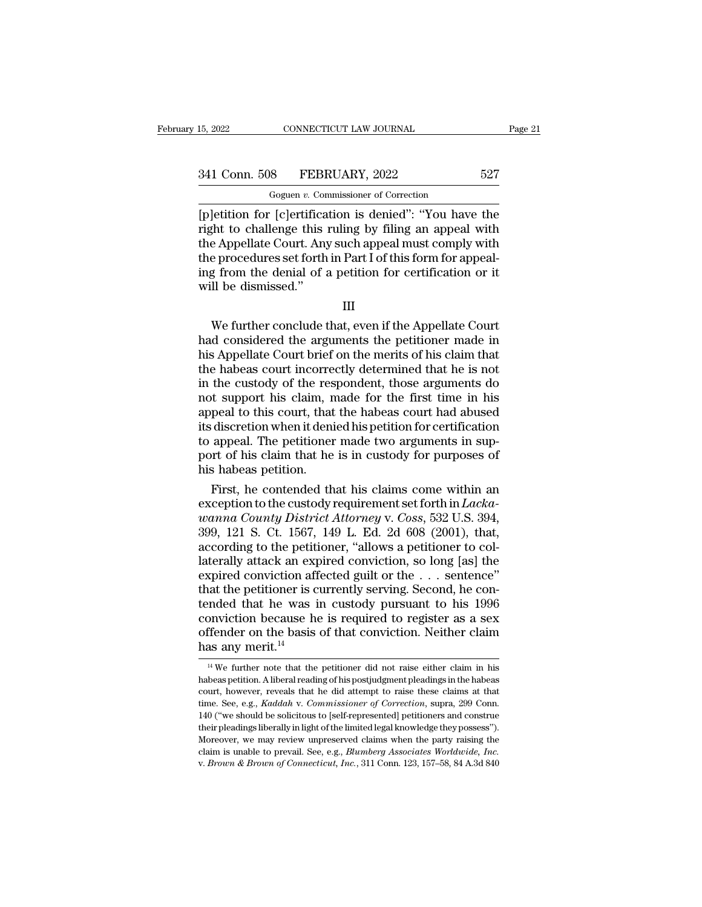[p]etition for [c]ertification is denied": "You have the right to challenge this ruling by filing an appeal with the Appellate Court. Any such appeal must comply with the procedures set forth in Part I of this form for appealing from the denial of a petition for certification or it will be dismissed."

### III

We further conclude that, even if the Appellate Court had considered the arguments the petitioner made in his Appellate Court brief on the merits of his claim that the habeas court incorrectly determined that he is not in the custody of the respondent, those arguments do not support his claim, made for the first time in his appeal to this court, that the habeas court had abused its discretion when it denied his petition for certification to appeal. The petitioner made two arguments in support of his claim that he is in custody for purposes of his habeas petition.

First, he contended that his claims come within an exception to the custody requirement set forth in *Lackawanna County District Attorney* v. *Coss*, 532 U.S. 394, 399, 121 S. Ct. 1567, 149 L. Ed. 2d 608 (2001), that, according to the petitioner, "allows a petitioner to collaterally attack an expired conviction, so long [as] the expired conviction affected guilt or the . . . sentence" that the petitioner is currently serving. Second, he contended that he was in custody pursuant to his 1996 conviction because he is required to register as a sex offender on the basis of that conviction. Neither claim has any merit.[14]

---

[14] We further note that the petitioner did not raise either claim in his habeas petition. A liberal reading of his postjudgment pleadings in the habeas court, however, reveals that he did attempt to raise these claims at that time. See, e.g., *Kaddah* v. *Commissioner of Correction*, supra, 299 Conn. 140 ("we should be solicitous to [self-represented] petitioners and construe their pleadings liberally in light of the limited legal knowledge they possess"). Moreover, we may review unpreserved claims when the party raising the claim is unable to prevail. See, e.g., *Blumberg Associates Worldwide, Inc.* v. *Brown & Brown of Connecticut, Inc.*, 311 Conn. 123, 157–58, 84 A.3d 840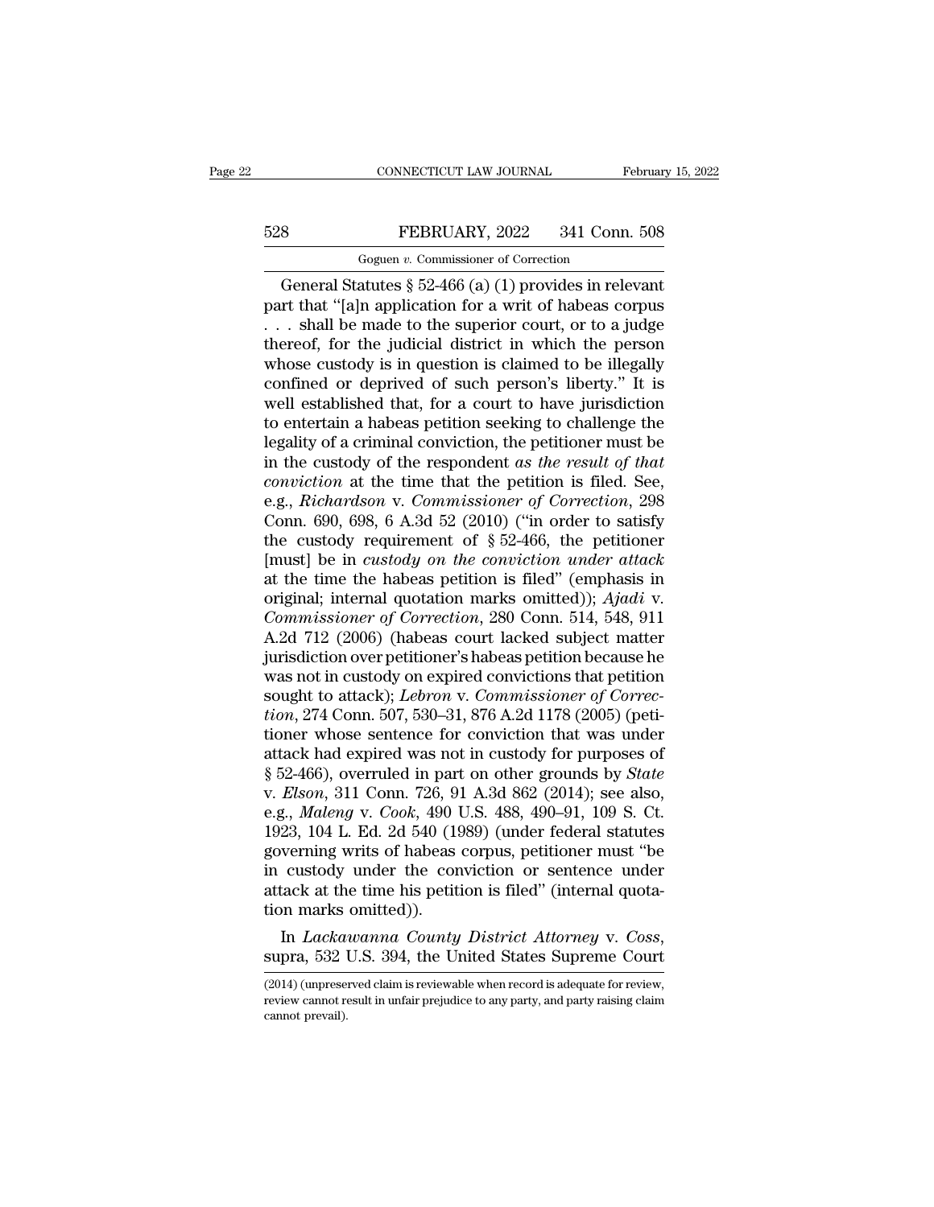General Statutes § 52-466 (a) (1) provides in relevant part that "[a]n application for a writ of habeas corpus . . . shall be made to the superior court, or to a judge thereof, for the judicial district in which the person whose custody is in question is claimed to be illegally confined or deprived of such person's liberty." It is well established that, for a court to have jurisdiction to entertain a habeas petition seeking to challenge the legality of a criminal conviction, the petitioner must be in the custody of the respondent *as the result of that conviction* at the time that the petition is filed. See, e.g., *Richardson* v. *Commissioner of Correction*, 298 Conn. 690, 698, 6 A.3d 52 (2010) ("in order to satisfy the custody requirement of § 52-466, the petitioner [must] be in *custody on the conviction under attack* at the time the habeas petition is filed" (emphasis in original; internal quotation marks omitted)); *Ajadi* v. *Commissioner of Correction*, 280 Conn. 514, 548, 911 A.2d 712 (2006) (habeas court lacked subject matter jurisdiction over petitioner's habeas petition because he was not in custody on expired convictions that petition sought to attack); *Lebron* v. *Commissioner of Correction*, 274 Conn. 507, 530–31, 876 A.2d 1178 (2005) (petitioner whose sentence for conviction that was under attack had expired was not in custody for purposes of § 52-466), overruled in part on other grounds by *State* v. *Elson*, 311 Conn. 726, 91 A.3d 862 (2014); see also, e.g., *Maleng* v. *Cook*, 490 U.S. 488, 490–91, 109 S. Ct. 1923, 104 L. Ed. 2d 540 (1989) (under federal statutes governing writs of habeas corpus, petitioner must "be in custody under the conviction or sentence under attack at the time his petition is filed" (internal quotation marks omitted)).

In *Lackawanna County District Attorney* v. *Coss*, supra, 532 U.S. 394, the United States Supreme Court

(2014) (unpreserved claim is reviewable when record is adequate for review, review cannot result in unfair prejudice to any party, and party raising claim cannot prevail).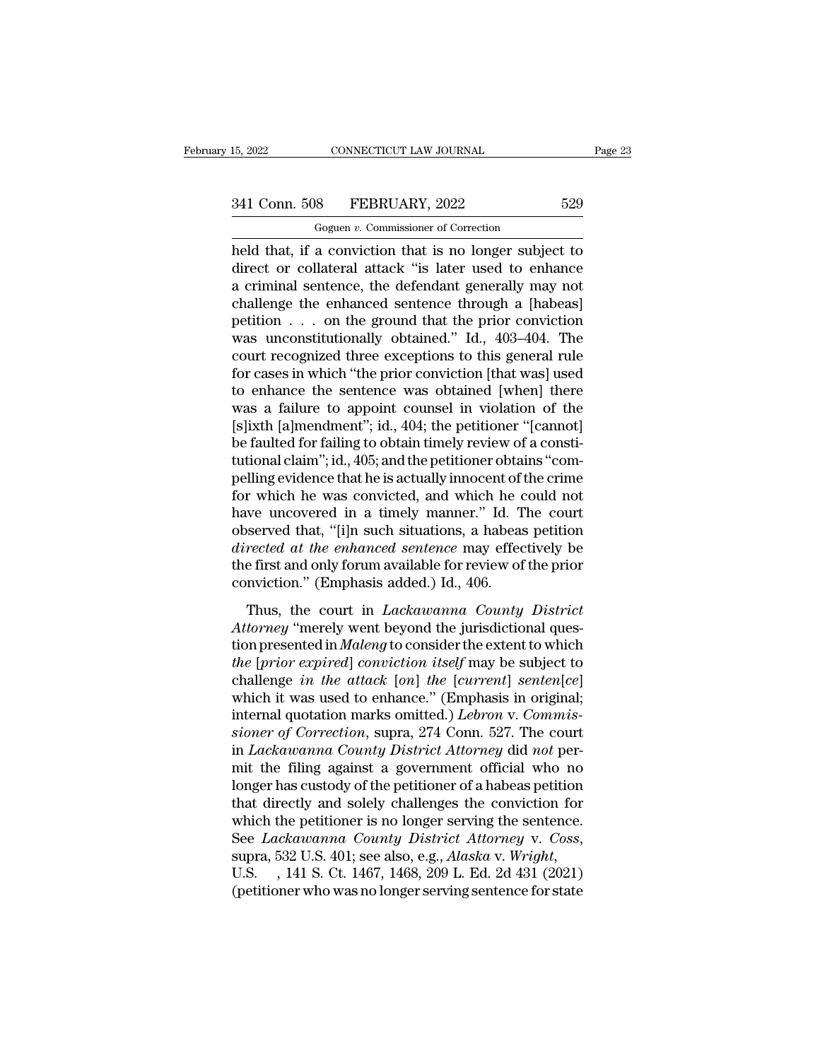held that, if a conviction that is no longer subject to direct or collateral attack "is later used to enhance a criminal sentence, the defendant generally may not challenge the enhanced sentence through a [habeas] petition . . . on the ground that the prior conviction was unconstitutionally obtained." Id., 403–404. The court recognized three exceptions to this general rule for cases in which "the prior conviction [that was] used to enhance the sentence was obtained [when] there was a failure to appoint counsel in violation of the [s]ixth [a]mendment"; id., 404; the petitioner "[cannot] be faulted for failing to obtain timely review of a constitutional claim"; id., 405; and the petitioner obtains "compelling evidence that he is actually innocent of the crime for which he was convicted, and which he could not have uncovered in a timely manner." Id. The court observed that, "[i]n such situations, a habeas petition *directed at the enhanced sentence* may effectively be the first and only forum available for review of the prior conviction." (Emphasis added.) Id., 406.

Thus, the court in *Lackawanna County District Attorney* "merely went beyond the jurisdictional question presented in *Maleng* to consider the extent to which *the* [*prior expired*] *conviction itself* may be subject to challenge *in the attack* [*on*] *the* [*current*] *senten*[*ce*] which it was used to enhance." (Emphasis in original; internal quotation marks omitted.) *Lebron* v. *Commissioner of Correction*, supra, 274 Conn. 527. The court in *Lackawanna County District Attorney* did *not* permit the filing against a government official who no longer has custody of the petitioner of a habeas petition that directly and solely challenges the conviction for which the petitioner is no longer serving the sentence. See *Lackawanna County District Attorney* v. *Coss*, supra, 532 U.S. 401; see also, e.g., *Alaska* v. *Wright*, U.S. , 141 S. Ct. 1467, 1468, 209 L. Ed. 2d 431 (2021) (petitioner who was no longer serving sentence for state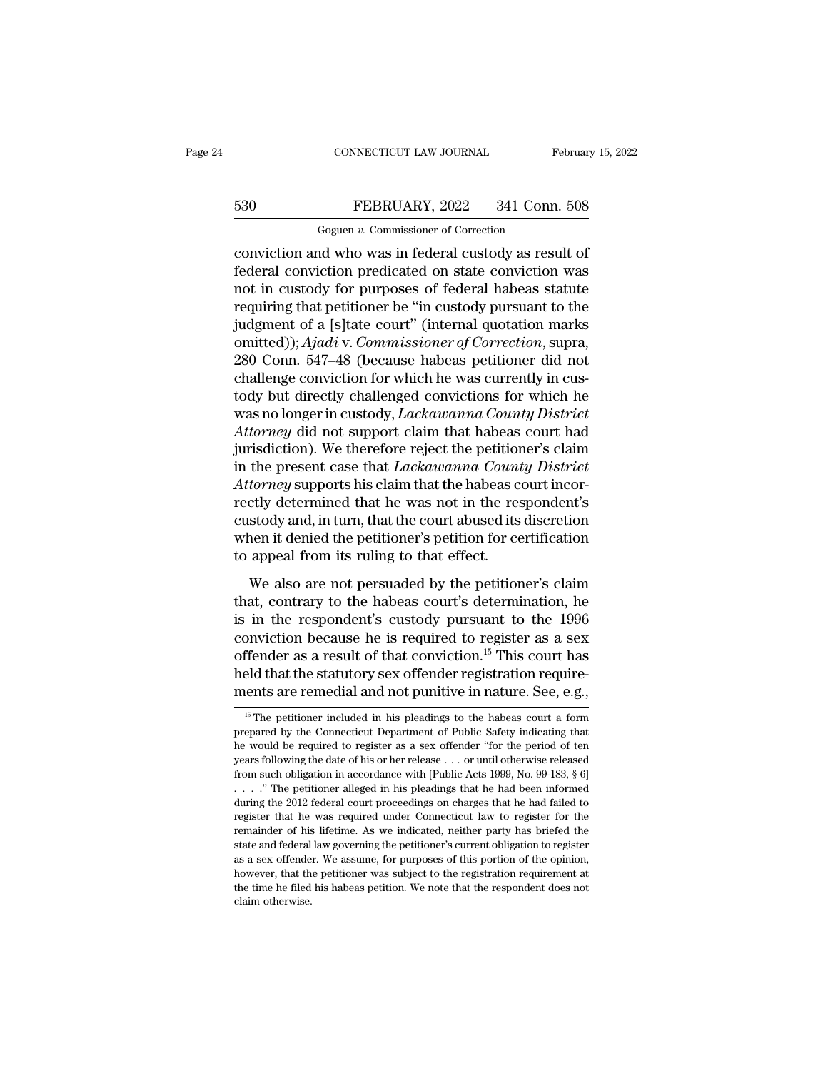conviction and who was in federal custody as result of federal conviction predicated on state conviction was not in custody for purposes of federal habeas statute requiring that petitioner be "in custody pursuant to the judgment of a [s]tate court" (internal quotation marks omitted)); *Ajadi* v. *Commissioner of Correction*, supra, 280 Conn. 547–48 (because habeas petitioner did not challenge conviction for which he was currently in custody but directly challenged convictions for which he was no longer in custody, *Lackawanna County District Attorney* did not support claim that habeas court had jurisdiction). We therefore reject the petitioner's claim in the present case that *Lackawanna County District Attorney* supports his claim that the habeas court incorrectly determined that he was not in the respondent's custody and, in turn, that the court abused its discretion when it denied the petitioner's petition for certification to appeal from its ruling to that effect.

We also are not persuaded by the petitioner's claim that, contrary to the habeas court's determination, he is in the respondent's custody pursuant to the 1996 conviction because he is required to register as a sex offender as a result of that conviction.[15] This court has held that the statutory sex offender registration requirements are remedial and not punitive in nature. See, e.g.,

[15] The petitioner included in his pleadings to the habeas court a form prepared by the Connecticut Department of Public Safety indicating that he would be required to register as a sex offender "for the period of ten years following the date of his or her release . . . or until otherwise released from such obligation in accordance with [Public Acts 1999, No. 99-183, § 6] . . . ." The petitioner alleged in his pleadings that he had been informed during the 2012 federal court proceedings on charges that he had failed to register that he was required under Connecticut law to register for the remainder of his lifetime. As we indicated, neither party has briefed the state and federal law governing the petitioner's current obligation to register as a sex offender. We assume, for purposes of this portion of the opinion, however, that the petitioner was subject to the registration requirement at the time he filed his habeas petition. We note that the respondent does not claim otherwise.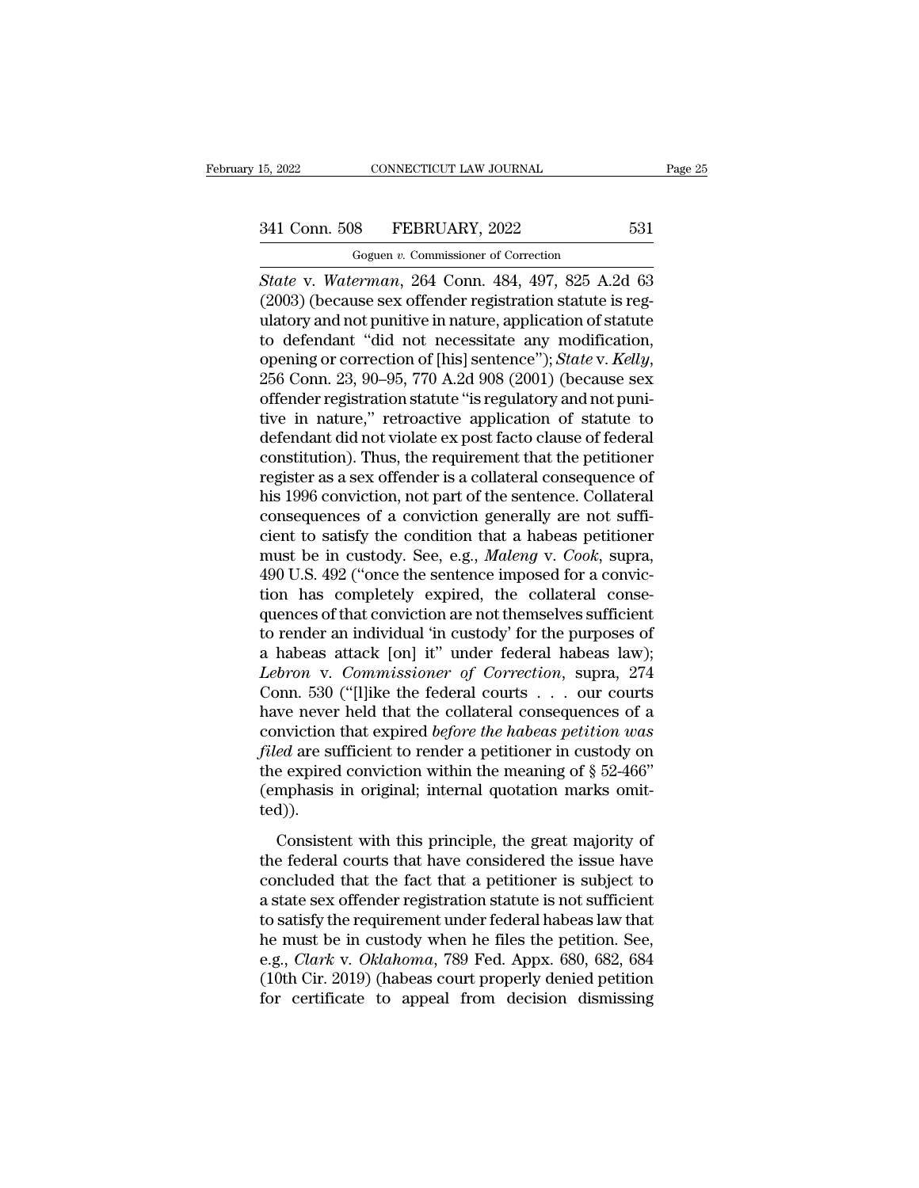*State* v. *Waterman*, 264 Conn. 484, 497, 825 A.2d 63 (2003) (because sex offender registration statute is regulatory and not punitive in nature, application of statute to defendant "did not necessitate any modification, opening or correction of [his] sentence"); *State* v. *Kelly*, 256 Conn. 23, 90–95, 770 A.2d 908 (2001) (because sex offender registration statute "is regulatory and not punitive in nature," retroactive application of statute to defendant did not violate ex post facto clause of federal constitution). Thus, the requirement that the petitioner register as a sex offender is a collateral consequence of his 1996 conviction, not part of the sentence. Collateral consequences of a conviction generally are not sufficient to satisfy the condition that a habeas petitioner must be in custody. See, e.g., *Maleng* v. *Cook*, supra, 490 U.S. 492 ("once the sentence imposed for a conviction has completely expired, the collateral consequences of that conviction are not themselves sufficient to render an individual 'in custody' for the purposes of a habeas attack [on] it" under federal habeas law); *Lebron* v. *Commissioner of Correction*, supra, 274 Conn. 530 ("[l]ike the federal courts . . . our courts have never held that the collateral consequences of a conviction that expired *before the habeas petition was filed* are sufficient to render a petitioner in custody on the expired conviction within the meaning of § 52-466" (emphasis in original; internal quotation marks omitted)).

Consistent with this principle, the great majority of the federal courts that have considered the issue have concluded that the fact that a petitioner is subject to a state sex offender registration statute is not sufficient to satisfy the requirement under federal habeas law that he must be in custody when he files the petition. See, e.g., *Clark* v. *Oklahoma*, 789 Fed. Appx. 680, 682, 684 (10th Cir. 2019) (habeas court properly denied petition for certificate to appeal from decision dismissing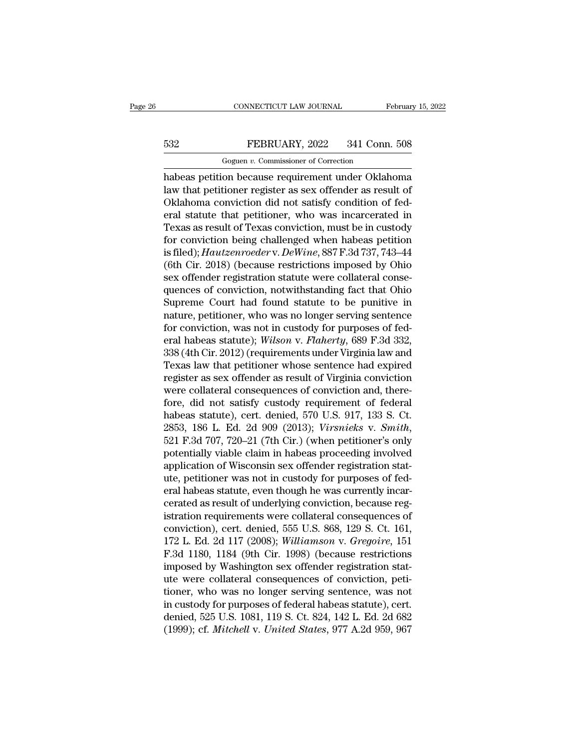habeas petition because requirement under Oklahoma law that petitioner register as sex offender as result of Oklahoma conviction did not satisfy condition of federal statute that petitioner, who was incarcerated in Texas as result of Texas conviction, must be in custody for conviction being challenged when habeas petition is filed); *Hautzenroeder* v. *DeWine*, 887 F.3d 737, 743–44 (6th Cir. 2018) (because restrictions imposed by Ohio sex offender registration statute were collateral consequences of conviction, notwithstanding fact that Ohio Supreme Court had found statute to be punitive in nature, petitioner, who was no longer serving sentence for conviction, was not in custody for purposes of federal habeas statute); *Wilson* v. *Flaherty*, 689 F.3d 332, 338 (4th Cir. 2012) (requirements under Virginia law and Texas law that petitioner whose sentence had expired register as sex offender as result of Virginia conviction were collateral consequences of conviction and, therefore, did not satisfy custody requirement of federal habeas statute), cert. denied, 570 U.S. 917, 133 S. Ct. 2853, 186 L. Ed. 2d 909 (2013); *Virsnieks* v. *Smith*, 521 F.3d 707, 720–21 (7th Cir.) (when petitioner's only potentially viable claim in habeas proceeding involved application of Wisconsin sex offender registration statute, petitioner was not in custody for purposes of federal habeas statute, even though he was currently incarcerated as result of underlying conviction, because registration requirements were collateral consequences of conviction), cert. denied, 555 U.S. 868, 129 S. Ct. 161, 172 L. Ed. 2d 117 (2008); *Williamson* v. *Gregoire*, 151 F.3d 1180, 1184 (9th Cir. 1998) (because restrictions imposed by Washington sex offender registration statute were collateral consequences of conviction, petitioner, who was no longer serving sentence, was not in custody for purposes of federal habeas statute), cert. denied, 525 U.S. 1081, 119 S. Ct. 824, 142 L. Ed. 2d 682 (1999); cf. *Mitchell* v. *United States*, 977 A.2d 959, 967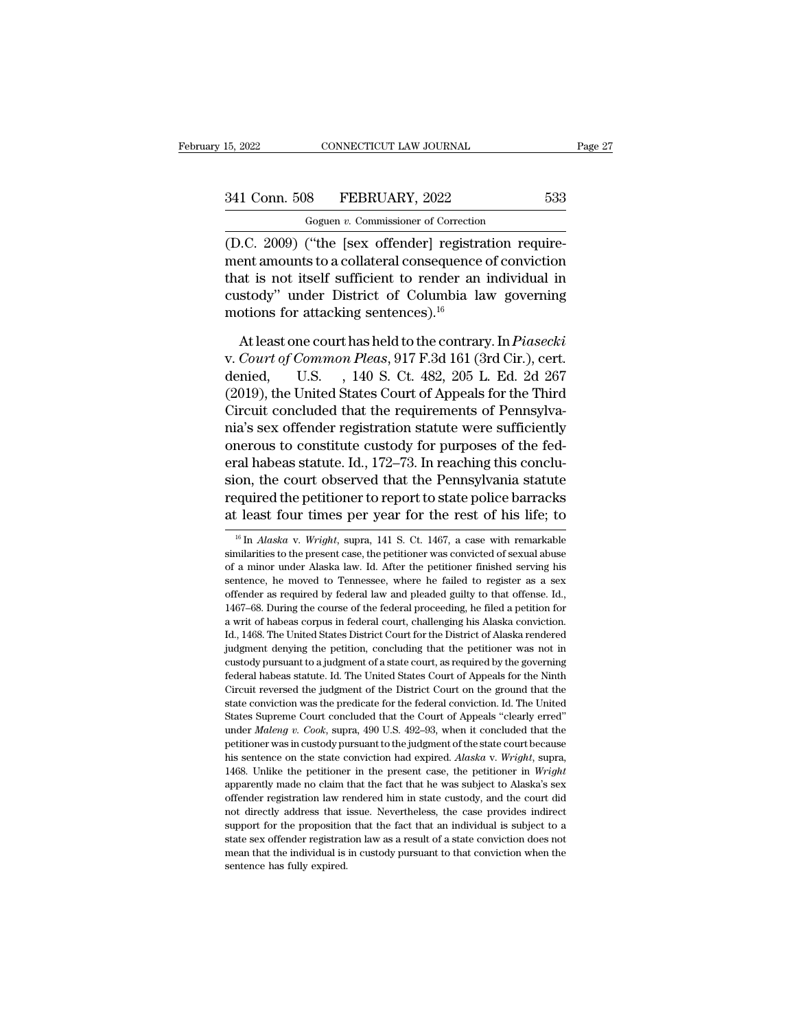(D.C. 2009) ("the [sex offender] registration requirement amounts to a collateral consequence of conviction that is not itself sufficient to render an individual in custody" under District of Columbia law governing motions for attacking sentences).[16]

At least one court has held to the contrary. In *Piasecki* v. *Court of Common Pleas*, 917 F.3d 161 (3rd Cir.), cert. denied, U.S. , 140 S. Ct. 482, 205 L. Ed. 2d 267 (2019), the United States Court of Appeals for the Third Circuit concluded that the requirements of Pennsylvania's sex offender registration statute were sufficiently onerous to constitute custody for purposes of the federal habeas statute. Id., 172–73. In reaching this conclusion, the court observed that the Pennsylvania statute required the petitioner to report to state police barracks at least four times per year for the rest of his life; to

[16] In *Alaska* v. *Wright*, supra, 141 S. Ct. 1467, a case with remarkable similarities to the present case, the petitioner was convicted of sexual abuse of a minor under Alaska law. Id. After the petitioner finished serving his sentence, he moved to Tennessee, where he failed to register as a sex offender as required by federal law and pleaded guilty to that offense. Id., 1467–68. During the course of the federal proceeding, he filed a petition for a writ of habeas corpus in federal court, challenging his Alaska conviction. Id., 1468. The United States District Court for the District of Alaska rendered judgment denying the petition, concluding that the petitioner was not in custody pursuant to a judgment of a state court, as required by the governing federal habeas statute. Id. The United States Court of Appeals for the Ninth Circuit reversed the judgment of the District Court on the ground that the state conviction was the predicate for the federal conviction. Id. The United States Supreme Court concluded that the Court of Appeals "clearly erred" under *Maleng v. Cook*, supra, 490 U.S. 492–93, when it concluded that the petitioner was in custody pursuant to the judgment of the state court because his sentence on the state conviction had expired. *Alaska* v. *Wright*, supra, 1468. Unlike the petitioner in the present case, the petitioner in *Wright* apparently made no claim that the fact that he was subject to Alaska's sex offender registration law rendered him in state custody, and the court did not directly address that issue. Nevertheless, the case provides indirect support for the proposition that the fact that an individual is subject to a state sex offender registration law as a result of a state conviction does not mean that the individual is in custody pursuant to that conviction when the sentence has fully expired.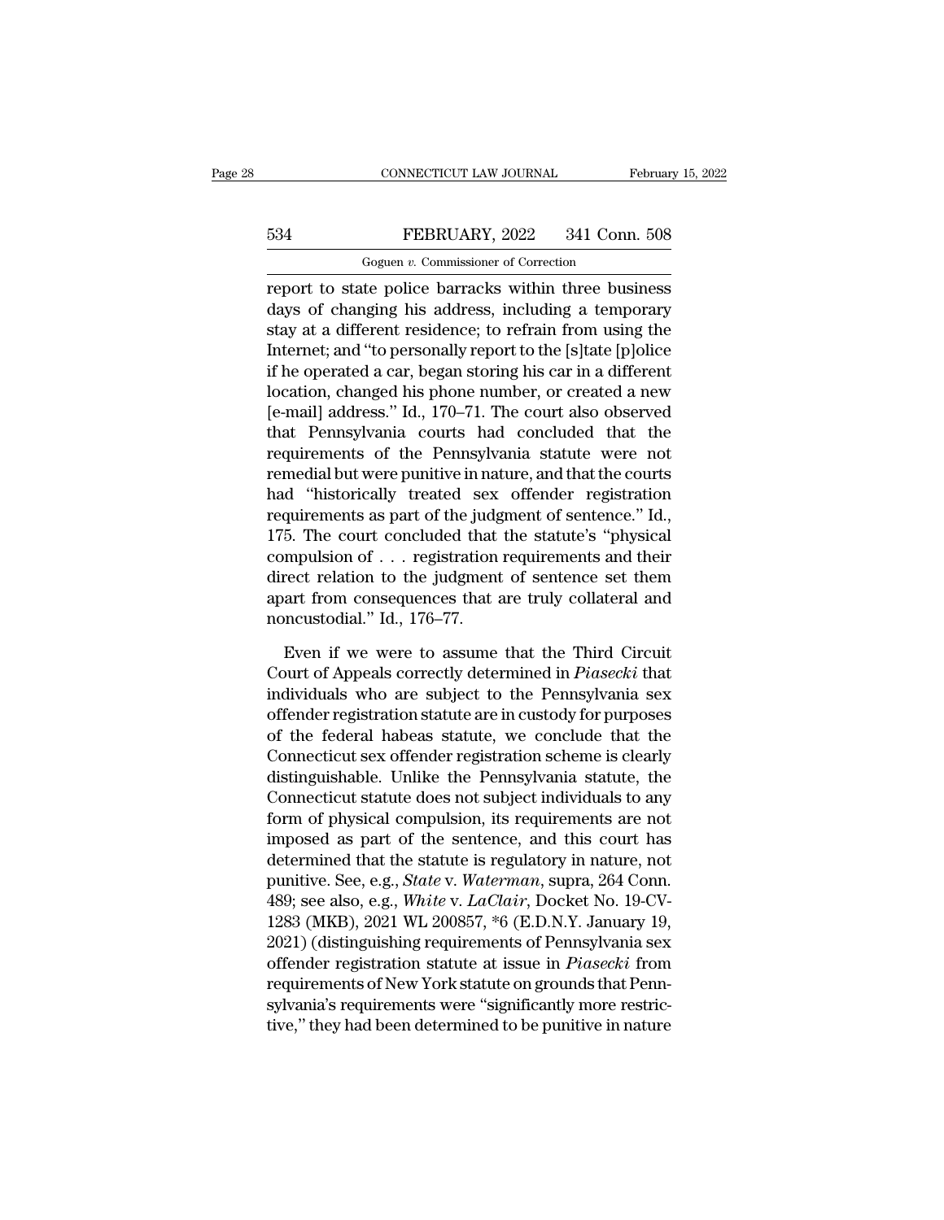report to state police barracks within three business days of changing his address, including a temporary stay at a different residence; to refrain from using the Internet; and "to personally report to the [s]tate [p]olice if he operated a car, began storing his car in a different location, changed his phone number, or created a new [e-mail] address." Id., 170–71. The court also observed that Pennsylvania courts had concluded that the requirements of the Pennsylvania statute were not remedial but were punitive in nature, and that the courts had "historically treated sex offender registration requirements as part of the judgment of sentence." Id., 175. The court concluded that the statute's "physical compulsion of . . . registration requirements and their direct relation to the judgment of sentence set them apart from consequences that are truly collateral and noncustodial." Id., 176–77.

Even if we were to assume that the Third Circuit Court of Appeals correctly determined in *Piasecki* that individuals who are subject to the Pennsylvania sex offender registration statute are in custody for purposes of the federal habeas statute, we conclude that the Connecticut sex offender registration scheme is clearly distinguishable. Unlike the Pennsylvania statute, the Connecticut statute does not subject individuals to any form of physical compulsion, its requirements are not imposed as part of the sentence, and this court has determined that the statute is regulatory in nature, not punitive. See, e.g., *State* v. *Waterman*, supra, 264 Conn. 489; see also, e.g., *White* v. *LaClair*, Docket No. 19-CV-1283 (MKB), 2021 WL 200857, *6 (E.D.N.Y. January 19, 2021) (distinguishing requirements of Pennsylvania sex offender registration statute at issue in *Piasecki* from requirements of New York statute on grounds that Pennsylvania's requirements were "significantly more restrictive," they had been determined to be punitive in nature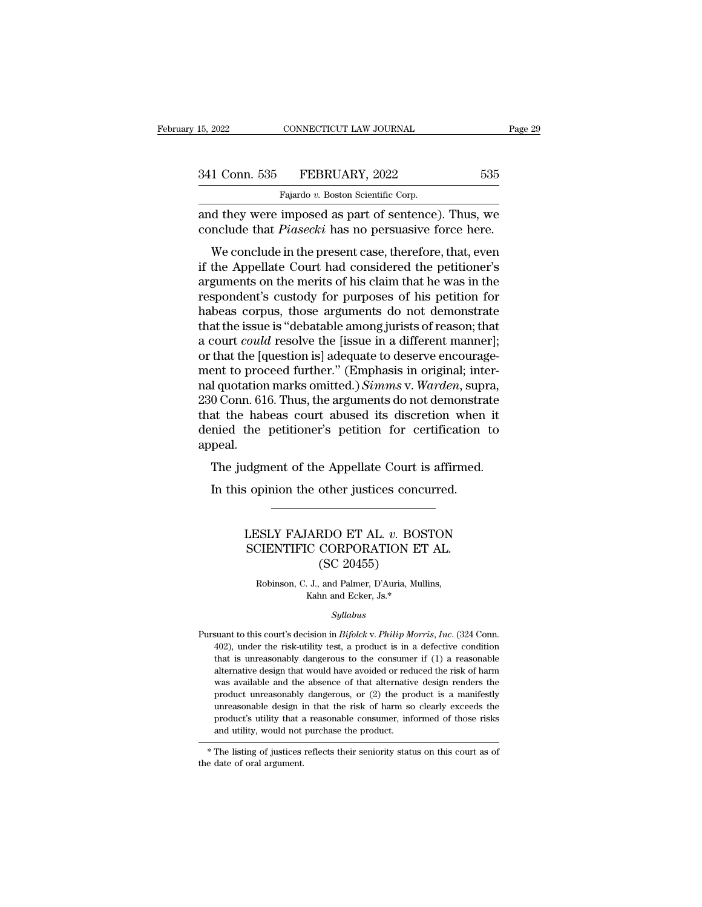and they were imposed as part of sentence). Thus, we conclude that *Piasecki* has no persuasive force here.

We conclude in the present case, therefore, that, even if the Appellate Court had considered the petitioner's arguments on the merits of his claim that he was in the respondent's custody for purposes of his petition for habeas corpus, those arguments do not demonstrate that the issue is "debatable among jurists of reason; that a court *could* resolve the [issue in a different manner]; or that the [question is] adequate to deserve encouragement to proceed further." (Emphasis in original; internal quotation marks omitted.) *Simms* v. *Warden*, supra, 230 Conn. 616. Thus, the arguments do not demonstrate that the habeas court abused its discretion when it denied the petitioner's petition for certification to appeal.

The judgment of the Appellate Court is affirmed.

In this opinion the other justices concurred.

---

# LESLY FAJARDO ET AL. *v.* BOSTON SCIENTIFIC CORPORATION ET AL.
## (SC 20455)

Robinson, C. J., and Palmer, D'Auria, Mullins, Kahn and Ecker, Js.*

*Syllabus*

Pursuant to this court's decision in *Bifolck* v. *Philip Morris, Inc.* (324 Conn. 402), under the risk-utility test, a product is in a defective condition that is unreasonably dangerous to the consumer if (1) a reasonable alternative design that would have avoided or reduced the risk of harm was available and the absence of that alternative design renders the product unreasonably dangerous, or (2) the product is a manifestly unreasonable design in that the risk of harm so clearly exceeds the product's utility that a reasonable consumer, informed of those risks and utility, would not purchase the product.

\* The listing of justices reflects their seniority status on this court as of the date of oral argument.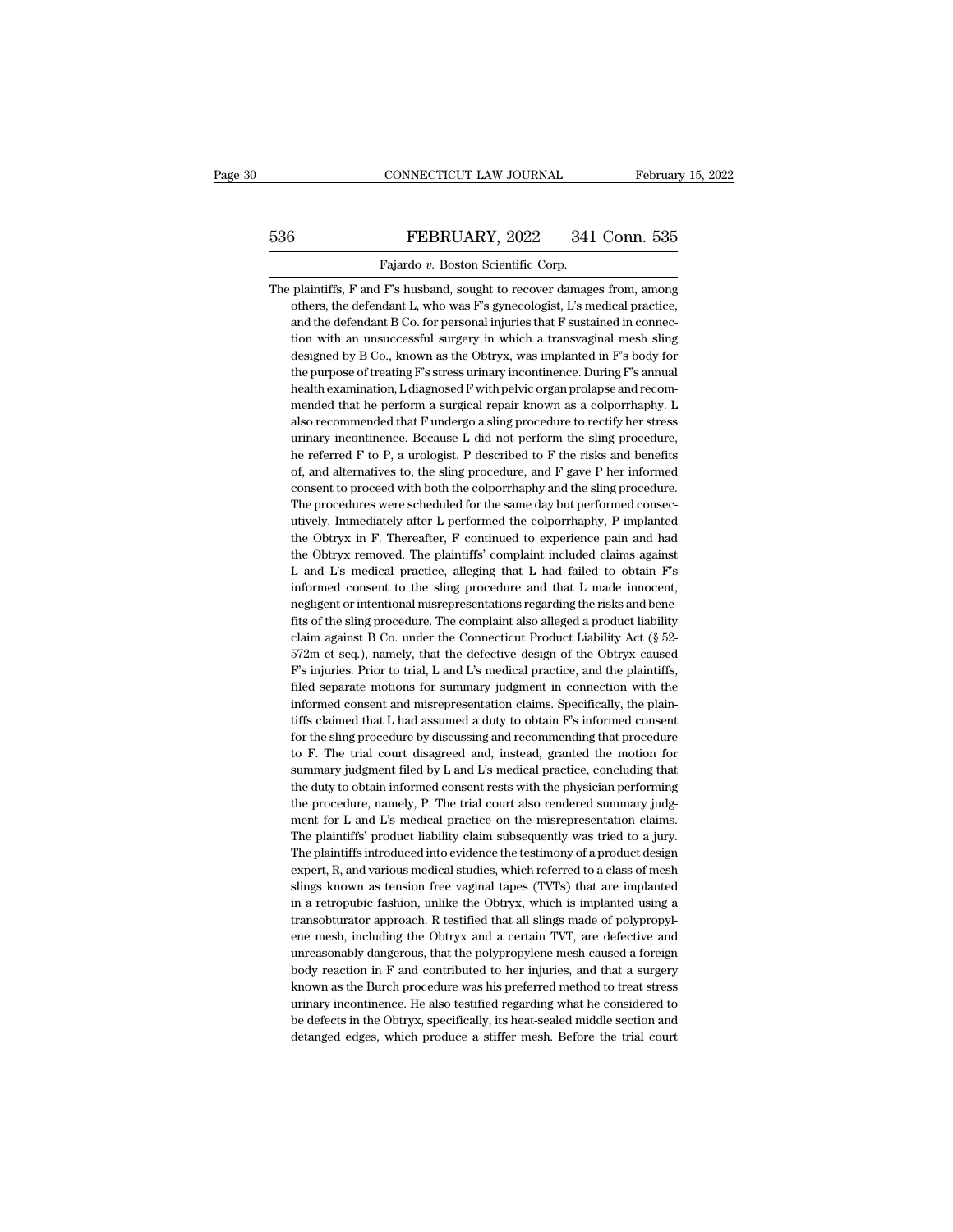The plaintiffs, F and F's husband, sought to recover damages from, among others, the defendant L, who was F's gynecologist, L's medical practice, and the defendant B Co. for personal injuries that F sustained in connection with an unsuccessful surgery in which a transvaginal mesh sling designed by B Co., known as the Obtryx, was implanted in F's body for the purpose of treating F's stress urinary incontinence. During F's annual health examination, L diagnosed F with pelvic organ prolapse and recommended that he perform a surgical repair known as a colporrhaphy. L also recommended that F undergo a sling procedure to rectify her stress urinary incontinence. Because L did not perform the sling procedure, he referred F to P, a urologist. P described to F the risks and benefits of, and alternatives to, the sling procedure, and F gave P her informed consent to proceed with both the colporrhaphy and the sling procedure. The procedures were scheduled for the same day but performed consecutively. Immediately after L performed the colporrhaphy, P implanted the Obtryx in F. Thereafter, F continued to experience pain and had the Obtryx removed. The plaintiffs' complaint included claims against L and L's medical practice, alleging that L had failed to obtain F's informed consent to the sling procedure and that L made innocent, negligent or intentional misrepresentations regarding the risks and benefits of the sling procedure. The complaint also alleged a product liability claim against B Co. under the Connecticut Product Liability Act (§ 52-572m et seq.), namely, that the defective design of the Obtryx caused F's injuries. Prior to trial, L and L's medical practice, and the plaintiffs, filed separate motions for summary judgment in connection with the informed consent and misrepresentation claims. Specifically, the plaintiffs claimed that L had assumed a duty to obtain F's informed consent for the sling procedure by discussing and recommending that procedure to F. The trial court disagreed and, instead, granted the motion for summary judgment filed by L and L's medical practice, concluding that the duty to obtain informed consent rests with the physician performing the procedure, namely, P. The trial court also rendered summary judgment for L and L's medical practice on the misrepresentation claims. The plaintiffs' product liability claim subsequently was tried to a jury. The plaintiffs introduced into evidence the testimony of a product design expert, R, and various medical studies, which referred to a class of mesh slings known as tension free vaginal tapes (TVTs) that are implanted in a retropubic fashion, unlike the Obtryx, which is implanted using a transobturator approach. R testified that all slings made of polypropylene mesh, including the Obtryx and a certain TVT, are defective and unreasonably dangerous, that the polypropylene mesh caused a foreign body reaction in F and contributed to her injuries, and that a surgery known as the Burch procedure was his preferred method to treat stress urinary incontinence. He also testified regarding what he considered to be defects in the Obtryx, specifically, its heat-sealed middle section and detanged edges, which produce a stiffer mesh. Before the trial court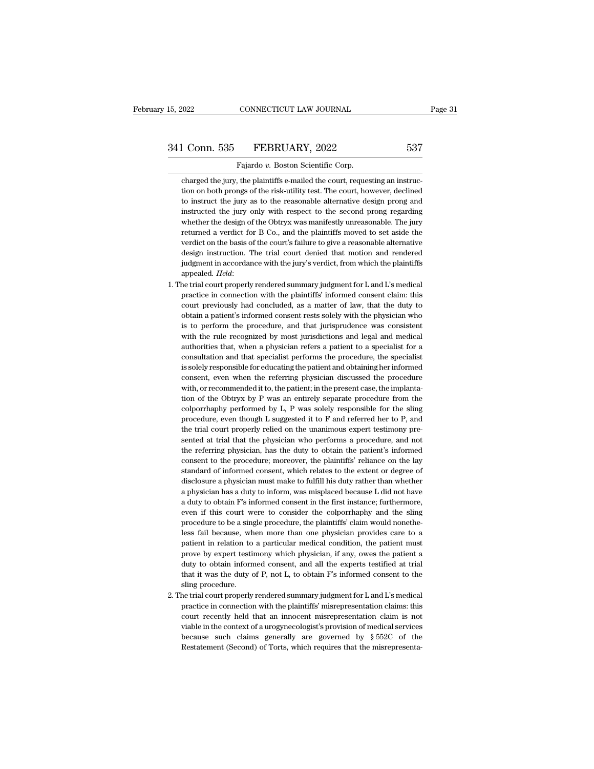charged the jury, the plaintiffs e-mailed the court, requesting an instruction on both prongs of the risk-utility test. The court, however, declined to instruct the jury as to the reasonable alternative design prong and instructed the jury only with respect to the second prong regarding whether the design of the Obtryx was manifestly unreasonable. The jury returned a verdict for B Co., and the plaintiffs moved to set aside the verdict on the basis of the court's failure to give a reasonable alternative design instruction. The trial court denied that motion and rendered judgment in accordance with the jury's verdict, from which the plaintiffs appealed. *Held*:

1. The trial court properly rendered summary judgment for L and L's medical practice in connection with the plaintiffs' informed consent claim: this court previously had concluded, as a matter of law, that the duty to obtain a patient's informed consent rests solely with the physician who is to perform the procedure, and that jurisprudence was consistent with the rule recognized by most jurisdictions and legal and medical authorities that, when a physician refers a patient to a specialist for a consultation and that specialist performs the procedure, the specialist is solely responsible for educating the patient and obtaining her informed consent, even when the referring physician discussed the procedure with, or recommended it to, the patient; in the present case, the implantation of the Obtryx by P was an entirely separate procedure from the colporrhaphy performed by L, P was solely responsible for the sling procedure, even though L suggested it to F and referred her to P, and the trial court properly relied on the unanimous expert testimony presented at trial that the physician who performs a procedure, and not the referring physician, has the duty to obtain the patient's informed consent to the procedure; moreover, the plaintiffs' reliance on the lay standard of informed consent, which relates to the extent or degree of disclosure a physician must make to fulfill his duty rather than whether a physician has a duty to inform, was misplaced because L did not have a duty to obtain F's informed consent in the first instance; furthermore, even if this court were to consider the colporrhaphy and the sling procedure to be a single procedure, the plaintiffs' claim would nonetheless fail because, when more than one physician provides care to a patient in relation to a particular medical condition, the patient must prove by expert testimony which physician, if any, owes the patient a duty to obtain informed consent, and all the experts testified at trial that it was the duty of P, not L, to obtain F's informed consent to the sling procedure.

2. The trial court properly rendered summary judgment for L and L's medical practice in connection with the plaintiffs' misrepresentation claims: this court recently held that an innocent misrepresentation claim is not viable in the context of a urogynecologist's provision of medical services because such claims generally are governed by § 552C of the Restatement (Second) of Torts, which requires that the misrepresenta-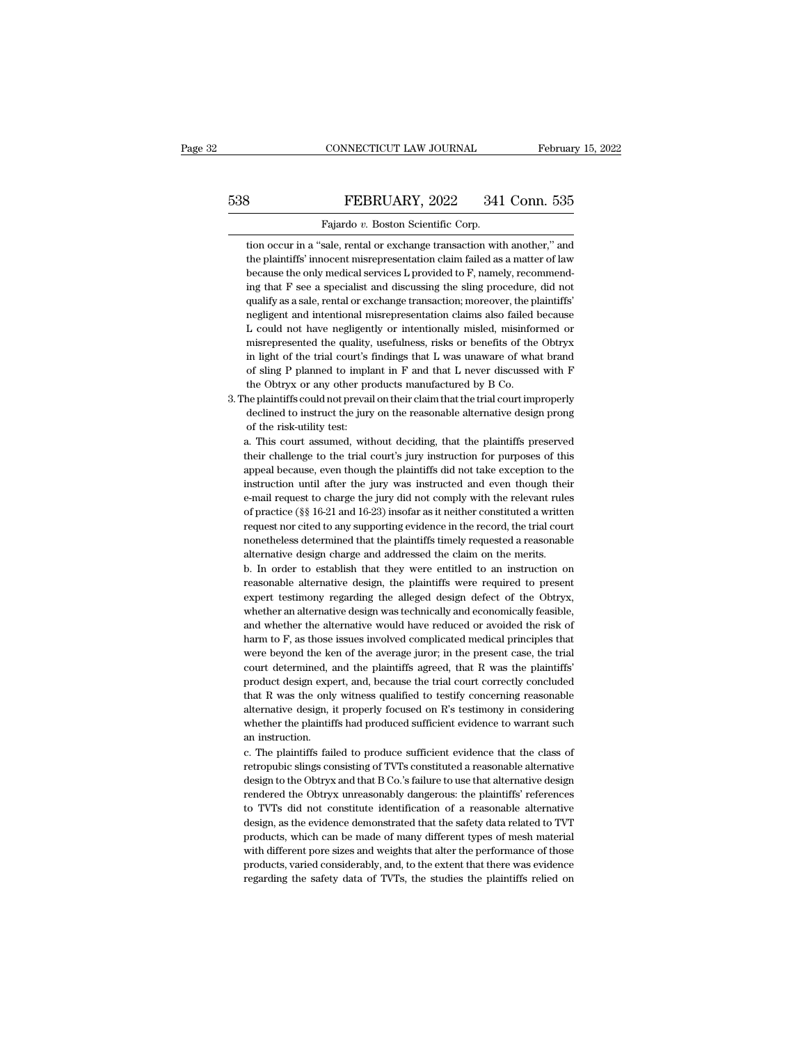tion occur in a "sale, rental or exchange transaction with another," and the plaintiffs' innocent misrepresentation claim failed as a matter of law because the only medical services L provided to F, namely, recommending that F see a specialist and discussing the sling procedure, did not qualify as a sale, rental or exchange transaction; moreover, the plaintiffs' negligent and intentional misrepresentation claims also failed because L could not have negligently or intentionally misled, misinformed or misrepresented the quality, usefulness, risks or benefits of the Obtryx in light of the trial court's findings that L was unaware of what brand of sling P planned to implant in F and that L never discussed with F the Obtryx or any other products manufactured by B Co.

3. The plaintiffs could not prevail on their claim that the trial court improperly declined to instruct the jury on the reasonable alternative design prong of the risk-utility test:

   a. This court assumed, without deciding, that the plaintiffs preserved their challenge to the trial court's jury instruction for purposes of this appeal because, even though the plaintiffs did not take exception to the instruction until after the jury was instructed and even though their e-mail request to charge the jury did not comply with the relevant rules of practice (§§ 16-21 and 16-23) insofar as it neither constituted a written request nor cited to any supporting evidence in the record, the trial court nonetheless determined that the plaintiffs timely requested a reasonable alternative design charge and addressed the claim on the merits.

   b. In order to establish that they were entitled to an instruction on reasonable alternative design, the plaintiffs were required to present expert testimony regarding the alleged design defect of the Obtryx, whether an alternative design was technically and economically feasible, and whether the alternative would have reduced or avoided the risk of harm to F, as those issues involved complicated medical principles that were beyond the ken of the average juror; in the present case, the trial court determined, and the plaintiffs agreed, that R was the plaintiffs' product design expert, and, because the trial court correctly concluded that R was the only witness qualified to testify concerning reasonable alternative design, it properly focused on R's testimony in considering whether the plaintiffs had produced sufficient evidence to warrant such an instruction.

   c. The plaintiffs failed to produce sufficient evidence that the class of retropubic slings consisting of TVTs constituted a reasonable alternative design to the Obtryx and that B Co.'s failure to use that alternative design rendered the Obtryx unreasonably dangerous: the plaintiffs' references to TVTs did not constitute identification of a reasonable alternative design, as the evidence demonstrated that the safety data related to TVT products, which can be made of many different types of mesh material with different pore sizes and weights that alter the performance of those products, varied considerably, and, to the extent that there was evidence regarding the safety data of TVTs, the studies the plaintiffs relied on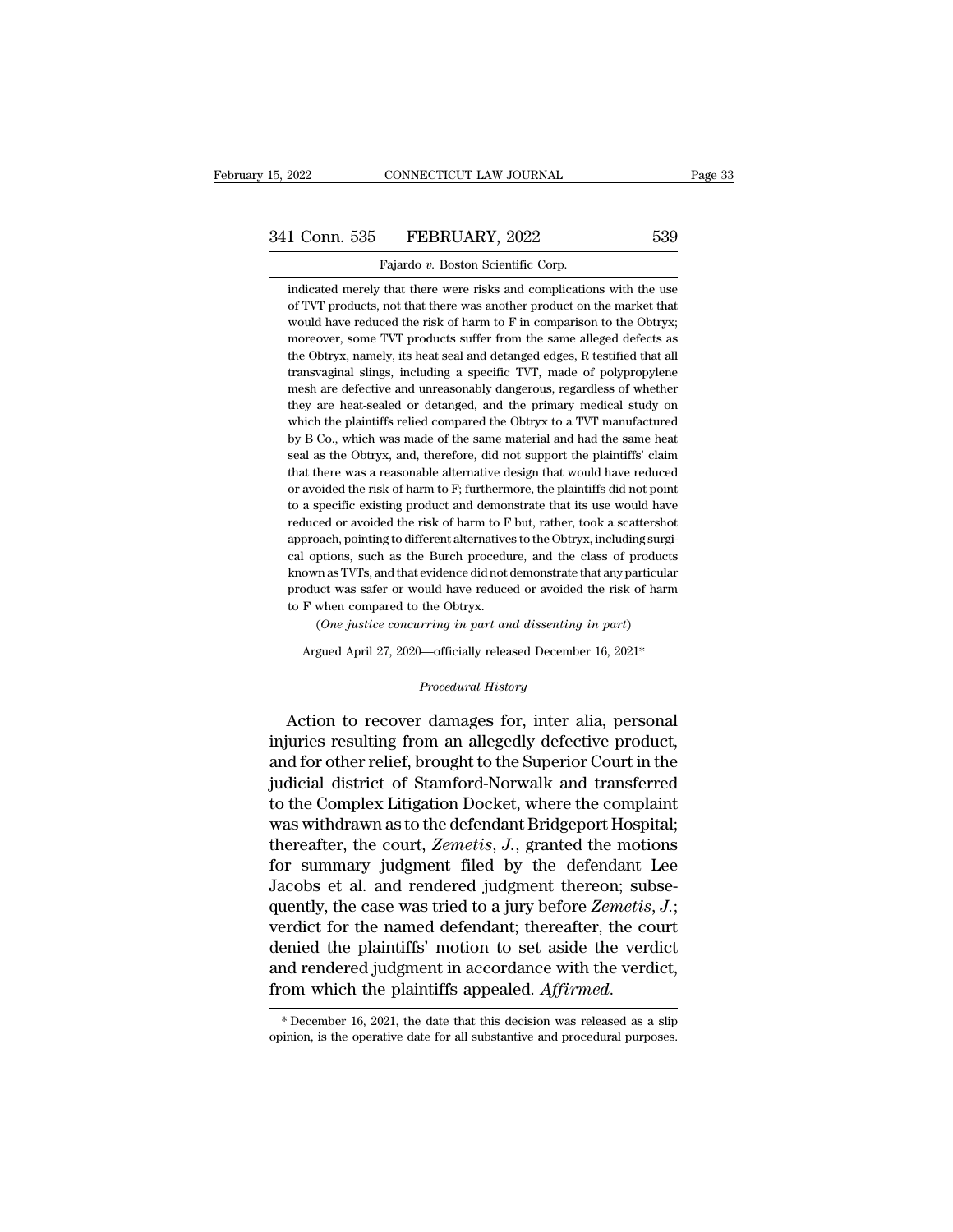indicated merely that there were risks and complications with the use of TVT products, not that there was another product on the market that would have reduced the risk of harm to F in comparison to the Obtryx; moreover, some TVT products suffer from the same alleged defects as the Obtryx, namely, its heat seal and detanged edges, R testified that all transvaginal slings, including a specific TVT, made of polypropylene mesh are defective and unreasonably dangerous, regardless of whether they are heat-sealed or detanged, and the primary medical study on which the plaintiffs relied compared the Obtryx to a TVT manufactured by B Co., which was made of the same material and had the same heat seal as the Obtryx, and, therefore, did not support the plaintiffs' claim that there was a reasonable alternative design that would have reduced or avoided the risk of harm to F; furthermore, the plaintiffs did not point to a specific existing product and demonstrate that its use would have reduced or avoided the risk of harm to F but, rather, took a scattershot approach, pointing to different alternatives to the Obtryx, including surgical options, such as the Burch procedure, and the class of products known as TVTs, and that evidence did not demonstrate that any particular product was safer or would have reduced or avoided the risk of harm to F when compared to the Obtryx.

(*One justice concurring in part and dissenting in part*)

Argued April 27, 2020—officially released December 16, 2021*

*Procedural History*

Action to recover damages for, inter alia, personal injuries resulting from an allegedly defective product, and for other relief, brought to the Superior Court in the judicial district of Stamford-Norwalk and transferred to the Complex Litigation Docket, where the complaint was withdrawn as to the defendant Bridgeport Hospital; thereafter, the court, *Zemetis, J.*, granted the motions for summary judgment filed by the defendant Lee Jacobs et al. and rendered judgment thereon; subsequently, the case was tried to a jury before *Zemetis, J.*; verdict for the named defendant; thereafter, the court denied the plaintiffs' motion to set aside the verdict and rendered judgment in accordance with the verdict, from which the plaintiffs appealed. *Affirmed.*

* December 16, 2021, the date that this decision was released as a slip opinion, is the operative date for all substantive and procedural purposes.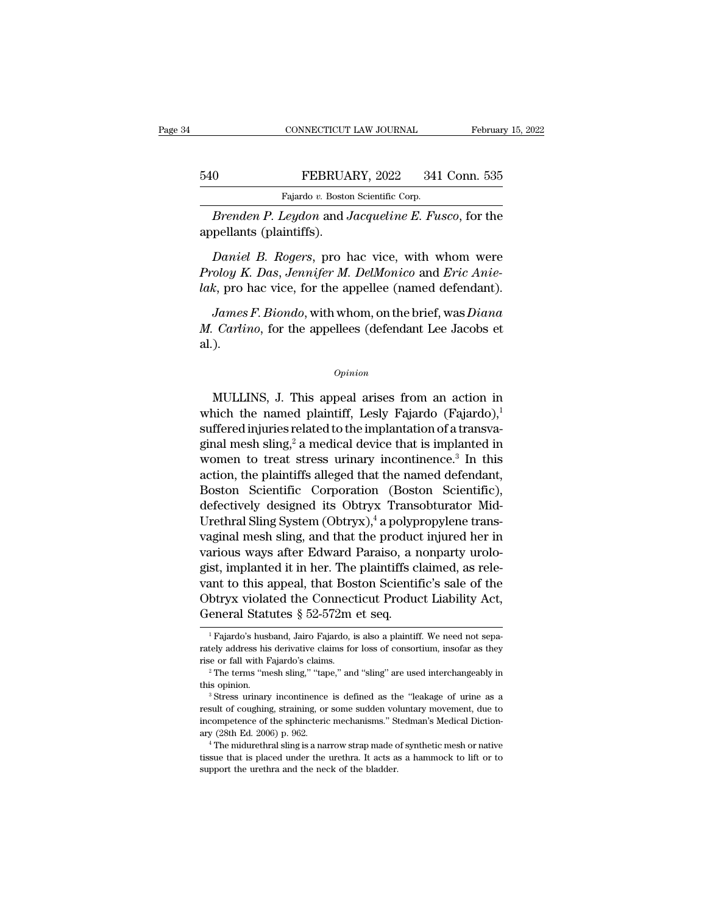*Brenden P. Leydon* and *Jacqueline E. Fusco*, for the appellants (plaintiffs).

*Daniel B. Rogers*, pro hac vice, with whom were *Proloy K. Das*, *Jennifer M. DelMonico* and *Eric Anielak*, pro hac vice, for the appellee (named defendant).

*James F. Biondo*, with whom, on the brief, was *Diana M. Carlino*, for the appellees (defendant Lee Jacobs et al.).

*Opinion*

MULLINS, J. This appeal arises from an action in which the named plaintiff, Lesly Fajardo (Fajardo),[1] suffered injuries related to the implantation of a transvaginal mesh sling,[2] a medical device that is implanted in women to treat stress urinary incontinence.[3] In this action, the plaintiffs alleged that the named defendant, Boston Scientific Corporation (Boston Scientific), defectively designed its Obtryx Transobturator Mid-Urethral Sling System (Obtryx),[4] a polypropylene transvaginal mesh sling, and that the product injured her in various ways after Edward Paraiso, a nonparty urologist, implanted it in her. The plaintiffs claimed, as relevant to this appeal, that Boston Scientific's sale of the Obtryx violated the Connecticut Product Liability Act, General Statutes § 52-572m et seq.

---

[1] Fajardo's husband, Jairo Fajardo, is also a plaintiff. We need not separately address his derivative claims for loss of consortium, insofar as they rise or fall with Fajardo's claims.

[2] The terms "mesh sling," "tape," and "sling" are used interchangeably in this opinion.

[3] Stress urinary incontinence is defined as the "leakage of urine as a result of coughing, straining, or some sudden voluntary movement, due to incompetence of the sphincteric mechanisms." Stedman's Medical Dictionary (28th Ed. 2006) p. 962.

[4] The midurethral sling is a narrow strap made of synthetic mesh or native tissue that is placed under the urethra. It acts as a hammock to lift or to support the urethra and the neck of the bladder.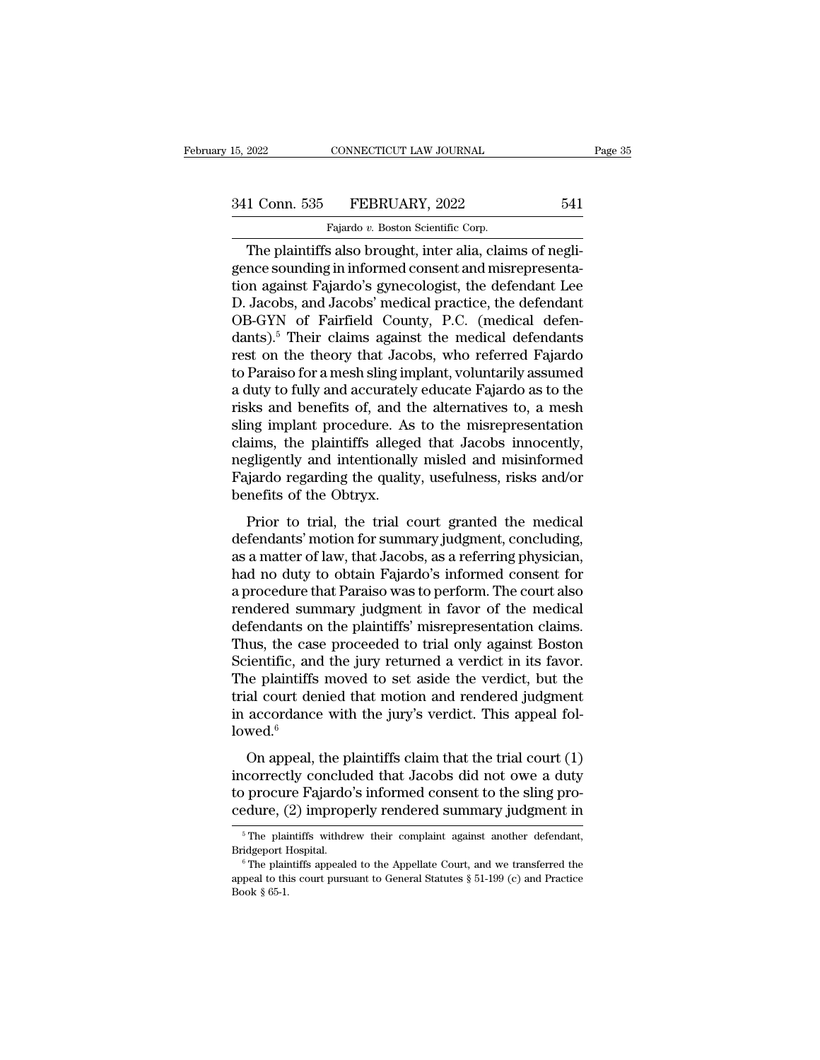The plaintiffs also brought, inter alia, claims of negligence sounding in informed consent and misrepresentation against Fajardo's gynecologist, the defendant Lee D. Jacobs, and Jacobs' medical practice, the defendant OB-GYN of Fairfield County, P.C. (medical defendants).[5] Their claims against the medical defendants rest on the theory that Jacobs, who referred Fajardo to Paraiso for a mesh sling implant, voluntarily assumed a duty to fully and accurately educate Fajardo as to the risks and benefits of, and the alternatives to, a mesh sling implant procedure. As to the misrepresentation claims, the plaintiffs alleged that Jacobs innocently, negligently and intentionally misled and misinformed Fajardo regarding the quality, usefulness, risks and/or benefits of the Obtryx.

Prior to trial, the trial court granted the medical defendants' motion for summary judgment, concluding, as a matter of law, that Jacobs, as a referring physician, had no duty to obtain Fajardo's informed consent for a procedure that Paraiso was to perform. The court also rendered summary judgment in favor of the medical defendants on the plaintiffs' misrepresentation claims. Thus, the case proceeded to trial only against Boston Scientific, and the jury returned a verdict in its favor. The plaintiffs moved to set aside the verdict, but the trial court denied that motion and rendered judgment in accordance with the jury's verdict. This appeal followed.[6]

On appeal, the plaintiffs claim that the trial court (1) incorrectly concluded that Jacobs did not owe a duty to procure Fajardo's informed consent to the sling procedure, (2) improperly rendered summary judgment in

---

[5] The plaintiffs withdrew their complaint against another defendant, Bridgeport Hospital.

[6] The plaintiffs appealed to the Appellate Court, and we transferred the appeal to this court pursuant to General Statutes § 51-199 (c) and Practice Book § 65-1.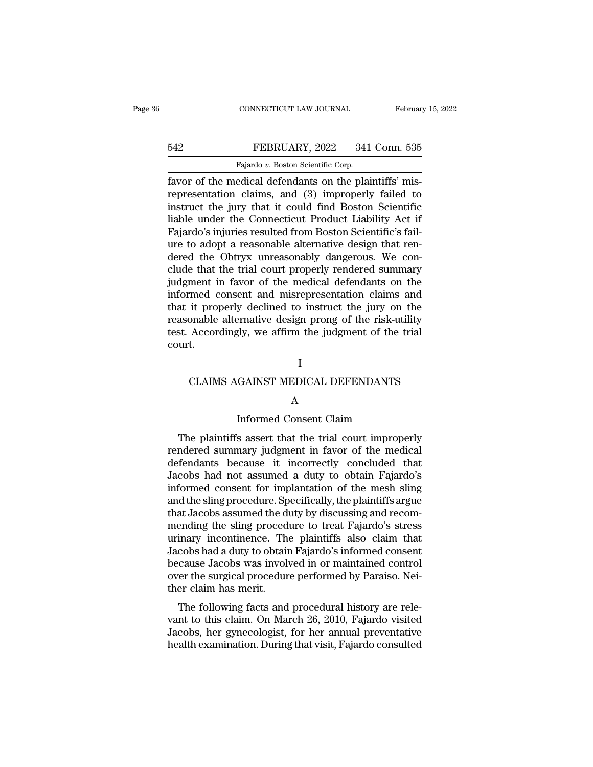favor of the medical defendants on the plaintiffs' misrepresentation claims, and (3) improperly failed to instruct the jury that it could find Boston Scientific liable under the Connecticut Product Liability Act if Fajardo's injuries resulted from Boston Scientific's failure to adopt a reasonable alternative design that rendered the Obtryx unreasonably dangerous. We conclude that the trial court properly rendered summary judgment in favor of the medical defendants on the informed consent and misrepresentation claims and that it properly declined to instruct the jury on the reasonable alternative design prong of the risk-utility test. Accordingly, we affirm the judgment of the trial court.

# I

# CLAIMS AGAINST MEDICAL DEFENDANTS

## A

## Informed Consent Claim

The plaintiffs assert that the trial court improperly rendered summary judgment in favor of the medical defendants because it incorrectly concluded that Jacobs had not assumed a duty to obtain Fajardo's informed consent for implantation of the mesh sling and the sling procedure. Specifically, the plaintiffs argue that Jacobs assumed the duty by discussing and recommending the sling procedure to treat Fajardo's stress urinary incontinence. The plaintiffs also claim that Jacobs had a duty to obtain Fajardo's informed consent because Jacobs was involved in or maintained control over the surgical procedure performed by Paraiso. Neither claim has merit.

The following facts and procedural history are relevant to this claim. On March 26, 2010, Fajardo visited Jacobs, her gynecologist, for her annual preventative health examination. During that visit, Fajardo consulted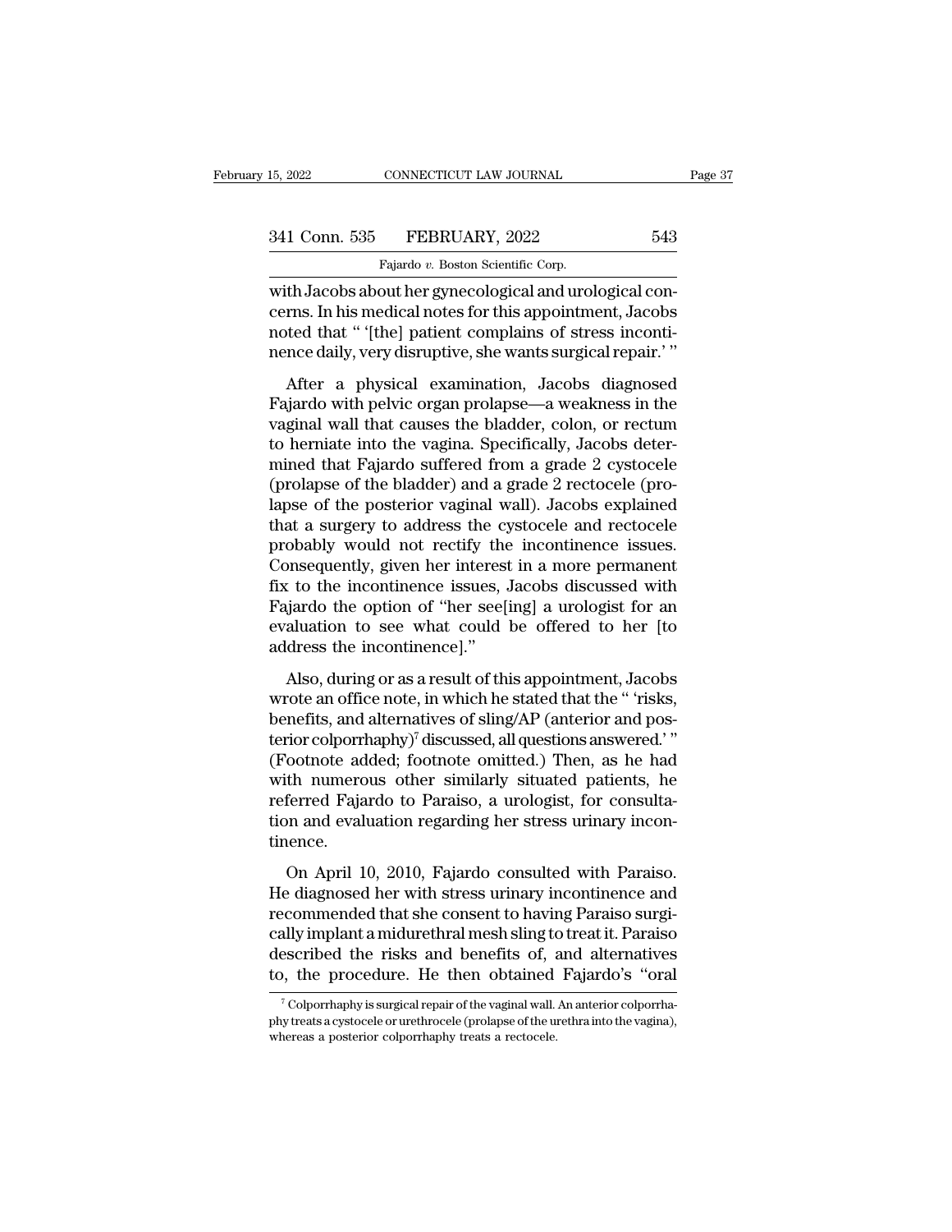with Jacobs about her gynecological and urological concerns. In his medical notes for this appointment, Jacobs noted that " '[the] patient complains of stress incontinence daily, very disruptive, she wants surgical repair.' "

After a physical examination, Jacobs diagnosed Fajardo with pelvic organ prolapse—a weakness in the vaginal wall that causes the bladder, colon, or rectum to herniate into the vagina. Specifically, Jacobs determined that Fajardo suffered from a grade 2 cystocele (prolapse of the bladder) and a grade 2 rectocele (prolapse of the posterior vaginal wall). Jacobs explained that a surgery to address the cystocele and rectocele probably would not rectify the incontinence issues. Consequently, given her interest in a more permanent fix to the incontinence issues, Jacobs discussed with Fajardo the option of "her see[ing] a urologist for an evaluation to see what could be offered to her [to address the incontinence]."

Also, during or as a result of this appointment, Jacobs wrote an office note, in which he stated that the " 'risks, benefits, and alternatives of sling/AP (anterior and posterior colporrhaphy)[7] discussed, all questions answered.' " (Footnote added; footnote omitted.) Then, as he had with numerous other similarly situated patients, he referred Fajardo to Paraiso, a urologist, for consultation and evaluation regarding her stress urinary incontinence.

On April 10, 2010, Fajardo consulted with Paraiso. He diagnosed her with stress urinary incontinence and recommended that she consent to having Paraiso surgically implant a midurethral mesh sling to treat it. Paraiso described the risks and benefits of, and alternatives to, the procedure. He then obtained Fajardo's "oral

[7] Colporrhaphy is surgical repair of the vaginal wall. An anterior colporrhaphy treats a cystocele or urethrocele (prolapse of the urethra into the vagina), whereas a posterior colporrhaphy treats a rectocele.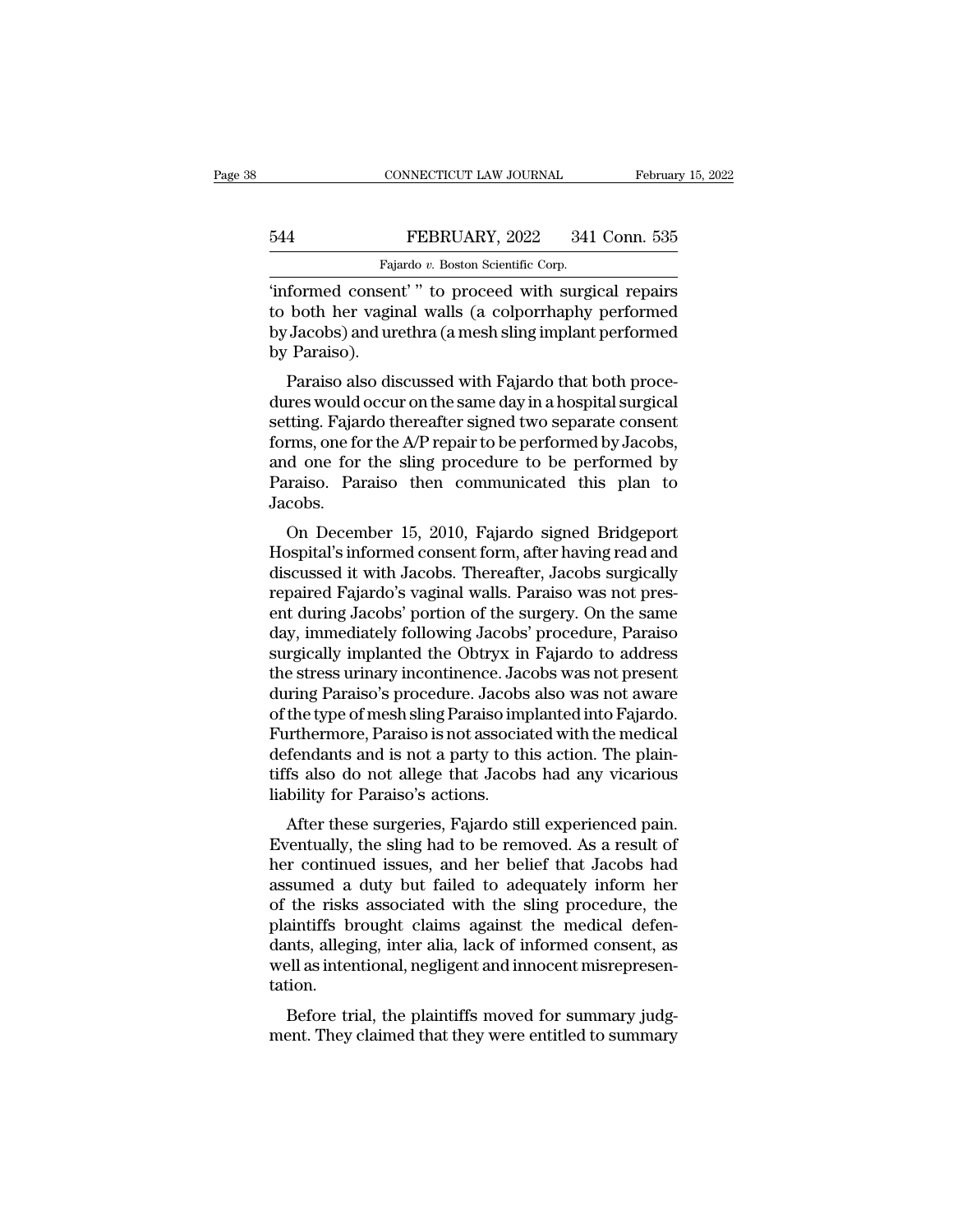'informed consent' " to proceed with surgical repairs to both her vaginal walls (a colporrhaphy performed by Jacobs) and urethra (a mesh sling implant performed by Paraiso).

Paraiso also discussed with Fajardo that both procedures would occur on the same day in a hospital surgical setting. Fajardo thereafter signed two separate consent forms, one for the A/P repair to be performed by Jacobs, and one for the sling procedure to be performed by Paraiso. Paraiso then communicated this plan to Jacobs.

On December 15, 2010, Fajardo signed Bridgeport Hospital's informed consent form, after having read and discussed it with Jacobs. Thereafter, Jacobs surgically repaired Fajardo's vaginal walls. Paraiso was not present during Jacobs' portion of the surgery. On the same day, immediately following Jacobs' procedure, Paraiso surgically implanted the Obtryx in Fajardo to address the stress urinary incontinence. Jacobs was not present during Paraiso's procedure. Jacobs also was not aware of the type of mesh sling Paraiso implanted into Fajardo. Furthermore, Paraiso is not associated with the medical defendants and is not a party to this action. The plaintiffs also do not allege that Jacobs had any vicarious liability for Paraiso's actions.

After these surgeries, Fajardo still experienced pain. Eventually, the sling had to be removed. As a result of her continued issues, and her belief that Jacobs had assumed a duty but failed to adequately inform her of the risks associated with the sling procedure, the plaintiffs brought claims against the medical defendants, alleging, inter alia, lack of informed consent, as well as intentional, negligent and innocent misrepresentation.

Before trial, the plaintiffs moved for summary judgment. They claimed that they were entitled to summary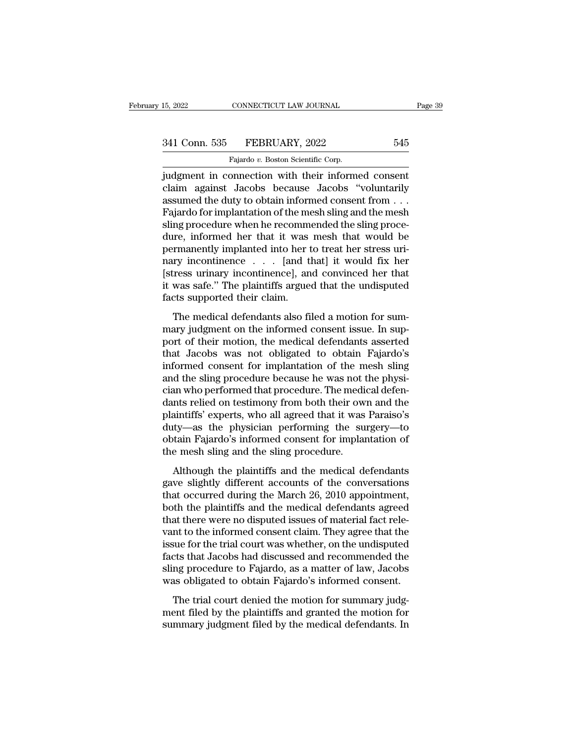judgment in connection with their informed consent claim against Jacobs because Jacobs "voluntarily assumed the duty to obtain informed consent from . . . Fajardo for implantation of the mesh sling and the mesh sling procedure when he recommended the sling procedure, informed her that it was mesh that would be permanently implanted into her to treat her stress urinary incontinence . . . [and that] it would fix her [stress urinary incontinence], and convinced her that it was safe." The plaintiffs argued that the undisputed facts supported their claim.

The medical defendants also filed a motion for summary judgment on the informed consent issue. In support of their motion, the medical defendants asserted that Jacobs was not obligated to obtain Fajardo's informed consent for implantation of the mesh sling and the sling procedure because he was not the physician who performed that procedure. The medical defendants relied on testimony from both their own and the plaintiffs' experts, who all agreed that it was Paraiso's duty—as the physician performing the surgery—to obtain Fajardo's informed consent for implantation of the mesh sling and the sling procedure.

Although the plaintiffs and the medical defendants gave slightly different accounts of the conversations that occurred during the March 26, 2010 appointment, both the plaintiffs and the medical defendants agreed that there were no disputed issues of material fact relevant to the informed consent claim. They agree that the issue for the trial court was whether, on the undisputed facts that Jacobs had discussed and recommended the sling procedure to Fajardo, as a matter of law, Jacobs was obligated to obtain Fajardo's informed consent.

The trial court denied the motion for summary judgment filed by the plaintiffs and granted the motion for summary judgment filed by the medical defendants. In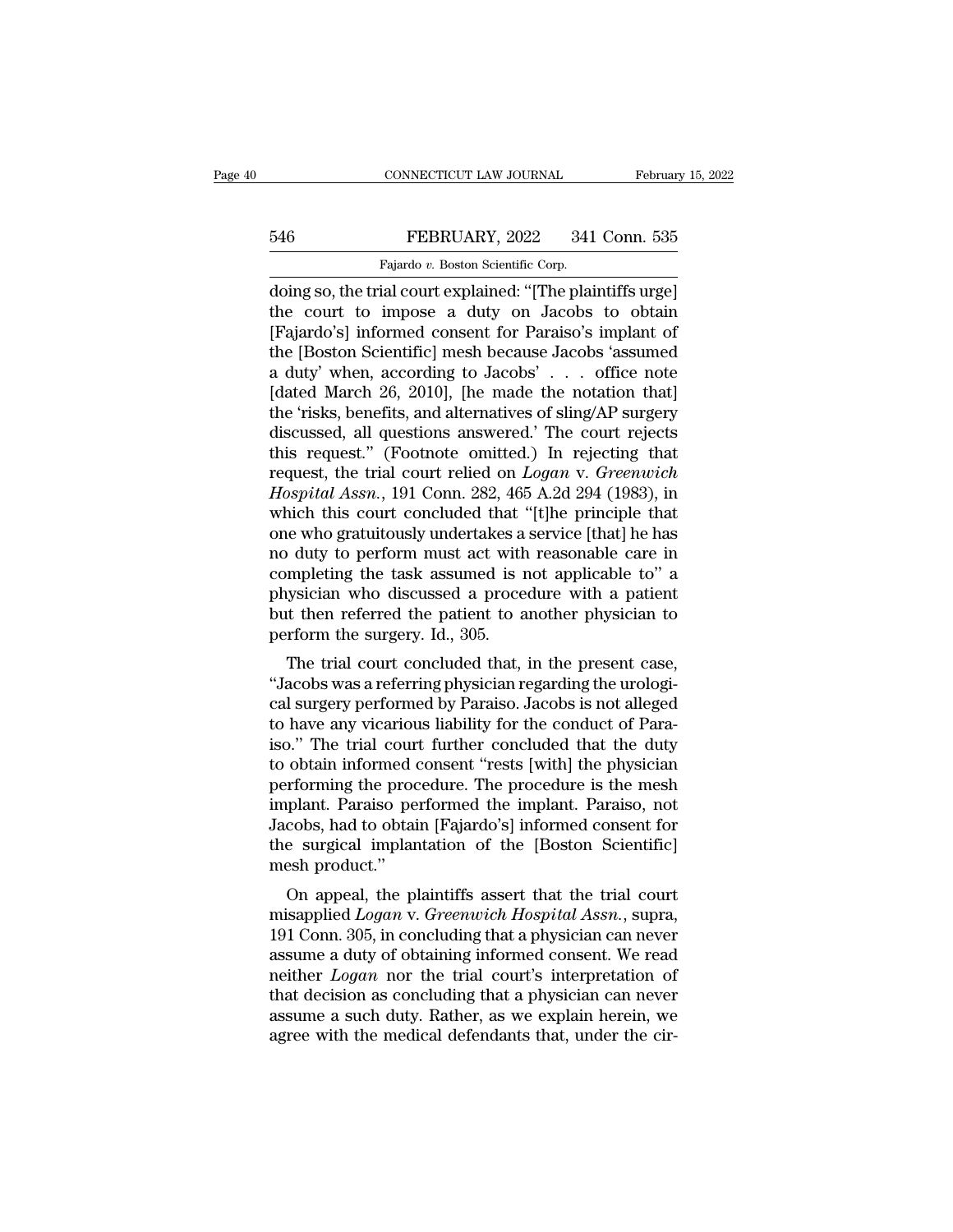doing so, the trial court explained: "[The plaintiffs urge] the court to impose a duty on Jacobs to obtain [Fajardo's] informed consent for Paraiso's implant of the [Boston Scientific] mesh because Jacobs 'assumed a duty' when, according to Jacobs' . . . office note [dated March 26, 2010], [he made the notation that] the 'risks, benefits, and alternatives of sling/AP surgery discussed, all questions answered.' The court rejects this request." (Footnote omitted.) In rejecting that request, the trial court relied on *Logan* v. *Greenwich Hospital Assn.*, 191 Conn. 282, 465 A.2d 294 (1983), in which this court concluded that "[t]he principle that one who gratuitously undertakes a service [that] he has no duty to perform must act with reasonable care in completing the task assumed is not applicable to" a physician who discussed a procedure with a patient but then referred the patient to another physician to perform the surgery. Id., 305.

The trial court concluded that, in the present case, "Jacobs was a referring physician regarding the urological surgery performed by Paraiso. Jacobs is not alleged to have any vicarious liability for the conduct of Paraiso." The trial court further concluded that the duty to obtain informed consent "rests [with] the physician performing the procedure. The procedure is the mesh implant. Paraiso performed the implant. Paraiso, not Jacobs, had to obtain [Fajardo's] informed consent for the surgical implantation of the [Boston Scientific] mesh product."

On appeal, the plaintiffs assert that the trial court misapplied *Logan* v. *Greenwich Hospital Assn.*, supra, 191 Conn. 305, in concluding that a physician can never assume a duty of obtaining informed consent. We read neither *Logan* nor the trial court's interpretation of that decision as concluding that a physician can never assume a such duty. Rather, as we explain herein, we agree with the medical defendants that, under the cir-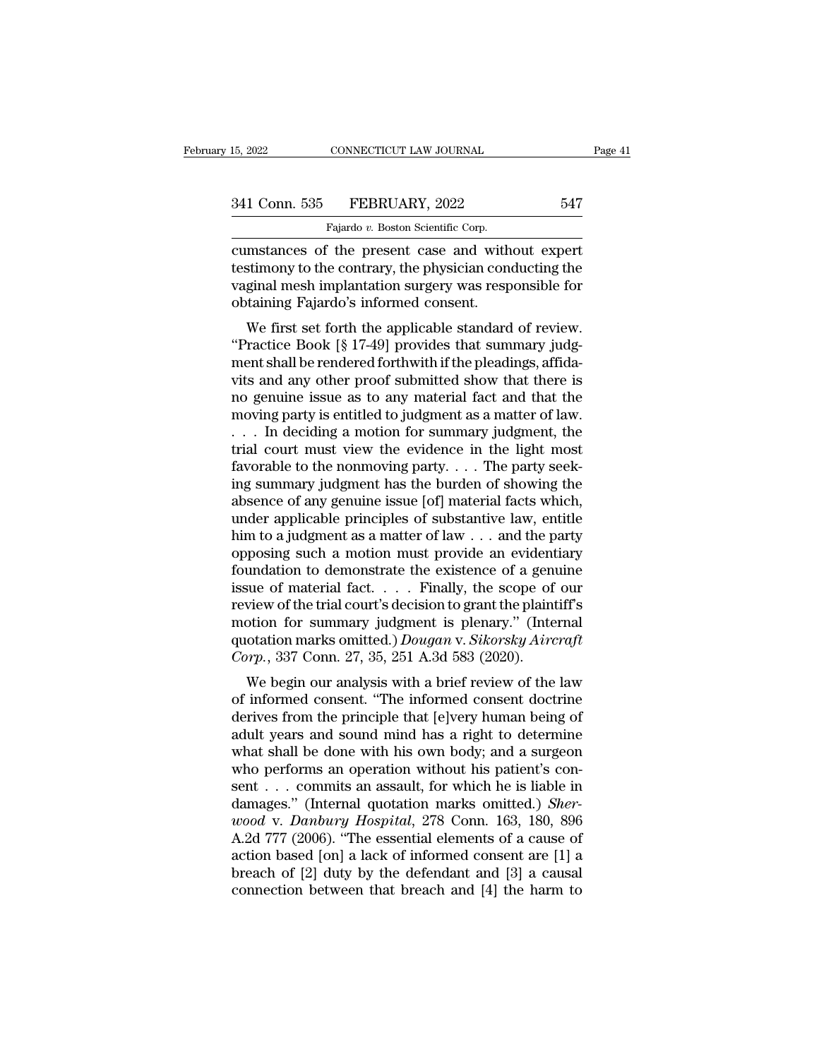cumstances of the present case and without expert testimony to the contrary, the physician conducting the vaginal mesh implantation surgery was responsible for obtaining Fajardo's informed consent.

We first set forth the applicable standard of review. "Practice Book [§ 17-49] provides that summary judgment shall be rendered forthwith if the pleadings, affidavits and any other proof submitted show that there is no genuine issue as to any material fact and that the moving party is entitled to judgment as a matter of law. . . . In deciding a motion for summary judgment, the trial court must view the evidence in the light most favorable to the nonmoving party. . . . The party seeking summary judgment has the burden of showing the absence of any genuine issue [of] material facts which, under applicable principles of substantive law, entitle him to a judgment as a matter of law . . . and the party opposing such a motion must provide an evidentiary foundation to demonstrate the existence of a genuine issue of material fact. . . . Finally, the scope of our review of the trial court's decision to grant the plaintiff's motion for summary judgment is plenary." (Internal quotation marks omitted.) *Dougan* v. *Sikorsky Aircraft Corp.*, 337 Conn. 27, 35, 251 A.3d 583 (2020).

We begin our analysis with a brief review of the law of informed consent. "The informed consent doctrine derives from the principle that [e]very human being of adult years and sound mind has a right to determine what shall be done with his own body; and a surgeon who performs an operation without his patient's consent . . . commits an assault, for which he is liable in damages." (Internal quotation marks omitted.) *Sherwood* v. *Danbury Hospital*, 278 Conn. 163, 180, 896 A.2d 777 (2006). "The essential elements of a cause of action based [on] a lack of informed consent are [1] a breach of [2] duty by the defendant and [3] a causal connection between that breach and [4] the harm to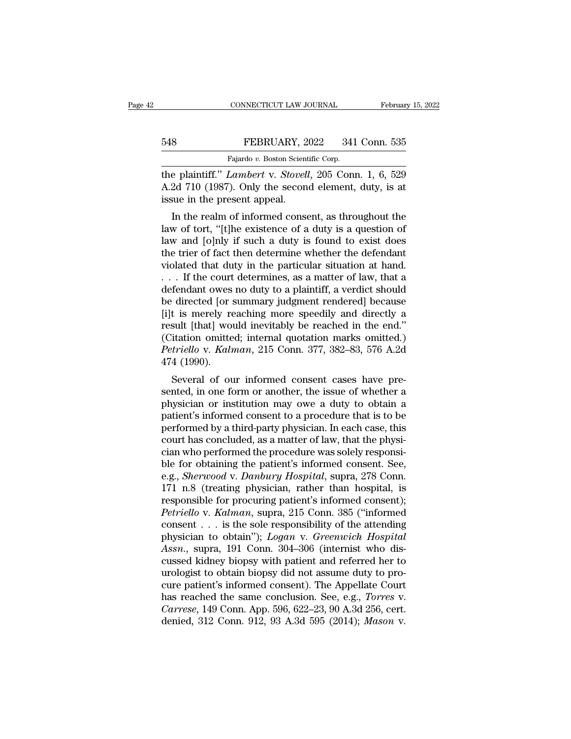the plaintiff." *Lambert* v. *Stovell*, 205 Conn. 1, 6, 529 A.2d 710 (1987). Only the second element, duty, is at issue in the present appeal.

In the realm of informed consent, as throughout the law of tort, "[t]he existence of a duty is a question of law and [o]nly if such a duty is found to exist does the trier of fact then determine whether the defendant violated that duty in the particular situation at hand. . . . If the court determines, as a matter of law, that a defendant owes no duty to a plaintiff, a verdict should be directed [or summary judgment rendered] because [i]t is merely reaching more speedily and directly a result [that] would inevitably be reached in the end." (Citation omitted; internal quotation marks omitted.) *Petriello* v. *Kalman*, 215 Conn. 377, 382–83, 576 A.2d 474 (1990).

Several of our informed consent cases have presented, in one form or another, the issue of whether a physician or institution may owe a duty to obtain a patient's informed consent to a procedure that is to be performed by a third-party physician. In each case, this court has concluded, as a matter of law, that the physician who performed the procedure was solely responsible for obtaining the patient's informed consent. See, e.g., *Sherwood* v. *Danbury Hospital*, supra, 278 Conn. 171 n.8 (treating physician, rather than hospital, is responsible for procuring patient's informed consent); *Petriello* v. *Kalman*, supra, 215 Conn. 385 ("informed consent . . . is the sole responsibility of the attending physician to obtain"); *Logan* v. *Greenwich Hospital Assn.*, supra, 191 Conn. 304–306 (internist who discussed kidney biopsy with patient and referred her to urologist to obtain biopsy did not assume duty to procure patient's informed consent). The Appellate Court has reached the same conclusion. See, e.g., *Torres* v. *Carrese*, 149 Conn. App. 596, 622–23, 90 A.3d 256, cert. denied, 312 Conn. 912, 93 A.3d 595 (2014); *Mason* v.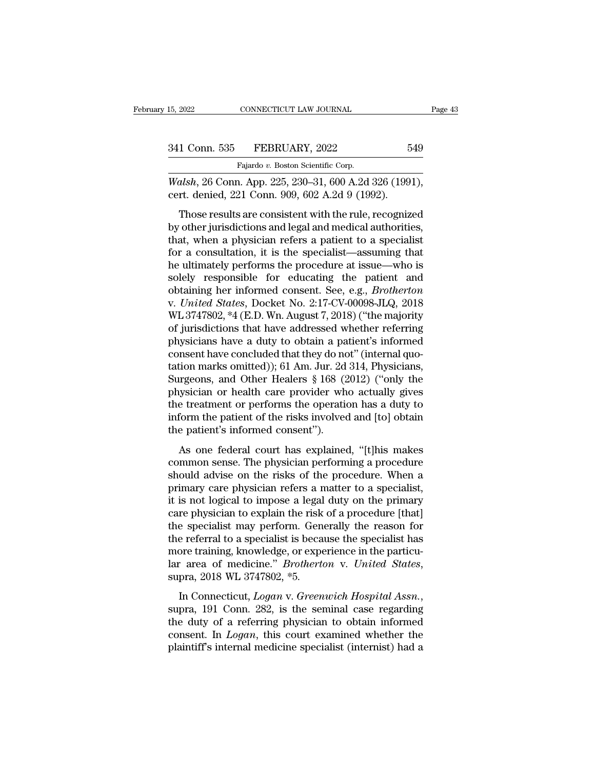*Walsh*, 26 Conn. App. 225, 230–31, 600 A.2d 326 (1991), cert. denied, 221 Conn. 909, 602 A.2d 9 (1992).

Those results are consistent with the rule, recognized by other jurisdictions and legal and medical authorities, that, when a physician refers a patient to a specialist for a consultation, it is the specialist—assuming that he ultimately performs the procedure at issue—who is solely responsible for educating the patient and obtaining her informed consent. See, e.g., *Brotherton* v. *United States*, Docket No. 2:17-CV-00098-JLQ, 2018 WL 3747802, *4 (E.D. Wn. August 7, 2018) ("the majority of jurisdictions that have addressed whether referring physicians have a duty to obtain a patient's informed consent have concluded that they do not" (internal quotation marks omitted)); 61 Am. Jur. 2d 314, Physicians, Surgeons, and Other Healers § 168 (2012) ("only the physician or health care provider who actually gives the treatment or performs the operation has a duty to inform the patient of the risks involved and [to] obtain the patient's informed consent").

As one federal court has explained, "[t]his makes common sense. The physician performing a procedure should advise on the risks of the procedure. When a primary care physician refers a matter to a specialist, it is not logical to impose a legal duty on the primary care physician to explain the risk of a procedure [that] the specialist may perform. Generally the reason for the referral to a specialist is because the specialist has more training, knowledge, or experience in the particular area of medicine." *Brotherton* v. *United States*, supra, 2018 WL 3747802, *5.

In Connecticut, *Logan* v. *Greenwich Hospital Assn.*, supra, 191 Conn. 282, is the seminal case regarding the duty of a referring physician to obtain informed consent. In *Logan*, this court examined whether the plaintiff's internal medicine specialist (internist) had a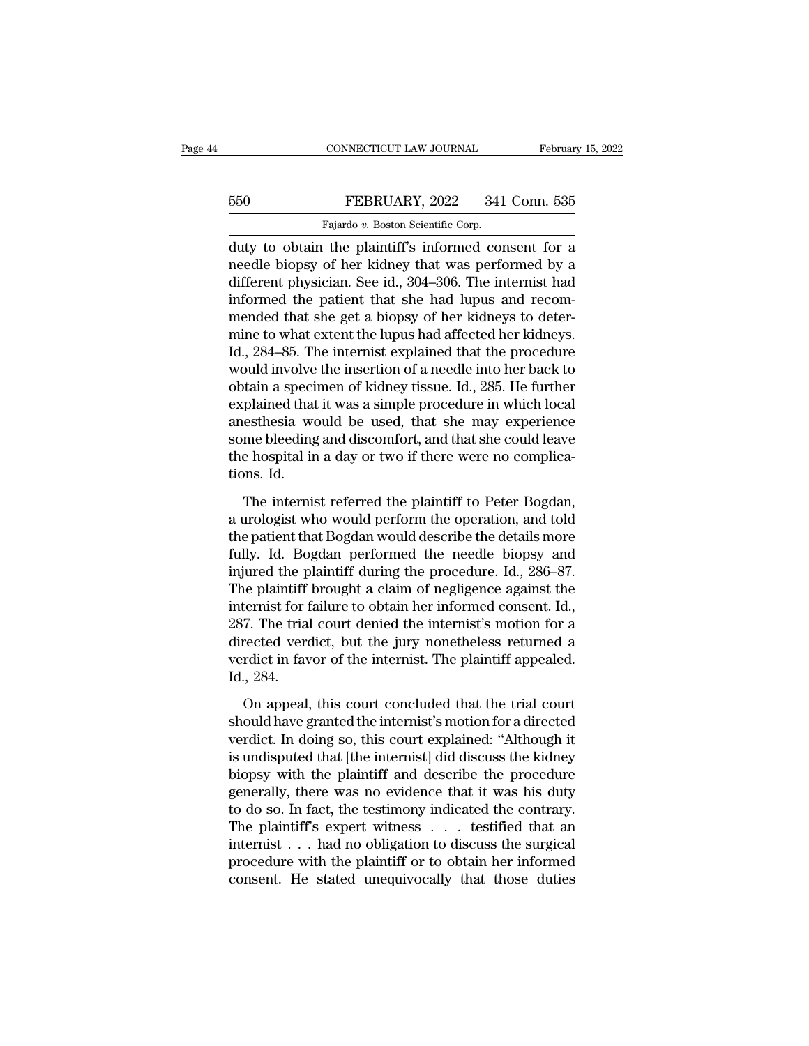duty to obtain the plaintiff's informed consent for a needle biopsy of her kidney that was performed by a different physician. See id., 304–306. The internist had informed the patient that she had lupus and recommended that she get a biopsy of her kidneys to determine to what extent the lupus had affected her kidneys. Id., 284–85. The internist explained that the procedure would involve the insertion of a needle into her back to obtain a specimen of kidney tissue. Id., 285. He further explained that it was a simple procedure in which local anesthesia would be used, that she may experience some bleeding and discomfort, and that she could leave the hospital in a day or two if there were no complications. Id.

The internist referred the plaintiff to Peter Bogdan, a urologist who would perform the operation, and told the patient that Bogdan would describe the details more fully. Id. Bogdan performed the needle biopsy and injured the plaintiff during the procedure. Id., 286–87. The plaintiff brought a claim of negligence against the internist for failure to obtain her informed consent. Id., 287. The trial court denied the internist's motion for a directed verdict, but the jury nonetheless returned a verdict in favor of the internist. The plaintiff appealed. Id., 284.

On appeal, this court concluded that the trial court should have granted the internist's motion for a directed verdict. In doing so, this court explained: "Although it is undisputed that [the internist] did discuss the kidney biopsy with the plaintiff and describe the procedure generally, there was no evidence that it was his duty to do so. In fact, the testimony indicated the contrary. The plaintiff's expert witness . . . testified that an internist . . . had no obligation to discuss the surgical procedure with the plaintiff or to obtain her informed consent. He stated unequivocally that those duties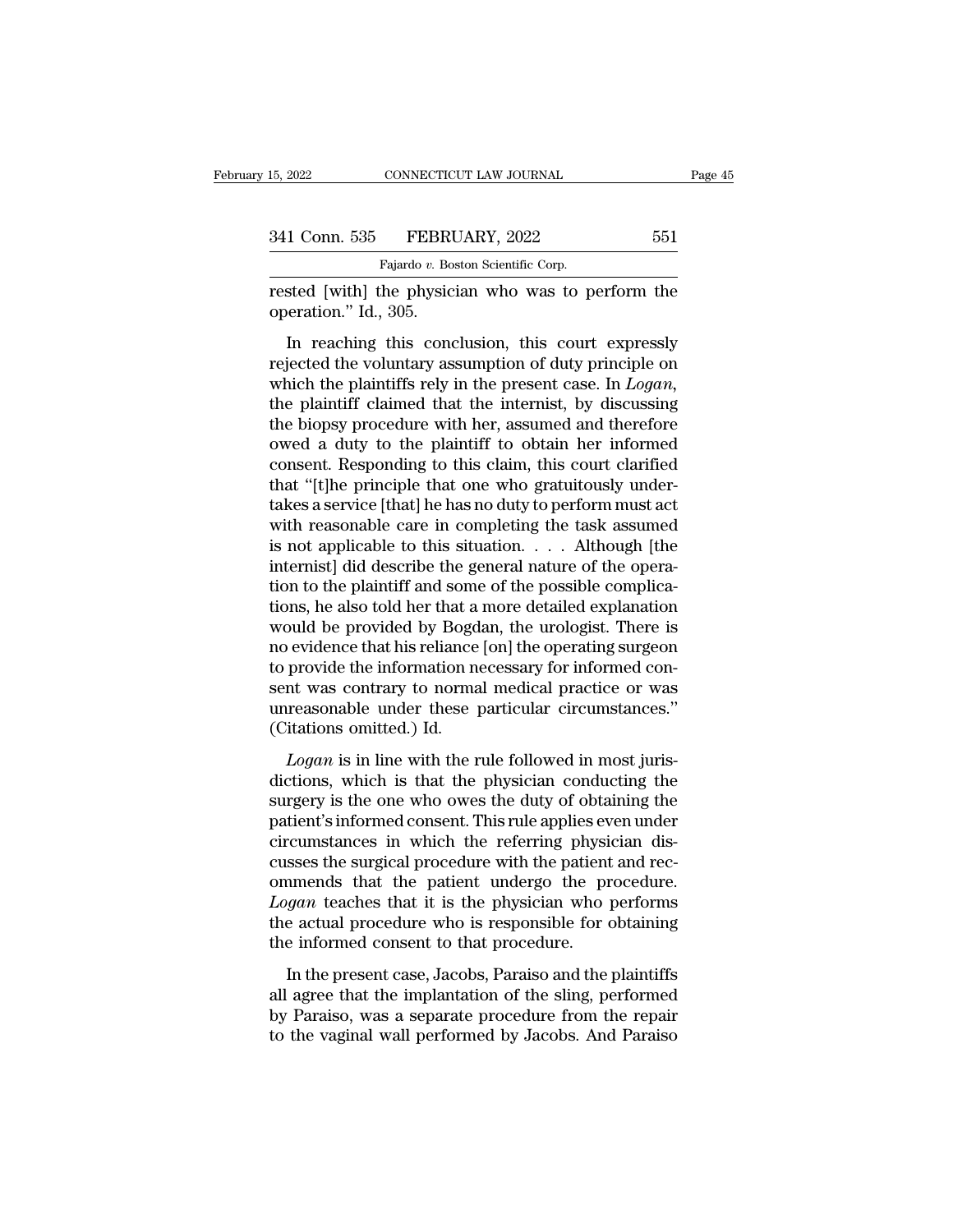rested [with] the physician who was to perform the operation." Id., 305.

In reaching this conclusion, this court expressly rejected the voluntary assumption of duty principle on which the plaintiffs rely in the present case. In *Logan*, the plaintiff claimed that the internist, by discussing the biopsy procedure with her, assumed and therefore owed a duty to the plaintiff to obtain her informed consent. Responding to this claim, this court clarified that "[t]he principle that one who gratuitously undertakes a service [that] he has no duty to perform must act with reasonable care in completing the task assumed is not applicable to this situation. . . . Although [the internist] did describe the general nature of the operation to the plaintiff and some of the possible complications, he also told her that a more detailed explanation would be provided by Bogdan, the urologist. There is no evidence that his reliance [on] the operating surgeon to provide the information necessary for informed consent was contrary to normal medical practice or was unreasonable under these particular circumstances." (Citations omitted.) Id.

*Logan* is in line with the rule followed in most jurisdictions, which is that the physician conducting the surgery is the one who owes the duty of obtaining the patient's informed consent. This rule applies even under circumstances in which the referring physician discusses the surgical procedure with the patient and recommends that the patient undergo the procedure. *Logan* teaches that it is the physician who performs the actual procedure who is responsible for obtaining the informed consent to that procedure.

In the present case, Jacobs, Paraiso and the plaintiffs all agree that the implantation of the sling, performed by Paraiso, was a separate procedure from the repair to the vaginal wall performed by Jacobs. And Paraiso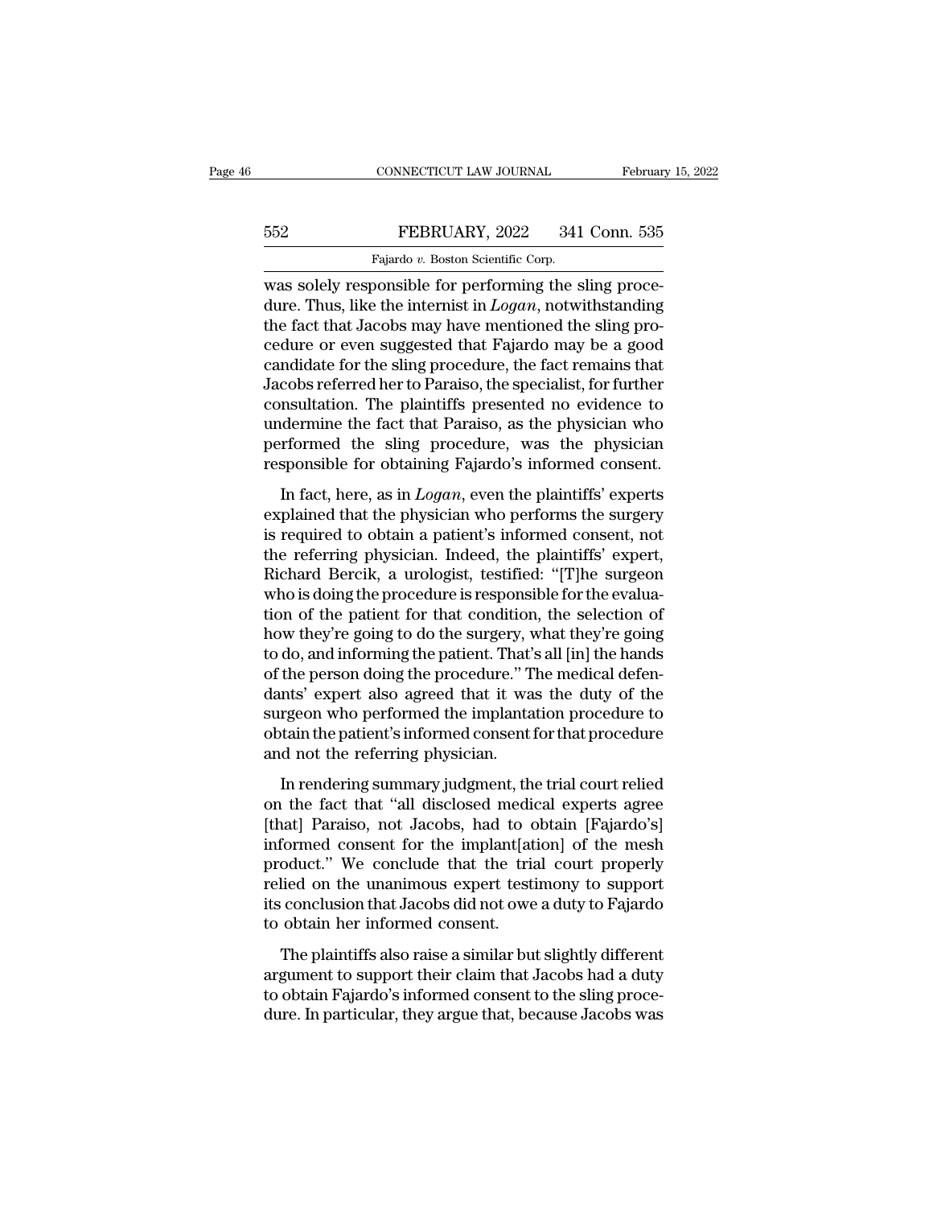was solely responsible for performing the sling procedure. Thus, like the internist in *Logan*, notwithstanding the fact that Jacobs may have mentioned the sling procedure or even suggested that Fajardo may be a good candidate for the sling procedure, the fact remains that Jacobs referred her to Paraiso, the specialist, for further consultation. The plaintiffs presented no evidence to undermine the fact that Paraiso, as the physician who performed the sling procedure, was the physician responsible for obtaining Fajardo's informed consent.

In fact, here, as in *Logan*, even the plaintiffs' experts explained that the physician who performs the surgery is required to obtain a patient's informed consent, not the referring physician. Indeed, the plaintiffs' expert, Richard Bercik, a urologist, testified: "[T]he surgeon who is doing the procedure is responsible for the evaluation of the patient for that condition, the selection of how they're going to do the surgery, what they're going to do, and informing the patient. That's all [in] the hands of the person doing the procedure." The medical defendants' expert also agreed that it was the duty of the surgeon who performed the implantation procedure to obtain the patient's informed consent for that procedure and not the referring physician.

In rendering summary judgment, the trial court relied on the fact that "all disclosed medical experts agree [that] Paraiso, not Jacobs, had to obtain [Fajardo's] informed consent for the implant[ation] of the mesh product." We conclude that the trial court properly relied on the unanimous expert testimony to support its conclusion that Jacobs did not owe a duty to Fajardo to obtain her informed consent.

The plaintiffs also raise a similar but slightly different argument to support their claim that Jacobs had a duty to obtain Fajardo's informed consent to the sling procedure. In particular, they argue that, because Jacobs was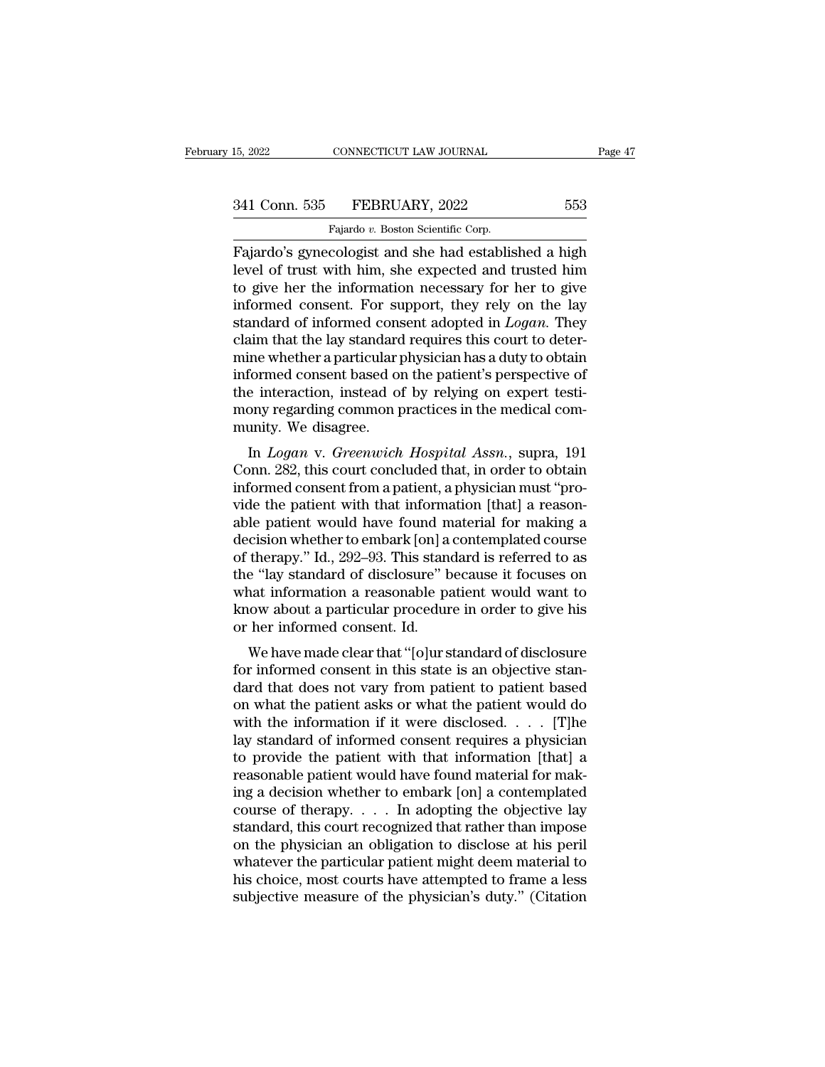Fajardo's gynecologist and she had established a high level of trust with him, she expected and trusted him to give her the information necessary for her to give informed consent. For support, they rely on the lay standard of informed consent adopted in *Logan*. They claim that the lay standard requires this court to determine whether a particular physician has a duty to obtain informed consent based on the patient's perspective of the interaction, instead of by relying on expert testimony regarding common practices in the medical community. We disagree.

In *Logan* v. *Greenwich Hospital Assn.*, supra, 191 Conn. 282, this court concluded that, in order to obtain informed consent from a patient, a physician must "provide the patient with that information [that] a reasonable patient would have found material for making a decision whether to embark [on] a contemplated course of therapy." Id., 292–93. This standard is referred to as the "lay standard of disclosure" because it focuses on what information a reasonable patient would want to know about a particular procedure in order to give his or her informed consent. Id.

We have made clear that "[o]ur standard of disclosure for informed consent in this state is an objective standard that does not vary from patient to patient based on what the patient asks or what the patient would do with the information if it were disclosed. . . . [T]he lay standard of informed consent requires a physician to provide the patient with that information [that] a reasonable patient would have found material for making a decision whether to embark [on] a contemplated course of therapy. . . . In adopting the objective lay standard, this court recognized that rather than impose on the physician an obligation to disclose at his peril whatever the particular patient might deem material to his choice, most courts have attempted to frame a less subjective measure of the physician's duty." (Citation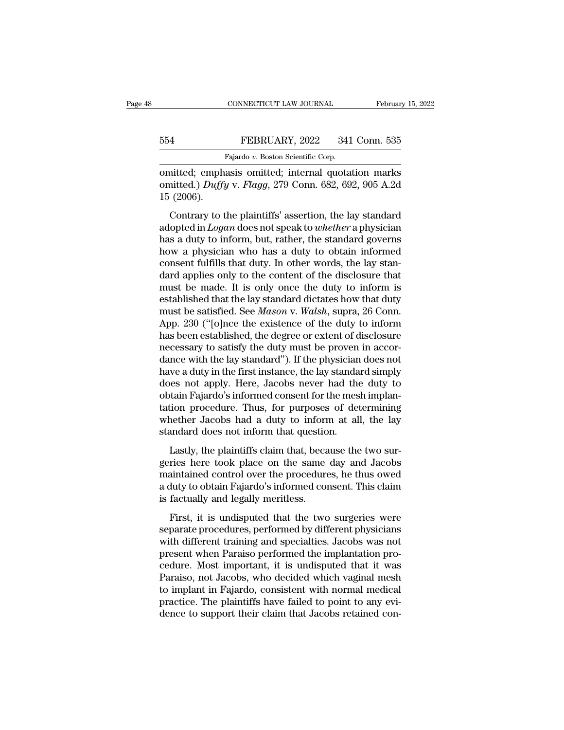omitted; emphasis omitted; internal quotation marks omitted.) *Duffy* v. *Flagg*, 279 Conn. 682, 692, 905 A.2d 15 (2006).

Contrary to the plaintiffs' assertion, the lay standard adopted in *Logan* does not speak to *whether* a physician has a duty to inform, but, rather, the standard governs how a physician who has a duty to obtain informed consent fulfills that duty. In other words, the lay standard applies only to the content of the disclosure that must be made. It is only once the duty to inform is established that the lay standard dictates how that duty must be satisfied. See *Mason* v. *Walsh*, supra, 26 Conn. App. 230 ("[o]nce the existence of the duty to inform has been established, the degree or extent of disclosure necessary to satisfy the duty must be proven in accordance with the lay standard"). If the physician does not have a duty in the first instance, the lay standard simply does not apply. Here, Jacobs never had the duty to obtain Fajardo's informed consent for the mesh implantation procedure. Thus, for purposes of determining whether Jacobs had a duty to inform at all, the lay standard does not inform that question.

Lastly, the plaintiffs claim that, because the two surgeries here took place on the same day and Jacobs maintained control over the procedures, he thus owed a duty to obtain Fajardo's informed consent. This claim is factually and legally meritless.

First, it is undisputed that the two surgeries were separate procedures, performed by different physicians with different training and specialties. Jacobs was not present when Paraiso performed the implantation procedure. Most important, it is undisputed that it was Paraiso, not Jacobs, who decided which vaginal mesh to implant in Fajardo, consistent with normal medical practice. The plaintiffs have failed to point to any evidence to support their claim that Jacobs retained con-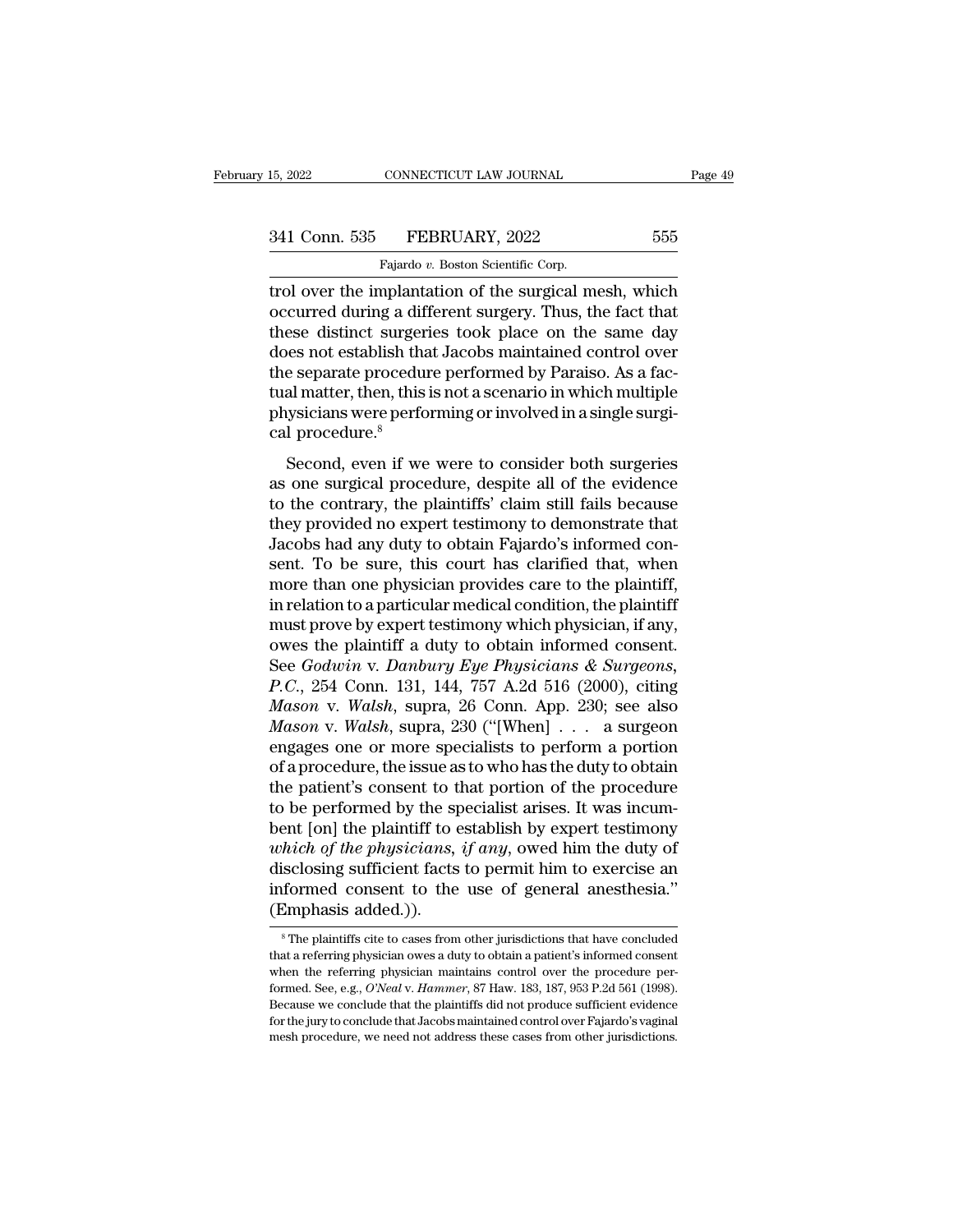trol over the implantation of the surgical mesh, which occurred during a different surgery. Thus, the fact that these distinct surgeries took place on the same day does not establish that Jacobs maintained control over the separate procedure performed by Paraiso. As a factual matter, then, this is not a scenario in which multiple physicians were performing or involved in a single surgical procedure.[8]

Second, even if we were to consider both surgeries as one surgical procedure, despite all of the evidence to the contrary, the plaintiffs' claim still fails because they provided no expert testimony to demonstrate that Jacobs had any duty to obtain Fajardo's informed consent. To be sure, this court has clarified that, when more than one physician provides care to the plaintiff, in relation to a particular medical condition, the plaintiff must prove by expert testimony which physician, if any, owes the plaintiff a duty to obtain informed consent. See *Godwin* v. *Danbury Eye Physicians & Surgeons, P.C.*, 254 Conn. 131, 144, 757 A.2d 516 (2000), citing *Mason* v. *Walsh*, supra, 26 Conn. App. 230; see also *Mason* v. *Walsh*, supra, 230 ("[When] . . . a surgeon engages one or more specialists to perform a portion of a procedure, the issue as to who has the duty to obtain the patient's consent to that portion of the procedure to be performed by the specialist arises. It was incumbent [on] the plaintiff to establish by expert testimony *which of the physicians, if any*, owed him the duty of disclosing sufficient facts to permit him to exercise an informed consent to the use of general anesthesia." (Emphasis added.)).

---

[8] The plaintiffs cite to cases from other jurisdictions that have concluded that a referring physician owes a duty to obtain a patient's informed consent when the referring physician maintains control over the procedure performed. See, e.g., *O'Neal* v. *Hammer*, 87 Haw. 183, 187, 953 P.2d 561 (1998). Because we conclude that the plaintiffs did not produce sufficient evidence for the jury to conclude that Jacobs maintained control over Fajardo's vaginal mesh procedure, we need not address these cases from other jurisdictions.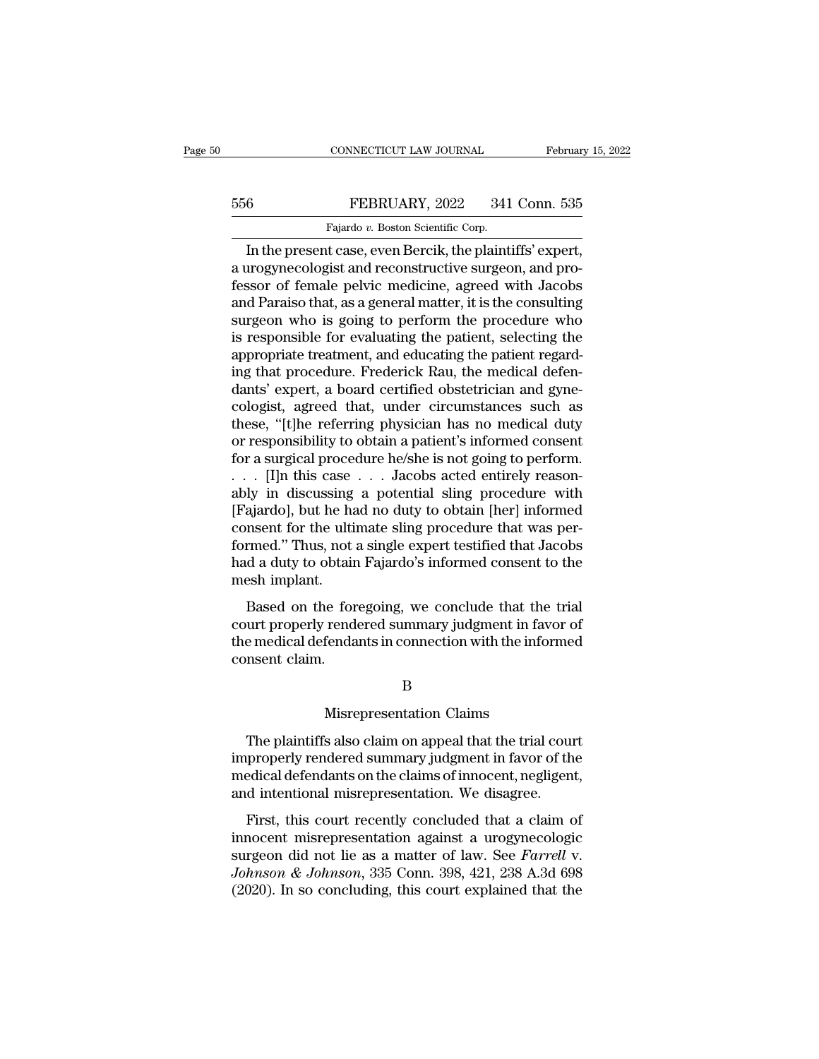In the present case, even Bercik, the plaintiffs' expert, a urogynecologist and reconstructive surgeon, and professor of female pelvic medicine, agreed with Jacobs and Paraiso that, as a general matter, it is the consulting surgeon who is going to perform the procedure who is responsible for evaluating the patient, selecting the appropriate treatment, and educating the patient regarding that procedure. Frederick Rau, the medical defendants' expert, a board certified obstetrician and gynecologist, agreed that, under circumstances such as these, "[t]he referring physician has no medical duty or responsibility to obtain a patient's informed consent for a surgical procedure he/she is not going to perform. . . . [I]n this case . . . Jacobs acted entirely reasonably in discussing a potential sling procedure with [Fajardo], but he had no duty to obtain [her] informed consent for the ultimate sling procedure that was performed." Thus, not a single expert testified that Jacobs had a duty to obtain Fajardo's informed consent to the mesh implant.

Based on the foregoing, we conclude that the trial court properly rendered summary judgment in favor of the medical defendants in connection with the informed consent claim.

## B

### Misrepresentation Claims

The plaintiffs also claim on appeal that the trial court improperly rendered summary judgment in favor of the medical defendants on the claims of innocent, negligent, and intentional misrepresentation. We disagree.

First, this court recently concluded that a claim of innocent misrepresentation against a urogynecologic surgeon did not lie as a matter of law. See *Farrell* v. *Johnson & Johnson*, 335 Conn. 398, 421, 238 A.3d 698 (2020). In so concluding, this court explained that the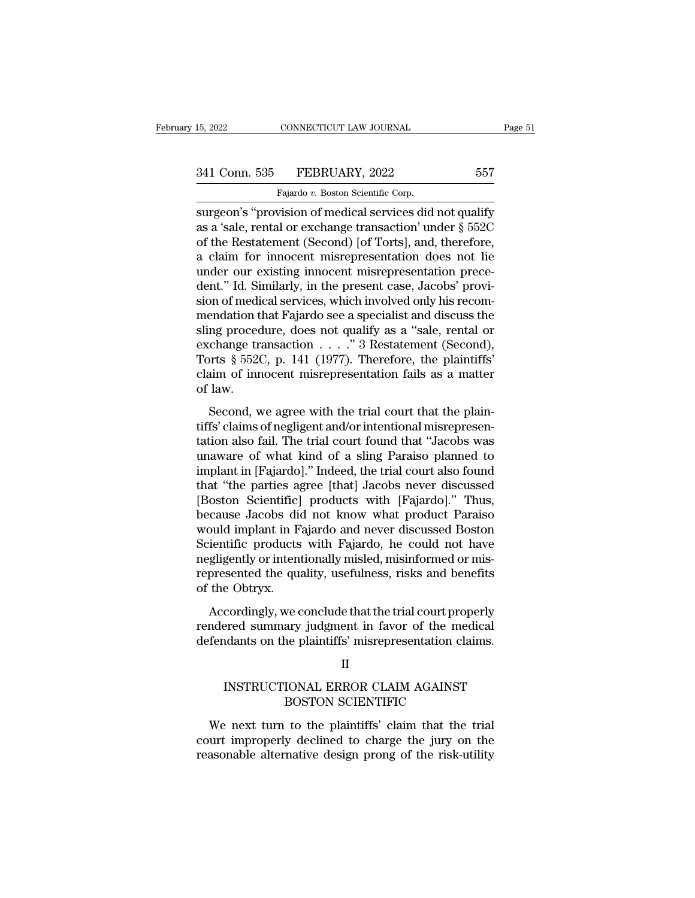surgeon's "provision of medical services did not qualify as a 'sale, rental or exchange transaction' under § 552C of the Restatement (Second) [of Torts], and, therefore, a claim for innocent misrepresentation does not lie under our existing innocent misrepresentation precedent." Id. Similarly, in the present case, Jacobs' provision of medical services, which involved only his recommendation that Fajardo see a specialist and discuss the sling procedure, does not qualify as a "sale, rental or exchange transaction . . . ." 3 Restatement (Second), Torts § 552C, p. 141 (1977). Therefore, the plaintiffs' claim of innocent misrepresentation fails as a matter of law.

Second, we agree with the trial court that the plaintiffs' claims of negligent and/or intentional misrepresentation also fail. The trial court found that "Jacobs was unaware of what kind of a sling Paraiso planned to implant in [Fajardo]." Indeed, the trial court also found that "the parties agree [that] Jacobs never discussed [Boston Scientific] products with [Fajardo]." Thus, because Jacobs did not know what product Paraiso would implant in Fajardo and never discussed Boston Scientific products with Fajardo, he could not have negligently or intentionally misled, misinformed or misrepresented the quality, usefulness, risks and benefits of the Obtryx.

Accordingly, we conclude that the trial court properly rendered summary judgment in favor of the medical defendants on the plaintiffs' misrepresentation claims.

## II

## INSTRUCTIONAL ERROR CLAIM AGAINST BOSTON SCIENTIFIC

We next turn to the plaintiffs' claim that the trial court improperly declined to charge the jury on the reasonable alternative design prong of the risk-utility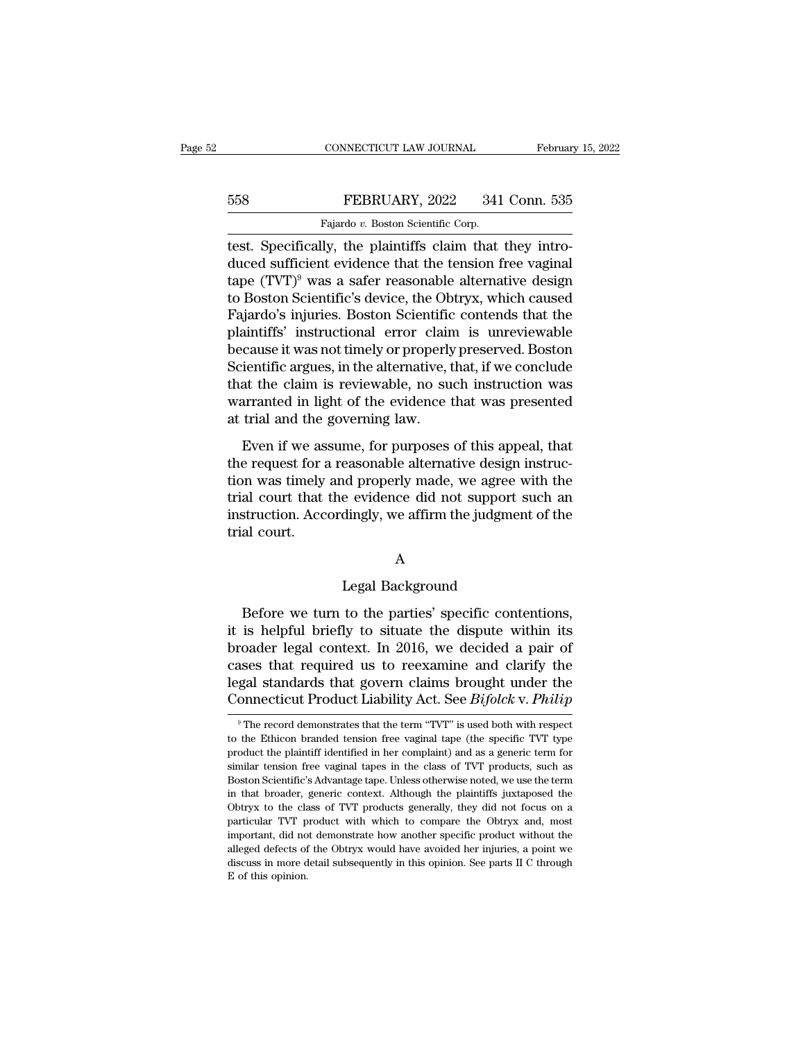test. Specifically, the plaintiffs claim that they introduced sufficient evidence that the tension free vaginal tape (TVT)[9] was a safer reasonable alternative design to Boston Scientific's device, the Obtryx, which caused Fajardo's injuries. Boston Scientific contends that the plaintiffs' instructional error claim is unreviewable because it was not timely or properly preserved. Boston Scientific argues, in the alternative, that, if we conclude that the claim is reviewable, no such instruction was warranted in light of the evidence that was presented at trial and the governing law.

Even if we assume, for purposes of this appeal, that the request for a reasonable alternative design instruction was timely and properly made, we agree with the trial court that the evidence did not support such an instruction. Accordingly, we affirm the judgment of the trial court.

## A

## Legal Background

Before we turn to the parties' specific contentions, it is helpful briefly to situate the dispute within its broader legal context. In 2016, we decided a pair of cases that required us to reexamine and clarify the legal standards that govern claims brought under the Connecticut Product Liability Act. See *Bifolck* v. *Philip*

---

[9] The record demonstrates that the term "TVT" is used both with respect to the Ethicon branded tension free vaginal tape (the specific TVT type product the plaintiff identified in her complaint) and as a generic term for similar tension free vaginal tapes in the class of TVT products, such as Boston Scientific's Advantage tape. Unless otherwise noted, we use the term in that broader, generic context. Although the plaintiffs juxtaposed the Obtryx to the class of TVT products generally, they did not focus on a particular TVT product with which to compare the Obtryx and, most important, did not demonstrate how another specific product without the alleged defects of the Obtryx would have avoided her injuries, a point we discuss in more detail subsequently in this opinion. See parts II C through E of this opinion.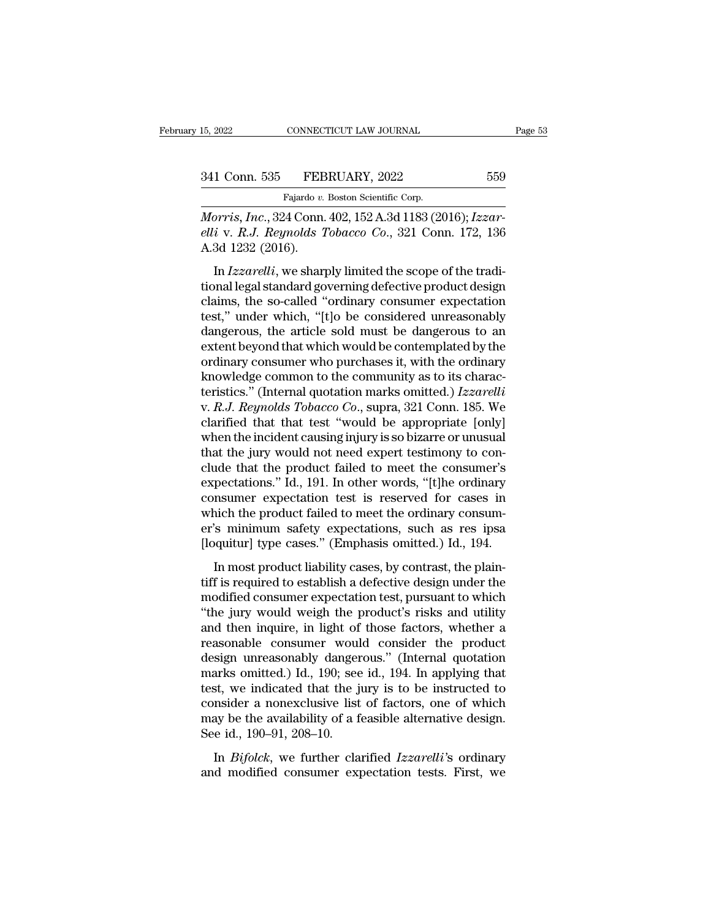*Morris, Inc.*, 324 Conn. 402, 152 A.3d 1183 (2016); *Izzarelli* v. *R.J. Reynolds Tobacco Co.*, 321 Conn. 172, 136 A.3d 1232 (2016).

In *Izzarelli*, we sharply limited the scope of the traditional legal standard governing defective product design claims, the so-called "ordinary consumer expectation test," under which, "[t]o be considered unreasonably dangerous, the article sold must be dangerous to an extent beyond that which would be contemplated by the ordinary consumer who purchases it, with the ordinary knowledge common to the community as to its characteristics." (Internal quotation marks omitted.) *Izzarelli* v. *R.J. Reynolds Tobacco Co.*, supra, 321 Conn. 185. We clarified that that test "would be appropriate [only] when the incident causing injury is so bizarre or unusual that the jury would not need expert testimony to conclude that the product failed to meet the consumer's expectations." Id., 191. In other words, "[t]he ordinary consumer expectation test is reserved for cases in which the product failed to meet the ordinary consumer's minimum safety expectations, such as res ipsa [loquitur] type cases." (Emphasis omitted.) Id., 194.

In most product liability cases, by contrast, the plaintiff is required to establish a defective design under the modified consumer expectation test, pursuant to which "the jury would weigh the product's risks and utility and then inquire, in light of those factors, whether a reasonable consumer would consider the product design unreasonably dangerous." (Internal quotation marks omitted.) Id., 190; see id., 194. In applying that test, we indicated that the jury is to be instructed to consider a nonexclusive list of factors, one of which may be the availability of a feasible alternative design. See id., 190–91, 208–10.

In *Bifolck*, we further clarified *Izzarelli*'s ordinary and modified consumer expectation tests. First, we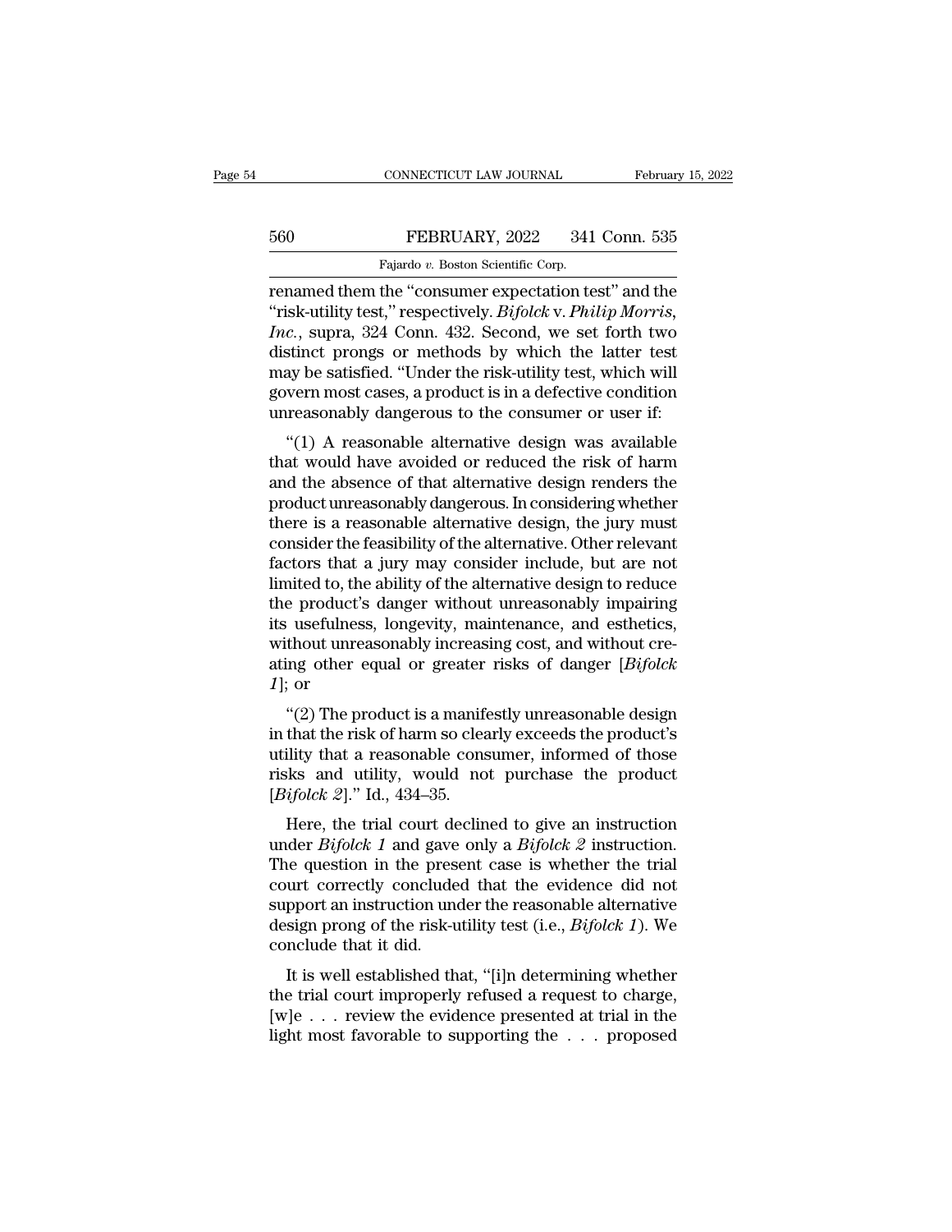renamed them the "consumer expectation test" and the "risk-utility test," respectively. *Bifolck* v. *Philip Morris, Inc.*, supra, 324 Conn. 432. Second, we set forth two distinct prongs or methods by which the latter test may be satisfied. "Under the risk-utility test, which will govern most cases, a product is in a defective condition unreasonably dangerous to the consumer or user if:

"(1) A reasonable alternative design was available that would have avoided or reduced the risk of harm and the absence of that alternative design renders the product unreasonably dangerous. In considering whether there is a reasonable alternative design, the jury must consider the feasibility of the alternative. Other relevant factors that a jury may consider include, but are not limited to, the ability of the alternative design to reduce the product's danger without unreasonably impairing its usefulness, longevity, maintenance, and esthetics, without unreasonably increasing cost, and without creating other equal or greater risks of danger [*Bifolck 1*]; or

"(2) The product is a manifestly unreasonable design in that the risk of harm so clearly exceeds the product's utility that a reasonable consumer, informed of those risks and utility, would not purchase the product [*Bifolck 2*]." Id., 434–35.

Here, the trial court declined to give an instruction under *Bifolck 1* and gave only a *Bifolck 2* instruction. The question in the present case is whether the trial court correctly concluded that the evidence did not support an instruction under the reasonable alternative design prong of the risk-utility test (i.e., *Bifolck 1*). We conclude that it did.

It is well established that, "[i]n determining whether the trial court improperly refused a request to charge, [w]e . . . review the evidence presented at trial in the light most favorable to supporting the . . . proposed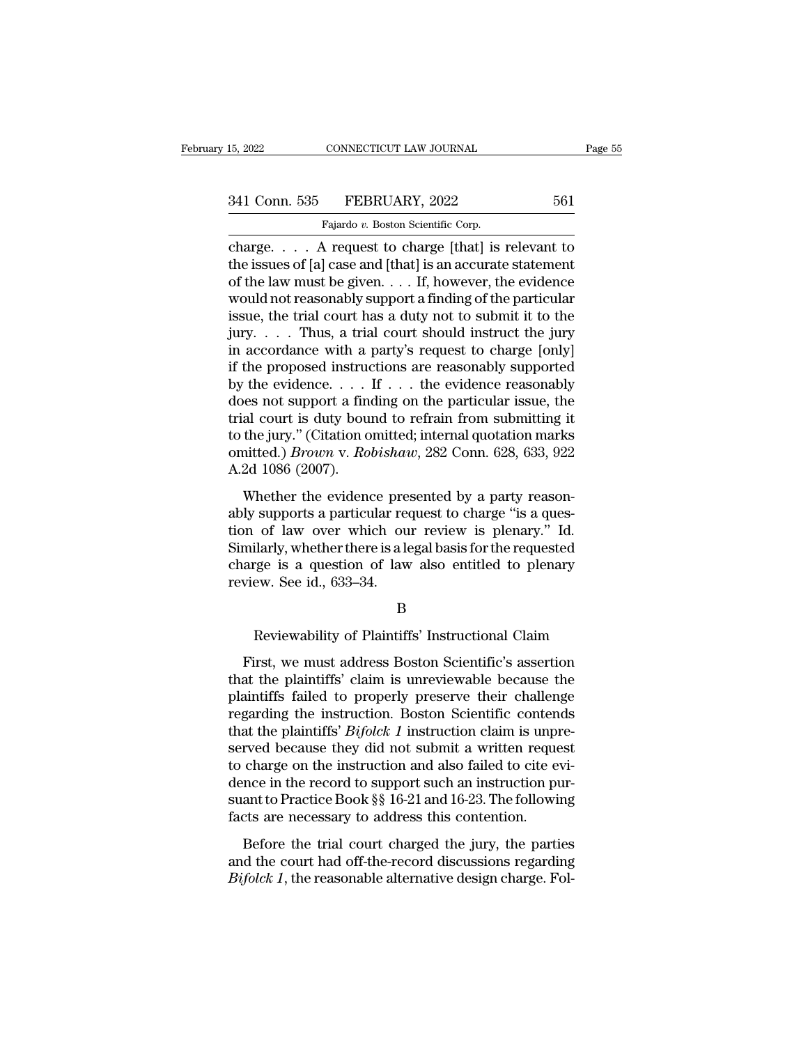charge. . . . A request to charge [that] is relevant to the issues of [a] case and [that] is an accurate statement of the law must be given. . . . If, however, the evidence would not reasonably support a finding of the particular issue, the trial court has a duty not to submit it to the jury. . . . Thus, a trial court should instruct the jury in accordance with a party's request to charge [only] if the proposed instructions are reasonably supported by the evidence. . . . If . . . the evidence reasonably does not support a finding on the particular issue, the trial court is duty bound to refrain from submitting it to the jury." (Citation omitted; internal quotation marks omitted.) *Brown* v. *Robishaw*, 282 Conn. 628, 633, 922 A.2d 1086 (2007).

Whether the evidence presented by a party reasonably supports a particular request to charge "is a question of law over which our review is plenary." Id. Similarly, whether there is a legal basis for the requested charge is a question of law also entitled to plenary review. See id., 633–34.

B

Reviewability of Plaintiffs' Instructional Claim

First, we must address Boston Scientific's assertion that the plaintiffs' claim is unreviewable because the plaintiffs failed to properly preserve their challenge regarding the instruction. Boston Scientific contends that the plaintiffs' *Bifolck 1* instruction claim is unpreserved because they did not submit a written request to charge on the instruction and also failed to cite evidence in the record to support such an instruction pursuant to Practice Book §§ 16-21 and 16-23. The following facts are necessary to address this contention.

Before the trial court charged the jury, the parties and the court had off-the-record discussions regarding *Bifolck 1*, the reasonable alternative design charge. Fol-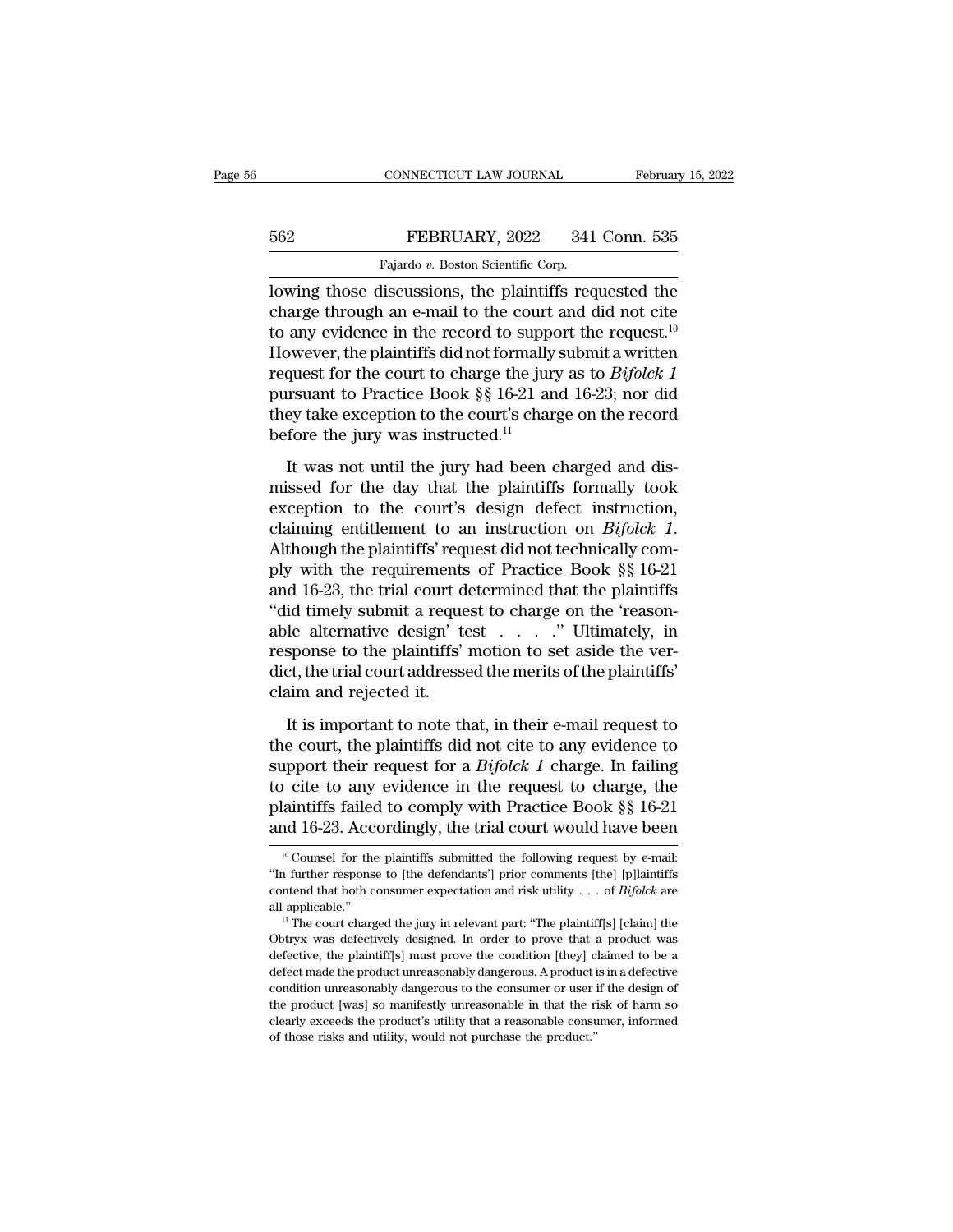lowing those discussions, the plaintiffs requested the charge through an e-mail to the court and did not cite to any evidence in the record to support the request.[10] However, the plaintiffs did not formally submit a written request for the court to charge the jury as to *Bifolck 1* pursuant to Practice Book §§ 16-21 and 16-23; nor did they take exception to the court's charge on the record before the jury was instructed.[11]

It was not until the jury had been charged and dismissed for the day that the plaintiffs formally took exception to the court's design defect instruction, claiming entitlement to an instruction on *Bifolck 1*. Although the plaintiffs' request did not technically comply with the requirements of Practice Book §§ 16-21 and 16-23, the trial court determined that the plaintiffs "did timely submit a request to charge on the 'reasonable alternative design' test . . . ." Ultimately, in response to the plaintiffs' motion to set aside the verdict, the trial court addressed the merits of the plaintiffs' claim and rejected it.

It is important to note that, in their e-mail request to the court, the plaintiffs did not cite to any evidence to support their request for a *Bifolck 1* charge. In failing to cite to any evidence in the request to charge, the plaintiffs failed to comply with Practice Book §§ 16-21 and 16-23. Accordingly, the trial court would have been

[10] Counsel for the plaintiffs submitted the following request by e-mail: "In further response to [the defendants'] prior comments [the] [p]laintiffs contend that both consumer expectation and risk utility . . . of *Bifolck* are all applicable."

[11] The court charged the jury in relevant part: "The plaintiff[s] [claim] the Obtryx was defectively designed. In order to prove that a product was defective, the plaintiff[s] must prove the condition [they] claimed to be a defect made the product unreasonably dangerous. A product is in a defective condition unreasonably dangerous to the consumer or user if the design of the product [was] so manifestly unreasonable in that the risk of harm so clearly exceeds the product's utility that a reasonable consumer, informed of those risks and utility, would not purchase the product."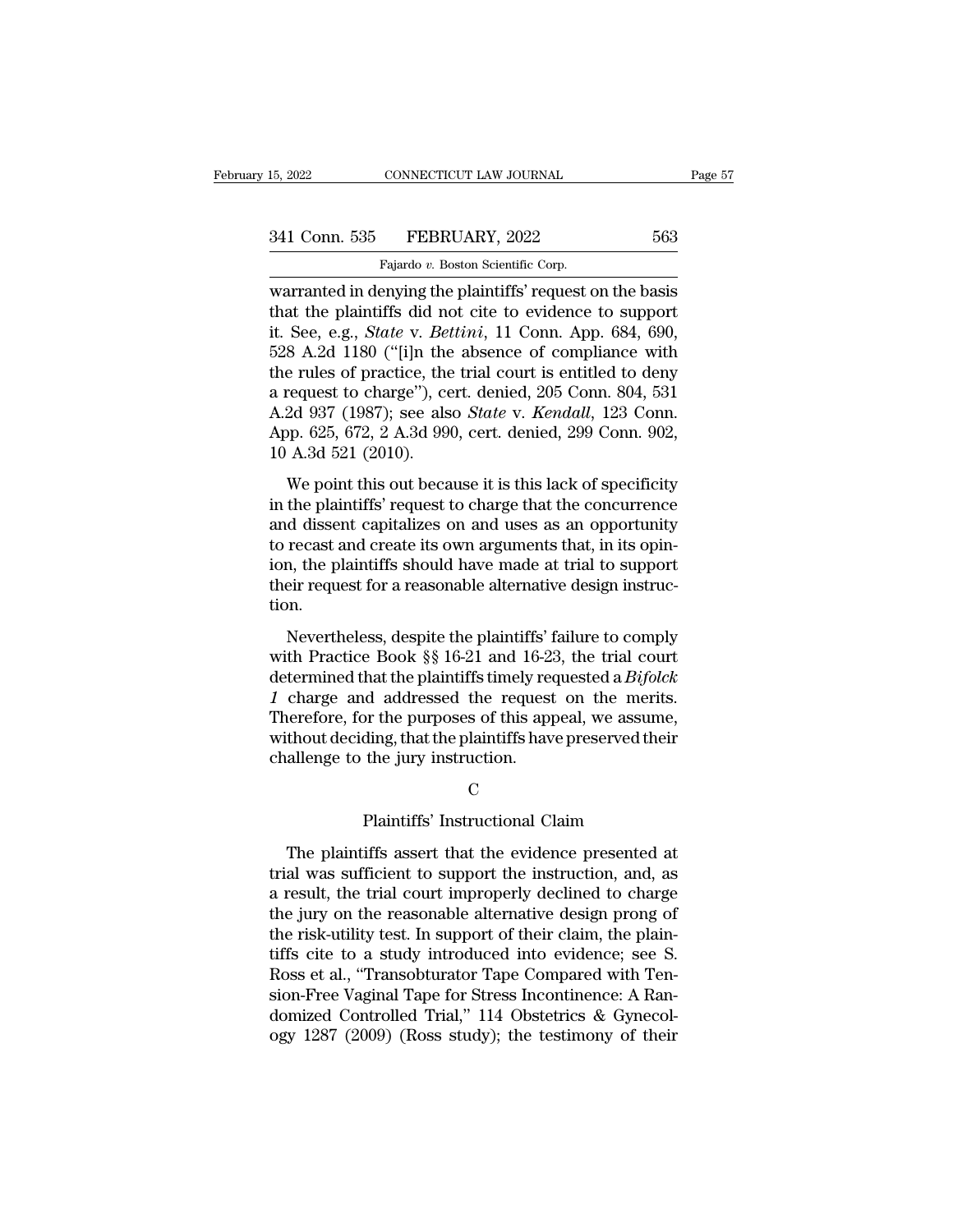warranted in denying the plaintiffs' request on the basis that the plaintiffs did not cite to evidence to support it. See, e.g., *State* v. *Bettini*, 11 Conn. App. 684, 690, 528 A.2d 1180 ("[i]n the absence of compliance with the rules of practice, the trial court is entitled to deny a request to charge"), cert. denied, 205 Conn. 804, 531 A.2d 937 (1987); see also *State* v. *Kendall*, 123 Conn. App. 625, 672, 2 A.3d 990, cert. denied, 299 Conn. 902, 10 A.3d 521 (2010).

We point this out because it is this lack of specificity in the plaintiffs' request to charge that the concurrence and dissent capitalizes on and uses as an opportunity to recast and create its own arguments that, in its opinion, the plaintiffs should have made at trial to support their request for a reasonable alternative design instruction.

Nevertheless, despite the plaintiffs' failure to comply with Practice Book §§ 16-21 and 16-23, the trial court determined that the plaintiffs timely requested a *Bifolck 1* charge and addressed the request on the merits. Therefore, for the purposes of this appeal, we assume, without deciding, that the plaintiffs have preserved their challenge to the jury instruction.

C

Plaintiffs' Instructional Claim

The plaintiffs assert that the evidence presented at trial was sufficient to support the instruction, and, as a result, the trial court improperly declined to charge the jury on the reasonable alternative design prong of the risk-utility test. In support of their claim, the plaintiffs cite to a study introduced into evidence; see S. Ross et al., "Transobturator Tape Compared with Tension-Free Vaginal Tape for Stress Incontinence: A Randomized Controlled Trial," 114 Obstetrics & Gynecology 1287 (2009) (Ross study); the testimony of their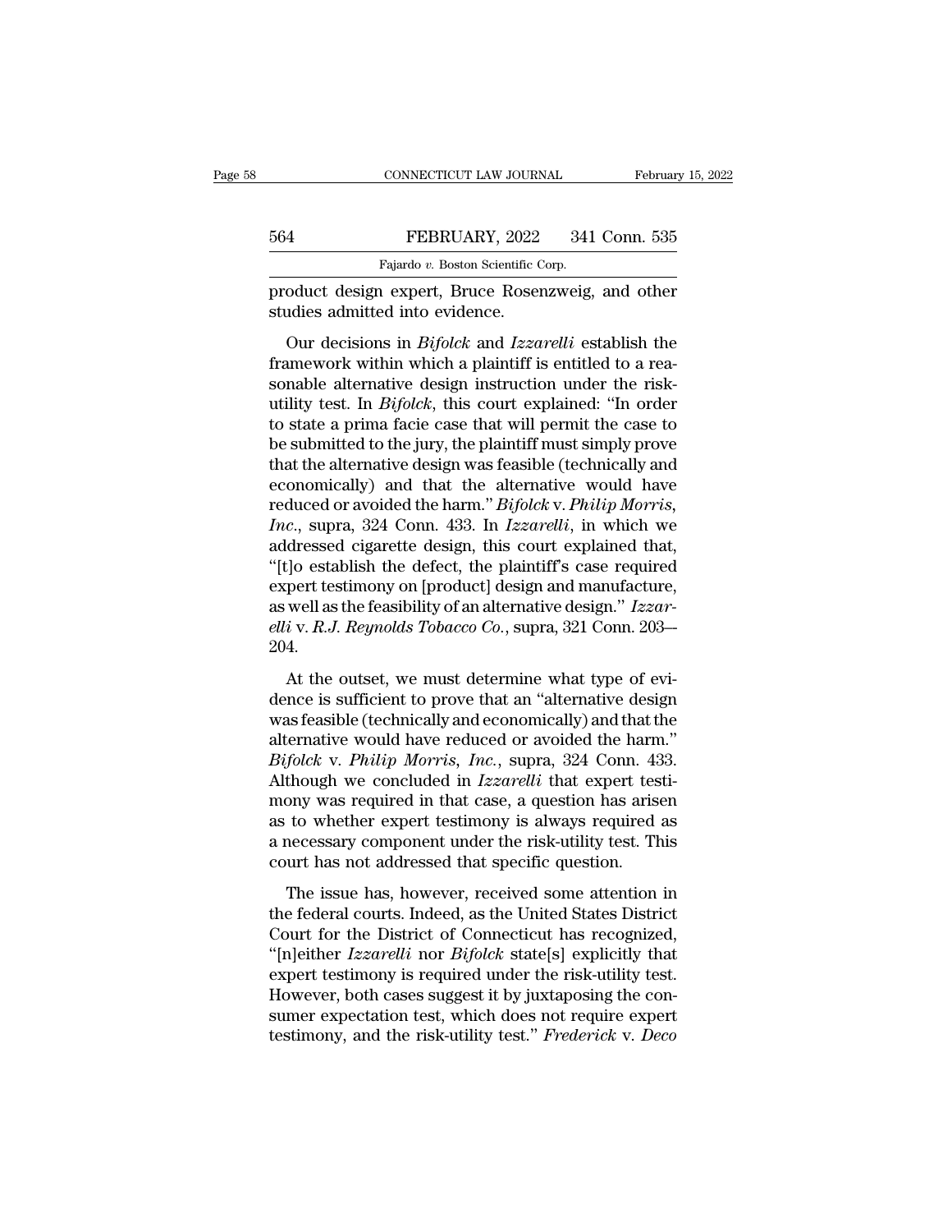product design expert, Bruce Rosenzweig, and other studies admitted into evidence.

Our decisions in *Bifolck* and *Izzarelli* establish the framework within which a plaintiff is entitled to a reasonable alternative design instruction under the risk-utility test. In *Bifolck*, this court explained: "In order to state a prima facie case that will permit the case to be submitted to the jury, the plaintiff must simply prove that the alternative design was feasible (technically and economically) and that the alternative would have reduced or avoided the harm." *Bifolck* v. *Philip Morris, Inc.*, supra, 324 Conn. 433. In *Izzarelli*, in which we addressed cigarette design, this court explained that, "[t]o establish the defect, the plaintiff's case required expert testimony on [product] design and manufacture, as well as the feasibility of an alternative design." *Izzarelli* v. *R.J. Reynolds Tobacco Co.*, supra, 321 Conn. 203–204.

At the outset, we must determine what type of evidence is sufficient to prove that an "alternative design was feasible (technically and economically) and that the alternative would have reduced or avoided the harm." *Bifolck* v. *Philip Morris, Inc.*, supra, 324 Conn. 433. Although we concluded in *Izzarelli* that expert testimony was required in that case, a question has arisen as to whether expert testimony is always required as a necessary component under the risk-utility test. This court has not addressed that specific question.

The issue has, however, received some attention in the federal courts. Indeed, as the United States District Court for the District of Connecticut has recognized, "[n]either *Izzarelli* nor *Bifolck* state[s] explicitly that expert testimony is required under the risk-utility test. However, both cases suggest it by juxtaposing the consumer expectation test, which does not require expert testimony, and the risk-utility test." *Frederick* v. *Deco*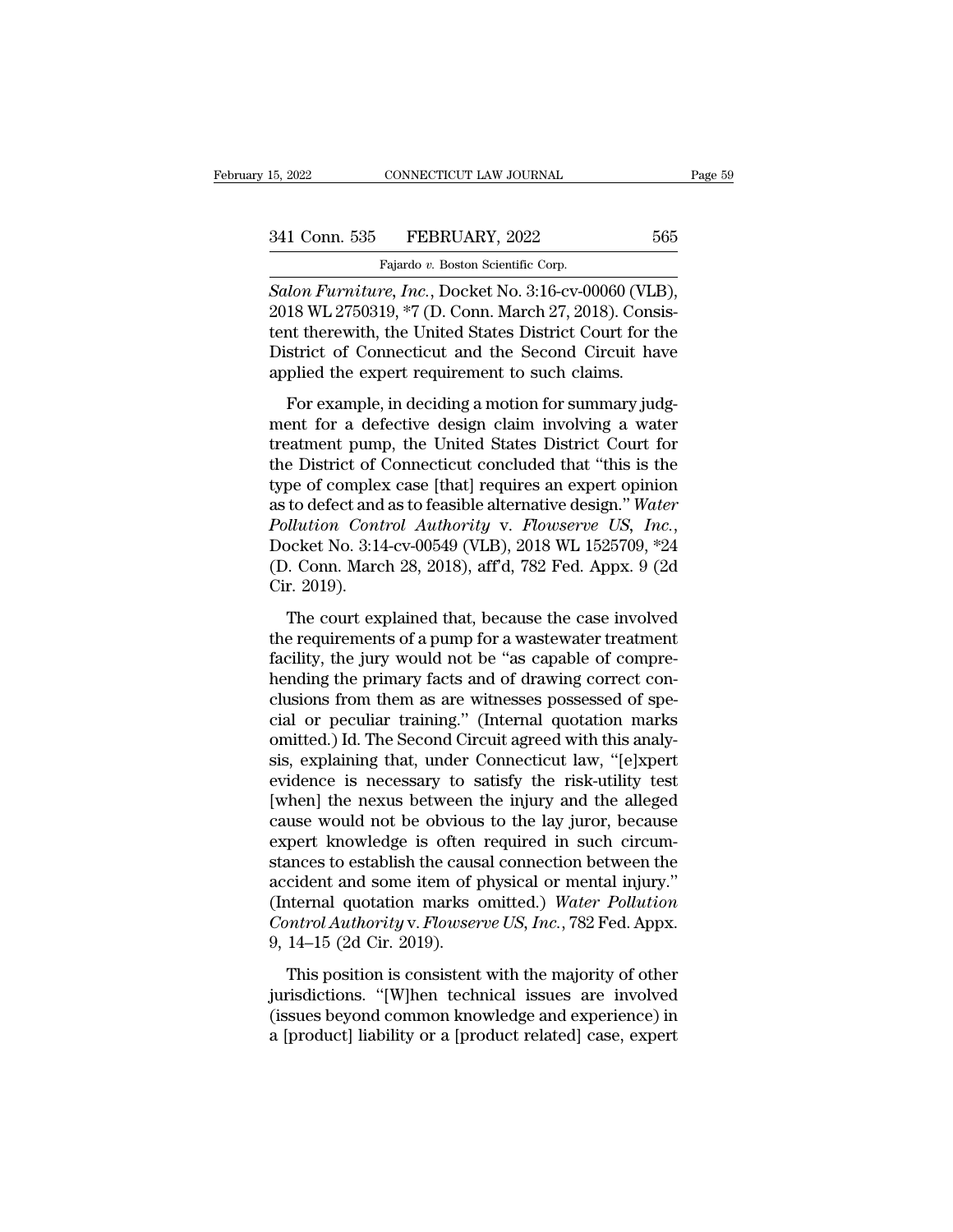*Salon Furniture, Inc.*, Docket No. 3:16-cv-00060 (VLB), 2018 WL 2750319, *7 (D. Conn. March 27, 2018). Consistent therewith, the United States District Court for the District of Connecticut and the Second Circuit have applied the expert requirement to such claims.

For example, in deciding a motion for summary judgment for a defective design claim involving a water treatment pump, the United States District Court for the District of Connecticut concluded that "this is the type of complex case [that] requires an expert opinion as to defect and as to feasible alternative design." *Water Pollution Control Authority* v. *Flowserve US, Inc.*, Docket No. 3:14-cv-00549 (VLB), 2018 WL 1525709, *24 (D. Conn. March 28, 2018), aff'd, 782 Fed. Appx. 9 (2d Cir. 2019).

The court explained that, because the case involved the requirements of a pump for a wastewater treatment facility, the jury would not be "as capable of comprehending the primary facts and of drawing correct conclusions from them as are witnesses possessed of special or peculiar training." (Internal quotation marks omitted.) Id. The Second Circuit agreed with this analysis, explaining that, under Connecticut law, "[e]xpert evidence is necessary to satisfy the risk-utility test [when] the nexus between the injury and the alleged cause would not be obvious to the lay juror, because expert knowledge is often required in such circumstances to establish the causal connection between the accident and some item of physical or mental injury." (Internal quotation marks omitted.) *Water Pollution Control Authority* v. *Flowserve US, Inc.*, 782 Fed. Appx. 9, 14–15 (2d Cir. 2019).

This position is consistent with the majority of other jurisdictions. "[W]hen technical issues are involved (issues beyond common knowledge and experience) in a [product] liability or a [product related] case, expert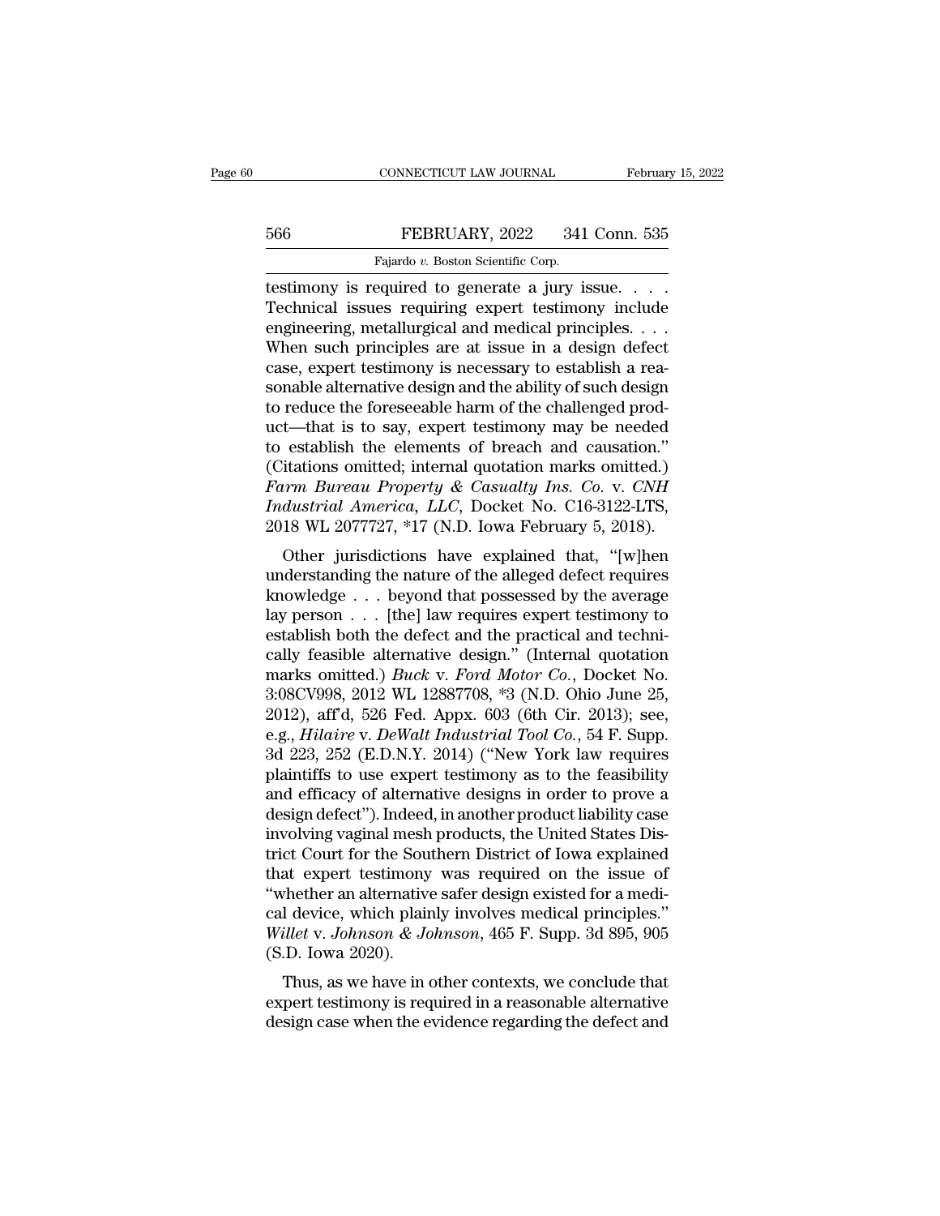testimony is required to generate a jury issue. . . . Technical issues requiring expert testimony include engineering, metallurgical and medical principles. . . . When such principles are at issue in a design defect case, expert testimony is necessary to establish a reasonable alternative design and the ability of such design to reduce the foreseeable harm of the challenged product—that is to say, expert testimony may be needed to establish the elements of breach and causation." (Citations omitted; internal quotation marks omitted.) *Farm Bureau Property & Casualty Ins. Co.* v. *CNH Industrial America, LLC*, Docket No. C16-3122-LTS, 2018 WL 2077727, *17 (N.D. Iowa February 5, 2018).

Other jurisdictions have explained that, "[w]hen understanding the nature of the alleged defect requires knowledge . . . beyond that possessed by the average lay person . . . [the] law requires expert testimony to establish both the defect and the practical and technically feasible alternative design." (Internal quotation marks omitted.) *Buck* v. *Ford Motor Co.*, Docket No. 3:08CV998, 2012 WL 12887708, *3 (N.D. Ohio June 25, 2012), aff'd, 526 Fed. Appx. 603 (6th Cir. 2013); see, e.g., *Hilaire* v. *DeWalt Industrial Tool Co.*, 54 F. Supp. 3d 223, 252 (E.D.N.Y. 2014) ("New York law requires plaintiffs to use expert testimony as to the feasibility and efficacy of alternative designs in order to prove a design defect"). Indeed, in another product liability case involving vaginal mesh products, the United States District Court for the Southern District of Iowa explained that expert testimony was required on the issue of "whether an alternative safer design existed for a medical device, which plainly involves medical principles." *Willet* v. *Johnson & Johnson*, 465 F. Supp. 3d 895, 905 (S.D. Iowa 2020).

Thus, as we have in other contexts, we conclude that expert testimony is required in a reasonable alternative design case when the evidence regarding the defect and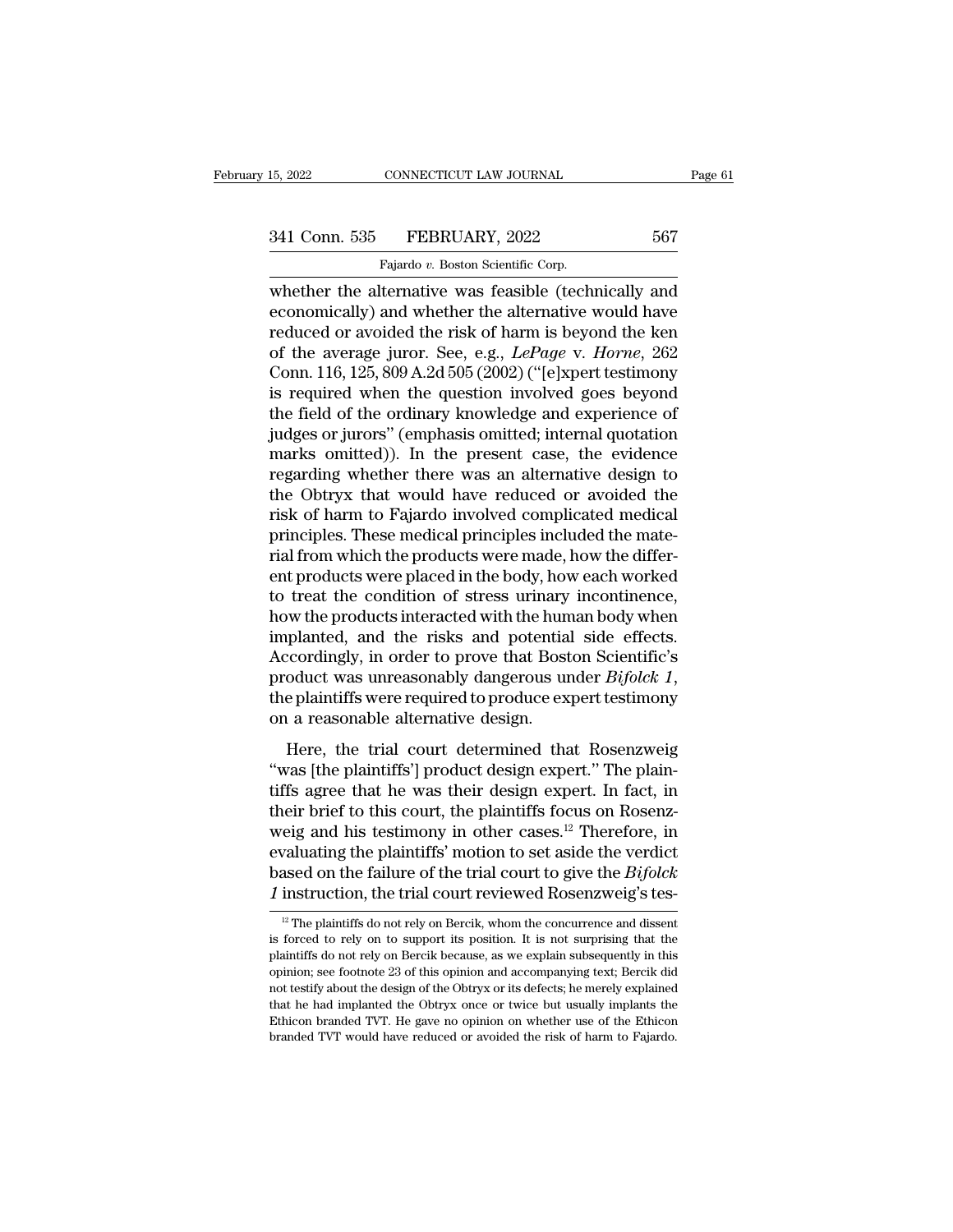whether the alternative was feasible (technically and economically) and whether the alternative would have reduced or avoided the risk of harm is beyond the ken of the average juror. See, e.g., *LePage* v. *Horne*, 262 Conn. 116, 125, 809 A.2d 505 (2002) ("[e]xpert testimony is required when the question involved goes beyond the field of the ordinary knowledge and experience of judges or jurors" (emphasis omitted; internal quotation marks omitted)). In the present case, the evidence regarding whether there was an alternative design to the Obtryx that would have reduced or avoided the risk of harm to Fajardo involved complicated medical principles. These medical principles included the material from which the products were made, how the different products were placed in the body, how each worked to treat the condition of stress urinary incontinence, how the products interacted with the human body when implanted, and the risks and potential side effects. Accordingly, in order to prove that Boston Scientific's product was unreasonably dangerous under *Bifolck 1*, the plaintiffs were required to produce expert testimony on a reasonable alternative design.

Here, the trial court determined that Rosenzweig "was [the plaintiffs'] product design expert." The plaintiffs agree that he was their design expert. In fact, in their brief to this court, the plaintiffs focus on Rosenzweig and his testimony in other cases.[12] Therefore, in evaluating the plaintiffs' motion to set aside the verdict based on the failure of the trial court to give the *Bifolck 1* instruction, the trial court reviewed Rosenzweig's tes-

[12] The plaintiffs do not rely on Bercik, whom the concurrence and dissent is forced to rely on to support its position. It is not surprising that the plaintiffs do not rely on Bercik because, as we explain subsequently in this opinion; see footnote 23 of this opinion and accompanying text; Bercik did not testify about the design of the Obtryx or its defects; he merely explained that he had implanted the Obtryx once or twice but usually implants the Ethicon branded TVT. He gave no opinion on whether use of the Ethicon branded TVT would have reduced or avoided the risk of harm to Fajardo.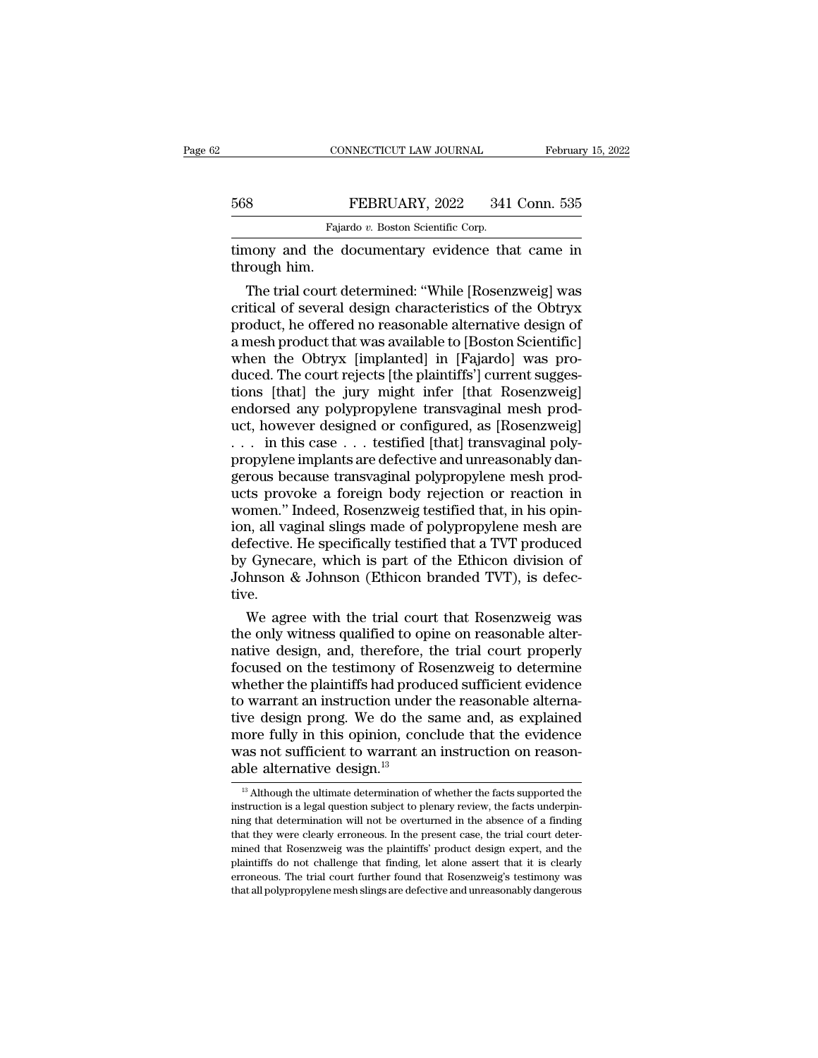timony and the documentary evidence that came in through him.

The trial court determined: "While [Rosenzweig] was critical of several design characteristics of the Obtryx product, he offered no reasonable alternative design of a mesh product that was available to [Boston Scientific] when the Obtryx [implanted] in [Fajardo] was produced. The court rejects [the plaintiffs'] current suggestions [that] the jury might infer [that Rosenzweig] endorsed any polypropylene transvaginal mesh product, however designed or configured, as [Rosenzweig] . . . in this case . . . testified [that] transvaginal polypropylene implants are defective and unreasonably dangerous because transvaginal polypropylene mesh products provoke a foreign body rejection or reaction in women." Indeed, Rosenzweig testified that, in his opinion, all vaginal slings made of polypropylene mesh are defective. He specifically testified that a TVT produced by Gynecare, which is part of the Ethicon division of Johnson & Johnson (Ethicon branded TVT), is defective.

We agree with the trial court that Rosenzweig was the only witness qualified to opine on reasonable alternative design, and, therefore, the trial court properly focused on the testimony of Rosenzweig to determine whether the plaintiffs had produced sufficient evidence to warrant an instruction under the reasonable alternative design prong. We do the same and, as explained more fully in this opinion, conclude that the evidence was not sufficient to warrant an instruction on reasonable alternative design.[13]

[13] Although the ultimate determination of whether the facts supported the instruction is a legal question subject to plenary review, the facts underpinning that determination will not be overturned in the absence of a finding that they were clearly erroneous. In the present case, the trial court determined that Rosenzweig was the plaintiffs' product design expert, and the plaintiffs do not challenge that finding, let alone assert that it is clearly erroneous. The trial court further found that Rosenzweig's testimony was that all polypropylene mesh slings are defective and unreasonably dangerous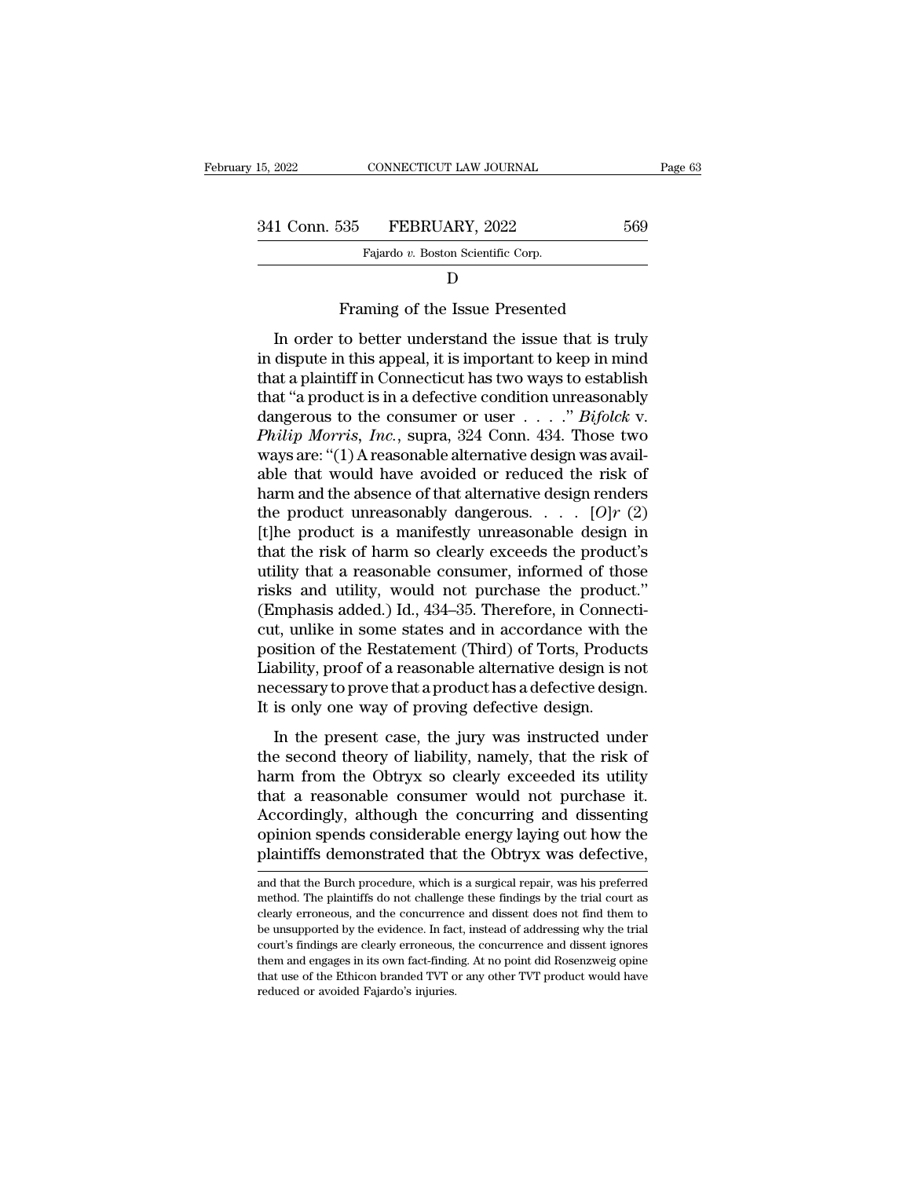D

Framing of the Issue Presented

In order to better understand the issue that is truly in dispute in this appeal, it is important to keep in mind that a plaintiff in Connecticut has two ways to establish that "a product is in a defective condition unreasonably dangerous to the consumer or user . . . ." *Bifolck* v. *Philip Morris, Inc.*, supra, 324 Conn. 434. Those two ways are: "(1) A reasonable alternative design was available that would have avoided or reduced the risk of harm and the absence of that alternative design renders the product unreasonably dangerous. . . . [*O*]*r* (2) [t]he product is a manifestly unreasonable design in that the risk of harm so clearly exceeds the product's utility that a reasonable consumer, informed of those risks and utility, would not purchase the product." (Emphasis added.) Id., 434–35. Therefore, in Connecticut, unlike in some states and in accordance with the position of the Restatement (Third) of Torts, Products Liability, proof of a reasonable alternative design is not necessary to prove that a product has a defective design. It is only one way of proving defective design.

In the present case, the jury was instructed under the second theory of liability, namely, that the risk of harm from the Obtryx so clearly exceeded its utility that a reasonable consumer would not purchase it. Accordingly, although the concurring and dissenting opinion spends considerable energy laying out how the plaintiffs demonstrated that the Obtryx was defective,

---

and that the Burch procedure, which is a surgical repair, was his preferred method. The plaintiffs do not challenge these findings by the trial court as clearly erroneous, and the concurrence and dissent does not find them to be unsupported by the evidence. In fact, instead of addressing why the trial court's findings are clearly erroneous, the concurrence and dissent ignores them and engages in its own fact-finding. At no point did Rosenzweig opine that use of the Ethicon branded TVT or any other TVT product would have reduced or avoided Fajardo's injuries.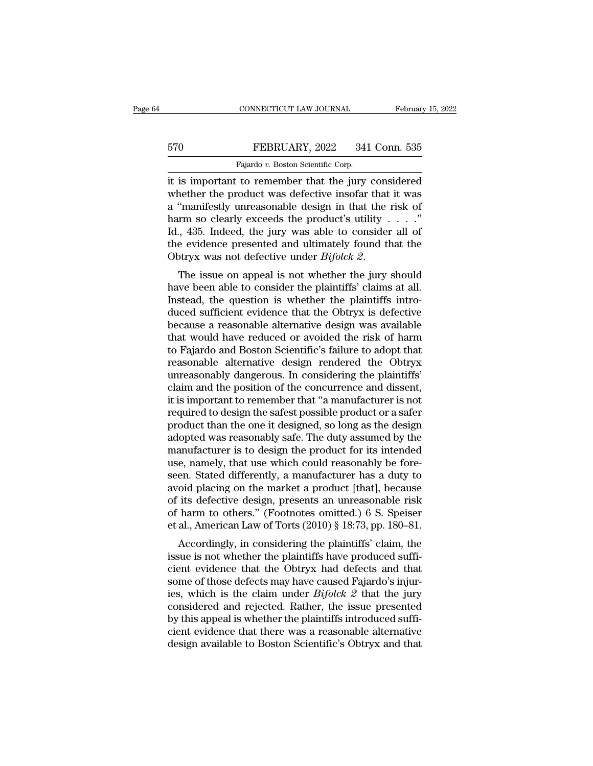it is important to remember that the jury considered whether the product was defective insofar that it was a "manifestly unreasonable design in that the risk of harm so clearly exceeds the product's utility . . . ." Id., 435. Indeed, the jury was able to consider all of the evidence presented and ultimately found that the Obtryx was not defective under *Bifolck 2*.

The issue on appeal is not whether the jury should have been able to consider the plaintiffs' claims at all. Instead, the question is whether the plaintiffs introduced sufficient evidence that the Obtryx is defective because a reasonable alternative design was available that would have reduced or avoided the risk of harm to Fajardo and Boston Scientific's failure to adopt that reasonable alternative design rendered the Obtryx unreasonably dangerous. In considering the plaintiffs' claim and the position of the concurrence and dissent, it is important to remember that "a manufacturer is not required to design the safest possible product or a safer product than the one it designed, so long as the design adopted was reasonably safe. The duty assumed by the manufacturer is to design the product for its intended use, namely, that use which could reasonably be foreseen. Stated differently, a manufacturer has a duty to avoid placing on the market a product [that], because of its defective design, presents an unreasonable risk of harm to others." (Footnotes omitted.) 6 S. Speiser et al., American Law of Torts (2010) § 18:73, pp. 180–81.

Accordingly, in considering the plaintiffs' claim, the issue is not whether the plaintiffs have produced sufficient evidence that the Obtryx had defects and that some of those defects may have caused Fajardo's injuries, which is the claim under *Bifolck 2* that the jury considered and rejected. Rather, the issue presented by this appeal is whether the plaintiffs introduced sufficient evidence that there was a reasonable alternative design available to Boston Scientific's Obtryx and that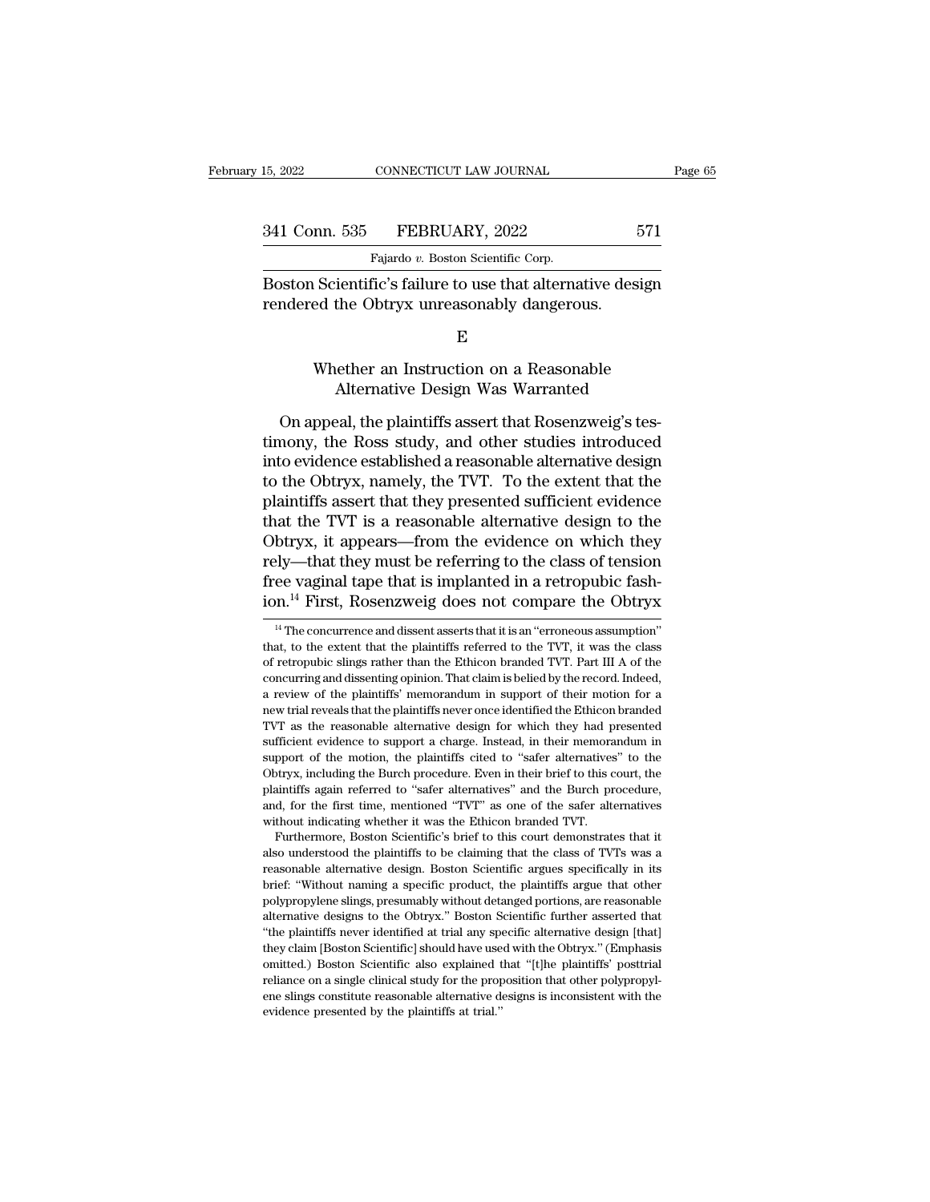Boston Scientific's failure to use that alternative design rendered the Obtryx unreasonably dangerous.

## E

### Whether an Instruction on a Reasonable Alternative Design Was Warranted

On appeal, the plaintiffs assert that Rosenzweig's testimony, the Ross study, and other studies introduced into evidence established a reasonable alternative design to the Obtryx, namely, the TVT. To the extent that the plaintiffs assert that they presented sufficient evidence that the TVT is a reasonable alternative design to the Obtryx, it appears—from the evidence on which they rely—that they must be referring to the class of tension free vaginal tape that is implanted in a retropubic fashion.[14] First, Rosenzweig does not compare the Obtryx

---

[14] The concurrence and dissent asserts that it is an "erroneous assumption" that, to the extent that the plaintiffs referred to the TVT, it was the class of retropubic slings rather than the Ethicon branded TVT. Part III A of the concurring and dissenting opinion. That claim is belied by the record. Indeed, a review of the plaintiffs' memorandum in support of their motion for a new trial reveals that the plaintiffs never once identified the Ethicon branded TVT as the reasonable alternative design for which they had presented sufficient evidence to support a charge. Instead, in their memorandum in support of the motion, the plaintiffs cited to "safer alternatives" to the Obtryx, including the Burch procedure. Even in their brief to this court, the plaintiffs again referred to "safer alternatives" and the Burch procedure, and, for the first time, mentioned "TVT" as one of the safer alternatives without indicating whether it was the Ethicon branded TVT.

Furthermore, Boston Scientific's brief to this court demonstrates that it also understood the plaintiffs to be claiming that the class of TVTs was a reasonable alternative design. Boston Scientific argues specifically in its brief: "Without naming a specific product, the plaintiffs argue that other polypropylene slings, presumably without detanged portions, are reasonable alternative designs to the Obtryx." Boston Scientific further asserted that "the plaintiffs never identified at trial any specific alternative design [that] they claim [Boston Scientific] should have used with the Obtryx." (Emphasis omitted.) Boston Scientific also explained that "[t]he plaintiffs' posttrial reliance on a single clinical study for the proposition that other polypropylene slings constitute reasonable alternative designs is inconsistent with the evidence presented by the plaintiffs at trial."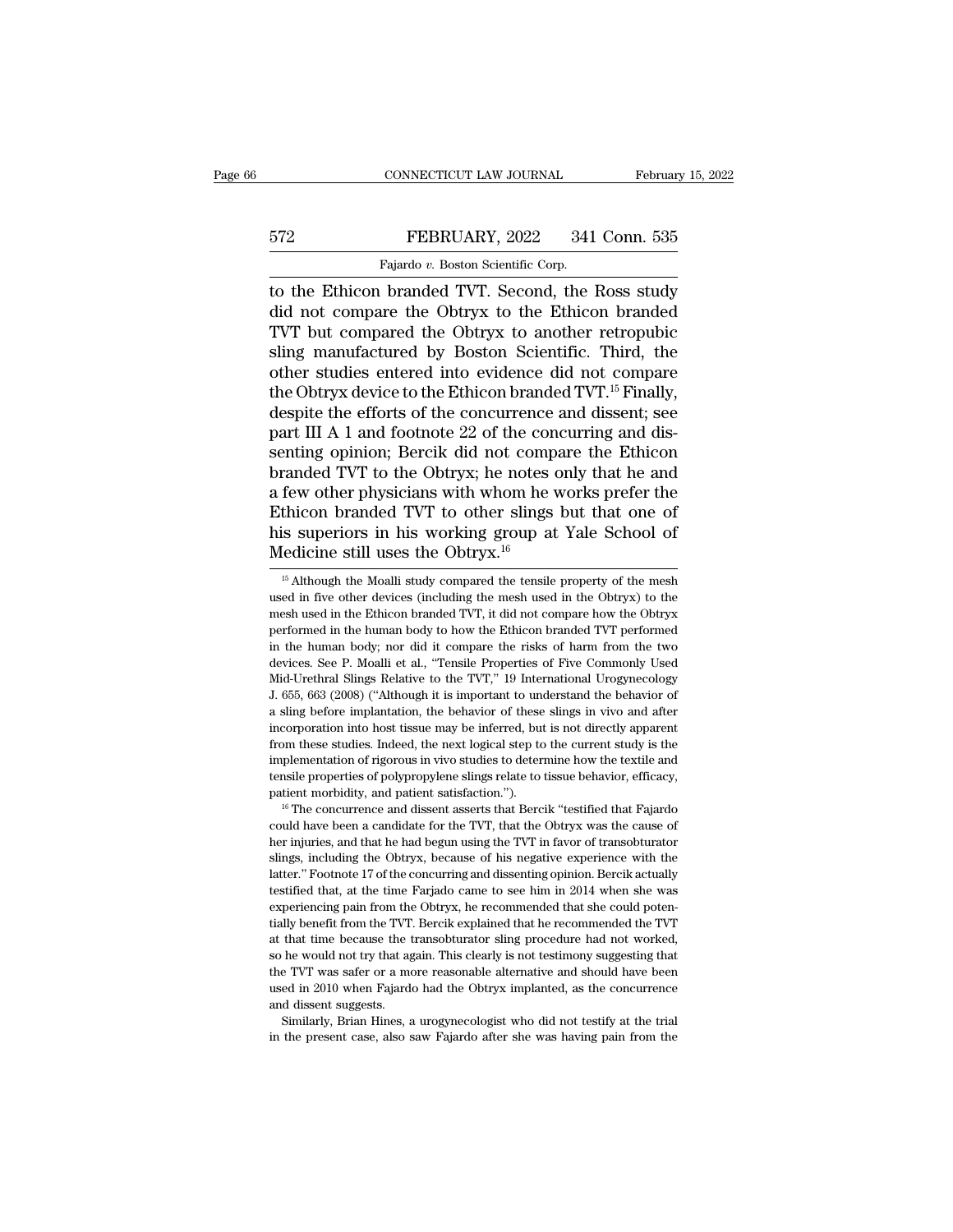to the Ethicon branded TVT. Second, the Ross study did not compare the Obtryx to the Ethicon branded TVT but compared the Obtryx to another retropubic sling manufactured by Boston Scientific. Third, the other studies entered into evidence did not compare the Obtryx device to the Ethicon branded TVT.[15] Finally, despite the efforts of the concurrence and dissent; see part III A 1 and footnote 22 of the concurring and dissenting opinion; Bercik did not compare the Ethicon branded TVT to the Obtryx; he notes only that he and a few other physicians with whom he works prefer the Ethicon branded TVT to other slings but that one of his superiors in his working group at Yale School of Medicine still uses the Obtryx.[16]

[15] Although the Moalli study compared the tensile property of the mesh used in five other devices (including the mesh used in the Obtryx) to the mesh used in the Ethicon branded TVT, it did not compare how the Obtryx performed in the human body to how the Ethicon branded TVT performed in the human body; nor did it compare the risks of harm from the two devices. See P. Moalli et al., "Tensile Properties of Five Commonly Used Mid-Urethral Slings Relative to the TVT," 19 International Urogynecology J. 655, 663 (2008) ("Although it is important to understand the behavior of a sling before implantation, the behavior of these slings in vivo and after incorporation into host tissue may be inferred, but is not directly apparent from these studies. Indeed, the next logical step to the current study is the implementation of rigorous in vivo studies to determine how the textile and tensile properties of polypropylene slings relate to tissue behavior, efficacy, patient morbidity, and patient satisfaction.").

[16] The concurrence and dissent asserts that Bercik "testified that Fajardo could have been a candidate for the TVT, that the Obtryx was the cause of her injuries, and that he had begun using the TVT in favor of transobturator slings, including the Obtryx, because of his negative experience with the latter." Footnote 17 of the concurring and dissenting opinion. Bercik actually testified that, at the time Farjado came to see him in 2014 when she was experiencing pain from the Obtryx, he recommended that she could potentially benefit from the TVT. Bercik explained that he recommended the TVT at that time because the transobturator sling procedure had not worked, so he would not try that again. This clearly is not testimony suggesting that the TVT was safer or a more reasonable alternative and should have been used in 2010 when Fajardo had the Obtryx implanted, as the concurrence and dissent suggests.

Similarly, Brian Hines, a urogynecologist who did not testify at the trial in the present case, also saw Fajardo after she was having pain from the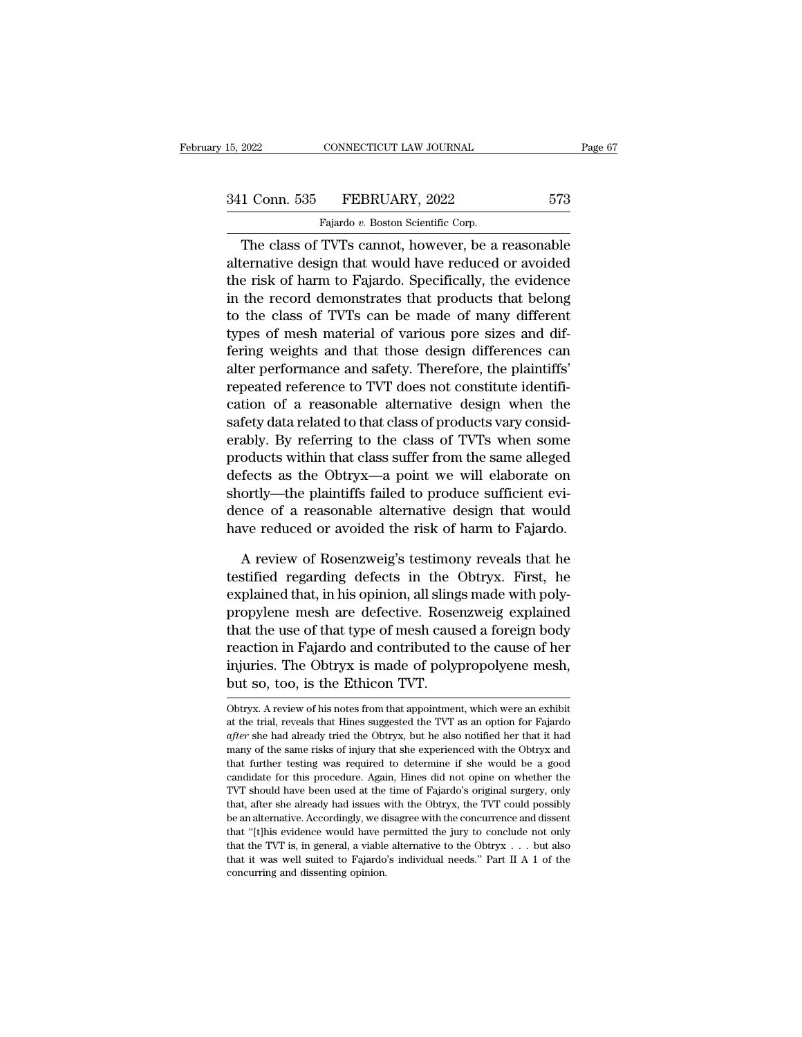The class of TVTs cannot, however, be a reasonable alternative design that would have reduced or avoided the risk of harm to Fajardo. Specifically, the evidence in the record demonstrates that products that belong to the class of TVTs can be made of many different types of mesh material of various pore sizes and differing weights and that those design differences can alter performance and safety. Therefore, the plaintiffs' repeated reference to TVT does not constitute identification of a reasonable alternative design when the safety data related to that class of products vary considerably. By referring to the class of TVTs when some products within that class suffer from the same alleged defects as the Obtryx—a point we will elaborate on shortly—the plaintiffs failed to produce sufficient evidence of a reasonable alternative design that would have reduced or avoided the risk of harm to Fajardo.

A review of Rosenzweig's testimony reveals that he testified regarding defects in the Obtryx. First, he explained that, in his opinion, all slings made with polypropylene mesh are defective. Rosenzweig explained that the use of that type of mesh caused a foreign body reaction in Fajardo and contributed to the cause of her injuries. The Obtryx is made of polypropolyene mesh, but so, too, is the Ethicon TVT.

Obtryx. A review of his notes from that appointment, which were an exhibit at the trial, reveals that Hines suggested the TVT as an option for Fajardo *after* she had already tried the Obtryx, but he also notified her that it had many of the same risks of injury that she experienced with the Obtryx and that further testing was required to determine if she would be a good candidate for this procedure. Again, Hines did not opine on whether the TVT should have been used at the time of Fajardo's original surgery, only that, after she already had issues with the Obtryx, the TVT could possibly be an alternative. Accordingly, we disagree with the concurrence and dissent that "[t]his evidence would have permitted the jury to conclude not only that the TVT is, in general, a viable alternative to the Obtryx . . . but also that it was well suited to Fajardo's individual needs." Part II A 1 of the concurring and dissenting opinion.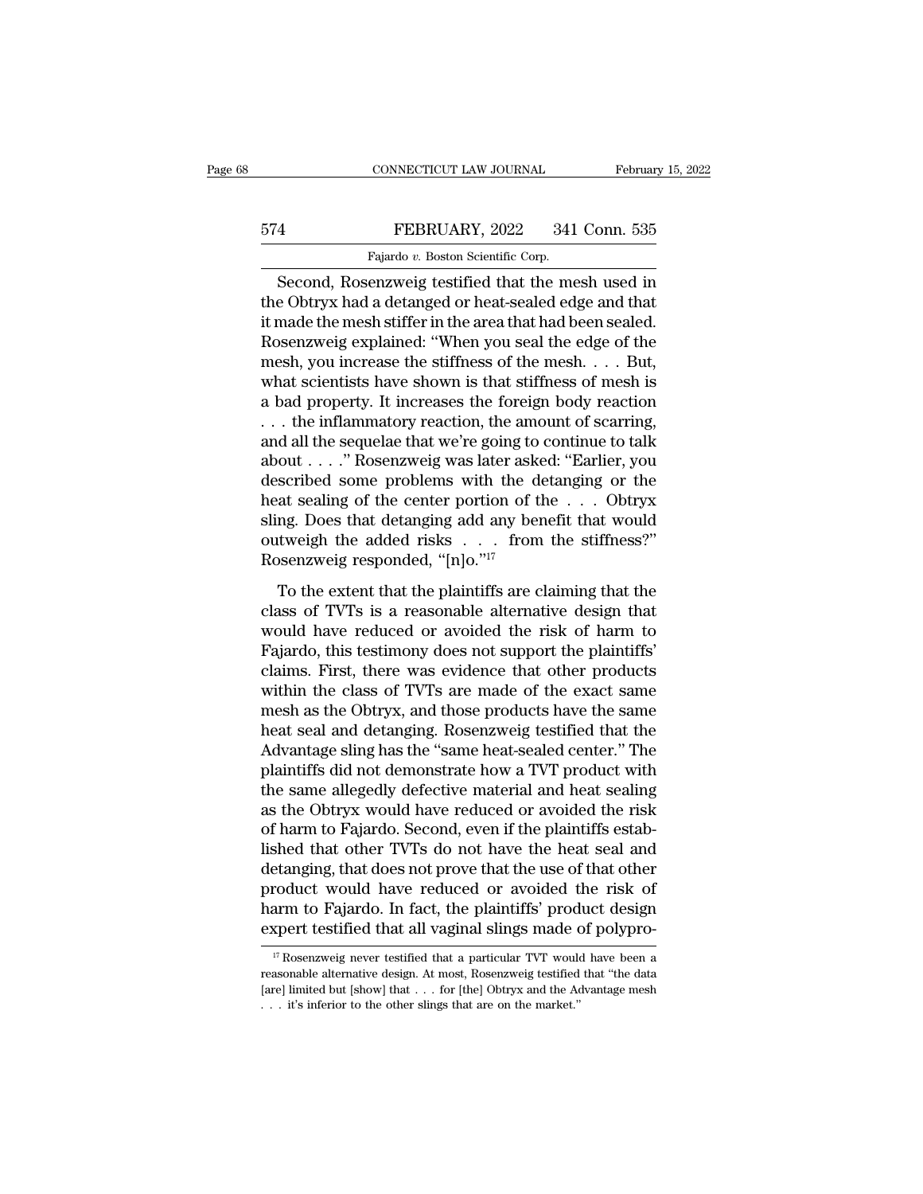Second, Rosenzweig testified that the mesh used in the Obtryx had a detanged or heat-sealed edge and that it made the mesh stiffer in the area that had been sealed. Rosenzweig explained: "When you seal the edge of the mesh, you increase the stiffness of the mesh. . . . But, what scientists have shown is that stiffness of mesh is a bad property. It increases the foreign body reaction . . . the inflammatory reaction, the amount of scarring, and all the sequelae that we're going to continue to talk about . . . ." Rosenzweig was later asked: "Earlier, you described some problems with the detanging or the heat sealing of the center portion of the . . . Obtryx sling. Does that detanging add any benefit that would outweigh the added risks . . . from the stiffness?" Rosenzweig responded, "[n]o."[17]

To the extent that the plaintiffs are claiming that the class of TVTs is a reasonable alternative design that would have reduced or avoided the risk of harm to Fajardo, this testimony does not support the plaintiffs' claims. First, there was evidence that other products within the class of TVTs are made of the exact same mesh as the Obtryx, and those products have the same heat seal and detanging. Rosenzweig testified that the Advantage sling has the "same heat-sealed center." The plaintiffs did not demonstrate how a TVT product with the same allegedly defective material and heat sealing as the Obtryx would have reduced or avoided the risk of harm to Fajardo. Second, even if the plaintiffs established that other TVTs do not have the heat seal and detanging, that does not prove that the use of that other product would have reduced or avoided the risk of harm to Fajardo. In fact, the plaintiffs' product design expert testified that all vaginal slings made of polypro-

[17] Rosenzweig never testified that a particular TVT would have been a reasonable alternative design. At most, Rosenzweig testified that "the data [are] limited but [show] that . . . for [the] Obtryx and the Advantage mesh . . . it's inferior to the other slings that are on the market."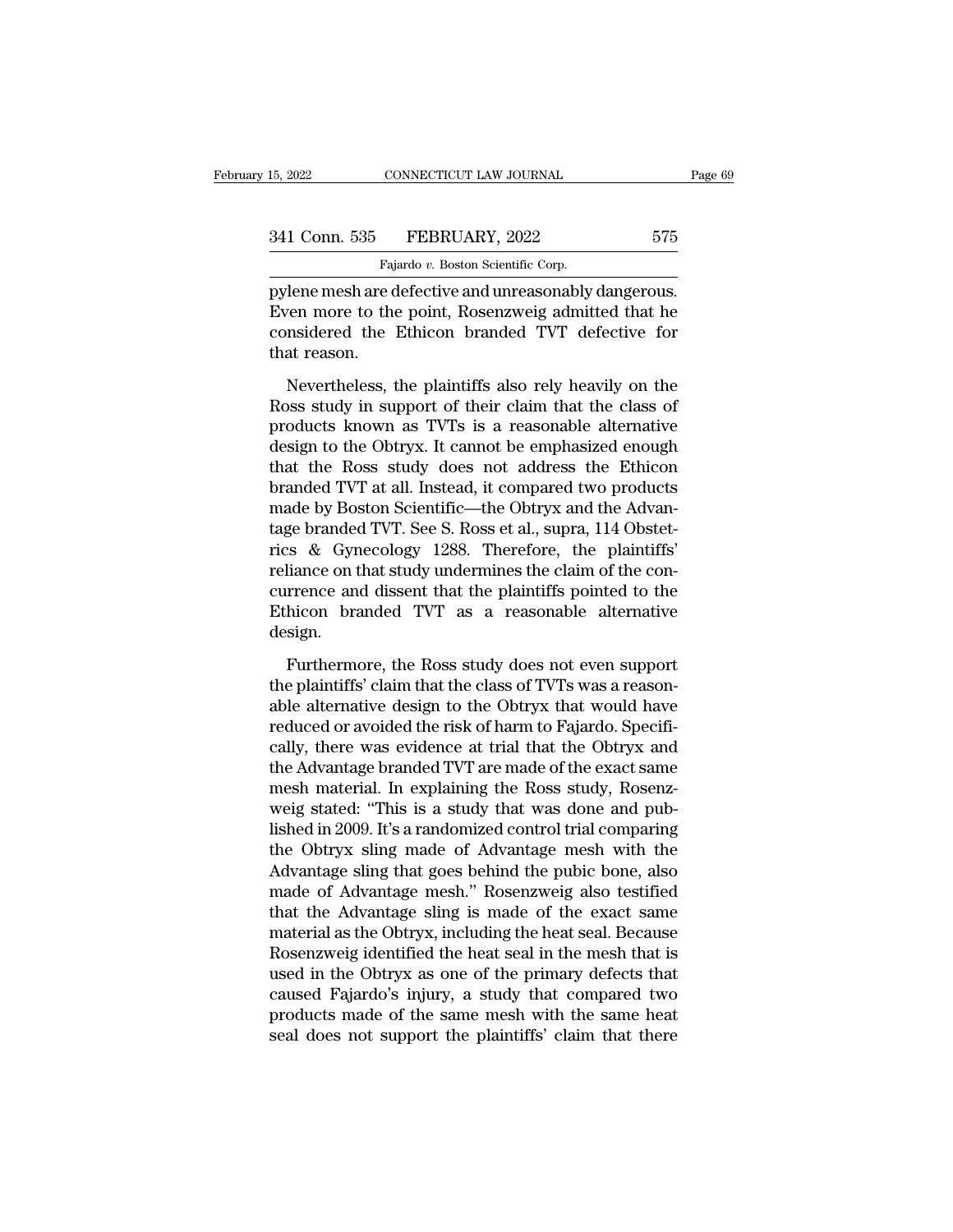pylene mesh are defective and unreasonably dangerous. Even more to the point, Rosenzweig admitted that he considered the Ethicon branded TVT defective for that reason.

Nevertheless, the plaintiffs also rely heavily on the Ross study in support of their claim that the class of products known as TVTs is a reasonable alternative design to the Obtryx. It cannot be emphasized enough that the Ross study does not address the Ethicon branded TVT at all. Instead, it compared two products made by Boston Scientific—the Obtryx and the Advantage branded TVT. See S. Ross et al., supra, 114 Obstetrics & Gynecology 1288. Therefore, the plaintiffs' reliance on that study undermines the claim of the concurrence and dissent that the plaintiffs pointed to the Ethicon branded TVT as a reasonable alternative design.

Furthermore, the Ross study does not even support the plaintiffs' claim that the class of TVTs was a reasonable alternative design to the Obtryx that would have reduced or avoided the risk of harm to Fajardo. Specifically, there was evidence at trial that the Obtryx and the Advantage branded TVT are made of the exact same mesh material. In explaining the Ross study, Rosenzweig stated: "This is a study that was done and published in 2009. It's a randomized control trial comparing the Obtryx sling made of Advantage mesh with the Advantage sling that goes behind the pubic bone, also made of Advantage mesh." Rosenzweig also testified that the Advantage sling is made of the exact same material as the Obtryx, including the heat seal. Because Rosenzweig identified the heat seal in the mesh that is used in the Obtryx as one of the primary defects that caused Fajardo's injury, a study that compared two products made of the same mesh with the same heat seal does not support the plaintiffs' claim that there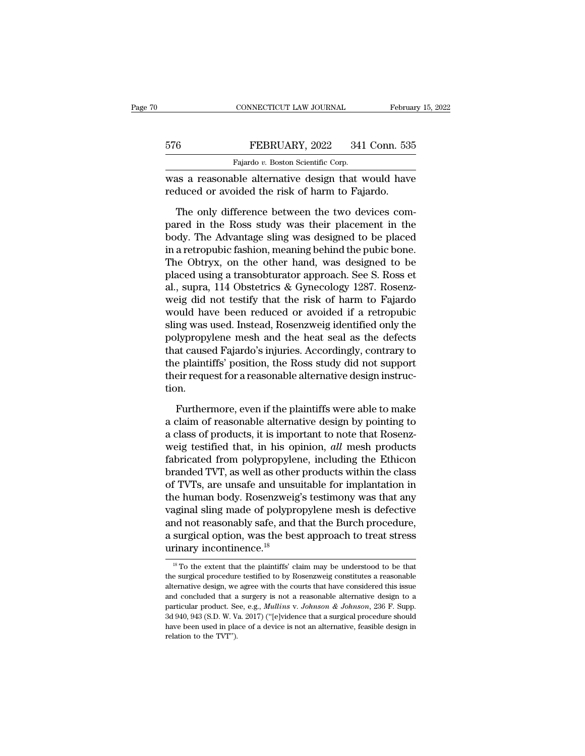was a reasonable alternative design that would have reduced or avoided the risk of harm to Fajardo.

The only difference between the two devices compared in the Ross study was their placement in the body. The Advantage sling was designed to be placed in a retropubic fashion, meaning behind the pubic bone. The Obtryx, on the other hand, was designed to be placed using a transobturator approach. See S. Ross et al., supra, 114 Obstetrics & Gynecology 1287. Rosenzweig did not testify that the risk of harm to Fajardo would have been reduced or avoided if a retropubic sling was used. Instead, Rosenzweig identified only the polypropylene mesh and the heat seal as the defects that caused Fajardo's injuries. Accordingly, contrary to the plaintiffs' position, the Ross study did not support their request for a reasonable alternative design instruction.

Furthermore, even if the plaintiffs were able to make a claim of reasonable alternative design by pointing to a class of products, it is important to note that Rosenzweig testified that, in his opinion, *all* mesh products fabricated from polypropylene, including the Ethicon branded TVT, as well as other products within the class of TVTs, are unsafe and unsuitable for implantation in the human body. Rosenzweig's testimony was that any vaginal sling made of polypropylene mesh is defective and not reasonably safe, and that the Burch procedure, a surgical option, was the best approach to treat stress urinary incontinence.[18]

[18] To the extent that the plaintiffs' claim may be understood to be that the surgical procedure testified to by Rosenzweig constitutes a reasonable alternative design, we agree with the courts that have considered this issue and concluded that a surgery is not a reasonable alternative design to a particular product. See, e.g., *Mullins* v. *Johnson & Johnson*, 236 F. Supp. 3d 940, 943 (S.D. W. Va. 2017) ("[e]vidence that a surgical procedure should have been used in place of a device is not an alternative, feasible design in relation to the TVT").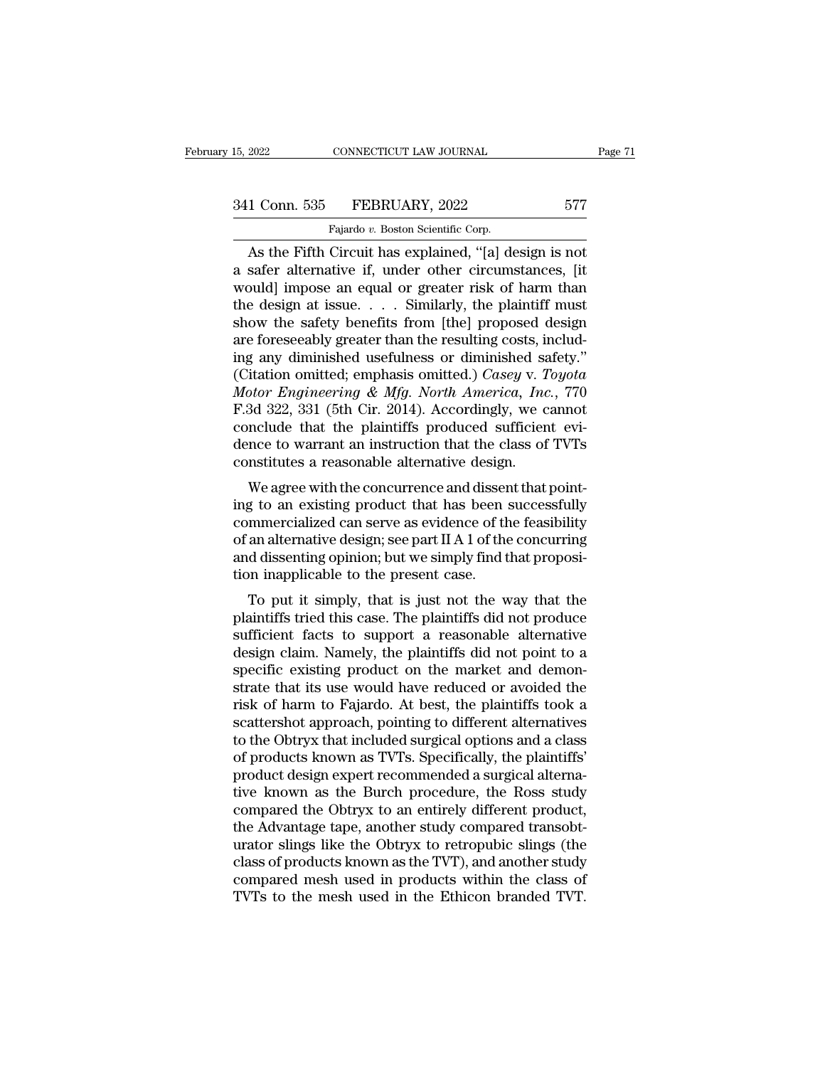As the Fifth Circuit has explained, "[a] design is not a safer alternative if, under other circumstances, [it would] impose an equal or greater risk of harm than the design at issue. . . . Similarly, the plaintiff must show the safety benefits from [the] proposed design are foreseeably greater than the resulting costs, including any diminished usefulness or diminished safety." (Citation omitted; emphasis omitted.) *Casey* v. *Toyota Motor Engineering & Mfg. North America, Inc.*, 770 F.3d 322, 331 (5th Cir. 2014). Accordingly, we cannot conclude that the plaintiffs produced sufficient evidence to warrant an instruction that the class of TVTs constitutes a reasonable alternative design.

We agree with the concurrence and dissent that pointing to an existing product that has been successfully commercialized can serve as evidence of the feasibility of an alternative design; see part II A 1 of the concurring and dissenting opinion; but we simply find that proposition inapplicable to the present case.

To put it simply, that is just not the way that the plaintiffs tried this case. The plaintiffs did not produce sufficient facts to support a reasonable alternative design claim. Namely, the plaintiffs did not point to a specific existing product on the market and demonstrate that its use would have reduced or avoided the risk of harm to Fajardo. At best, the plaintiffs took a scattershot approach, pointing to different alternatives to the Obtryx that included surgical options and a class of products known as TVTs. Specifically, the plaintiffs' product design expert recommended a surgical alternative known as the Burch procedure, the Ross study compared the Obtryx to an entirely different product, the Advantage tape, another study compared transobturator slings like the Obtryx to retropubic slings (the class of products known as the TVT), and another study compared mesh used in products within the class of TVTs to the mesh used in the Ethicon branded TVT.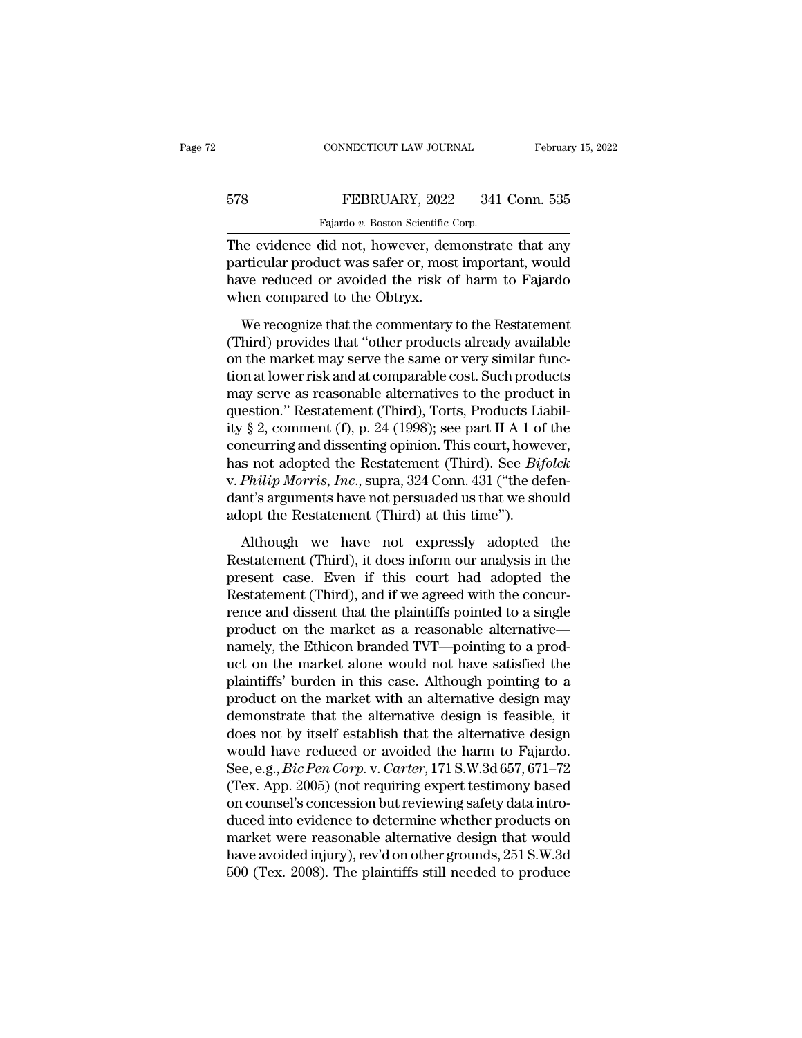The evidence did not, however, demonstrate that any particular product was safer or, most important, would have reduced or avoided the risk of harm to Fajardo when compared to the Obtryx.

We recognize that the commentary to the Restatement (Third) provides that "other products already available on the market may serve the same or very similar function at lower risk and at comparable cost. Such products may serve as reasonable alternatives to the product in question." Restatement (Third), Torts, Products Liability § 2, comment (f), p. 24 (1998); see part II A 1 of the concurring and dissenting opinion. This court, however, has not adopted the Restatement (Third). See *Bifolck* v. *Philip Morris, Inc.*, supra, 324 Conn. 431 ("the defendant's arguments have not persuaded us that we should adopt the Restatement (Third) at this time").

Although we have not expressly adopted the Restatement (Third), it does inform our analysis in the present case. Even if this court had adopted the Restatement (Third), and if we agreed with the concurrence and dissent that the plaintiffs pointed to a single product on the market as a reasonable alternative—namely, the Ethicon branded TVT—pointing to a product on the market alone would not have satisfied the plaintiffs' burden in this case. Although pointing to a product on the market with an alternative design may demonstrate that the alternative design is feasible, it does not by itself establish that the alternative design would have reduced or avoided the harm to Fajardo. See, e.g., *Bic Pen Corp.* v. *Carter*, 171 S.W.3d 657, 671–72 (Tex. App. 2005) (not requiring expert testimony based on counsel's concession but reviewing safety data introduced into evidence to determine whether products on market were reasonable alternative design that would have avoided injury), rev'd on other grounds, 251 S.W.3d 500 (Tex. 2008). The plaintiffs still needed to produce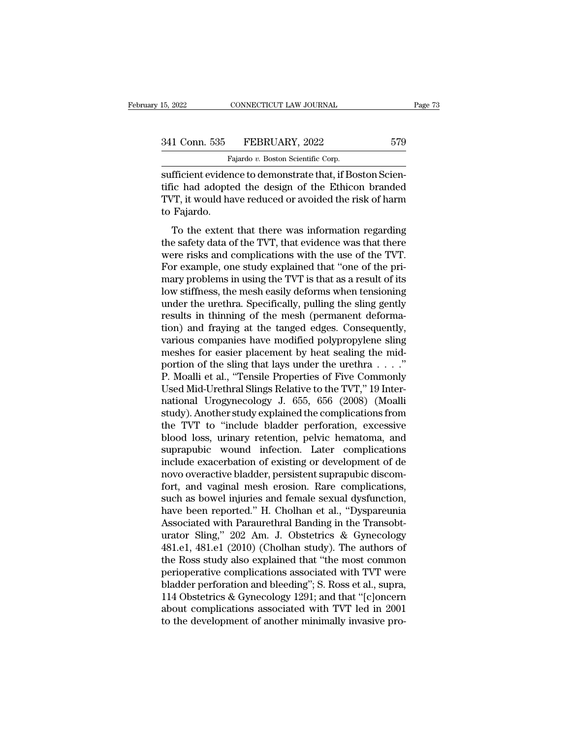sufficient evidence to demonstrate that, if Boston Scientific had adopted the design of the Ethicon branded TVT, it would have reduced or avoided the risk of harm to Fajardo.

To the extent that there was information regarding the safety data of the TVT, that evidence was that there were risks and complications with the use of the TVT. For example, one study explained that "one of the primary problems in using the TVT is that as a result of its low stiffness, the mesh easily deforms when tensioning under the urethra. Specifically, pulling the sling gently results in thinning of the mesh (permanent deformation) and fraying at the tanged edges. Consequently, various companies have modified polypropylene sling meshes for easier placement by heat sealing the midportion of the sling that lays under the urethra . . . ." P. Moalli et al., "Tensile Properties of Five Commonly Used Mid-Urethral Slings Relative to the TVT," 19 International Urogynecology J. 655, 656 (2008) (Moalli study). Another study explained the complications from the TVT to "include bladder perforation, excessive blood loss, urinary retention, pelvic hematoma, and suprapubic wound infection. Later complications include exacerbation of existing or development of de novo overactive bladder, persistent suprapubic discomfort, and vaginal mesh erosion. Rare complications, such as bowel injuries and female sexual dysfunction, have been reported." H. Cholhan et al., "Dyspareunia Associated with Paraurethral Banding in the Transobturator Sling," 202 Am. J. Obstetrics & Gynecology 481.e1, 481.e1 (2010) (Cholhan study). The authors of the Ross study also explained that "the most common perioperative complications associated with TVT were bladder perforation and bleeding"; S. Ross et al., supra, 114 Obstetrics & Gynecology 1291; and that "[c]oncern about complications associated with TVT led in 2001 to the development of another minimally invasive pro-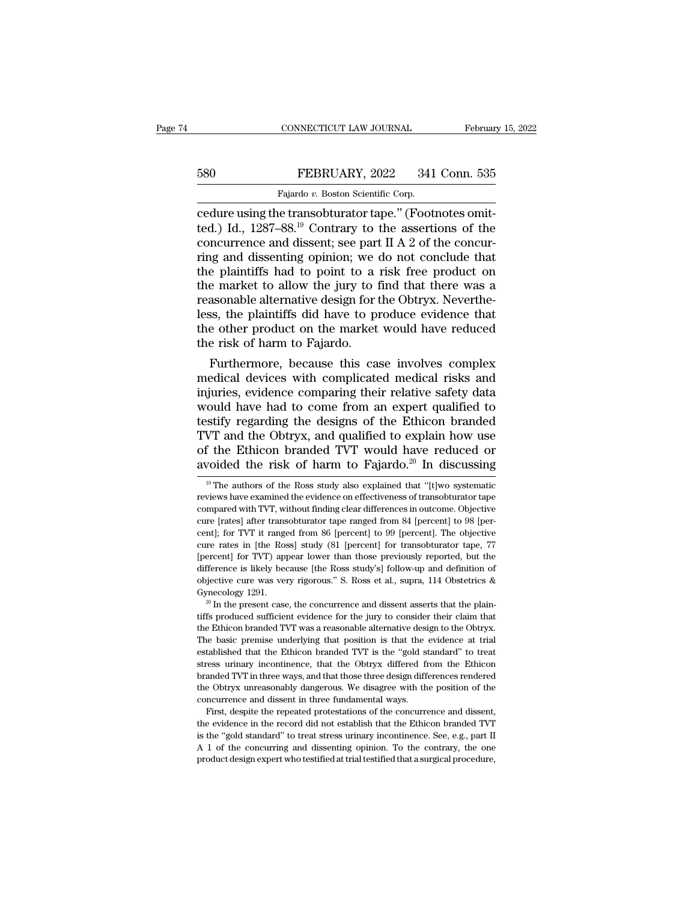cedure using the transobturator tape." (Footnotes omitted.) Id., 1287–88.[19] Contrary to the assertions of the concurrence and dissent; see part II A 2 of the concurring and dissenting opinion; we do not conclude that the plaintiffs had to point to a risk free product on the market to allow the jury to find that there was a reasonable alternative design for the Obtryx. Nevertheless, the plaintiffs did have to produce evidence that the other product on the market would have reduced the risk of harm to Fajardo.

Furthermore, because this case involves complex medical devices with complicated medical risks and injuries, evidence comparing their relative safety data would have had to come from an expert qualified to testify regarding the designs of the Ethicon branded TVT and the Obtryx, and qualified to explain how use of the Ethicon branded TVT would have reduced or avoided the risk of harm to Fajardo.[20] In discussing

[19] The authors of the Ross study also explained that "[t]wo systematic reviews have examined the evidence on effectiveness of transobturator tape compared with TVT, without finding clear differences in outcome. Objective cure [rates] after transobturator tape ranged from 84 [percent] to 98 [percent]; for TVT it ranged from 86 [percent] to 99 [percent]. The objective cure rates in [the Ross] study (81 [percent] for transobturator tape, 77 [percent] for TVT) appear lower than those previously reported, but the difference is likely because [the Ross study's] follow-up and definition of objective cure was very rigorous." S. Ross et al., supra, 114 Obstetrics & Gynecology 1291.

[20] In the present case, the concurrence and dissent asserts that the plaintiffs produced sufficient evidence for the jury to consider their claim that the Ethicon branded TVT was a reasonable alternative design to the Obtryx. The basic premise underlying that position is that the evidence at trial established that the Ethicon branded TVT is the "gold standard" to treat stress urinary incontinence, that the Obtryx differed from the Ethicon branded TVT in three ways, and that those three design differences rendered the Obtryx unreasonably dangerous. We disagree with the position of the concurrence and dissent in three fundamental ways.

First, despite the repeated protestations of the concurrence and dissent, the evidence in the record did not establish that the Ethicon branded TVT is the "gold standard" to treat stress urinary incontinence. See, e.g., part II A 1 of the concurring and dissenting opinion. To the contrary, the one product design expert who testified at trial testified that a surgical procedure,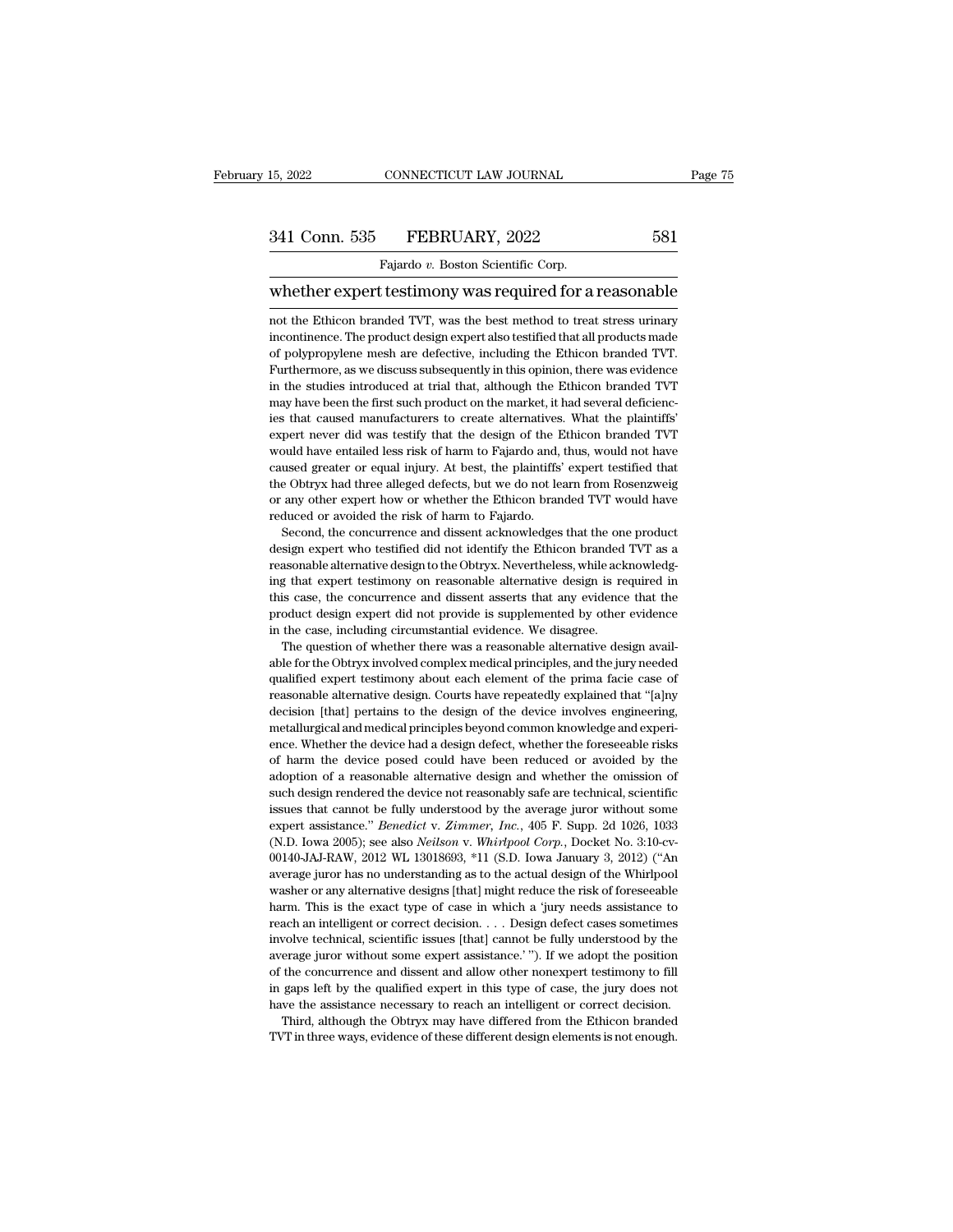whether expert testimony was required for a reasonable

not the Ethicon branded TVT, was the best method to treat stress urinary incontinence. The product design expert also testified that all products made of polypropylene mesh are defective, including the Ethicon branded TVT. Furthermore, as we discuss subsequently in this opinion, there was evidence in the studies introduced at trial that, although the Ethicon branded TVT may have been the first such product on the market, it had several deficiencies that caused manufacturers to create alternatives. What the plaintiffs' expert never did was testify that the design of the Ethicon branded TVT would have entailed less risk of harm to Fajardo and, thus, would not have caused greater or equal injury. At best, the plaintiffs' expert testified that the Obtryx had three alleged defects, but we do not learn from Rosenzweig or any other expert how or whether the Ethicon branded TVT would have reduced or avoided the risk of harm to Fajardo.

Second, the concurrence and dissent acknowledges that the one product design expert who testified did not identify the Ethicon branded TVT as a reasonable alternative design to the Obtryx. Nevertheless, while acknowledging that expert testimony on reasonable alternative design is required in this case, the concurrence and dissent asserts that any evidence that the product design expert did not provide is supplemented by other evidence in the case, including circumstantial evidence. We disagree.

The question of whether there was a reasonable alternative design available for the Obtryx involved complex medical principles, and the jury needed qualified expert testimony about each element of the prima facie case of reasonable alternative design. Courts have repeatedly explained that "[a]ny decision [that] pertains to the design of the device involves engineering, metallurgical and medical principles beyond common knowledge and experience. Whether the device had a design defect, whether the foreseeable risks of harm the device posed could have been reduced or avoided by the adoption of a reasonable alternative design and whether the omission of such design rendered the device not reasonably safe are technical, scientific issues that cannot be fully understood by the average juror without some expert assistance." *Benedict* v. *Zimmer, Inc.*, 405 F. Supp. 2d 1026, 1033 (N.D. Iowa 2005); see also *Neilson* v. *Whirlpool Corp.*, Docket No. 3:10-cv-00140-JAJ-RAW, 2012 WL 13018693, *11 (S.D. Iowa January 3, 2012) ("An average juror has no understanding as to the actual design of the Whirlpool washer or any alternative designs [that] might reduce the risk of foreseeable harm. This is the exact type of case in which a 'jury needs assistance to reach an intelligent or correct decision. . . . Design defect cases sometimes involve technical, scientific issues [that] cannot be fully understood by the average juror without some expert assistance.' "). If we adopt the position of the concurrence and dissent and allow other nonexpert testimony to fill in gaps left by the qualified expert in this type of case, the jury does not have the assistance necessary to reach an intelligent or correct decision.

Third, although the Obtryx may have differed from the Ethicon branded TVT in three ways, evidence of these different design elements is not enough.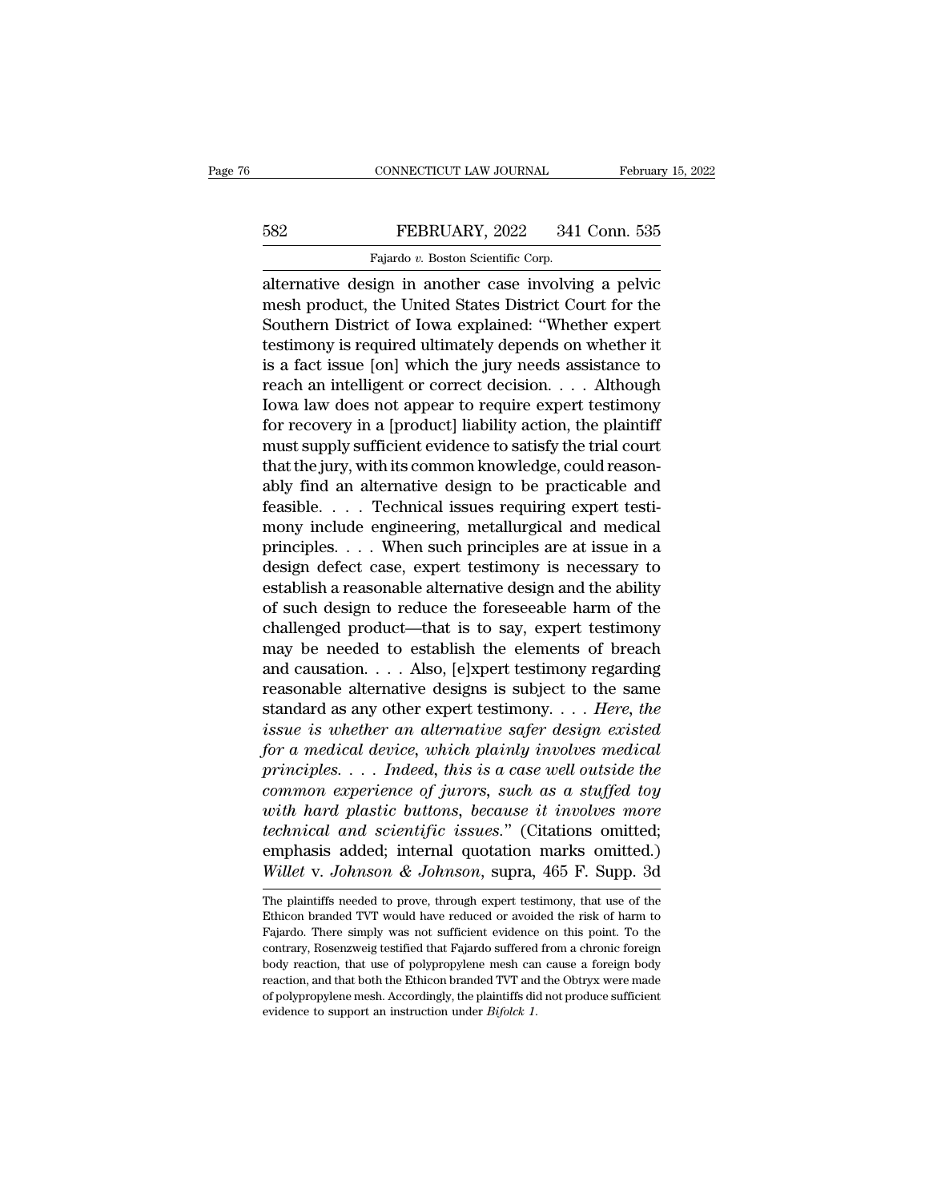alternative design in another case involving a pelvic mesh product, the United States District Court for the Southern District of Iowa explained: "Whether expert testimony is required ultimately depends on whether it is a fact issue [on] which the jury needs assistance to reach an intelligent or correct decision. . . . Although Iowa law does not appear to require expert testimony for recovery in a [product] liability action, the plaintiff must supply sufficient evidence to satisfy the trial court that the jury, with its common knowledge, could reasonably find an alternative design to be practicable and feasible. . . . Technical issues requiring expert testimony include engineering, metallurgical and medical principles. . . . When such principles are at issue in a design defect case, expert testimony is necessary to establish a reasonable alternative design and the ability of such design to reduce the foreseeable harm of the challenged product—that is to say, expert testimony may be needed to establish the elements of breach and causation. . . . Also, [e]xpert testimony regarding reasonable alternative designs is subject to the same standard as any other expert testimony. . . . *Here, the issue is whether an alternative safer design existed for a medical device, which plainly involves medical principles. . . . Indeed, this is a case well outside the common experience of jurors, such as a stuffed toy with hard plastic buttons, because it involves more technical and scientific issues.*" (Citations omitted; emphasis added; internal quotation marks omitted.) *Willet* v. *Johnson & Johnson*, supra, 465 F. Supp. 3d

The plaintiffs needed to prove, through expert testimony, that use of the Ethicon branded TVT would have reduced or avoided the risk of harm to Fajardo. There simply was not sufficient evidence on this point. To the contrary, Rosenzweig testified that Fajardo suffered from a chronic foreign body reaction, that use of polypropylene mesh can cause a foreign body reaction, and that both the Ethicon branded TVT and the Obtryx were made of polypropylene mesh. Accordingly, the plaintiffs did not produce sufficient evidence to support an instruction under *Bifolck 1*.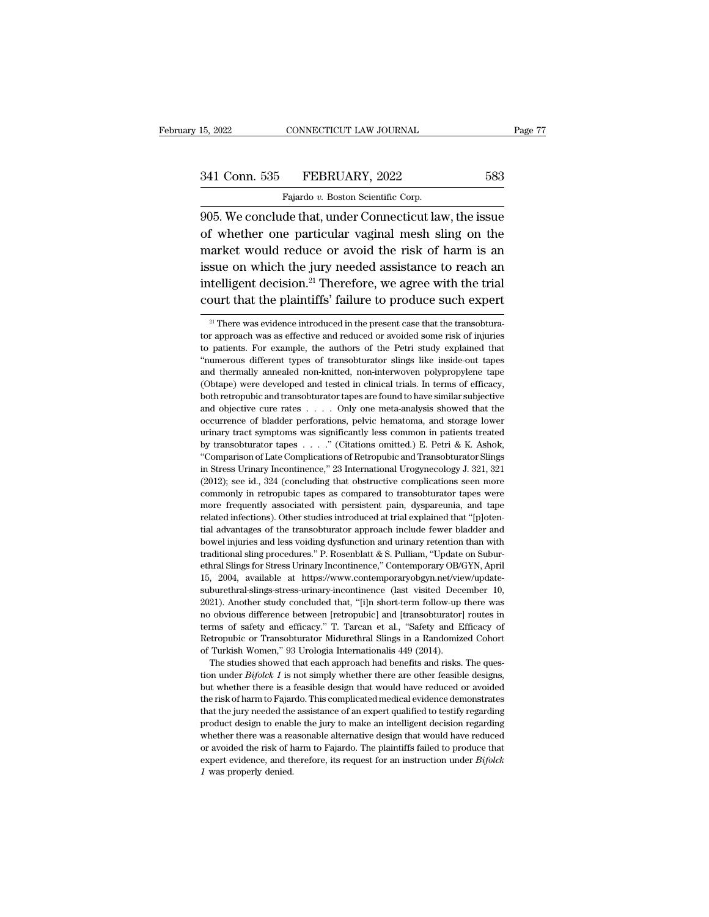905. We conclude that, under Connecticut law, the issue of whether one particular vaginal mesh sling on the market would reduce or avoid the risk of harm is an issue on which the jury needed assistance to reach an intelligent decision.[21] Therefore, we agree with the trial court that the plaintiffs' failure to produce such expert

[21] There was evidence introduced in the present case that the transobturator approach was as effective and reduced or avoided some risk of injuries to patients. For example, the authors of the Petri study explained that "numerous different types of transobturator slings like inside-out tapes and thermally annealed non-knitted, non-interwoven polypropylene tape (Obtape) were developed and tested in clinical trials. In terms of efficacy, both retropubic and transobturator tapes are found to have similar subjective and objective cure rates . . . . Only one meta-analysis showed that the occurrence of bladder perforations, pelvic hematoma, and storage lower urinary tract symptoms was significantly less common in patients treated by transobturator tapes . . . ." (Citations omitted.) E. Petri & K. Ashok, "Comparison of Late Complications of Retropubic and Transobturator Slings in Stress Urinary Incontinence," 23 International Urogynecology J. 321, 321 (2012); see id., 324 (concluding that obstructive complications seen more commonly in retropubic tapes as compared to transobturator tapes were more frequently associated with persistent pain, dyspareunia, and tape related infections). Other studies introduced at trial explained that "[p]otential advantages of the transobturator approach include fewer bladder and bowel injuries and less voiding dysfunction and urinary retention than with traditional sling procedures." P. Rosenblatt & S. Pulliam, "Update on Suburethral Slings for Stress Urinary Incontinence," Contemporary OB/GYN, April 15, 2004, available at https://www.contemporaryobgyn.net/view/update-suburethral-slings-stress-urinary-incontinence (last visited December 10, 2021). Another study concluded that, "[i]n short-term follow-up there was no obvious difference between [retropubic] and [transobturator] routes in terms of safety and efficacy." T. Tarcan et al., "Safety and Efficacy of Retropubic or Transobturator Midurethral Slings in a Randomized Cohort of Turkish Women," 93 Urologia Internationalis 449 (2014).

The studies showed that each approach had benefits and risks. The question under *Bifolck 1* is not simply whether there are other feasible designs, but whether there is a feasible design that would have reduced or avoided the risk of harm to Fajardo. This complicated medical evidence demonstrates that the jury needed the assistance of an expert qualified to testify regarding product design to enable the jury to make an intelligent decision regarding whether there was a reasonable alternative design that would have reduced or avoided the risk of harm to Fajardo. The plaintiffs failed to produce that expert evidence, and therefore, its request for an instruction under *Bifolck 1* was properly denied.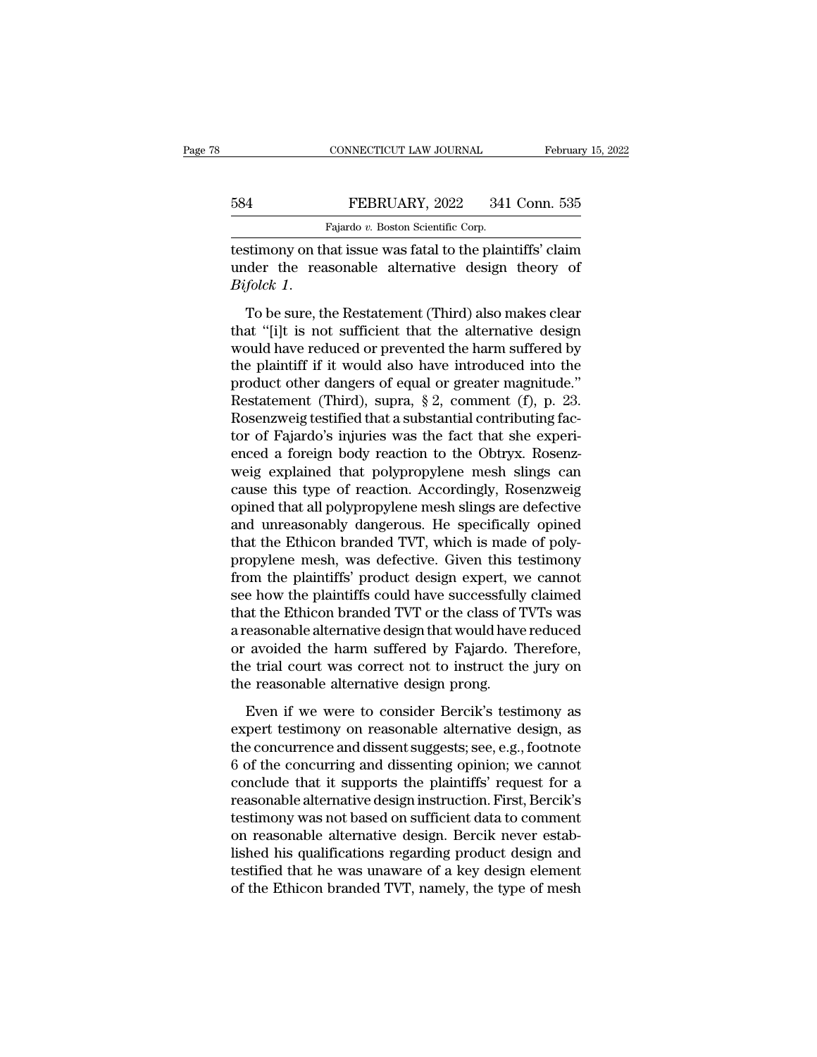testimony on that issue was fatal to the plaintiffs' claim under the reasonable alternative design theory of *Bifolck 1*.

To be sure, the Restatement (Third) also makes clear that "[i]t is not sufficient that the alternative design would have reduced or prevented the harm suffered by the plaintiff if it would also have introduced into the product other dangers of equal or greater magnitude." Restatement (Third), supra, § 2, comment (f), p. 23. Rosenzweig testified that a substantial contributing factor of Fajardo's injuries was the fact that she experienced a foreign body reaction to the Obtryx. Rosenzweig explained that polypropylene mesh slings can cause this type of reaction. Accordingly, Rosenzweig opined that all polypropylene mesh slings are defective and unreasonably dangerous. He specifically opined that the Ethicon branded TVT, which is made of polypropylene mesh, was defective. Given this testimony from the plaintiffs' product design expert, we cannot see how the plaintiffs could have successfully claimed that the Ethicon branded TVT or the class of TVTs was a reasonable alternative design that would have reduced or avoided the harm suffered by Fajardo. Therefore, the trial court was correct not to instruct the jury on the reasonable alternative design prong.

Even if we were to consider Bercik's testimony as expert testimony on reasonable alternative design, as the concurrence and dissent suggests; see, e.g., footnote 6 of the concurring and dissenting opinion; we cannot conclude that it supports the plaintiffs' request for a reasonable alternative design instruction. First, Bercik's testimony was not based on sufficient data to comment on reasonable alternative design. Bercik never established his qualifications regarding product design and testified that he was unaware of a key design element of the Ethicon branded TVT, namely, the type of mesh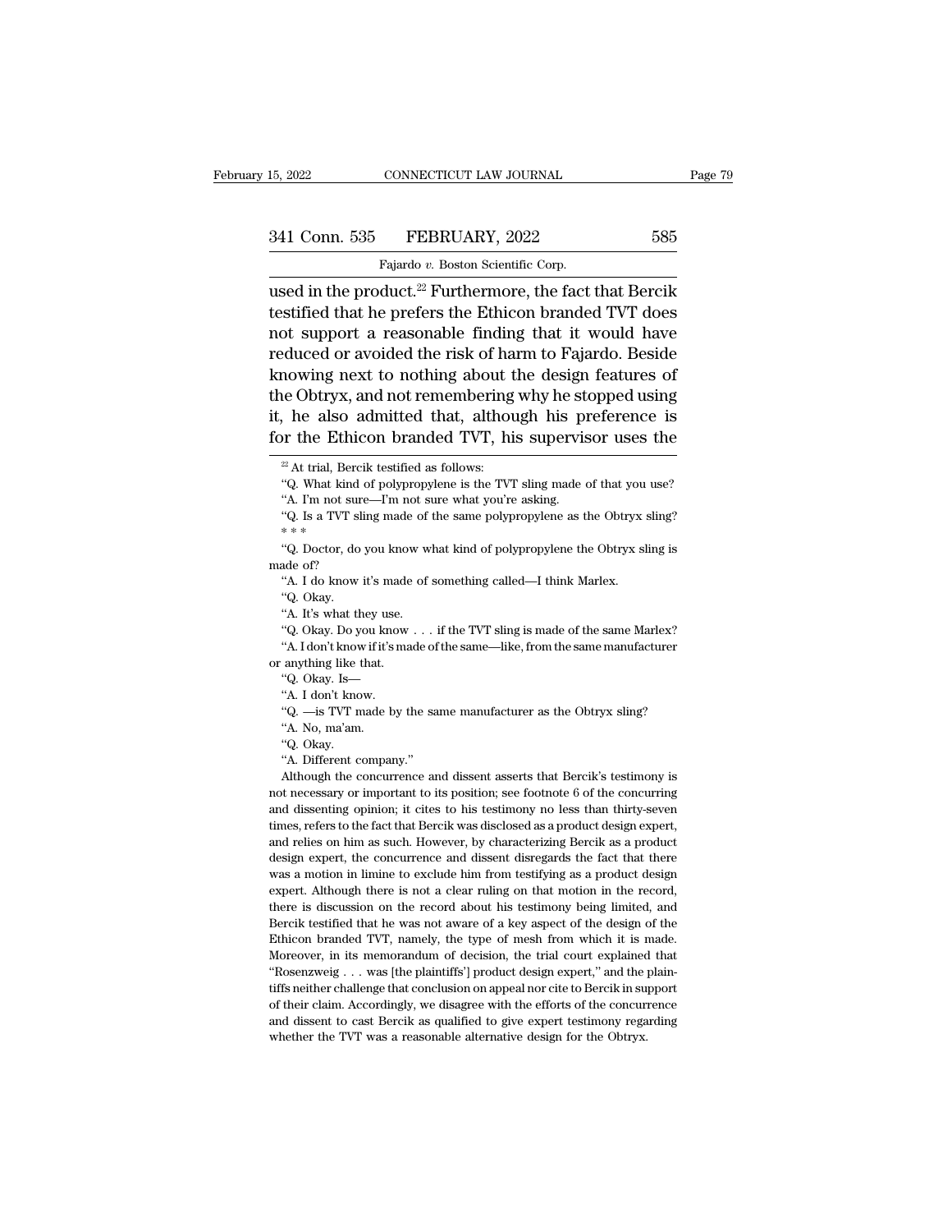used in the product.[22] Furthermore, the fact that Bercik testified that he prefers the Ethicon branded TVT does not support a reasonable finding that it would have reduced or avoided the risk of harm to Fajardo. Beside knowing next to nothing about the design features of the Obtryx, and not remembering why he stopped using it, he also admitted that, although his preference is for the Ethicon branded TVT, his supervisor uses the

---

[22] At trial, Bercik testified as follows:

"Q. What kind of polypropylene is the TVT sling made of that you use?

"A. I'm not sure—I'm not sure what you're asking.

"Q. Is a TVT sling made of the same polypropylene as the Obtryx sling?

\* \* \*

"Q. Doctor, do you know what kind of polypropylene the Obtryx sling is made of?

"A. I do know it's made of something called—I think Marlex.

"Q. Okay.

"A. It's what they use.

"Q. Okay. Do you know . . . if the TVT sling is made of the same Marlex?

"A. I don't know if it's made of the same—like, from the same manufacturer or anything like that.

"Q. Okay. Is—

"A. I don't know.

"Q. —is TVT made by the same manufacturer as the Obtryx sling?

"A. No, ma'am.

"Q. Okay.

"A. Different company."

Although the concurrence and dissent asserts that Bercik's testimony is not necessary or important to its position; see footnote 6 of the concurring and dissenting opinion; it cites to his testimony no less than thirty-seven times, refers to the fact that Bercik was disclosed as a product design expert, and relies on him as such. However, by characterizing Bercik as a product design expert, the concurrence and dissent disregards the fact that there was a motion in limine to exclude him from testifying as a product design expert. Although there is not a clear ruling on that motion in the record, there is discussion on the record about his testimony being limited, and Bercik testified that he was not aware of a key aspect of the design of the Ethicon branded TVT, namely, the type of mesh from which it is made. Moreover, in its memorandum of decision, the trial court explained that "Rosenzweig . . . was [the plaintiffs'] product design expert," and the plaintiffs neither challenge that conclusion on appeal nor cite to Bercik in support of their claim. Accordingly, we disagree with the efforts of the concurrence and dissent to cast Bercik as qualified to give expert testimony regarding whether the TVT was a reasonable alternative design for the Obtryx.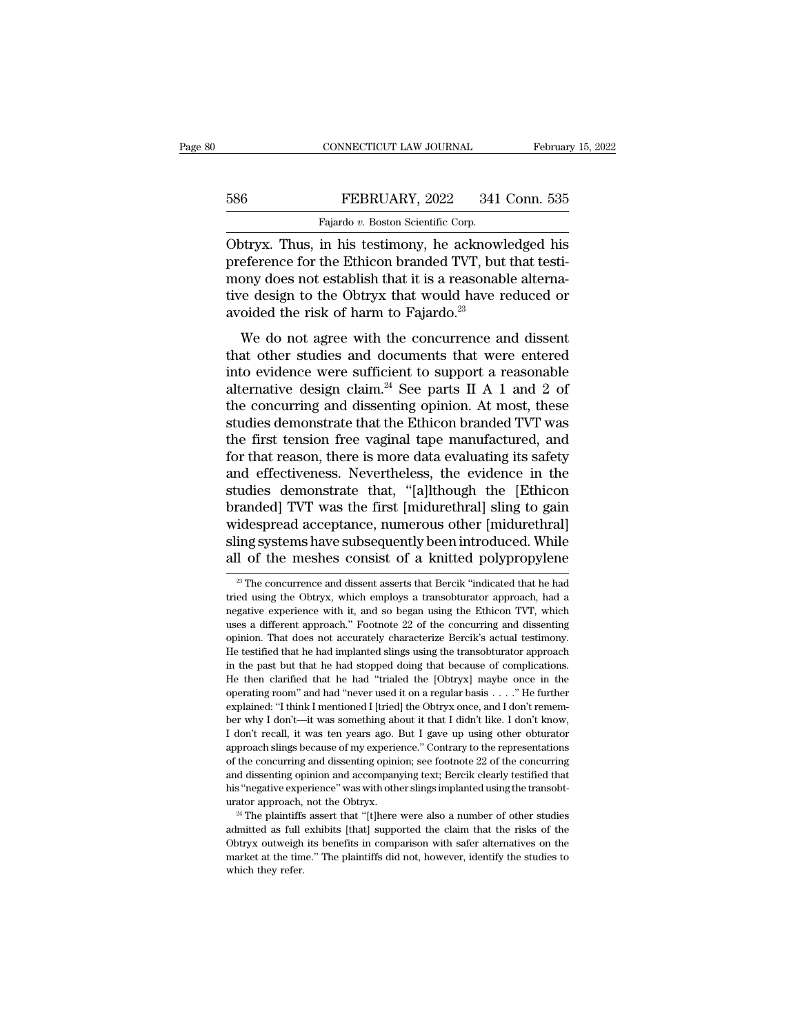Obtryx. Thus, in his testimony, he acknowledged his preference for the Ethicon branded TVT, but that testimony does not establish that it is a reasonable alternative design to the Obtryx that would have reduced or avoided the risk of harm to Fajardo.[23]

We do not agree with the concurrence and dissent that other studies and documents that were entered into evidence were sufficient to support a reasonable alternative design claim.[24] See parts II A 1 and 2 of the concurring and dissenting opinion. At most, these studies demonstrate that the Ethicon branded TVT was the first tension free vaginal tape manufactured, and for that reason, there is more data evaluating its safety and effectiveness. Nevertheless, the evidence in the studies demonstrate that, "[a]lthough the [Ethicon branded] TVT was the first [midurethral] sling to gain widespread acceptance, numerous other [midurethral] sling systems have subsequently been introduced. While all of the meshes consist of a knitted polypropylene

[23] The concurrence and dissent asserts that Bercik "indicated that he had tried using the Obtryx, which employs a transobturator approach, had a negative experience with it, and so began using the Ethicon TVT, which uses a different approach." Footnote 22 of the concurring and dissenting opinion. That does not accurately characterize Bercik's actual testimony. He testified that he had implanted slings using the transobturator approach in the past but that he had stopped doing that because of complications. He then clarified that he had "trialed the [Obtryx] maybe once in the operating room" and had "never used it on a regular basis . . . ." He further explained: "I think I mentioned I [tried] the Obtryx once, and I don't remember why I don't—it was something about it that I didn't like. I don't know, I don't recall, it was ten years ago. But I gave up using other obturator approach slings because of my experience." Contrary to the representations of the concurring and dissenting opinion; see footnote 22 of the concurring and dissenting opinion and accompanying text; Bercik clearly testified that his "negative experience" was with other slings implanted using the transobturator approach, not the Obtryx.

[24] The plaintiffs assert that "[t]here were also a number of other studies admitted as full exhibits [that] supported the claim that the risks of the Obtryx outweigh its benefits in comparison with safer alternatives on the market at the time." The plaintiffs did not, however, identify the studies to which they refer.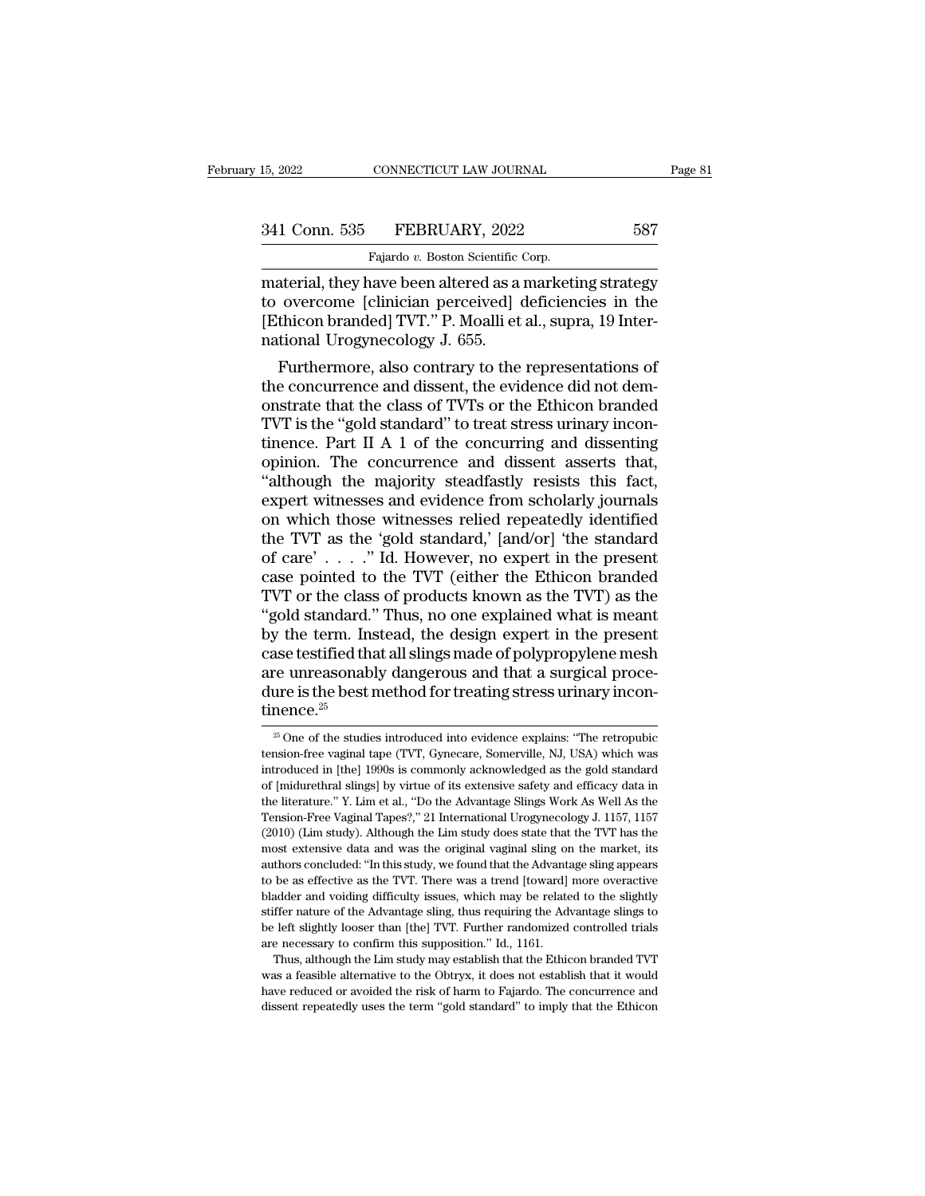material, they have been altered as a marketing strategy to overcome [clinician perceived] deficiencies in the [Ethicon branded] TVT." P. Moalli et al., supra, 19 International Urogynecology J. 655.

Furthermore, also contrary to the representations of the concurrence and dissent, the evidence did not demonstrate that the class of TVTs or the Ethicon branded TVT is the "gold standard" to treat stress urinary incontinence. Part II A 1 of the concurring and dissenting opinion. The concurrence and dissent asserts that, "although the majority steadfastly resists this fact, expert witnesses and evidence from scholarly journals on which those witnesses relied repeatedly identified the TVT as the 'gold standard,' [and/or] 'the standard of care' . . . ." Id. However, no expert in the present case pointed to the TVT (either the Ethicon branded TVT or the class of products known as the TVT) as the "gold standard." Thus, no one explained what is meant by the term. Instead, the design expert in the present case testified that all slings made of polypropylene mesh are unreasonably dangerous and that a surgical procedure is the best method for treating stress urinary incontinence.[25]

[25] One of the studies introduced into evidence explains: "The retropubic tension-free vaginal tape (TVT, Gynecare, Somerville, NJ, USA) which was introduced in [the] 1990s is commonly acknowledged as the gold standard of [midurethral slings] by virtue of its extensive safety and efficacy data in the literature." Y. Lim et al., "Do the Advantage Slings Work As Well As the Tension-Free Vaginal Tapes?," 21 International Urogynecology J. 1157, 1157 (2010) (Lim study). Although the Lim study does state that the TVT has the most extensive data and was the original vaginal sling on the market, its authors concluded: "In this study, we found that the Advantage sling appears to be as effective as the TVT. There was a trend [toward] more overactive bladder and voiding difficulty issues, which may be related to the slightly stiffer nature of the Advantage sling, thus requiring the Advantage slings to be left slightly looser than [the] TVT. Further randomized controlled trials are necessary to confirm this supposition." Id., 1161.

Thus, although the Lim study may establish that the Ethicon branded TVT was a feasible alternative to the Obtryx, it does not establish that it would have reduced or avoided the risk of harm to Fajardo. The concurrence and dissent repeatedly uses the term "gold standard" to imply that the Ethicon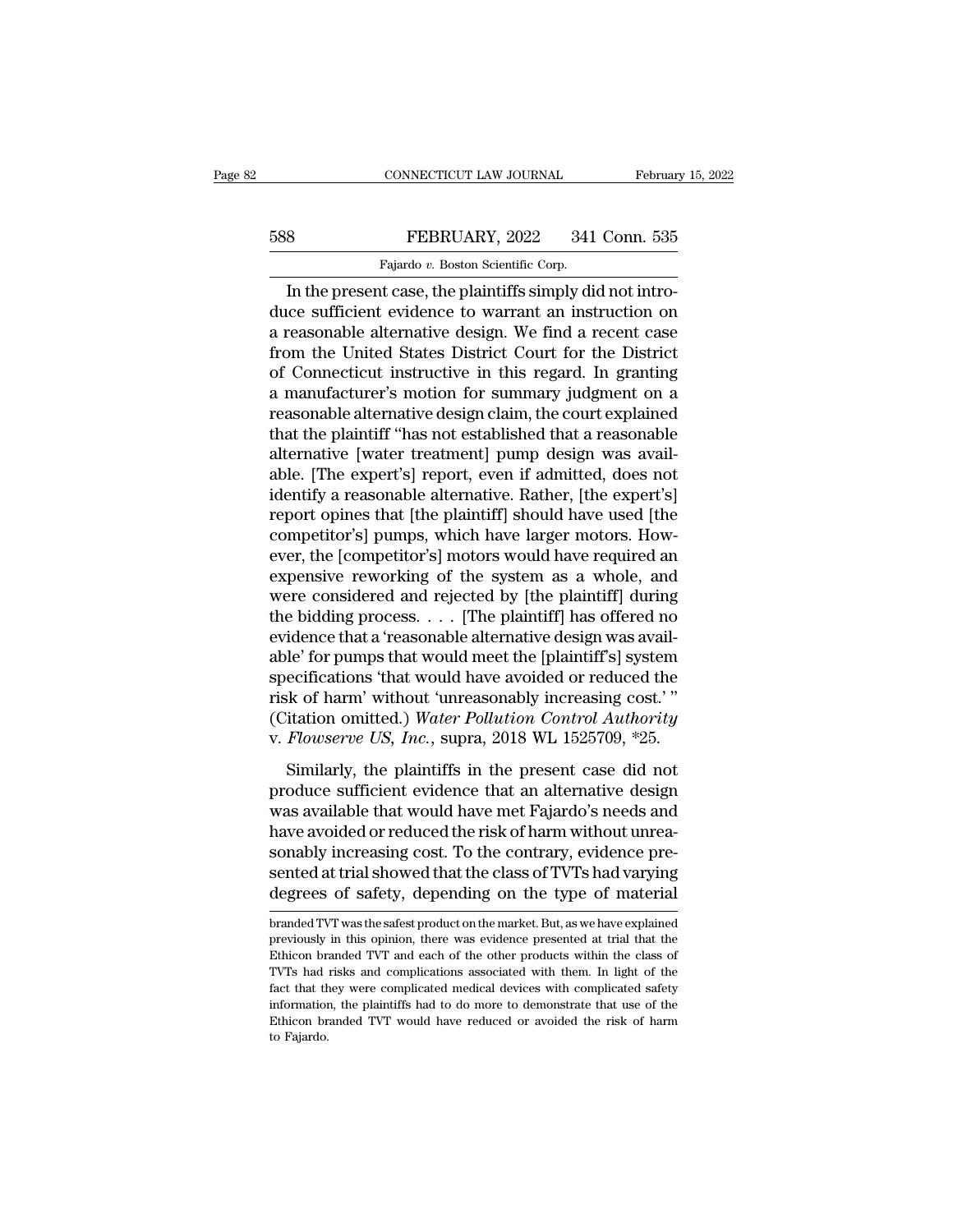In the present case, the plaintiffs simply did not introduce sufficient evidence to warrant an instruction on a reasonable alternative design. We find a recent case from the United States District Court for the District of Connecticut instructive in this regard. In granting a manufacturer's motion for summary judgment on a reasonable alternative design claim, the court explained that the plaintiff "has not established that a reasonable alternative [water treatment] pump design was available. [The expert's] report, even if admitted, does not identify a reasonable alternative. Rather, [the expert's] report opines that [the plaintiff] should have used [the competitor's] pumps, which have larger motors. However, the [competitor's] motors would have required an expensive reworking of the system as a whole, and were considered and rejected by [the plaintiff] during the bidding process. . . . [The plaintiff] has offered no evidence that a 'reasonable alternative design was available' for pumps that would meet the [plaintiff's] system specifications 'that would have avoided or reduced the risk of harm' without 'unreasonably increasing cost.' " (Citation omitted.) *Water Pollution Control Authority* v. *Flowserve US, Inc.*, supra, 2018 WL 1525709, *25.

Similarly, the plaintiffs in the present case did not produce sufficient evidence that an alternative design was available that would have met Fajardo's needs and have avoided or reduced the risk of harm without unreasonably increasing cost. To the contrary, evidence presented at trial showed that the class of TVTs had varying degrees of safety, depending on the type of material

branded TVT was the safest product on the market. But, as we have explained previously in this opinion, there was evidence presented at trial that the Ethicon branded TVT and each of the other products within the class of TVTs had risks and complications associated with them. In light of the fact that they were complicated medical devices with complicated safety information, the plaintiffs had to do more to demonstrate that use of the Ethicon branded TVT would have reduced or avoided the risk of harm to Fajardo.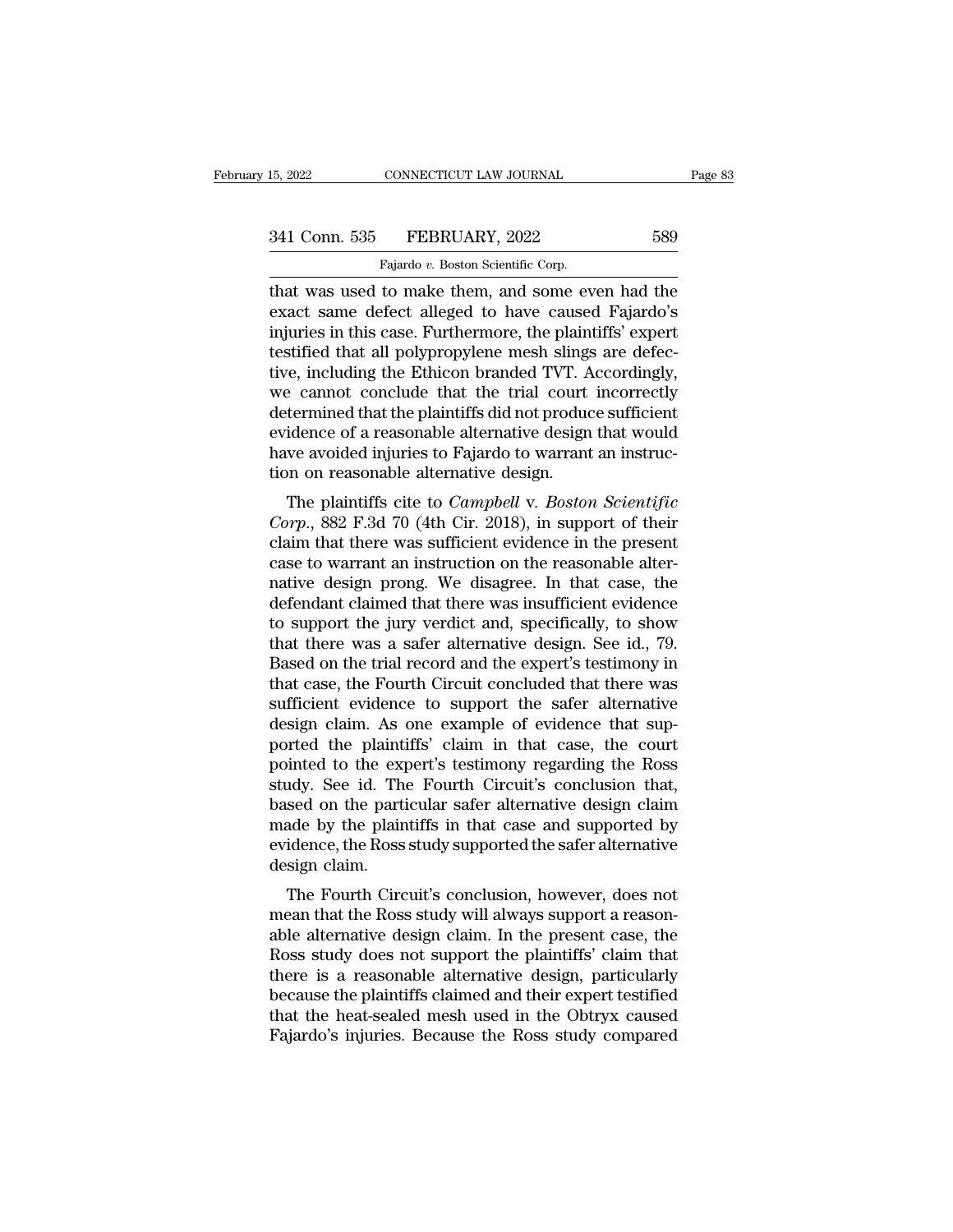that was used to make them, and some even had the exact same defect alleged to have caused Fajardo's injuries in this case. Furthermore, the plaintiffs' expert testified that all polypropylene mesh slings are defective, including the Ethicon branded TVT. Accordingly, we cannot conclude that the trial court incorrectly determined that the plaintiffs did not produce sufficient evidence of a reasonable alternative design that would have avoided injuries to Fajardo to warrant an instruction on reasonable alternative design.

The plaintiffs cite to *Campbell* v. *Boston Scientific Corp.*, 882 F.3d 70 (4th Cir. 2018), in support of their claim that there was sufficient evidence in the present case to warrant an instruction on the reasonable alternative design prong. We disagree. In that case, the defendant claimed that there was insufficient evidence to support the jury verdict and, specifically, to show that there was a safer alternative design. See id., 79. Based on the trial record and the expert's testimony in that case, the Fourth Circuit concluded that there was sufficient evidence to support the safer alternative design claim. As one example of evidence that supported the plaintiffs' claim in that case, the court pointed to the expert's testimony regarding the Ross study. See id. The Fourth Circuit's conclusion that, based on the particular safer alternative design claim made by the plaintiffs in that case and supported by evidence, the Ross study supported the safer alternative design claim.

The Fourth Circuit's conclusion, however, does not mean that the Ross study will always support a reasonable alternative design claim. In the present case, the Ross study does not support the plaintiffs' claim that there is a reasonable alternative design, particularly because the plaintiffs claimed and their expert testified that the heat-sealed mesh used in the Obtryx caused Fajardo's injuries. Because the Ross study compared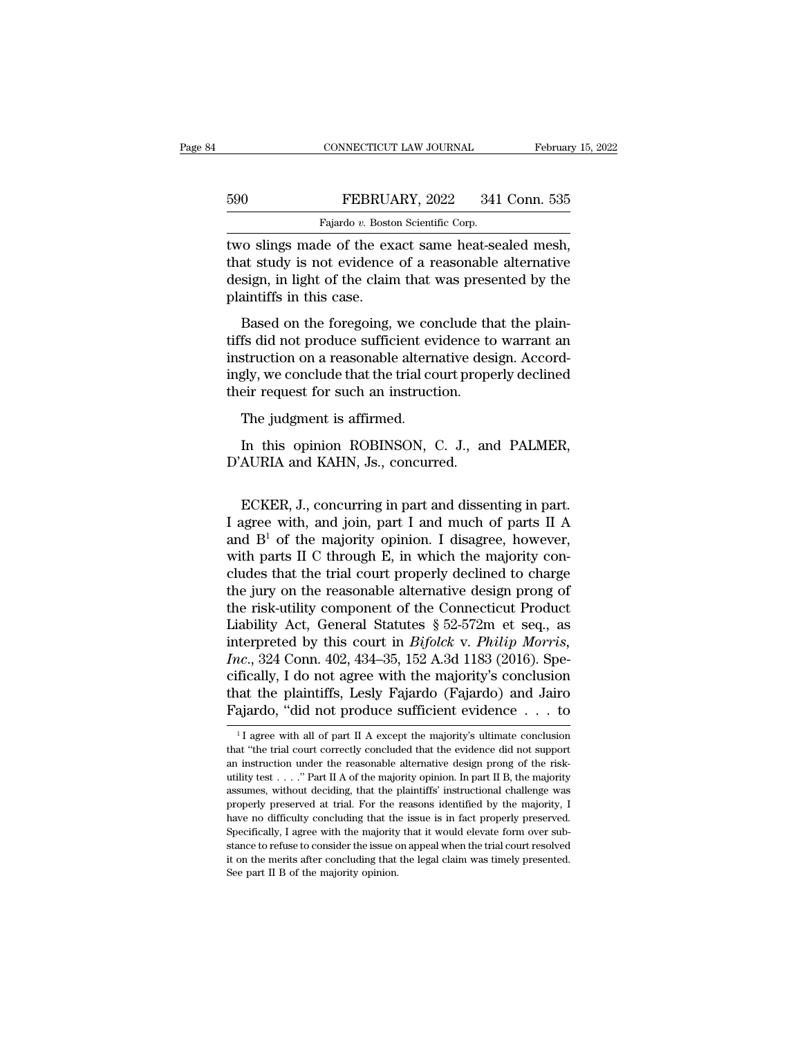two slings made of the exact same heat-sealed mesh, that study is not evidence of a reasonable alternative design, in light of the claim that was presented by the plaintiffs in this case.

Based on the foregoing, we conclude that the plaintiffs did not produce sufficient evidence to warrant an instruction on a reasonable alternative design. Accordingly, we conclude that the trial court properly declined their request for such an instruction.

The judgment is affirmed.

In this opinion ROBINSON, C. J., and PALMER, D'AURIA and KAHN, Js., concurred.

ECKER, J., concurring in part and dissenting in part. I agree with, and join, part I and much of parts II A and B[1] of the majority opinion. I disagree, however, with parts II C through E, in which the majority concludes that the trial court properly declined to charge the jury on the reasonable alternative design prong of the risk-utility component of the Connecticut Product Liability Act, General Statutes § 52-572m et seq., as interpreted by this court in *Bifolck* v. *Philip Morris, Inc.*, 324 Conn. 402, 434–35, 152 A.3d 1183 (2016). Specifically, I do not agree with the majority's conclusion that the plaintiffs, Lesly Fajardo (Fajardo) and Jairo Fajardo, "did not produce sufficient evidence . . . to

[1] I agree with all of part II A except the majority's ultimate conclusion that "the trial court correctly concluded that the evidence did not support an instruction under the reasonable alternative design prong of the risk-utility test . . . ." Part II A of the majority opinion. In part II B, the majority assumes, without deciding, that the plaintiffs' instructional challenge was properly preserved at trial. For the reasons identified by the majority, I have no difficulty concluding that the issue is in fact properly preserved. Specifically, I agree with the majority that it would elevate form over substance to refuse to consider the issue on appeal when the trial court resolved it on the merits after concluding that the legal claim was timely presented. See part II B of the majority opinion.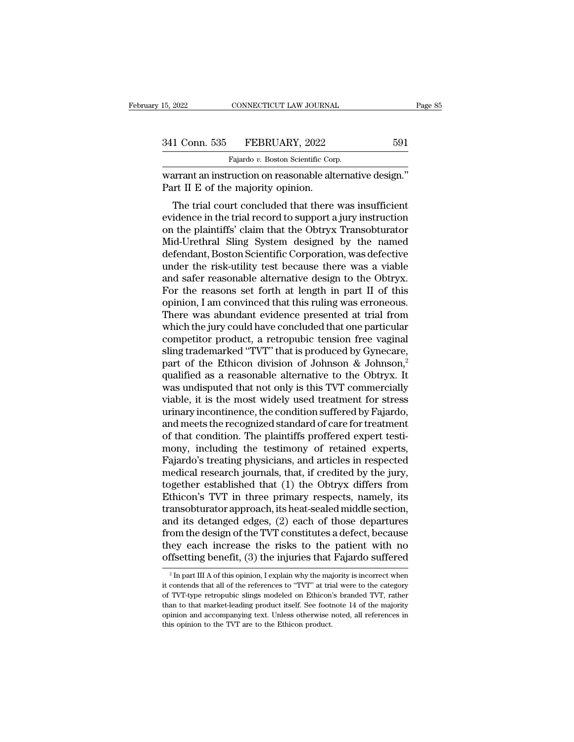warrant an instruction on reasonable alternative design." Part II E of the majority opinion.

The trial court concluded that there was insufficient evidence in the trial record to support a jury instruction on the plaintiffs' claim that the Obtryx Transobturator Mid-Urethral Sling System designed by the named defendant, Boston Scientific Corporation, was defective under the risk-utility test because there was a viable and safer reasonable alternative design to the Obtryx. For the reasons set forth at length in part II of this opinion, I am convinced that this ruling was erroneous. There was abundant evidence presented at trial from which the jury could have concluded that one particular competitor product, a retropubic tension free vaginal sling trademarked "TVT" that is produced by Gynecare, part of the Ethicon division of Johnson & Johnson,[2] qualified as a reasonable alternative to the Obtryx. It was undisputed that not only is this TVT commercially viable, it is the most widely used treatment for stress urinary incontinence, the condition suffered by Fajardo, and meets the recognized standard of care for treatment of that condition. The plaintiffs proffered expert testimony, including the testimony of retained experts, Fajardo's treating physicians, and articles in respected medical research journals, that, if credited by the jury, together established that (1) the Obtryx differs from Ethicon's TVT in three primary respects, namely, its transobturator approach, its heat-sealed middle section, and its detanged edges, (2) each of those departures from the design of the TVT constitutes a defect, because they each increase the risks to the patient with no offsetting benefit, (3) the injuries that Fajardo suffered

[2] In part III A of this opinion, I explain why the majority is incorrect when it contends that all of the references to "TVT" at trial were to the category of TVT-type retropubic slings modeled on Ethicon's branded TVT, rather than to that market-leading product itself. See footnote 14 of the majority opinion and accompanying text. Unless otherwise noted, all references in this opinion to the TVT are to the Ethicon product.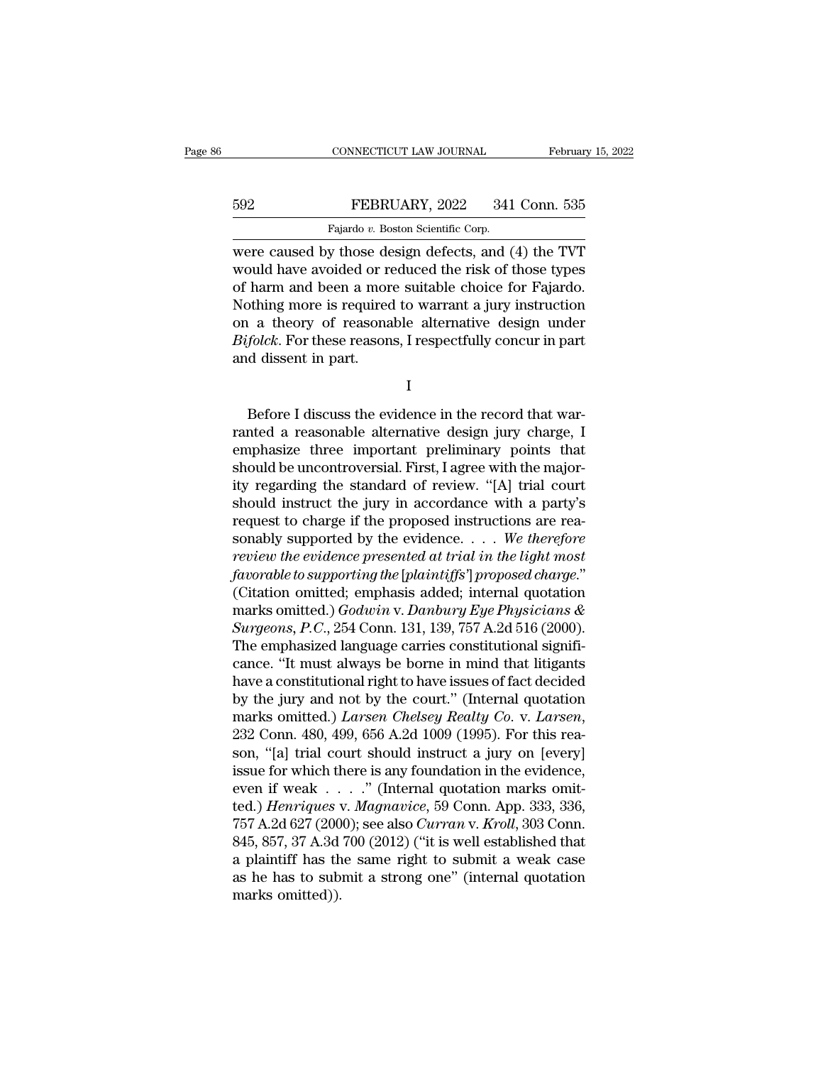were caused by those design defects, and (4) the TVT would have avoided or reduced the risk of those types of harm and been a more suitable choice for Fajardo. Nothing more is required to warrant a jury instruction on a theory of reasonable alternative design under *Bifolck*. For these reasons, I respectfully concur in part and dissent in part.

I

Before I discuss the evidence in the record that warranted a reasonable alternative design jury charge, I emphasize three important preliminary points that should be uncontroversial. First, I agree with the majority regarding the standard of review. "[A] trial court should instruct the jury in accordance with a party's request to charge if the proposed instructions are reasonably supported by the evidence. . . . *We therefore review the evidence presented at trial in the light most favorable to supporting the [plaintiffs'] proposed charge.*" (Citation omitted; emphasis added; internal quotation marks omitted.) *Godwin* v. *Danbury Eye Physicians & Surgeons, P.C.*, 254 Conn. 131, 139, 757 A.2d 516 (2000). The emphasized language carries constitutional significance. "It must always be borne in mind that litigants have a constitutional right to have issues of fact decided by the jury and not by the court." (Internal quotation marks omitted.) *Larsen Chelsey Realty Co.* v. *Larsen*, 232 Conn. 480, 499, 656 A.2d 1009 (1995). For this reason, "[a] trial court should instruct a jury on [every] issue for which there is any foundation in the evidence, even if weak . . . ." (Internal quotation marks omitted.) *Henriques* v. *Magnavice*, 59 Conn. App. 333, 336, 757 A.2d 627 (2000); see also *Curran* v. *Kroll*, 303 Conn. 845, 857, 37 A.3d 700 (2012) ("it is well established that a plaintiff has the same right to submit a weak case as he has to submit a strong one" (internal quotation marks omitted)).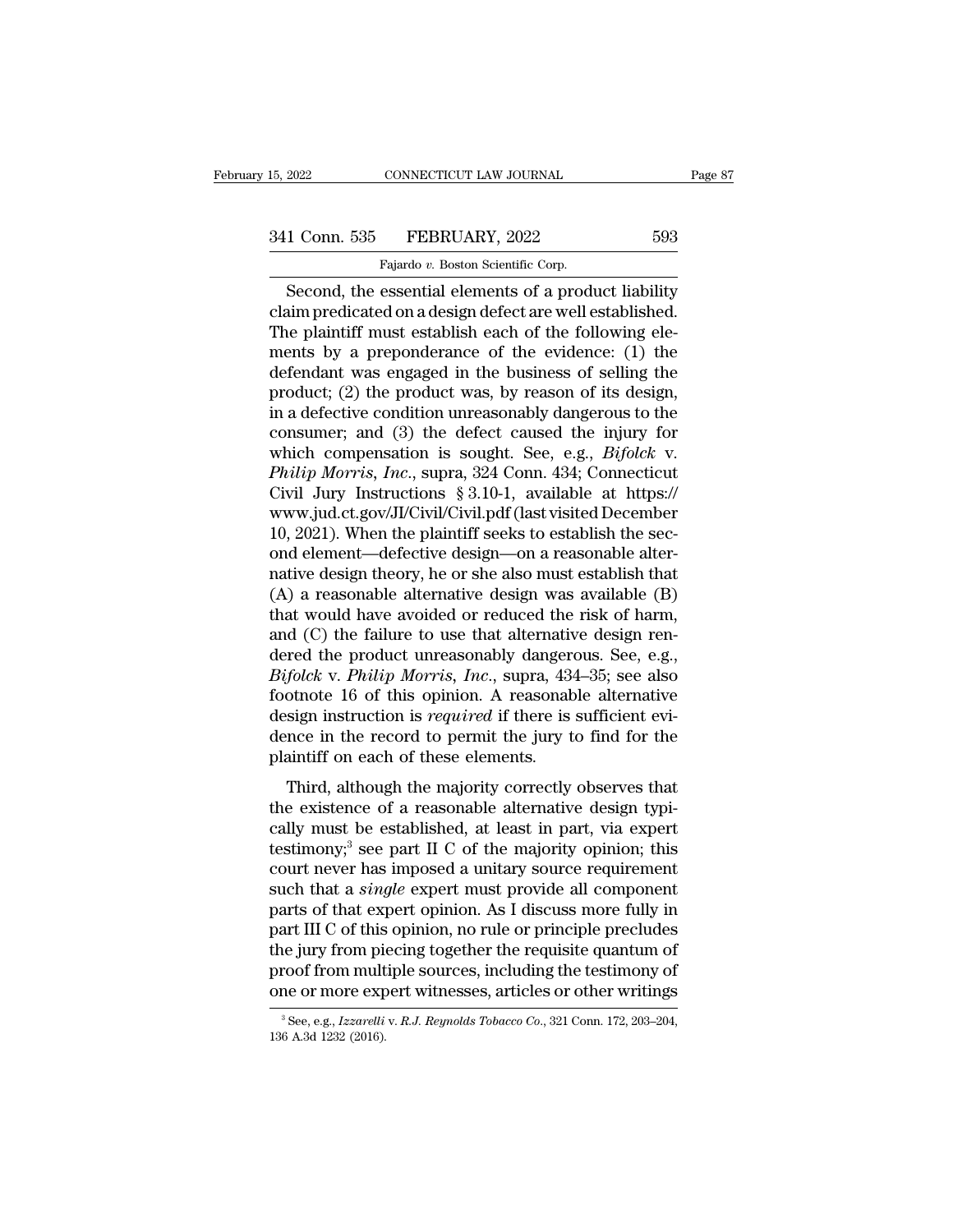Second, the essential elements of a product liability claim predicated on a design defect are well established. The plaintiff must establish each of the following elements by a preponderance of the evidence: (1) the defendant was engaged in the business of selling the product; (2) the product was, by reason of its design, in a defective condition unreasonably dangerous to the consumer; and (3) the defect caused the injury for which compensation is sought. See, e.g., *Bifolck* v. *Philip Morris, Inc.*, supra, 324 Conn. 434; Connecticut Civil Jury Instructions § 3.10-1, available at https://www.jud.ct.gov/JI/Civil/Civil.pdf (last visited December 10, 2021). When the plaintiff seeks to establish the second element—defective design—on a reasonable alternative design theory, he or she also must establish that (A) a reasonable alternative design was available (B) that would have avoided or reduced the risk of harm, and (C) the failure to use that alternative design rendered the product unreasonably dangerous. See, e.g., *Bifolck* v. *Philip Morris, Inc.*, supra, 434–35; see also footnote 16 of this opinion. A reasonable alternative design instruction is *required* if there is sufficient evidence in the record to permit the jury to find for the plaintiff on each of these elements.

Third, although the majority correctly observes that the existence of a reasonable alternative design typically must be established, at least in part, via expert testimony;[3] see part II C of the majority opinion; this court never has imposed a unitary source requirement such that a *single* expert must provide all component parts of that expert opinion. As I discuss more fully in part III C of this opinion, no rule or principle precludes the jury from piecing together the requisite quantum of proof from multiple sources, including the testimony of one or more expert witnesses, articles or other writings

[3] See, e.g., *Izzarelli* v. *R.J. Reynolds Tobacco Co.*, 321 Conn. 172, 203–204, 136 A.3d 1232 (2016).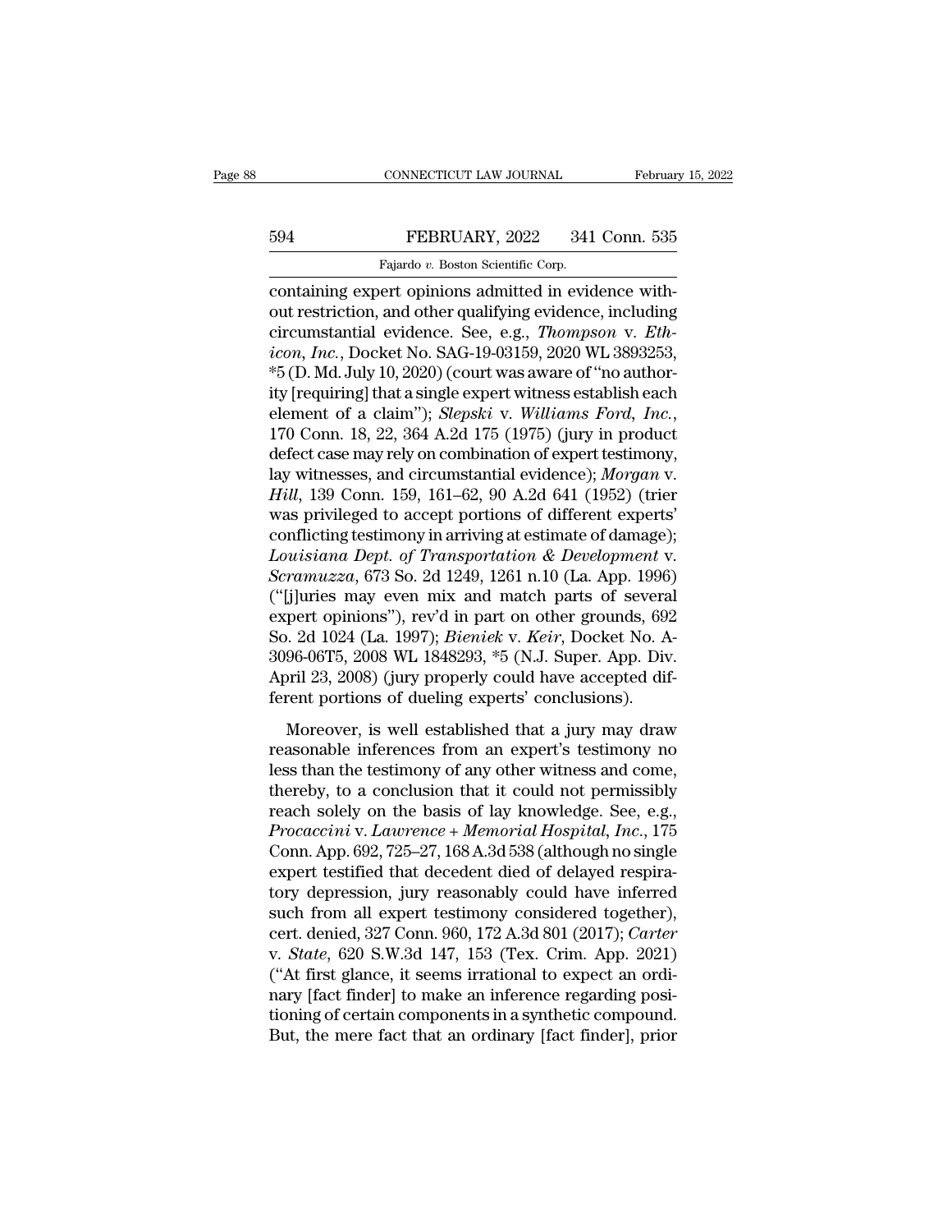containing expert opinions admitted in evidence without restriction, and other qualifying evidence, including circumstantial evidence. See, e.g., *Thompson* v. *Ethicon, Inc.*, Docket No. SAG-19-03159, 2020 WL 3893253, *5 (D. Md. July 10, 2020) (court was aware of "no authority [requiring] that a single expert witness establish each element of a claim"); *Slepski* v. *Williams Ford, Inc.*, 170 Conn. 18, 22, 364 A.2d 175 (1975) (jury in product defect case may rely on combination of expert testimony, lay witnesses, and circumstantial evidence); *Morgan* v. *Hill*, 139 Conn. 159, 161–62, 90 A.2d 641 (1952) (trier was privileged to accept portions of different experts' conflicting testimony in arriving at estimate of damage); *Louisiana Dept. of Transportation & Development* v. *Scramuzza*, 673 So. 2d 1249, 1261 n.10 (La. App. 1996) ("[j]uries may even mix and match parts of several expert opinions"), rev'd in part on other grounds, 692 So. 2d 1024 (La. 1997); *Bieniek* v. *Keir*, Docket No. A-3096-06T5, 2008 WL 1848293, *5 (N.J. Super. App. Div. April 23, 2008) (jury properly could have accepted different portions of dueling experts' conclusions).

Moreover, is well established that a jury may draw reasonable inferences from an expert's testimony no less than the testimony of any other witness and come, thereby, to a conclusion that it could not permissibly reach solely on the basis of lay knowledge. See, e.g., *Procaccini* v. *Lawrence + Memorial Hospital, Inc.*, 175 Conn. App. 692, 725–27, 168 A.3d 538 (although no single expert testified that decedent died of delayed respiratory depression, jury reasonably could have inferred such from all expert testimony considered together), cert. denied, 327 Conn. 960, 172 A.3d 801 (2017); *Carter* v. *State*, 620 S.W.3d 147, 153 (Tex. Crim. App. 2021) ("At first glance, it seems irrational to expect an ordinary [fact finder] to make an inference regarding positioning of certain components in a synthetic compound. But, the mere fact that an ordinary [fact finder], prior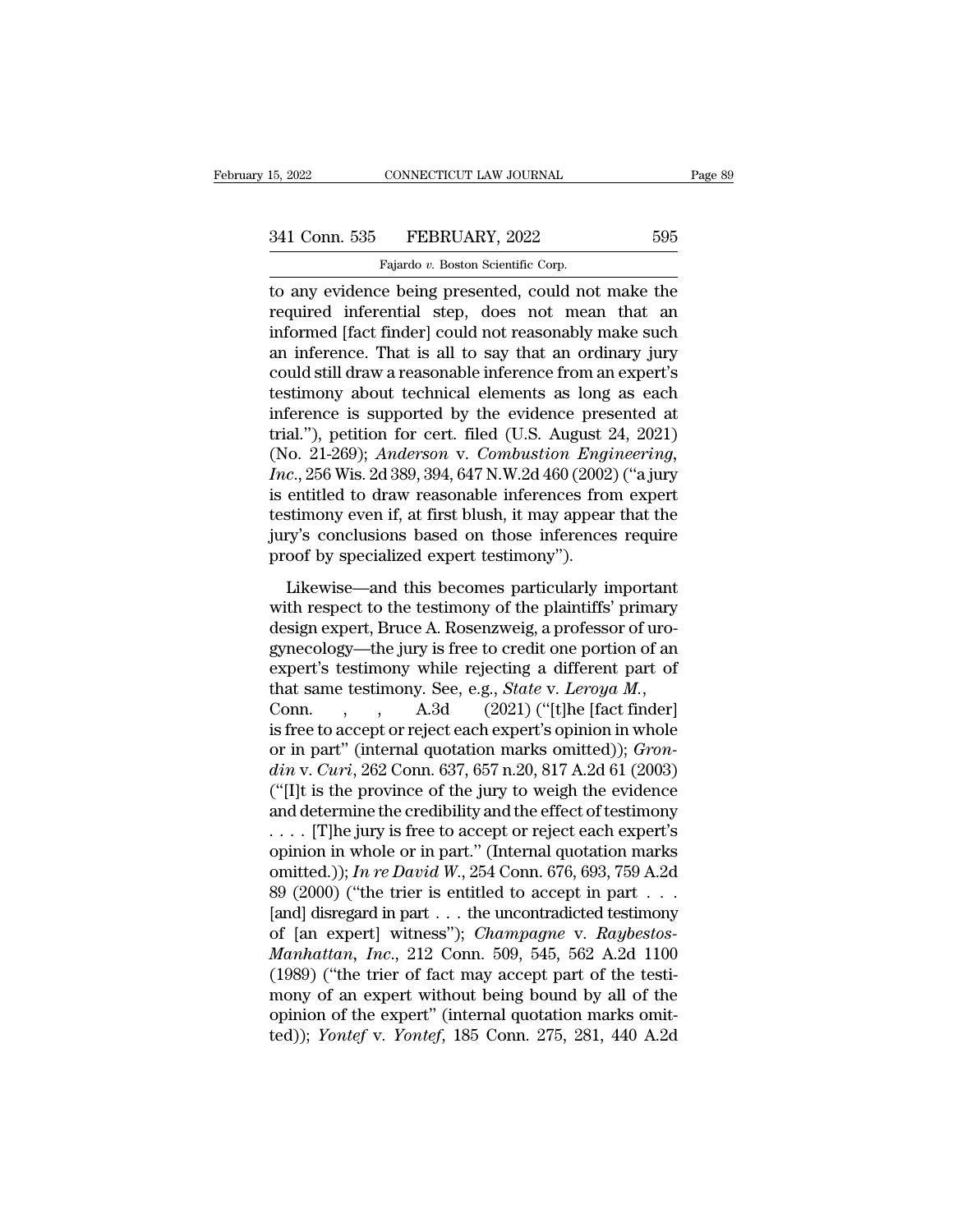to any evidence being presented, could not make the required inferential step, does not mean that an informed [fact finder] could not reasonably make such an inference. That is all to say that an ordinary jury could still draw a reasonable inference from an expert's testimony about technical elements as long as each inference is supported by the evidence presented at trial."), petition for cert. filed (U.S. August 24, 2021) (No. 21-269); *Anderson* v. *Combustion Engineering, Inc.*, 256 Wis. 2d 389, 394, 647 N.W.2d 460 (2002) ("a jury is entitled to draw reasonable inferences from expert testimony even if, at first blush, it may appear that the jury's conclusions based on those inferences require proof by specialized expert testimony").

Likewise—and this becomes particularly important with respect to the testimony of the plaintiffs' primary design expert, Bruce A. Rosenzweig, a professor of urogynecology—the jury is free to credit one portion of an expert's testimony while rejecting a different part of that same testimony. See, e.g., *State* v. *Leroya M.*, Conn. , , A.3d (2021) ("[t]he [fact finder] is free to accept or reject each expert's opinion in whole or in part" (internal quotation marks omitted)); *Grondin* v. *Curi*, 262 Conn. 637, 657 n.20, 817 A.2d 61 (2003) ("[I]t is the province of the jury to weigh the evidence and determine the credibility and the effect of testimony . . . . [T]he jury is free to accept or reject each expert's opinion in whole or in part." (Internal quotation marks omitted.)); *In re David W.*, 254 Conn. 676, 693, 759 A.2d 89 (2000) ("the trier is entitled to accept in part . . . [and] disregard in part . . . the uncontradicted testimony of [an expert] witness"); *Champagne* v. *Raybestos-Manhattan, Inc.*, 212 Conn. 509, 545, 562 A.2d 1100 (1989) ("the trier of fact may accept part of the testimony of an expert without being bound by all of the opinion of the expert" (internal quotation marks omitted)); *Yontef* v. *Yontef*, 185 Conn. 275, 281, 440 A.2d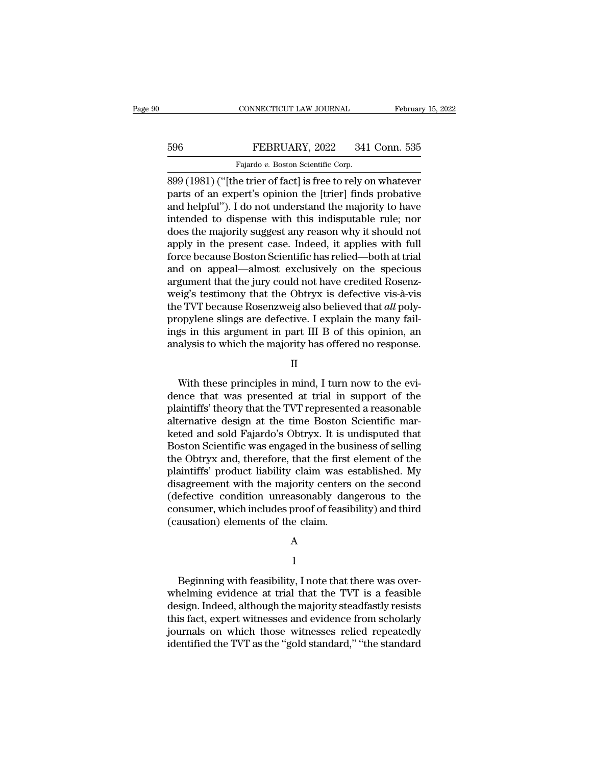899 (1981) ("[the trier of fact] is free to rely on whatever parts of an expert's opinion the [trier] finds probative and helpful"). I do not understand the majority to have intended to dispense with this indisputable rule; nor does the majority suggest any reason why it should not apply in the present case. Indeed, it applies with full force because Boston Scientific has relied—both at trial and on appeal—almost exclusively on the specious argument that the jury could not have credited Rosenzweig's testimony that the Obtryx is defective vis-à-vis the TVT because Rosenzweig also believed that *all* polypropylene slings are defective. I explain the many failings in this argument in part III B of this opinion, an analysis to which the majority has offered no response.

II

With these principles in mind, I turn now to the evidence that was presented at trial in support of the plaintiffs' theory that the TVT represented a reasonable alternative design at the time Boston Scientific marketed and sold Fajardo's Obtryx. It is undisputed that Boston Scientific was engaged in the business of selling the Obtryx and, therefore, that the first element of the plaintiffs' product liability claim was established. My disagreement with the majority centers on the second (defective condition unreasonably dangerous to the consumer, which includes proof of feasibility) and third (causation) elements of the claim.

A

1

Beginning with feasibility, I note that there was overwhelming evidence at trial that the TVT is a feasible design. Indeed, although the majority steadfastly resists this fact, expert witnesses and evidence from scholarly journals on which those witnesses relied repeatedly identified the TVT as the "gold standard," "the standard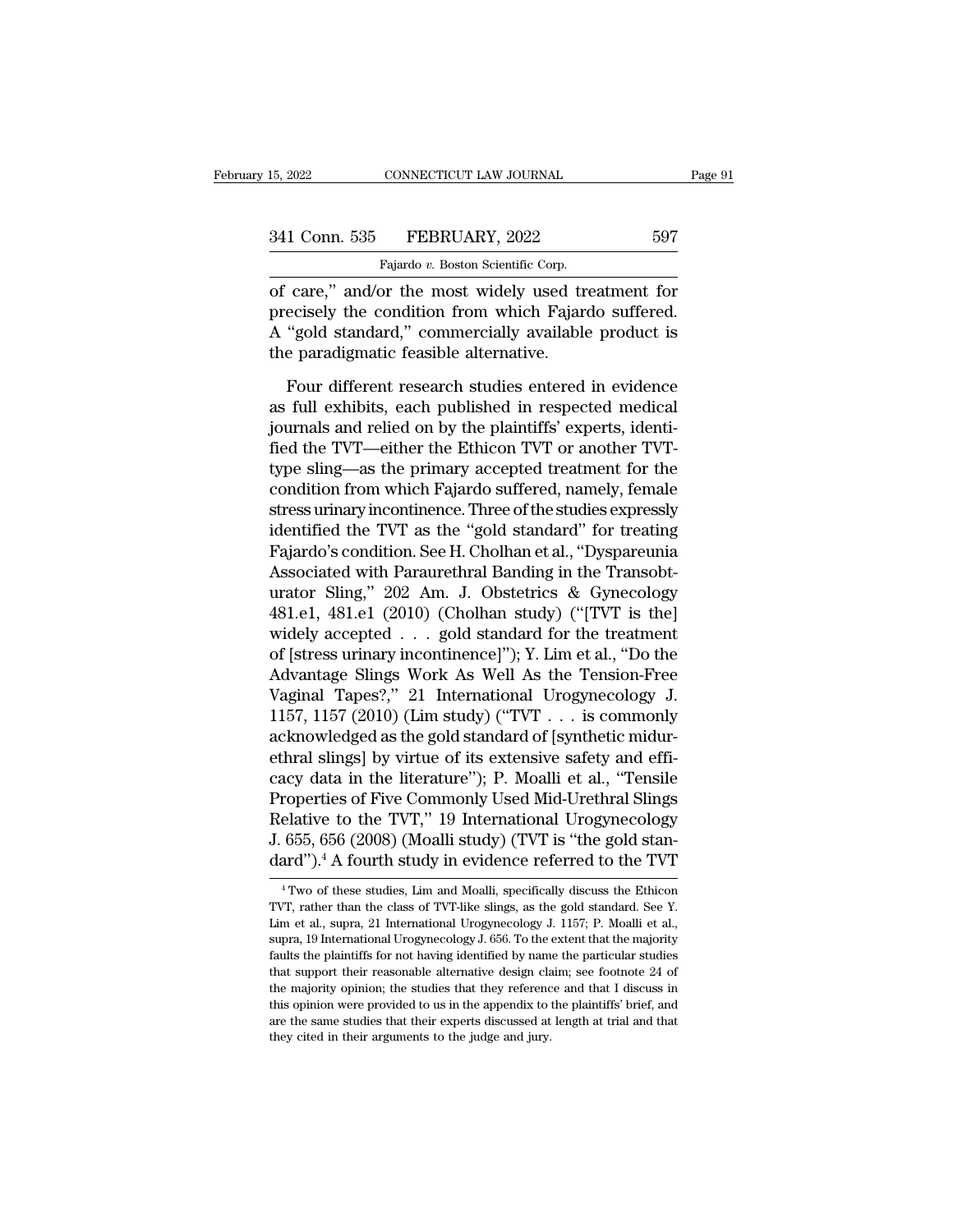of care," and/or the most widely used treatment for precisely the condition from which Fajardo suffered. A "gold standard," commercially available product is the paradigmatic feasible alternative.

Four different research studies entered in evidence as full exhibits, each published in respected medical journals and relied on by the plaintiffs' experts, identified the TVT—either the Ethicon TVT or another TVT-type sling—as the primary accepted treatment for the condition from which Fajardo suffered, namely, female stress urinary incontinence. Three of the studies expressly identified the TVT as the "gold standard" for treating Fajardo's condition. See H. Cholhan et al., "Dyspareunia Associated with Paraurethral Banding in the Transobturator Sling," 202 Am. J. Obstetrics & Gynecology 481.e1, 481.e1 (2010) (Cholhan study) ("[TVT is the] widely accepted . . . gold standard for the treatment of [stress urinary incontinence]"); Y. Lim et al., "Do the Advantage Slings Work As Well As the Tension-Free Vaginal Tapes?," 21 International Urogynecology J. 1157, 1157 (2010) (Lim study) ("TVT . . . is commonly acknowledged as the gold standard of [synthetic midurethral slings] by virtue of its extensive safety and efficacy data in the literature"); P. Moalli et al., "Tensile Properties of Five Commonly Used Mid-Urethral Slings Relative to the TVT," 19 International Urogynecology J. 655, 656 (2008) (Moalli study) (TVT is "the gold standard").[4] A fourth study in evidence referred to the TVT

[4] Two of these studies, Lim and Moalli, specifically discuss the Ethicon TVT, rather than the class of TVT-like slings, as the gold standard. See Y. Lim et al., supra, 21 International Urogynecology J. 1157; P. Moalli et al., supra, 19 International Urogynecology J. 656. To the extent that the majority faults the plaintiffs for not having identified by name the particular studies that support their reasonable alternative design claim; see footnote 24 of the majority opinion; the studies that they reference and that I discuss in this opinion were provided to us in the appendix to the plaintiffs' brief, and are the same studies that their experts discussed at length at trial and that they cited in their arguments to the judge and jury.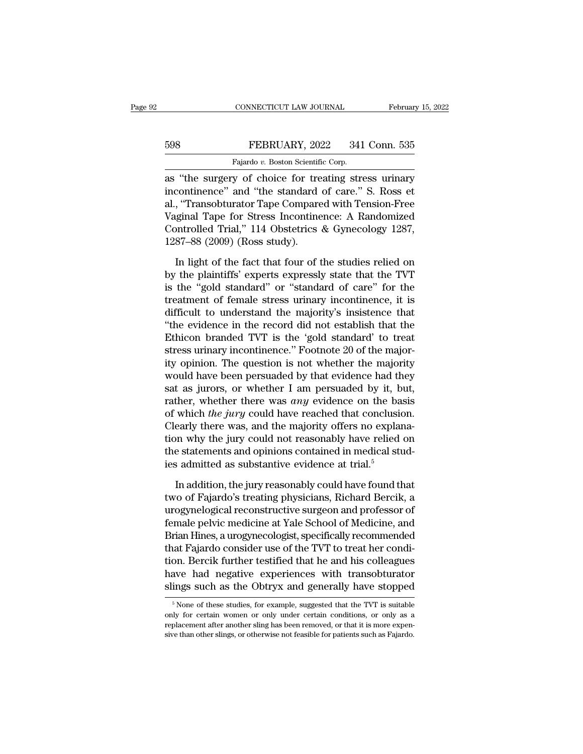as "the surgery of choice for treating stress urinary incontinence" and "the standard of care." S. Ross et al., "Transobturator Tape Compared with Tension-Free Vaginal Tape for Stress Incontinence: A Randomized Controlled Trial," 114 Obstetrics & Gynecology 1287, 1287–88 (2009) (Ross study).

In light of the fact that four of the studies relied on by the plaintiffs' experts expressly state that the TVT is the "gold standard" or "standard of care" for the treatment of female stress urinary incontinence, it is difficult to understand the majority's insistence that "the evidence in the record did not establish that the Ethicon branded TVT is the 'gold standard' to treat stress urinary incontinence." Footnote 20 of the majority opinion. The question is not whether the majority would have been persuaded by that evidence had they sat as jurors, or whether I am persuaded by it, but, rather, whether there was *any* evidence on the basis of which *the jury* could have reached that conclusion. Clearly there was, and the majority offers no explanation why the jury could not reasonably have relied on the statements and opinions contained in medical studies admitted as substantive evidence at trial.[5]

In addition, the jury reasonably could have found that two of Fajardo's treating physicians, Richard Bercik, a urogynelogical reconstructive surgeon and professor of female pelvic medicine at Yale School of Medicine, and Brian Hines, a urogynecologist, specifically recommended that Fajardo consider use of the TVT to treat her condition. Bercik further testified that he and his colleagues have had negative experiences with transobturator slings such as the Obtryx and generally have stopped

[5] None of these studies, for example, suggested that the TVT is suitable only for certain women or only under certain conditions, or only as a replacement after another sling has been removed, or that it is more expensive than other slings, or otherwise not feasible for patients such as Fajardo.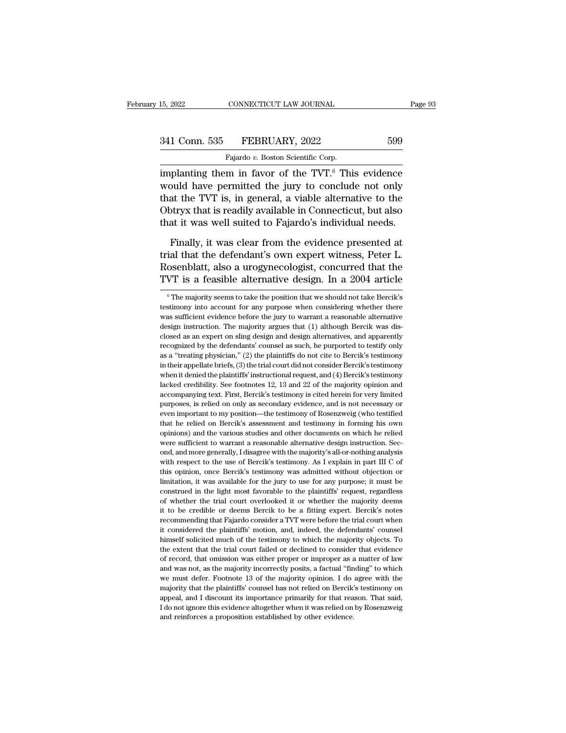implanting them in favor of the TVT.[6] This evidence would have permitted the jury to conclude not only that the TVT is, in general, a viable alternative to the Obtryx that is readily available in Connecticut, but also that it was well suited to Fajardo's individual needs.

Finally, it was clear from the evidence presented at trial that the defendant's own expert witness, Peter L. Rosenblatt, also a urogynecologist, concurred that the TVT is a feasible alternative design. In a 2004 article

[6] The majority seems to take the position that we should not take Bercik's testimony into account for any purpose when considering whether there was sufficient evidence before the jury to warrant a reasonable alternative design instruction. The majority argues that (1) although Bercik was disclosed as an expert on sling design and design alternatives, and apparently recognized by the defendants' counsel as such, he purported to testify only as a "treating physician," (2) the plaintiffs do not cite to Bercik's testimony in their appellate briefs, (3) the trial court did not consider Bercik's testimony when it denied the plaintiffs' instructional request, and (4) Bercik's testimony lacked credibility. See footnotes 12, 13 and 22 of the majority opinion and accompanying text. First, Bercik's testimony is cited herein for very limited purposes, is relied on only as secondary evidence, and is not necessary or even important to my position—the testimony of Rosenzweig (who testified that he relied on Bercik's assessment and testimony in forming his own opinions) and the various studies and other documents on which he relied were sufficient to warrant a reasonable alternative design instruction. Second, and more generally, I disagree with the majority's all-or-nothing analysis with respect to the use of Bercik's testimony. As I explain in part III C of this opinion, once Bercik's testimony was admitted without objection or limitation, it was available for the jury to use for any purpose; it must be construed in the light most favorable to the plaintiffs' request, regardless of whether the trial court overlooked it or whether the majority deems it to be credible or deems Bercik to be a fitting expert. Bercik's notes recommending that Fajardo consider a TVT were before the trial court when it considered the plaintiffs' motion, and, indeed, the defendants' counsel himself solicited much of the testimony to which the majority objects. To the extent that the trial court failed or declined to consider that evidence of record, that omission was either proper or improper as a matter of law and was not, as the majority incorrectly posits, a factual "finding" to which we must defer. Footnote 13 of the majority opinion. I do agree with the majority that the plaintiffs' counsel has not relied on Bercik's testimony on appeal, and I discount its importance primarily for that reason. That said, I do not ignore this evidence altogether when it was relied on by Rosenzweig and reinforces a proposition established by other evidence.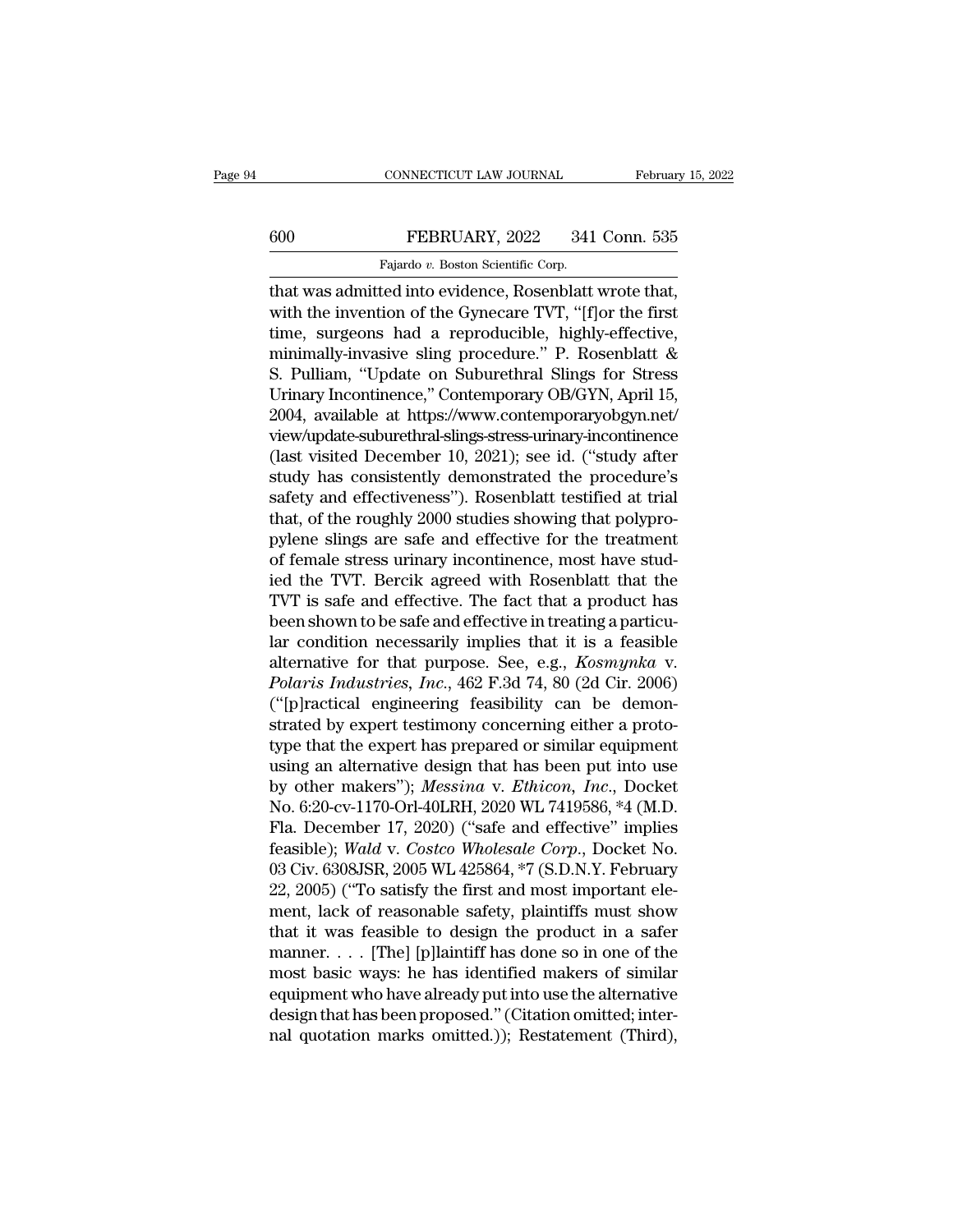that was admitted into evidence, Rosenblatt wrote that, with the invention of the Gynecare TVT, "[f]or the first time, surgeons had a reproducible, highly-effective, minimally-invasive sling procedure." P. Rosenblatt & S. Pulliam, "Update on Suburethral Slings for Stress Urinary Incontinence," Contemporary OB/GYN, April 15, 2004, available at https://www.contemporaryobgyn.net/view/update-suburethral-slings-stress-urinary-incontinence (last visited December 10, 2021); see id. ("study after study has consistently demonstrated the procedure's safety and effectiveness"). Rosenblatt testified at trial that, of the roughly 2000 studies showing that polypropylene slings are safe and effective for the treatment of female stress urinary incontinence, most have studied the TVT. Bercik agreed with Rosenblatt that the TVT is safe and effective. The fact that a product has been shown to be safe and effective in treating a particular condition necessarily implies that it is a feasible alternative for that purpose. See, e.g., *Kosmynka* v. *Polaris Industries, Inc.*, 462 F.3d 74, 80 (2d Cir. 2006) ("[p]ractical engineering feasibility can be demonstrated by expert testimony concerning either a prototype that the expert has prepared or similar equipment using an alternative design that has been put into use by other makers"); *Messina* v. *Ethicon, Inc.*, Docket No. 6:20-cv-1170-Orl-40LRH, 2020 WL 7419586, *4 (M.D. Fla. December 17, 2020) ("safe and effective" implies feasible); *Wald* v. *Costco Wholesale Corp.*, Docket No. 03 Civ. 6308JSR, 2005 WL 425864, *7 (S.D.N.Y. February 22, 2005) ("To satisfy the first and most important element, lack of reasonable safety, plaintiffs must show that it was feasible to design the product in a safer manner. . . . [The] [p]laintiff has done so in one of the most basic ways: he has identified makers of similar equipment who have already put into use the alternative design that has been proposed." (Citation omitted; internal quotation marks omitted.)); Restatement (Third),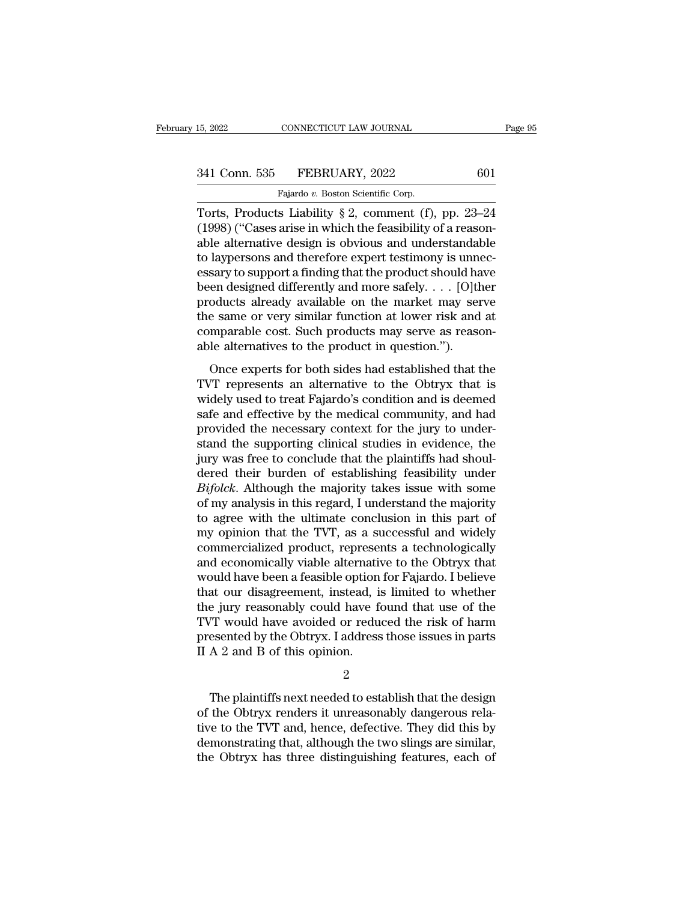Torts, Products Liability § 2, comment (f), pp. 23–24 (1998) ("Cases arise in which the feasibility of a reasonable alternative design is obvious and understandable to laypersons and therefore expert testimony is unnecessary to support a finding that the product should have been designed differently and more safely. . . . [O]ther products already available on the market may serve the same or very similar function at lower risk and at comparable cost. Such products may serve as reasonable alternatives to the product in question.").

Once experts for both sides had established that the TVT represents an alternative to the Obtryx that is widely used to treat Fajardo's condition and is deemed safe and effective by the medical community, and had provided the necessary context for the jury to understand the supporting clinical studies in evidence, the jury was free to conclude that the plaintiffs had shouldered their burden of establishing feasibility under *Bifolck*. Although the majority takes issue with some of my analysis in this regard, I understand the majority to agree with the ultimate conclusion in this part of my opinion that the TVT, as a successful and widely commercialized product, represents a technologically and economically viable alternative to the Obtryx that would have been a feasible option for Fajardo. I believe that our disagreement, instead, is limited to whether the jury reasonably could have found that use of the TVT would have avoided or reduced the risk of harm presented by the Obtryx. I address those issues in parts II A 2 and B of this opinion.

2

The plaintiffs next needed to establish that the design of the Obtryx renders it unreasonably dangerous relative to the TVT and, hence, defective. They did this by demonstrating that, although the two slings are similar, the Obtryx has three distinguishing features, each of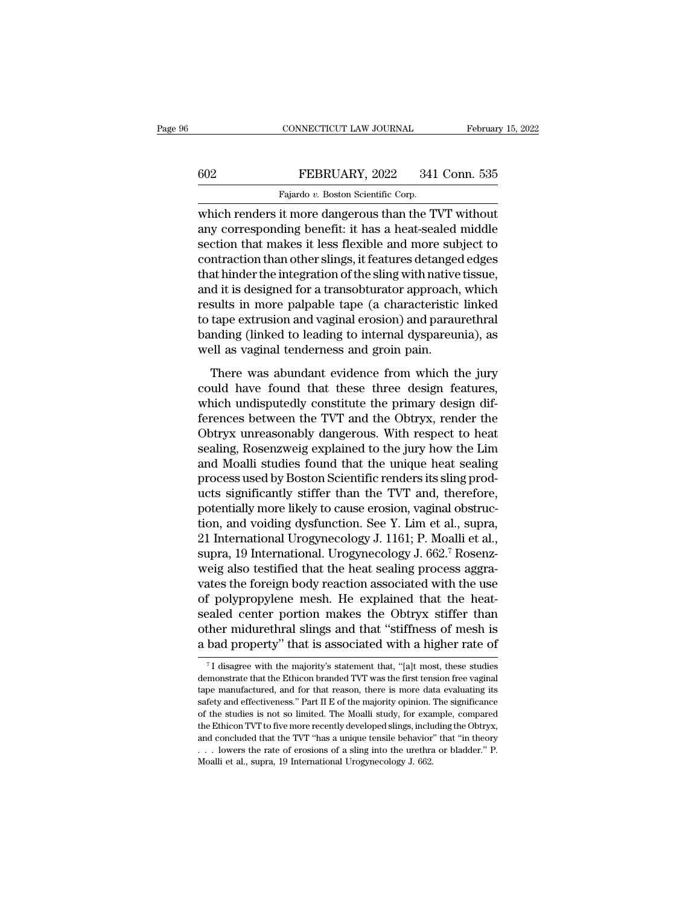which renders it more dangerous than the TVT without any corresponding benefit: it has a heat-sealed middle section that makes it less flexible and more subject to contraction than other slings, it features detanged edges that hinder the integration of the sling with native tissue, and it is designed for a transobturator approach, which results in more palpable tape (a characteristic linked to tape extrusion and vaginal erosion) and paraurethral banding (linked to leading to internal dyspareunia), as well as vaginal tenderness and groin pain.

There was abundant evidence from which the jury could have found that these three design features, which undisputedly constitute the primary design differences between the TVT and the Obtryx, render the Obtryx unreasonably dangerous. With respect to heat sealing, Rosenzweig explained to the jury how the Lim and Moalli studies found that the unique heat sealing process used by Boston Scientific renders its sling products significantly stiffer than the TVT and, therefore, potentially more likely to cause erosion, vaginal obstruction, and voiding dysfunction. See Y. Lim et al., supra, 21 International Urogynecology J. 1161; P. Moalli et al., supra, 19 International. Urogynecology J. 662.[7] Rosenzweig also testified that the heat sealing process aggravates the foreign body reaction associated with the use of polypropylene mesh. He explained that the heat-sealed center portion makes the Obtryx stiffer than other midurethral slings and that "stiffness of mesh is a bad property" that is associated with a higher rate of

[7] I disagree with the majority's statement that, "[a]t most, these studies demonstrate that the Ethicon branded TVT was the first tension free vaginal tape manufactured, and for that reason, there is more data evaluating its safety and effectiveness." Part II E of the majority opinion. The significance of the studies is not so limited. The Moalli study, for example, compared the Ethicon TVT to five more recently developed slings, including the Obtryx, and concluded that the TVT "has a unique tensile behavior" that "in theory . . . lowers the rate of erosions of a sling into the urethra or bladder." P. Moalli et al., supra, 19 International Urogynecology J. 662.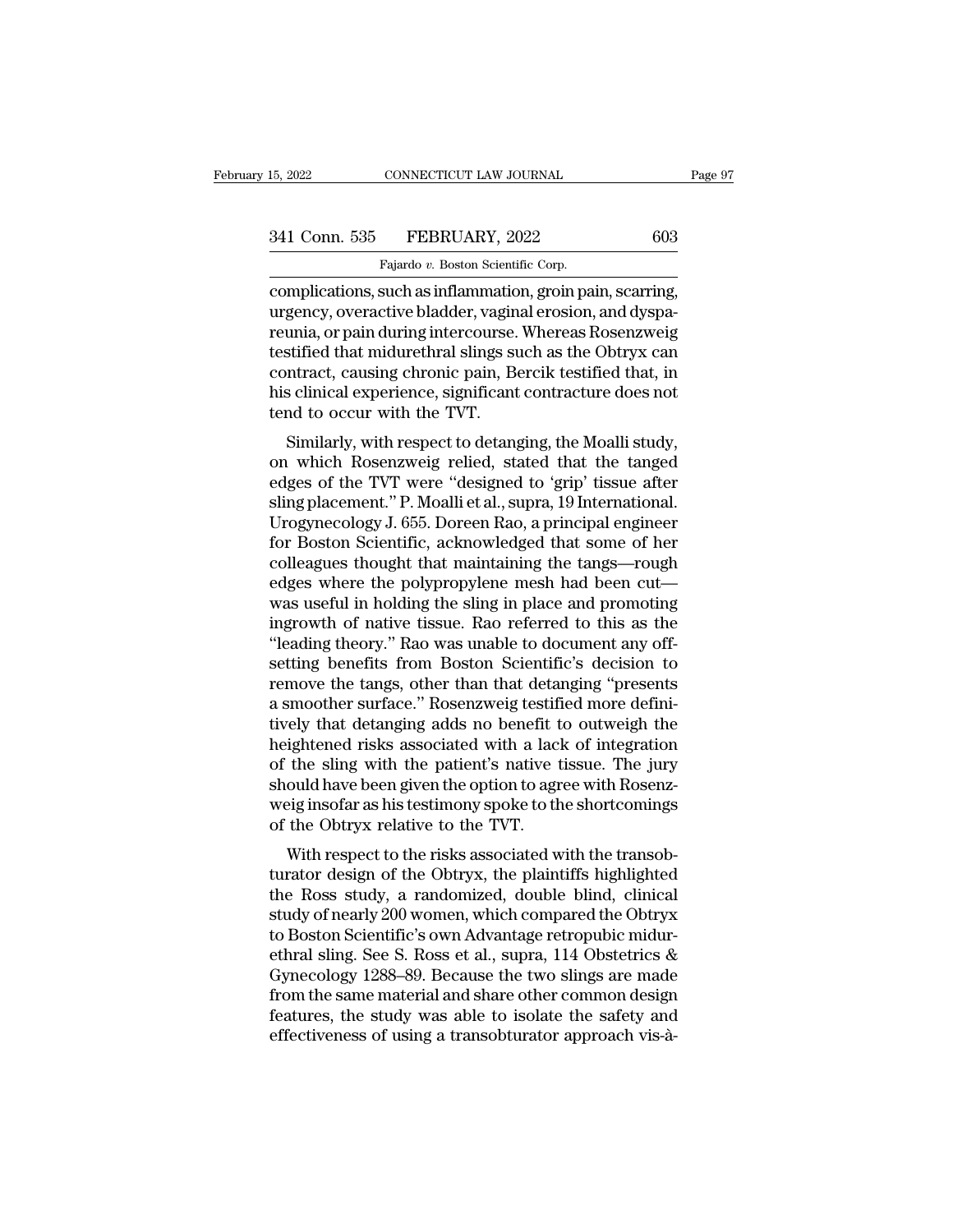complications, such as inflammation, groin pain, scarring, urgency, overactive bladder, vaginal erosion, and dyspareunia, or pain during intercourse. Whereas Rosenzweig testified that midurethral slings such as the Obtryx can contract, causing chronic pain, Bercik testified that, in his clinical experience, significant contracture does not tend to occur with the TVT.

Similarly, with respect to detanging, the Moalli study, on which Rosenzweig relied, stated that the tanged edges of the TVT were "designed to 'grip' tissue after sling placement." P. Moalli et al., supra, 19 International. Urogynecology J. 655. Doreen Rao, a principal engineer for Boston Scientific, acknowledged that some of her colleagues thought that maintaining the tangs—rough edges where the polypropylene mesh had been cut—was useful in holding the sling in place and promoting ingrowth of native tissue. Rao referred to this as the "leading theory." Rao was unable to document any offsetting benefits from Boston Scientific's decision to remove the tangs, other than that detanging "presents a smoother surface." Rosenzweig testified more definitively that detanging adds no benefit to outweigh the heightened risks associated with a lack of integration of the sling with the patient's native tissue. The jury should have been given the option to agree with Rosenzweig insofar as his testimony spoke to the shortcomings of the Obtryx relative to the TVT.

With respect to the risks associated with the transobturator design of the Obtryx, the plaintiffs highlighted the Ross study, a randomized, double blind, clinical study of nearly 200 women, which compared the Obtryx to Boston Scientific's own Advantage retropubic midurethral sling. See S. Ross et al., supra, 114 Obstetrics & Gynecology 1288–89. Because the two slings are made from the same material and share other common design features, the study was able to isolate the safety and effectiveness of using a transobturator approach vis-à-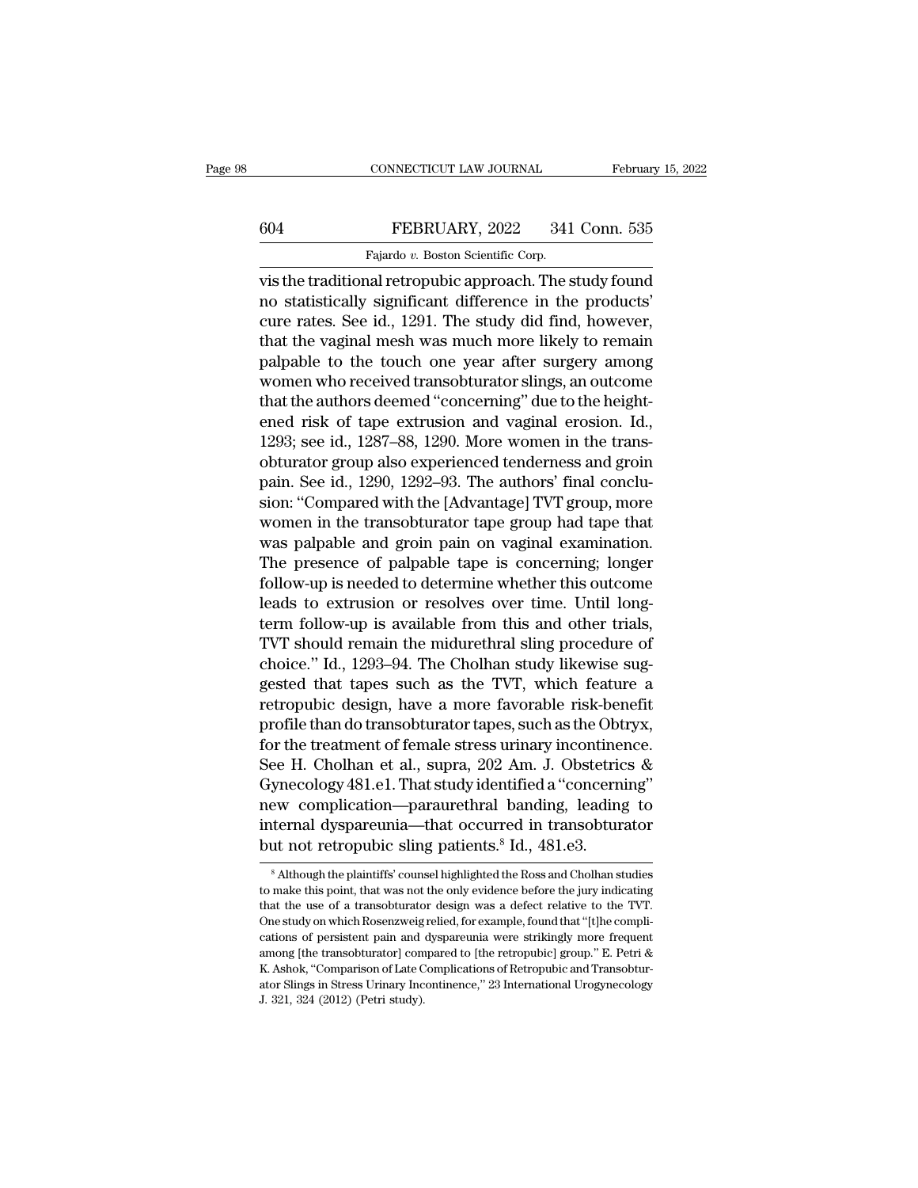vis the traditional retropubic approach. The study found no statistically significant difference in the products' cure rates. See id., 1291. The study did find, however, that the vaginal mesh was much more likely to remain palpable to the touch one year after surgery among women who received transobturator slings, an outcome that the authors deemed "concerning" due to the heightened risk of tape extrusion and vaginal erosion. Id., 1293; see id., 1287–88, 1290. More women in the transobturator group also experienced tenderness and groin pain. See id., 1290, 1292–93. The authors' final conclusion: "Compared with the [Advantage] TVT group, more women in the transobturator tape group had tape that was palpable and groin pain on vaginal examination. The presence of palpable tape is concerning; longer follow-up is needed to determine whether this outcome leads to extrusion or resolves over time. Until long-term follow-up is available from this and other trials, TVT should remain the midurethral sling procedure of choice." Id., 1293–94. The Cholhan study likewise suggested that tapes such as the TVT, which feature a retropubic design, have a more favorable risk-benefit profile than do transobturator tapes, such as the Obtryx, for the treatment of female stress urinary incontinence. See H. Cholhan et al., supra, 202 Am. J. Obstetrics & Gynecology 481.e1. That study identified a "concerning" new complication—paraurethral banding, leading to internal dyspareunia—that occurred in transobturator but not retropubic sling patients.[8] Id., 481.e3.

[8] Although the plaintiffs' counsel highlighted the Ross and Cholhan studies to make this point, that was not the only evidence before the jury indicating that the use of a transobturator design was a defect relative to the TVT. One study on which Rosenzweig relied, for example, found that "[t]he complications of persistent pain and dyspareunia were strikingly more frequent among [the transobturator] compared to [the retropubic] group." E. Petri & K. Ashok, "Comparison of Late Complications of Retropubic and Transobturator Slings in Stress Urinary Incontinence," 23 International Urogynecology J. 321, 324 (2012) (Petri study).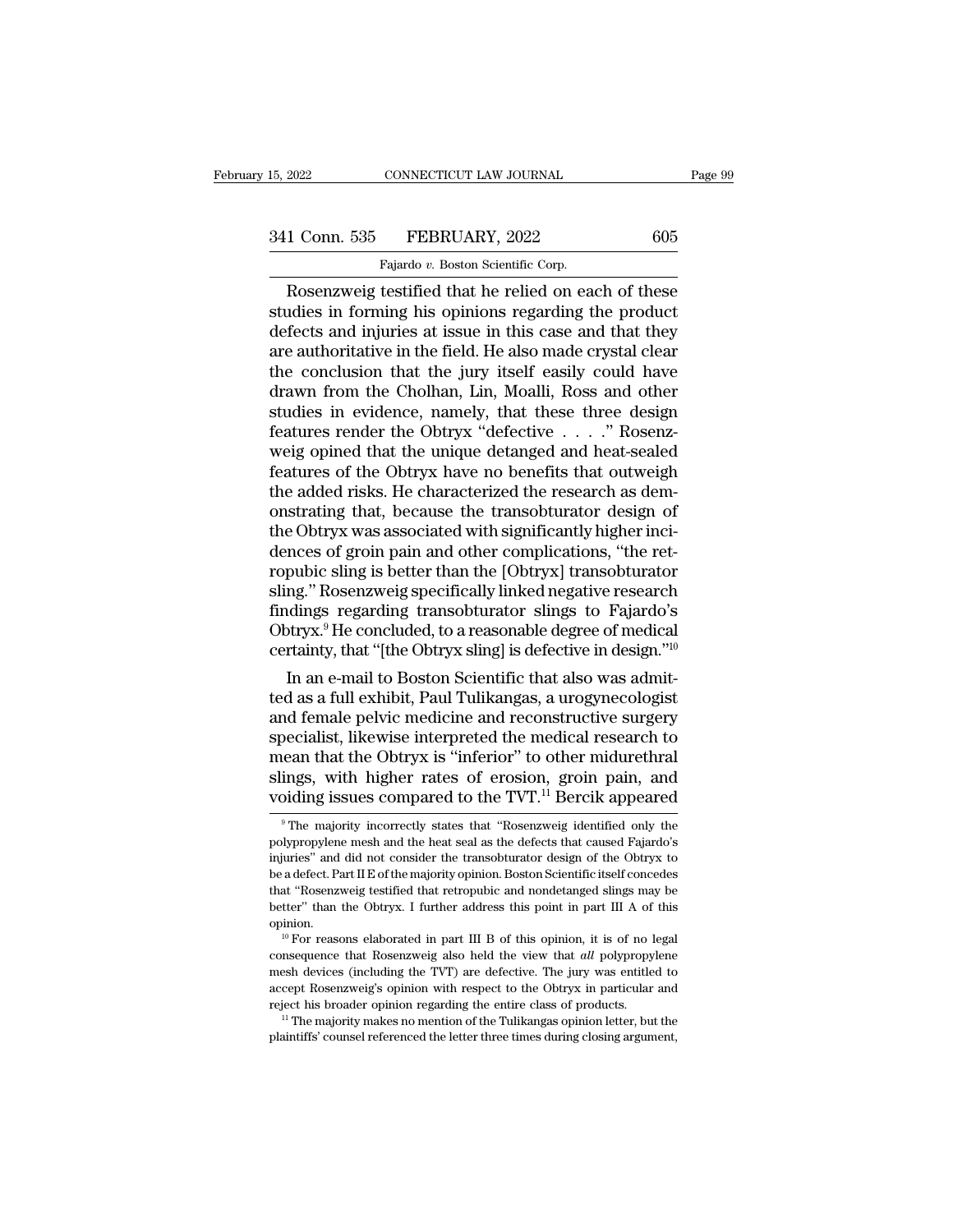Rosenzweig testified that he relied on each of these studies in forming his opinions regarding the product defects and injuries at issue in this case and that they are authoritative in the field. He also made crystal clear the conclusion that the jury itself easily could have drawn from the Cholhan, Lin, Moalli, Ross and other studies in evidence, namely, that these three design features render the Obtryx "defective . . . ." Rosenzweig opined that the unique detanged and heat-sealed features of the Obtryx have no benefits that outweigh the added risks. He characterized the research as demonstrating that, because the transobturator design of the Obtryx was associated with significantly higher incidences of groin pain and other complications, "the retropubic sling is better than the [Obtryx] transobturator sling." Rosenzweig specifically linked negative research findings regarding transobturator slings to Fajardo's Obtryx.[9] He concluded, to a reasonable degree of medical certainty, that "[the Obtryx sling] is defective in design."[10]

In an e-mail to Boston Scientific that also was admitted as a full exhibit, Paul Tulikangas, a urogynecologist and female pelvic medicine and reconstructive surgery specialist, likewise interpreted the medical research to mean that the Obtryx is "inferior" to other midurethral slings, with higher rates of erosion, groin pain, and voiding issues compared to the TVT.[11] Bercik appeared

---

[9] The majority incorrectly states that "Rosenzweig identified only the polypropylene mesh and the heat seal as the defects that caused Fajardo's injuries" and did not consider the transobturator design of the Obtryx to be a defect. Part II E of the majority opinion. Boston Scientific itself concedes that "Rosenzweig testified that retropubic and nondetanged slings may be better" than the Obtryx. I further address this point in part III A of this opinion.

[10] For reasons elaborated in part III B of this opinion, it is of no legal consequence that Rosenzweig also held the view that *all* polypropylene mesh devices (including the TVT) are defective. The jury was entitled to accept Rosenzweig's opinion with respect to the Obtryx in particular and reject his broader opinion regarding the entire class of products.

[11] The majority makes no mention of the Tulikangas opinion letter, but the plaintiffs' counsel referenced the letter three times during closing argument,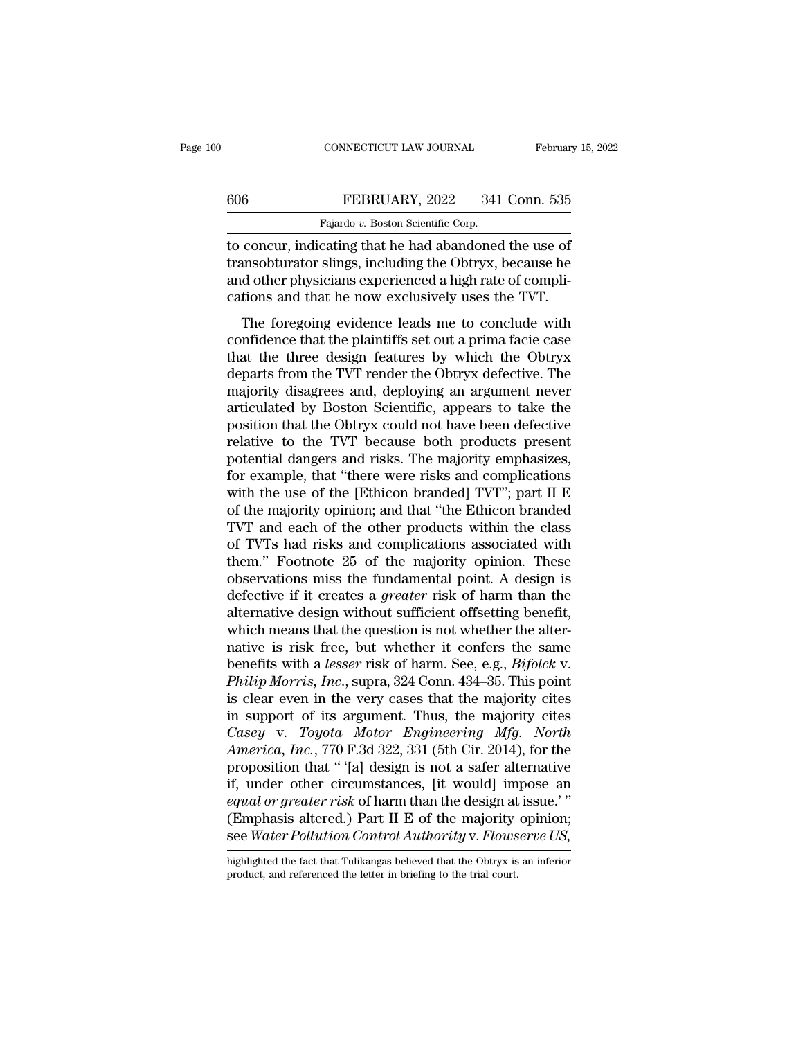to concur, indicating that he had abandoned the use of transobturator slings, including the Obtryx, because he and other physicians experienced a high rate of complications and that he now exclusively uses the TVT.

The foregoing evidence leads me to conclude with confidence that the plaintiffs set out a prima facie case that the three design features by which the Obtryx departs from the TVT render the Obtryx defective. The majority disagrees and, deploying an argument never articulated by Boston Scientific, appears to take the position that the Obtryx could not have been defective relative to the TVT because both products present potential dangers and risks. The majority emphasizes, for example, that "there were risks and complications with the use of the [Ethicon branded] TVT"; part II E of the majority opinion; and that "the Ethicon branded TVT and each of the other products within the class of TVTs had risks and complications associated with them." Footnote 25 of the majority opinion. These observations miss the fundamental point. A design is defective if it creates a *greater* risk of harm than the alternative design without sufficient offsetting benefit, which means that the question is not whether the alternative is risk free, but whether it confers the same benefits with a *lesser* risk of harm. See, e.g., *Bifolck* v. *Philip Morris, Inc.*, supra, 324 Conn. 434–35. This point is clear even in the very cases that the majority cites in support of its argument. Thus, the majority cites *Casey* v. *Toyota Motor Engineering Mfg. North America, Inc.*, 770 F.3d 322, 331 (5th Cir. 2014), for the proposition that " '[a] design is not a safer alternative if, under other circumstances, [it would] impose an *equal or greater risk* of harm than the design at issue.' " (Emphasis altered.) Part II E of the majority opinion; see *Water Pollution Control Authority* v. *Flowserve US,*

highlighted the fact that Tulikangas believed that the Obtryx is an inferior product, and referenced the letter in briefing to the trial court.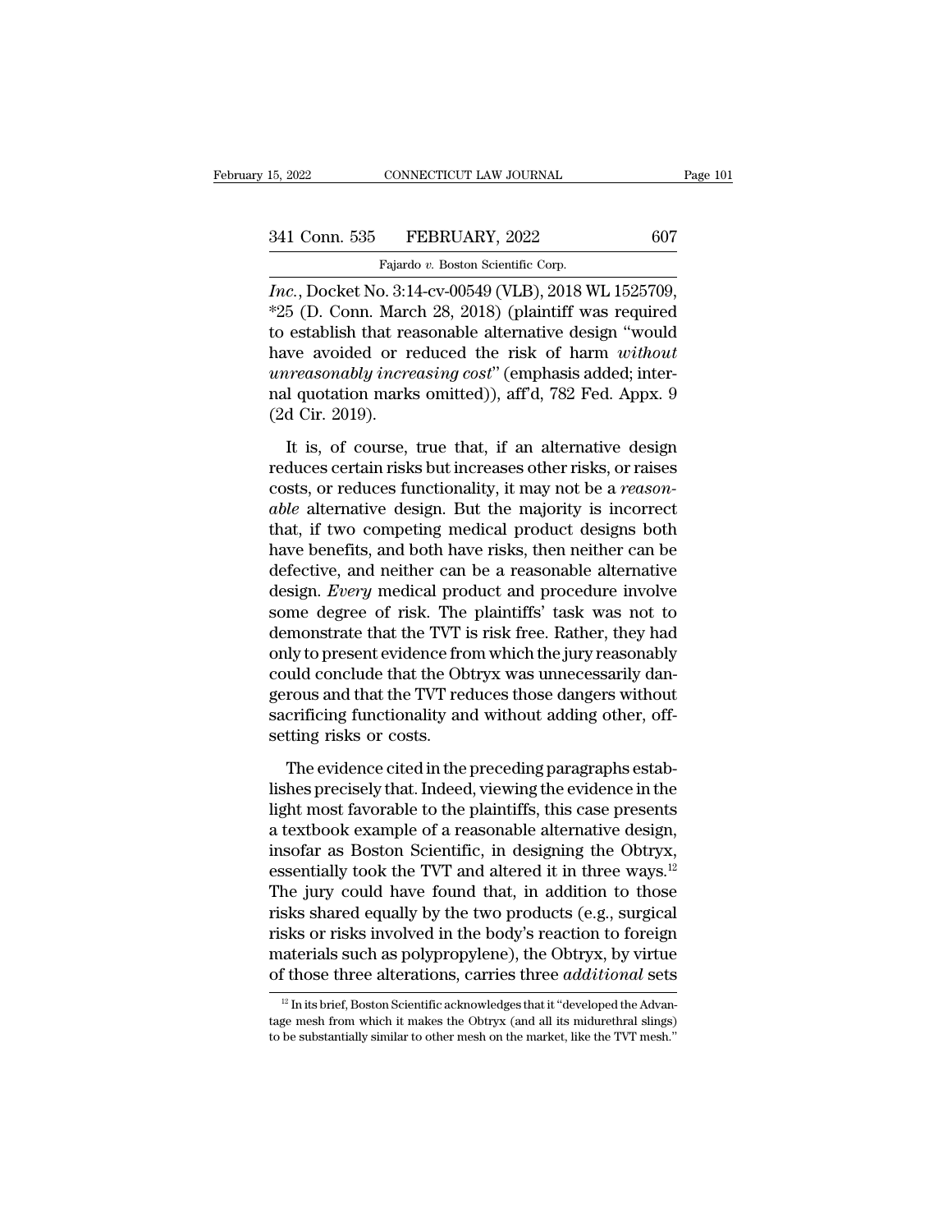*Inc.*, Docket No. 3:14-cv-00549 (VLB), 2018 WL 1525709, *25 (D. Conn. March 28, 2018) (plaintiff was required to establish that reasonable alternative design "would have avoided or reduced the risk of harm *without unreasonably increasing cost*" (emphasis added; internal quotation marks omitted)), aff'd, 782 Fed. Appx. 9 (2d Cir. 2019).

It is, of course, true that, if an alternative design reduces certain risks but increases other risks, or raises costs, or reduces functionality, it may not be a *reasonable* alternative design. But the majority is incorrect that, if two competing medical product designs both have benefits, and both have risks, then neither can be defective, and neither can be a reasonable alternative design. *Every* medical product and procedure involve some degree of risk. The plaintiffs' task was not to demonstrate that the TVT is risk free. Rather, they had only to present evidence from which the jury reasonably could conclude that the Obtryx was unnecessarily dangerous and that the TVT reduces those dangers without sacrificing functionality and without adding other, offsetting risks or costs.

The evidence cited in the preceding paragraphs establishes precisely that. Indeed, viewing the evidence in the light most favorable to the plaintiffs, this case presents a textbook example of a reasonable alternative design, insofar as Boston Scientific, in designing the Obtryx, essentially took the TVT and altered it in three ways.[12] The jury could have found that, in addition to those risks shared equally by the two products (e.g., surgical risks or risks involved in the body's reaction to foreign materials such as polypropylene), the Obtryx, by virtue of those three alterations, carries three *additional* sets

[12] In its brief, Boston Scientific acknowledges that it "developed the Advantage mesh from which it makes the Obtryx (and all its midurethral slings) to be substantially similar to other mesh on the market, like the TVT mesh."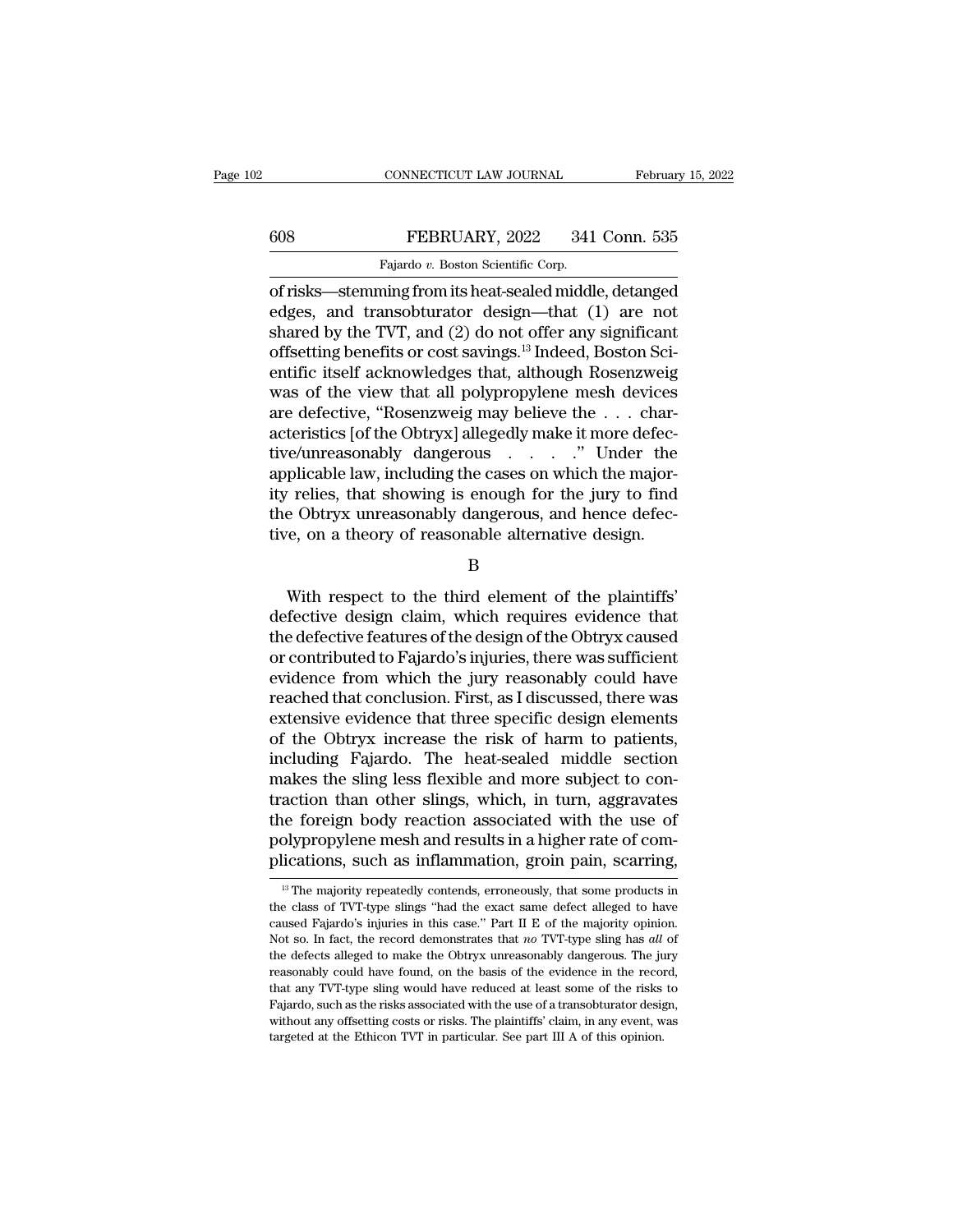of risks—stemming from its heat-sealed middle, detanged edges, and transobturator design—that (1) are not shared by the TVT, and (2) do not offer any significant offsetting benefits or cost savings.[13] Indeed, Boston Scientific itself acknowledges that, although Rosenzweig was of the view that all polypropylene mesh devices are defective, "Rosenzweig may believe the . . . characteristics [of the Obtryx] allegedly make it more defective/unreasonably dangerous . . . ." Under the applicable law, including the cases on which the majority relies, that showing is enough for the jury to find the Obtryx unreasonably dangerous, and hence defective, on a theory of reasonable alternative design.

B

With respect to the third element of the plaintiffs' defective design claim, which requires evidence that the defective features of the design of the Obtryx caused or contributed to Fajardo's injuries, there was sufficient evidence from which the jury reasonably could have reached that conclusion. First, as I discussed, there was extensive evidence that three specific design elements of the Obtryx increase the risk of harm to patients, including Fajardo. The heat-sealed middle section makes the sling less flexible and more subject to contraction than other slings, which, in turn, aggravates the foreign body reaction associated with the use of polypropylene mesh and results in a higher rate of complications, such as inflammation, groin pain, scarring,

[13] The majority repeatedly contends, erroneously, that some products in the class of TVT-type slings "had the exact same defect alleged to have caused Fajardo's injuries in this case." Part II E of the majority opinion. Not so. In fact, the record demonstrates that *no* TVT-type sling has *all* of the defects alleged to make the Obtryx unreasonably dangerous. The jury reasonably could have found, on the basis of the evidence in the record, that any TVT-type sling would have reduced at least some of the risks to Fajardo, such as the risks associated with the use of a transobturator design, without any offsetting costs or risks. The plaintiffs' claim, in any event, was targeted at the Ethicon TVT in particular. See part III A of this opinion.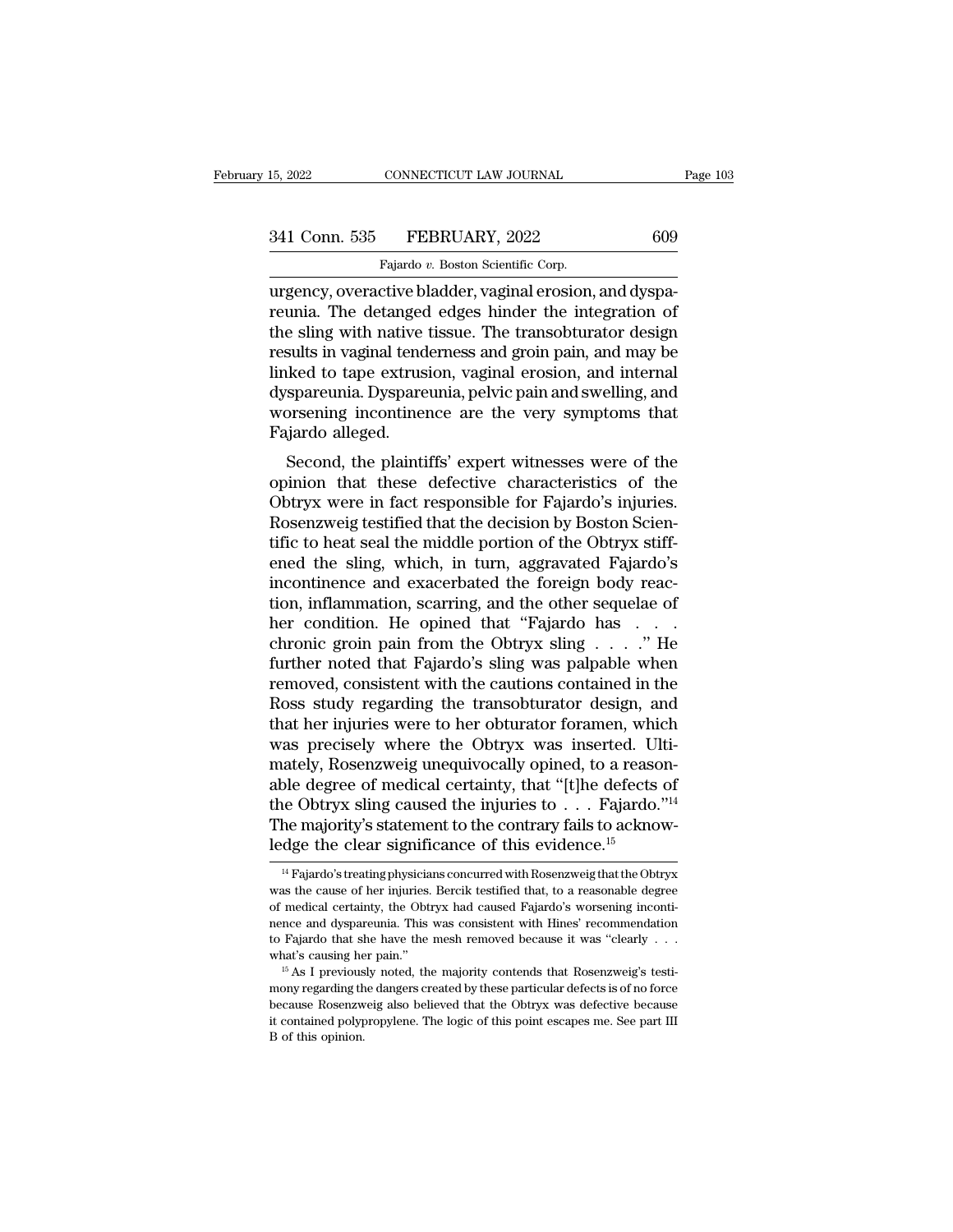urgency, overactive bladder, vaginal erosion, and dyspareunia. The detanged edges hinder the integration of the sling with native tissue. The transobturator design results in vaginal tenderness and groin pain, and may be linked to tape extrusion, vaginal erosion, and internal dyspareunia. Dyspareunia, pelvic pain and swelling, and worsening incontinence are the very symptoms that Fajardo alleged.

Second, the plaintiffs' expert witnesses were of the opinion that these defective characteristics of the Obtryx were in fact responsible for Fajardo's injuries. Rosenzweig testified that the decision by Boston Scientific to heat seal the middle portion of the Obtryx stiffened the sling, which, in turn, aggravated Fajardo's incontinence and exacerbated the foreign body reaction, inflammation, scarring, and the other sequelae of her condition. He opined that "Fajardo has . . . chronic groin pain from the Obtryx sling . . . ." He further noted that Fajardo's sling was palpable when removed, consistent with the cautions contained in the Ross study regarding the transobturator design, and that her injuries were to her obturator foramen, which was precisely where the Obtryx was inserted. Ultimately, Rosenzweig unequivocally opined, to a reasonable degree of medical certainty, that "[t]he defects of the Obtryx sling caused the injuries to . . . Fajardo."[14] The majority's statement to the contrary fails to acknowledge the clear significance of this evidence.[15]

[14] Fajardo's treating physicians concurred with Rosenzweig that the Obtryx was the cause of her injuries. Bercik testified that, to a reasonable degree of medical certainty, the Obtryx had caused Fajardo's worsening incontinence and dyspareunia. This was consistent with Hines' recommendation to Fajardo that she have the mesh removed because it was "clearly . . . what's causing her pain."

[15] As I previously noted, the majority contends that Rosenzweig's testimony regarding the dangers created by these particular defects is of no force because Rosenzweig also believed that the Obtryx was defective because it contained polypropylene. The logic of this point escapes me. See part III B of this opinion.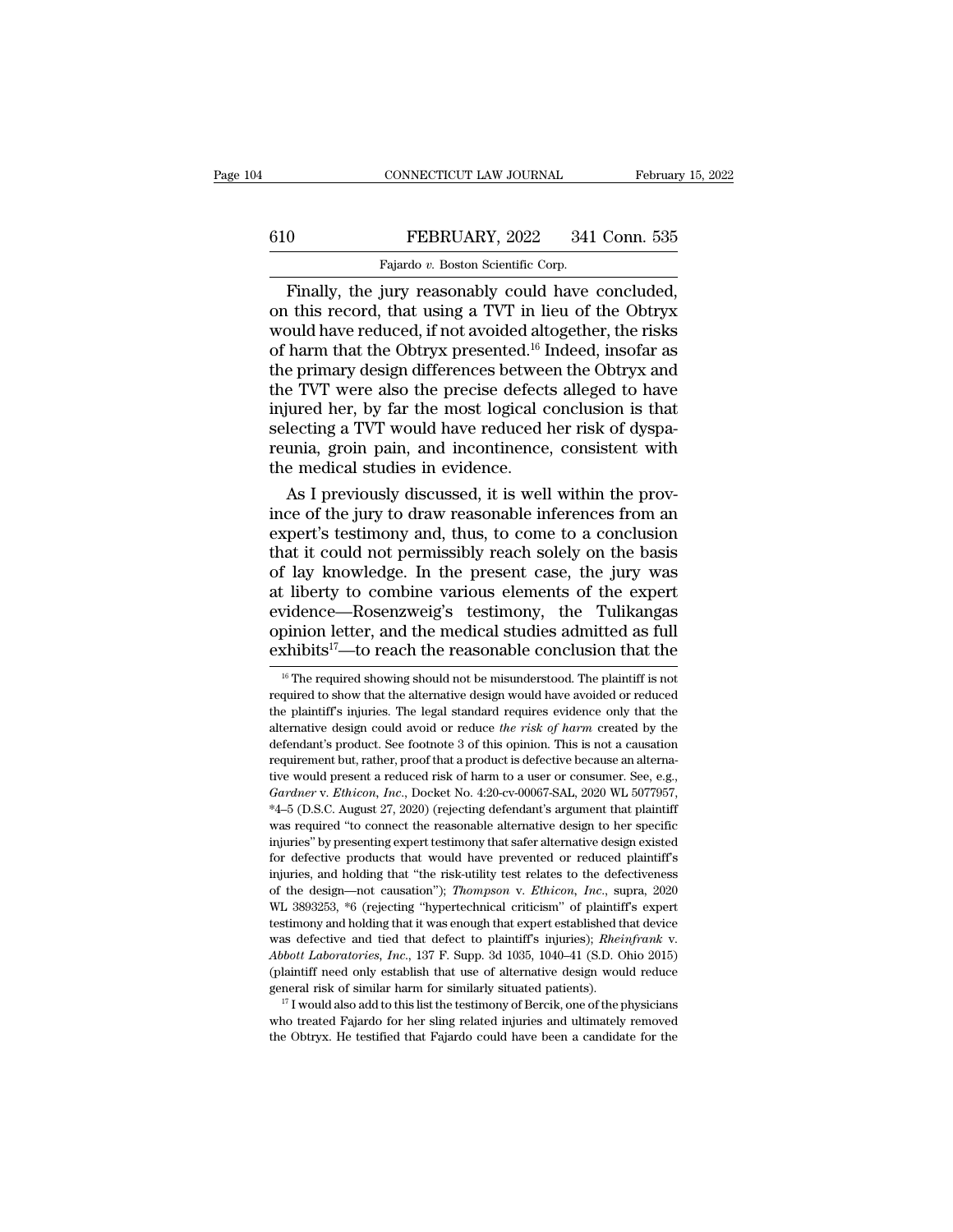Finally, the jury reasonably could have concluded, on this record, that using a TVT in lieu of the Obtryx would have reduced, if not avoided altogether, the risks of harm that the Obtryx presented.[16] Indeed, insofar as the primary design differences between the Obtryx and the TVT were also the precise defects alleged to have injured her, by far the most logical conclusion is that selecting a TVT would have reduced her risk of dyspareunia, groin pain, and incontinence, consistent with the medical studies in evidence.

As I previously discussed, it is well within the province of the jury to draw reasonable inferences from an expert's testimony and, thus, to come to a conclusion that it could not permissibly reach solely on the basis of lay knowledge. In the present case, the jury was at liberty to combine various elements of the expert evidence—Rosenzweig's testimony, the Tulikangas opinion letter, and the medical studies admitted as full exhibits[17]—to reach the reasonable conclusion that the

---

[16] The required showing should not be misunderstood. The plaintiff is not required to show that the alternative design would have avoided or reduced the plaintiff's injuries. The legal standard requires evidence only that the alternative design could avoid or reduce *the risk of harm* created by the defendant's product. See footnote 3 of this opinion. This is not a causation requirement but, rather, proof that a product is defective because an alternative would present a reduced risk of harm to a user or consumer. See, e.g., *Gardner* v. *Ethicon, Inc.*, Docket No. 4:20-cv-00067-SAL, 2020 WL 5077957, *4–5 (D.S.C. August 27, 2020) (rejecting defendant's argument that plaintiff was required "to connect the reasonable alternative design to her specific injuries" by presenting expert testimony that safer alternative design existed for defective products that would have prevented or reduced plaintiff's injuries, and holding that "the risk-utility test relates to the defectiveness of the design—not causation"); *Thompson* v. *Ethicon, Inc.*, supra, 2020 WL 3893253, *6 (rejecting "hypertechnical criticism" of plaintiff's expert testimony and holding that it was enough that expert established that device was defective and tied that defect to plaintiff's injuries); *Rheinfrank* v. *Abbott Laboratories, Inc.*, 137 F. Supp. 3d 1035, 1040–41 (S.D. Ohio 2015) (plaintiff need only establish that use of alternative design would reduce general risk of similar harm for similarly situated patients).

[17] I would also add to this list the testimony of Bercik, one of the physicians who treated Fajardo for her sling related injuries and ultimately removed the Obtryx. He testified that Fajardo could have been a candidate for the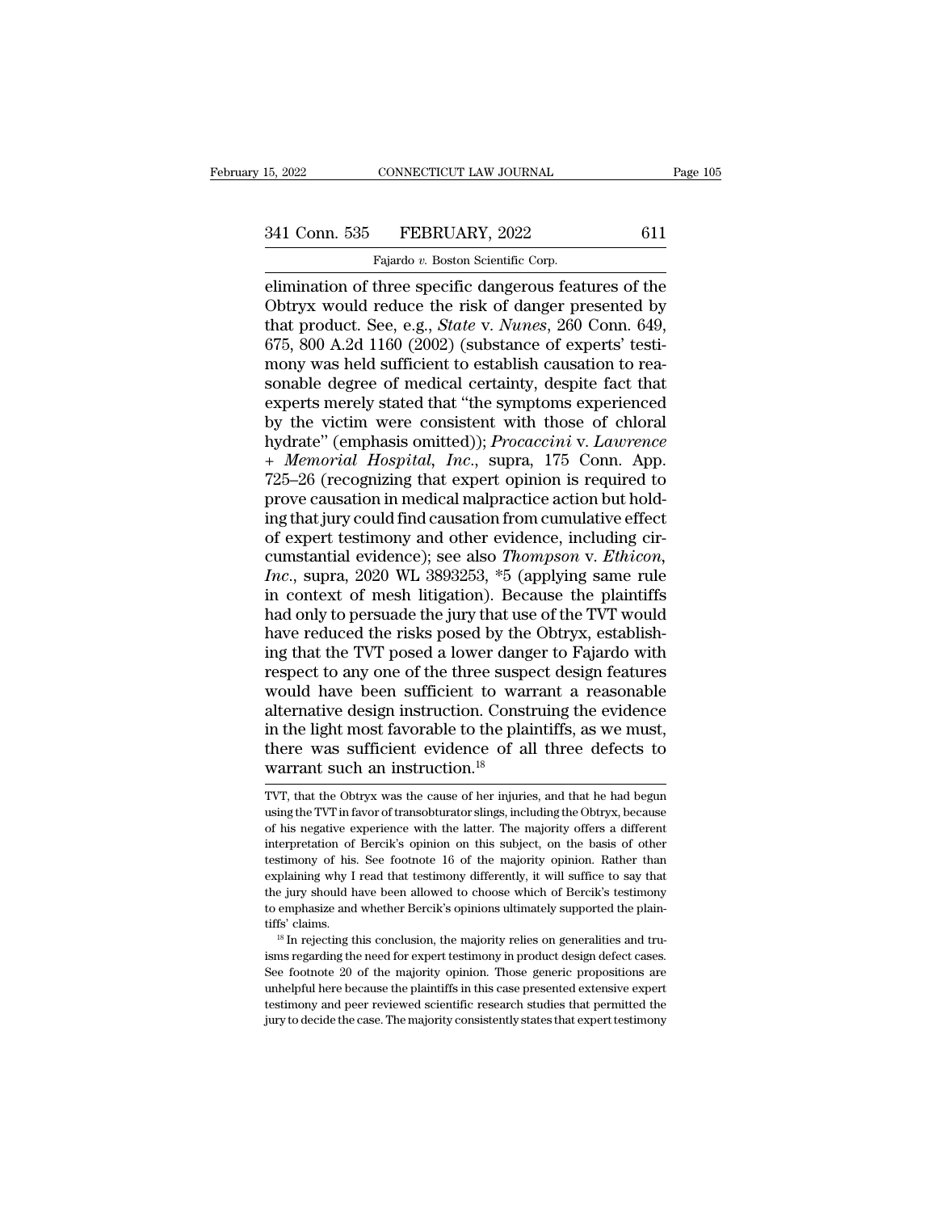elimination of three specific dangerous features of the Obtryx would reduce the risk of danger presented by that product. See, e.g., *State* v. *Nunes*, 260 Conn. 649, 675, 800 A.2d 1160 (2002) (substance of experts' testimony was held sufficient to establish causation to reasonable degree of medical certainty, despite fact that experts merely stated that "the symptoms experienced by the victim were consistent with those of chloral hydrate" (emphasis omitted)); *Procaccini* v. *Lawrence + Memorial Hospital, Inc.*, supra, 175 Conn. App. 725–26 (recognizing that expert opinion is required to prove causation in medical malpractice action but holding that jury could find causation from cumulative effect of expert testimony and other evidence, including circumstantial evidence); see also *Thompson* v. *Ethicon, Inc.*, supra, 2020 WL 3893253, *5 (applying same rule in context of mesh litigation). Because the plaintiffs had only to persuade the jury that use of the TVT would have reduced the risks posed by the Obtryx, establishing that the TVT posed a lower danger to Fajardo with respect to any one of the three suspect design features would have been sufficient to warrant a reasonable alternative design instruction. Construing the evidence in the light most favorable to the plaintiffs, as we must, there was sufficient evidence of all three defects to warrant such an instruction.[18]

---

TVT, that the Obtryx was the cause of her injuries, and that he had begun using the TVT in favor of transobturator slings, including the Obtryx, because of his negative experience with the latter. The majority offers a different interpretation of Bercik's opinion on this subject, on the basis of other testimony of his. See footnote 16 of the majority opinion. Rather than explaining why I read that testimony differently, it will suffice to say that the jury should have been allowed to choose which of Bercik's testimony to emphasize and whether Bercik's opinions ultimately supported the plaintiffs' claims.

[18] In rejecting this conclusion, the majority relies on generalities and truisms regarding the need for expert testimony in product design defect cases. See footnote 20 of the majority opinion. Those generic propositions are unhelpful here because the plaintiffs in this case presented extensive expert testimony and peer reviewed scientific research studies that permitted the jury to decide the case. The majority consistently states that expert testimony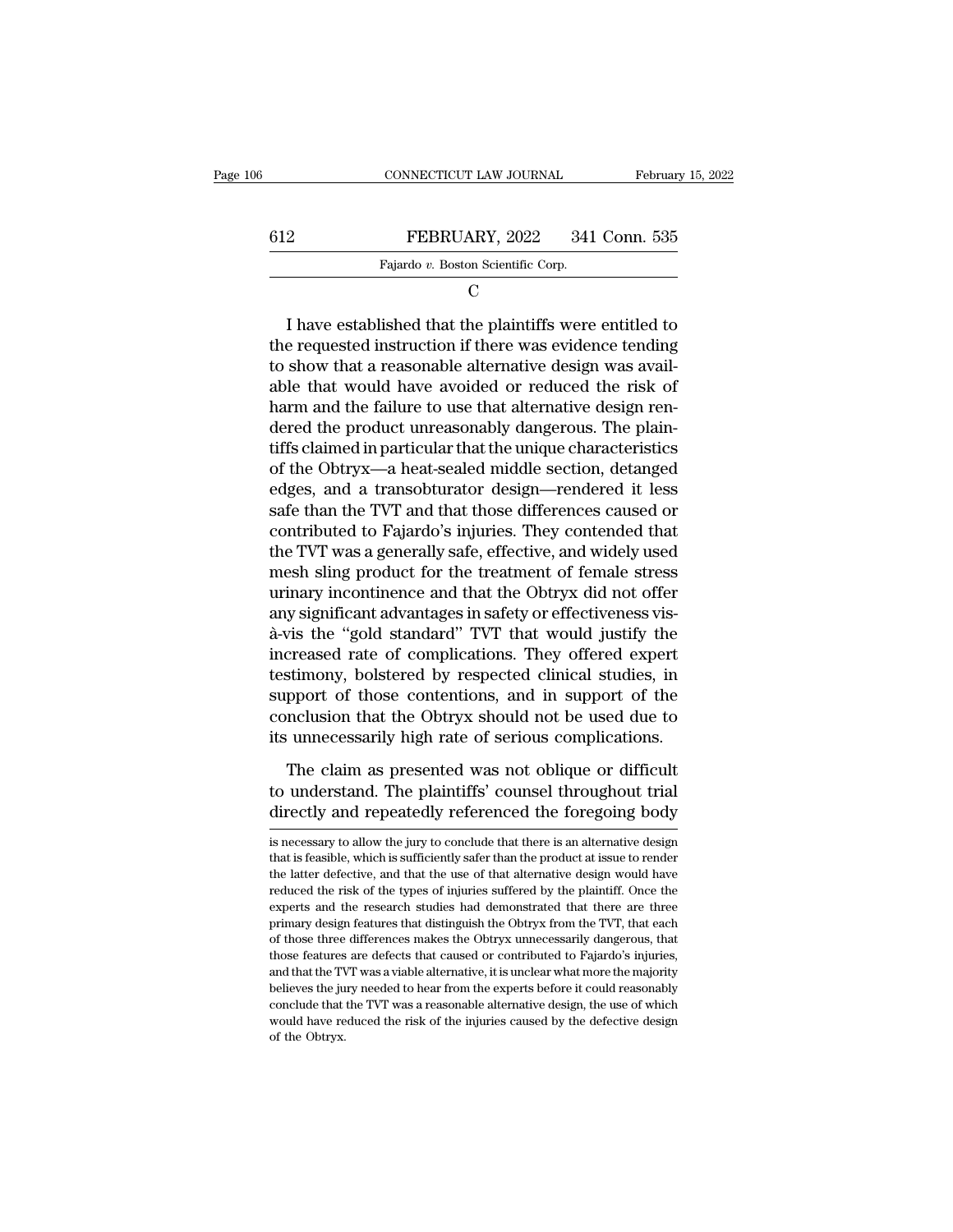C

I have established that the plaintiffs were entitled to the requested instruction if there was evidence tending to show that a reasonable alternative design was available that would have avoided or reduced the risk of harm and the failure to use that alternative design rendered the product unreasonably dangerous. The plaintiffs claimed in particular that the unique characteristics of the Obtryx—a heat-sealed middle section, detanged edges, and a transobturator design—rendered it less safe than the TVT and that those differences caused or contributed to Fajardo's injuries. They contended that the TVT was a generally safe, effective, and widely used mesh sling product for the treatment of female stress urinary incontinence and that the Obtryx did not offer any significant advantages in safety or effectiveness vis-à-vis the "gold standard" TVT that would justify the increased rate of complications. They offered expert testimony, bolstered by respected clinical studies, in support of those contentions, and in support of the conclusion that the Obtryx should not be used due to its unnecessarily high rate of serious complications.

The claim as presented was not oblique or difficult to understand. The plaintiffs' counsel throughout trial directly and repeatedly referenced the foregoing body

is necessary to allow the jury to conclude that there is an alternative design that is feasible, which is sufficiently safer than the product at issue to render the latter defective, and that the use of that alternative design would have reduced the risk of the types of injuries suffered by the plaintiff. Once the experts and the research studies had demonstrated that there are three primary design features that distinguish the Obtryx from the TVT, that each of those three differences makes the Obtryx unnecessarily dangerous, that those features are defects that caused or contributed to Fajardo's injuries, and that the TVT was a viable alternative, it is unclear what more the majority believes the jury needed to hear from the experts before it could reasonably conclude that the TVT was a reasonable alternative design, the use of which would have reduced the risk of the injuries caused by the defective design of the Obtryx.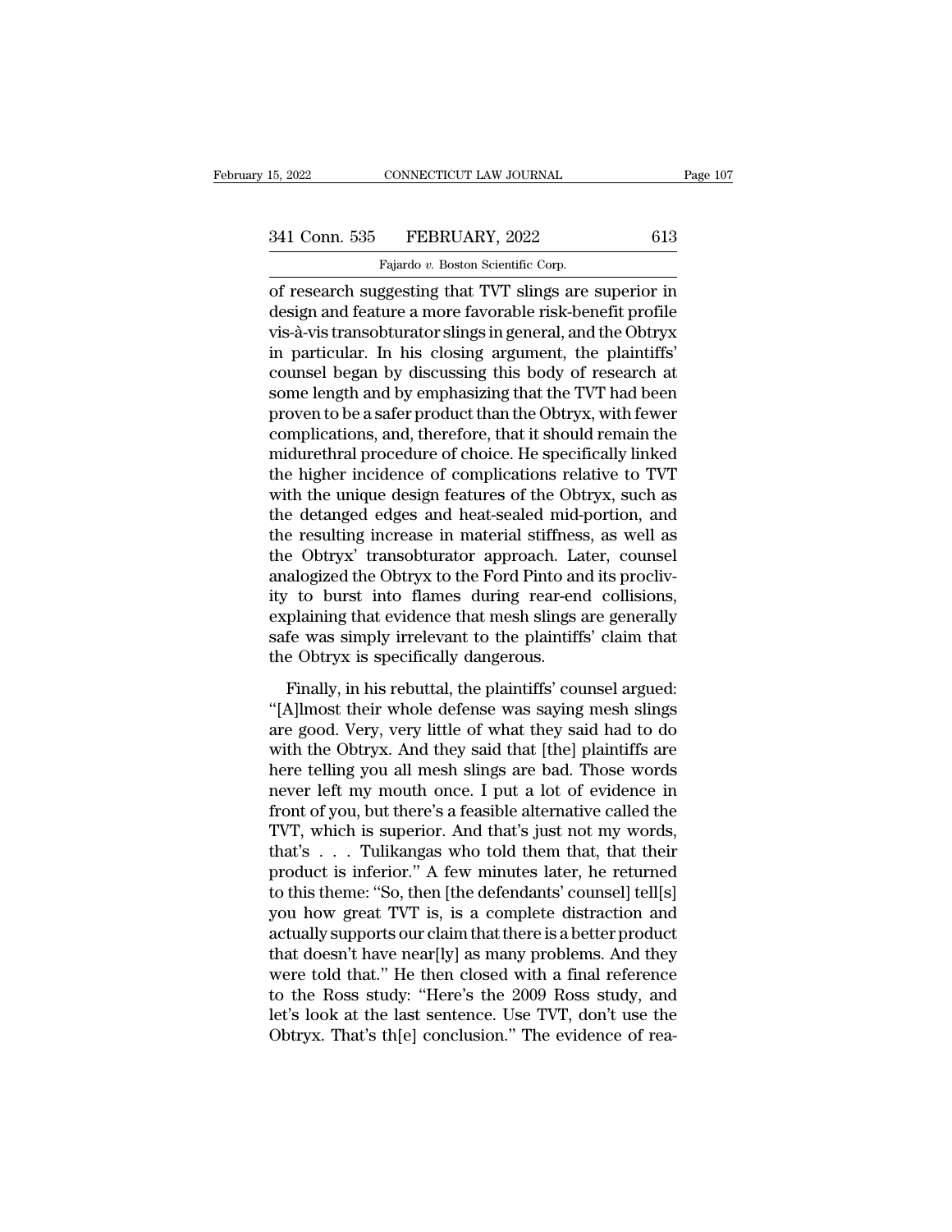of research suggesting that TVT slings are superior in design and feature a more favorable risk-benefit profile vis-à-vis transobturator slings in general, and the Obtryx in particular. In his closing argument, the plaintiffs' counsel began by discussing this body of research at some length and by emphasizing that the TVT had been proven to be a safer product than the Obtryx, with fewer complications, and, therefore, that it should remain the midurethral procedure of choice. He specifically linked the higher incidence of complications relative to TVT with the unique design features of the Obtryx, such as the detanged edges and heat-sealed mid-portion, and the resulting increase in material stiffness, as well as the Obtryx' transobturator approach. Later, counsel analogized the Obtryx to the Ford Pinto and its proclivity to burst into flames during rear-end collisions, explaining that evidence that mesh slings are generally safe was simply irrelevant to the plaintiffs' claim that the Obtryx is specifically dangerous.

Finally, in his rebuttal, the plaintiffs' counsel argued: "[A]lmost their whole defense was saying mesh slings are good. Very, very little of what they said had to do with the Obtryx. And they said that [the] plaintiffs are here telling you all mesh slings are bad. Those words never left my mouth once. I put a lot of evidence in front of you, but there's a feasible alternative called the TVT, which is superior. And that's just not my words, that's . . . Tulikangas who told them that, that their product is inferior." A few minutes later, he returned to this theme: "So, then [the defendants' counsel] tell[s] you how great TVT is, is a complete distraction and actually supports our claim that there is a better product that doesn't have near[ly] as many problems. And they were told that." He then closed with a final reference to the Ross study: "Here's the 2009 Ross study, and let's look at the last sentence. Use TVT, don't use the Obtryx. That's th[e] conclusion." The evidence of rea-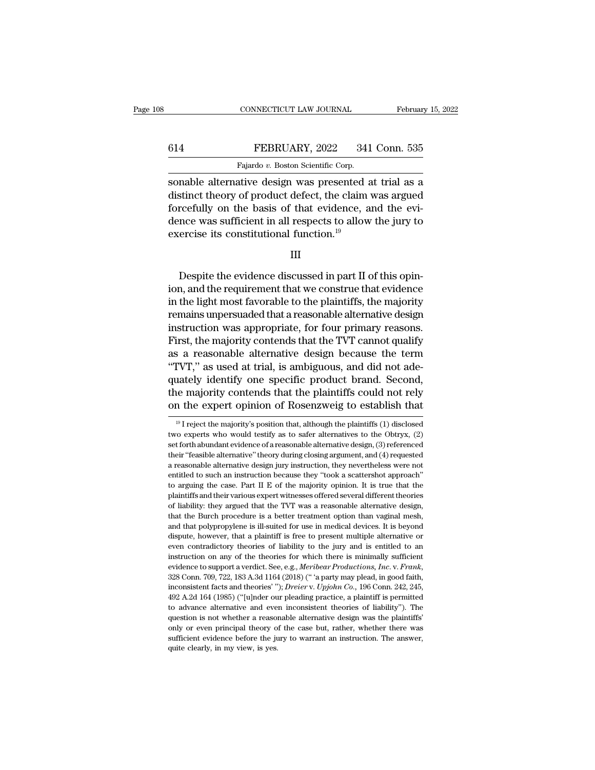sonable alternative design was presented at trial as a distinct theory of product defect, the claim was argued forcefully on the basis of that evidence, and the evidence was sufficient in all respects to allow the jury to exercise its constitutional function.[19]

## III

Despite the evidence discussed in part II of this opinion, and the requirement that we construe that evidence in the light most favorable to the plaintiffs, the majority remains unpersuaded that a reasonable alternative design instruction was appropriate, for four primary reasons. First, the majority contends that the TVT cannot qualify as a reasonable alternative design because the term "TVT," as used at trial, is ambiguous, and did not adequately identify one specific product brand. Second, the majority contends that the plaintiffs could not rely on the expert opinion of Rosenzweig to establish that

---

[19] I reject the majority's position that, although the plaintiffs (1) disclosed two experts who would testify as to safer alternatives to the Obtryx, (2) set forth abundant evidence of a reasonable alternative design, (3) referenced their "feasible alternative" theory during closing argument, and (4) requested a reasonable alternative design jury instruction, they nevertheless were not entitled to such an instruction because they "took a scattershot approach" to arguing the case. Part II E of the majority opinion. It is true that the plaintiffs and their various expert witnesses offered several different theories of liability: they argued that the TVT was a reasonable alternative design, that the Burch procedure is a better treatment option than vaginal mesh, and that polypropylene is ill-suited for use in medical devices. It is beyond dispute, however, that a plaintiff is free to present multiple alternative or even contradictory theories of liability to the jury and is entitled to an instruction on any of the theories for which there is minimally sufficient evidence to support a verdict. See, e.g., *Meribear Productions, Inc.* v. *Frank*, 328 Conn. 709, 722, 183 A.3d 1164 (2018) (" 'a party may plead, in good faith, inconsistent facts and theories' "); *Dreier* v. *Upjohn Co.*, 196 Conn. 242, 245, 492 A.2d 164 (1985) ("[u]nder our pleading practice, a plaintiff is permitted to advance alternative and even inconsistent theories of liability"). The question is not whether a reasonable alternative design was the plaintiffs' only or even principal theory of the case but, rather, whether there was sufficient evidence before the jury to warrant an instruction. The answer, quite clearly, in my view, is yes.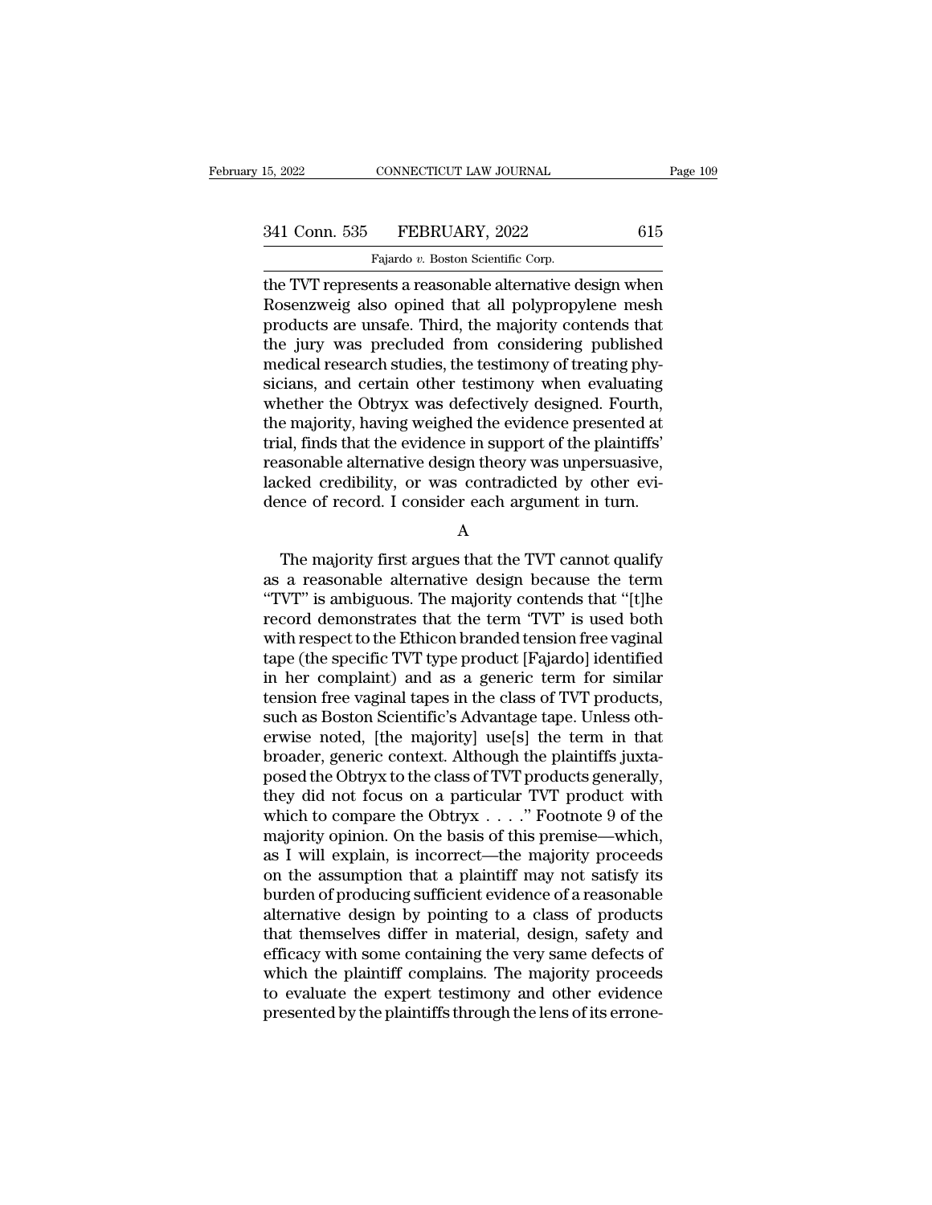the TVT represents a reasonable alternative design when Rosenzweig also opined that all polypropylene mesh products are unsafe. Third, the majority contends that the jury was precluded from considering published medical research studies, the testimony of treating physicians, and certain other testimony when evaluating whether the Obtryx was defectively designed. Fourth, the majority, having weighed the evidence presented at trial, finds that the evidence in support of the plaintiffs' reasonable alternative design theory was unpersuasive, lacked credibility, or was contradicted by other evidence of record. I consider each argument in turn.

A

The majority first argues that the TVT cannot qualify as a reasonable alternative design because the term "TVT" is ambiguous. The majority contends that "[t]he record demonstrates that the term 'TVT' is used both with respect to the Ethicon branded tension free vaginal tape (the specific TVT type product [Fajardo] identified in her complaint) and as a generic term for similar tension free vaginal tapes in the class of TVT products, such as Boston Scientific's Advantage tape. Unless otherwise noted, [the majority] use[s] the term in that broader, generic context. Although the plaintiffs juxtaposed the Obtryx to the class of TVT products generally, they did not focus on a particular TVT product with which to compare the Obtryx . . . ." Footnote 9 of the majority opinion. On the basis of this premise—which, as I will explain, is incorrect—the majority proceeds on the assumption that a plaintiff may not satisfy its burden of producing sufficient evidence of a reasonable alternative design by pointing to a class of products that themselves differ in material, design, safety and efficacy with some containing the very same defects of which the plaintiff complains. The majority proceeds to evaluate the expert testimony and other evidence presented by the plaintiffs through the lens of its errone-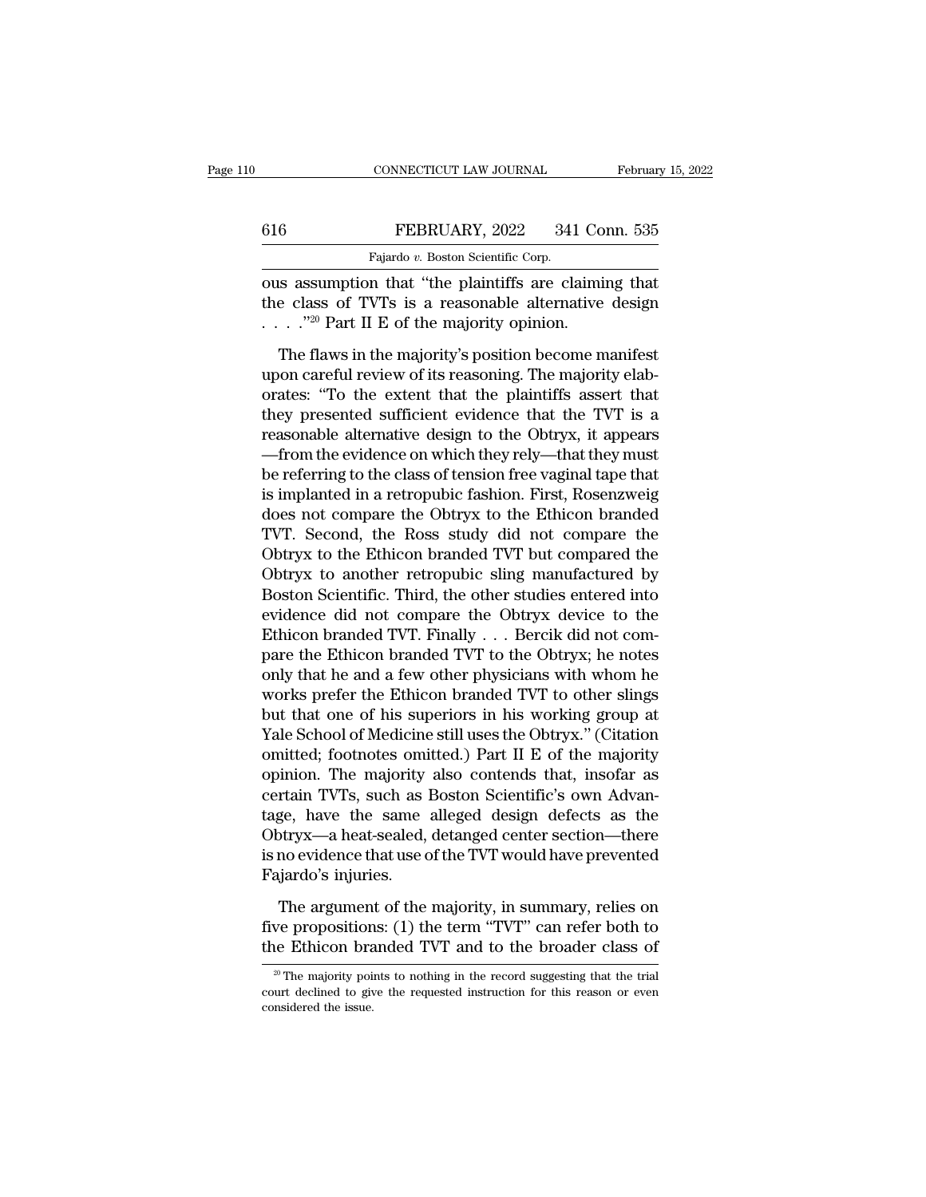ous assumption that "the plaintiffs are claiming that the class of TVTs is a reasonable alternative design . . . ."[20] Part II E of the majority opinion.

The flaws in the majority's position become manifest upon careful review of its reasoning. The majority elaborates: "To the extent that the plaintiffs assert that they presented sufficient evidence that the TVT is a reasonable alternative design to the Obtryx, it appears —from the evidence on which they rely—that they must be referring to the class of tension free vaginal tape that is implanted in a retropubic fashion. First, Rosenzweig does not compare the Obtryx to the Ethicon branded TVT. Second, the Ross study did not compare the Obtryx to the Ethicon branded TVT but compared the Obtryx to another retropubic sling manufactured by Boston Scientific. Third, the other studies entered into evidence did not compare the Obtryx device to the Ethicon branded TVT. Finally . . . Bercik did not compare the Ethicon branded TVT to the Obtryx; he notes only that he and a few other physicians with whom he works prefer the Ethicon branded TVT to other slings but that one of his superiors in his working group at Yale School of Medicine still uses the Obtryx." (Citation omitted; footnotes omitted.) Part II E of the majority opinion. The majority also contends that, insofar as certain TVTs, such as Boston Scientific's own Advantage, have the same alleged design defects as the Obtryx—a heat-sealed, detanged center section—there is no evidence that use of the TVT would have prevented Fajardo's injuries.

The argument of the majority, in summary, relies on five propositions: (1) the term "TVT" can refer both to the Ethicon branded TVT and to the broader class of

[20] The majority points to nothing in the record suggesting that the trial court declined to give the requested instruction for this reason or even considered the issue.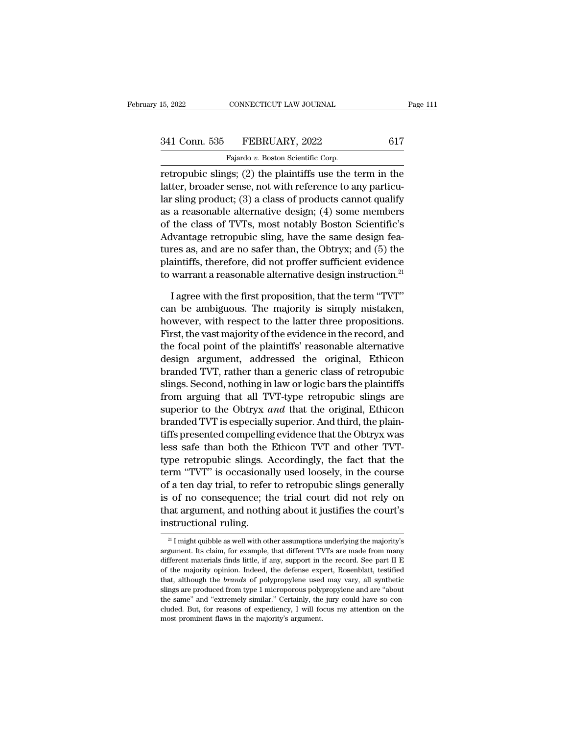retropubic slings; (2) the plaintiffs use the term in the latter, broader sense, not with reference to any particular sling product; (3) a class of products cannot qualify as a reasonable alternative design; (4) some members of the class of TVTs, most notably Boston Scientific's Advantage retropubic sling, have the same design features as, and are no safer than, the Obtryx; and (5) the plaintiffs, therefore, did not proffer sufficient evidence to warrant a reasonable alternative design instruction.[21]

I agree with the first proposition, that the term "TVT" can be ambiguous. The majority is simply mistaken, however, with respect to the latter three propositions. First, the vast majority of the evidence in the record, and the focal point of the plaintiffs' reasonable alternative design argument, addressed the original, Ethicon branded TVT, rather than a generic class of retropubic slings. Second, nothing in law or logic bars the plaintiffs from arguing that all TVT-type retropubic slings are superior to the Obtryx *and* that the original, Ethicon branded TVT is especially superior. And third, the plaintiffs presented compelling evidence that the Obtryx was less safe than both the Ethicon TVT and other TVT-type retropubic slings. Accordingly, the fact that the term "TVT" is occasionally used loosely, in the course of a ten day trial, to refer to retropubic slings generally is of no consequence; the trial court did not rely on that argument, and nothing about it justifies the court's instructional ruling.

[21] I might quibble as well with other assumptions underlying the majority's argument. Its claim, for example, that different TVTs are made from many different materials finds little, if any, support in the record. See part II E of the majority opinion. Indeed, the defense expert, Rosenblatt, testified that, although the *brands* of polypropylene used may vary, all synthetic slings are produced from type 1 microporous polypropylene and are "about the same" and "extremely similar." Certainly, the jury could have so concluded. But, for reasons of expediency, I will focus my attention on the most prominent flaws in the majority's argument.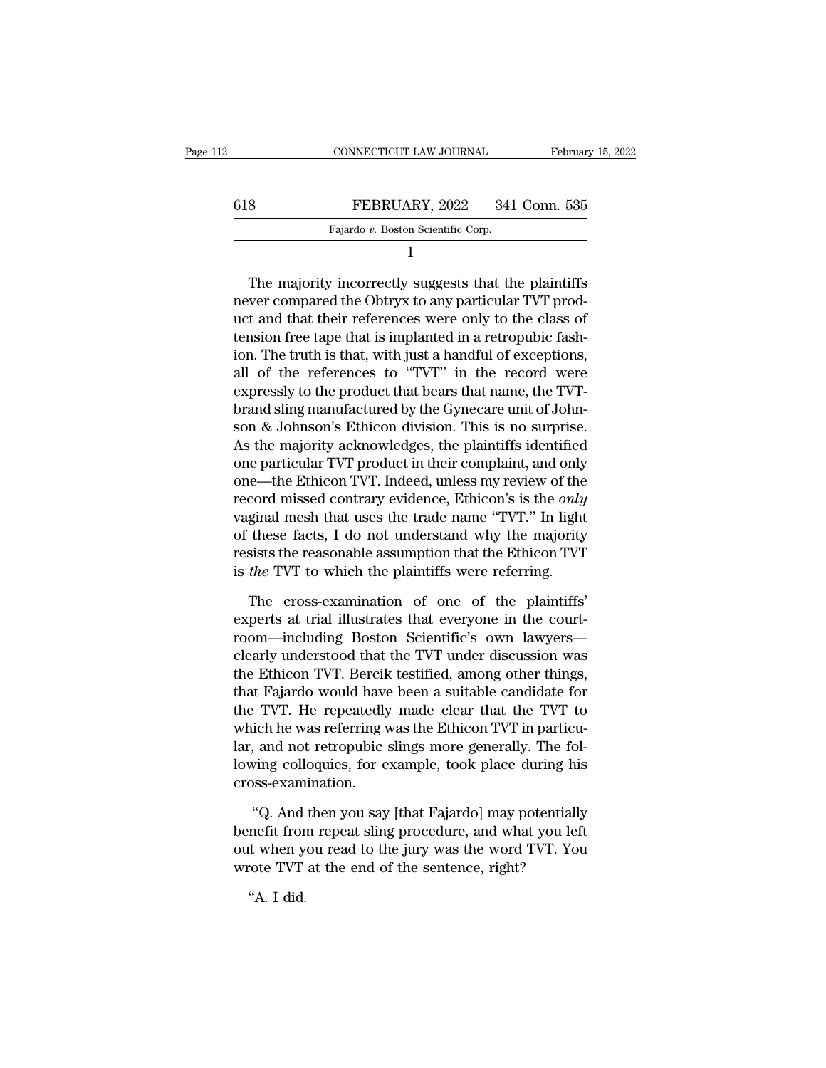1

The majority incorrectly suggests that the plaintiffs never compared the Obtryx to any particular TVT product and that their references were only to the class of tension free tape that is implanted in a retropubic fashion. The truth is that, with just a handful of exceptions, all of the references to "TVT" in the record were expressly to the product that bears that name, the TVT-brand sling manufactured by the Gynecare unit of Johnson & Johnson's Ethicon division. This is no surprise. As the majority acknowledges, the plaintiffs identified one particular TVT product in their complaint, and only one—the Ethicon TVT. Indeed, unless my review of the record missed contrary evidence, Ethicon's is the *only* vaginal mesh that uses the trade name "TVT." In light of these facts, I do not understand why the majority resists the reasonable assumption that the Ethicon TVT is *the* TVT to which the plaintiffs were referring.

The cross-examination of one of the plaintiffs' experts at trial illustrates that everyone in the courtroom—including Boston Scientific's own lawyers—clearly understood that the TVT under discussion was the Ethicon TVT. Bercik testified, among other things, that Fajardo would have been a suitable candidate for the TVT. He repeatedly made clear that the TVT to which he was referring was the Ethicon TVT in particular, and not retropubic slings more generally. The following colloquies, for example, took place during his cross-examination.

"Q. And then you say [that Fajardo] may potentially benefit from repeat sling procedure, and what you left out when you read to the jury was the word TVT. You wrote TVT at the end of the sentence, right?

"A. I did.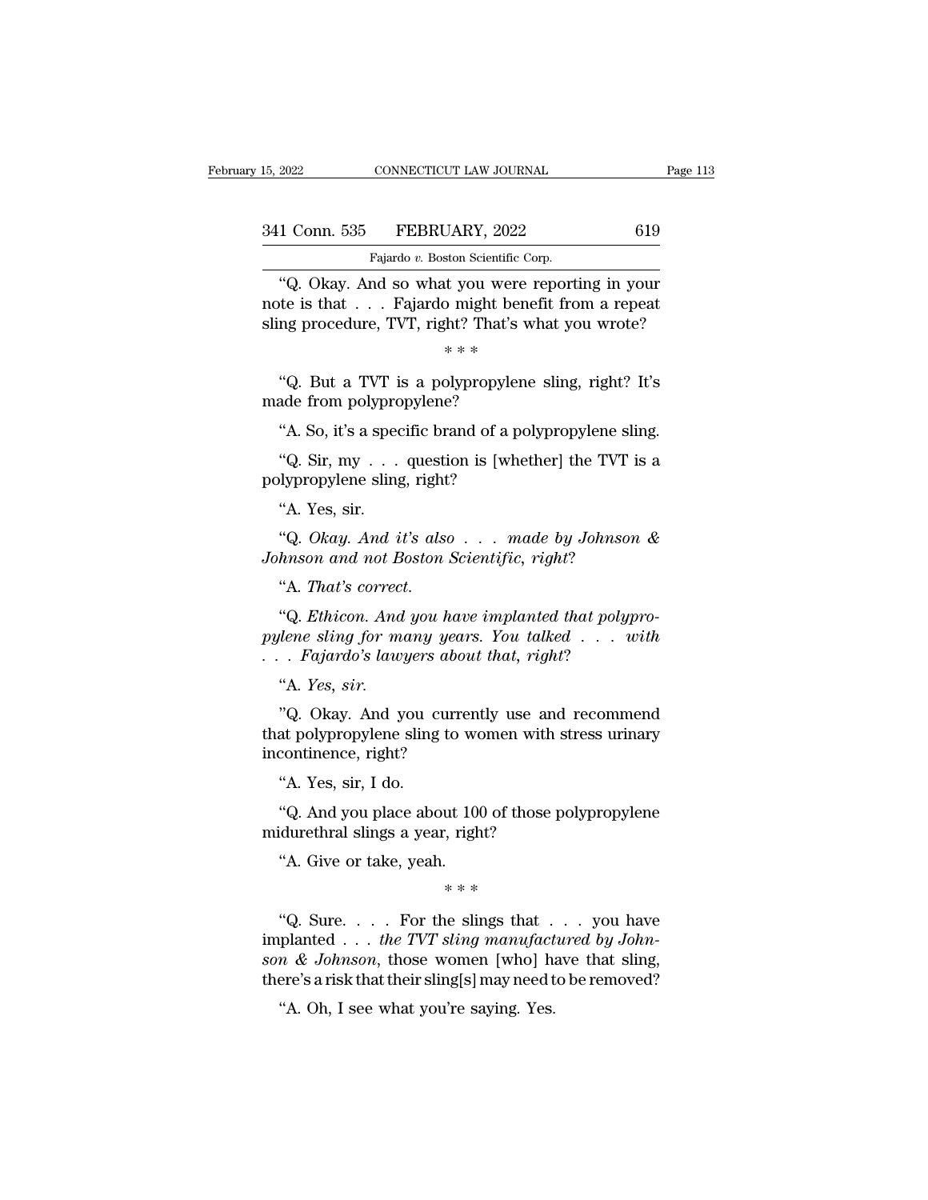"Q. Okay. And so what you were reporting in your note is that . . . Fajardo might benefit from a repeat sling procedure, TVT, right? That's what you wrote?

\* \* \*

"Q. But a TVT is a polypropylene sling, right? It's made from polypropylene?

"A. So, it's a specific brand of a polypropylene sling.

"Q. Sir, my . . . question is [whether] the TVT is a polypropylene sling, right?

"A. Yes, sir.

"Q. *Okay. And it's also . . . made by Johnson & Johnson and not Boston Scientific, right*?

"A. *That's correct*.

"Q. *Ethicon. And you have implanted that polypropylene sling for many years. You talked . . . with . . . Fajardo's lawyers about that, right*?

"A. *Yes, sir*.

"Q. Okay. And you currently use and recommend that polypropylene sling to women with stress urinary incontinence, right?

"A. Yes, sir, I do.

"Q. And you place about 100 of those polypropylene midurethral slings a year, right?

"A. Give or take, yeah.

\* \* \*

"Q. Sure. . . . For the slings that . . . you have implanted . . . *the TVT sling manufactured by Johnson & Johnson*, those women [who] have that sling, there's a risk that their sling[s] may need to be removed?

"A. Oh, I see what you're saying. Yes.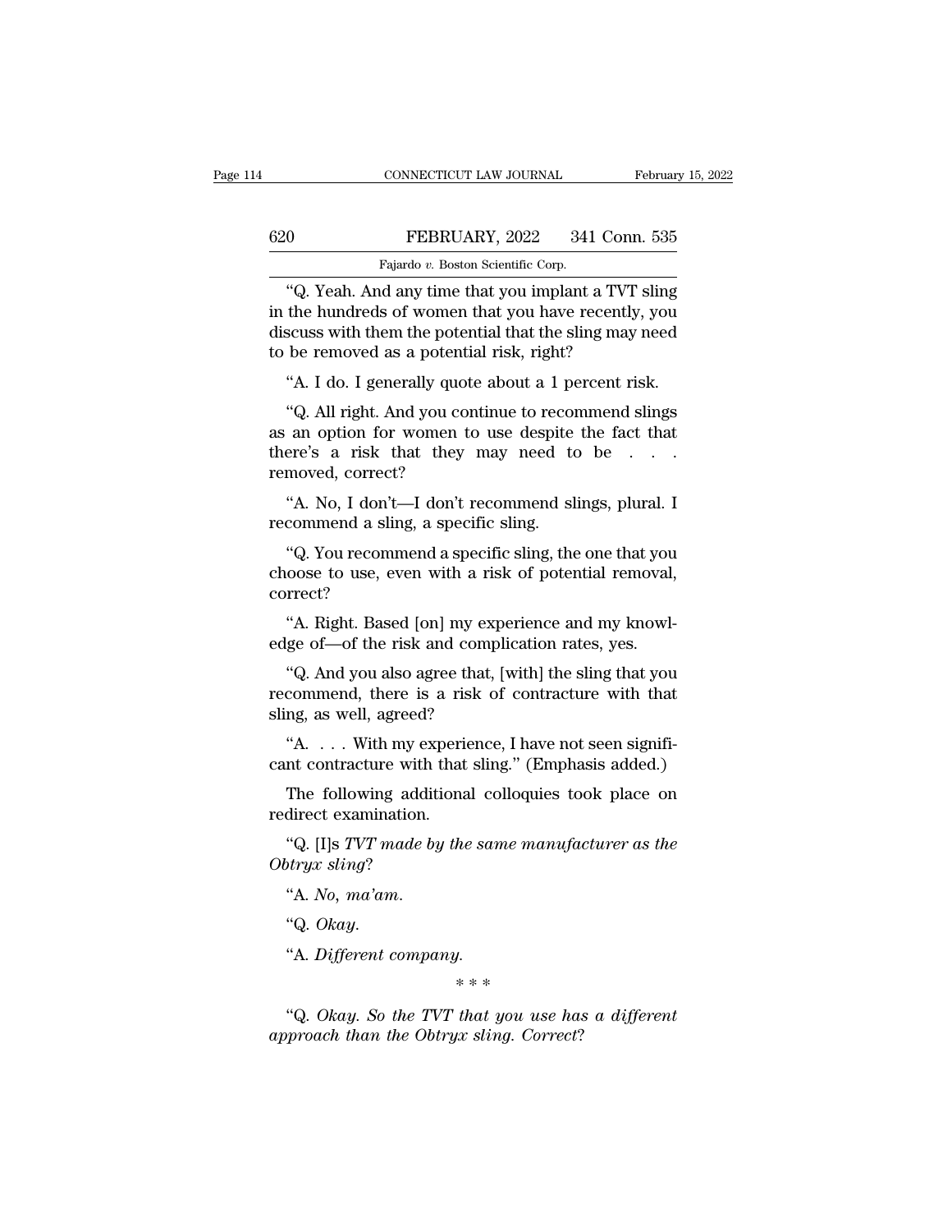"Q. Yeah. And any time that you implant a TVT sling in the hundreds of women that you have recently, you discuss with them the potential that the sling may need to be removed as a potential risk, right?

"A. I do. I generally quote about a 1 percent risk.

"Q. All right. And you continue to recommend slings as an option for women to use despite the fact that there's a risk that they may need to be . . . removed, correct?

"A. No, I don't—I don't recommend slings, plural. I recommend a sling, a specific sling.

"Q. You recommend a specific sling, the one that you choose to use, even with a risk of potential removal, correct?

"A. Right. Based [on] my experience and my knowledge of—of the risk and complication rates, yes.

"Q. And you also agree that, [with] the sling that you recommend, there is a risk of contracture with that sling, as well, agreed?

"A. . . . With my experience, I have not seen significant contracture with that sling." (Emphasis added.)

The following additional colloquies took place on redirect examination.

"Q. [I]s *TVT made by the same manufacturer as the Obtryx sling*?

"A. *No, ma'am*.

"Q. *Okay*.

"A. *Different company*.

\* \* \*

"Q. *Okay. So the TVT that you use has a different approach than the Obtryx sling. Correct*?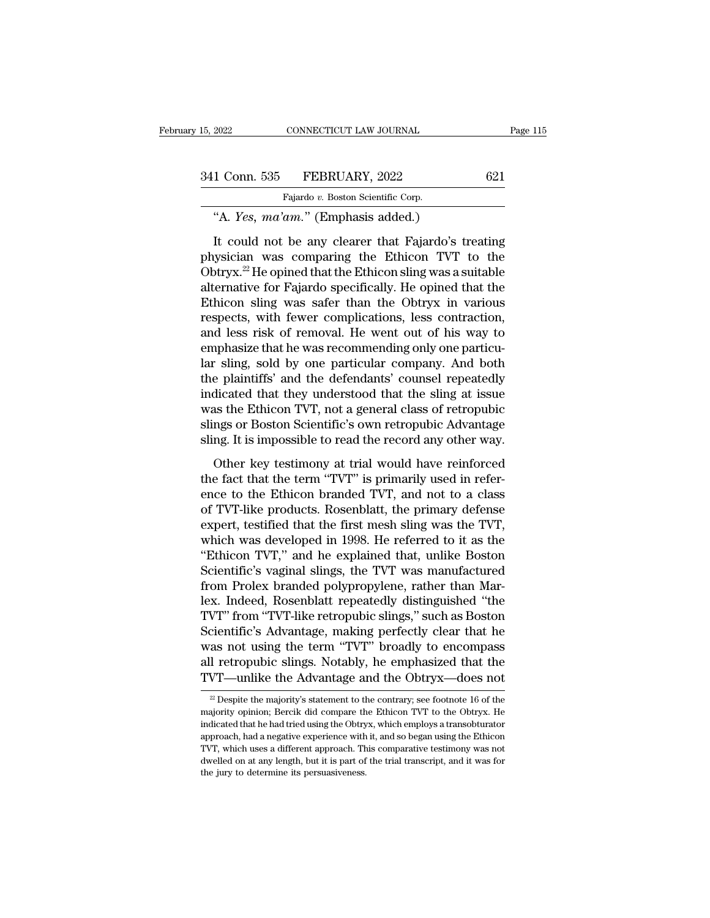"A. *Yes, ma'am.*" (Emphasis added.)

It could not be any clearer that Fajardo's treating physician was comparing the Ethicon TVT to the Obtryx.[22] He opined that the Ethicon sling was a suitable alternative for Fajardo specifically. He opined that the Ethicon sling was safer than the Obtryx in various respects, with fewer complications, less contraction, and less risk of removal. He went out of his way to emphasize that he was recommending only one particular sling, sold by one particular company. And both the plaintiffs' and the defendants' counsel repeatedly indicated that they understood that the sling at issue was the Ethicon TVT, not a general class of retropubic slings or Boston Scientific's own retropubic Advantage sling. It is impossible to read the record any other way.

Other key testimony at trial would have reinforced the fact that the term "TVT" is primarily used in reference to the Ethicon branded TVT, and not to a class of TVT-like products. Rosenblatt, the primary defense expert, testified that the first mesh sling was the TVT, which was developed in 1998. He referred to it as the "Ethicon TVT," and he explained that, unlike Boston Scientific's vaginal slings, the TVT was manufactured from Prolex branded polypropylene, rather than Marlex. Indeed, Rosenblatt repeatedly distinguished "the TVT" from "TVT-like retropubic slings," such as Boston Scientific's Advantage, making perfectly clear that he was not using the term "TVT" broadly to encompass all retropubic slings. Notably, he emphasized that the TVT—unlike the Advantage and the Obtryx—does not

[22] Despite the majority's statement to the contrary; see footnote 16 of the majority opinion; Bercik did compare the Ethicon TVT to the Obtryx. He indicated that he had tried using the Obtryx, which employs a transobturator approach, had a negative experience with it, and so began using the Ethicon TVT, which uses a different approach. This comparative testimony was not dwelled on at any length, but it is part of the trial transcript, and it was for the jury to determine its persuasiveness.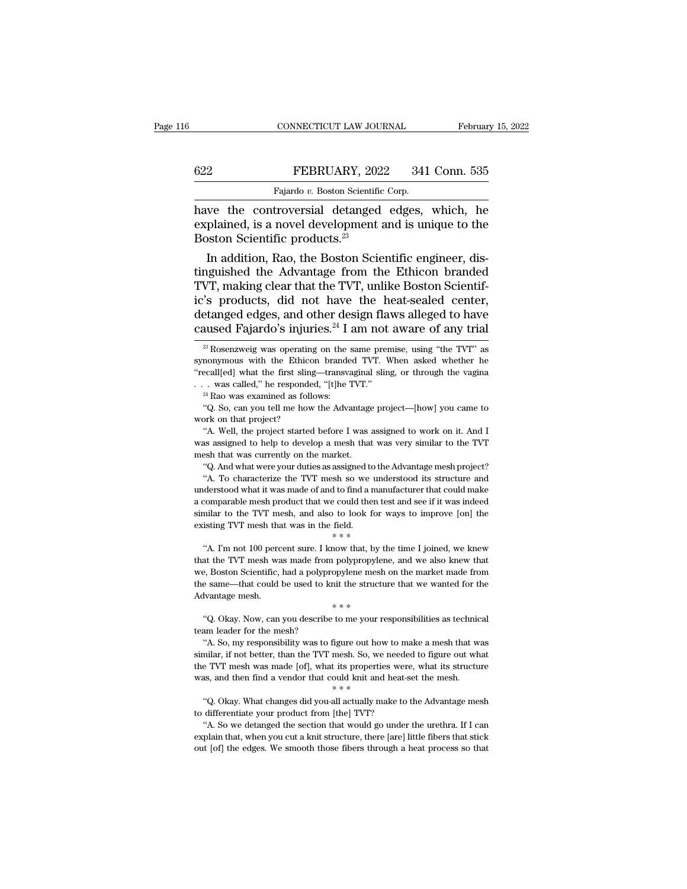have the controversial detanged edges, which, he explained, is a novel development and is unique to the Boston Scientific products.[23]

In addition, Rao, the Boston Scientific engineer, distinguished the Advantage from the Ethicon branded TVT, making clear that the TVT, unlike Boston Scientific's products, did not have the heat-sealed center, detanged edges, and other design flaws alleged to have caused Fajardo's injuries.[24] I am not aware of any trial

[23] Rosenzweig was operating on the same premise, using "the TVT" as synonymous with the Ethicon branded TVT. When asked whether he "recall[ed] what the first sling—transvaginal sling, or through the vagina . . . was called," he responded, "[t]he TVT."

[24] Rao was examined as follows:

"Q. So, can you tell me how the Advantage project—[how] you came to work on that project?

"A. Well, the project started before I was assigned to work on it. And I was assigned to help to develop a mesh that was very similar to the TVT mesh that was currently on the market.

"Q. And what were your duties as assigned to the Advantage mesh project?

"A. To characterize the TVT mesh so we understood its structure and understood what it was made of and to find a manufacturer that could make a comparable mesh product that we could then test and see if it was indeed similar to the TVT mesh, and also to look for ways to improve [on] the existing TVT mesh that was in the field.

\* \* \*

"A. I'm not 100 percent sure. I know that, by the time I joined, we knew that the TVT mesh was made from polypropylene, and we also knew that we, Boston Scientific, had a polypropylene mesh on the market made from the same—that could be used to knit the structure that we wanted for the Advantage mesh.

\* \* \*

"Q. Okay. Now, can you describe to me your responsibilities as technical team leader for the mesh?

"A. So, my responsibility was to figure out how to make a mesh that was similar, if not better, than the TVT mesh. So, we needed to figure out what the TVT mesh was made [of], what its properties were, what its structure was, and then find a vendor that could knit and heat-set the mesh.

\* \* \*

"Q. Okay. What changes did you-all actually make to the Advantage mesh to differentiate your product from [the] TVT?

"A. So we detanged the section that would go under the urethra. If I can explain that, when you cut a knit structure, there [are] little fibers that stick out [of] the edges. We smooth those fibers through a heat process so that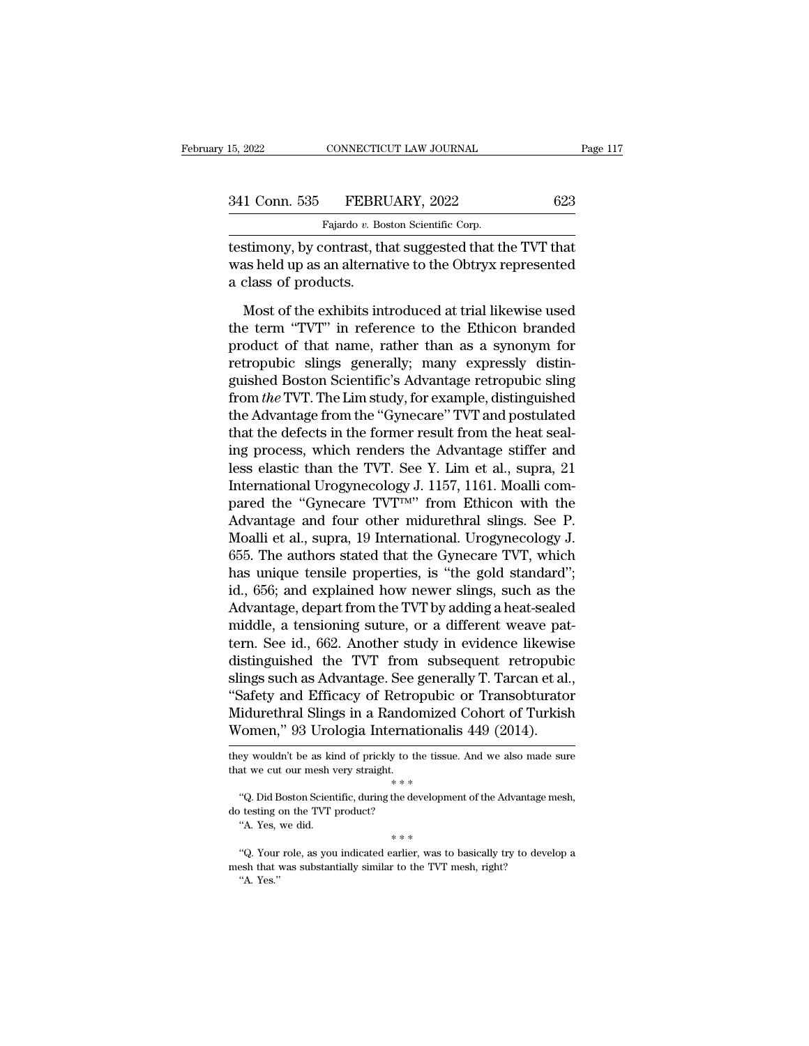testimony, by contrast, that suggested that the TVT that was held up as an alternative to the Obtryx represented a class of products.

Most of the exhibits introduced at trial likewise used the term "TVT" in reference to the Ethicon branded product of that name, rather than as a synonym for retropubic slings generally; many expressly distinguished Boston Scientific's Advantage retropubic sling from *the* TVT. The Lim study, for example, distinguished the Advantage from the "Gynecare" TVT and postulated that the defects in the former result from the heat sealing process, which renders the Advantage stiffer and less elastic than the TVT. See Y. Lim et al., supra, 21 International Urogynecology J. 1157, 1161. Moalli compared the "Gynecare TVT™" from Ethicon with the Advantage and four other midurethral slings. See P. Moalli et al., supra, 19 International. Urogynecology J. 655. The authors stated that the Gynecare TVT, which has unique tensile properties, is "the gold standard"; id., 656; and explained how newer slings, such as the Advantage, depart from the TVT by adding a heat-sealed middle, a tensioning suture, or a different weave pattern. See id., 662. Another study in evidence likewise distinguished the TVT from subsequent retropubic slings such as Advantage. See generally T. Tarcan et al., "Safety and Efficacy of Retropubic or Transobturator Midurethral Slings in a Randomized Cohort of Turkish Women," 93 Urologia Internationalis 449 (2014).

---

they wouldn't be as kind of prickly to the tissue. And we also made sure that we cut our mesh very straight.

\* \* \*

"Q. Did Boston Scientific, during the development of the Advantage mesh, do testing on the TVT product?

"A. Yes, we did.

\* \* \*

"Q. Your role, as you indicated earlier, was to basically try to develop a mesh that was substantially similar to the TVT mesh, right?

"A. Yes."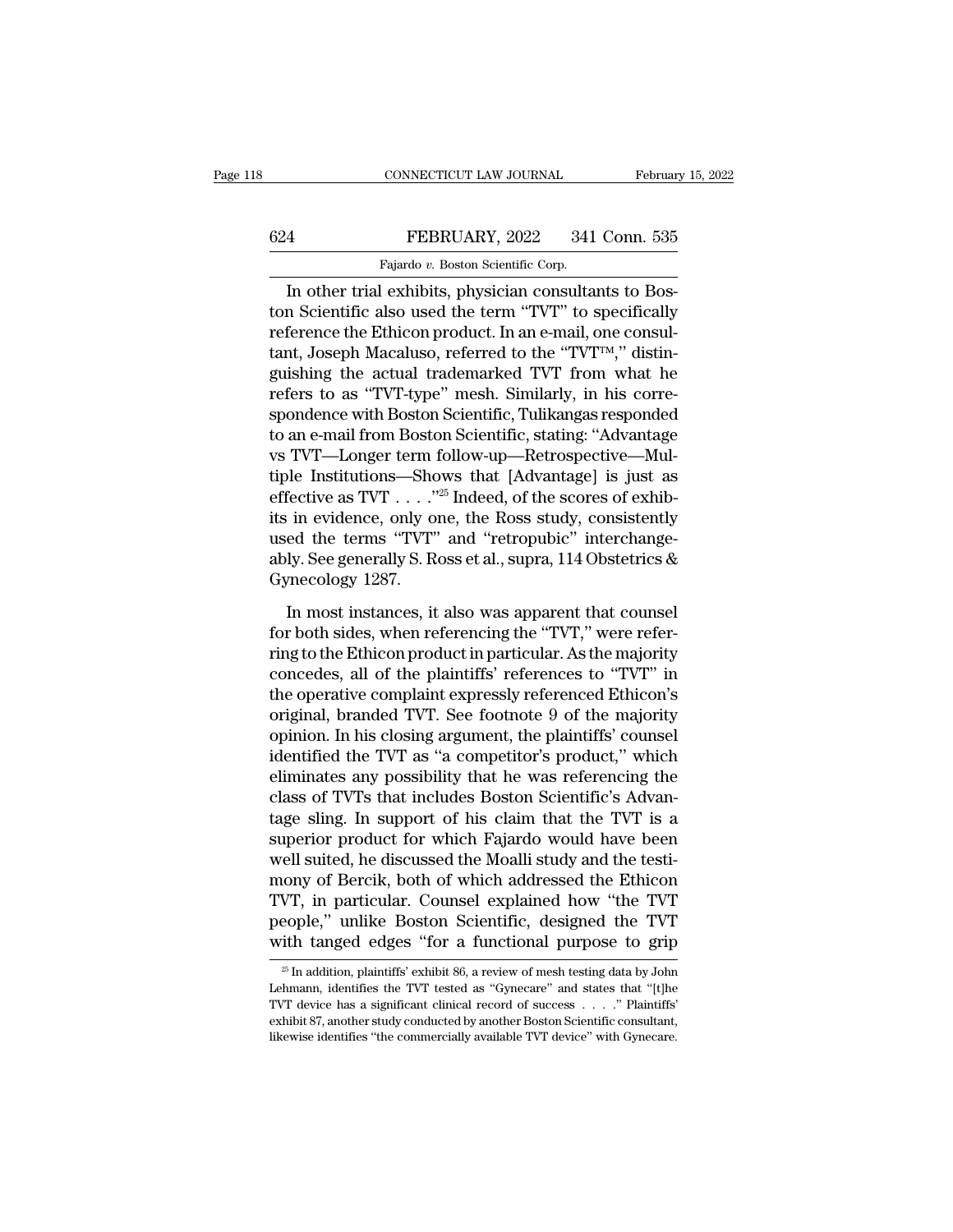In other trial exhibits, physician consultants to Boston Scientific also used the term "TVT" to specifically reference the Ethicon product. In an e-mail, one consultant, Joseph Macaluso, referred to the "TVT™," distinguishing the actual trademarked TVT from what he refers to as "TVT-type" mesh. Similarly, in his correspondence with Boston Scientific, Tulikangas responded to an e-mail from Boston Scientific, stating: "Advantage vs TVT—Longer term follow-up—Retrospective—Multiple Institutions—Shows that [Advantage] is just as effective as TVT . . . ."[25] Indeed, of the scores of exhibits in evidence, only one, the Ross study, consistently used the terms "TVT" and "retropubic" interchangeably. See generally S. Ross et al., supra, 114 Obstetrics & Gynecology 1287.

In most instances, it also was apparent that counsel for both sides, when referencing the "TVT," were referring to the Ethicon product in particular. As the majority concedes, all of the plaintiffs' references to "TVT" in the operative complaint expressly referenced Ethicon's original, branded TVT. See footnote 9 of the majority opinion. In his closing argument, the plaintiffs' counsel identified the TVT as "a competitor's product," which eliminates any possibility that he was referencing the class of TVTs that includes Boston Scientific's Advantage sling. In support of his claim that the TVT is a superior product for which Fajardo would have been well suited, he discussed the Moalli study and the testimony of Bercik, both of which addressed the Ethicon TVT, in particular. Counsel explained how "the TVT people," unlike Boston Scientific, designed the TVT with tanged edges "for a functional purpose to grip

[25] In addition, plaintiffs' exhibit 86, a review of mesh testing data by John Lehmann, identifies the TVT tested as "Gynecare" and states that "[t]he TVT device has a significant clinical record of success . . . ." Plaintiffs' exhibit 87, another study conducted by another Boston Scientific consultant, likewise identifies "the commercially available TVT device" with Gynecare.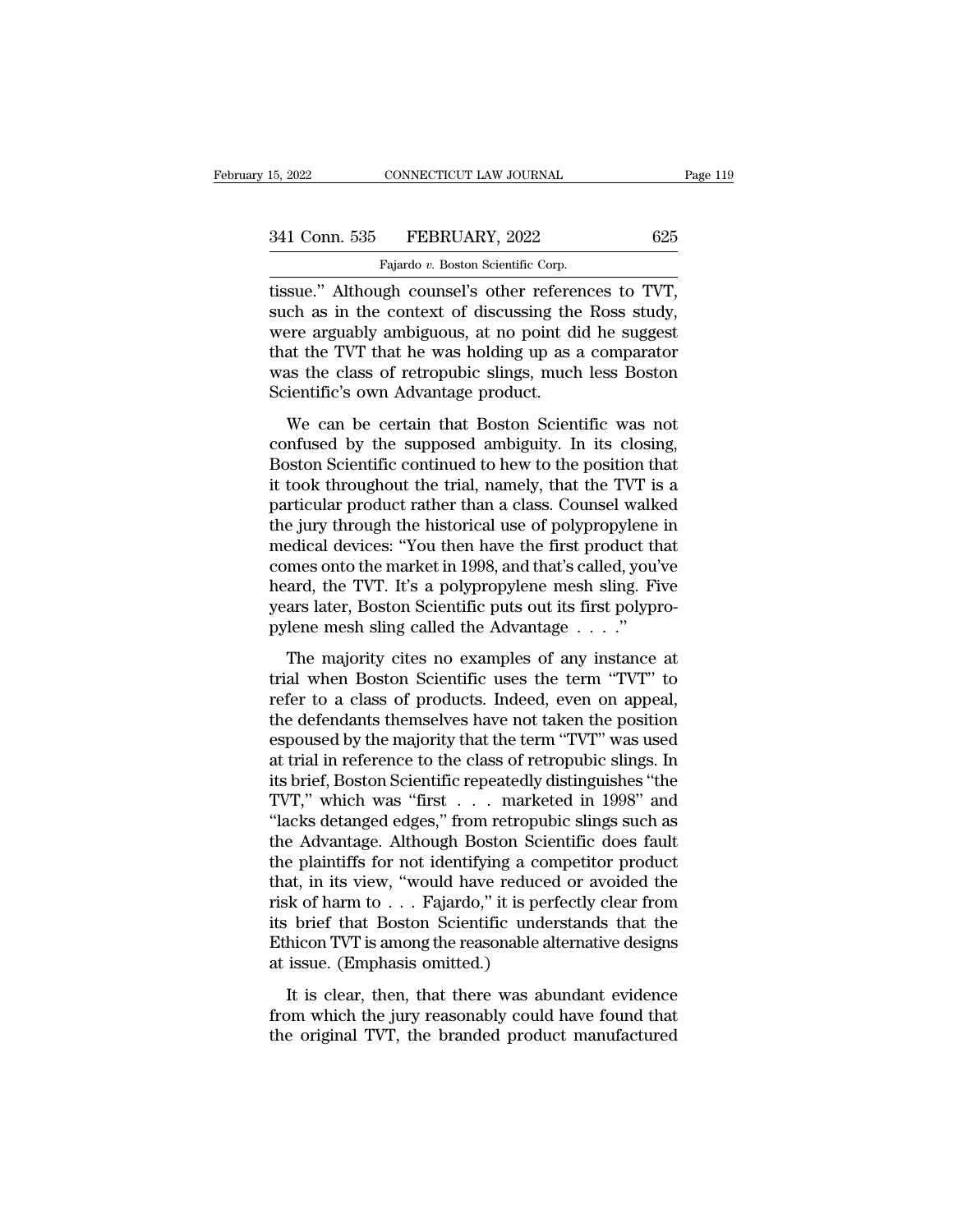tissue." Although counsel's other references to TVT, such as in the context of discussing the Ross study, were arguably ambiguous, at no point did he suggest that the TVT that he was holding up as a comparator was the class of retropubic slings, much less Boston Scientific's own Advantage product.

We can be certain that Boston Scientific was not confused by the supposed ambiguity. In its closing, Boston Scientific continued to hew to the position that it took throughout the trial, namely, that the TVT is a particular product rather than a class. Counsel walked the jury through the historical use of polypropylene in medical devices: "You then have the first product that comes onto the market in 1998, and that's called, you've heard, the TVT. It's a polypropylene mesh sling. Five years later, Boston Scientific puts out its first polypropylene mesh sling called the Advantage . . . ."

The majority cites no examples of any instance at trial when Boston Scientific uses the term "TVT" to refer to a class of products. Indeed, even on appeal, the defendants themselves have not taken the position espoused by the majority that the term "TVT" was used at trial in reference to the class of retropubic slings. In its brief, Boston Scientific repeatedly distinguishes "the TVT," which was "first . . . marketed in 1998" and "lacks detanged edges," from retropubic slings such as the Advantage. Although Boston Scientific does fault the plaintiffs for not identifying a competitor product that, in its view, "would have reduced or avoided the risk of harm to . . . Fajardo," it is perfectly clear from its brief that Boston Scientific understands that the Ethicon TVT is among the reasonable alternative designs at issue. (Emphasis omitted.)

It is clear, then, that there was abundant evidence from which the jury reasonably could have found that the original TVT, the branded product manufactured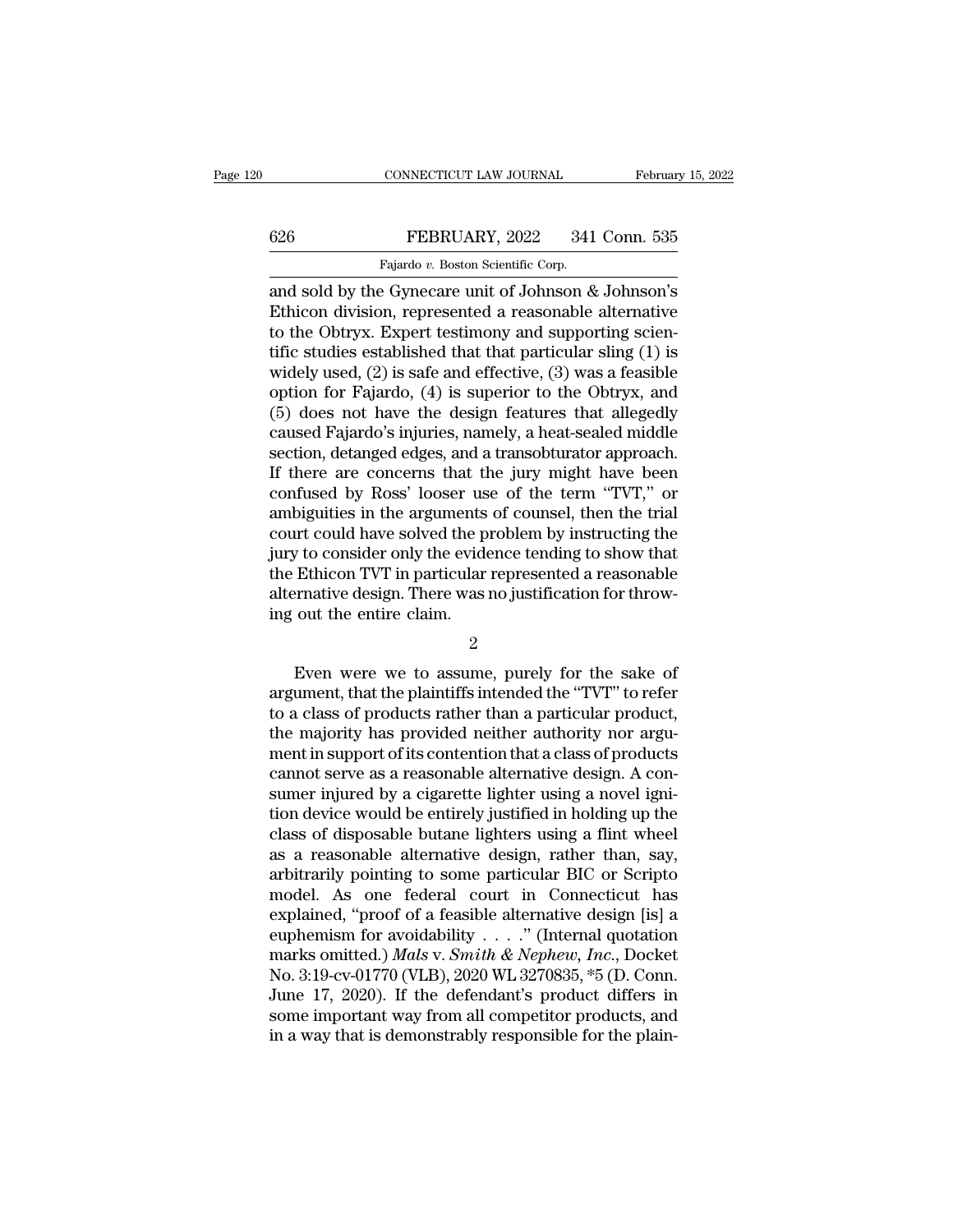and sold by the Gynecare unit of Johnson & Johnson's Ethicon division, represented a reasonable alternative to the Obtryx. Expert testimony and supporting scientific studies established that that particular sling (1) is widely used, (2) is safe and effective, (3) was a feasible option for Fajardo, (4) is superior to the Obtryx, and (5) does not have the design features that allegedly caused Fajardo's injuries, namely, a heat-sealed middle section, detanged edges, and a transobturator approach. If there are concerns that the jury might have been confused by Ross' looser use of the term "TVT," or ambiguities in the arguments of counsel, then the trial court could have solved the problem by instructing the jury to consider only the evidence tending to show that the Ethicon TVT in particular represented a reasonable alternative design. There was no justification for throwing out the entire claim.

2

Even were we to assume, purely for the sake of argument, that the plaintiffs intended the "TVT" to refer to a class of products rather than a particular product, the majority has provided neither authority nor argument in support of its contention that a class of products cannot serve as a reasonable alternative design. A consumer injured by a cigarette lighter using a novel ignition device would be entirely justified in holding up the class of disposable butane lighters using a flint wheel as a reasonable alternative design, rather than, say, arbitrarily pointing to some particular BIC or Scripto model. As one federal court in Connecticut has explained, "proof of a feasible alternative design [is] a euphemism for avoidability . . . ." (Internal quotation marks omitted.) *Mals* v. *Smith & Nephew, Inc.*, Docket No. 3:19-cv-01770 (VLB), 2020 WL 3270835, *5 (D. Conn. June 17, 2020). If the defendant's product differs in some important way from all competitor products, and in a way that is demonstrably responsible for the plain-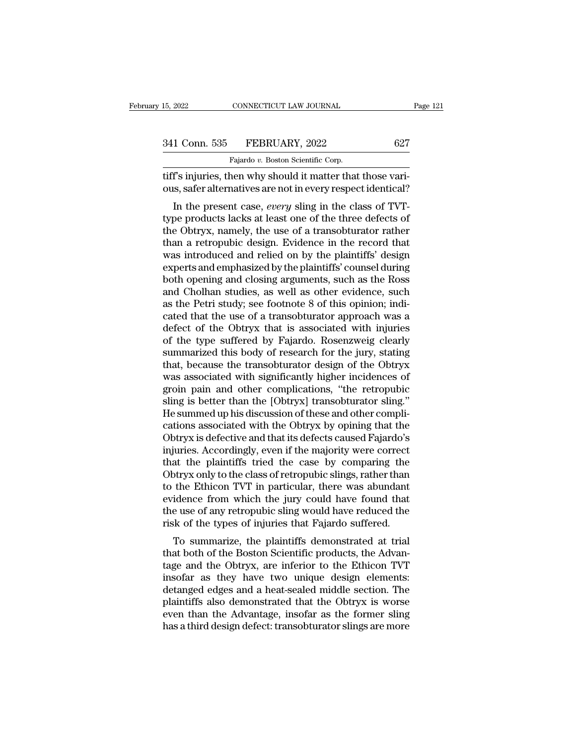tiff's injuries, then why should it matter that those various, safer alternatives are not in every respect identical?

In the present case, *every* sling in the class of TVT-type products lacks at least one of the three defects of the Obtryx, namely, the use of a transobturator rather than a retropubic design. Evidence in the record that was introduced and relied on by the plaintiffs' design experts and emphasized by the plaintiffs' counsel during both opening and closing arguments, such as the Ross and Cholhan studies, as well as other evidence, such as the Petri study; see footnote 8 of this opinion; indicated that the use of a transobturator approach was a defect of the Obtryx that is associated with injuries of the type suffered by Fajardo. Rosenzweig clearly summarized this body of research for the jury, stating that, because the transobturator design of the Obtryx was associated with significantly higher incidences of groin pain and other complications, "the retropubic sling is better than the [Obtryx] transobturator sling." He summed up his discussion of these and other complications associated with the Obtryx by opining that the Obtryx is defective and that its defects caused Fajardo's injuries. Accordingly, even if the majority were correct that the plaintiffs tried the case by comparing the Obtryx only to the class of retropubic slings, rather than to the Ethicon TVT in particular, there was abundant evidence from which the jury could have found that the use of any retropubic sling would have reduced the risk of the types of injuries that Fajardo suffered.

To summarize, the plaintiffs demonstrated at trial that both of the Boston Scientific products, the Advantage and the Obtryx, are inferior to the Ethicon TVT insofar as they have two unique design elements: detanged edges and a heat-sealed middle section. The plaintiffs also demonstrated that the Obtryx is worse even than the Advantage, insofar as the former sling has a third design defect: transobturator slings are more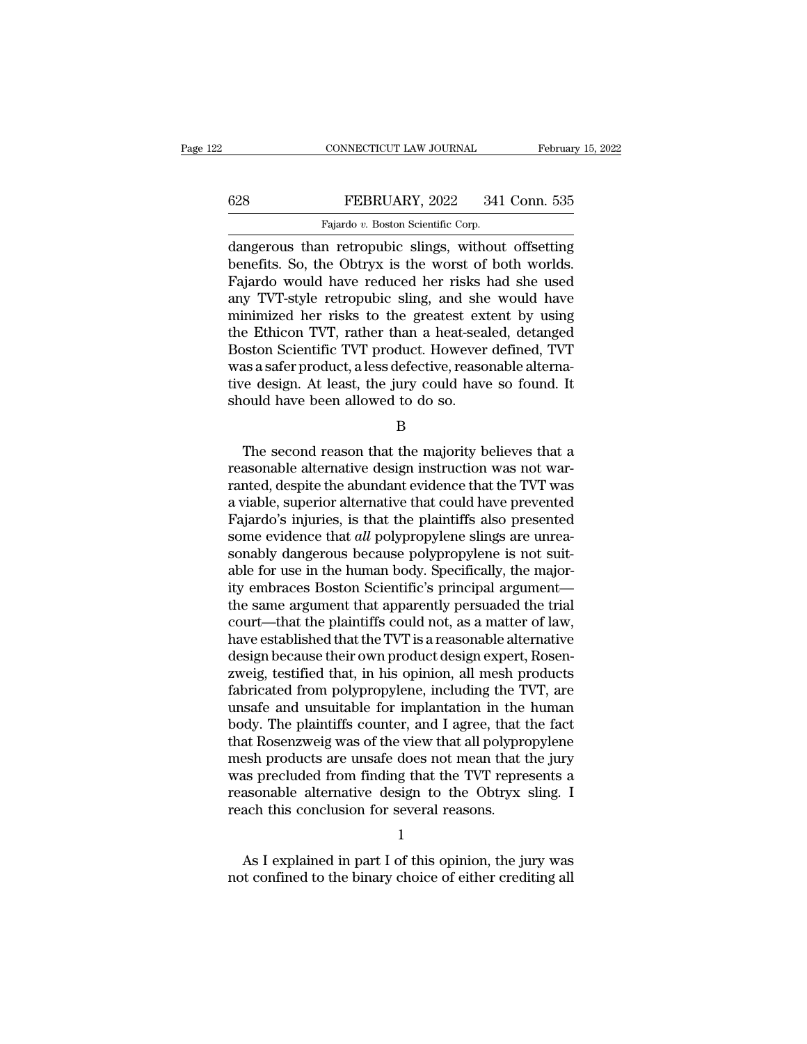dangerous than retropubic slings, without offsetting benefits. So, the Obtryx is the worst of both worlds. Fajardo would have reduced her risks had she used any TVT-style retropubic sling, and she would have minimized her risks to the greatest extent by using the Ethicon TVT, rather than a heat-sealed, detanged Boston Scientific TVT product. However defined, TVT was a safer product, a less defective, reasonable alternative design. At least, the jury could have so found. It should have been allowed to do so.

B

The second reason that the majority believes that a reasonable alternative design instruction was not warranted, despite the abundant evidence that the TVT was a viable, superior alternative that could have prevented Fajardo's injuries, is that the plaintiffs also presented some evidence that *all* polypropylene slings are unreasonably dangerous because polypropylene is not suitable for use in the human body. Specifically, the majority embraces Boston Scientific's principal argument—the same argument that apparently persuaded the trial court—that the plaintiffs could not, as a matter of law, have established that the TVT is a reasonable alternative design because their own product design expert, Rosenzweig, testified that, in his opinion, all mesh products fabricated from polypropylene, including the TVT, are unsafe and unsuitable for implantation in the human body. The plaintiffs counter, and I agree, that the fact that Rosenzweig was of the view that all polypropylene mesh products are unsafe does not mean that the jury was precluded from finding that the TVT represents a reasonable alternative design to the Obtryx sling. I reach this conclusion for several reasons.

1

As I explained in part I of this opinion, the jury was not confined to the binary choice of either crediting all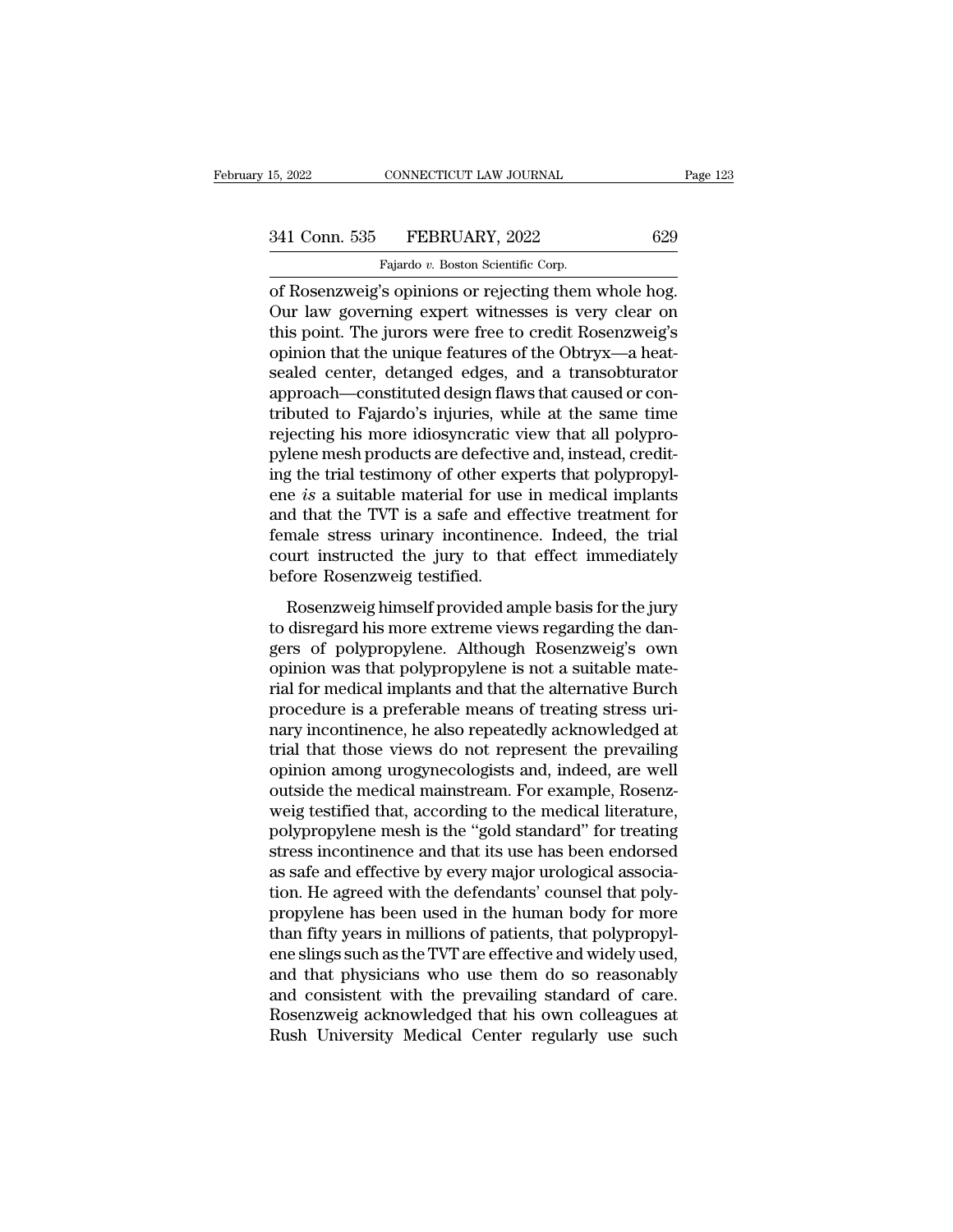of Rosenzweig's opinions or rejecting them whole hog. Our law governing expert witnesses is very clear on this point. The jurors were free to credit Rosenzweig's opinion that the unique features of the Obtryx—a heat-sealed center, detanged edges, and a transobturator approach—constituted design flaws that caused or contributed to Fajardo's injuries, while at the same time rejecting his more idiosyncratic view that all polypropylene mesh products are defective and, instead, crediting the trial testimony of other experts that polypropylene *is* a suitable material for use in medical implants and that the TVT is a safe and effective treatment for female stress urinary incontinence. Indeed, the trial court instructed the jury to that effect immediately before Rosenzweig testified.

Rosenzweig himself provided ample basis for the jury to disregard his more extreme views regarding the dangers of polypropylene. Although Rosenzweig's own opinion was that polypropylene is not a suitable material for medical implants and that the alternative Burch procedure is a preferable means of treating stress urinary incontinence, he also repeatedly acknowledged at trial that those views do not represent the prevailing opinion among urogynecologists and, indeed, are well outside the medical mainstream. For example, Rosenzweig testified that, according to the medical literature, polypropylene mesh is the "gold standard" for treating stress incontinence and that its use has been endorsed as safe and effective by every major urological association. He agreed with the defendants' counsel that polypropylene has been used in the human body for more than fifty years in millions of patients, that polypropylene slings such as the TVT are effective and widely used, and that physicians who use them do so reasonably and consistent with the prevailing standard of care. Rosenzweig acknowledged that his own colleagues at Rush University Medical Center regularly use such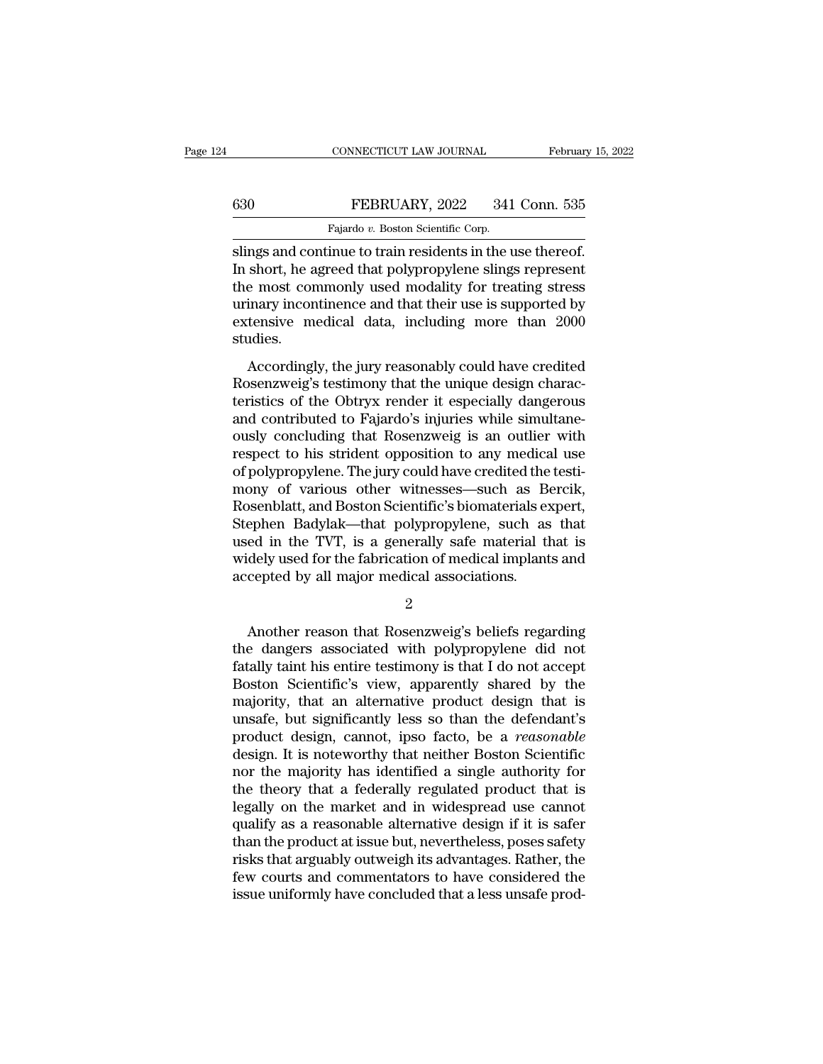slings and continue to train residents in the use thereof. In short, he agreed that polypropylene slings represent the most commonly used modality for treating stress urinary incontinence and that their use is supported by extensive medical data, including more than 2000 studies.

Accordingly, the jury reasonably could have credited Rosenzweig's testimony that the unique design characteristics of the Obtryx render it especially dangerous and contributed to Fajardo's injuries while simultaneously concluding that Rosenzweig is an outlier with respect to his strident opposition to any medical use of polypropylene. The jury could have credited the testimony of various other witnesses—such as Bercik, Rosenblatt, and Boston Scientific's biomaterials expert, Stephen Badylak—that polypropylene, such as that used in the TVT, is a generally safe material that is widely used for the fabrication of medical implants and accepted by all major medical associations.

2

Another reason that Rosenzweig's beliefs regarding the dangers associated with polypropylene did not fatally taint his entire testimony is that I do not accept Boston Scientific's view, apparently shared by the majority, that an alternative product design that is unsafe, but significantly less so than the defendant's product design, cannot, ipso facto, be a *reasonable* design. It is noteworthy that neither Boston Scientific nor the majority has identified a single authority for the theory that a federally regulated product that is legally on the market and in widespread use cannot qualify as a reasonable alternative design if it is safer than the product at issue but, nevertheless, poses safety risks that arguably outweigh its advantages. Rather, the few courts and commentators to have considered the issue uniformly have concluded that a less unsafe prod-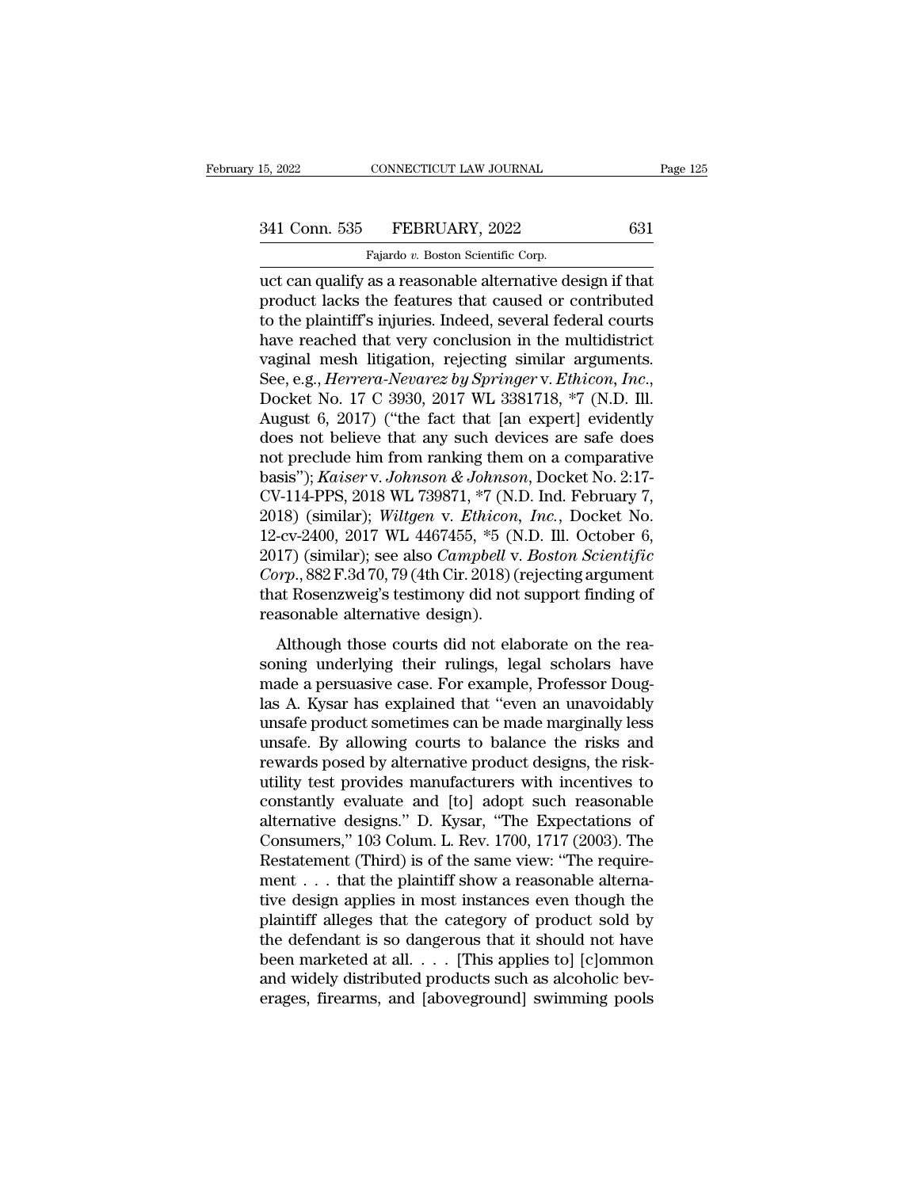uct can qualify as a reasonable alternative design if that product lacks the features that caused or contributed to the plaintiff's injuries. Indeed, several federal courts have reached that very conclusion in the multidistrict vaginal mesh litigation, rejecting similar arguments. See, e.g., *Herrera-Nevarez by Springer* v. *Ethicon, Inc.*, Docket No. 17 C 3930, 2017 WL 3381718, *7 (N.D. Ill. August 6, 2017) ("the fact that [an expert] evidently does not believe that any such devices are safe does not preclude him from ranking them on a comparative basis"); *Kaiser* v. *Johnson & Johnson*, Docket No. 2:17-CV-114-PPS, 2018 WL 739871, *7 (N.D. Ind. February 7, 2018) (similar); *Wiltgen* v. *Ethicon, Inc.*, Docket No. 12-cv-2400, 2017 WL 4467455, *5 (N.D. Ill. October 6, 2017) (similar); see also *Campbell* v. *Boston Scientific Corp.*, 882 F.3d 70, 79 (4th Cir. 2018) (rejecting argument that Rosenzweig's testimony did not support finding of reasonable alternative design).

Although those courts did not elaborate on the reasoning underlying their rulings, legal scholars have made a persuasive case. For example, Professor Douglas A. Kysar has explained that "even an unavoidably unsafe product sometimes can be made marginally less unsafe. By allowing courts to balance the risks and rewards posed by alternative product designs, the risk-utility test provides manufacturers with incentives to constantly evaluate and [to] adopt such reasonable alternative designs." D. Kysar, "The Expectations of Consumers," 103 Colum. L. Rev. 1700, 1717 (2003). The Restatement (Third) is of the same view: "The requirement . . . that the plaintiff show a reasonable alternative design applies in most instances even though the plaintiff alleges that the category of product sold by the defendant is so dangerous that it should not have been marketed at all. . . . [This applies to] [c]ommon and widely distributed products such as alcoholic beverages, firearms, and [aboveground] swimming pools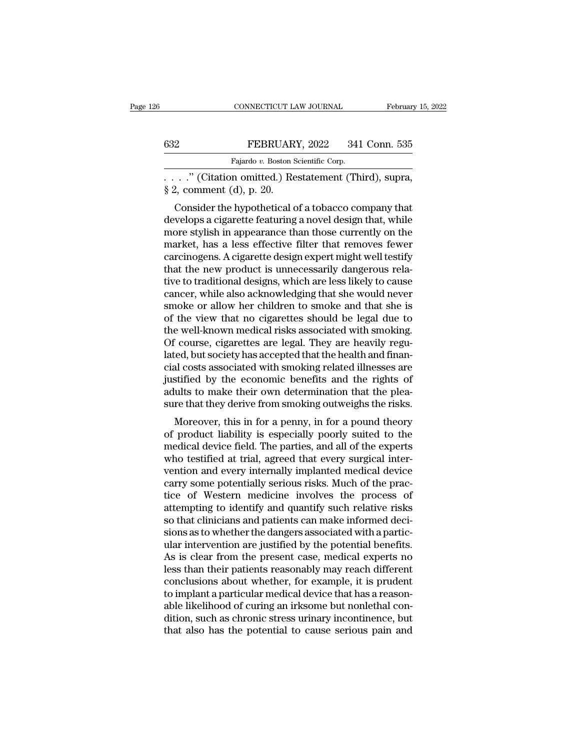. . . ." (Citation omitted.) Restatement (Third), supra, § 2, comment (d), p. 20.

Consider the hypothetical of a tobacco company that develops a cigarette featuring a novel design that, while more stylish in appearance than those currently on the market, has a less effective filter that removes fewer carcinogens. A cigarette design expert might well testify that the new product is unnecessarily dangerous relative to traditional designs, which are less likely to cause cancer, while also acknowledging that she would never smoke or allow her children to smoke and that she is of the view that no cigarettes should be legal due to the well-known medical risks associated with smoking. Of course, cigarettes are legal. They are heavily regulated, but society has accepted that the health and financial costs associated with smoking related illnesses are justified by the economic benefits and the rights of adults to make their own determination that the pleasure that they derive from smoking outweighs the risks.

Moreover, this in for a penny, in for a pound theory of product liability is especially poorly suited to the medical device field. The parties, and all of the experts who testified at trial, agreed that every surgical intervention and every internally implanted medical device carry some potentially serious risks. Much of the practice of Western medicine involves the process of attempting to identify and quantify such relative risks so that clinicians and patients can make informed decisions as to whether the dangers associated with a particular intervention are justified by the potential benefits. As is clear from the present case, medical experts no less than their patients reasonably may reach different conclusions about whether, for example, it is prudent to implant a particular medical device that has a reasonable likelihood of curing an irksome but nonlethal condition, such as chronic stress urinary incontinence, but that also has the potential to cause serious pain and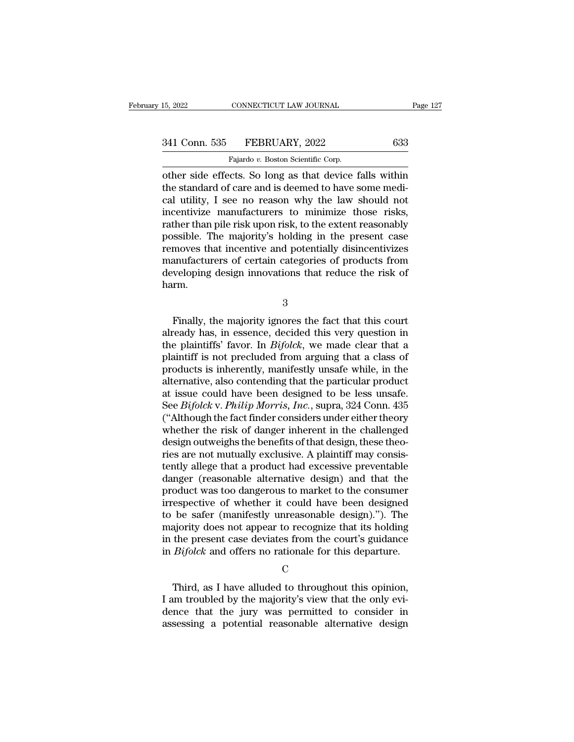other side effects. So long as that device falls within the standard of care and is deemed to have some medical utility, I see no reason why the law should not incentivize manufacturers to minimize those risks, rather than pile risk upon risk, to the extent reasonably possible. The majority's holding in the present case removes that incentive and potentially disincentivizes manufacturers of certain categories of products from developing design innovations that reduce the risk of harm.

3

Finally, the majority ignores the fact that this court already has, in essence, decided this very question in the plaintiffs' favor. In *Bifolck*, we made clear that a plaintiff is not precluded from arguing that a class of products is inherently, manifestly unsafe while, in the alternative, also contending that the particular product at issue could have been designed to be less unsafe. See *Bifolck* v. *Philip Morris, Inc.*, supra, 324 Conn. 435 ("Although the fact finder considers under either theory whether the risk of danger inherent in the challenged design outweighs the benefits of that design, these theories are not mutually exclusive. A plaintiff may consistently allege that a product had excessive preventable danger (reasonable alternative design) and that the product was too dangerous to market to the consumer irrespective of whether it could have been designed to be safer (manifestly unreasonable design)."). The majority does not appear to recognize that its holding in the present case deviates from the court's guidance in *Bifolck* and offers no rationale for this departure.

C

Third, as I have alluded to throughout this opinion, I am troubled by the majority's view that the only evidence that the jury was permitted to consider in assessing a potential reasonable alternative design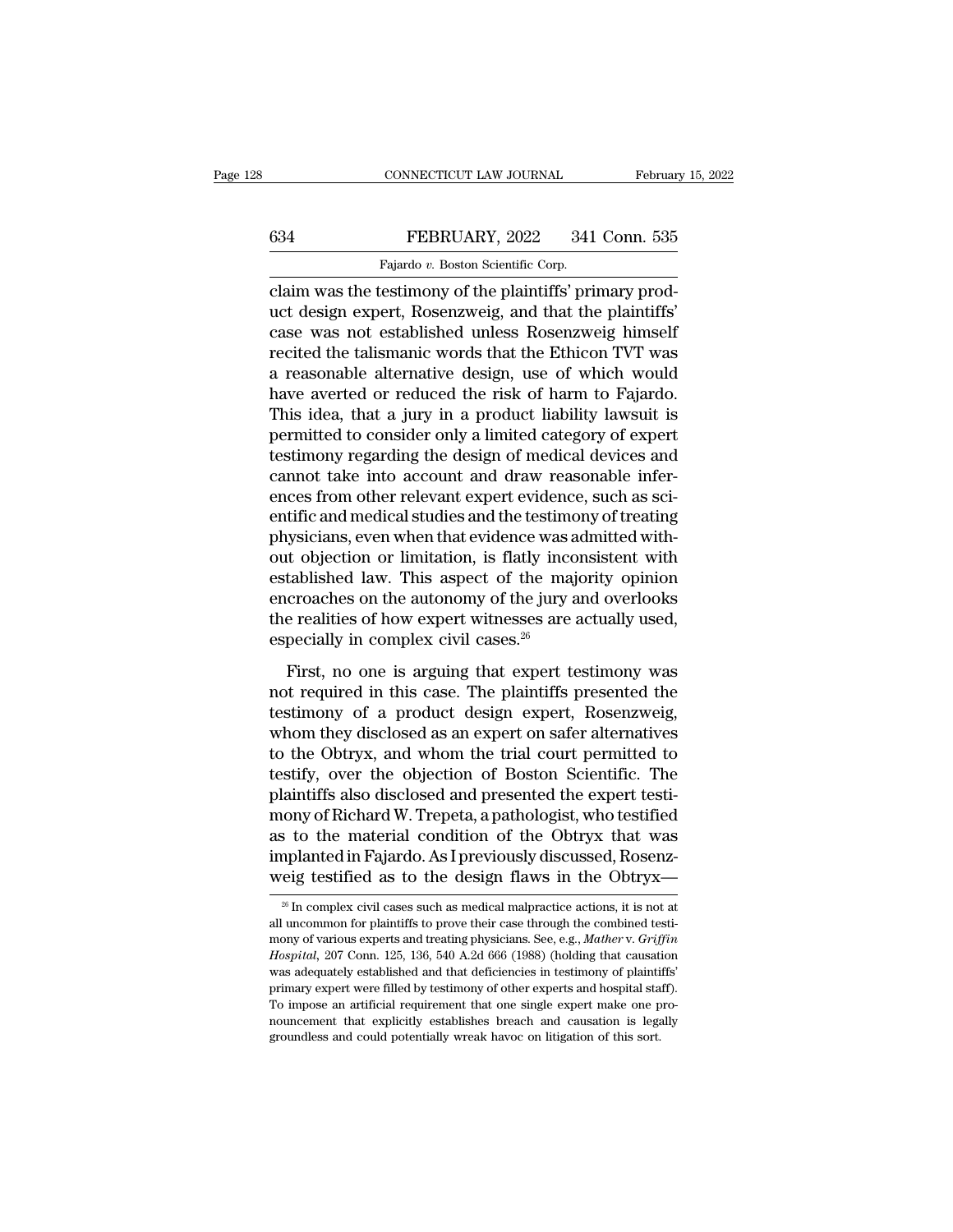claim was the testimony of the plaintiffs' primary product design expert, Rosenzweig, and that the plaintiffs' case was not established unless Rosenzweig himself recited the talismanic words that the Ethicon TVT was a reasonable alternative design, use of which would have averted or reduced the risk of harm to Fajardo. This idea, that a jury in a product liability lawsuit is permitted to consider only a limited category of expert testimony regarding the design of medical devices and cannot take into account and draw reasonable inferences from other relevant expert evidence, such as scientific and medical studies and the testimony of treating physicians, even when that evidence was admitted without objection or limitation, is flatly inconsistent with established law. This aspect of the majority opinion encroaches on the autonomy of the jury and overlooks the realities of how expert witnesses are actually used, especially in complex civil cases.[26]

First, no one is arguing that expert testimony was not required in this case. The plaintiffs presented the testimony of a product design expert, Rosenzweig, whom they disclosed as an expert on safer alternatives to the Obtryx, and whom the trial court permitted to testify, over the objection of Boston Scientific. The plaintiffs also disclosed and presented the expert testimony of Richard W. Trepeta, a pathologist, who testified as to the material condition of the Obtryx that was implanted in Fajardo. As I previously discussed, Rosenzweig testified as to the design flaws in the Obtryx—

[26] In complex civil cases such as medical malpractice actions, it is not at all uncommon for plaintiffs to prove their case through the combined testimony of various experts and treating physicians. See, e.g., *Mather* v. *Griffin Hospital*, 207 Conn. 125, 136, 540 A.2d 666 (1988) (holding that causation was adequately established and that deficiencies in testimony of plaintiffs' primary expert were filled by testimony of other experts and hospital staff). To impose an artificial requirement that one single expert make one pronouncement that explicitly establishes breach and causation is legally groundless and could potentially wreak havoc on litigation of this sort.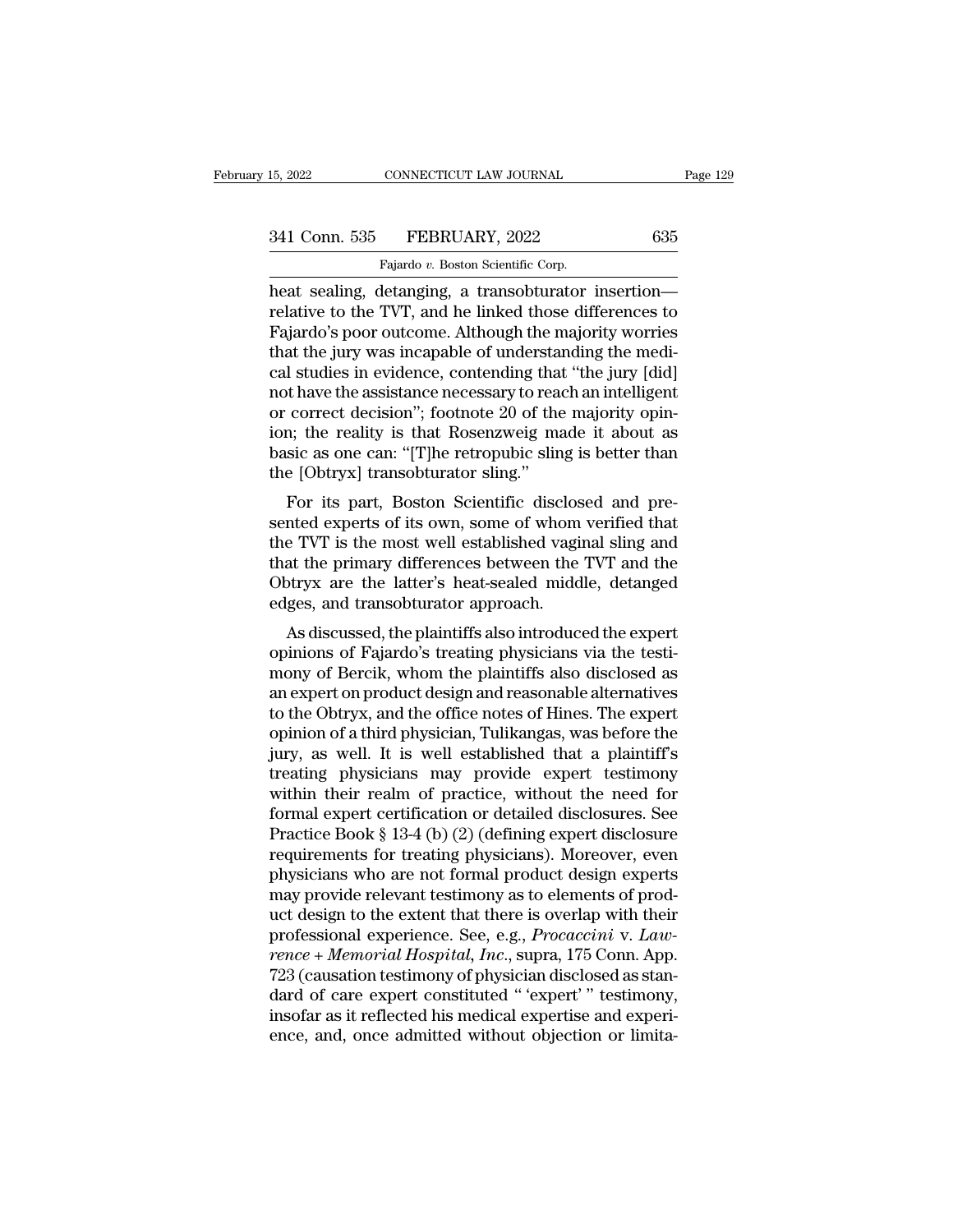heat sealing, detanging, a transobturator insertion—relative to the TVT, and he linked those differences to Fajardo's poor outcome. Although the majority worries that the jury was incapable of understanding the medical studies in evidence, contending that "the jury [did] not have the assistance necessary to reach an intelligent or correct decision"; footnote 20 of the majority opinion; the reality is that Rosenzweig made it about as basic as one can: "[T]he retropubic sling is better than the [Obtryx] transobturator sling."

For its part, Boston Scientific disclosed and presented experts of its own, some of whom verified that the TVT is the most well established vaginal sling and that the primary differences between the TVT and the Obtryx are the latter's heat-sealed middle, detanged edges, and transobturator approach.

As discussed, the plaintiffs also introduced the expert opinions of Fajardo's treating physicians via the testimony of Bercik, whom the plaintiffs also disclosed as an expert on product design and reasonable alternatives to the Obtryx, and the office notes of Hines. The expert opinion of a third physician, Tulikangas, was before the jury, as well. It is well established that a plaintiff's treating physicians may provide expert testimony within their realm of practice, without the need for formal expert certification or detailed disclosures. See Practice Book § 13-4 (b) (2) (defining expert disclosure requirements for treating physicians). Moreover, even physicians who are not formal product design experts may provide relevant testimony as to elements of product design to the extent that there is overlap with their professional experience. See, e.g., *Procaccini* v. *Lawrence + Memorial Hospital, Inc.*, supra, 175 Conn. App. 723 (causation testimony of physician disclosed as standard of care expert constituted " 'expert' " testimony, insofar as it reflected his medical expertise and experience, and, once admitted without objection or limita-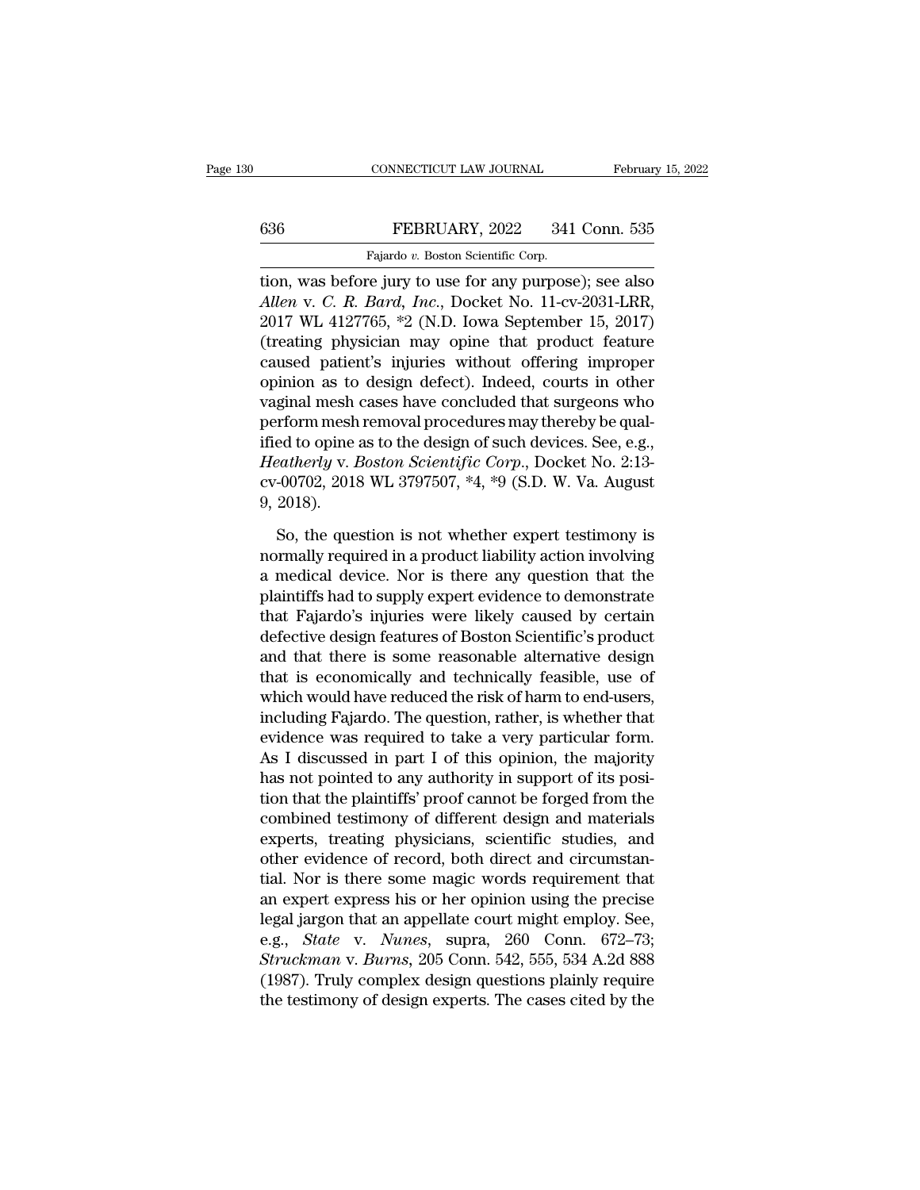tion, was before jury to use for any purpose); see also *Allen* v. *C. R. Bard, Inc.*, Docket No. 11-cv-2031-LRR, 2017 WL 4127765, *2 (N.D. Iowa September 15, 2017) (treating physician may opine that product feature caused patient's injuries without offering improper opinion as to design defect). Indeed, courts in other vaginal mesh cases have concluded that surgeons who perform mesh removal procedures may thereby be qualified to opine as to the design of such devices. See, e.g., *Heatherly* v. *Boston Scientific Corp.*, Docket No. 2:13-cv-00702, 2018 WL 3797507, *4, *9 (S.D. W. Va. August 9, 2018).

So, the question is not whether expert testimony is normally required in a product liability action involving a medical device. Nor is there any question that the plaintiffs had to supply expert evidence to demonstrate that Fajardo's injuries were likely caused by certain defective design features of Boston Scientific's product and that there is some reasonable alternative design that is economically and technically feasible, use of which would have reduced the risk of harm to end-users, including Fajardo. The question, rather, is whether that evidence was required to take a very particular form. As I discussed in part I of this opinion, the majority has not pointed to any authority in support of its position that the plaintiffs' proof cannot be forged from the combined testimony of different design and materials experts, treating physicians, scientific studies, and other evidence of record, both direct and circumstantial. Nor is there some magic words requirement that an expert express his or her opinion using the precise legal jargon that an appellate court might employ. See, e.g., *State* v. *Nunes*, supra, 260 Conn. 672–73; *Struckman* v. *Burns*, 205 Conn. 542, 555, 534 A.2d 888 (1987). Truly complex design questions plainly require the testimony of design experts. The cases cited by the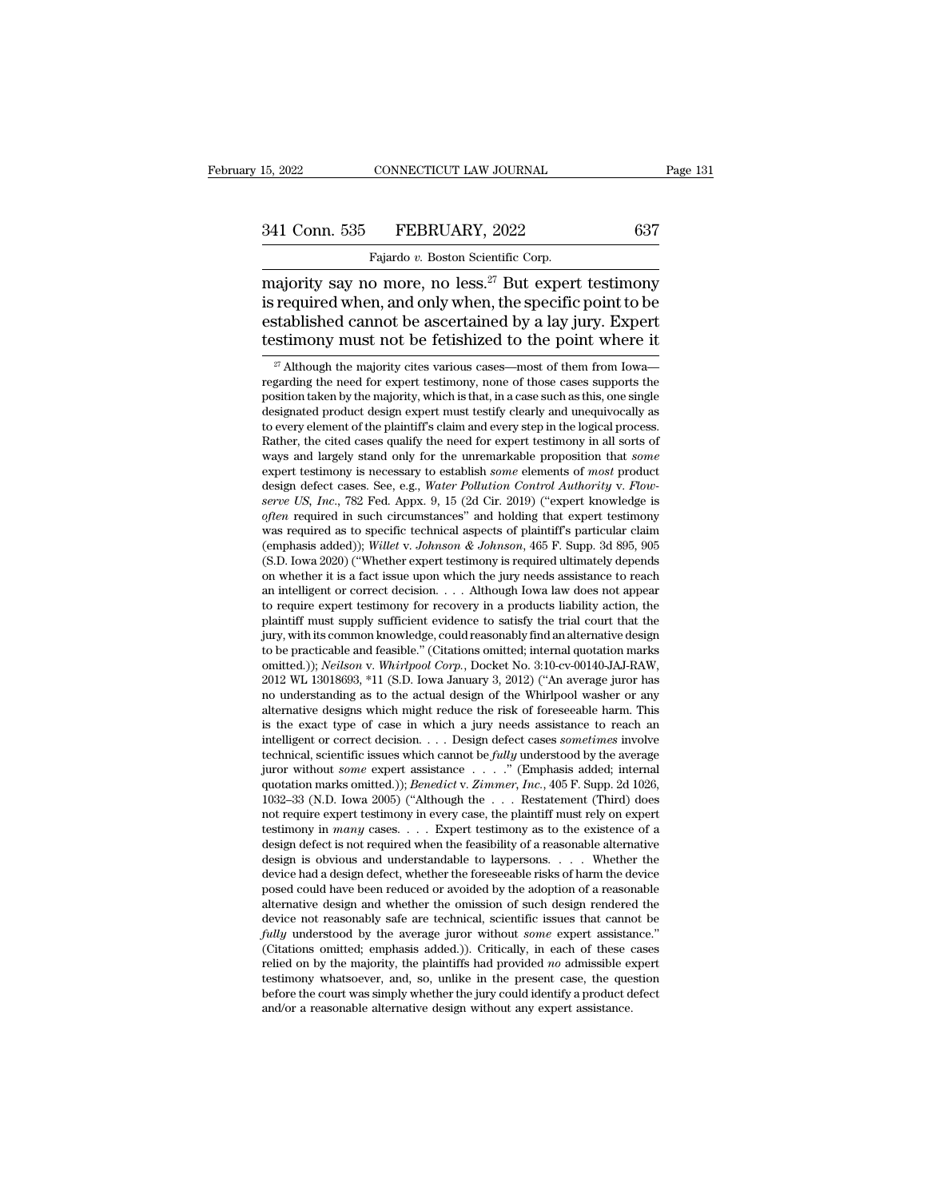majority say no more, no less.[27] But expert testimony is required when, and only when, the specific point to be established cannot be ascertained by a lay jury. Expert testimony must not be fetishized to the point where it

[27] Although the majority cites various cases—most of them from Iowa—regarding the need for expert testimony, none of those cases supports the position taken by the majority, which is that, in a case such as this, one single designated product design expert must testify clearly and unequivocally as to every element of the plaintiff's claim and every step in the logical process. Rather, the cited cases qualify the need for expert testimony in all sorts of ways and largely stand only for the unremarkable proposition that *some* expert testimony is necessary to establish *some* elements of *most* product design defect cases. See, e.g., *Water Pollution Control Authority* v. *Flowserve US, Inc.*, 782 Fed. Appx. 9, 15 (2d Cir. 2019) ("expert knowledge is *often* required in such circumstances" and holding that expert testimony was required as to specific technical aspects of plaintiff's particular claim (emphasis added)); *Willet* v. *Johnson & Johnson*, 465 F. Supp. 3d 895, 905 (S.D. Iowa 2020) ("Whether expert testimony is required ultimately depends on whether it is a fact issue upon which the jury needs assistance to reach an intelligent or correct decision. . . . Although Iowa law does not appear to require expert testimony for recovery in a products liability action, the plaintiff must supply sufficient evidence to satisfy the trial court that the jury, with its common knowledge, could reasonably find an alternative design to be practicable and feasible." (Citations omitted; internal quotation marks omitted.)); *Neilson* v. *Whirlpool Corp.*, Docket No. 3:10-cv-00140-JAJ-RAW, 2012 WL 13018693, *11 (S.D. Iowa January 3, 2012) ("An average juror has no understanding as to the actual design of the Whirlpool washer or any alternative designs which might reduce the risk of foreseeable harm. This is the exact type of case in which a jury needs assistance to reach an intelligent or correct decision. . . . Design defect cases *sometimes* involve technical, scientific issues which cannot be *fully* understood by the average juror without *some* expert assistance . . . ." (Emphasis added; internal quotation marks omitted.)); *Benedict* v. *Zimmer, Inc.*, 405 F. Supp. 2d 1026, 1032–33 (N.D. Iowa 2005) ("Although the . . . Restatement (Third) does not require expert testimony in every case, the plaintiff must rely on expert testimony in *many* cases. . . . Expert testimony as to the existence of a design defect is not required when the feasibility of a reasonable alternative design is obvious and understandable to laypersons. . . . Whether the device had a design defect, whether the foreseeable risks of harm the device posed could have been reduced or avoided by the adoption of a reasonable alternative design and whether the omission of such design rendered the device not reasonably safe are technical, scientific issues that cannot be *fully* understood by the average juror without *some* expert assistance." (Citations omitted; emphasis added.)). Critically, in each of these cases relied on by the majority, the plaintiffs had provided *no* admissible expert testimony whatsoever, and, so, unlike in the present case, the question before the court was simply whether the jury could identify a product defect and/or a reasonable alternative design without any expert assistance.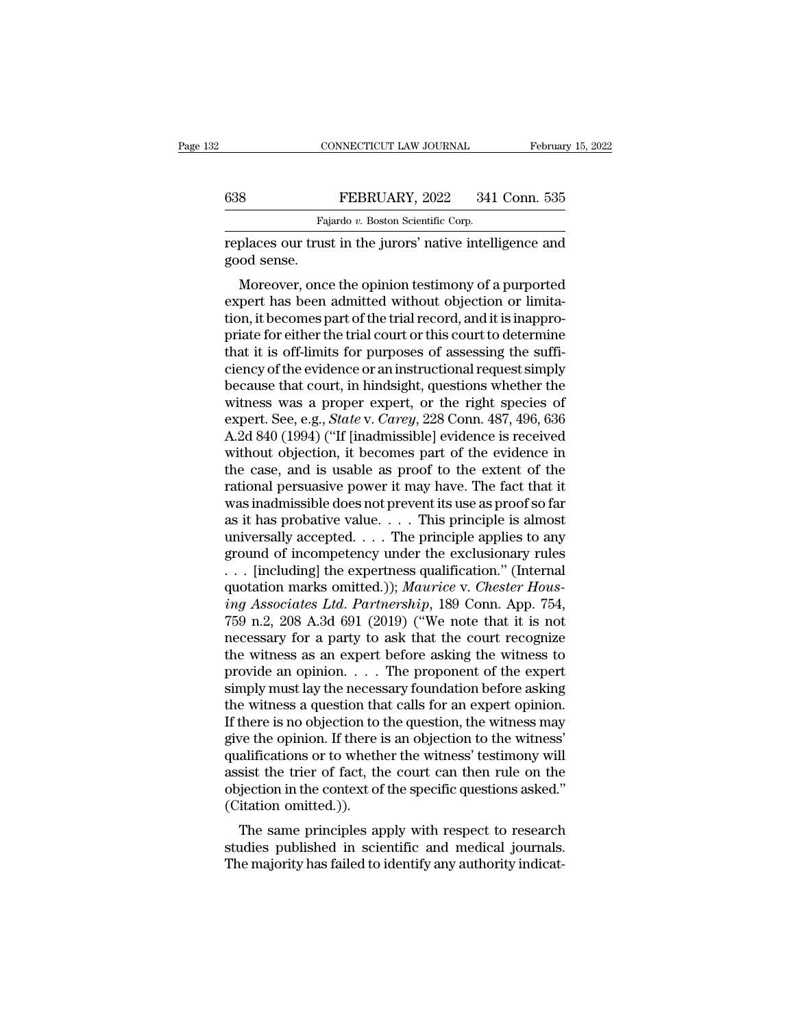replaces our trust in the jurors' native intelligence and good sense.

Moreover, once the opinion testimony of a purported expert has been admitted without objection or limitation, it becomes part of the trial record, and it is inappropriate for either the trial court or this court to determine that it is off-limits for purposes of assessing the sufficiency of the evidence or an instructional request simply because that court, in hindsight, questions whether the witness was a proper expert, or the right species of expert. See, e.g., *State* v. *Carey*, 228 Conn. 487, 496, 636 A.2d 840 (1994) ("If [inadmissible] evidence is received without objection, it becomes part of the evidence in the case, and is usable as proof to the extent of the rational persuasive power it may have. The fact that it was inadmissible does not prevent its use as proof so far as it has probative value. . . . This principle is almost universally accepted. . . . The principle applies to any ground of incompetency under the exclusionary rules . . . [including] the expertness qualification." (Internal quotation marks omitted.)); *Maurice* v. *Chester Housing Associates Ltd. Partnership*, 189 Conn. App. 754, 759 n.2, 208 A.3d 691 (2019) ("We note that it is not necessary for a party to ask that the court recognize the witness as an expert before asking the witness to provide an opinion. . . . The proponent of the expert simply must lay the necessary foundation before asking the witness a question that calls for an expert opinion. If there is no objection to the question, the witness may give the opinion. If there is an objection to the witness' qualifications or to whether the witness' testimony will assist the trier of fact, the court can then rule on the objection in the context of the specific questions asked." (Citation omitted.)).

The same principles apply with respect to research studies published in scientific and medical journals. The majority has failed to identify any authority indicat-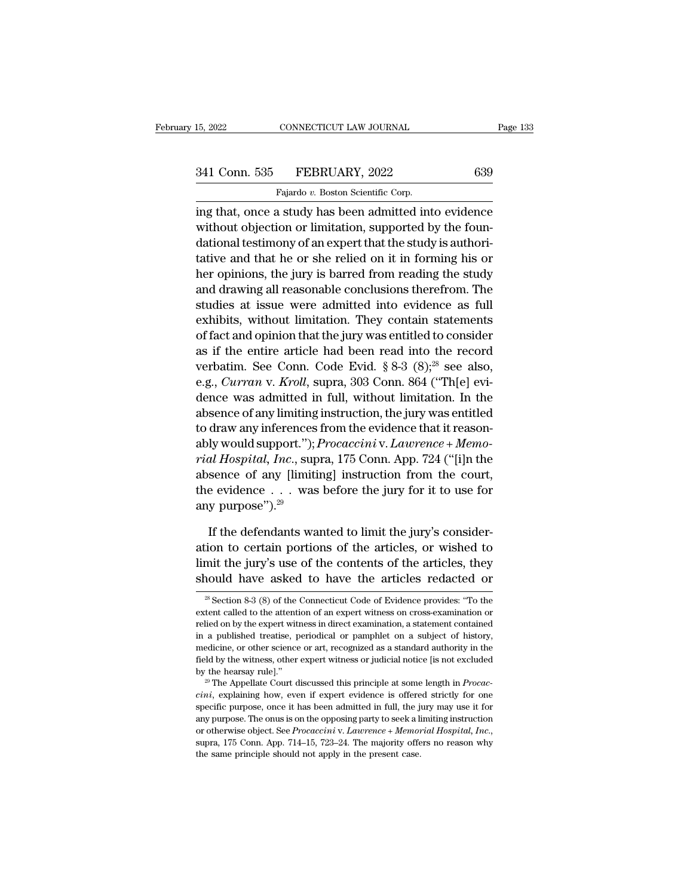ing that, once a study has been admitted into evidence without objection or limitation, supported by the foundational testimony of an expert that the study is authoritative and that he or she relied on it in forming his or her opinions, the jury is barred from reading the study and drawing all reasonable conclusions therefrom. The studies at issue were admitted into evidence as full exhibits, without limitation. They contain statements of fact and opinion that the jury was entitled to consider as if the entire article had been read into the record verbatim. See Conn. Code Evid. § 8-3 (8);[28] see also, e.g., *Curran* v. *Kroll*, supra, 303 Conn. 864 ("Th[e] evidence was admitted in full, without limitation. In the absence of any limiting instruction, the jury was entitled to draw any inferences from the evidence that it reasonably would support."); *Procaccini* v. *Lawrence + Memorial Hospital, Inc.*, supra, 175 Conn. App. 724 ("[i]n the absence of any [limiting] instruction from the court, the evidence . . . was before the jury for it to use for any purpose").[29]

If the defendants wanted to limit the jury's consideration to certain portions of the articles, or wished to limit the jury's use of the contents of the articles, they should have asked to have the articles redacted or

[28] Section 8-3 (8) of the Connecticut Code of Evidence provides: "To the extent called to the attention of an expert witness on cross-examination or relied on by the expert witness in direct examination, a statement contained in a published treatise, periodical or pamphlet on a subject of history, medicine, or other science or art, recognized as a standard authority in the field by the witness, other expert witness or judicial notice [is not excluded by the hearsay rule]."

[29] The Appellate Court discussed this principle at some length in *Procaccini*, explaining how, even if expert evidence is offered strictly for one specific purpose, once it has been admitted in full, the jury may use it for any purpose. The onus is on the opposing party to seek a limiting instruction or otherwise object. See *Procaccini* v. *Lawrence + Memorial Hospital, Inc.*, supra, 175 Conn. App. 714–15, 723–24. The majority offers no reason why the same principle should not apply in the present case.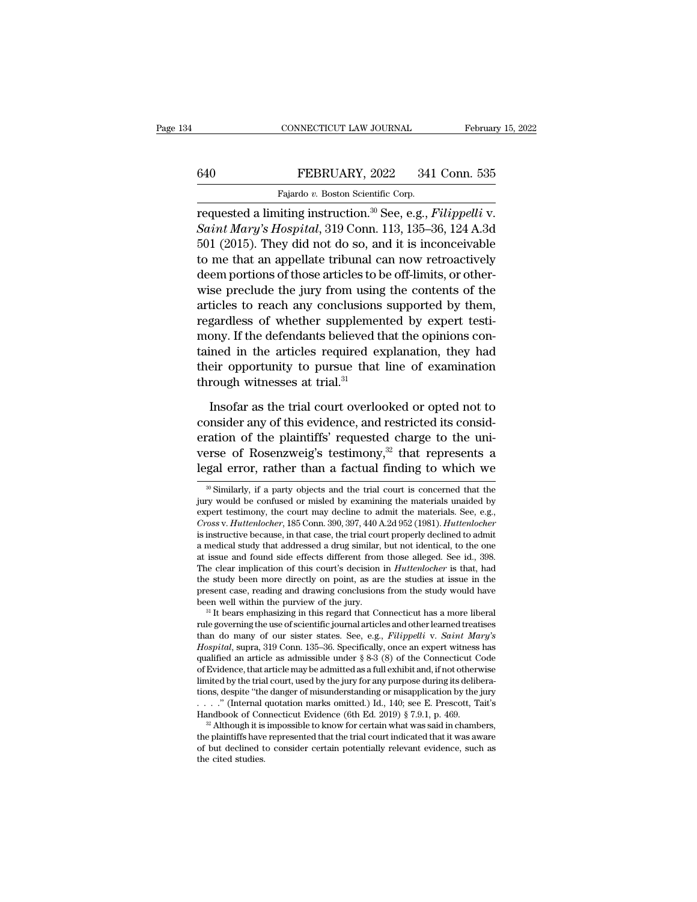requested a limiting instruction.[30] See, e.g., *Filippelli* v. *Saint Mary's Hospital*, 319 Conn. 113, 135–36, 124 A.3d 501 (2015). They did not do so, and it is inconceivable to me that an appellate tribunal can now retroactively deem portions of those articles to be off-limits, or otherwise preclude the jury from using the contents of the articles to reach any conclusions supported by them, regardless of whether supplemented by expert testimony. If the defendants believed that the opinions contained in the articles required explanation, they had their opportunity to pursue that line of examination through witnesses at trial.[31]

Insofar as the trial court overlooked or opted not to consider any of this evidence, and restricted its consideration of the plaintiffs' requested charge to the universe of Rosenzweig's testimony,[32] that represents a legal error, rather than a factual finding to which we

[30] Similarly, if a party objects and the trial court is concerned that the jury would be confused or misled by examining the materials unaided by expert testimony, the court may decline to admit the materials. See, e.g., *Cross* v. *Huttenlocher*, 185 Conn. 390, 397, 440 A.2d 952 (1981). *Huttenlocher* is instructive because, in that case, the trial court properly declined to admit a medical study that addressed a drug similar, but not identical, to the one at issue and found side effects different from those alleged. See id., 398. The clear implication of this court's decision in *Huttenlocher* is that, had the study been more directly on point, as are the studies at issue in the present case, reading and drawing conclusions from the study would have been well within the purview of the jury.

[31] It bears emphasizing in this regard that Connecticut has a more liberal rule governing the use of scientific journal articles and other learned treatises than do many of our sister states. See, e.g., *Filippelli* v. *Saint Mary's Hospital*, supra, 319 Conn. 135–36. Specifically, once an expert witness has qualified an article as admissible under § 8-3 (8) of the Connecticut Code of Evidence, that article may be admitted as a full exhibit and, if not otherwise limited by the trial court, used by the jury for any purpose during its deliberations, despite "the danger of misunderstanding or misapplication by the jury . . . ." (Internal quotation marks omitted.) Id., 140; see E. Prescott, Tait's Handbook of Connecticut Evidence (6th Ed. 2019) § 7.9.1, p. 469.

[32] Although it is impossible to know for certain what was said in chambers, the plaintiffs have represented that the trial court indicated that it was aware of but declined to consider certain potentially relevant evidence, such as the cited studies.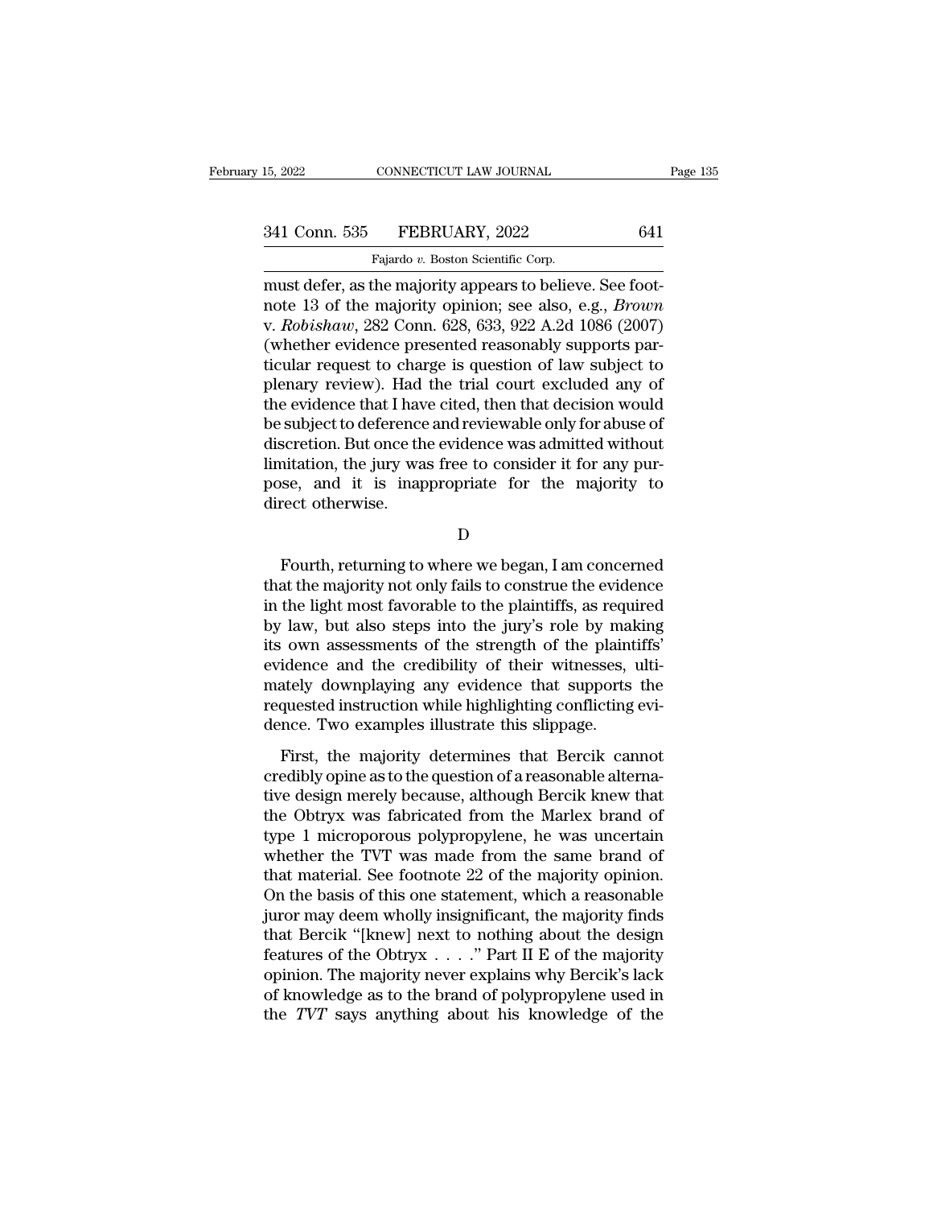must defer, as the majority appears to believe. See footnote 13 of the majority opinion; see also, e.g., *Brown* v. *Robishaw*, 282 Conn. 628, 633, 922 A.2d 1086 (2007) (whether evidence presented reasonably supports particular request to charge is question of law subject to plenary review). Had the trial court excluded any of the evidence that I have cited, then that decision would be subject to deference and reviewable only for abuse of discretion. But once the evidence was admitted without limitation, the jury was free to consider it for any purpose, and it is inappropriate for the majority to direct otherwise.

D

Fourth, returning to where we began, I am concerned that the majority not only fails to construe the evidence in the light most favorable to the plaintiffs, as required by law, but also steps into the jury's role by making its own assessments of the strength of the plaintiffs' evidence and the credibility of their witnesses, ultimately downplaying any evidence that supports the requested instruction while highlighting conflicting evidence. Two examples illustrate this slippage.

First, the majority determines that Bercik cannot credibly opine as to the question of a reasonable alternative design merely because, although Bercik knew that the Obtryx was fabricated from the Marlex brand of type 1 microporous polypropylene, he was uncertain whether the TVT was made from the same brand of that material. See footnote 22 of the majority opinion. On the basis of this one statement, which a reasonable juror may deem wholly insignificant, the majority finds that Bercik "[knew] next to nothing about the design features of the Obtryx . . . ." Part II E of the majority opinion. The majority never explains why Bercik's lack of knowledge as to the brand of polypropylene used in the *TVT* says anything about his knowledge of the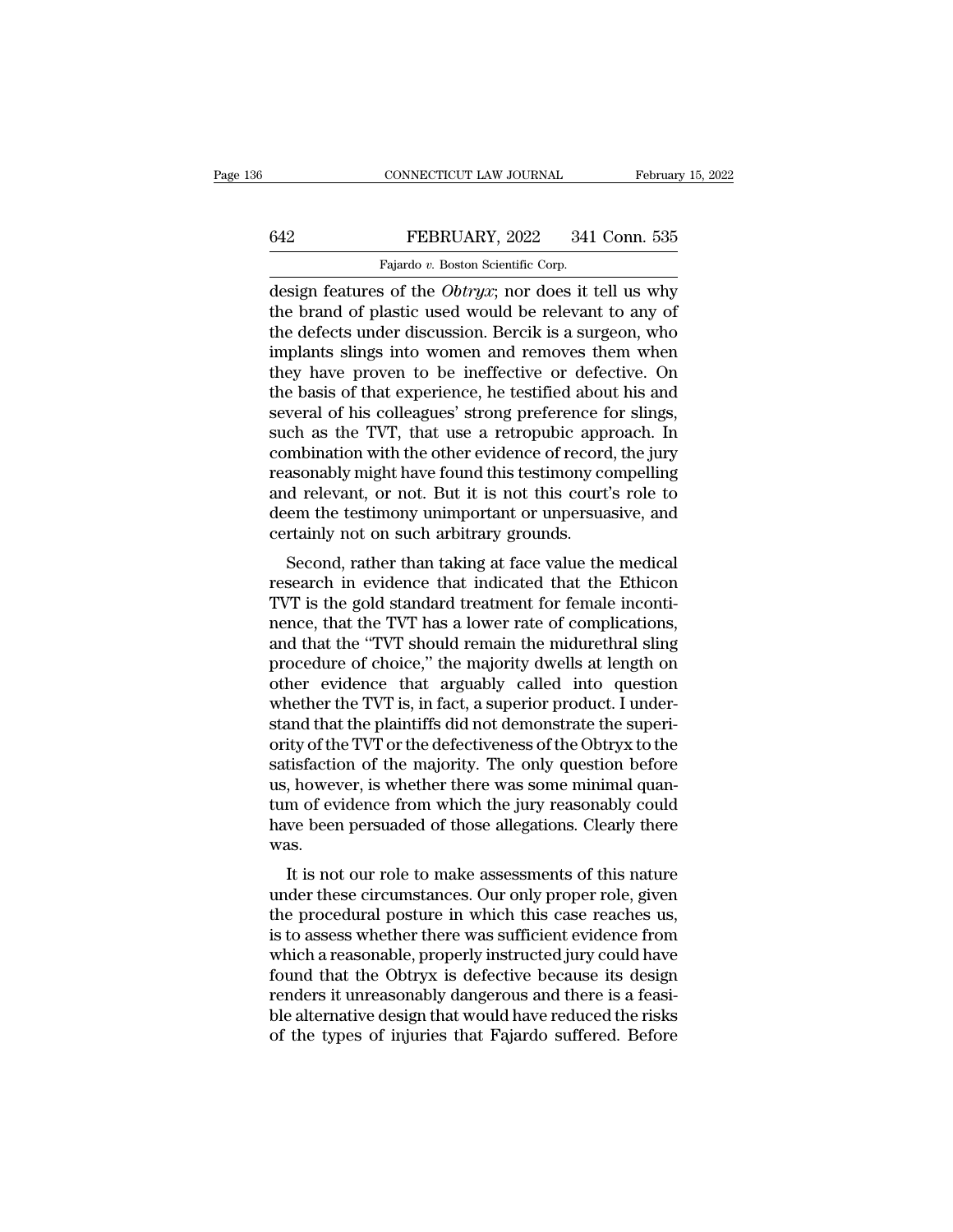design features of the *Obtryx*; nor does it tell us why the brand of plastic used would be relevant to any of the defects under discussion. Bercik is a surgeon, who implants slings into women and removes them when they have proven to be ineffective or defective. On the basis of that experience, he testified about his and several of his colleagues' strong preference for slings, such as the TVT, that use a retropubic approach. In combination with the other evidence of record, the jury reasonably might have found this testimony compelling and relevant, or not. But it is not this court's role to deem the testimony unimportant or unpersuasive, and certainly not on such arbitrary grounds.

Second, rather than taking at face value the medical research in evidence that indicated that the Ethicon TVT is the gold standard treatment for female incontinence, that the TVT has a lower rate of complications, and that the "TVT should remain the midurethral sling procedure of choice," the majority dwells at length on other evidence that arguably called into question whether the TVT is, in fact, a superior product. I understand that the plaintiffs did not demonstrate the superiority of the TVT or the defectiveness of the Obtryx to the satisfaction of the majority. The only question before us, however, is whether there was some minimal quantum of evidence from which the jury reasonably could have been persuaded of those allegations. Clearly there was.

It is not our role to make assessments of this nature under these circumstances. Our only proper role, given the procedural posture in which this case reaches us, is to assess whether there was sufficient evidence from which a reasonable, properly instructed jury could have found that the Obtryx is defective because its design renders it unreasonably dangerous and there is a feasible alternative design that would have reduced the risks of the types of injuries that Fajardo suffered. Before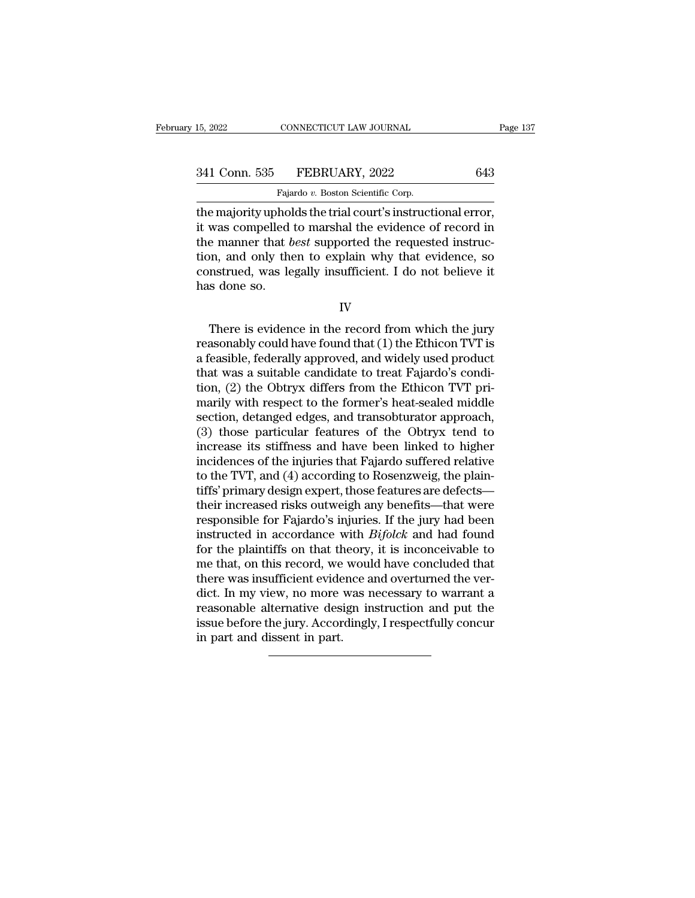the majority upholds the trial court's instructional error, it was compelled to marshal the evidence of record in the manner that *best* supported the requested instruction, and only then to explain why that evidence, so construed, was legally insufficient. I do not believe it has done so.

IV

There is evidence in the record from which the jury reasonably could have found that (1) the Ethicon TVT is a feasible, federally approved, and widely used product that was a suitable candidate to treat Fajardo's condition, (2) the Obtryx differs from the Ethicon TVT primarily with respect to the former's heat-sealed middle section, detanged edges, and transobturator approach, (3) those particular features of the Obtryx tend to increase its stiffness and have been linked to higher incidences of the injuries that Fajardo suffered relative to the TVT, and (4) according to Rosenzweig, the plaintiffs' primary design expert, those features are defects—their increased risks outweigh any benefits—that were responsible for Fajardo's injuries. If the jury had been instructed in accordance with *Bifolck* and had found for the plaintiffs on that theory, it is inconceivable to me that, on this record, we would have concluded that there was insufficient evidence and overturned the verdict. In my view, no more was necessary to warrant a reasonable alternative design instruction and put the issue before the jury. Accordingly, I respectfully concur in part and dissent in part.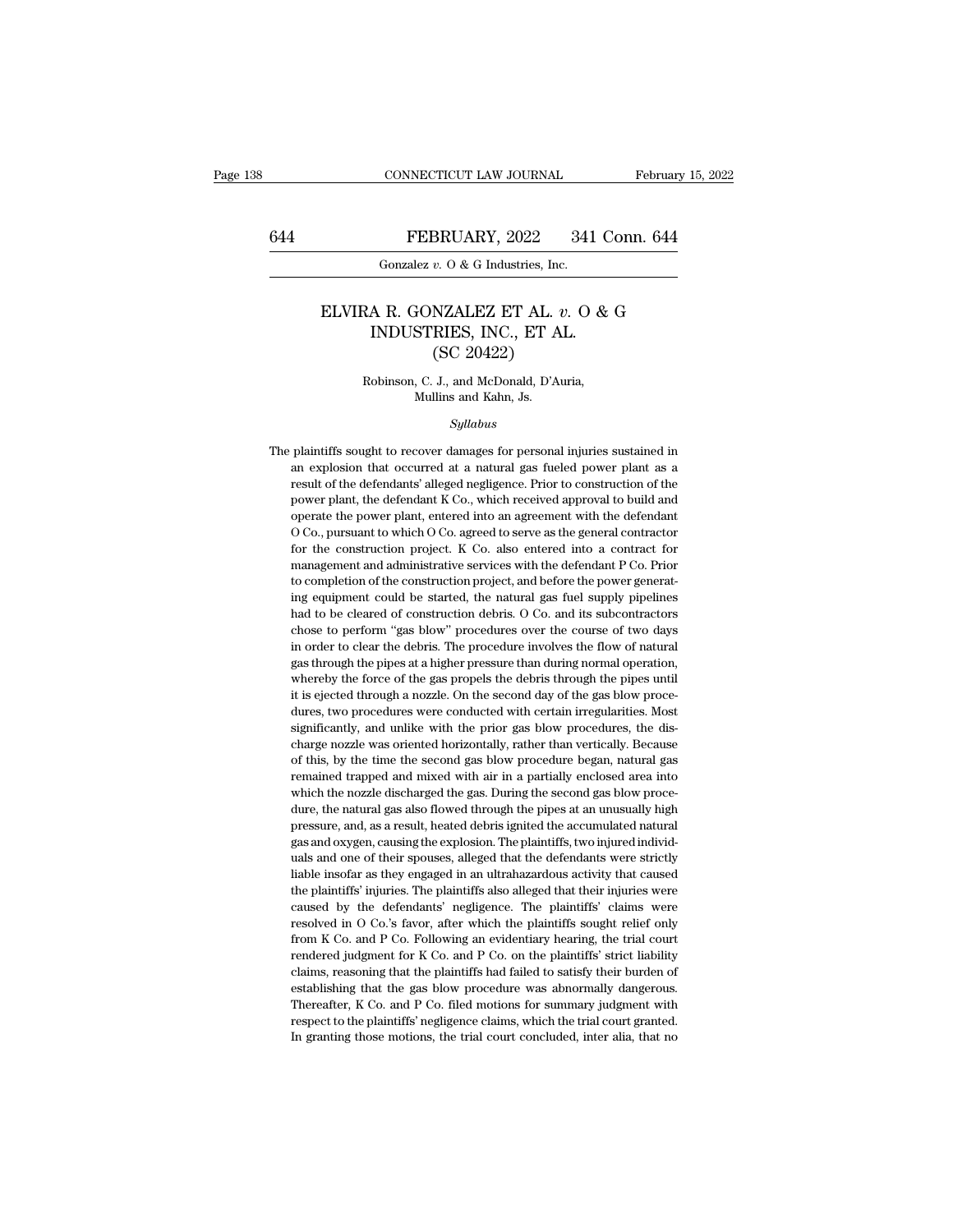# ELVIRA R. GONZALEZ ET AL. *v.* O & G INDUSTRIES, INC., ET AL.
## (SC 20422)

Robinson, C. J., and McDonald, D'Auria, Mullins and Kahn, Js.

*Syllabus*

The plaintiffs sought to recover damages for personal injuries sustained in an explosion that occurred at a natural gas fueled power plant as a result of the defendants' alleged negligence. Prior to construction of the power plant, the defendant K Co., which received approval to build and operate the power plant, entered into an agreement with the defendant O Co., pursuant to which O Co. agreed to serve as the general contractor for the construction project. K Co. also entered into a contract for management and administrative services with the defendant P Co. Prior to completion of the construction project, and before the power generating equipment could be started, the natural gas fuel supply pipelines had to be cleared of construction debris. O Co. and its subcontractors chose to perform "gas blow" procedures over the course of two days in order to clear the debris. The procedure involves the flow of natural gas through the pipes at a higher pressure than during normal operation, whereby the force of the gas propels the debris through the pipes until it is ejected through a nozzle. On the second day of the gas blow procedures, two procedures were conducted with certain irregularities. Most significantly, and unlike with the prior gas blow procedures, the discharge nozzle was oriented horizontally, rather than vertically. Because of this, by the time the second gas blow procedure began, natural gas remained trapped and mixed with air in a partially enclosed area into which the nozzle discharged the gas. During the second gas blow procedure, the natural gas also flowed through the pipes at an unusually high pressure, and, as a result, heated debris ignited the accumulated natural gas and oxygen, causing the explosion. The plaintiffs, two injured individuals and one of their spouses, alleged that the defendants were strictly liable insofar as they engaged in an ultrahazardous activity that caused the plaintiffs' injuries. The plaintiffs also alleged that their injuries were caused by the defendants' negligence. The plaintiffs' claims were resolved in O Co.'s favor, after which the plaintiffs sought relief only from K Co. and P Co. Following an evidentiary hearing, the trial court rendered judgment for K Co. and P Co. on the plaintiffs' strict liability claims, reasoning that the plaintiffs had failed to satisfy their burden of establishing that the gas blow procedure was abnormally dangerous. Thereafter, K Co. and P Co. filed motions for summary judgment with respect to the plaintiffs' negligence claims, which the trial court granted. In granting those motions, the trial court concluded, inter alia, that no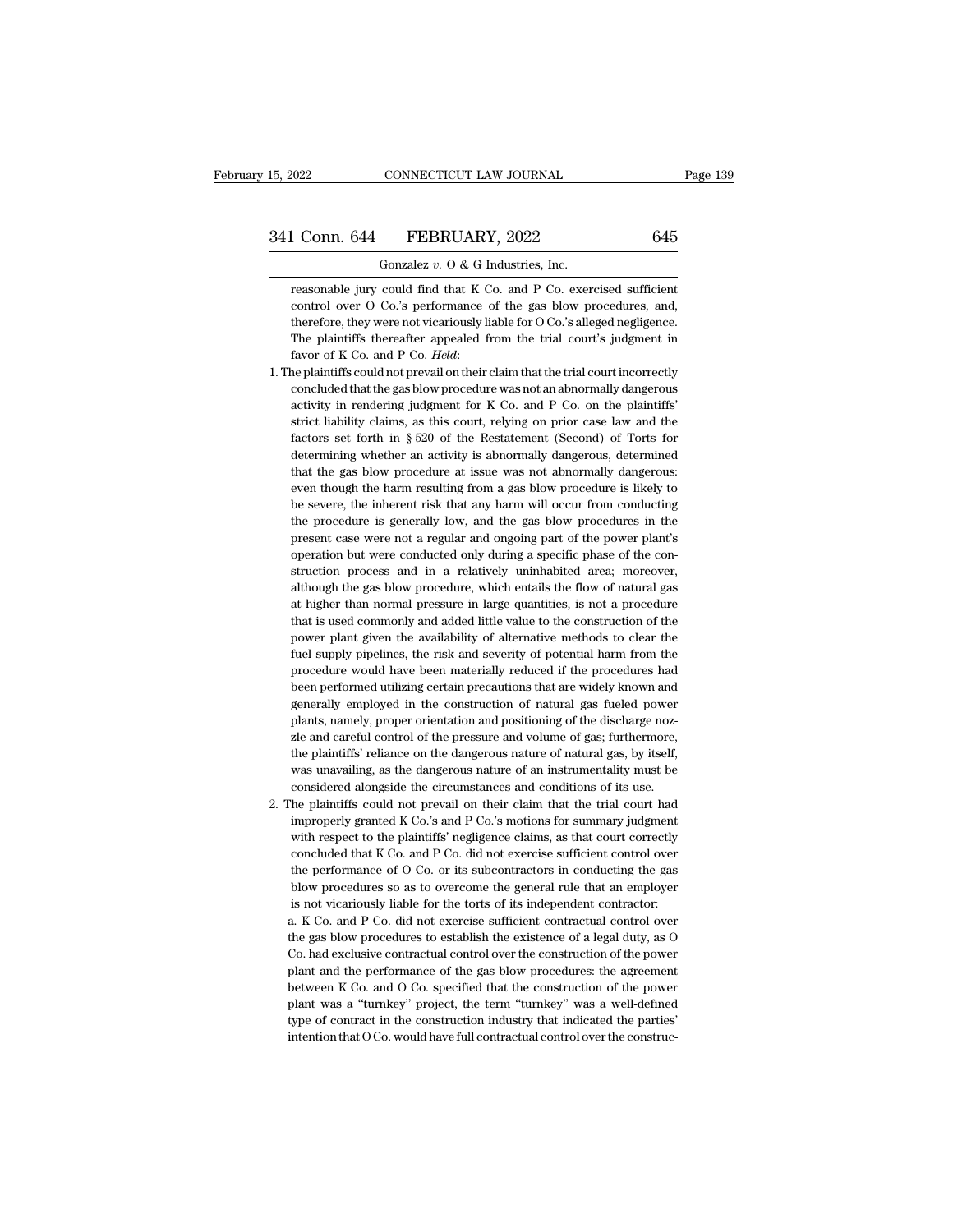reasonable jury could find that K Co. and P Co. exercised sufficient control over O Co.'s performance of the gas blow procedures, and, therefore, they were not vicariously liable for O Co.'s alleged negligence. The plaintiffs thereafter appealed from the trial court's judgment in favor of K Co. and P Co. *Held*:

1. The plaintiffs could not prevail on their claim that the trial court incorrectly concluded that the gas blow procedure was not an abnormally dangerous activity in rendering judgment for K Co. and P Co. on the plaintiffs' strict liability claims, as this court, relying on prior case law and the factors set forth in § 520 of the Restatement (Second) of Torts for determining whether an activity is abnormally dangerous, determined that the gas blow procedure at issue was not abnormally dangerous: even though the harm resulting from a gas blow procedure is likely to be severe, the inherent risk that any harm will occur from conducting the procedure is generally low, and the gas blow procedures in the present case were not a regular and ongoing part of the power plant's operation but were conducted only during a specific phase of the construction process and in a relatively uninhabited area; moreover, although the gas blow procedure, which entails the flow of natural gas at higher than normal pressure in large quantities, is not a procedure that is used commonly and added little value to the construction of the power plant given the availability of alternative methods to clear the fuel supply pipelines, the risk and severity of potential harm from the procedure would have been materially reduced if the procedures had been performed utilizing certain precautions that are widely known and generally employed in the construction of natural gas fueled power plants, namely, proper orientation and positioning of the discharge nozzle and careful control of the pressure and volume of gas; furthermore, the plaintiffs' reliance on the dangerous nature of natural gas, by itself, was unavailing, as the dangerous nature of an instrumentality must be considered alongside the circumstances and conditions of its use.

2. The plaintiffs could not prevail on their claim that the trial court had improperly granted K Co.'s and P Co.'s motions for summary judgment with respect to the plaintiffs' negligence claims, as that court correctly concluded that K Co. and P Co. did not exercise sufficient control over the performance of O Co. or its subcontractors in conducting the gas blow procedures so as to overcome the general rule that an employer is not vicariously liable for the torts of its independent contractor:

   a. K Co. and P Co. did not exercise sufficient contractual control over the gas blow procedures to establish the existence of a legal duty, as O Co. had exclusive contractual control over the construction of the power plant and the performance of the gas blow procedures: the agreement between K Co. and O Co. specified that the construction of the power plant was a "turnkey" project, the term "turnkey" was a well-defined type of contract in the construction industry that indicated the parties' intention that O Co. would have full contractual control over the construc-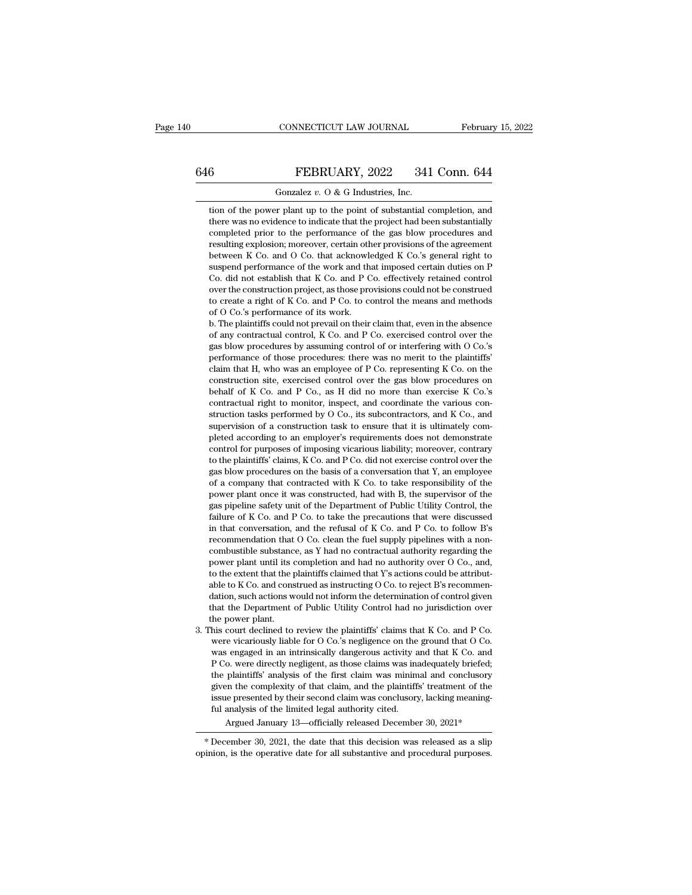tion of the power plant up to the point of substantial completion, and there was no evidence to indicate that the project had been substantially completed prior to the performance of the gas blow procedures and resulting explosion; moreover, certain other provisions of the agreement between K Co. and O Co. that acknowledged K Co.'s general right to suspend performance of the work and that imposed certain duties on P Co. did not establish that K Co. and P Co. effectively retained control over the construction project, as those provisions could not be construed to create a right of K Co. and P Co. to control the means and methods of O Co.'s performance of its work.

b. The plaintiffs could not prevail on their claim that, even in the absence of any contractual control, K Co. and P Co. exercised control over the gas blow procedures by assuming control of or interfering with O Co.'s performance of those procedures: there was no merit to the plaintiffs' claim that H, who was an employee of P Co. representing K Co. on the construction site, exercised control over the gas blow procedures on behalf of K Co. and P Co., as H did no more than exercise K Co.'s contractual right to monitor, inspect, and coordinate the various construction tasks performed by O Co., its subcontractors, and K Co., and supervision of a construction task to ensure that it is ultimately completed according to an employer's requirements does not demonstrate control for purposes of imposing vicarious liability; moreover, contrary to the plaintiffs' claims, K Co. and P Co. did not exercise control over the gas blow procedures on the basis of a conversation that Y, an employee of a company that contracted with K Co. to take responsibility of the power plant once it was constructed, had with B, the supervisor of the gas pipeline safety unit of the Department of Public Utility Control, the failure of K Co. and P Co. to take the precautions that were discussed in that conversation, and the refusal of K Co. and P Co. to follow B's recommendation that O Co. clean the fuel supply pipelines with a noncombustible substance, as Y had no contractual authority regarding the power plant until its completion and had no authority over O Co., and, to the extent that the plaintiffs claimed that Y's actions could be attributable to K Co. and construed as instructing O Co. to reject B's recommendation, such actions would not inform the determination of control given that the Department of Public Utility Control had no jurisdiction over the power plant.

3. This court declined to review the plaintiffs' claims that K Co. and P Co. were vicariously liable for O Co.'s negligence on the ground that O Co. was engaged in an intrinsically dangerous activity and that K Co. and P Co. were directly negligent, as those claims was inadequately briefed; the plaintiffs' analysis of the first claim was minimal and conclusory given the complexity of that claim, and the plaintiffs' treatment of the issue presented by their second claim was conclusory, lacking meaningful analysis of the limited legal authority cited.

Argued January 13—officially released December 30, 2021*

\* December 30, 2021, the date that this decision was released as a slip opinion, is the operative date for all substantive and procedural purposes.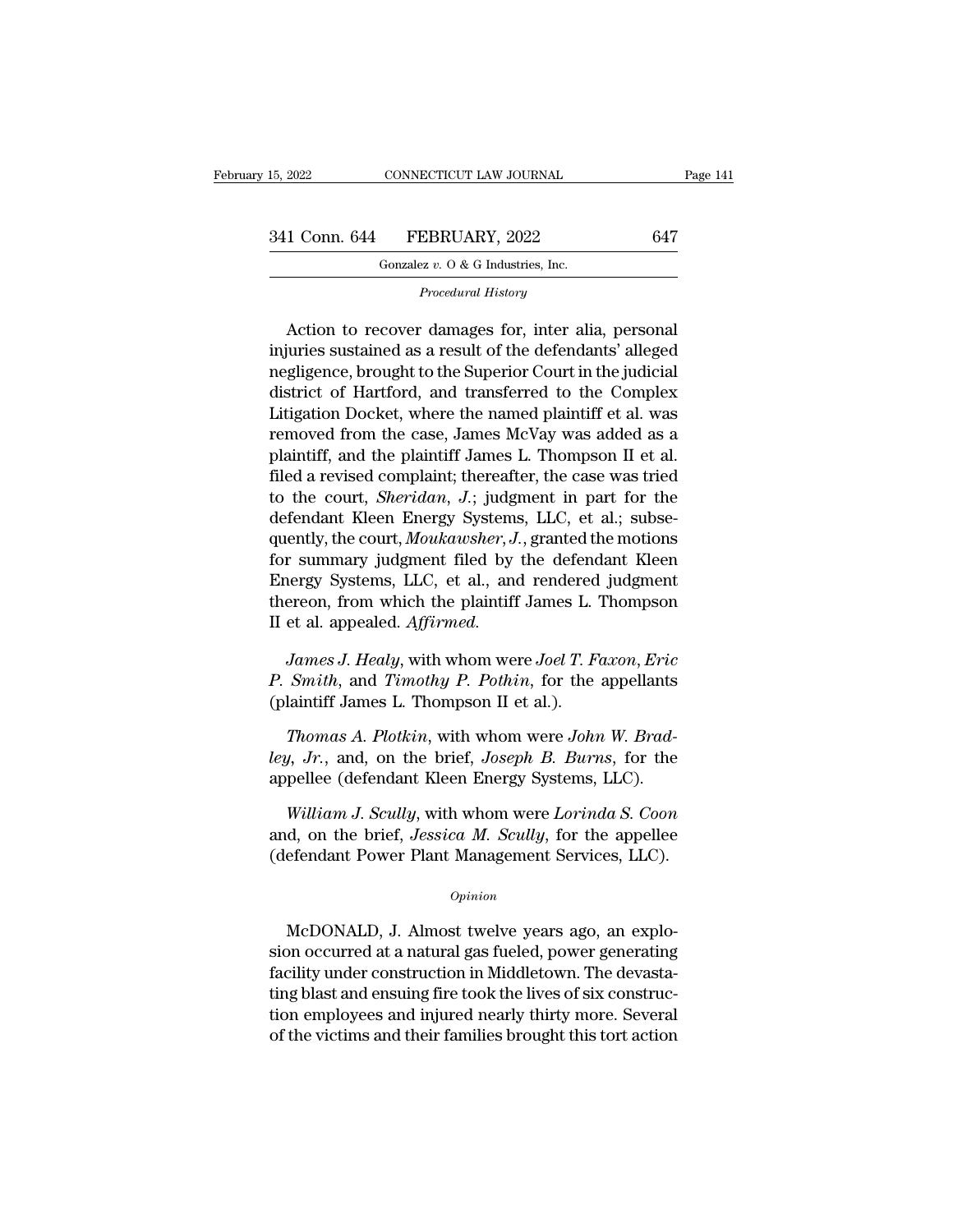*Procedural History*

Action to recover damages for, inter alia, personal injuries sustained as a result of the defendants' alleged negligence, brought to the Superior Court in the judicial district of Hartford, and transferred to the Complex Litigation Docket, where the named plaintiff et al. was removed from the case, James McVay was added as a plaintiff, and the plaintiff James L. Thompson II et al. filed a revised complaint; thereafter, the case was tried to the court, *Sheridan, J.*; judgment in part for the defendant Kleen Energy Systems, LLC, et al.; subsequently, the court, *Moukawsher, J.*, granted the motions for summary judgment filed by the defendant Kleen Energy Systems, LLC, et al., and rendered judgment thereon, from which the plaintiff James L. Thompson II et al. appealed. *Affirmed.*

*James J. Healy*, with whom were *Joel T. Faxon*, *Eric P. Smith*, and *Timothy P. Pothin*, for the appellants (plaintiff James L. Thompson II et al.).

*Thomas A. Plotkin*, with whom were *John W. Bradley, Jr.*, and, on the brief, *Joseph B. Burns*, for the appellee (defendant Kleen Energy Systems, LLC).

*William J. Scully*, with whom were *Lorinda S. Coon* and, on the brief, *Jessica M. Scully*, for the appellee (defendant Power Plant Management Services, LLC).

*Opinion*

McDONALD, J. Almost twelve years ago, an explosion occurred at a natural gas fueled, power generating facility under construction in Middletown. The devastating blast and ensuing fire took the lives of six construction employees and injured nearly thirty more. Several of the victims and their families brought this tort action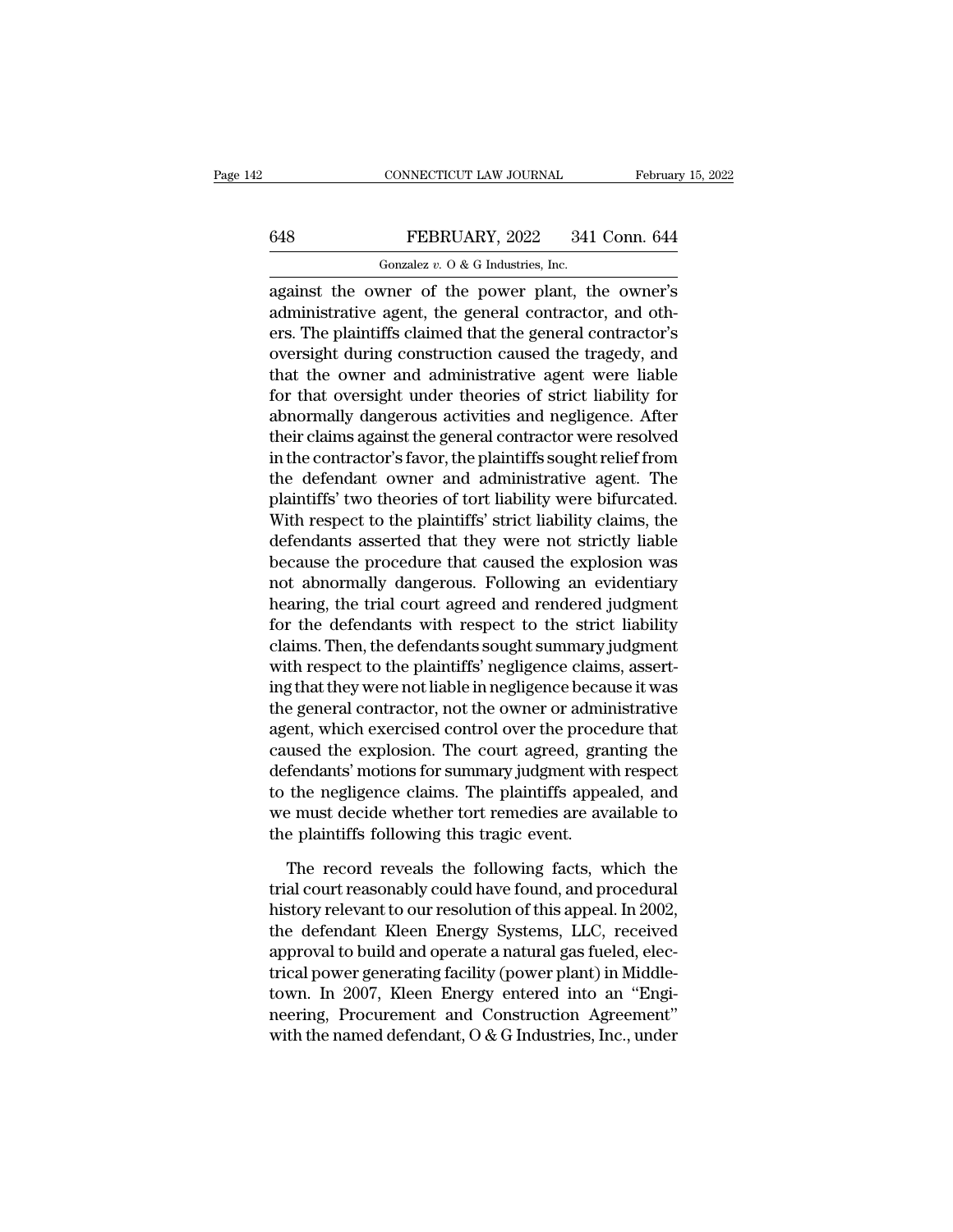against the owner of the power plant, the owner's administrative agent, the general contractor, and others. The plaintiffs claimed that the general contractor's oversight during construction caused the tragedy, and that the owner and administrative agent were liable for that oversight under theories of strict liability for abnormally dangerous activities and negligence. After their claims against the general contractor were resolved in the contractor's favor, the plaintiffs sought relief from the defendant owner and administrative agent. The plaintiffs' two theories of tort liability were bifurcated. With respect to the plaintiffs' strict liability claims, the defendants asserted that they were not strictly liable because the procedure that caused the explosion was not abnormally dangerous. Following an evidentiary hearing, the trial court agreed and rendered judgment for the defendants with respect to the strict liability claims. Then, the defendants sought summary judgment with respect to the plaintiffs' negligence claims, asserting that they were not liable in negligence because it was the general contractor, not the owner or administrative agent, which exercised control over the procedure that caused the explosion. The court agreed, granting the defendants' motions for summary judgment with respect to the negligence claims. The plaintiffs appealed, and we must decide whether tort remedies are available to the plaintiffs following this tragic event.

The record reveals the following facts, which the trial court reasonably could have found, and procedural history relevant to our resolution of this appeal. In 2002, the defendant Kleen Energy Systems, LLC, received approval to build and operate a natural gas fueled, electrical power generating facility (power plant) in Middletown. In 2007, Kleen Energy entered into an "Engineering, Procurement and Construction Agreement" with the named defendant, O & G Industries, Inc., under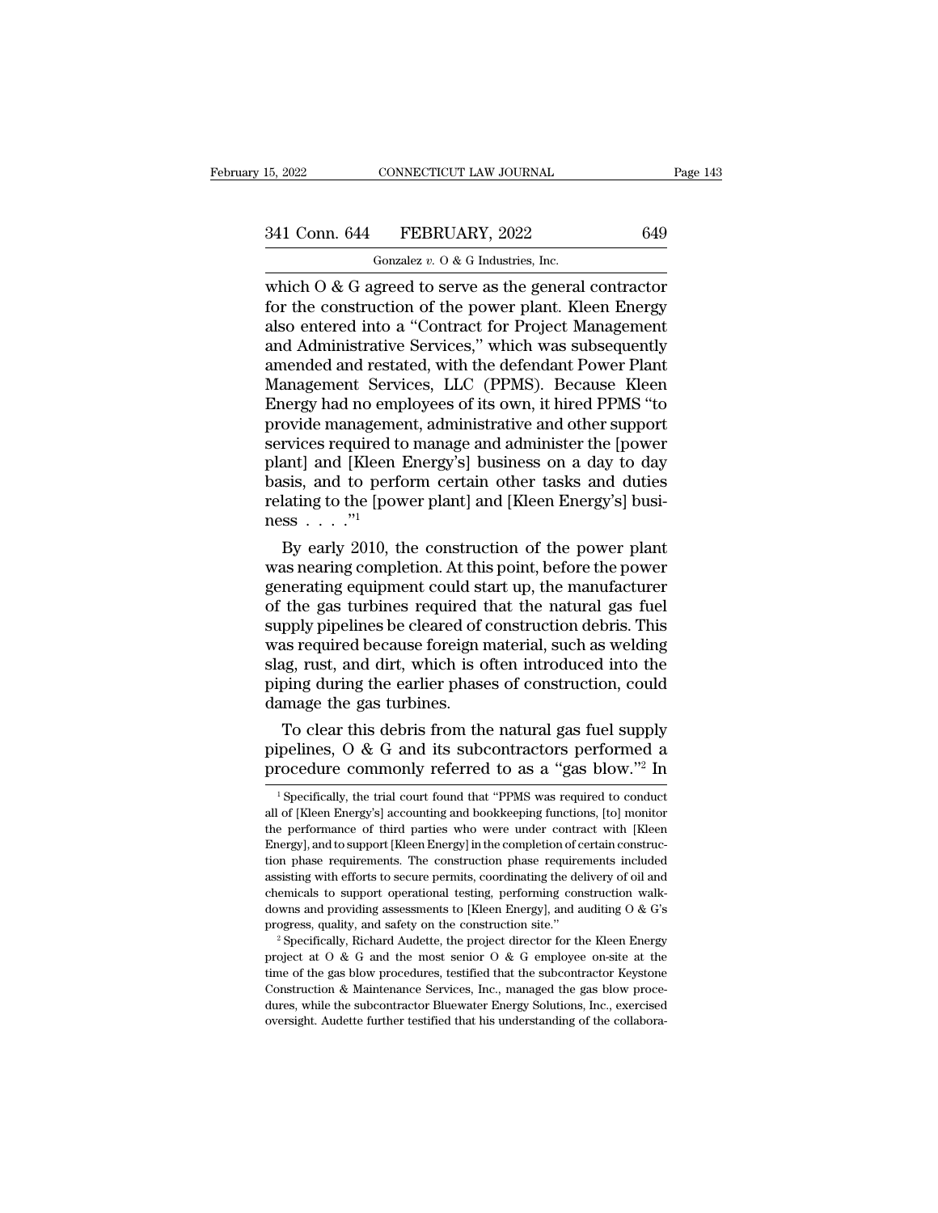which O & G agreed to serve as the general contractor for the construction of the power plant. Kleen Energy also entered into a "Contract for Project Management and Administrative Services," which was subsequently amended and restated, with the defendant Power Plant Management Services, LLC (PPMS). Because Kleen Energy had no employees of its own, it hired PPMS "to provide management, administrative and other support services required to manage and administer the [power plant] and [Kleen Energy's] business on a day to day basis, and to perform certain other tasks and duties relating to the [power plant] and [Kleen Energy's] business . . . ."[1]

By early 2010, the construction of the power plant was nearing completion. At this point, before the power generating equipment could start up, the manufacturer of the gas turbines required that the natural gas fuel supply pipelines be cleared of construction debris. This was required because foreign material, such as welding slag, rust, and dirt, which is often introduced into the piping during the earlier phases of construction, could damage the gas turbines.

To clear this debris from the natural gas fuel supply pipelines, O & G and its subcontractors performed a procedure commonly referred to as a "gas blow."[2] In

---

[1] Specifically, the trial court found that "PPMS was required to conduct all of [Kleen Energy's] accounting and bookkeeping functions, [to] monitor the performance of third parties who were under contract with [Kleen Energy], and to support [Kleen Energy] in the completion of certain construction phase requirements. The construction phase requirements included assisting with efforts to secure permits, coordinating the delivery of oil and chemicals to support operational testing, performing construction walkdowns and providing assessments to [Kleen Energy], and auditing O & G's progress, quality, and safety on the construction site."

[2] Specifically, Richard Audette, the project director for the Kleen Energy project at O & G and the most senior O & G employee on-site at the time of the gas blow procedures, testified that the subcontractor Keystone Construction & Maintenance Services, Inc., managed the gas blow procedures, while the subcontractor Bluewater Energy Solutions, Inc., exercised oversight. Audette further testified that his understanding of the collabora-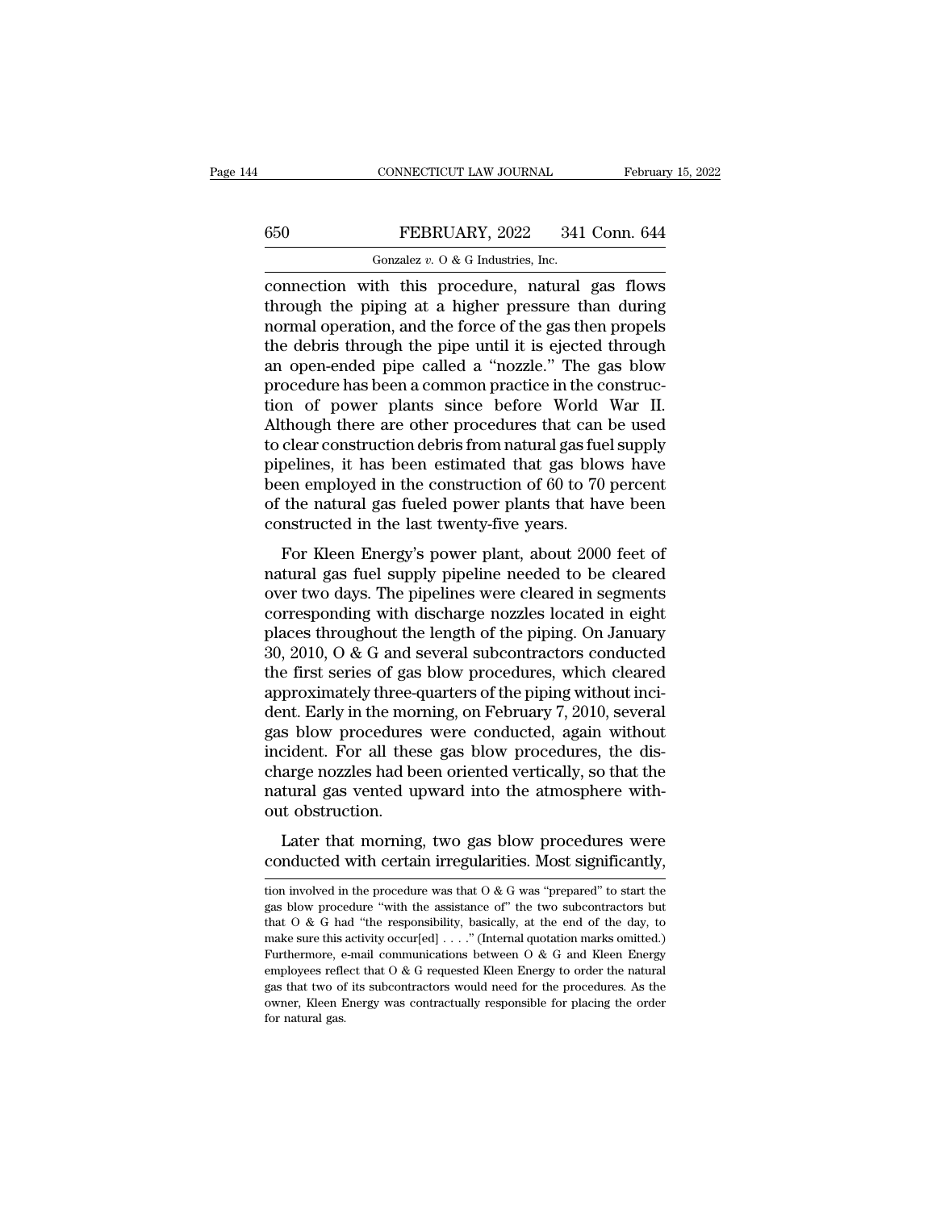connection with this procedure, natural gas flows through the piping at a higher pressure than during normal operation, and the force of the gas then propels the debris through the pipe until it is ejected through an open-ended pipe called a "nozzle." The gas blow procedure has been a common practice in the construction of power plants since before World War II. Although there are other procedures that can be used to clear construction debris from natural gas fuel supply pipelines, it has been estimated that gas blows have been employed in the construction of 60 to 70 percent of the natural gas fueled power plants that have been constructed in the last twenty-five years.

For Kleen Energy's power plant, about 2000 feet of natural gas fuel supply pipeline needed to be cleared over two days. The pipelines were cleared in segments corresponding with discharge nozzles located in eight places throughout the length of the piping. On January 30, 2010, O & G and several subcontractors conducted the first series of gas blow procedures, which cleared approximately three-quarters of the piping without incident. Early in the morning, on February 7, 2010, several gas blow procedures were conducted, again without incident. For all these gas blow procedures, the discharge nozzles had been oriented vertically, so that the natural gas vented upward into the atmosphere without obstruction.

Later that morning, two gas blow procedures were conducted with certain irregularities. Most significantly,

---

tion involved in the procedure was that O & G was "prepared" to start the gas blow procedure "with the assistance of" the two subcontractors but that O & G had "the responsibility, basically, at the end of the day, to make sure this activity occur[ed] . . . ." (Internal quotation marks omitted.) Furthermore, e-mail communications between O & G and Kleen Energy employees reflect that O & G requested Kleen Energy to order the natural gas that two of its subcontractors would need for the procedures. As the owner, Kleen Energy was contractually responsible for placing the order for natural gas.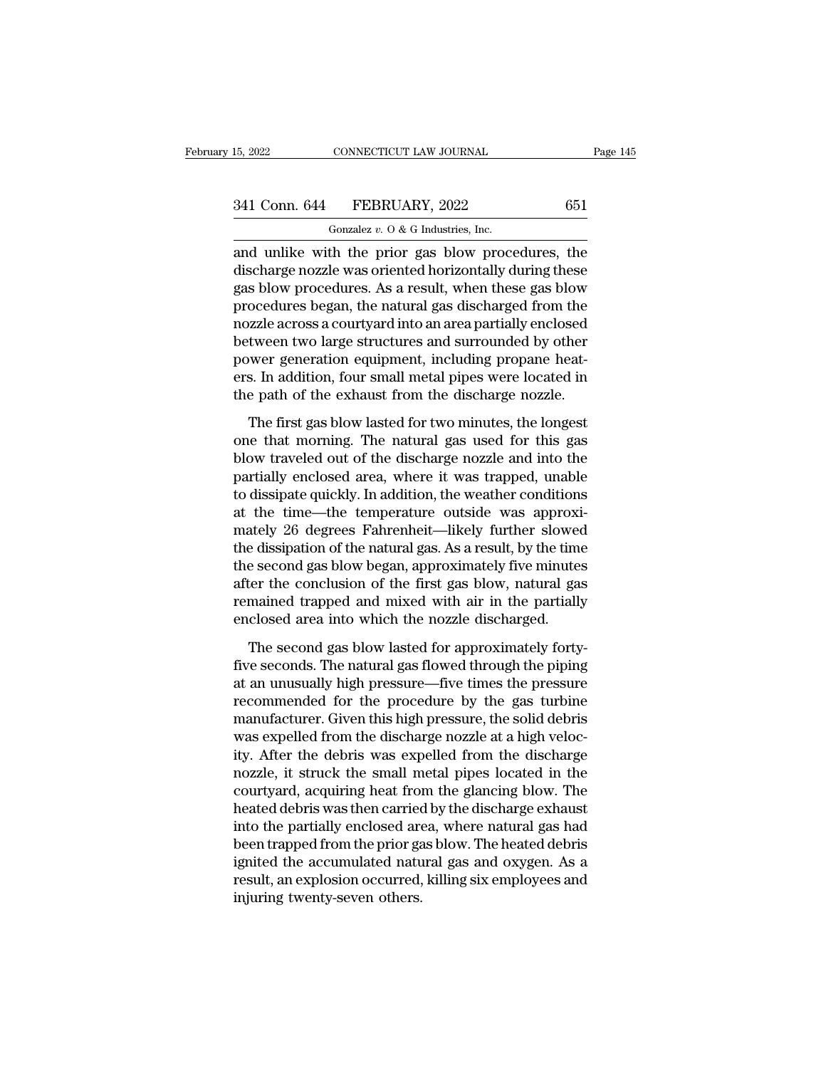and unlike with the prior gas blow procedures, the discharge nozzle was oriented horizontally during these gas blow procedures. As a result, when these gas blow procedures began, the natural gas discharged from the nozzle across a courtyard into an area partially enclosed between two large structures and surrounded by other power generation equipment, including propane heaters. In addition, four small metal pipes were located in the path of the exhaust from the discharge nozzle.

The first gas blow lasted for two minutes, the longest one that morning. The natural gas used for this gas blow traveled out of the discharge nozzle and into the partially enclosed area, where it was trapped, unable to dissipate quickly. In addition, the weather conditions at the time—the temperature outside was approximately 26 degrees Fahrenheit—likely further slowed the dissipation of the natural gas. As a result, by the time the second gas blow began, approximately five minutes after the conclusion of the first gas blow, natural gas remained trapped and mixed with air in the partially enclosed area into which the nozzle discharged.

The second gas blow lasted for approximately forty-five seconds. The natural gas flowed through the piping at an unusually high pressure—five times the pressure recommended for the procedure by the gas turbine manufacturer. Given this high pressure, the solid debris was expelled from the discharge nozzle at a high velocity. After the debris was expelled from the discharge nozzle, it struck the small metal pipes located in the courtyard, acquiring heat from the glancing blow. The heated debris was then carried by the discharge exhaust into the partially enclosed area, where natural gas had been trapped from the prior gas blow. The heated debris ignited the accumulated natural gas and oxygen. As a result, an explosion occurred, killing six employees and injuring twenty-seven others.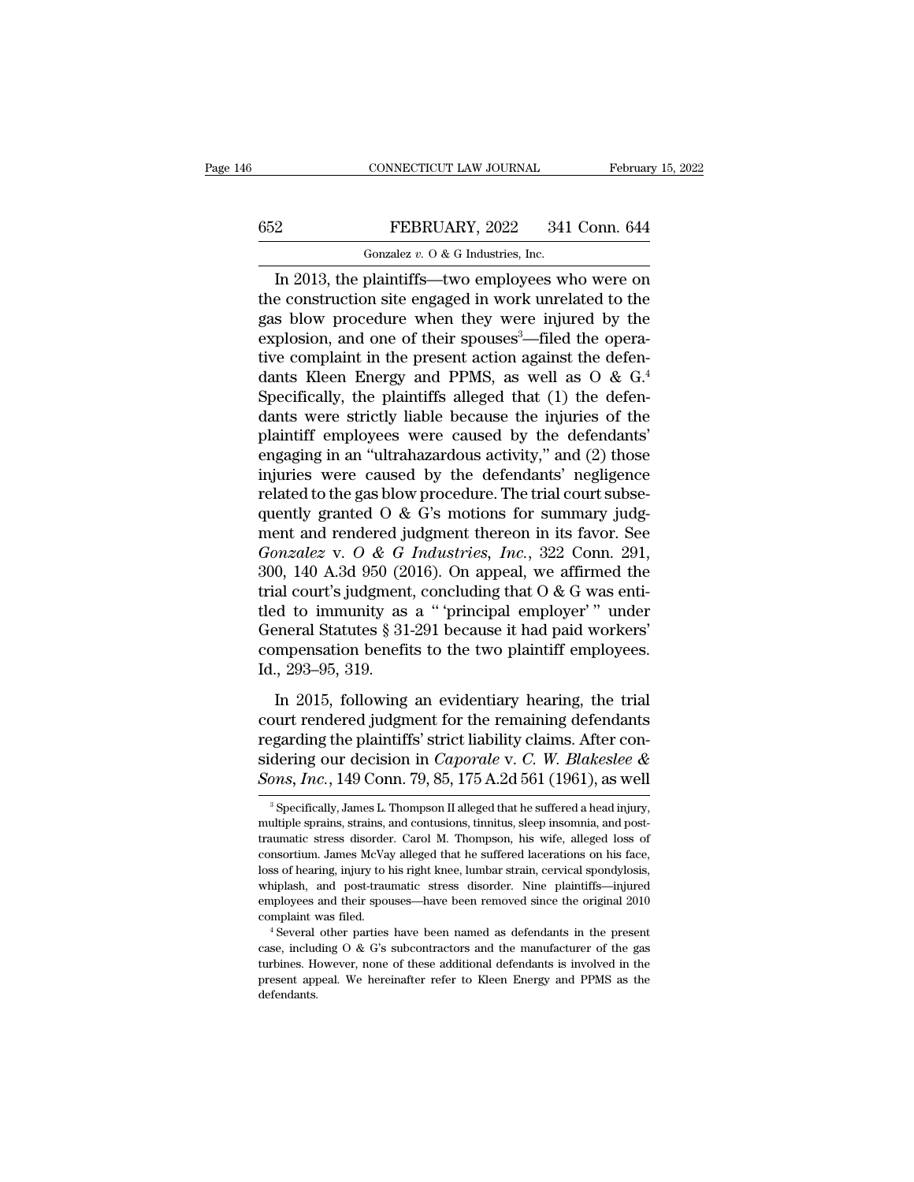In 2013, the plaintiffs—two employees who were on the construction site engaged in work unrelated to the gas blow procedure when they were injured by the explosion, and one of their spouses[3]—filed the operative complaint in the present action against the defendants Kleen Energy and PPMS, as well as O & G.[4] Specifically, the plaintiffs alleged that (1) the defendants were strictly liable because the injuries of the plaintiff employees were caused by the defendants' engaging in an "ultrahazardous activity," and (2) those injuries were caused by the defendants' negligence related to the gas blow procedure. The trial court subsequently granted O & G's motions for summary judgment and rendered judgment thereon in its favor. See *Gonzalez* v. *O & G Industries, Inc.*, 322 Conn. 291, 300, 140 A.3d 950 (2016). On appeal, we affirmed the trial court's judgment, concluding that O & G was entitled to immunity as a " 'principal employer' " under General Statutes § 31-291 because it had paid workers' compensation benefits to the two plaintiff employees. Id., 293–95, 319.

In 2015, following an evidentiary hearing, the trial court rendered judgment for the remaining defendants regarding the plaintiffs' strict liability claims. After considering our decision in *Caporale* v. *C. W. Blakeslee & Sons, Inc.*, 149 Conn. 79, 85, 175 A.2d 561 (1961), as well

[3] Specifically, James L. Thompson II alleged that he suffered a head injury, multiple sprains, strains, and contusions, tinnitus, sleep insomnia, and post-traumatic stress disorder. Carol M. Thompson, his wife, alleged loss of consortium. James McVay alleged that he suffered lacerations on his face, loss of hearing, injury to his right knee, lumbar strain, cervical spondylosis, whiplash, and post-traumatic stress disorder. Nine plaintiffs—injured employees and their spouses—have been removed since the original 2010 complaint was filed.

[4] Several other parties have been named as defendants in the present case, including O & G's subcontractors and the manufacturer of the gas turbines. However, none of these additional defendants is involved in the present appeal. We hereinafter refer to Kleen Energy and PPMS as the defendants.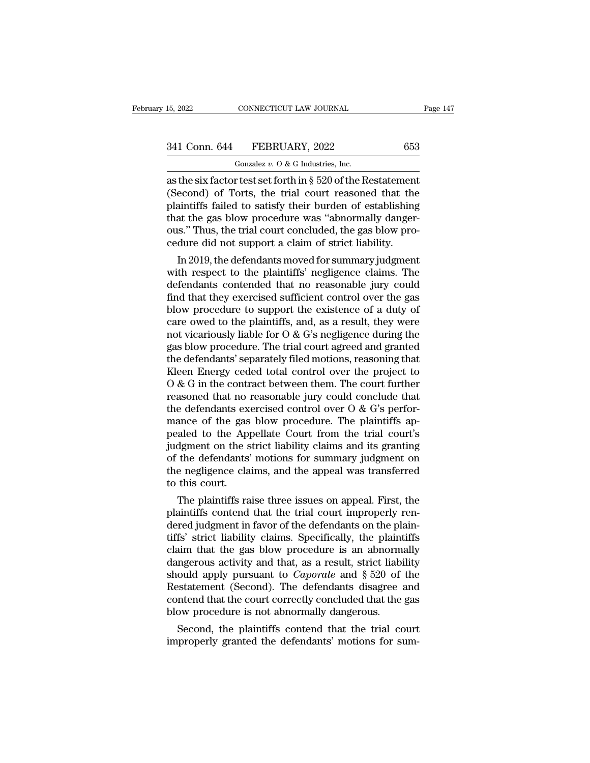as the six factor test set forth in § 520 of the Restatement (Second) of Torts, the trial court reasoned that the plaintiffs failed to satisfy their burden of establishing that the gas blow procedure was "abnormally dangerous." Thus, the trial court concluded, the gas blow procedure did not support a claim of strict liability.

In 2019, the defendants moved for summary judgment with respect to the plaintiffs' negligence claims. The defendants contended that no reasonable jury could find that they exercised sufficient control over the gas blow procedure to support the existence of a duty of care owed to the plaintiffs, and, as a result, they were not vicariously liable for O & G's negligence during the gas blow procedure. The trial court agreed and granted the defendants' separately filed motions, reasoning that Kleen Energy ceded total control over the project to O & G in the contract between them. The court further reasoned that no reasonable jury could conclude that the defendants exercised control over O & G's performance of the gas blow procedure. The plaintiffs appealed to the Appellate Court from the trial court's judgment on the strict liability claims and its granting of the defendants' motions for summary judgment on the negligence claims, and the appeal was transferred to this court.

The plaintiffs raise three issues on appeal. First, the plaintiffs contend that the trial court improperly rendered judgment in favor of the defendants on the plaintiffs' strict liability claims. Specifically, the plaintiffs claim that the gas blow procedure is an abnormally dangerous activity and that, as a result, strict liability should apply pursuant to *Caporale* and § 520 of the Restatement (Second). The defendants disagree and contend that the court correctly concluded that the gas blow procedure is not abnormally dangerous.

Second, the plaintiffs contend that the trial court improperly granted the defendants' motions for sum-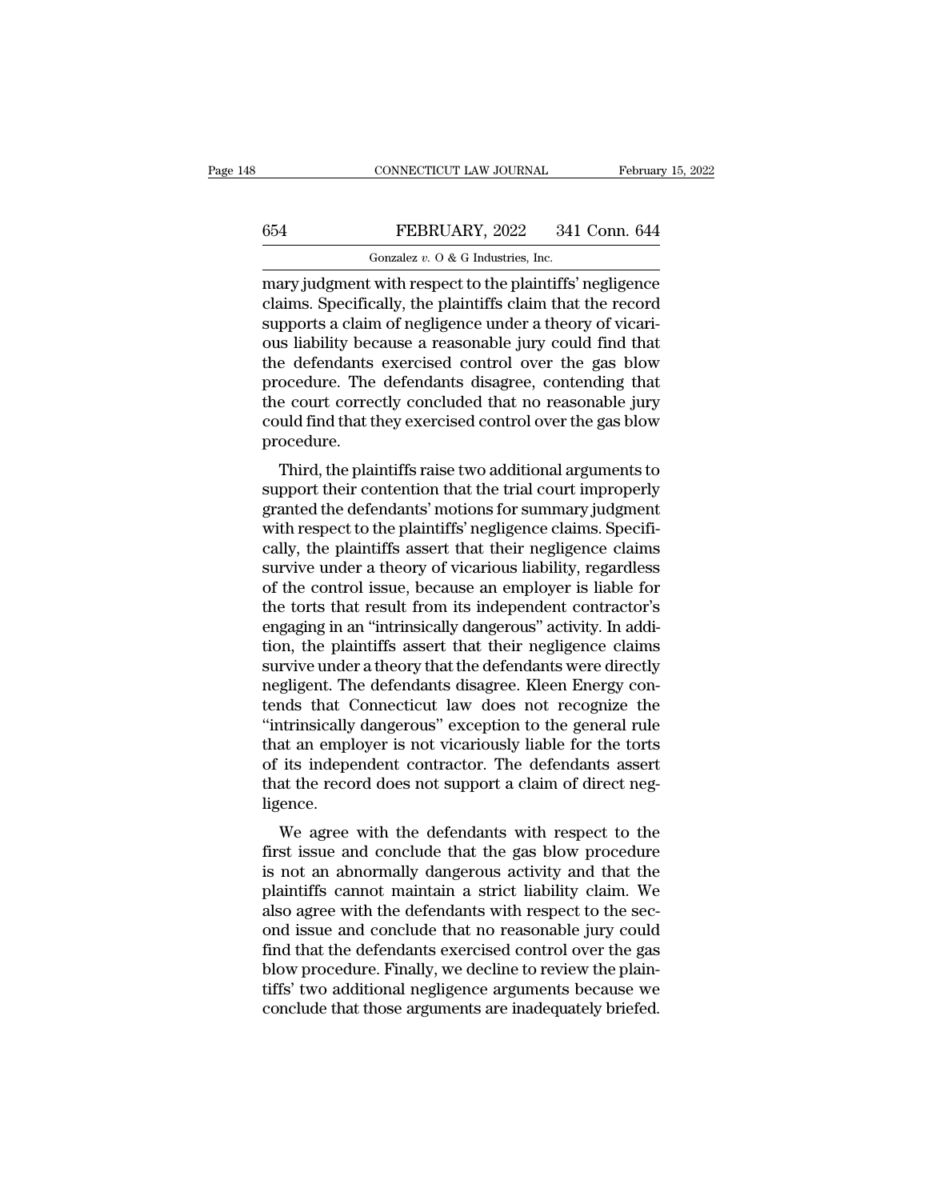mary judgment with respect to the plaintiffs' negligence claims. Specifically, the plaintiffs claim that the record supports a claim of negligence under a theory of vicarious liability because a reasonable jury could find that the defendants exercised control over the gas blow procedure. The defendants disagree, contending that the court correctly concluded that no reasonable jury could find that they exercised control over the gas blow procedure.

Third, the plaintiffs raise two additional arguments to support their contention that the trial court improperly granted the defendants' motions for summary judgment with respect to the plaintiffs' negligence claims. Specifically, the plaintiffs assert that their negligence claims survive under a theory of vicarious liability, regardless of the control issue, because an employer is liable for the torts that result from its independent contractor's engaging in an "intrinsically dangerous" activity. In addition, the plaintiffs assert that their negligence claims survive under a theory that the defendants were directly negligent. The defendants disagree. Kleen Energy contends that Connecticut law does not recognize the "intrinsically dangerous" exception to the general rule that an employer is not vicariously liable for the torts of its independent contractor. The defendants assert that the record does not support a claim of direct negligence.

We agree with the defendants with respect to the first issue and conclude that the gas blow procedure is not an abnormally dangerous activity and that the plaintiffs cannot maintain a strict liability claim. We also agree with the defendants with respect to the second issue and conclude that no reasonable jury could find that the defendants exercised control over the gas blow procedure. Finally, we decline to review the plaintiffs' two additional negligence arguments because we conclude that those arguments are inadequately briefed.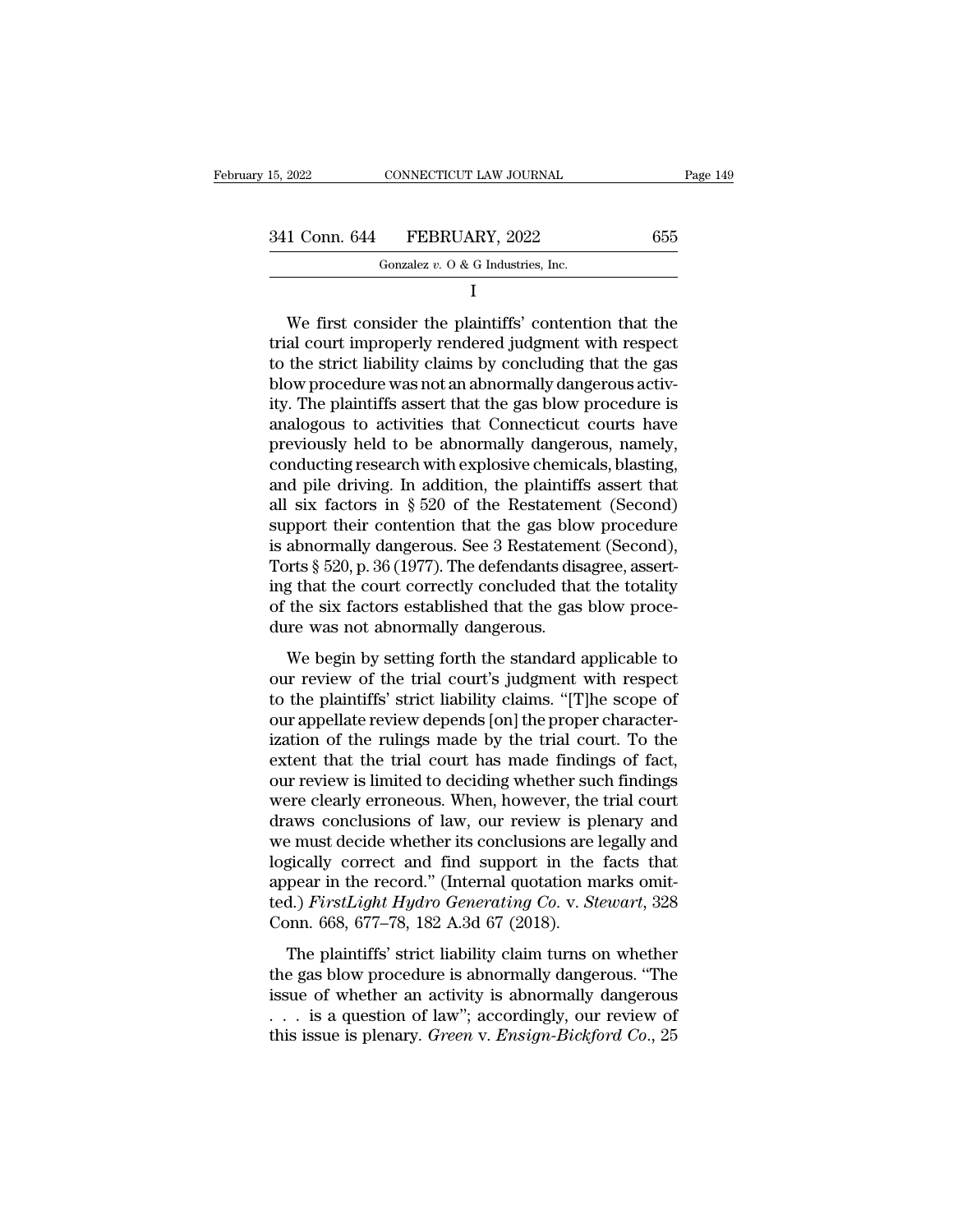I

We first consider the plaintiffs' contention that the trial court improperly rendered judgment with respect to the strict liability claims by concluding that the gas blow procedure was not an abnormally dangerous activity. The plaintiffs assert that the gas blow procedure is analogous to activities that Connecticut courts have previously held to be abnormally dangerous, namely, conducting research with explosive chemicals, blasting, and pile driving. In addition, the plaintiffs assert that all six factors in § 520 of the Restatement (Second) support their contention that the gas blow procedure is abnormally dangerous. See 3 Restatement (Second), Torts § 520, p. 36 (1977). The defendants disagree, asserting that the court correctly concluded that the totality of the six factors established that the gas blow procedure was not abnormally dangerous.

We begin by setting forth the standard applicable to our review of the trial court's judgment with respect to the plaintiffs' strict liability claims. "[T]he scope of our appellate review depends [on] the proper characterization of the rulings made by the trial court. To the extent that the trial court has made findings of fact, our review is limited to deciding whether such findings were clearly erroneous. When, however, the trial court draws conclusions of law, our review is plenary and we must decide whether its conclusions are legally and logically correct and find support in the facts that appear in the record." (Internal quotation marks omitted.) *FirstLight Hydro Generating Co.* v. *Stewart*, 328 Conn. 668, 677–78, 182 A.3d 67 (2018).

The plaintiffs' strict liability claim turns on whether the gas blow procedure is abnormally dangerous. "The issue of whether an activity is abnormally dangerous . . . is a question of law"; accordingly, our review of this issue is plenary. *Green* v. *Ensign-Bickford Co.*, 25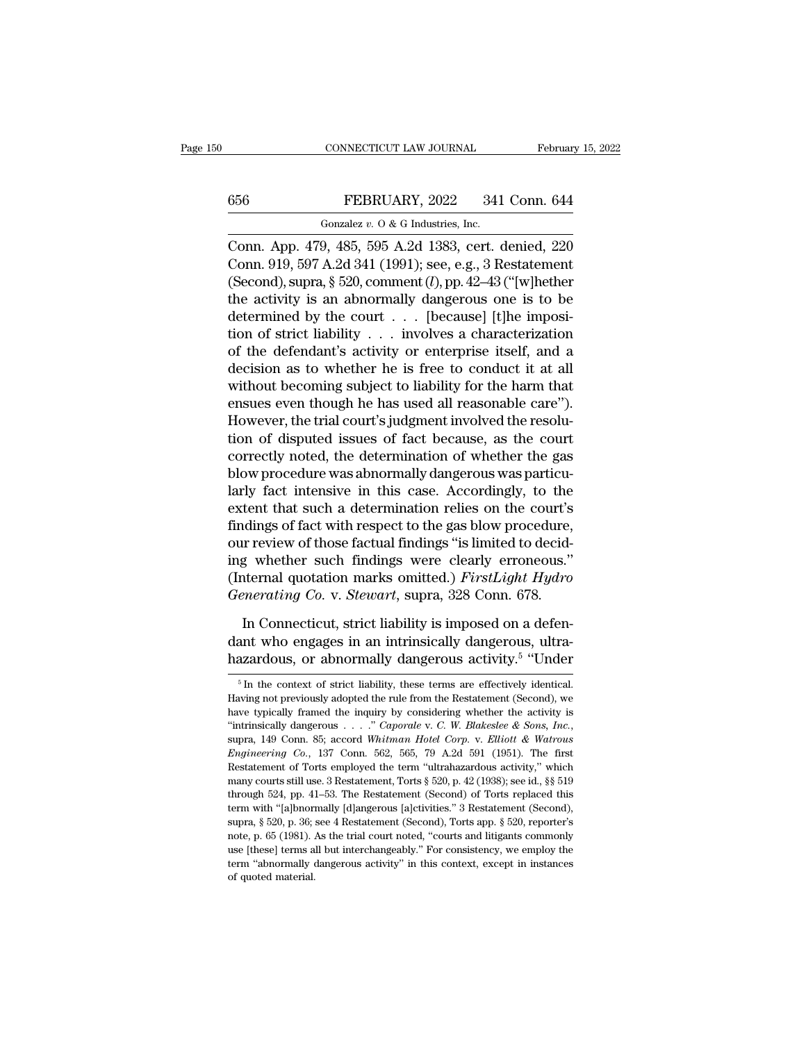Conn. App. 479, 485, 595 A.2d 1383, cert. denied, 220 Conn. 919, 597 A.2d 341 (1991); see, e.g., 3 Restatement (Second), supra, § 520, comment (*l*), pp. 42–43 ("[w]hether the activity is an abnormally dangerous one is to be determined by the court . . . [because] [t]he imposition of strict liability . . . involves a characterization of the defendant's activity or enterprise itself, and a decision as to whether he is free to conduct it at all without becoming subject to liability for the harm that ensues even though he has used all reasonable care"). However, the trial court's judgment involved the resolution of disputed issues of fact because, as the court correctly noted, the determination of whether the gas blow procedure was abnormally dangerous was particularly fact intensive in this case. Accordingly, to the extent that such a determination relies on the court's findings of fact with respect to the gas blow procedure, our review of those factual findings "is limited to deciding whether such findings were clearly erroneous." (Internal quotation marks omitted.) *FirstLight Hydro Generating Co.* v. *Stewart*, supra, 328 Conn. 678.

In Connecticut, strict liability is imposed on a defendant who engages in an intrinsically dangerous, ultrahazardous, or abnormally dangerous activity.[5] "Under

[5] In the context of strict liability, these terms are effectively identical. Having not previously adopted the rule from the Restatement (Second), we have typically framed the inquiry by considering whether the activity is "intrinsically dangerous . . . ." *Caporale* v. *C. W. Blakeslee & Sons, Inc.*, supra, 149 Conn. 85; accord *Whitman Hotel Corp.* v. *Elliott & Watrous Engineering Co.*, 137 Conn. 562, 565, 79 A.2d 591 (1951). The first Restatement of Torts employed the term "ultrahazardous activity," which many courts still use. 3 Restatement, Torts § 520, p. 42 (1938); see id., §§ 519 through 524, pp. 41–53. The Restatement (Second) of Torts replaced this term with "[a]bnormally [d]angerous [a]ctivities." 3 Restatement (Second), supra, § 520, p. 36; see 4 Restatement (Second), Torts app. § 520, reporter's note, p. 65 (1981). As the trial court noted, "courts and litigants commonly use [these] terms all but interchangeably." For consistency, we employ the term "abnormally dangerous activity" in this context, except in instances of quoted material.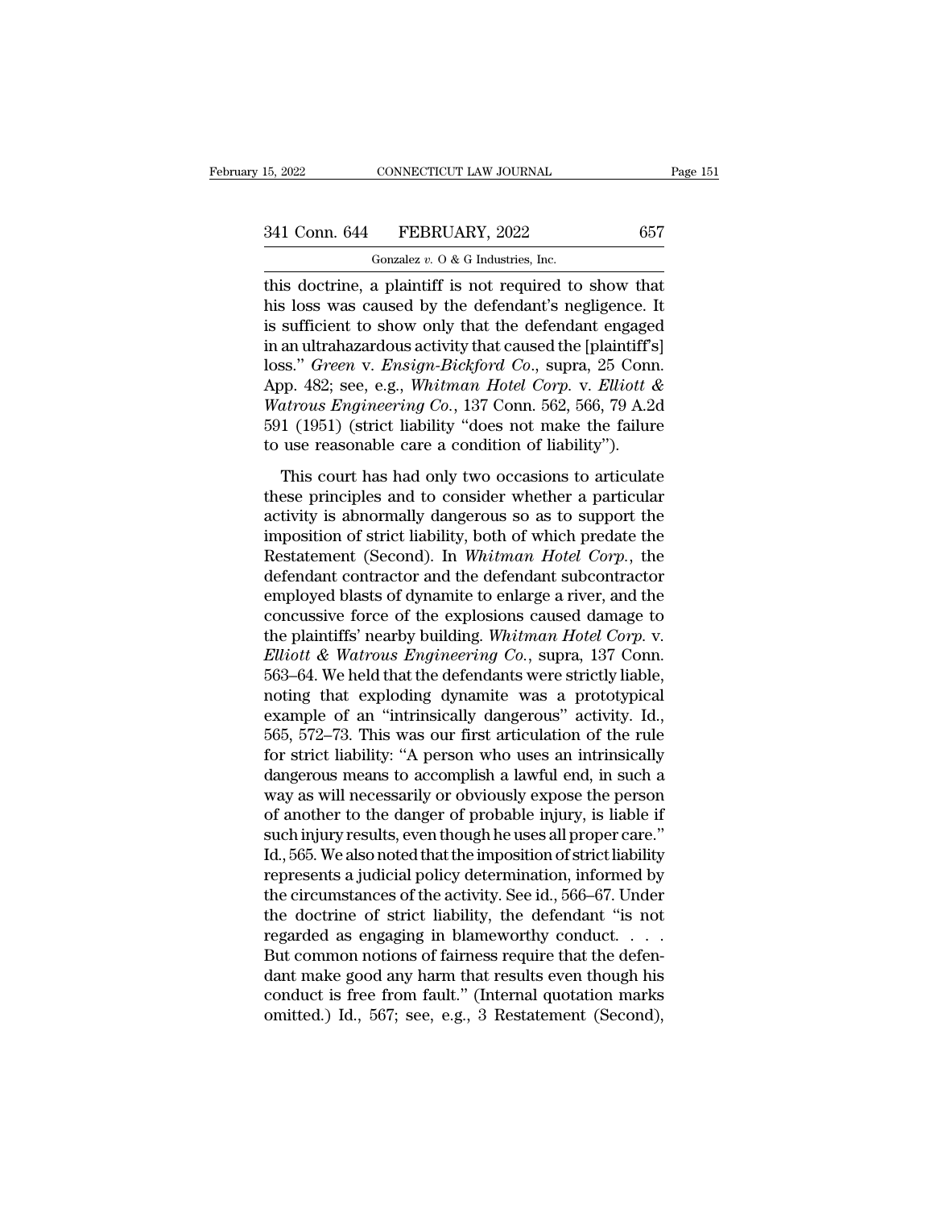this doctrine, a plaintiff is not required to show that his loss was caused by the defendant's negligence. It is sufficient to show only that the defendant engaged in an ultrahazardous activity that caused the [plaintiff's] loss." *Green* v. *Ensign-Bickford Co.*, supra, 25 Conn. App. 482; see, e.g., *Whitman Hotel Corp.* v. *Elliott & Watrous Engineering Co.*, 137 Conn. 562, 566, 79 A.2d 591 (1951) (strict liability "does not make the failure to use reasonable care a condition of liability").

This court has had only two occasions to articulate these principles and to consider whether a particular activity is abnormally dangerous so as to support the imposition of strict liability, both of which predate the Restatement (Second). In *Whitman Hotel Corp.*, the defendant contractor and the defendant subcontractor employed blasts of dynamite to enlarge a river, and the concussive force of the explosions caused damage to the plaintiffs' nearby building. *Whitman Hotel Corp.* v. *Elliott & Watrous Engineering Co.*, supra, 137 Conn. 563–64. We held that the defendants were strictly liable, noting that exploding dynamite was a prototypical example of an "intrinsically dangerous" activity. Id., 565, 572–73. This was our first articulation of the rule for strict liability: "A person who uses an intrinsically dangerous means to accomplish a lawful end, in such a way as will necessarily or obviously expose the person of another to the danger of probable injury, is liable if such injury results, even though he uses all proper care." Id., 565. We also noted that the imposition of strict liability represents a judicial policy determination, informed by the circumstances of the activity. See id., 566–67. Under the doctrine of strict liability, the defendant "is not regarded as engaging in blameworthy conduct. . . . But common notions of fairness require that the defendant make good any harm that results even though his conduct is free from fault." (Internal quotation marks omitted.) Id., 567; see, e.g., 3 Restatement (Second),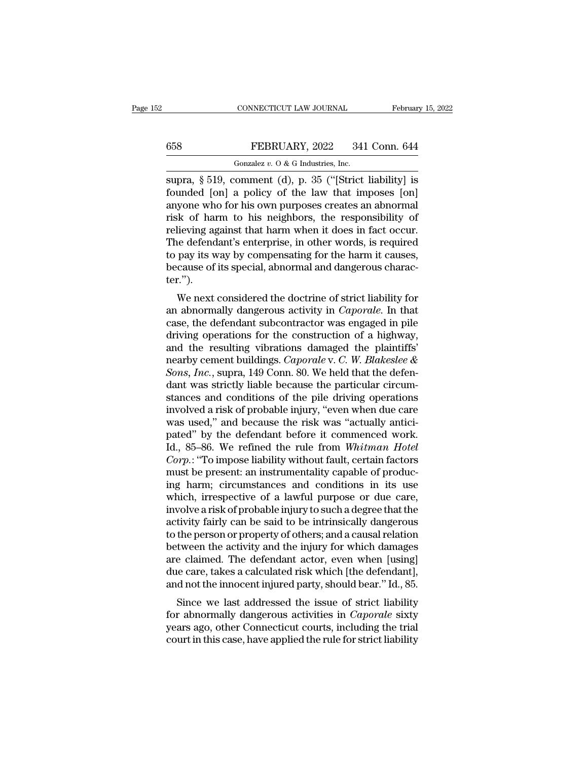supra, § 519, comment (d), p. 35 ("[Strict liability] is founded [on] a policy of the law that imposes [on] anyone who for his own purposes creates an abnormal risk of harm to his neighbors, the responsibility of relieving against that harm when it does in fact occur. The defendant's enterprise, in other words, is required to pay its way by compensating for the harm it causes, because of its special, abnormal and dangerous character.").

We next considered the doctrine of strict liability for an abnormally dangerous activity in *Caporale*. In that case, the defendant subcontractor was engaged in pile driving operations for the construction of a highway, and the resulting vibrations damaged the plaintiffs' nearby cement buildings. *Caporale* v. *C. W. Blakeslee & Sons, Inc.*, supra, 149 Conn. 80. We held that the defendant was strictly liable because the particular circumstances and conditions of the pile driving operations involved a risk of probable injury, "even when due care was used," and because the risk was "actually anticipated" by the defendant before it commenced work. Id., 85–86. We refined the rule from *Whitman Hotel Corp.*: "To impose liability without fault, certain factors must be present: an instrumentality capable of producing harm; circumstances and conditions in its use which, irrespective of a lawful purpose or due care, involve a risk of probable injury to such a degree that the activity fairly can be said to be intrinsically dangerous to the person or property of others; and a causal relation between the activity and the injury for which damages are claimed. The defendant actor, even when [using] due care, takes a calculated risk which [the defendant], and not the innocent injured party, should bear." Id., 85.

Since we last addressed the issue of strict liability for abnormally dangerous activities in *Caporale* sixty years ago, other Connecticut courts, including the trial court in this case, have applied the rule for strict liability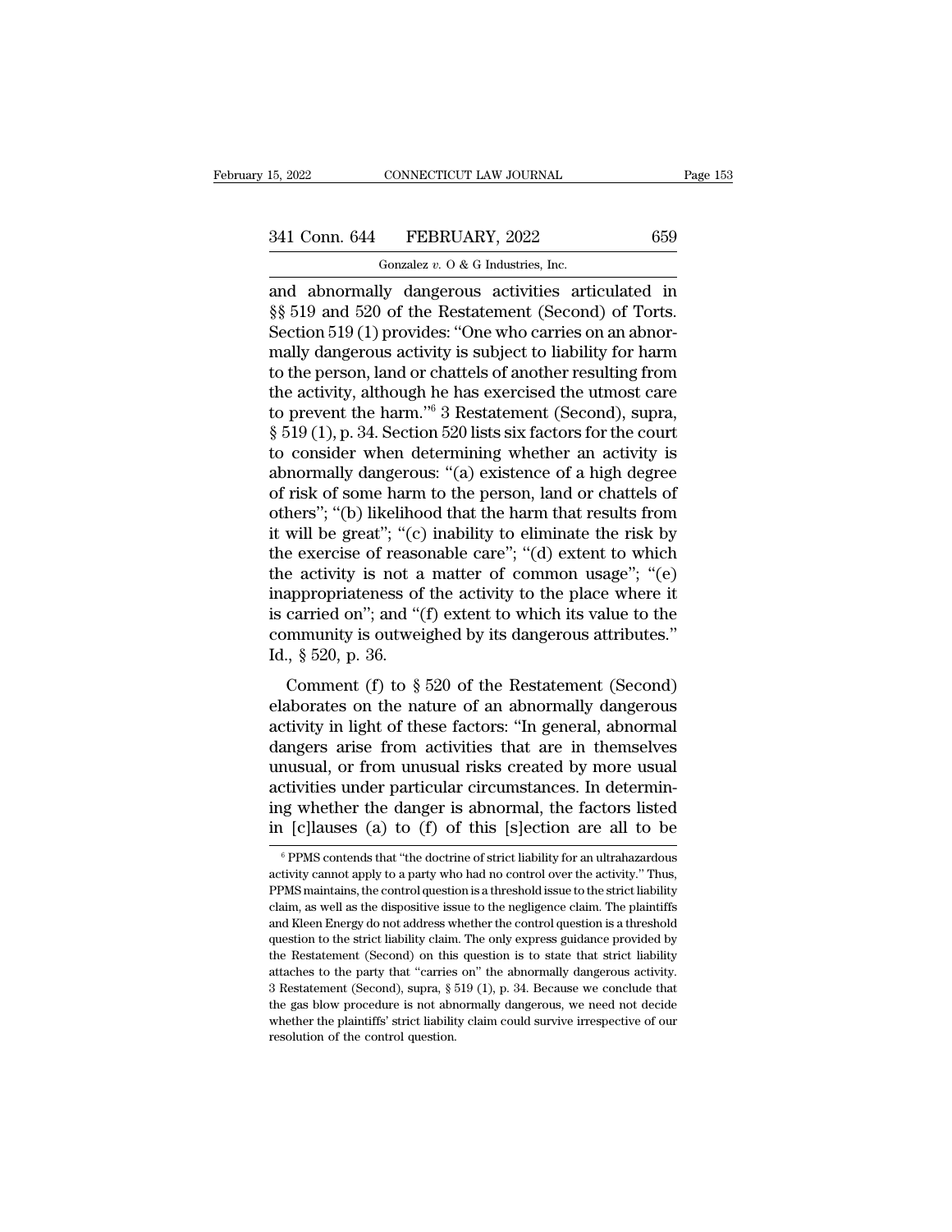and abnormally dangerous activities articulated in §§ 519 and 520 of the Restatement (Second) of Torts. Section 519 (1) provides: "One who carries on an abnormally dangerous activity is subject to liability for harm to the person, land or chattels of another resulting from the activity, although he has exercised the utmost care to prevent the harm."[6] 3 Restatement (Second), supra, § 519 (1), p. 34. Section 520 lists six factors for the court to consider when determining whether an activity is abnormally dangerous: "(a) existence of a high degree of risk of some harm to the person, land or chattels of others"; "(b) likelihood that the harm that results from it will be great"; "(c) inability to eliminate the risk by the exercise of reasonable care"; "(d) extent to which the activity is not a matter of common usage"; "(e) inappropriateness of the activity to the place where it is carried on"; and "(f) extent to which its value to the community is outweighed by its dangerous attributes." Id., § 520, p. 36.

Comment (f) to § 520 of the Restatement (Second) elaborates on the nature of an abnormally dangerous activity in light of these factors: "In general, abnormal dangers arise from activities that are in themselves unusual, or from unusual risks created by more usual activities under particular circumstances. In determining whether the danger is abnormal, the factors listed in [c]lauses (a) to (f) of this [s]ection are all to be

---

[6] PPMS contends that "the doctrine of strict liability for an ultrahazardous activity cannot apply to a party who had no control over the activity." Thus, PPMS maintains, the control question is a threshold issue to the strict liability claim, as well as the dispositive issue to the negligence claim. The plaintiffs and Kleen Energy do not address whether the control question is a threshold question to the strict liability claim. The only express guidance provided by the Restatement (Second) on this question is to state that strict liability attaches to the party that "carries on" the abnormally dangerous activity. 3 Restatement (Second), supra, § 519 (1), p. 34. Because we conclude that the gas blow procedure is not abnormally dangerous, we need not decide whether the plaintiffs' strict liability claim could survive irrespective of our resolution of the control question.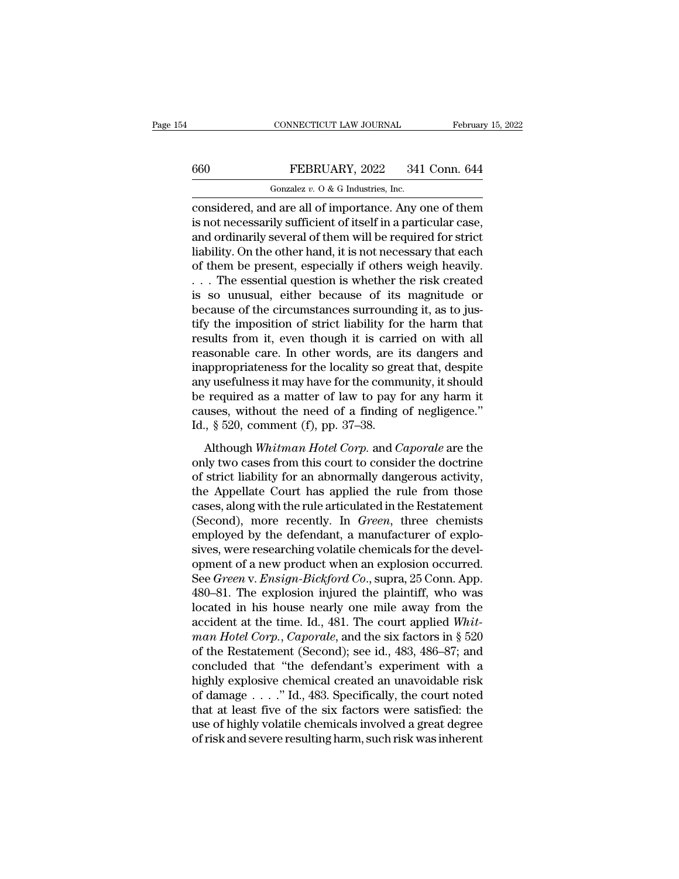considered, and are all of importance. Any one of them is not necessarily sufficient of itself in a particular case, and ordinarily several of them will be required for strict liability. On the other hand, it is not necessary that each of them be present, especially if others weigh heavily. . . . The essential question is whether the risk created is so unusual, either because of its magnitude or because of the circumstances surrounding it, as to justify the imposition of strict liability for the harm that results from it, even though it is carried on with all reasonable care. In other words, are its dangers and inappropriateness for the locality so great that, despite any usefulness it may have for the community, it should be required as a matter of law to pay for any harm it causes, without the need of a finding of negligence." Id., § 520, comment (f), pp. 37–38.

Although *Whitman Hotel Corp.* and *Caporale* are the only two cases from this court to consider the doctrine of strict liability for an abnormally dangerous activity, the Appellate Court has applied the rule from those cases, along with the rule articulated in the Restatement (Second), more recently. In *Green*, three chemists employed by the defendant, a manufacturer of explosives, were researching volatile chemicals for the development of a new product when an explosion occurred. See *Green* v. *Ensign-Bickford Co.*, supra, 25 Conn. App. 480–81. The explosion injured the plaintiff, who was located in his house nearly one mile away from the accident at the time. Id., 481. The court applied *Whitman Hotel Corp.*, *Caporale*, and the six factors in § 520 of the Restatement (Second); see id., 483, 486–87; and concluded that "the defendant's experiment with a highly explosive chemical created an unavoidable risk of damage . . . ." Id., 483. Specifically, the court noted that at least five of the six factors were satisfied: the use of highly volatile chemicals involved a great degree of risk and severe resulting harm, such risk was inherent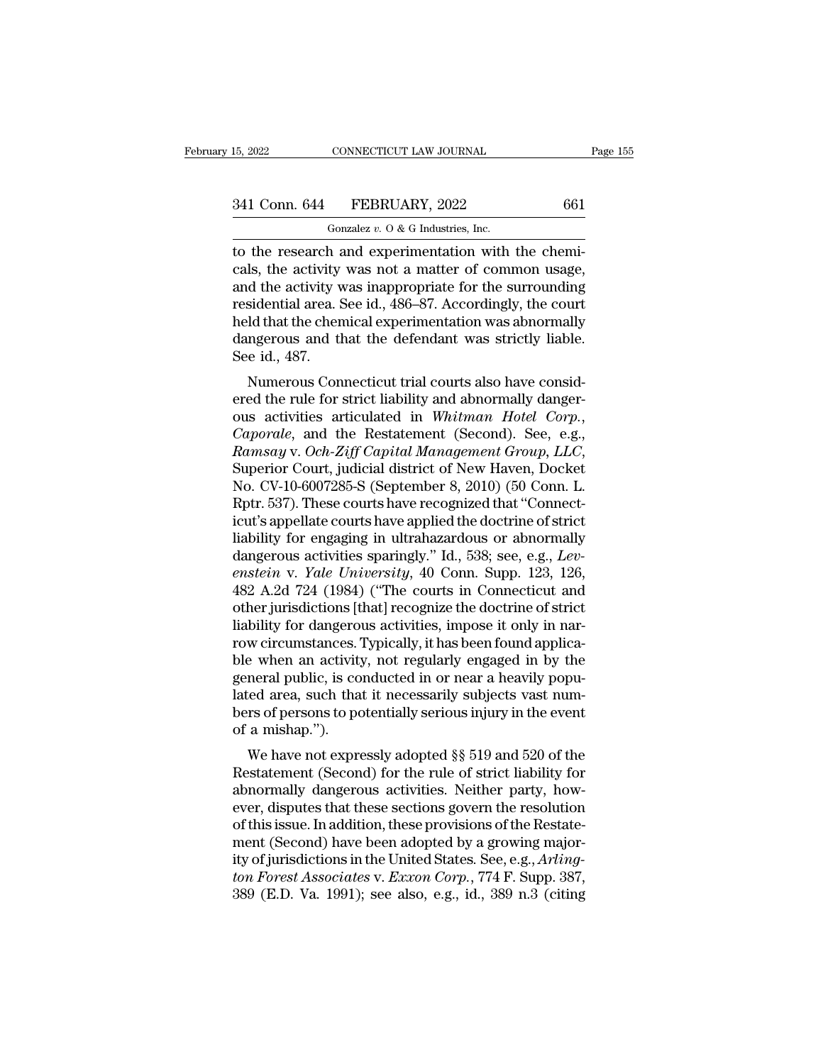to the research and experimentation with the chemicals, the activity was not a matter of common usage, and the activity was inappropriate for the surrounding residential area. See id., 486–87. Accordingly, the court held that the chemical experimentation was abnormally dangerous and that the defendant was strictly liable. See id., 487.

Numerous Connecticut trial courts also have considered the rule for strict liability and abnormally dangerous activities articulated in *Whitman Hotel Corp.*, *Caporale*, and the Restatement (Second). See, e.g., *Ramsay* v. *Och-Ziff Capital Management Group, LLC*, Superior Court, judicial district of New Haven, Docket No. CV-10-6007285-S (September 8, 2010) (50 Conn. L. Rptr. 537). These courts have recognized that "Connecticut's appellate courts have applied the doctrine of strict liability for engaging in ultrahazardous or abnormally dangerous activities sparingly." Id., 538; see, e.g., *Levenstein* v. *Yale University*, 40 Conn. Supp. 123, 126, 482 A.2d 724 (1984) ("The courts in Connecticut and other jurisdictions [that] recognize the doctrine of strict liability for dangerous activities, impose it only in narrow circumstances. Typically, it has been found applicable when an activity, not regularly engaged in by the general public, is conducted in or near a heavily populated area, such that it necessarily subjects vast numbers of persons to potentially serious injury in the event of a mishap.").

We have not expressly adopted §§ 519 and 520 of the Restatement (Second) for the rule of strict liability for abnormally dangerous activities. Neither party, however, disputes that these sections govern the resolution of this issue. In addition, these provisions of the Restatement (Second) have been adopted by a growing majority of jurisdictions in the United States. See, e.g., *Arlington Forest Associates* v. *Exxon Corp.*, 774 F. Supp. 387, 389 (E.D. Va. 1991); see also, e.g., id., 389 n.3 (citing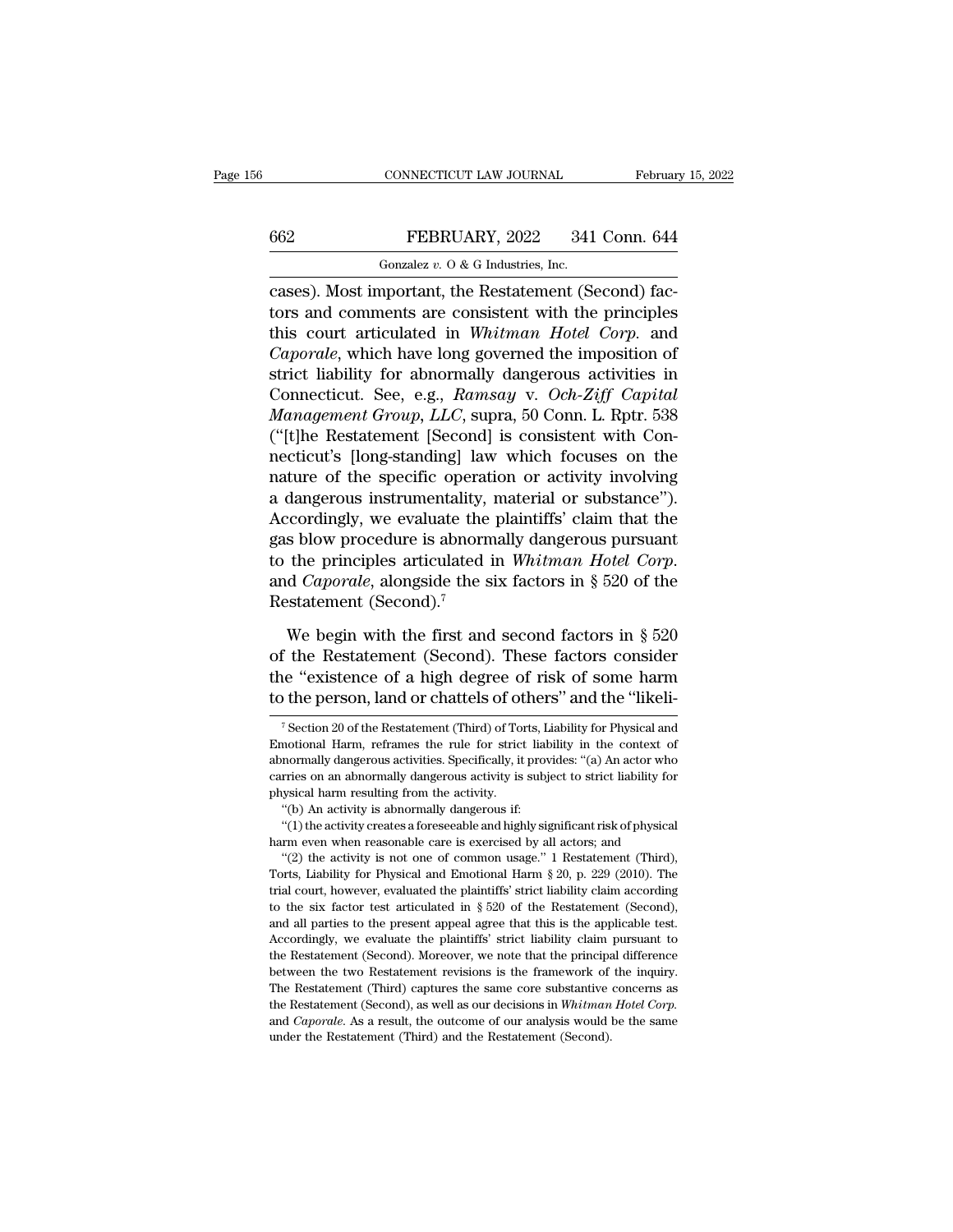cases). Most important, the Restatement (Second) factors and comments are consistent with the principles this court articulated in *Whitman Hotel Corp.* and *Caporale*, which have long governed the imposition of strict liability for abnormally dangerous activities in Connecticut. See, e.g., *Ramsay* v. *Och-Ziff Capital Management Group, LLC*, supra, 50 Conn. L. Rptr. 538 ("[t]he Restatement [Second] is consistent with Connecticut's [long-standing] law which focuses on the nature of the specific operation or activity involving a dangerous instrumentality, material or substance"). Accordingly, we evaluate the plaintiffs' claim that the gas blow procedure is abnormally dangerous pursuant to the principles articulated in *Whitman Hotel Corp.* and *Caporale*, alongside the six factors in § 520 of the Restatement (Second).[7]

We begin with the first and second factors in § 520 of the Restatement (Second). These factors consider the "existence of a high degree of risk of some harm to the person, land or chattels of others" and the "likeli-

[7] Section 20 of the Restatement (Third) of Torts, Liability for Physical and Emotional Harm, reframes the rule for strict liability in the context of abnormally dangerous activities. Specifically, it provides: "(a) An actor who carries on an abnormally dangerous activity is subject to strict liability for physical harm resulting from the activity.

"(b) An activity is abnormally dangerous if:

"(1) the activity creates a foreseeable and highly significant risk of physical harm even when reasonable care is exercised by all actors; and

"(2) the activity is not one of common usage." 1 Restatement (Third), Torts, Liability for Physical and Emotional Harm § 20, p. 229 (2010). The trial court, however, evaluated the plaintiffs' strict liability claim according to the six factor test articulated in § 520 of the Restatement (Second), and all parties to the present appeal agree that this is the applicable test. Accordingly, we evaluate the plaintiffs' strict liability claim pursuant to the Restatement (Second). Moreover, we note that the principal difference between the two Restatement revisions is the framework of the inquiry. The Restatement (Third) captures the same core substantive concerns as the Restatement (Second), as well as our decisions in *Whitman Hotel Corp.* and *Caporale*. As a result, the outcome of our analysis would be the same under the Restatement (Third) and the Restatement (Second).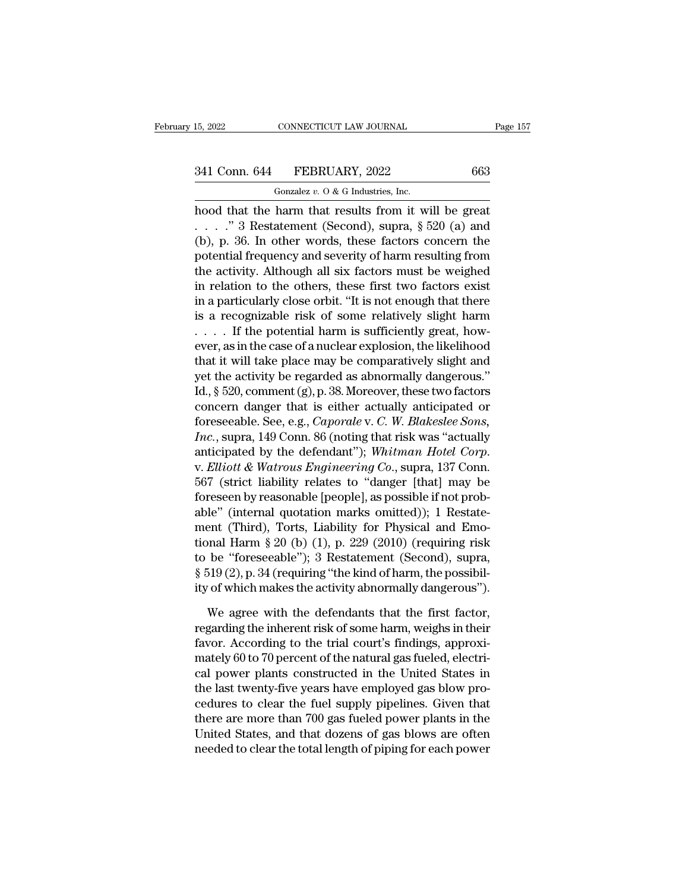hood that the harm that results from it will be great . . . ." 3 Restatement (Second), supra, § 520 (a) and (b), p. 36. In other words, these factors concern the potential frequency and severity of harm resulting from the activity. Although all six factors must be weighed in relation to the others, these first two factors exist in a particularly close orbit. "It is not enough that there is a recognizable risk of some relatively slight harm . . . . If the potential harm is sufficiently great, however, as in the case of a nuclear explosion, the likelihood that it will take place may be comparatively slight and yet the activity be regarded as abnormally dangerous." Id., § 520, comment (g), p. 38. Moreover, these two factors concern danger that is either actually anticipated or foreseeable. See, e.g., *Caporale* v. *C. W. Blakeslee Sons, Inc.*, supra, 149 Conn. 86 (noting that risk was "actually anticipated by the defendant"); *Whitman Hotel Corp.* v. *Elliott & Watrous Engineering Co.*, supra, 137 Conn. 567 (strict liability relates to "danger [that] may be foreseen by reasonable [people], as possible if not probable" (internal quotation marks omitted)); 1 Restatement (Third), Torts, Liability for Physical and Emotional Harm § 20 (b) (1), p. 229 (2010) (requiring risk to be "foreseeable"); 3 Restatement (Second), supra, § 519 (2), p. 34 (requiring "the kind of harm, the possibility of which makes the activity abnormally dangerous").

We agree with the defendants that the first factor, regarding the inherent risk of some harm, weighs in their favor. According to the trial court's findings, approximately 60 to 70 percent of the natural gas fueled, electrical power plants constructed in the United States in the last twenty-five years have employed gas blow procedures to clear the fuel supply pipelines. Given that there are more than 700 gas fueled power plants in the United States, and that dozens of gas blows are often needed to clear the total length of piping for each power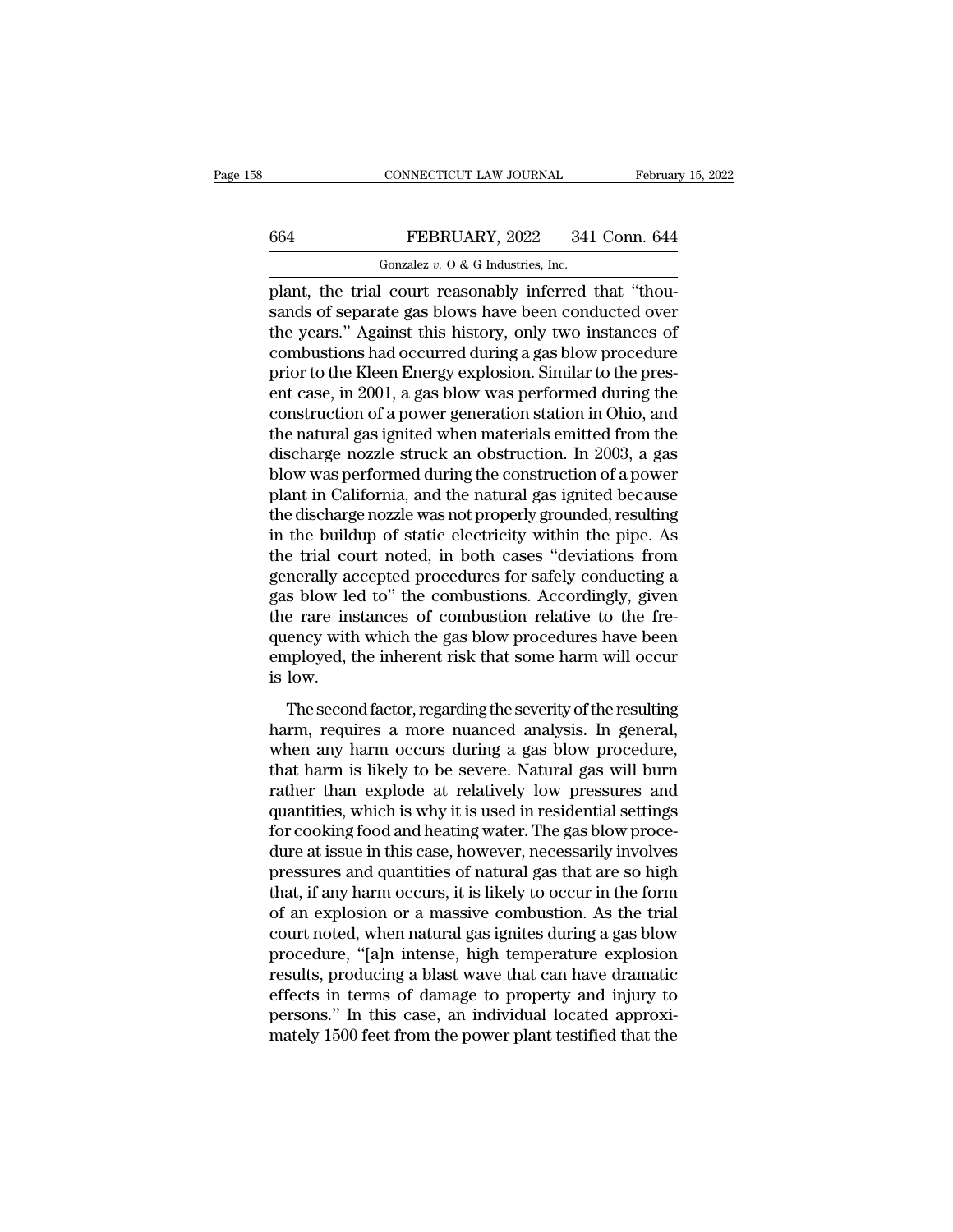plant, the trial court reasonably inferred that "thousands of separate gas blows have been conducted over the years." Against this history, only two instances of combustions had occurred during a gas blow procedure prior to the Kleen Energy explosion. Similar to the present case, in 2001, a gas blow was performed during the construction of a power generation station in Ohio, and the natural gas ignited when materials emitted from the discharge nozzle struck an obstruction. In 2003, a gas blow was performed during the construction of a power plant in California, and the natural gas ignited because the discharge nozzle was not properly grounded, resulting in the buildup of static electricity within the pipe. As the trial court noted, in both cases "deviations from generally accepted procedures for safely conducting a gas blow led to" the combustions. Accordingly, given the rare instances of combustion relative to the frequency with which the gas blow procedures have been employed, the inherent risk that some harm will occur is low.

The second factor, regarding the severity of the resulting harm, requires a more nuanced analysis. In general, when any harm occurs during a gas blow procedure, that harm is likely to be severe. Natural gas will burn rather than explode at relatively low pressures and quantities, which is why it is used in residential settings for cooking food and heating water. The gas blow procedure at issue in this case, however, necessarily involves pressures and quantities of natural gas that are so high that, if any harm occurs, it is likely to occur in the form of an explosion or a massive combustion. As the trial court noted, when natural gas ignites during a gas blow procedure, "[a]n intense, high temperature explosion results, producing a blast wave that can have dramatic effects in terms of damage to property and injury to persons." In this case, an individual located approximately 1500 feet from the power plant testified that the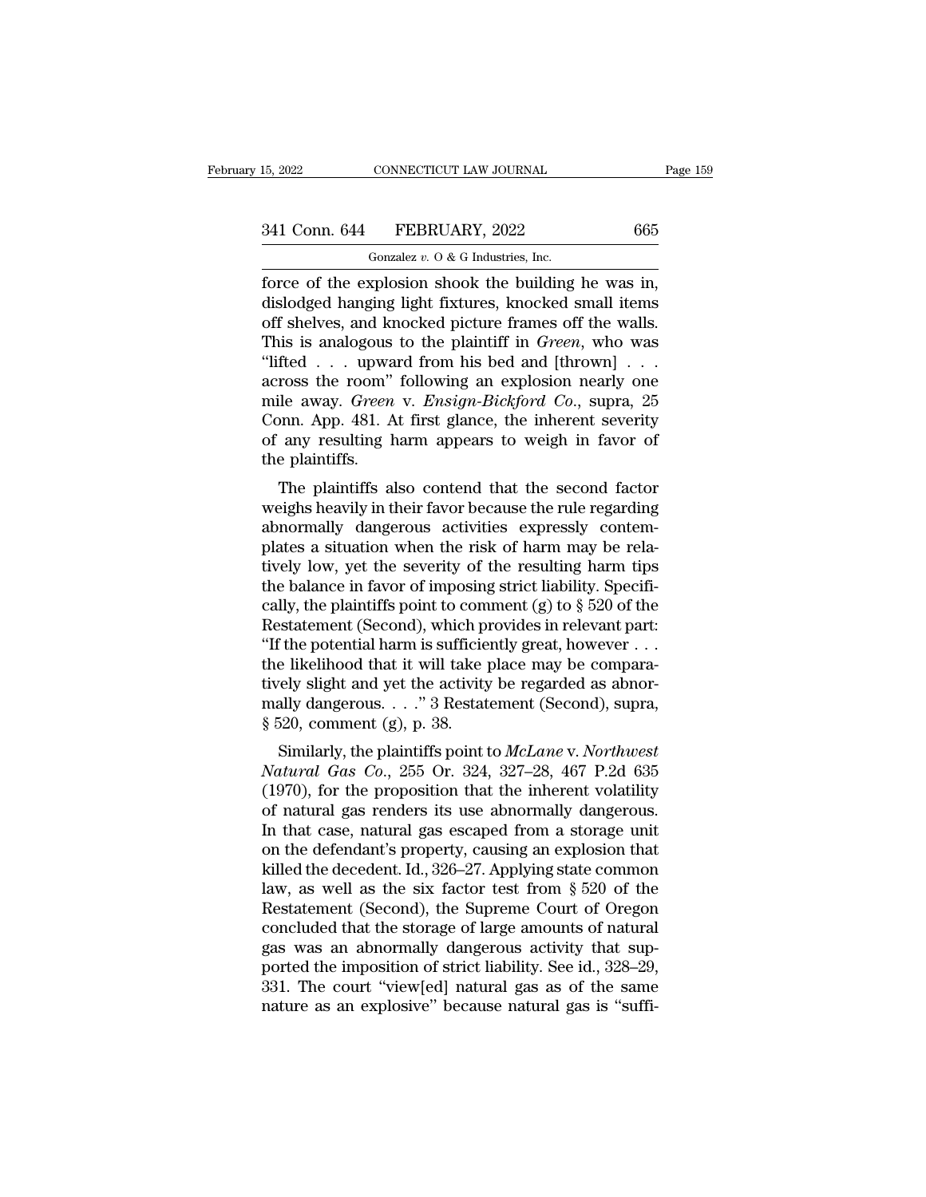force of the explosion shook the building he was in, dislodged hanging light fixtures, knocked small items off shelves, and knocked picture frames off the walls. This is analogous to the plaintiff in *Green*, who was "lifted . . . upward from his bed and [thrown] . . . across the room" following an explosion nearly one mile away. *Green* v. *Ensign-Bickford Co.*, supra, 25 Conn. App. 481. At first glance, the inherent severity of any resulting harm appears to weigh in favor of the plaintiffs.

The plaintiffs also contend that the second factor weighs heavily in their favor because the rule regarding abnormally dangerous activities expressly contemplates a situation when the risk of harm may be relatively low, yet the severity of the resulting harm tips the balance in favor of imposing strict liability. Specifically, the plaintiffs point to comment (g) to § 520 of the Restatement (Second), which provides in relevant part: "If the potential harm is sufficiently great, however . . . the likelihood that it will take place may be comparatively slight and yet the activity be regarded as abnormally dangerous. . . ." 3 Restatement (Second), supra, § 520, comment (g), p. 38.

Similarly, the plaintiffs point to *McLane* v. *Northwest Natural Gas Co.*, 255 Or. 324, 327–28, 467 P.2d 635 (1970), for the proposition that the inherent volatility of natural gas renders its use abnormally dangerous. In that case, natural gas escaped from a storage unit on the defendant's property, causing an explosion that killed the decedent. Id., 326–27. Applying state common law, as well as the six factor test from § 520 of the Restatement (Second), the Supreme Court of Oregon concluded that the storage of large amounts of natural gas was an abnormally dangerous activity that supported the imposition of strict liability. See id., 328–29, 331. The court "view[ed] natural gas as of the same nature as an explosive" because natural gas is "suffi-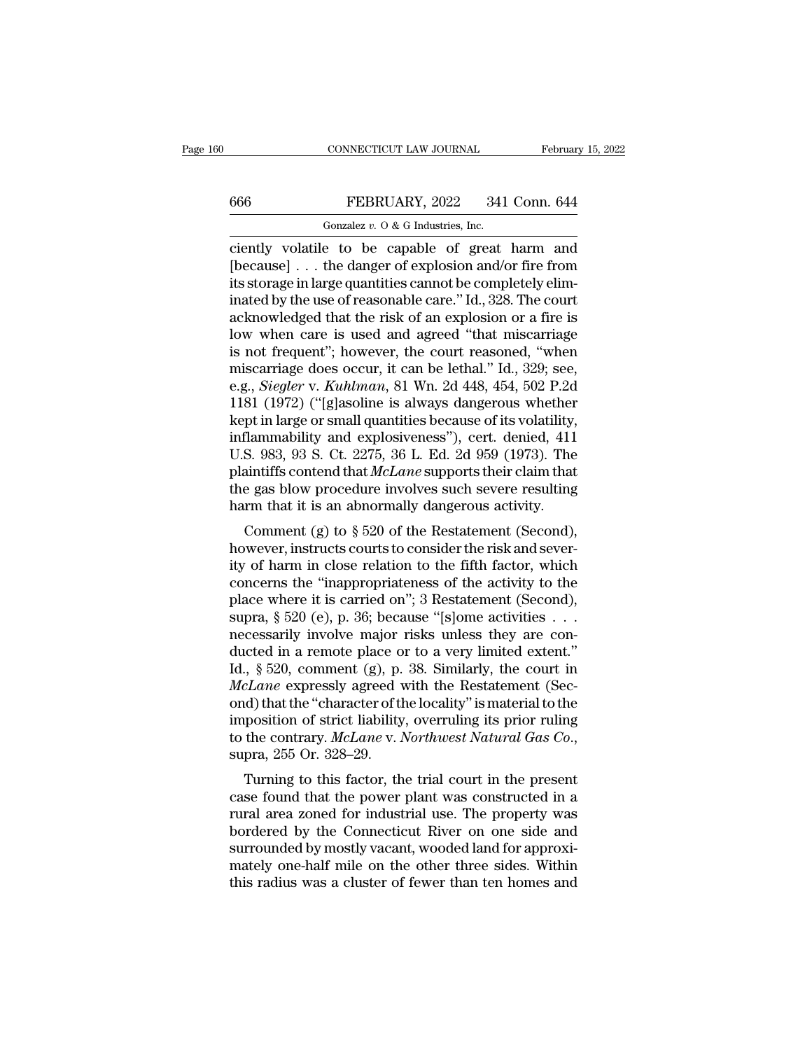ciently volatile to be capable of great harm and [because] . . . the danger of explosion and/or fire from its storage in large quantities cannot be completely eliminated by the use of reasonable care." Id., 328. The court acknowledged that the risk of an explosion or a fire is low when care is used and agreed "that miscarriage is not frequent"; however, the court reasoned, "when miscarriage does occur, it can be lethal." Id., 329; see, e.g., *Siegler* v. *Kuhlman*, 81 Wn. 2d 448, 454, 502 P.2d 1181 (1972) ("[g]asoline is always dangerous whether kept in large or small quantities because of its volatility, inflammability and explosiveness"), cert. denied, 411 U.S. 983, 93 S. Ct. 2275, 36 L. Ed. 2d 959 (1973). The plaintiffs contend that *McLane* supports their claim that the gas blow procedure involves such severe resulting harm that it is an abnormally dangerous activity.

Comment (g) to § 520 of the Restatement (Second), however, instructs courts to consider the risk and severity of harm in close relation to the fifth factor, which concerns the "inappropriateness of the activity to the place where it is carried on"; 3 Restatement (Second), supra, § 520 (e), p. 36; because "[s]ome activities . . . necessarily involve major risks unless they are conducted in a remote place or to a very limited extent." Id., § 520, comment (g), p. 38. Similarly, the court in *McLane* expressly agreed with the Restatement (Second) that the "character of the locality" is material to the imposition of strict liability, overruling its prior ruling to the contrary. *McLane* v. *Northwest Natural Gas Co.*, supra, 255 Or. 328–29.

Turning to this factor, the trial court in the present case found that the power plant was constructed in a rural area zoned for industrial use. The property was bordered by the Connecticut River on one side and surrounded by mostly vacant, wooded land for approximately one-half mile on the other three sides. Within this radius was a cluster of fewer than ten homes and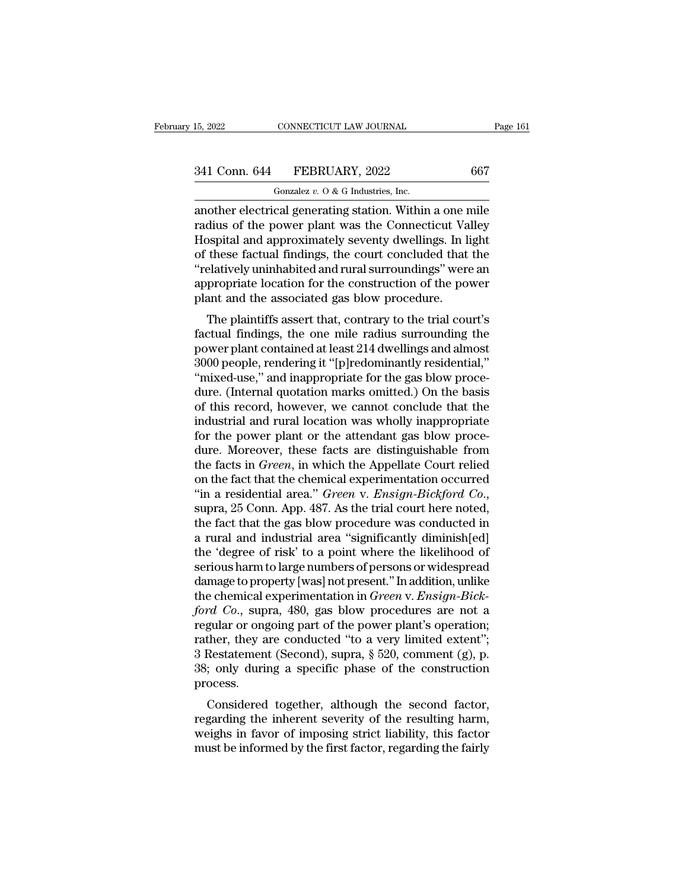another electrical generating station. Within a one mile radius of the power plant was the Connecticut Valley Hospital and approximately seventy dwellings. In light of these factual findings, the court concluded that the "relatively uninhabited and rural surroundings" were an appropriate location for the construction of the power plant and the associated gas blow procedure.

The plaintiffs assert that, contrary to the trial court's factual findings, the one mile radius surrounding the power plant contained at least 214 dwellings and almost 3000 people, rendering it "[p]redominantly residential," "mixed-use," and inappropriate for the gas blow procedure. (Internal quotation marks omitted.) On the basis of this record, however, we cannot conclude that the industrial and rural location was wholly inappropriate for the power plant or the attendant gas blow procedure. Moreover, these facts are distinguishable from the facts in *Green*, in which the Appellate Court relied on the fact that the chemical experimentation occurred "in a residential area." *Green* v. *Ensign-Bickford Co.*, supra, 25 Conn. App. 487. As the trial court here noted, the fact that the gas blow procedure was conducted in a rural and industrial area "significantly diminish[ed] the 'degree of risk' to a point where the likelihood of serious harm to large numbers of persons or widespread damage to property [was] not present." In addition, unlike the chemical experimentation in *Green* v. *Ensign-Bickford Co.*, supra, 480, gas blow procedures are not a regular or ongoing part of the power plant's operation; rather, they are conducted "to a very limited extent"; 3 Restatement (Second), supra, § 520, comment (g), p. 38; only during a specific phase of the construction process.

Considered together, although the second factor, regarding the inherent severity of the resulting harm, weighs in favor of imposing strict liability, this factor must be informed by the first factor, regarding the fairly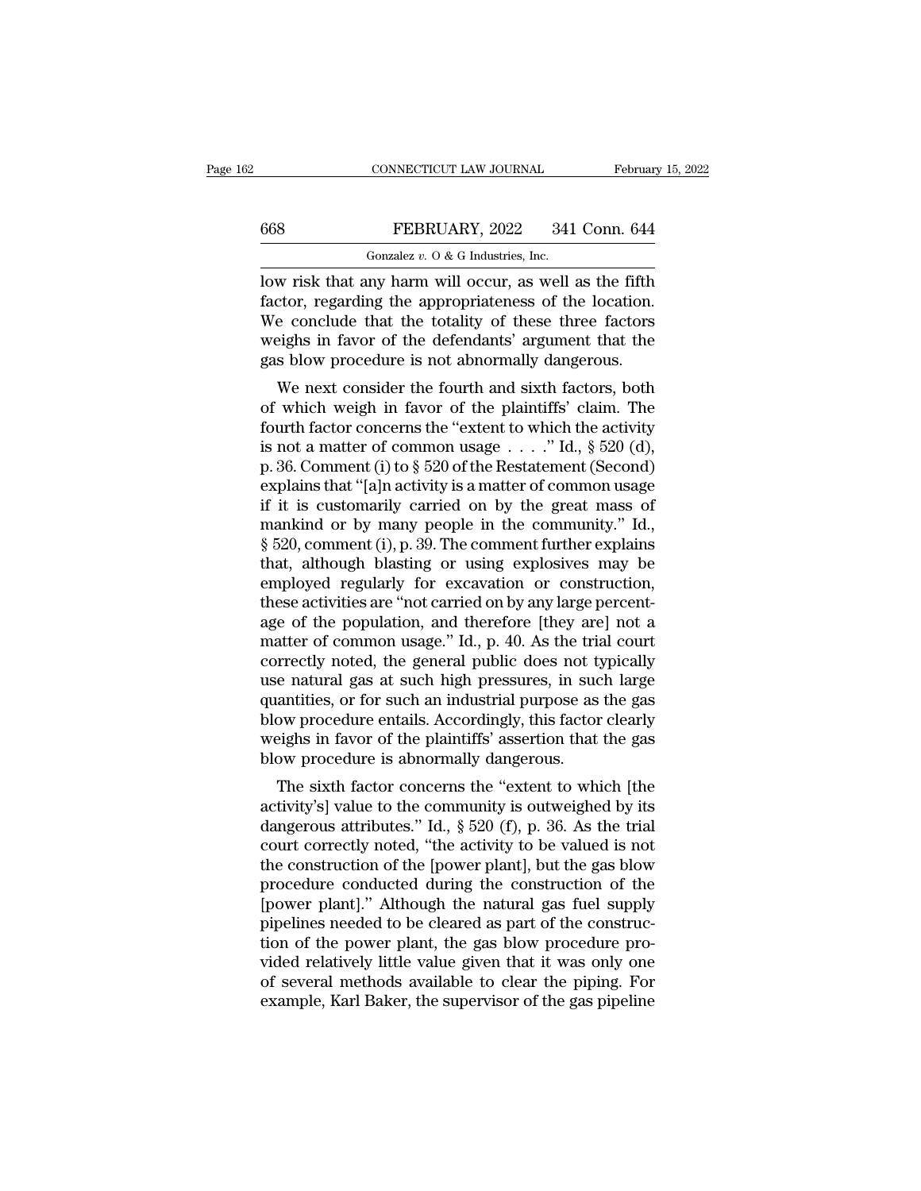low risk that any harm will occur, as well as the fifth factor, regarding the appropriateness of the location. We conclude that the totality of these three factors weighs in favor of the defendants' argument that the gas blow procedure is not abnormally dangerous.

We next consider the fourth and sixth factors, both of which weigh in favor of the plaintiffs' claim. The fourth factor concerns the "extent to which the activity is not a matter of common usage . . . ." Id., § 520 (d), p. 36. Comment (i) to § 520 of the Restatement (Second) explains that "[a]n activity is a matter of common usage if it is customarily carried on by the great mass of mankind or by many people in the community." Id., § 520, comment (i), p. 39. The comment further explains that, although blasting or using explosives may be employed regularly for excavation or construction, these activities are "not carried on by any large percentage of the population, and therefore [they are] not a matter of common usage." Id., p. 40. As the trial court correctly noted, the general public does not typically use natural gas at such high pressures, in such large quantities, or for such an industrial purpose as the gas blow procedure entails. Accordingly, this factor clearly weighs in favor of the plaintiffs' assertion that the gas blow procedure is abnormally dangerous.

The sixth factor concerns the "extent to which [the activity's] value to the community is outweighed by its dangerous attributes." Id., § 520 (f), p. 36. As the trial court correctly noted, "the activity to be valued is not the construction of the [power plant], but the gas blow procedure conducted during the construction of the [power plant]." Although the natural gas fuel supply pipelines needed to be cleared as part of the construction of the power plant, the gas blow procedure provided relatively little value given that it was only one of several methods available to clear the piping. For example, Karl Baker, the supervisor of the gas pipeline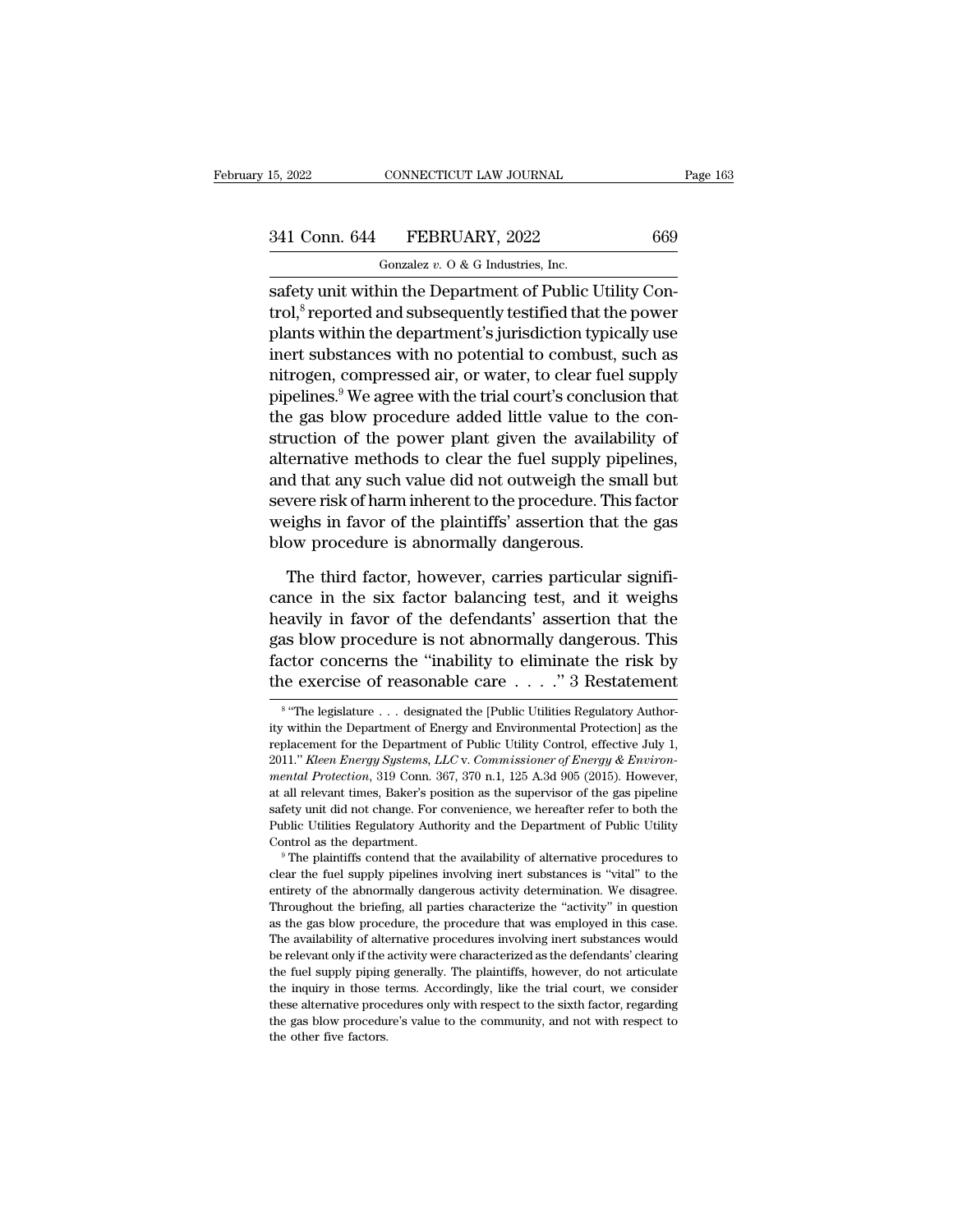safety unit within the Department of Public Utility Control,[8] reported and subsequently testified that the power plants within the department's jurisdiction typically use inert substances with no potential to combust, such as nitrogen, compressed air, or water, to clear fuel supply pipelines.[9] We agree with the trial court's conclusion that the gas blow procedure added little value to the construction of the power plant given the availability of alternative methods to clear the fuel supply pipelines, and that any such value did not outweigh the small but severe risk of harm inherent to the procedure. This factor weighs in favor of the plaintiffs' assertion that the gas blow procedure is abnormally dangerous.

The third factor, however, carries particular significance in the six factor balancing test, and it weighs heavily in favor of the defendants' assertion that the gas blow procedure is not abnormally dangerous. This factor concerns the "inability to eliminate the risk by the exercise of reasonable care . . . ." 3 Restatement

[8] "The legislature . . . designated the [Public Utilities Regulatory Authority within the Department of Energy and Environmental Protection] as the replacement for the Department of Public Utility Control, effective July 1, 2011." *Kleen Energy Systems, LLC* v. *Commissioner of Energy & Environmental Protection*, 319 Conn. 367, 370 n.1, 125 A.3d 905 (2015). However, at all relevant times, Baker's position as the supervisor of the gas pipeline safety unit did not change. For convenience, we hereafter refer to both the Public Utilities Regulatory Authority and the Department of Public Utility Control as the department.

[9] The plaintiffs contend that the availability of alternative procedures to clear the fuel supply pipelines involving inert substances is "vital" to the entirety of the abnormally dangerous activity determination. We disagree. Throughout the briefing, all parties characterize the "activity" in question as the gas blow procedure, the procedure that was employed in this case. The availability of alternative procedures involving inert substances would be relevant only if the activity were characterized as the defendants' clearing the fuel supply piping generally. The plaintiffs, however, do not articulate the inquiry in those terms. Accordingly, like the trial court, we consider these alternative procedures only with respect to the sixth factor, regarding the gas blow procedure's value to the community, and not with respect to the other five factors.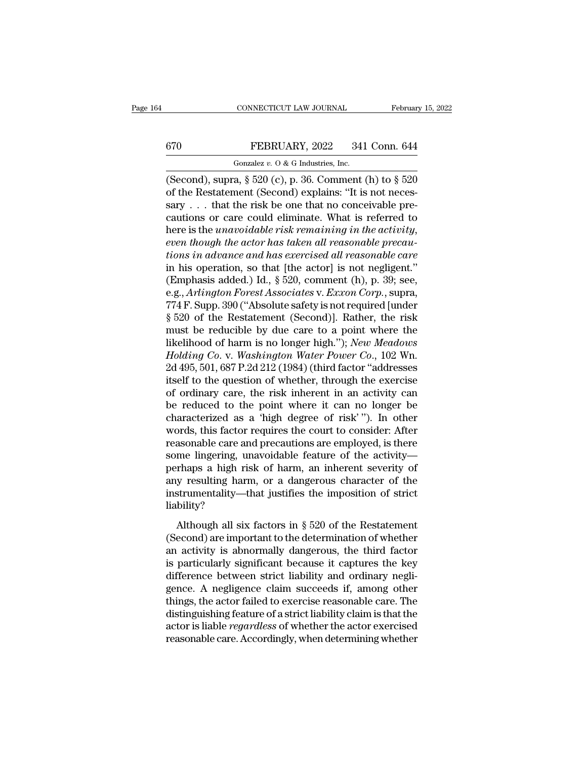(Second), supra, § 520 (c), p. 36. Comment (h) to § 520 of the Restatement (Second) explains: "It is not necessary . . . that the risk be one that no conceivable precautions or care could eliminate. What is referred to here is the *unavoidable risk remaining in the activity, even though the actor has taken all reasonable precautions in advance and has exercised all reasonable care* in his operation, so that [the actor] is not negligent." (Emphasis added.) Id., § 520, comment (h), p. 39; see, e.g., *Arlington Forest Associates* v. *Exxon Corp.*, supra, 774 F. Supp. 390 ("Absolute safety is not required [under § 520 of the Restatement (Second)]. Rather, the risk must be reducible by due care to a point where the likelihood of harm is no longer high."); *New Meadows Holding Co.* v. *Washington Water Power Co.*, 102 Wn. 2d 495, 501, 687 P.2d 212 (1984) (third factor "addresses itself to the question of whether, through the exercise of ordinary care, the risk inherent in an activity can be reduced to the point where it can no longer be characterized as a 'high degree of risk' "). In other words, this factor requires the court to consider: After reasonable care and precautions are employed, is there some lingering, unavoidable feature of the activity—perhaps a high risk of harm, an inherent severity of any resulting harm, or a dangerous character of the instrumentality—that justifies the imposition of strict liability?

Although all six factors in § 520 of the Restatement (Second) are important to the determination of whether an activity is abnormally dangerous, the third factor is particularly significant because it captures the key difference between strict liability and ordinary negligence. A negligence claim succeeds if, among other things, the actor failed to exercise reasonable care. The distinguishing feature of a strict liability claim is that the actor is liable *regardless* of whether the actor exercised reasonable care. Accordingly, when determining whether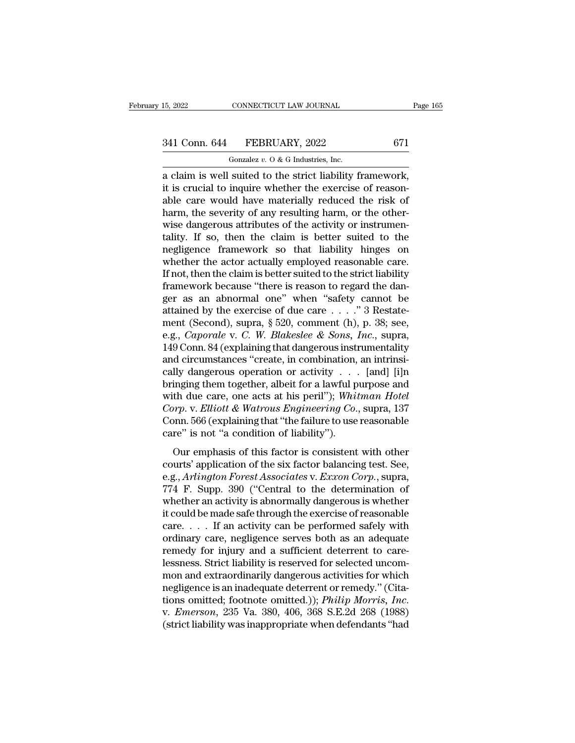a claim is well suited to the strict liability framework, it is crucial to inquire whether the exercise of reasonable care would have materially reduced the risk of harm, the severity of any resulting harm, or the otherwise dangerous attributes of the activity or instrumentality. If so, then the claim is better suited to the negligence framework so that liability hinges on whether the actor actually employed reasonable care. If not, then the claim is better suited to the strict liability framework because "there is reason to regard the danger as an abnormal one" when "safety cannot be attained by the exercise of due care . . . ." 3 Restatement (Second), supra, § 520, comment (h), p. 38; see, e.g., *Caporale* v. *C. W. Blakeslee & Sons, Inc.*, supra, 149 Conn. 84 (explaining that dangerous instrumentality and circumstances "create, in combination, an intrinsically dangerous operation or activity . . . [and] [i]n bringing them together, albeit for a lawful purpose and with due care, one acts at his peril"); *Whitman Hotel Corp.* v. *Elliott & Watrous Engineering Co.*, supra, 137 Conn. 566 (explaining that "the failure to use reasonable care" is not "a condition of liability").

Our emphasis of this factor is consistent with other courts' application of the six factor balancing test. See, e.g., *Arlington Forest Associates* v. *Exxon Corp.*, supra, 774 F. Supp. 390 ("Central to the determination of whether an activity is abnormally dangerous is whether it could be made safe through the exercise of reasonable care. . . . If an activity can be performed safely with ordinary care, negligence serves both as an adequate remedy for injury and a sufficient deterrent to carelessness. Strict liability is reserved for selected uncommon and extraordinarily dangerous activities for which negligence is an inadequate deterrent or remedy." (Citations omitted; footnote omitted.)); *Philip Morris, Inc.* v. *Emerson*, 235 Va. 380, 406, 368 S.E.2d 268 (1988) (strict liability was inappropriate when defendants "had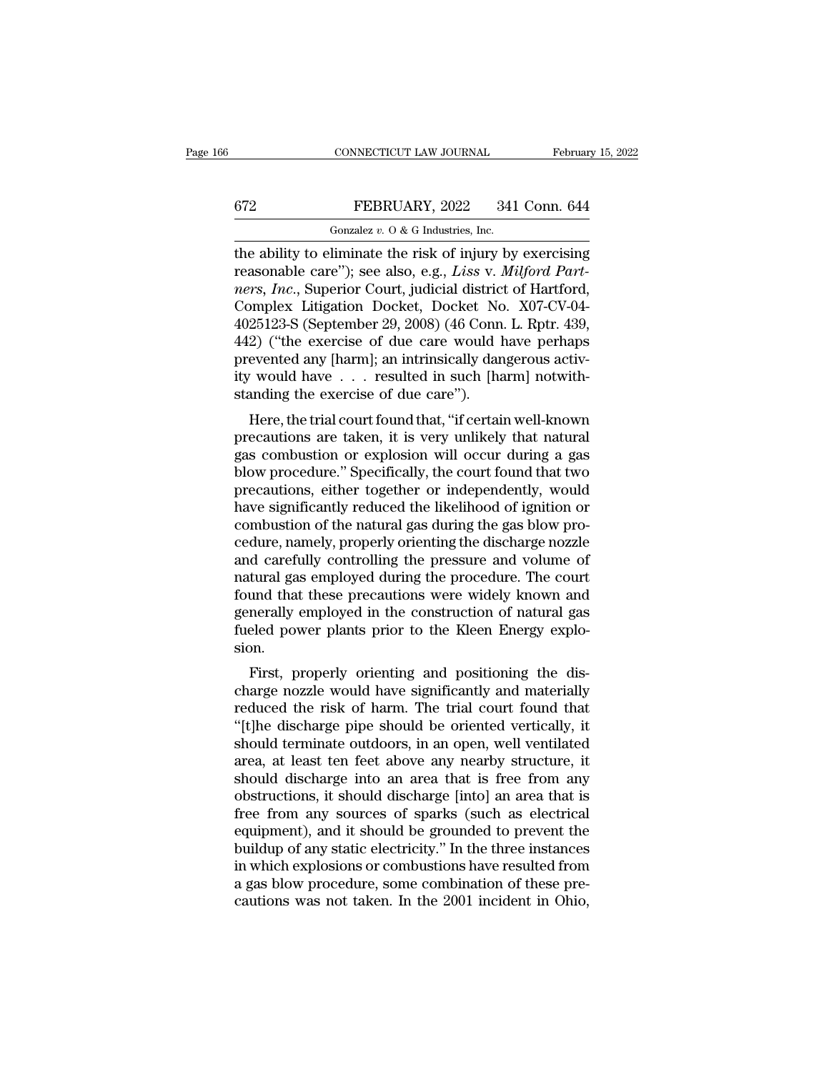the ability to eliminate the risk of injury by exercising reasonable care"); see also, e.g., *Liss* v. *Milford Partners, Inc.*, Superior Court, judicial district of Hartford, Complex Litigation Docket, Docket No. X07-CV-04-4025123-S (September 29, 2008) (46 Conn. L. Rptr. 439, 442) ("the exercise of due care would have perhaps prevented any [harm]; an intrinsically dangerous activity would have . . . resulted in such [harm] notwithstanding the exercise of due care").

Here, the trial court found that, "if certain well-known precautions are taken, it is very unlikely that natural gas combustion or explosion will occur during a gas blow procedure." Specifically, the court found that two precautions, either together or independently, would have significantly reduced the likelihood of ignition or combustion of the natural gas during the gas blow procedure, namely, properly orienting the discharge nozzle and carefully controlling the pressure and volume of natural gas employed during the procedure. The court found that these precautions were widely known and generally employed in the construction of natural gas fueled power plants prior to the Kleen Energy explosion.

First, properly orienting and positioning the discharge nozzle would have significantly and materially reduced the risk of harm. The trial court found that "[t]he discharge pipe should be oriented vertically, it should terminate outdoors, in an open, well ventilated area, at least ten feet above any nearby structure, it should discharge into an area that is free from any obstructions, it should discharge [into] an area that is free from any sources of sparks (such as electrical equipment), and it should be grounded to prevent the buildup of any static electricity." In the three instances in which explosions or combustions have resulted from a gas blow procedure, some combination of these precautions was not taken. In the 2001 incident in Ohio,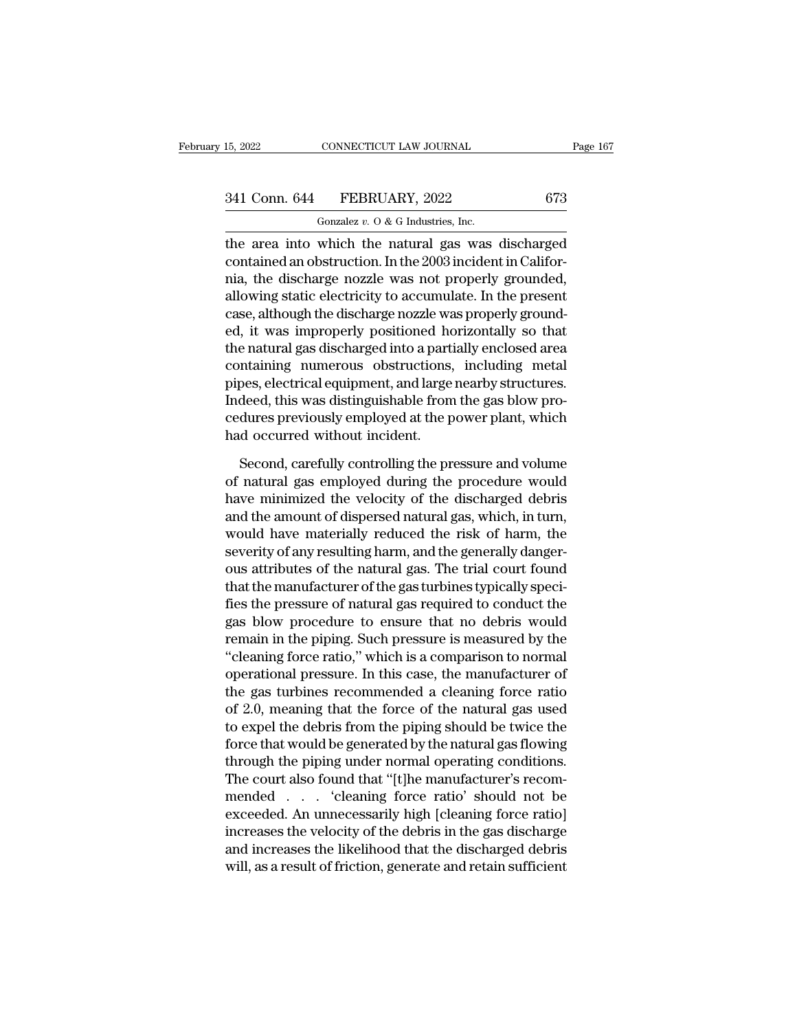the area into which the natural gas was discharged contained an obstruction. In the 2003 incident in California, the discharge nozzle was not properly grounded, allowing static electricity to accumulate. In the present case, although the discharge nozzle was properly grounded, it was improperly positioned horizontally so that the natural gas discharged into a partially enclosed area containing numerous obstructions, including metal pipes, electrical equipment, and large nearby structures. Indeed, this was distinguishable from the gas blow procedures previously employed at the power plant, which had occurred without incident.

Second, carefully controlling the pressure and volume of natural gas employed during the procedure would have minimized the velocity of the discharged debris and the amount of dispersed natural gas, which, in turn, would have materially reduced the risk of harm, the severity of any resulting harm, and the generally dangerous attributes of the natural gas. The trial court found that the manufacturer of the gas turbines typically specifies the pressure of natural gas required to conduct the gas blow procedure to ensure that no debris would remain in the piping. Such pressure is measured by the "cleaning force ratio," which is a comparison to normal operational pressure. In this case, the manufacturer of the gas turbines recommended a cleaning force ratio of 2.0, meaning that the force of the natural gas used to expel the debris from the piping should be twice the force that would be generated by the natural gas flowing through the piping under normal operating conditions. The court also found that "[t]he manufacturer's recommended . . . 'cleaning force ratio' should not be exceeded. An unnecessarily high [cleaning force ratio] increases the velocity of the debris in the gas discharge and increases the likelihood that the discharged debris will, as a result of friction, generate and retain sufficient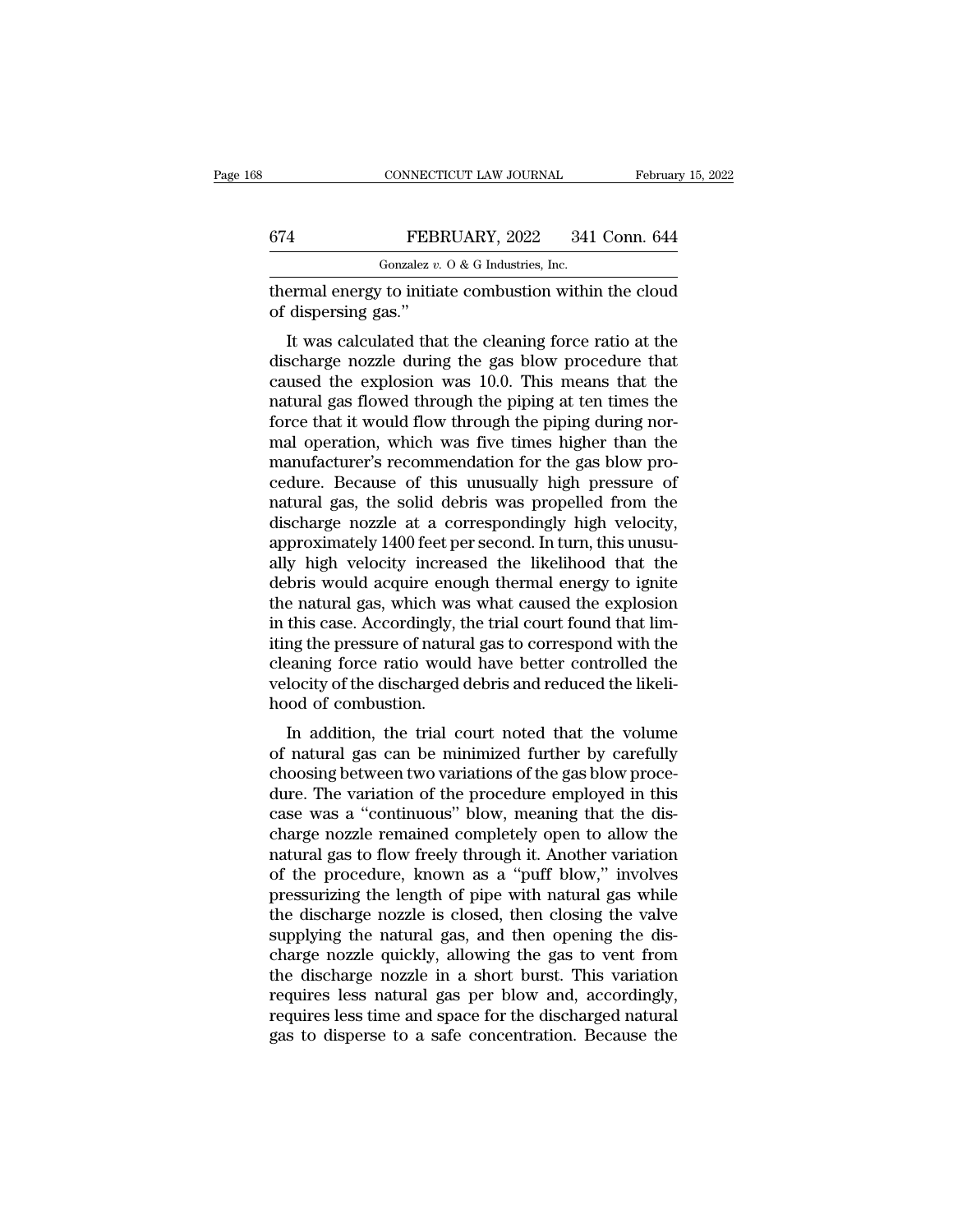thermal energy to initiate combustion within the cloud of dispersing gas."

It was calculated that the cleaning force ratio at the discharge nozzle during the gas blow procedure that caused the explosion was 10.0. This means that the natural gas flowed through the piping at ten times the force that it would flow through the piping during normal operation, which was five times higher than the manufacturer's recommendation for the gas blow procedure. Because of this unusually high pressure of natural gas, the solid debris was propelled from the discharge nozzle at a correspondingly high velocity, approximately 1400 feet per second. In turn, this unusually high velocity increased the likelihood that the debris would acquire enough thermal energy to ignite the natural gas, which was what caused the explosion in this case. Accordingly, the trial court found that limiting the pressure of natural gas to correspond with the cleaning force ratio would have better controlled the velocity of the discharged debris and reduced the likelihood of combustion.

In addition, the trial court noted that the volume of natural gas can be minimized further by carefully choosing between two variations of the gas blow procedure. The variation of the procedure employed in this case was a "continuous" blow, meaning that the discharge nozzle remained completely open to allow the natural gas to flow freely through it. Another variation of the procedure, known as a "puff blow," involves pressurizing the length of pipe with natural gas while the discharge nozzle is closed, then closing the valve supplying the natural gas, and then opening the discharge nozzle quickly, allowing the gas to vent from the discharge nozzle in a short burst. This variation requires less natural gas per blow and, accordingly, requires less time and space for the discharged natural gas to disperse to a safe concentration. Because the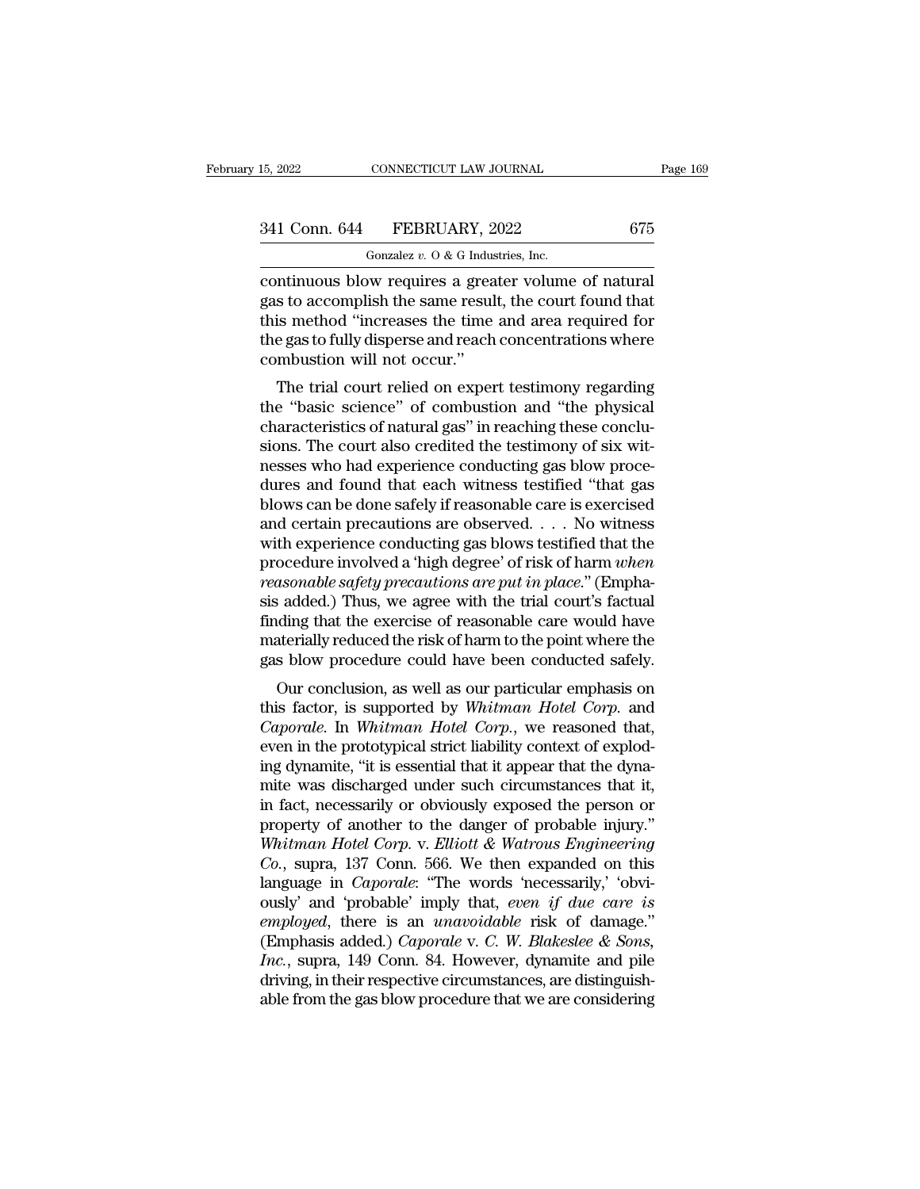continuous blow requires a greater volume of natural gas to accomplish the same result, the court found that this method "increases the time and area required for the gas to fully disperse and reach concentrations where combustion will not occur."

The trial court relied on expert testimony regarding the "basic science" of combustion and "the physical characteristics of natural gas" in reaching these conclusions. The court also credited the testimony of six witnesses who had experience conducting gas blow procedures and found that each witness testified "that gas blows can be done safely if reasonable care is exercised and certain precautions are observed. . . . No witness with experience conducting gas blows testified that the procedure involved a 'high degree' of risk of harm *when reasonable safety precautions are put in place*." (Emphasis added.) Thus, we agree with the trial court's factual finding that the exercise of reasonable care would have materially reduced the risk of harm to the point where the gas blow procedure could have been conducted safely.

Our conclusion, as well as our particular emphasis on this factor, is supported by *Whitman Hotel Corp.* and *Caporale*. In *Whitman Hotel Corp.*, we reasoned that, even in the prototypical strict liability context of exploding dynamite, "it is essential that it appear that the dynamite was discharged under such circumstances that it, in fact, necessarily or obviously exposed the person or property of another to the danger of probable injury." *Whitman Hotel Corp.* v. *Elliott & Watrous Engineering Co.*, supra, 137 Conn. 566. We then expanded on this language in *Caporale*: "The words 'necessarily,' 'obviously' and 'probable' imply that, *even if due care is employed*, there is an *unavoidable* risk of damage." (Emphasis added.) *Caporale* v. *C. W. Blakeslee & Sons, Inc.*, supra, 149 Conn. 84. However, dynamite and pile driving, in their respective circumstances, are distinguishable from the gas blow procedure that we are considering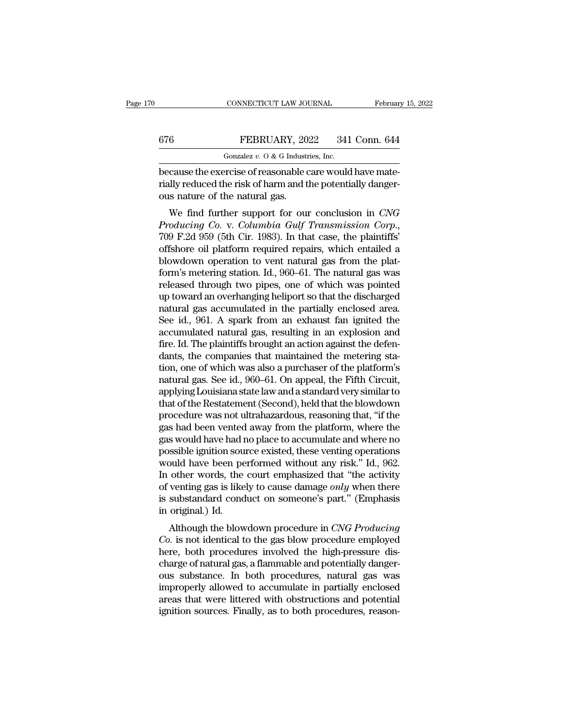because the exercise of reasonable care would have materially reduced the risk of harm and the potentially dangerous nature of the natural gas.

We find further support for our conclusion in *CNG Producing Co.* v. *Columbia Gulf Transmission Corp.*, 709 F.2d 959 (5th Cir. 1983). In that case, the plaintiffs' offshore oil platform required repairs, which entailed a blowdown operation to vent natural gas from the platform's metering station. Id., 960–61. The natural gas was released through two pipes, one of which was pointed up toward an overhanging heliport so that the discharged natural gas accumulated in the partially enclosed area. See id., 961. A spark from an exhaust fan ignited the accumulated natural gas, resulting in an explosion and fire. Id. The plaintiffs brought an action against the defendants, the companies that maintained the metering station, one of which was also a purchaser of the platform's natural gas. See id., 960–61. On appeal, the Fifth Circuit, applying Louisiana state law and a standard very similar to that of the Restatement (Second), held that the blowdown procedure was not ultrahazardous, reasoning that, "if the gas had been vented away from the platform, where the gas would have had no place to accumulate and where no possible ignition source existed, these venting operations would have been performed without any risk." Id., 962. In other words, the court emphasized that "the activity of venting gas is likely to cause damage *only* when there is substandard conduct on someone's part." (Emphasis in original.) Id.

Although the blowdown procedure in *CNG Producing Co.* is not identical to the gas blow procedure employed here, both procedures involved the high-pressure discharge of natural gas, a flammable and potentially dangerous substance. In both procedures, natural gas was improperly allowed to accumulate in partially enclosed areas that were littered with obstructions and potential ignition sources. Finally, as to both procedures, reason-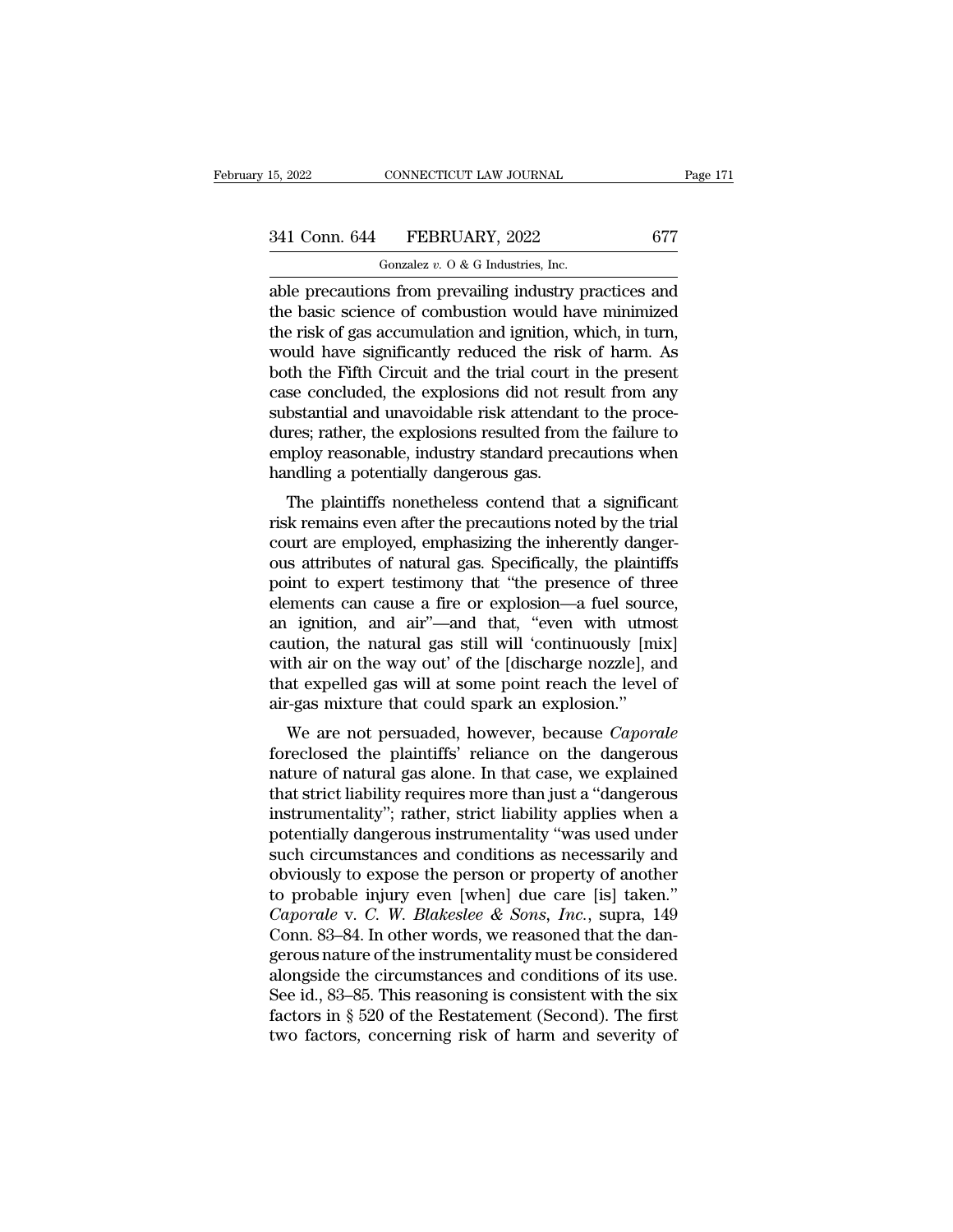able precautions from prevailing industry practices and the basic science of combustion would have minimized the risk of gas accumulation and ignition, which, in turn, would have significantly reduced the risk of harm. As both the Fifth Circuit and the trial court in the present case concluded, the explosions did not result from any substantial and unavoidable risk attendant to the procedures; rather, the explosions resulted from the failure to employ reasonable, industry standard precautions when handling a potentially dangerous gas.

The plaintiffs nonetheless contend that a significant risk remains even after the precautions noted by the trial court are employed, emphasizing the inherently dangerous attributes of natural gas. Specifically, the plaintiffs point to expert testimony that "the presence of three elements can cause a fire or explosion—a fuel source, an ignition, and air"—and that, "even with utmost caution, the natural gas still will 'continuously [mix] with air on the way out' of the [discharge nozzle], and that expelled gas will at some point reach the level of air-gas mixture that could spark an explosion."

We are not persuaded, however, because *Caporale* foreclosed the plaintiffs' reliance on the dangerous nature of natural gas alone. In that case, we explained that strict liability requires more than just a "dangerous instrumentality"; rather, strict liability applies when a potentially dangerous instrumentality "was used under such circumstances and conditions as necessarily and obviously to expose the person or property of another to probable injury even [when] due care [is] taken." *Caporale* v. *C. W. Blakeslee & Sons, Inc.*, supra, 149 Conn. 83–84. In other words, we reasoned that the dangerous nature of the instrumentality must be considered alongside the circumstances and conditions of its use. See id., 83–85. This reasoning is consistent with the six factors in § 520 of the Restatement (Second). The first two factors, concerning risk of harm and severity of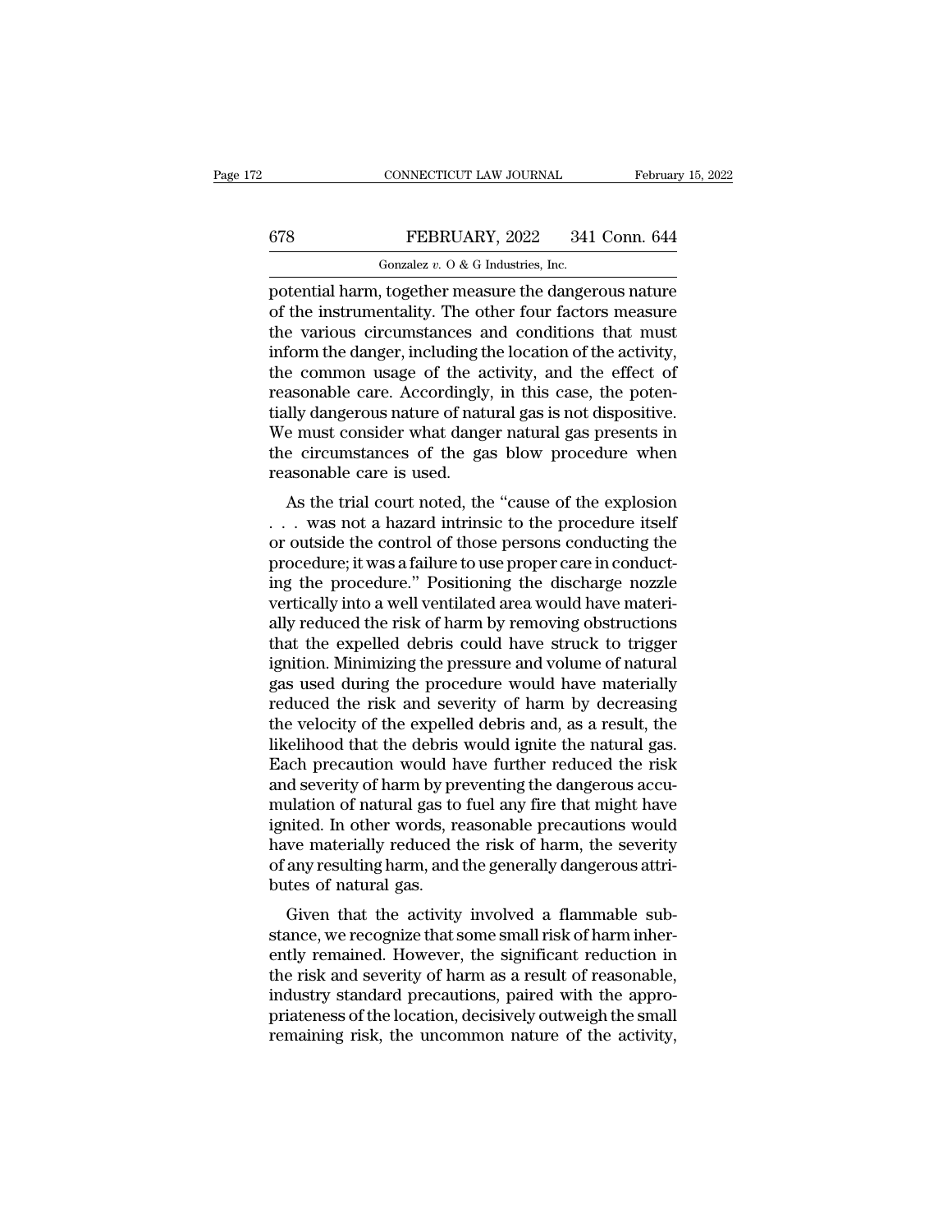potential harm, together measure the dangerous nature of the instrumentality. The other four factors measure the various circumstances and conditions that must inform the danger, including the location of the activity, the common usage of the activity, and the effect of reasonable care. Accordingly, in this case, the potentially dangerous nature of natural gas is not dispositive. We must consider what danger natural gas presents in the circumstances of the gas blow procedure when reasonable care is used.

As the trial court noted, the "cause of the explosion . . . was not a hazard intrinsic to the procedure itself or outside the control of those persons conducting the procedure; it was a failure to use proper care in conducting the procedure." Positioning the discharge nozzle vertically into a well ventilated area would have materially reduced the risk of harm by removing obstructions that the expelled debris could have struck to trigger ignition. Minimizing the pressure and volume of natural gas used during the procedure would have materially reduced the risk and severity of harm by decreasing the velocity of the expelled debris and, as a result, the likelihood that the debris would ignite the natural gas. Each precaution would have further reduced the risk and severity of harm by preventing the dangerous accumulation of natural gas to fuel any fire that might have ignited. In other words, reasonable precautions would have materially reduced the risk of harm, the severity of any resulting harm, and the generally dangerous attributes of natural gas.

Given that the activity involved a flammable substance, we recognize that some small risk of harm inherently remained. However, the significant reduction in the risk and severity of harm as a result of reasonable, industry standard precautions, paired with the appropriateness of the location, decisively outweigh the small remaining risk, the uncommon nature of the activity,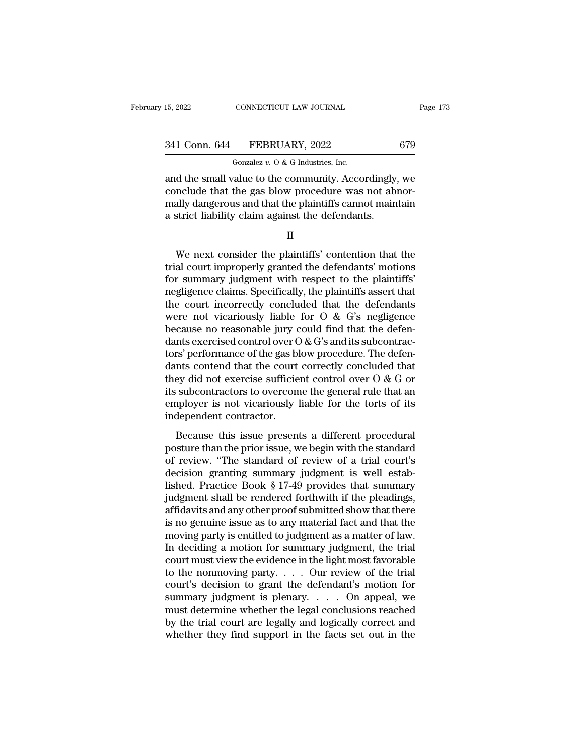and the small value to the community. Accordingly, we conclude that the gas blow procedure was not abnormally dangerous and that the plaintiffs cannot maintain a strict liability claim against the defendants.

II

We next consider the plaintiffs' contention that the trial court improperly granted the defendants' motions for summary judgment with respect to the plaintiffs' negligence claims. Specifically, the plaintiffs assert that the court incorrectly concluded that the defendants were not vicariously liable for O & G's negligence because no reasonable jury could find that the defendants exercised control over O & G's and its subcontractors' performance of the gas blow procedure. The defendants contend that the court correctly concluded that they did not exercise sufficient control over O & G or its subcontractors to overcome the general rule that an employer is not vicariously liable for the torts of its independent contractor.

Because this issue presents a different procedural posture than the prior issue, we begin with the standard of review. "The standard of review of a trial court's decision granting summary judgment is well established. Practice Book § 17-49 provides that summary judgment shall be rendered forthwith if the pleadings, affidavits and any other proof submitted show that there is no genuine issue as to any material fact and that the moving party is entitled to judgment as a matter of law. In deciding a motion for summary judgment, the trial court must view the evidence in the light most favorable to the nonmoving party. . . . Our review of the trial court's decision to grant the defendant's motion for summary judgment is plenary. . . . On appeal, we must determine whether the legal conclusions reached by the trial court are legally and logically correct and whether they find support in the facts set out in the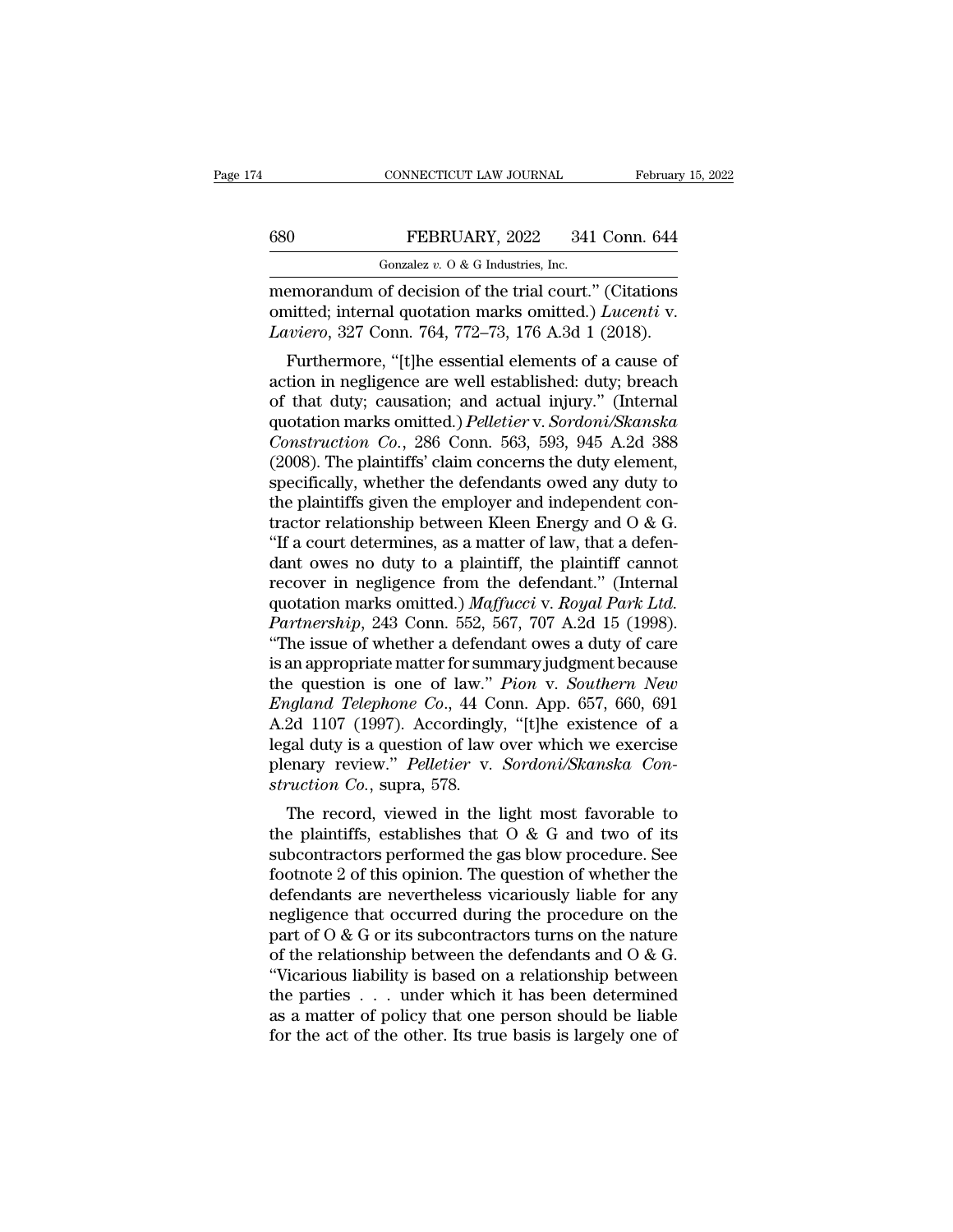memorandum of decision of the trial court." (Citations omitted; internal quotation marks omitted.) *Lucenti* v. *Laviero*, 327 Conn. 764, 772–73, 176 A.3d 1 (2018).

Furthermore, "[t]he essential elements of a cause of action in negligence are well established: duty; breach of that duty; causation; and actual injury." (Internal quotation marks omitted.) *Pelletier* v. *Sordoni/Skanska Construction Co.*, 286 Conn. 563, 593, 945 A.2d 388 (2008). The plaintiffs' claim concerns the duty element, specifically, whether the defendants owed any duty to the plaintiffs given the employer and independent contractor relationship between Kleen Energy and O & G. "If a court determines, as a matter of law, that a defendant owes no duty to a plaintiff, the plaintiff cannot recover in negligence from the defendant." (Internal quotation marks omitted.) *Maffucci* v. *Royal Park Ltd. Partnership*, 243 Conn. 552, 567, 707 A.2d 15 (1998). "The issue of whether a defendant owes a duty of care is an appropriate matter for summary judgment because the question is one of law." *Pion* v. *Southern New England Telephone Co.*, 44 Conn. App. 657, 660, 691 A.2d 1107 (1997). Accordingly, "[t]he existence of a legal duty is a question of law over which we exercise plenary review." *Pelletier* v. *Sordoni/Skanska Construction Co.*, supra, 578.

The record, viewed in the light most favorable to the plaintiffs, establishes that O & G and two of its subcontractors performed the gas blow procedure. See footnote 2 of this opinion. The question of whether the defendants are nevertheless vicariously liable for any negligence that occurred during the procedure on the part of O & G or its subcontractors turns on the nature of the relationship between the defendants and O & G. "Vicarious liability is based on a relationship between the parties . . . under which it has been determined as a matter of policy that one person should be liable for the act of the other. Its true basis is largely one of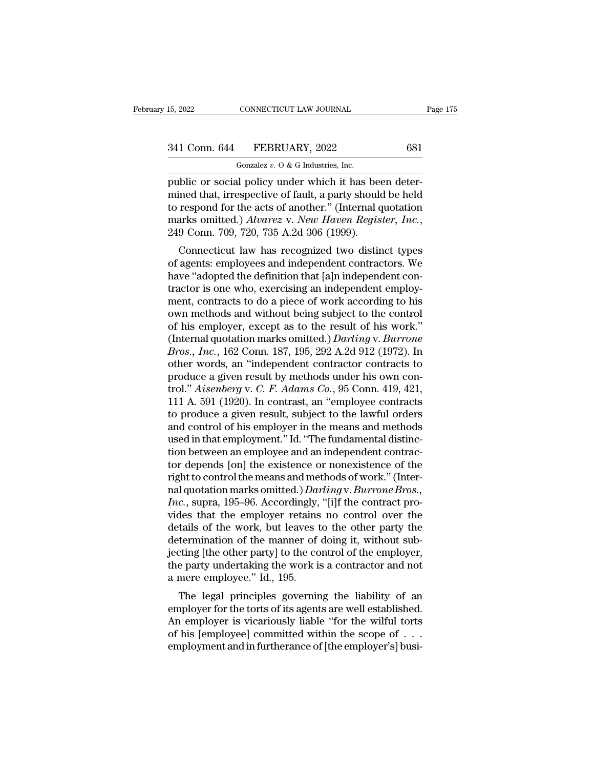public or social policy under which it has been determined that, irrespective of fault, a party should be held to respond for the acts of another." (Internal quotation marks omitted.) *Alvarez* v. *New Haven Register, Inc.*, 249 Conn. 709, 720, 735 A.2d 306 (1999).

Connecticut law has recognized two distinct types of agents: employees and independent contractors. We have "adopted the definition that [a]n independent contractor is one who, exercising an independent employment, contracts to do a piece of work according to his own methods and without being subject to the control of his employer, except as to the result of his work." (Internal quotation marks omitted.) *Darling* v. *Burrone Bros., Inc.*, 162 Conn. 187, 195, 292 A.2d 912 (1972). In other words, an "independent contractor contracts to produce a given result by methods under his own control." *Aisenberg* v. *C. F. Adams Co.*, 95 Conn. 419, 421, 111 A. 591 (1920). In contrast, an "employee contracts to produce a given result, subject to the lawful orders and control of his employer in the means and methods used in that employment." Id. "The fundamental distinction between an employee and an independent contractor depends [on] the existence or nonexistence of the right to control the means and methods of work." (Internal quotation marks omitted.) *Darling* v. *Burrone Bros., Inc.*, supra, 195–96. Accordingly, "[i]f the contract provides that the employer retains no control over the details of the work, but leaves to the other party the determination of the manner of doing it, without subjecting [the other party] to the control of the employer, the party undertaking the work is a contractor and not a mere employee." Id., 195.

The legal principles governing the liability of an employer for the torts of its agents are well established. An employer is vicariously liable "for the wilful torts of his [employee] committed within the scope of . . . employment and in furtherance of [the employer's] busi-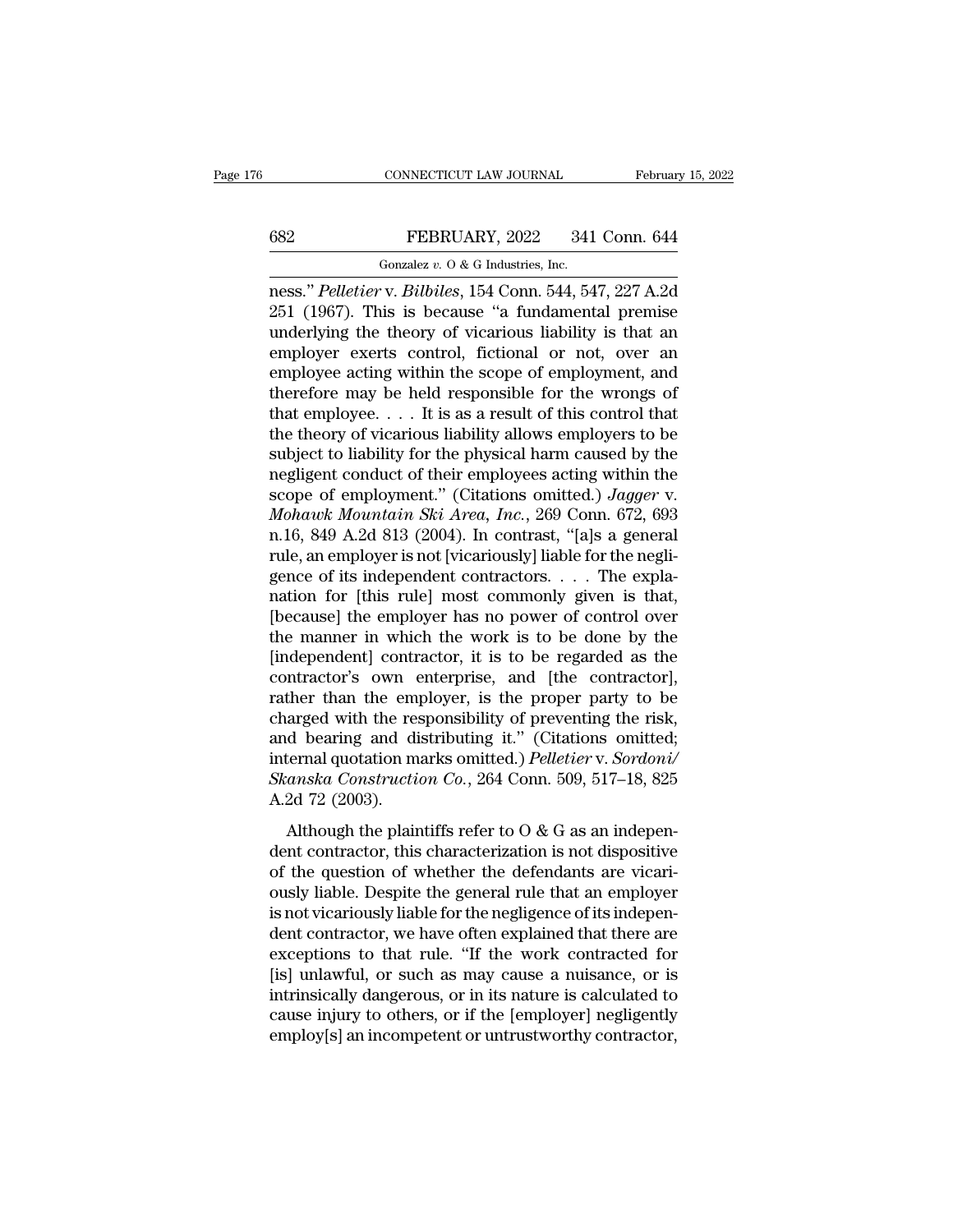ness." *Pelletier* v. *Bilbiles*, 154 Conn. 544, 547, 227 A.2d 251 (1967). This is because "a fundamental premise underlying the theory of vicarious liability is that an employer exerts control, fictional or not, over an employee acting within the scope of employment, and therefore may be held responsible for the wrongs of that employee. . . . It is as a result of this control that the theory of vicarious liability allows employers to be subject to liability for the physical harm caused by the negligent conduct of their employees acting within the scope of employment." (Citations omitted.) *Jagger* v. *Mohawk Mountain Ski Area, Inc.*, 269 Conn. 672, 693 n.16, 849 A.2d 813 (2004). In contrast, "[a]s a general rule, an employer is not [vicariously] liable for the negligence of its independent contractors. . . . The explanation for [this rule] most commonly given is that, [because] the employer has no power of control over the manner in which the work is to be done by the [independent] contractor, it is to be regarded as the contractor's own enterprise, and [the contractor], rather than the employer, is the proper party to be charged with the responsibility of preventing the risk, and bearing and distributing it." (Citations omitted; internal quotation marks omitted.) *Pelletier* v. *Sordoni/Skanska Construction Co.*, 264 Conn. 509, 517–18, 825 A.2d 72 (2003).

Although the plaintiffs refer to O & G as an independent contractor, this characterization is not dispositive of the question of whether the defendants are vicariously liable. Despite the general rule that an employer is not vicariously liable for the negligence of its independent contractor, we have often explained that there are exceptions to that rule. "If the work contracted for [is] unlawful, or such as may cause a nuisance, or is intrinsically dangerous, or in its nature is calculated to cause injury to others, or if the [employer] negligently employ[s] an incompetent or untrustworthy contractor,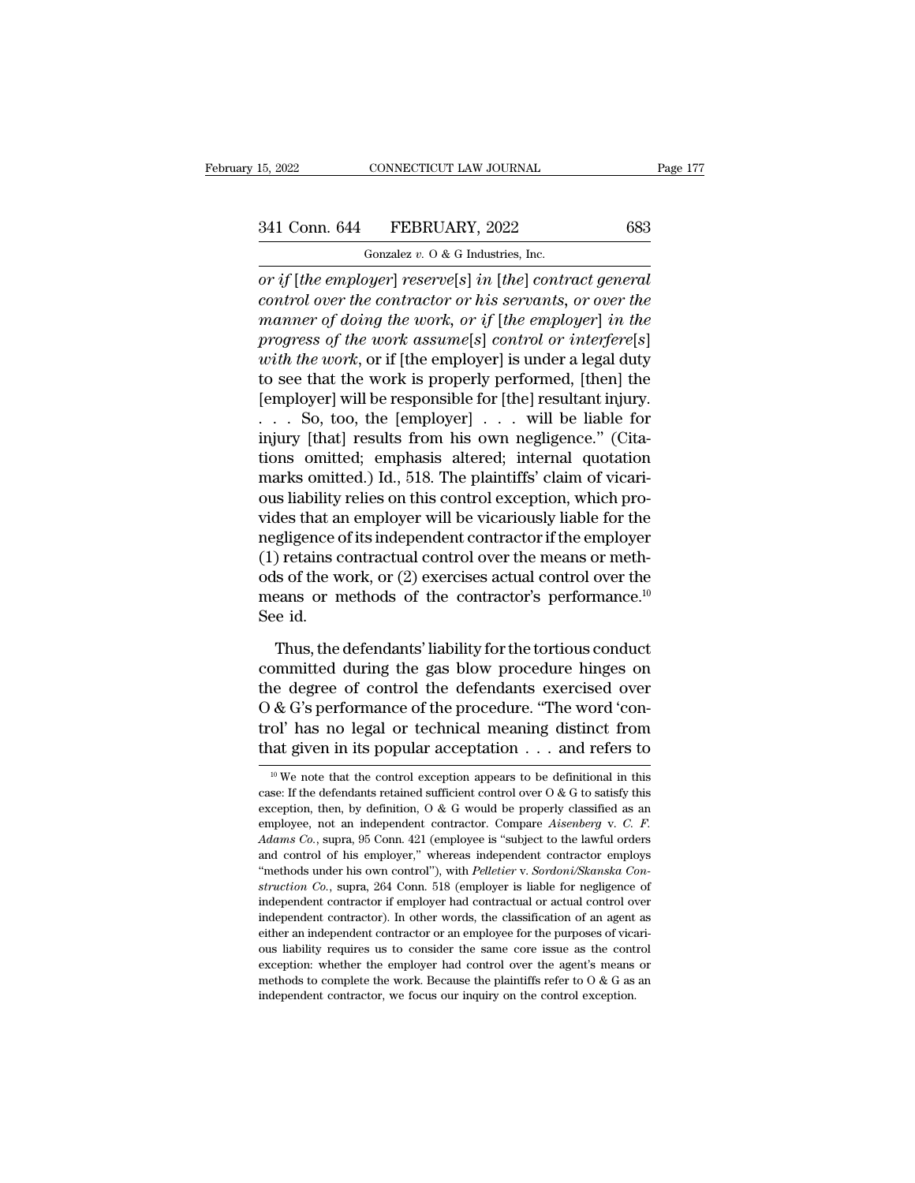*or if* [*the employer*] *reserve*[*s*] *in* [*the*] *contract general control over the contractor or his servants, or over the manner of doing the work, or if* [*the employer*] *in the progress of the work assume*[*s*] *control or interfere*[*s*] *with the work*, or if [the employer] is under a legal duty to see that the work is properly performed, [then] the [employer] will be responsible for [the] resultant injury. . . . So, too, the [employer] . . . will be liable for injury [that] results from his own negligence." (Citations omitted; emphasis altered; internal quotation marks omitted.) Id., 518. The plaintiffs' claim of vicarious liability relies on this control exception, which provides that an employer will be vicariously liable for the negligence of its independent contractor if the employer (1) retains contractual control over the means or methods of the work, or (2) exercises actual control over the means or methods of the contractor's performance.[10] See id.

Thus, the defendants' liability for the tortious conduct committed during the gas blow procedure hinges on the degree of control the defendants exercised over O & G's performance of the procedure. "The word 'control' has no legal or technical meaning distinct from that given in its popular acceptation . . . and refers to

---

[10] We note that the control exception appears to be definitional in this case: If the defendants retained sufficient control over O & G to satisfy this exception, then, by definition, O & G would be properly classified as an employee, not an independent contractor. Compare *Aisenberg* v. *C. F. Adams Co.*, supra, 95 Conn. 421 (employee is "subject to the lawful orders and control of his employer," whereas independent contractor employs "methods under his own control"), with *Pelletier* v. *Sordoni/Skanska Construction Co.*, supra, 264 Conn. 518 (employer is liable for negligence of independent contractor if employer had contractual or actual control over independent contractor). In other words, the classification of an agent as either an independent contractor or an employee for the purposes of vicarious liability requires us to consider the same core issue as the control exception: whether the employer had control over the agent's means or methods to complete the work. Because the plaintiffs refer to O & G as an independent contractor, we focus our inquiry on the control exception.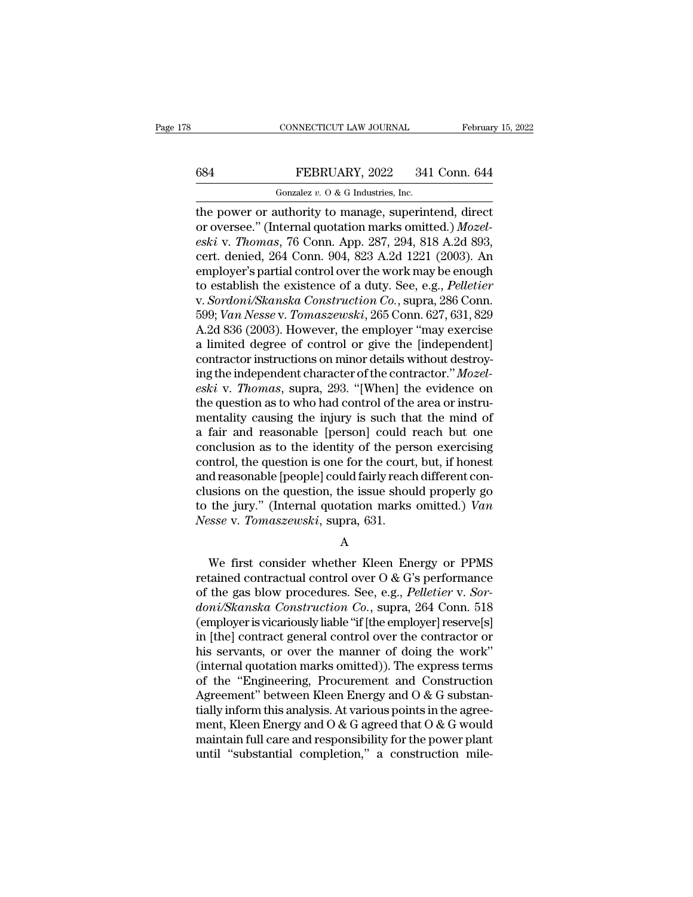the power or authority to manage, superintend, direct or oversee." (Internal quotation marks omitted.) *Mozeleski* v. *Thomas*, 76 Conn. App. 287, 294, 818 A.2d 893, cert. denied, 264 Conn. 904, 823 A.2d 1221 (2003). An employer's partial control over the work may be enough to establish the existence of a duty. See, e.g., *Pelletier* v. *Sordoni/Skanska Construction Co.*, supra, 286 Conn. 599; *Van Nesse* v. *Tomaszewski*, 265 Conn. 627, 631, 829 A.2d 836 (2003). However, the employer "may exercise a limited degree of control or give the [independent] contractor instructions on minor details without destroying the independent character of the contractor." *Mozeleski* v. *Thomas*, supra, 293. "[When] the evidence on the question as to who had control of the area or instrumentality causing the injury is such that the mind of a fair and reasonable [person] could reach but one conclusion as to the identity of the person exercising control, the question is one for the court, but, if honest and reasonable [people] could fairly reach different conclusions on the question, the issue should properly go to the jury." (Internal quotation marks omitted.) *Van Nesse* v. *Tomaszewski*, supra, 631.

A

We first consider whether Kleen Energy or PPMS retained contractual control over O & G's performance of the gas blow procedures. See, e.g., *Pelletier* v. *Sordoni/Skanska Construction Co.*, supra, 264 Conn. 518 (employer is vicariously liable "if [the employer] reserve[s] in [the] contract general control over the contractor or his servants, or over the manner of doing the work" (internal quotation marks omitted)). The express terms of the "Engineering, Procurement and Construction Agreement" between Kleen Energy and O & G substantially inform this analysis. At various points in the agreement, Kleen Energy and O & G agreed that O & G would maintain full care and responsibility for the power plant until "substantial completion," a construction mile-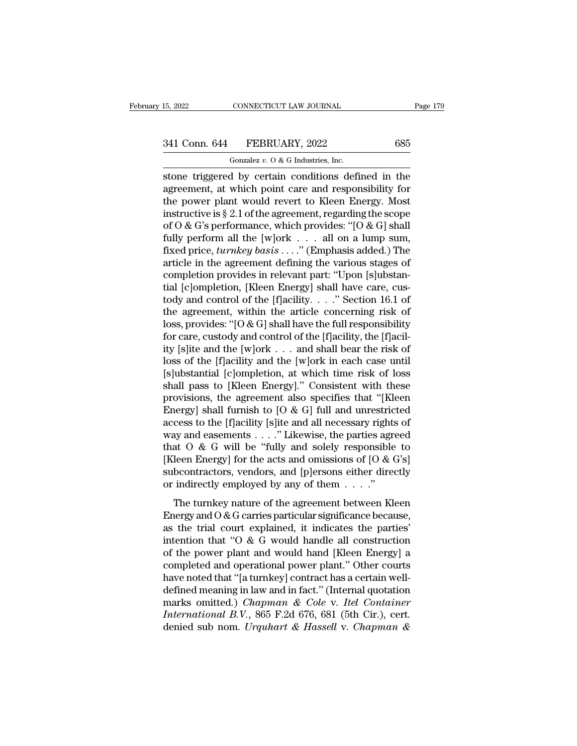stone triggered by certain conditions defined in the agreement, at which point care and responsibility for the power plant would revert to Kleen Energy. Most instructive is § 2.1 of the agreement, regarding the scope of O & G's performance, which provides: "[O & G] shall fully perform all the [w]ork . . . all on a lump sum, fixed price, *turnkey basis* . . . ." (Emphasis added.) The article in the agreement defining the various stages of completion provides in relevant part: "Upon [s]ubstantial [c]ompletion, [Kleen Energy] shall have care, custody and control of the [f]acility. . . ." Section 16.1 of the agreement, within the article concerning risk of loss, provides: "[O & G] shall have the full responsibility for care, custody and control of the [f]acility, the [f]acility [s]ite and the [w]ork . . . and shall bear the risk of loss of the [f]acility and the [w]ork in each case until [s]ubstantial [c]ompletion, at which time risk of loss shall pass to [Kleen Energy]." Consistent with these provisions, the agreement also specifies that "[Kleen Energy] shall furnish to [O & G] full and unrestricted access to the [f]acility [s]ite and all necessary rights of way and easements . . . ." Likewise, the parties agreed that O & G will be "fully and solely responsible to [Kleen Energy] for the acts and omissions of [O & G's] subcontractors, vendors, and [p]ersons either directly or indirectly employed by any of them . . . ."

The turnkey nature of the agreement between Kleen Energy and O & G carries particular significance because, as the trial court explained, it indicates the parties' intention that "O & G would handle all construction of the power plant and would hand [Kleen Energy] a completed and operational power plant." Other courts have noted that "[a turnkey] contract has a certain well-defined meaning in law and in fact." (Internal quotation marks omitted.) *Chapman & Cole* v. *Itel Container International B.V.*, 865 F.2d 676, 681 (5th Cir.), cert. denied sub nom. *Urquhart & Hassell* v. *Chapman &*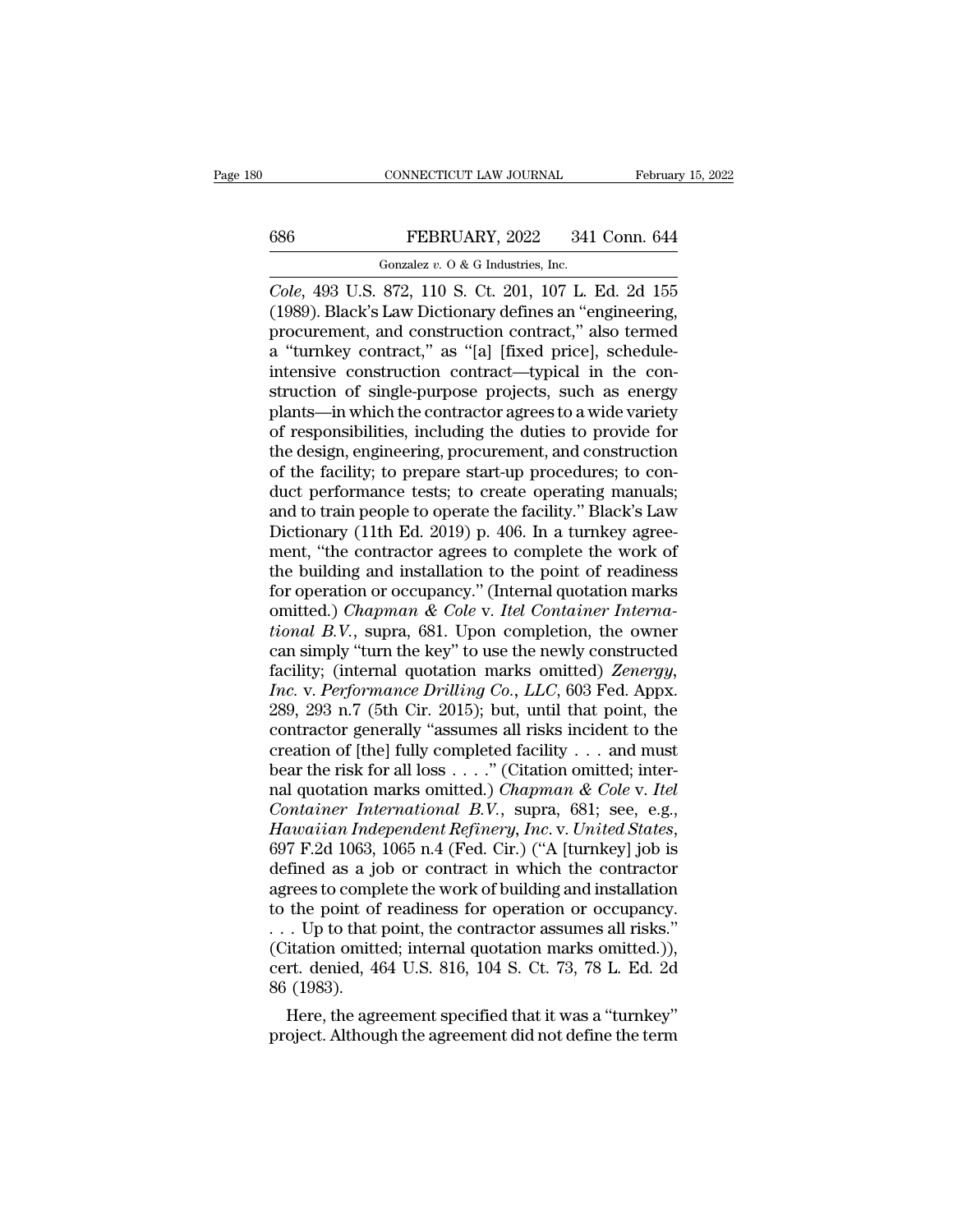*Cole*, 493 U.S. 872, 110 S. Ct. 201, 107 L. Ed. 2d 155 (1989). Black's Law Dictionary defines an "engineering, procurement, and construction contract," also termed a "turnkey contract," as "[a] [fixed price], schedule-intensive construction contract—typical in the construction of single-purpose projects, such as energy plants—in which the contractor agrees to a wide variety of responsibilities, including the duties to provide for the design, engineering, procurement, and construction of the facility; to prepare start-up procedures; to conduct performance tests; to create operating manuals; and to train people to operate the facility." Black's Law Dictionary (11th Ed. 2019) p. 406. In a turnkey agreement, "the contractor agrees to complete the work of the building and installation to the point of readiness for operation or occupancy." (Internal quotation marks omitted.) *Chapman & Cole* v. *Itel Container International B.V.*, supra, 681. Upon completion, the owner can simply "turn the key" to use the newly constructed facility; (internal quotation marks omitted) *Zenergy, Inc.* v. *Performance Drilling Co., LLC*, 603 Fed. Appx. 289, 293 n.7 (5th Cir. 2015); but, until that point, the contractor generally "assumes all risks incident to the creation of [the] fully completed facility . . . and must bear the risk for all loss . . . ." (Citation omitted; internal quotation marks omitted.) *Chapman & Cole* v. *Itel Container International B.V.*, supra, 681; see, e.g., *Hawaiian Independent Refinery, Inc.* v. *United States*, 697 F.2d 1063, 1065 n.4 (Fed. Cir.) ("A [turnkey] job is defined as a job or contract in which the contractor agrees to complete the work of building and installation to the point of readiness for operation or occupancy. . . . Up to that point, the contractor assumes all risks." (Citation omitted; internal quotation marks omitted.)), cert. denied, 464 U.S. 816, 104 S. Ct. 73, 78 L. Ed. 2d 86 (1983).

Here, the agreement specified that it was a "turnkey" project. Although the agreement did not define the term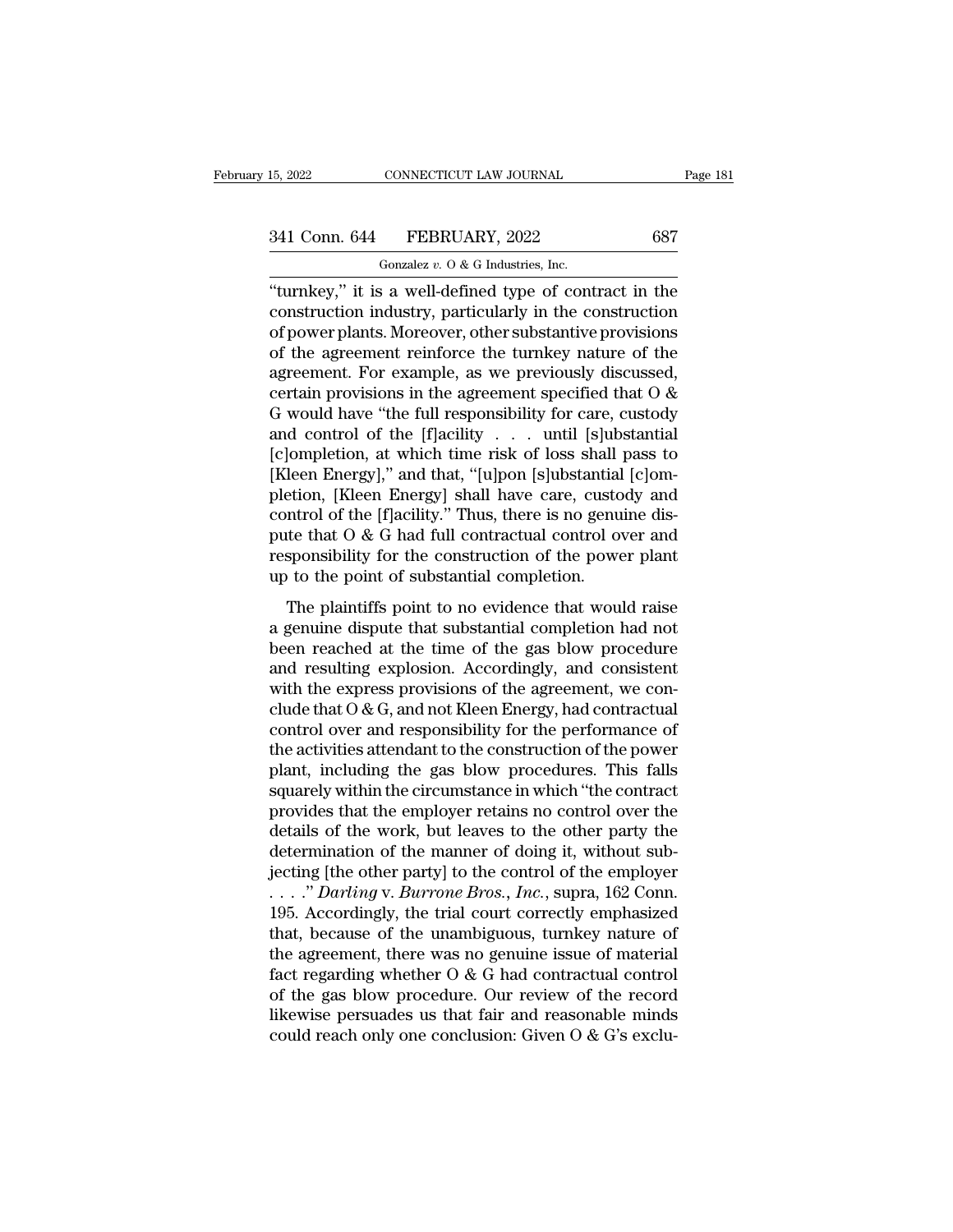"turnkey," it is a well-defined type of contract in the construction industry, particularly in the construction of power plants. Moreover, other substantive provisions of the agreement reinforce the turnkey nature of the agreement. For example, as we previously discussed, certain provisions in the agreement specified that O & G would have "the full responsibility for care, custody and control of the [f]acility . . . until [s]ubstantial [c]ompletion, at which time risk of loss shall pass to [Kleen Energy]," and that, "[u]pon [s]ubstantial [c]ompletion, [Kleen Energy] shall have care, custody and control of the [f]acility." Thus, there is no genuine dispute that O & G had full contractual control over and responsibility for the construction of the power plant up to the point of substantial completion.

The plaintiffs point to no evidence that would raise a genuine dispute that substantial completion had not been reached at the time of the gas blow procedure and resulting explosion. Accordingly, and consistent with the express provisions of the agreement, we conclude that O & G, and not Kleen Energy, had contractual control over and responsibility for the performance of the activities attendant to the construction of the power plant, including the gas blow procedures. This falls squarely within the circumstance in which "the contract provides that the employer retains no control over the details of the work, but leaves to the other party the determination of the manner of doing it, without subjecting [the other party] to the control of the employer . . . ." *Darling* v. *Burrone Bros., Inc.*, supra, 162 Conn. 195. Accordingly, the trial court correctly emphasized that, because of the unambiguous, turnkey nature of the agreement, there was no genuine issue of material fact regarding whether O & G had contractual control of the gas blow procedure. Our review of the record likewise persuades us that fair and reasonable minds could reach only one conclusion: Given O & G's exclu-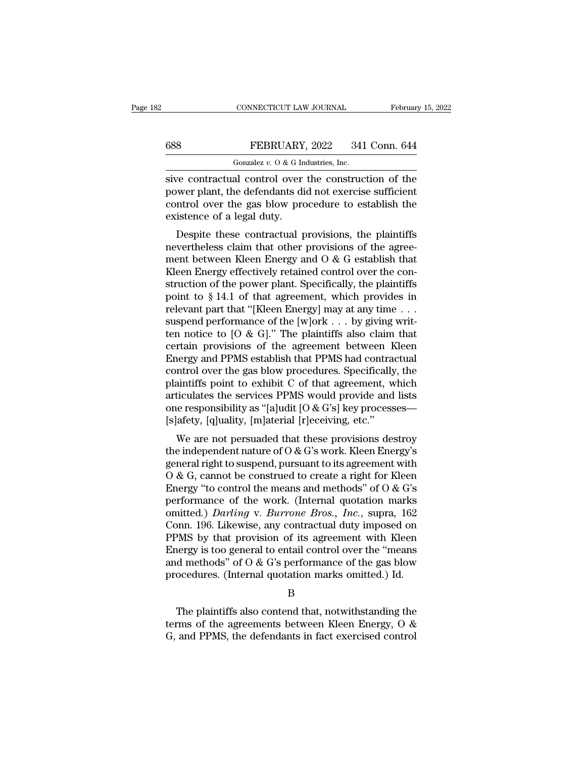sive contractual control over the construction of the power plant, the defendants did not exercise sufficient control over the gas blow procedure to establish the existence of a legal duty.

Despite these contractual provisions, the plaintiffs nevertheless claim that other provisions of the agreement between Kleen Energy and O & G establish that Kleen Energy effectively retained control over the construction of the power plant. Specifically, the plaintiffs point to § 14.1 of that agreement, which provides in relevant part that "[Kleen Energy] may at any time . . . suspend performance of the [w]ork . . . by giving written notice to [O & G]." The plaintiffs also claim that certain provisions of the agreement between Kleen Energy and PPMS establish that PPMS had contractual control over the gas blow procedures. Specifically, the plaintiffs point to exhibit C of that agreement, which articulates the services PPMS would provide and lists one responsibility as "[a]udit [O & G's] key processes—[s]afety, [q]uality, [m]aterial [r]eceiving, etc."

We are not persuaded that these provisions destroy the independent nature of O & G's work. Kleen Energy's general right to suspend, pursuant to its agreement with O & G, cannot be construed to create a right for Kleen Energy "to control the means and methods" of O & G's performance of the work. (Internal quotation marks omitted.) *Darling* v. *Burrone Bros., Inc.*, supra, 162 Conn. 196. Likewise, any contractual duty imposed on PPMS by that provision of its agreement with Kleen Energy is too general to entail control over the "means and methods" of O & G's performance of the gas blow procedures. (Internal quotation marks omitted.) Id.

B

The plaintiffs also contend that, notwithstanding the terms of the agreements between Kleen Energy, O & G, and PPMS, the defendants in fact exercised control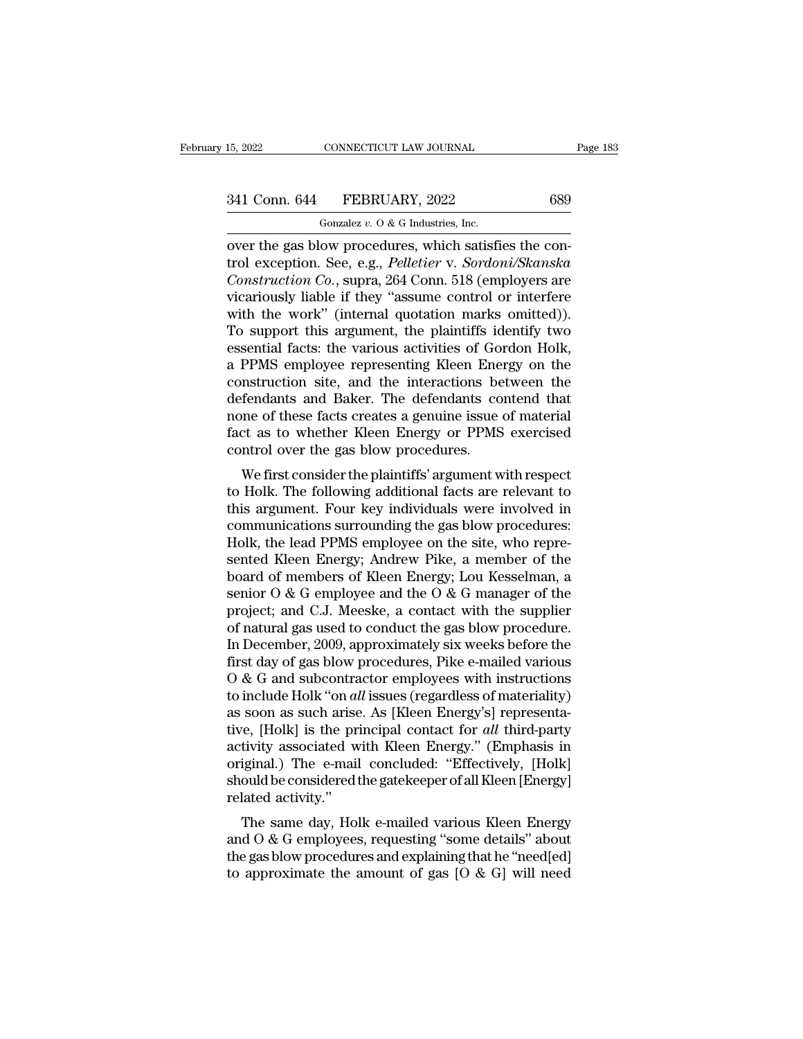over the gas blow procedures, which satisfies the control exception. See, e.g., *Pelletier* v. *Sordoni/Skanska Construction Co.*, supra, 264 Conn. 518 (employers are vicariously liable if they "assume control or interfere with the work" (internal quotation marks omitted)). To support this argument, the plaintiffs identify two essential facts: the various activities of Gordon Holk, a PPMS employee representing Kleen Energy on the construction site, and the interactions between the defendants and Baker. The defendants contend that none of these facts creates a genuine issue of material fact as to whether Kleen Energy or PPMS exercised control over the gas blow procedures.

We first consider the plaintiffs' argument with respect to Holk. The following additional facts are relevant to this argument. Four key individuals were involved in communications surrounding the gas blow procedures: Holk, the lead PPMS employee on the site, who represented Kleen Energy; Andrew Pike, a member of the board of members of Kleen Energy; Lou Kesselman, a senior O & G employee and the O & G manager of the project; and C.J. Meeske, a contact with the supplier of natural gas used to conduct the gas blow procedure. In December, 2009, approximately six weeks before the first day of gas blow procedures, Pike e-mailed various O & G and subcontractor employees with instructions to include Holk "on *all* issues (regardless of materiality) as soon as such arise. As [Kleen Energy's] representative, [Holk] is the principal contact for *all* third-party activity associated with Kleen Energy." (Emphasis in original.) The e-mail concluded: "Effectively, [Holk] should be considered the gatekeeper of all Kleen [Energy] related activity."

The same day, Holk e-mailed various Kleen Energy and O & G employees, requesting "some details" about the gas blow procedures and explaining that he "need[ed] to approximate the amount of gas [O & G] will need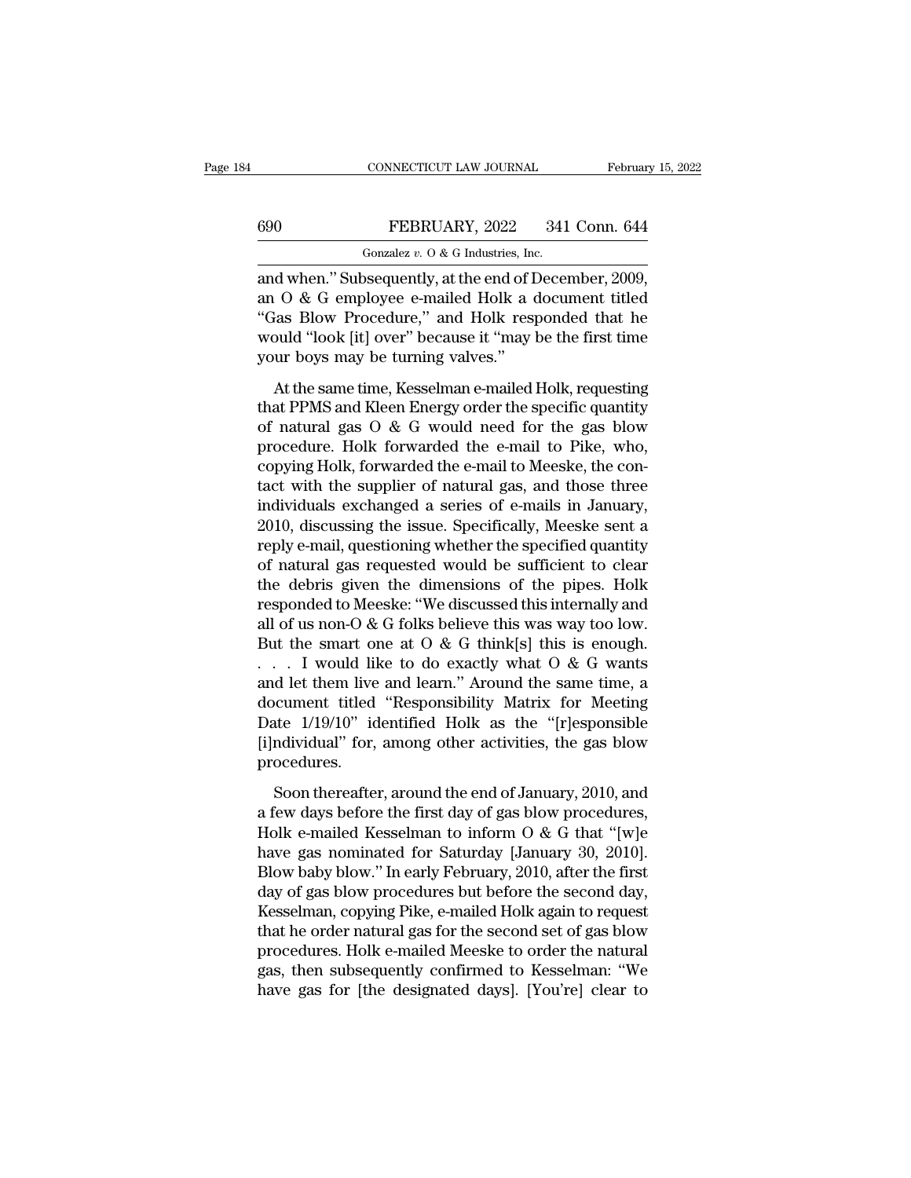and when." Subsequently, at the end of December, 2009, an O & G employee e-mailed Holk a document titled "Gas Blow Procedure," and Holk responded that he would "look [it] over" because it "may be the first time your boys may be turning valves."

At the same time, Kesselman e-mailed Holk, requesting that PPMS and Kleen Energy order the specific quantity of natural gas O & G would need for the gas blow procedure. Holk forwarded the e-mail to Pike, who, copying Holk, forwarded the e-mail to Meeske, the contact with the supplier of natural gas, and those three individuals exchanged a series of e-mails in January, 2010, discussing the issue. Specifically, Meeske sent a reply e-mail, questioning whether the specified quantity of natural gas requested would be sufficient to clear the debris given the dimensions of the pipes. Holk responded to Meeske: "We discussed this internally and all of us non-O & G folks believe this was way too low. But the smart one at O & G think[s] this is enough. . . . I would like to do exactly what O & G wants and let them live and learn." Around the same time, a document titled "Responsibility Matrix for Meeting Date 1/19/10" identified Holk as the "[r]esponsible [i]ndividual" for, among other activities, the gas blow procedures.

Soon thereafter, around the end of January, 2010, and a few days before the first day of gas blow procedures, Holk e-mailed Kesselman to inform O & G that "[w]e have gas nominated for Saturday [January 30, 2010]. Blow baby blow." In early February, 2010, after the first day of gas blow procedures but before the second day, Kesselman, copying Pike, e-mailed Holk again to request that he order natural gas for the second set of gas blow procedures. Holk e-mailed Meeske to order the natural gas, then subsequently confirmed to Kesselman: "We have gas for [the designated days]. [You're] clear to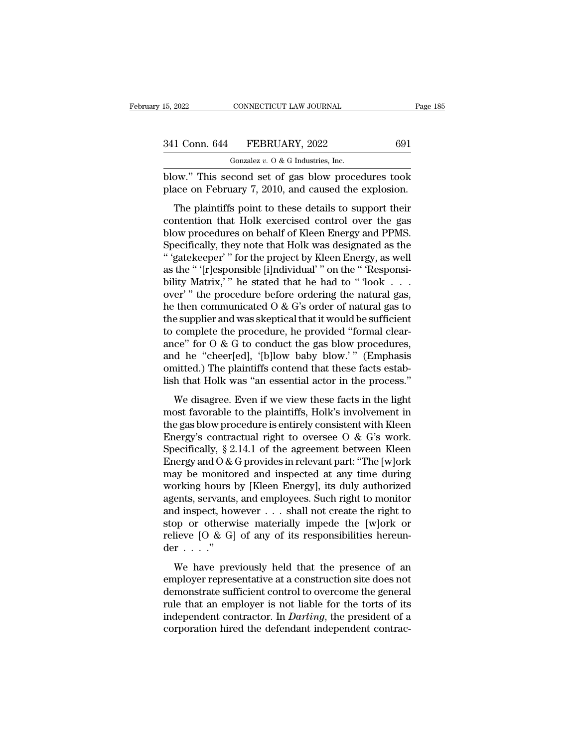blow." This second set of gas blow procedures took place on February 7, 2010, and caused the explosion.

The plaintiffs point to these details to support their contention that Holk exercised control over the gas blow procedures on behalf of Kleen Energy and PPMS. Specifically, they note that Holk was designated as the " 'gatekeeper' " for the project by Kleen Energy, as well as the " '[r]esponsible [i]ndividual' " on the " 'Responsibility Matrix,' " he stated that he had to " 'look . . . over' " the procedure before ordering the natural gas, he then communicated O & G's order of natural gas to the supplier and was skeptical that it would be sufficient to complete the procedure, he provided "formal clearance" for O & G to conduct the gas blow procedures, and he "cheer[ed], '[b]low baby blow.' " (Emphasis omitted.) The plaintiffs contend that these facts establish that Holk was "an essential actor in the process."

We disagree. Even if we view these facts in the light most favorable to the plaintiffs, Holk's involvement in the gas blow procedure is entirely consistent with Kleen Energy's contractual right to oversee O & G's work. Specifically, § 2.14.1 of the agreement between Kleen Energy and O & G provides in relevant part: "The [w]ork may be monitored and inspected at any time during working hours by [Kleen Energy], its duly authorized agents, servants, and employees. Such right to monitor and inspect, however . . . shall not create the right to stop or otherwise materially impede the [w]ork or relieve [O & G] of any of its responsibilities hereunder . . . ."

We have previously held that the presence of an employer representative at a construction site does not demonstrate sufficient control to overcome the general rule that an employer is not liable for the torts of its independent contractor. In *Darling*, the president of a corporation hired the defendant independent contrac-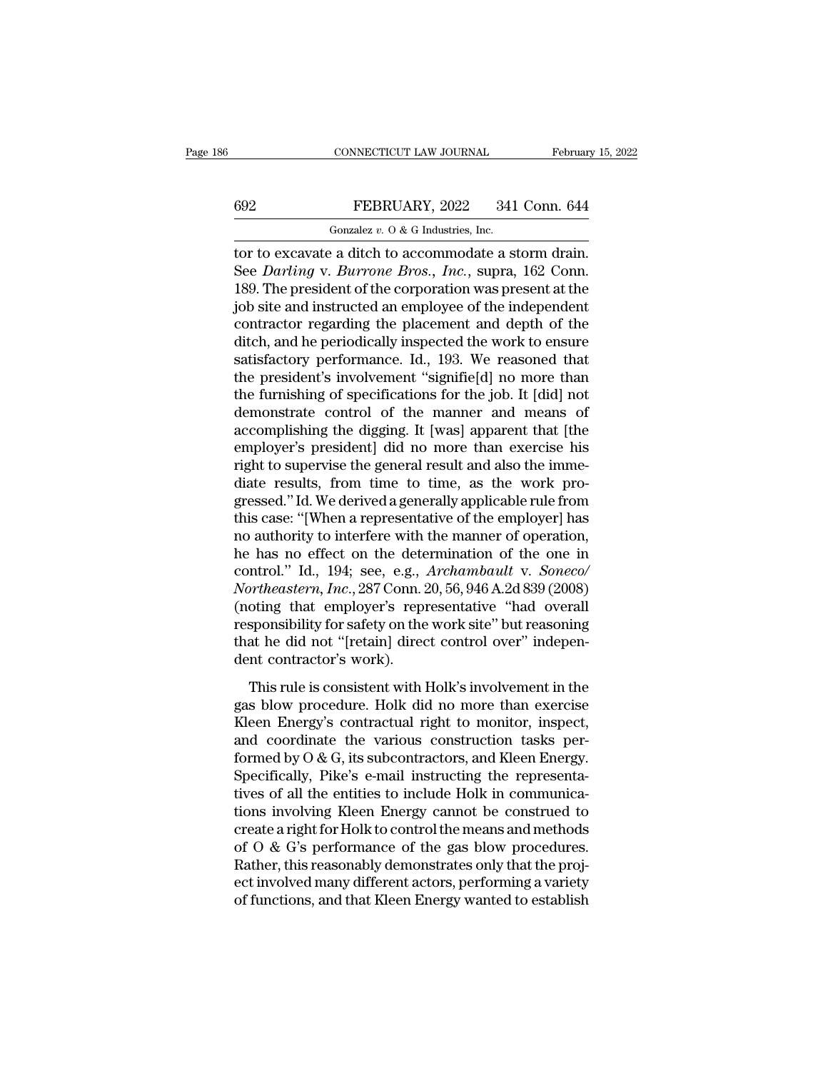tor to excavate a ditch to accommodate a storm drain. See *Darling* v. *Burrone Bros., Inc.*, supra, 162 Conn. 189. The president of the corporation was present at the job site and instructed an employee of the independent contractor regarding the placement and depth of the ditch, and he periodically inspected the work to ensure satisfactory performance. Id., 193. We reasoned that the president's involvement "signifie[d] no more than the furnishing of specifications for the job. It [did] not demonstrate control of the manner and means of accomplishing the digging. It [was] apparent that [the employer's president] did no more than exercise his right to supervise the general result and also the immediate results, from time to time, as the work progressed." Id. We derived a generally applicable rule from this case: "[When a representative of the employer] has no authority to interfere with the manner of operation, he has no effect on the determination of the one in control." Id., 194; see, e.g., *Archambault* v. *Soneco/Northeastern, Inc.*, 287 Conn. 20, 56, 946 A.2d 839 (2008) (noting that employer's representative "had overall responsibility for safety on the work site" but reasoning that he did not "[retain] direct control over" independent contractor's work).

This rule is consistent with Holk's involvement in the gas blow procedure. Holk did no more than exercise Kleen Energy's contractual right to monitor, inspect, and coordinate the various construction tasks performed by O & G, its subcontractors, and Kleen Energy. Specifically, Pike's e-mail instructing the representatives of all the entities to include Holk in communications involving Kleen Energy cannot be construed to create a right for Holk to control the means and methods of O & G's performance of the gas blow procedures. Rather, this reasonably demonstrates only that the project involved many different actors, performing a variety of functions, and that Kleen Energy wanted to establish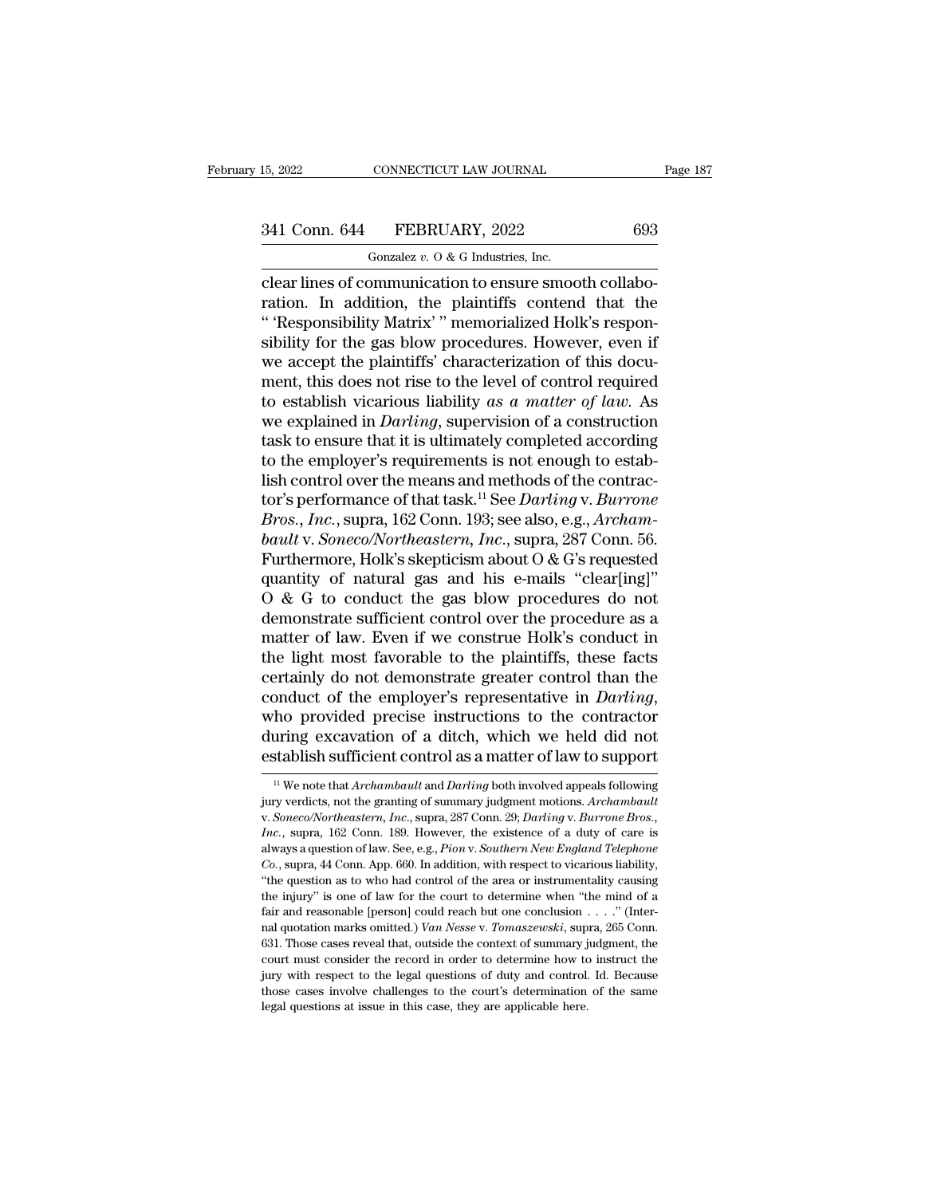clear lines of communication to ensure smooth collaboration. In addition, the plaintiffs contend that the " 'Responsibility Matrix' " memorialized Holk's responsibility for the gas blow procedures. However, even if we accept the plaintiffs' characterization of this document, this does not rise to the level of control required to establish vicarious liability *as a matter of law*. As we explained in *Darling*, supervision of a construction task to ensure that it is ultimately completed according to the employer's requirements is not enough to establish control over the means and methods of the contractor's performance of that task.[11] See *Darling* v. *Burrone Bros., Inc.*, supra, 162 Conn. 193; see also, e.g., *Archambault* v. *Soneco/Northeastern, Inc.*, supra, 287 Conn. 56. Furthermore, Holk's skepticism about O & G's requested quantity of natural gas and his e-mails "clear[ing]" O & G to conduct the gas blow procedures do not demonstrate sufficient control over the procedure as a matter of law. Even if we construe Holk's conduct in the light most favorable to the plaintiffs, these facts certainly do not demonstrate greater control than the conduct of the employer's representative in *Darling*, who provided precise instructions to the contractor during excavation of a ditch, which we held did not establish sufficient control as a matter of law to support

[11] We note that *Archambault* and *Darling* both involved appeals following jury verdicts, not the granting of summary judgment motions. *Archambault* v. *Soneco/Northeastern, Inc.*, supra, 287 Conn. 29; *Darling* v. *Burrone Bros., Inc.*, supra, 162 Conn. 189. However, the existence of a duty of care is always a question of law. See, e.g., *Pion* v. *Southern New England Telephone Co.*, supra, 44 Conn. App. 660. In addition, with respect to vicarious liability, "the question as to who had control of the area or instrumentality causing the injury" is one of law for the court to determine when "the mind of a fair and reasonable [person] could reach but one conclusion . . . ." (Internal quotation marks omitted.) *Van Nesse* v. *Tomaszewski*, supra, 265 Conn. 631. Those cases reveal that, outside the context of summary judgment, the court must consider the record in order to determine how to instruct the jury with respect to the legal questions of duty and control. Id. Because those cases involve challenges to the court's determination of the same legal questions at issue in this case, they are applicable here.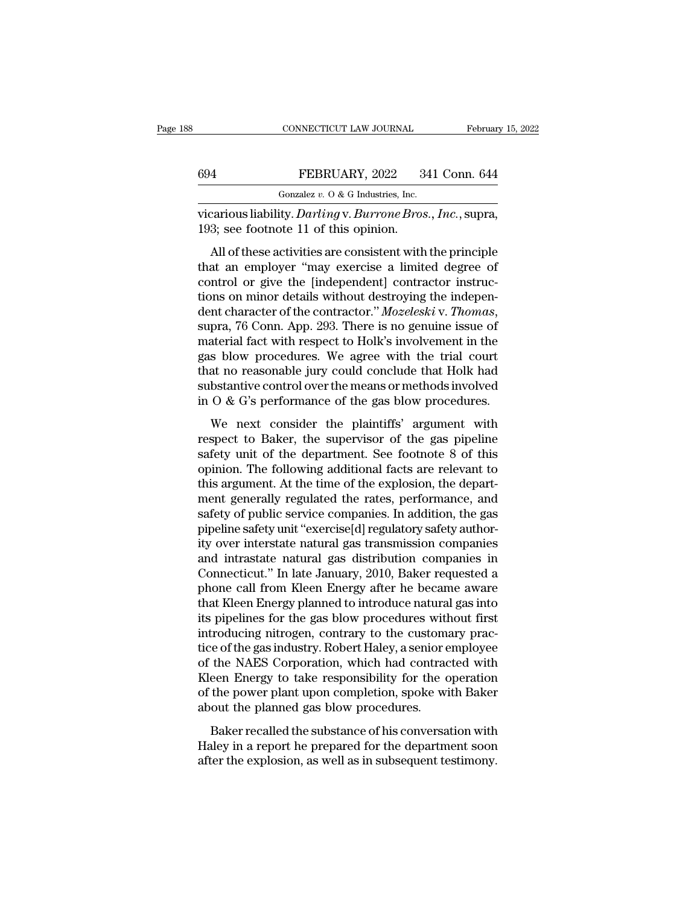vicarious liability. *Darling* v. *Burrone Bros., Inc.*, supra, 193; see footnote 11 of this opinion.

All of these activities are consistent with the principle that an employer "may exercise a limited degree of control or give the [independent] contractor instructions on minor details without destroying the independent character of the contractor." *Mozeleski* v. *Thomas*, supra, 76 Conn. App. 293. There is no genuine issue of material fact with respect to Holk's involvement in the gas blow procedures. We agree with the trial court that no reasonable jury could conclude that Holk had substantive control over the means or methods involved in O & G's performance of the gas blow procedures.

We next consider the plaintiffs' argument with respect to Baker, the supervisor of the gas pipeline safety unit of the department. See footnote 8 of this opinion. The following additional facts are relevant to this argument. At the time of the explosion, the department generally regulated the rates, performance, and safety of public service companies. In addition, the gas pipeline safety unit "exercise[d] regulatory safety authority over interstate natural gas transmission companies and intrastate natural gas distribution companies in Connecticut." In late January, 2010, Baker requested a phone call from Kleen Energy after he became aware that Kleen Energy planned to introduce natural gas into its pipelines for the gas blow procedures without first introducing nitrogen, contrary to the customary practice of the gas industry. Robert Haley, a senior employee of the NAES Corporation, which had contracted with Kleen Energy to take responsibility for the operation of the power plant upon completion, spoke with Baker about the planned gas blow procedures.

Baker recalled the substance of his conversation with Haley in a report he prepared for the department soon after the explosion, as well as in subsequent testimony.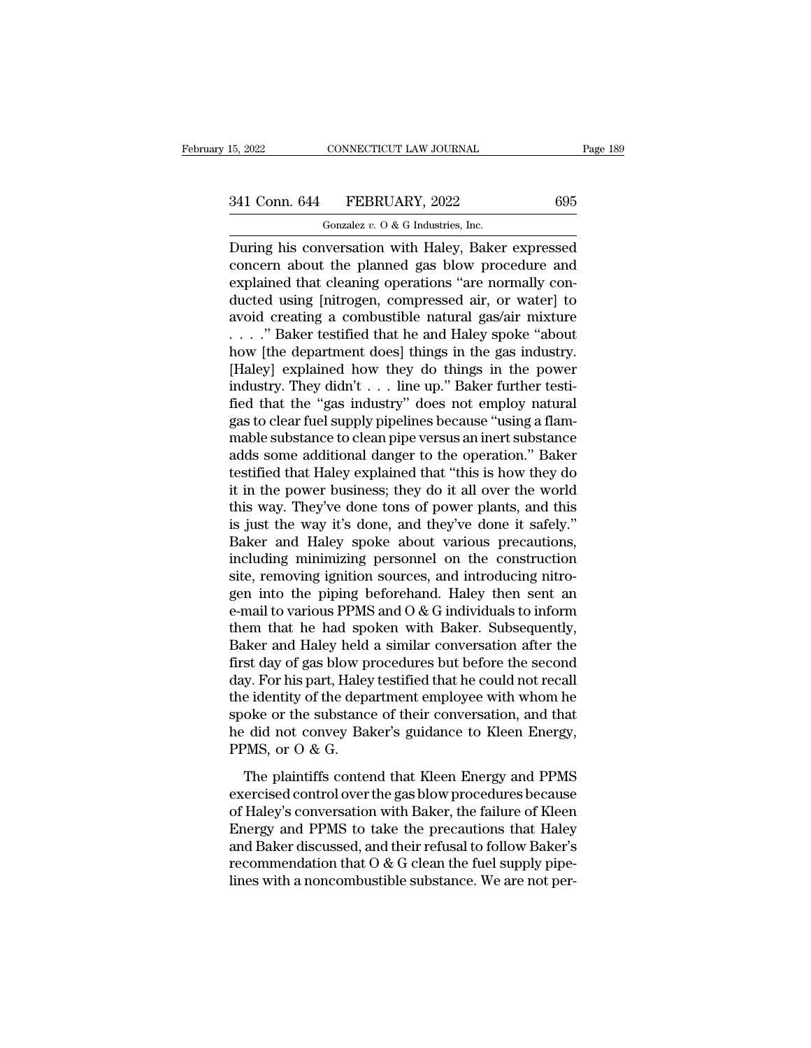During his conversation with Haley, Baker expressed concern about the planned gas blow procedure and explained that cleaning operations "are normally conducted using [nitrogen, compressed air, or water] to avoid creating a combustible natural gas/air mixture . . . ." Baker testified that he and Haley spoke "about how [the department does] things in the gas industry. [Haley] explained how they do things in the power industry. They didn't . . . line up." Baker further testified that the "gas industry" does not employ natural gas to clear fuel supply pipelines because "using a flammable substance to clean pipe versus an inert substance adds some additional danger to the operation." Baker testified that Haley explained that "this is how they do it in the power business; they do it all over the world this way. They've done tons of power plants, and this is just the way it's done, and they've done it safely." Baker and Haley spoke about various precautions, including minimizing personnel on the construction site, removing ignition sources, and introducing nitrogen into the piping beforehand. Haley then sent an e-mail to various PPMS and O & G individuals to inform them that he had spoken with Baker. Subsequently, Baker and Haley held a similar conversation after the first day of gas blow procedures but before the second day. For his part, Haley testified that he could not recall the identity of the department employee with whom he spoke or the substance of their conversation, and that he did not convey Baker's guidance to Kleen Energy, PPMS, or O & G.

The plaintiffs contend that Kleen Energy and PPMS exercised control over the gas blow procedures because of Haley's conversation with Baker, the failure of Kleen Energy and PPMS to take the precautions that Haley and Baker discussed, and their refusal to follow Baker's recommendation that O & G clean the fuel supply pipelines with a noncombustible substance. We are not per-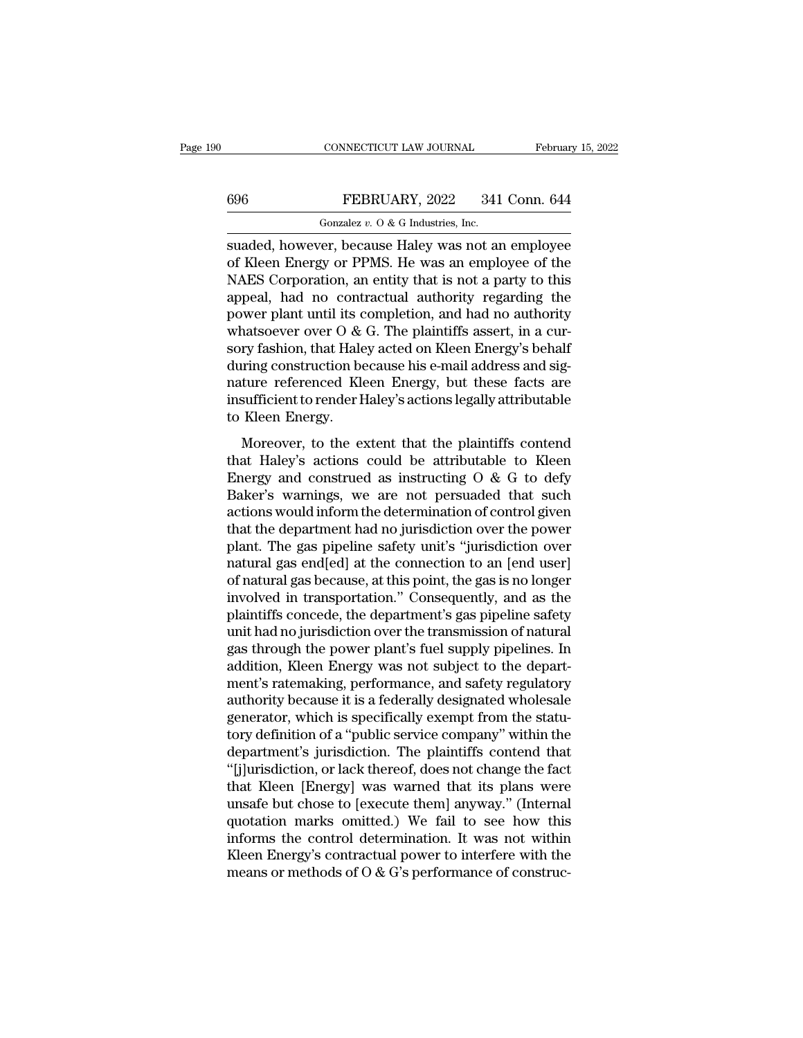suaded, however, because Haley was not an employee of Kleen Energy or PPMS. He was an employee of the NAES Corporation, an entity that is not a party to this appeal, had no contractual authority regarding the power plant until its completion, and had no authority whatsoever over O & G. The plaintiffs assert, in a cursory fashion, that Haley acted on Kleen Energy's behalf during construction because his e-mail address and signature referenced Kleen Energy, but these facts are insufficient to render Haley's actions legally attributable to Kleen Energy.

Moreover, to the extent that the plaintiffs contend that Haley's actions could be attributable to Kleen Energy and construed as instructing O & G to defy Baker's warnings, we are not persuaded that such actions would inform the determination of control given that the department had no jurisdiction over the power plant. The gas pipeline safety unit's "jurisdiction over natural gas end[ed] at the connection to an [end user] of natural gas because, at this point, the gas is no longer involved in transportation." Consequently, and as the plaintiffs concede, the department's gas pipeline safety unit had no jurisdiction over the transmission of natural gas through the power plant's fuel supply pipelines. In addition, Kleen Energy was not subject to the department's ratemaking, performance, and safety regulatory authority because it is a federally designated wholesale generator, which is specifically exempt from the statutory definition of a "public service company" within the department's jurisdiction. The plaintiffs contend that "[j]urisdiction, or lack thereof, does not change the fact that Kleen [Energy] was warned that its plans were unsafe but chose to [execute them] anyway." (Internal quotation marks omitted.) We fail to see how this informs the control determination. It was not within Kleen Energy's contractual power to interfere with the means or methods of O & G's performance of construc-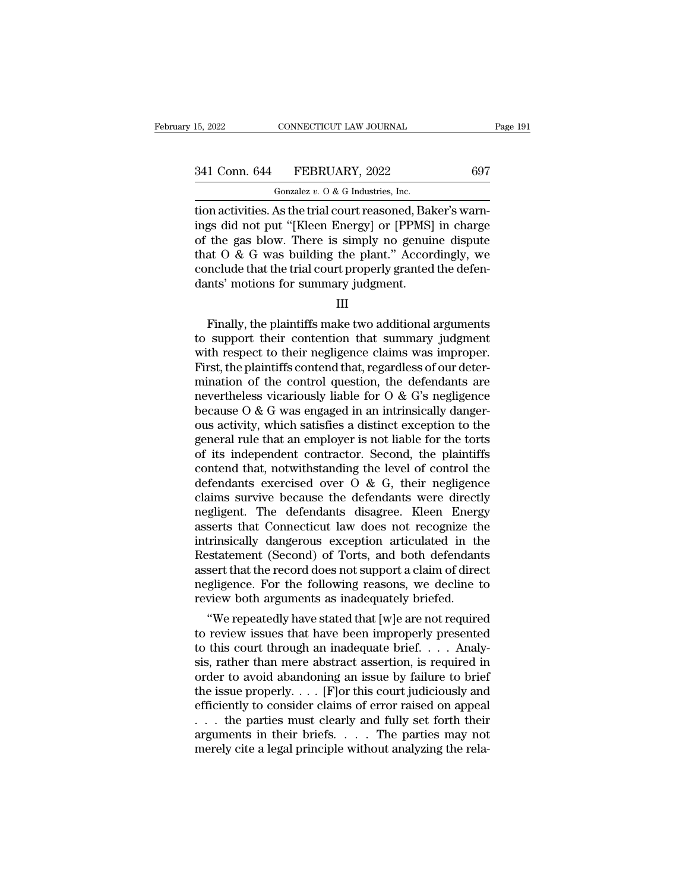tion activities. As the trial court reasoned, Baker's warnings did not put "[Kleen Energy] or [PPMS] in charge of the gas blow. There is simply no genuine dispute that O & G was building the plant." Accordingly, we conclude that the trial court properly granted the defendants' motions for summary judgment.

III

Finally, the plaintiffs make two additional arguments to support their contention that summary judgment with respect to their negligence claims was improper. First, the plaintiffs contend that, regardless of our determination of the control question, the defendants are nevertheless vicariously liable for O & G's negligence because O & G was engaged in an intrinsically dangerous activity, which satisfies a distinct exception to the general rule that an employer is not liable for the torts of its independent contractor. Second, the plaintiffs contend that, notwithstanding the level of control the defendants exercised over O & G, their negligence claims survive because the defendants were directly negligent. The defendants disagree. Kleen Energy asserts that Connecticut law does not recognize the intrinsically dangerous exception articulated in the Restatement (Second) of Torts, and both defendants assert that the record does not support a claim of direct negligence. For the following reasons, we decline to review both arguments as inadequately briefed.

"We repeatedly have stated that [w]e are not required to review issues that have been improperly presented to this court through an inadequate brief. . . . Analysis, rather than mere abstract assertion, is required in order to avoid abandoning an issue by failure to brief the issue properly. . . . [F]or this court judiciously and efficiently to consider claims of error raised on appeal . . . the parties must clearly and fully set forth their arguments in their briefs. . . . The parties may not merely cite a legal principle without analyzing the rela-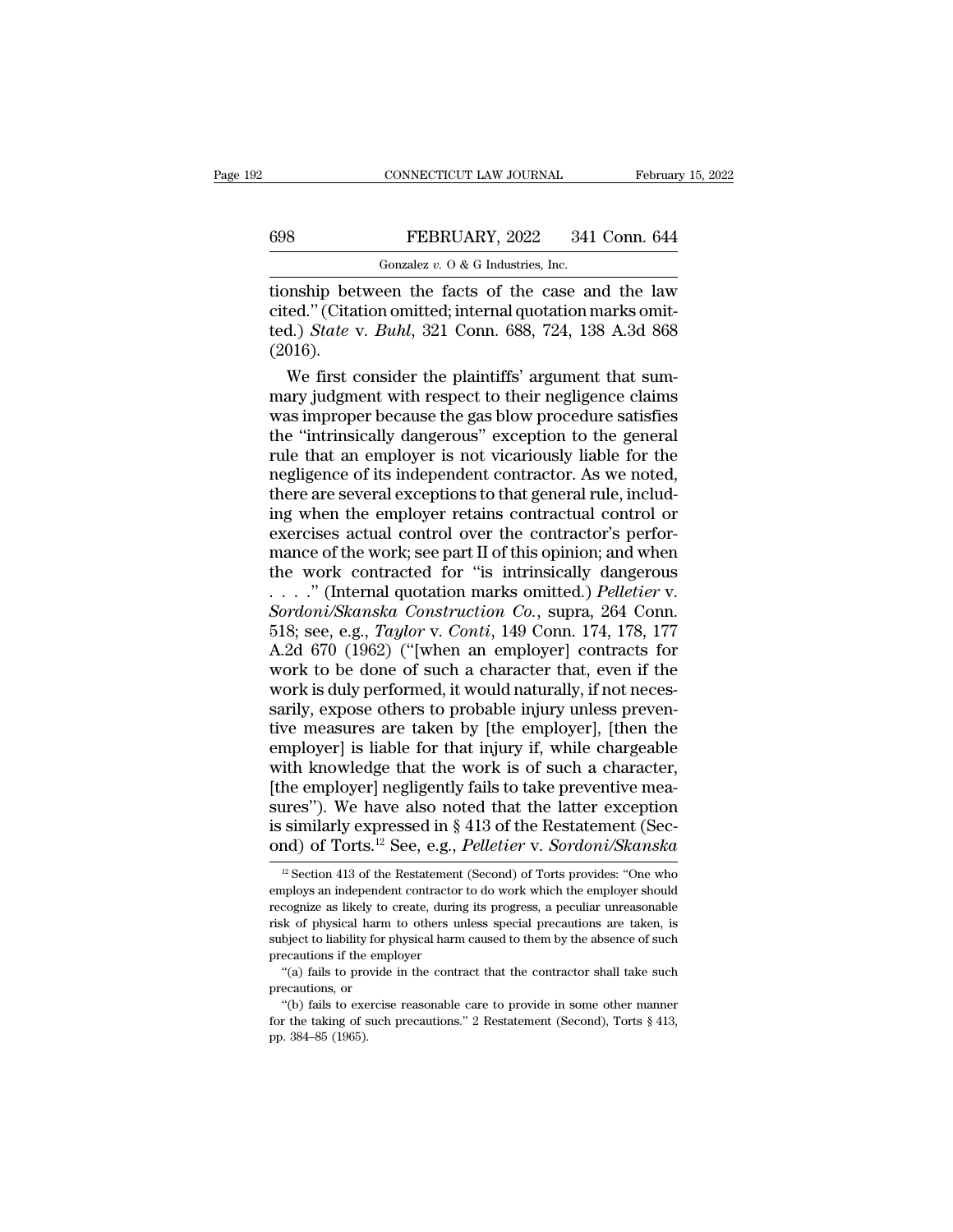tionship between the facts of the case and the law cited." (Citation omitted; internal quotation marks omitted.) *State* v. *Buhl*, 321 Conn. 688, 724, 138 A.3d 868 (2016).

We first consider the plaintiffs' argument that summary judgment with respect to their negligence claims was improper because the gas blow procedure satisfies the "intrinsically dangerous" exception to the general rule that an employer is not vicariously liable for the negligence of its independent contractor. As we noted, there are several exceptions to that general rule, including when the employer retains contractual control or exercises actual control over the contractor's performance of the work; see part II of this opinion; and when the work contracted for "is intrinsically dangerous . . . ." (Internal quotation marks omitted.) *Pelletier* v. *Sordoni/Skanska Construction Co.*, supra, 264 Conn. 518; see, e.g., *Taylor* v. *Conti*, 149 Conn. 174, 178, 177 A.2d 670 (1962) ("[when an employer] contracts for work to be done of such a character that, even if the work is duly performed, it would naturally, if not necessarily, expose others to probable injury unless preventive measures are taken by [the employer], [then the employer] is liable for that injury if, while chargeable with knowledge that the work is of such a character, [the employer] negligently fails to take preventive measures"). We have also noted that the latter exception is similarly expressed in § 413 of the Restatement (Second) of Torts.[12] See, e.g., *Pelletier* v. *Sordoni/Skanska*

[12] Section 413 of the Restatement (Second) of Torts provides: "One who employs an independent contractor to do work which the employer should recognize as likely to create, during its progress, a peculiar unreasonable risk of physical harm to others unless special precautions are taken, is subject to liability for physical harm caused to them by the absence of such precautions if the employer

"(a) fails to provide in the contract that the contractor shall take such precautions, or

"(b) fails to exercise reasonable care to provide in some other manner for the taking of such precautions." 2 Restatement (Second), Torts § 413, pp. 384–85 (1965).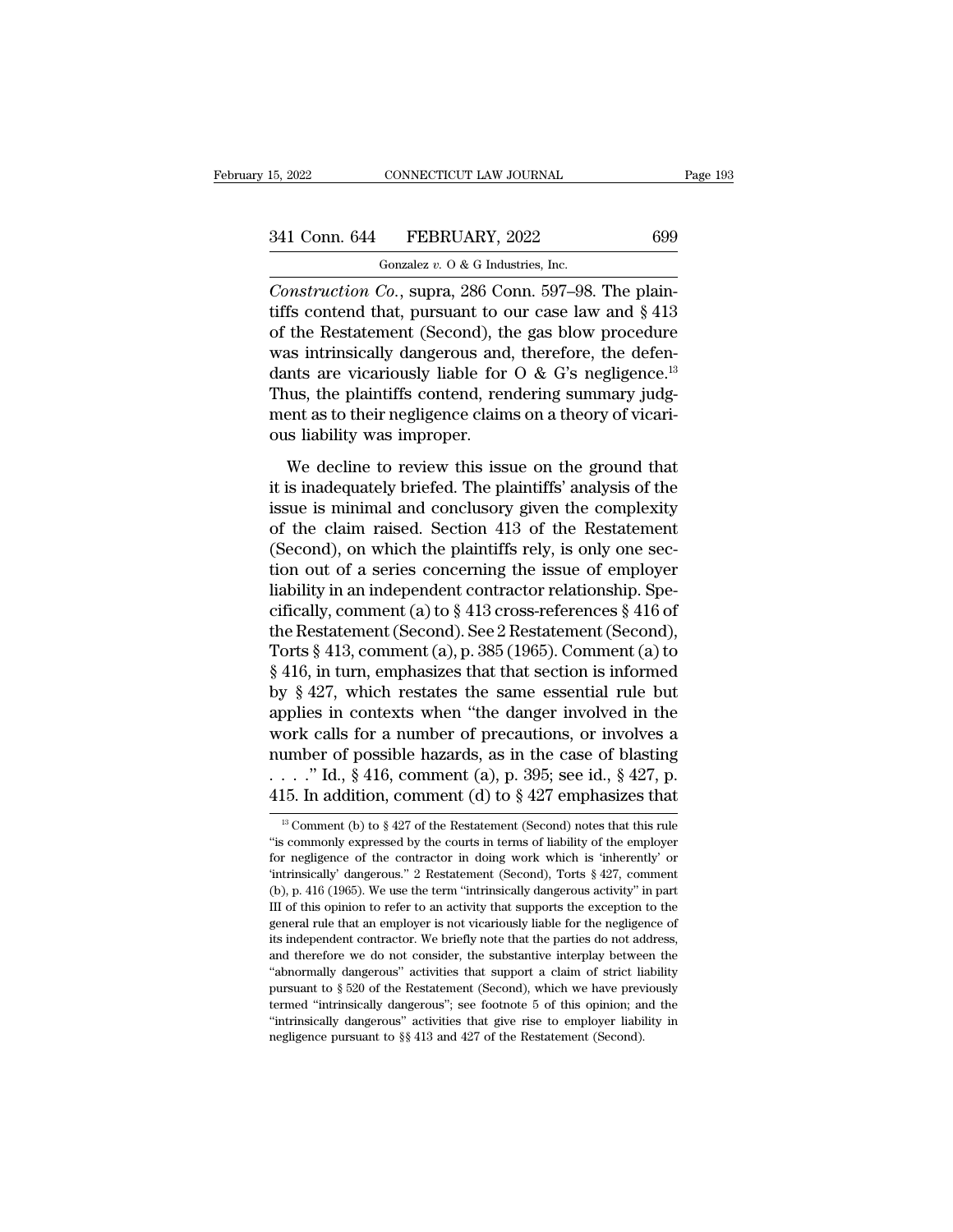*Construction Co.*, supra, 286 Conn. 597–98. The plaintiffs contend that, pursuant to our case law and § 413 of the Restatement (Second), the gas blow procedure was intrinsically dangerous and, therefore, the defendants are vicariously liable for O & G's negligence.[13] Thus, the plaintiffs contend, rendering summary judgment as to their negligence claims on a theory of vicarious liability was improper.

We decline to review this issue on the ground that it is inadequately briefed. The plaintiffs' analysis of the issue is minimal and conclusory given the complexity of the claim raised. Section 413 of the Restatement (Second), on which the plaintiffs rely, is only one section out of a series concerning the issue of employer liability in an independent contractor relationship. Specifically, comment (a) to § 413 cross-references § 416 of the Restatement (Second). See 2 Restatement (Second), Torts § 413, comment (a), p. 385 (1965). Comment (a) to § 416, in turn, emphasizes that that section is informed by § 427, which restates the same essential rule but applies in contexts when "the danger involved in the work calls for a number of precautions, or involves a number of possible hazards, as in the case of blasting . . . ." Id., § 416, comment (a), p. 395; see id., § 427, p. 415. In addition, comment (d) to § 427 emphasizes that

---

[13] Comment (b) to § 427 of the Restatement (Second) notes that this rule "is commonly expressed by the courts in terms of liability of the employer for negligence of the contractor in doing work which is 'inherently' or 'intrinsically' dangerous." 2 Restatement (Second), Torts § 427, comment (b), p. 416 (1965). We use the term "intrinsically dangerous activity" in part III of this opinion to refer to an activity that supports the exception to the general rule that an employer is not vicariously liable for the negligence of its independent contractor. We briefly note that the parties do not address, and therefore we do not consider, the substantive interplay between the "abnormally dangerous" activities that support a claim of strict liability pursuant to § 520 of the Restatement (Second), which we have previously termed "intrinsically dangerous"; see footnote 5 of this opinion; and the "intrinsically dangerous" activities that give rise to employer liability in negligence pursuant to §§ 413 and 427 of the Restatement (Second).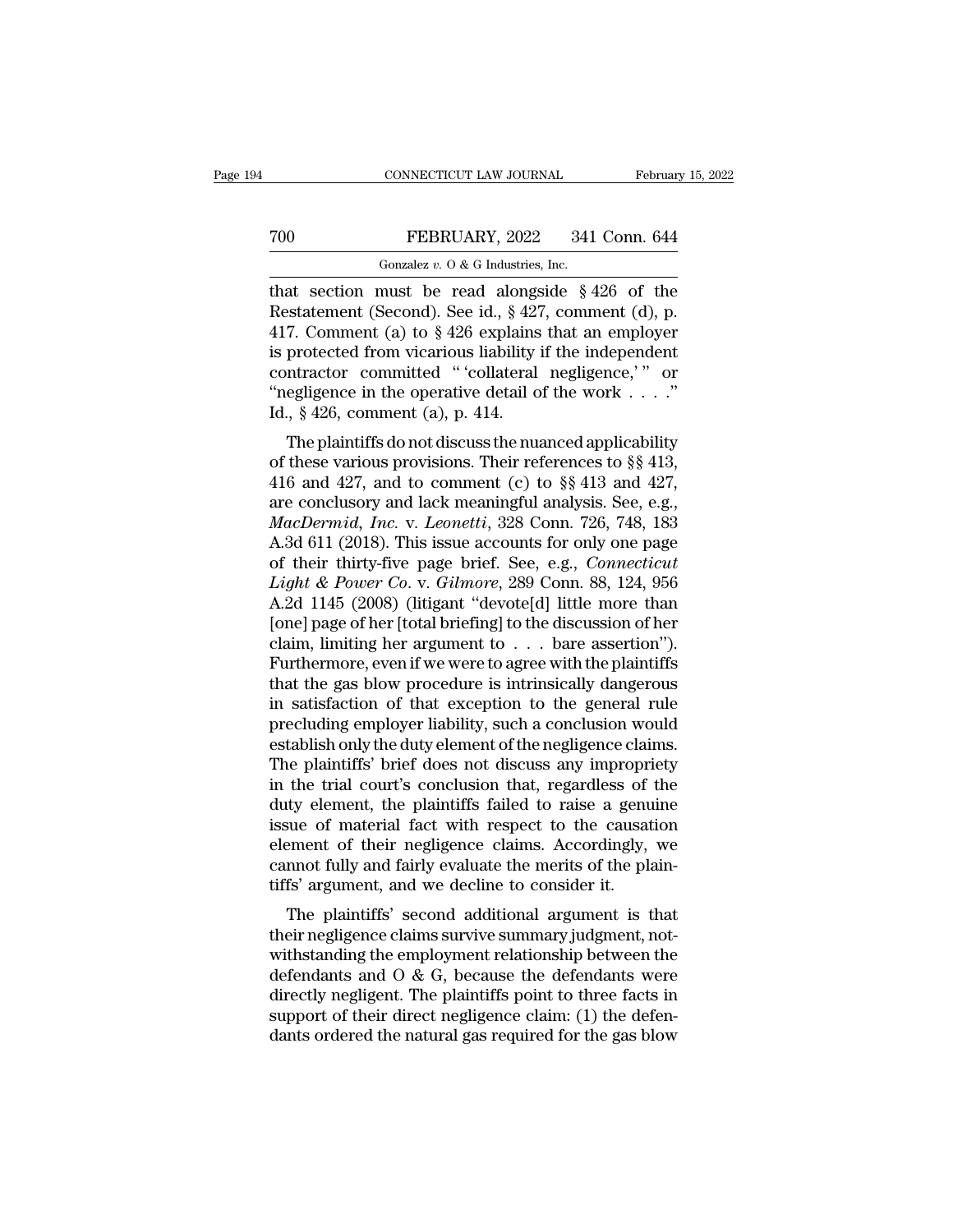that section must be read alongside § 426 of the Restatement (Second). See id., § 427, comment (d), p. 417. Comment (a) to § 426 explains that an employer is protected from vicarious liability if the independent contractor committed " 'collateral negligence,' " or "negligence in the operative detail of the work . . . ." Id., § 426, comment (a), p. 414.

The plaintiffs do not discuss the nuanced applicability of these various provisions. Their references to §§ 413, 416 and 427, and to comment (c) to §§ 413 and 427, are conclusory and lack meaningful analysis. See, e.g., *MacDermid, Inc.* v. *Leonetti*, 328 Conn. 726, 748, 183 A.3d 611 (2018). This issue accounts for only one page of their thirty-five page brief. See, e.g., *Connecticut Light & Power Co.* v. *Gilmore*, 289 Conn. 88, 124, 956 A.2d 1145 (2008) (litigant "devote[d] little more than [one] page of her [total briefing] to the discussion of her claim, limiting her argument to . . . bare assertion"). Furthermore, even if we were to agree with the plaintiffs that the gas blow procedure is intrinsically dangerous in satisfaction of that exception to the general rule precluding employer liability, such a conclusion would establish only the duty element of the negligence claims. The plaintiffs' brief does not discuss any impropriety in the trial court's conclusion that, regardless of the duty element, the plaintiffs failed to raise a genuine issue of material fact with respect to the causation element of their negligence claims. Accordingly, we cannot fully and fairly evaluate the merits of the plaintiffs' argument, and we decline to consider it.

The plaintiffs' second additional argument is that their negligence claims survive summary judgment, notwithstanding the employment relationship between the defendants and O & G, because the defendants were directly negligent. The plaintiffs point to three facts in support of their direct negligence claim: (1) the defendants ordered the natural gas required for the gas blow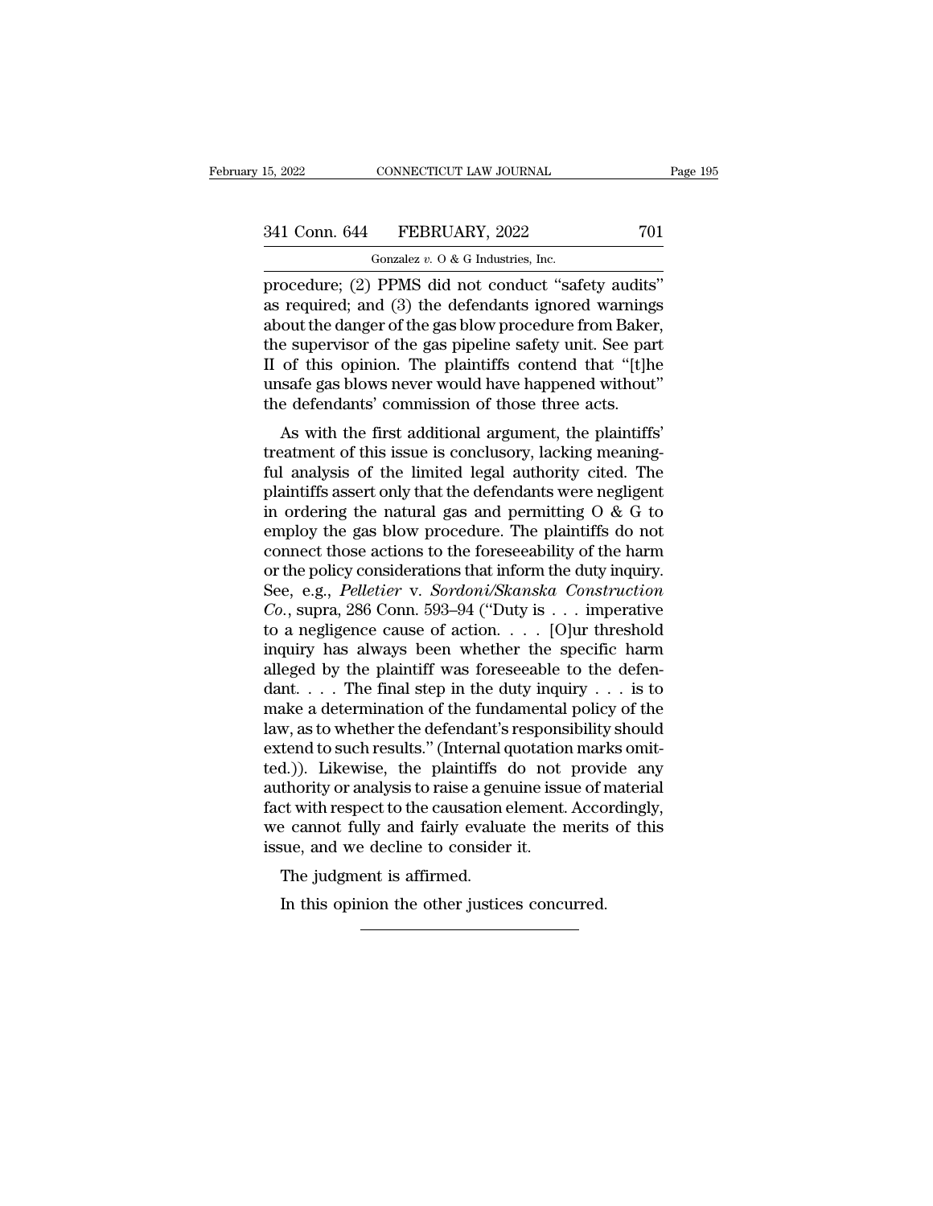procedure; (2) PPMS did not conduct "safety audits" as required; and (3) the defendants ignored warnings about the danger of the gas blow procedure from Baker, the supervisor of the gas pipeline safety unit. See part II of this opinion. The plaintiffs contend that "[t]he unsafe gas blows never would have happened without" the defendants' commission of those three acts.

As with the first additional argument, the plaintiffs' treatment of this issue is conclusory, lacking meaningful analysis of the limited legal authority cited. The plaintiffs assert only that the defendants were negligent in ordering the natural gas and permitting O & G to employ the gas blow procedure. The plaintiffs do not connect those actions to the foreseeability of the harm or the policy considerations that inform the duty inquiry. See, e.g., *Pelletier* v. *Sordoni/Skanska Construction Co.*, supra, 286 Conn. 593–94 ("Duty is . . . imperative to a negligence cause of action. . . . [O]ur threshold inquiry has always been whether the specific harm alleged by the plaintiff was foreseeable to the defendant. . . . The final step in the duty inquiry . . . is to make a determination of the fundamental policy of the law, as to whether the defendant's responsibility should extend to such results." (Internal quotation marks omitted.)). Likewise, the plaintiffs do not provide any authority or analysis to raise a genuine issue of material fact with respect to the causation element. Accordingly, we cannot fully and fairly evaluate the merits of this issue, and we decline to consider it.

The judgment is affirmed.

In this opinion the other justices concurred.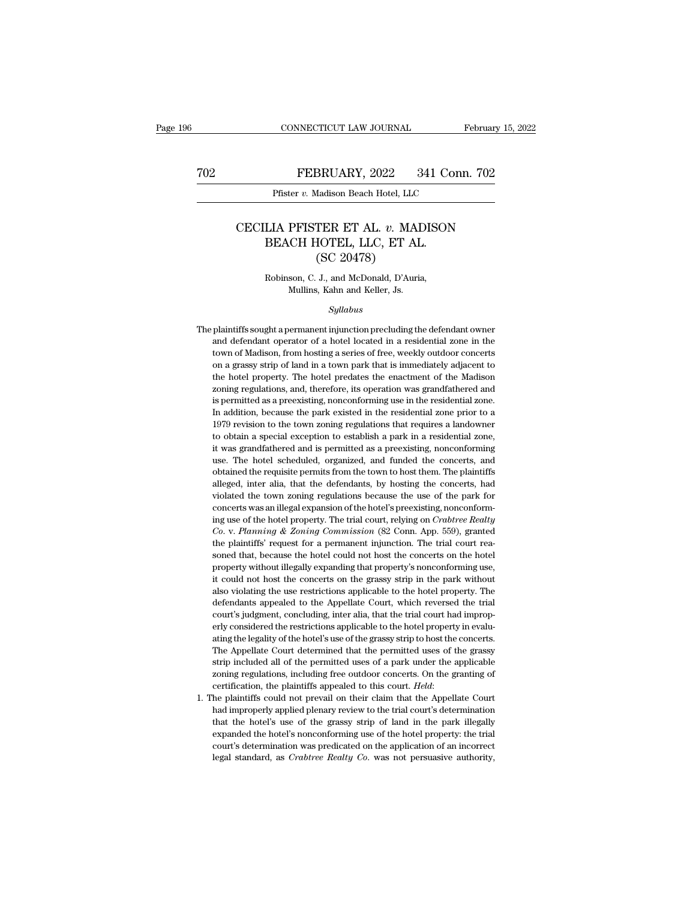# CECILIA PFISTER ET AL. *v.* MADISON BEACH HOTEL, LLC, ET AL.
## (SC 20478)

Robinson, C. J., and McDonald, D'Auria, Mullins, Kahn and Keller, Js.

*Syllabus*

The plaintiffs sought a permanent injunction precluding the defendant owner and defendant operator of a hotel located in a residential zone in the town of Madison, from hosting a series of free, weekly outdoor concerts on a grassy strip of land in a town park that is immediately adjacent to the hotel property. The hotel predates the enactment of the Madison zoning regulations, and, therefore, its operation was grandfathered and is permitted as a preexisting, nonconforming use in the residential zone. In addition, because the park existed in the residential zone prior to a 1979 revision to the town zoning regulations that requires a landowner to obtain a special exception to establish a park in a residential zone, it was grandfathered and is permitted as a preexisting, nonconforming use. The hotel scheduled, organized, and funded the concerts, and obtained the requisite permits from the town to host them. The plaintiffs alleged, inter alia, that the defendants, by hosting the concerts, had violated the town zoning regulations because the use of the park for concerts was an illegal expansion of the hotel's preexisting, nonconforming use of the hotel property. The trial court, relying on *Crabtree Realty Co.* v. *Planning & Zoning Commission* (82 Conn. App. 559), granted the plaintiffs' request for a permanent injunction. The trial court reasoned that, because the hotel could not host the concerts on the hotel property without illegally expanding that property's nonconforming use, it could not host the concerts on the grassy strip in the park without also violating the use restrictions applicable to the hotel property. The defendants appealed to the Appellate Court, which reversed the trial court's judgment, concluding, inter alia, that the trial court had improperly considered the restrictions applicable to the hotel property in evaluating the legality of the hotel's use of the grassy strip to host the concerts. The Appellate Court determined that the permitted uses of the grassy strip included all of the permitted uses of a park under the applicable zoning regulations, including free outdoor concerts. On the granting of certification, the plaintiffs appealed to this court. *Held*:

1. The plaintiffs could not prevail on their claim that the Appellate Court had improperly applied plenary review to the trial court's determination that the hotel's use of the grassy strip of land in the park illegally expanded the hotel's nonconforming use of the hotel property: the trial court's determination was predicated on the application of an incorrect legal standard, as *Crabtree Realty Co.* was not persuasive authority,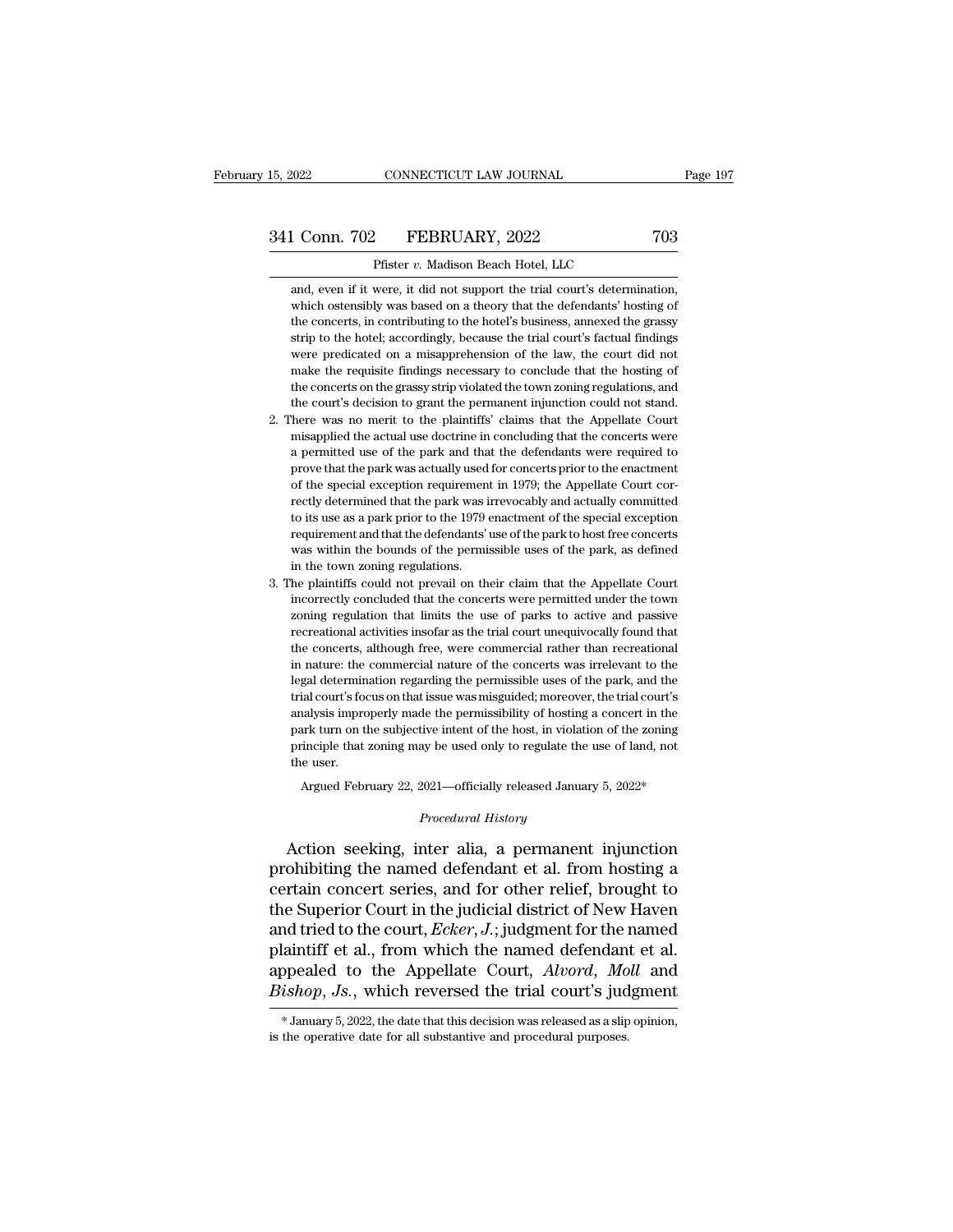and, even if it were, it did not support the trial court's determination, which ostensibly was based on a theory that the defendants' hosting of the concerts, in contributing to the hotel's business, annexed the grassy strip to the hotel; accordingly, because the trial court's factual findings were predicated on a misapprehension of the law, the court did not make the requisite findings necessary to conclude that the hosting of the concerts on the grassy strip violated the town zoning regulations, and the court's decision to grant the permanent injunction could not stand.

2. There was no merit to the plaintiffs' claims that the Appellate Court misapplied the actual use doctrine in concluding that the concerts were a permitted use of the park and that the defendants were required to prove that the park was actually used for concerts prior to the enactment of the special exception requirement in 1979; the Appellate Court correctly determined that the park was irrevocably and actually committed to its use as a park prior to the 1979 enactment of the special exception requirement and that the defendants' use of the park to host free concerts was within the bounds of the permissible uses of the park, as defined in the town zoning regulations.

3. The plaintiffs could not prevail on their claim that the Appellate Court incorrectly concluded that the concerts were permitted under the town zoning regulation that limits the use of parks to active and passive recreational activities insofar as the trial court unequivocally found that the concerts, although free, were commercial rather than recreational in nature: the commercial nature of the concerts was irrelevant to the legal determination regarding the permissible uses of the park, and the trial court's focus on that issue was misguided; moreover, the trial court's analysis improperly made the permissibility of hosting a concert in the park turn on the subjective intent of the host, in violation of the zoning principle that zoning may be used only to regulate the use of land, not the user.

Argued February 22, 2021—officially released January 5, 2022*

*Procedural History*

Action seeking, inter alia, a permanent injunction prohibiting the named defendant et al. from hosting a certain concert series, and for other relief, brought to the Superior Court in the judicial district of New Haven and tried to the court, *Ecker, J.*; judgment for the named plaintiff et al., from which the named defendant et al. appealed to the Appellate Court, *Alvord*, *Moll* and *Bishop*, *Js.*, which reversed the trial court's judgment

* January 5, 2022, the date that this decision was released as a slip opinion, is the operative date for all substantive and procedural purposes.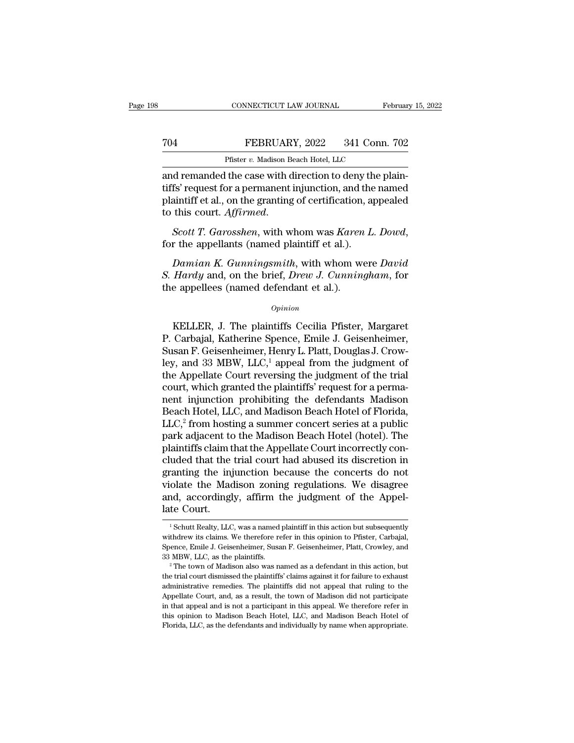and remanded the case with direction to deny the plaintiffs' request for a permanent injunction, and the named plaintiff et al., on the granting of certification, appealed to this court. *Affirmed*.

*Scott T. Garosshen*, with whom was *Karen L. Dowd*, for the appellants (named plaintiff et al.).

*Damian K. Gunningsmith*, with whom were *David S. Hardy* and, on the brief, *Drew J. Cunningham*, for the appellees (named defendant et al.).

*Opinion*

KELLER, J. The plaintiffs Cecilia Pfister, Margaret P. Carbajal, Katherine Spence, Emile J. Geisenheimer, Susan F. Geisenheimer, Henry L. Platt, Douglas J. Crowley, and 33 MBW, LLC,[1] appeal from the judgment of the Appellate Court reversing the judgment of the trial court, which granted the plaintiffs' request for a permanent injunction prohibiting the defendants Madison Beach Hotel, LLC, and Madison Beach Hotel of Florida, LLC,[2] from hosting a summer concert series at a public park adjacent to the Madison Beach Hotel (hotel). The plaintiffs claim that the Appellate Court incorrectly concluded that the trial court had abused its discretion in granting the injunction because the concerts do not violate the Madison zoning regulations. We disagree and, accordingly, affirm the judgment of the Appellate Court.

[1] Schutt Realty, LLC, was a named plaintiff in this action but subsequently withdrew its claims. We therefore refer in this opinion to Pfister, Carbajal, Spence, Emile J. Geisenheimer, Susan F. Geisenheimer, Platt, Crowley, and 33 MBW, LLC, as the plaintiffs.

[2] The town of Madison also was named as a defendant in this action, but the trial court dismissed the plaintiffs' claims against it for failure to exhaust administrative remedies. The plaintiffs did not appeal that ruling to the Appellate Court, and, as a result, the town of Madison did not participate in that appeal and is not a participant in this appeal. We therefore refer in this opinion to Madison Beach Hotel, LLC, and Madison Beach Hotel of Florida, LLC, as the defendants and individually by name when appropriate.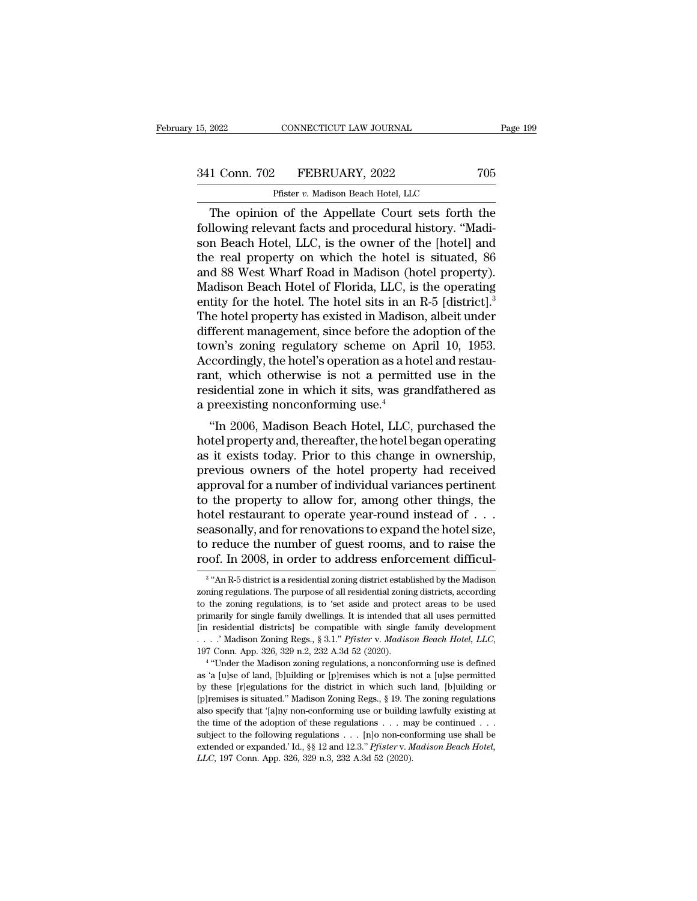The opinion of the Appellate Court sets forth the following relevant facts and procedural history. "Madison Beach Hotel, LLC, is the owner of the [hotel] and the real property on which the hotel is situated, 86 and 88 West Wharf Road in Madison (hotel property). Madison Beach Hotel of Florida, LLC, is the operating entity for the hotel. The hotel sits in an R-5 [district].[3] The hotel property has existed in Madison, albeit under different management, since before the adoption of the town's zoning regulatory scheme on April 10, 1953. Accordingly, the hotel's operation as a hotel and restaurant, which otherwise is not a permitted use in the residential zone in which it sits, was grandfathered as a preexisting nonconforming use.[4]

"In 2006, Madison Beach Hotel, LLC, purchased the hotel property and, thereafter, the hotel began operating as it exists today. Prior to this change in ownership, previous owners of the hotel property had received approval for a number of individual variances pertinent to the property to allow for, among other things, the hotel restaurant to operate year-round instead of . . . seasonally, and for renovations to expand the hotel size, to reduce the number of guest rooms, and to raise the roof. In 2008, in order to address enforcement difficul-

[3] "An R-5 district is a residential zoning district established by the Madison zoning regulations. The purpose of all residential zoning districts, according to the zoning regulations, is to 'set aside and protect areas to be used primarily for single family dwellings. It is intended that all uses permitted [in residential districts] be compatible with single family development . . . .' Madison Zoning Regs., § 3.1." *Pfister* v. *Madison Beach Hotel, LLC*, 197 Conn. App. 326, 329 n.2, 232 A.3d 52 (2020).

[4] "Under the Madison zoning regulations, a nonconforming use is defined as 'a [u]se of land, [b]uilding or [p]remises which is not a [u]se permitted by these [r]egulations for the district in which such land, [b]uilding or [p]remises is situated." Madison Zoning Regs., § 19. The zoning regulations also specify that '[a]ny non-conforming use or building lawfully existing at the time of the adoption of these regulations . . . may be continued . . . subject to the following regulations . . . [n]o non-conforming use shall be extended or expanded.' Id., §§ 12 and 12.3." *Pfister* v. *Madison Beach Hotel, LLC*, 197 Conn. App. 326, 329 n.3, 232 A.3d 52 (2020).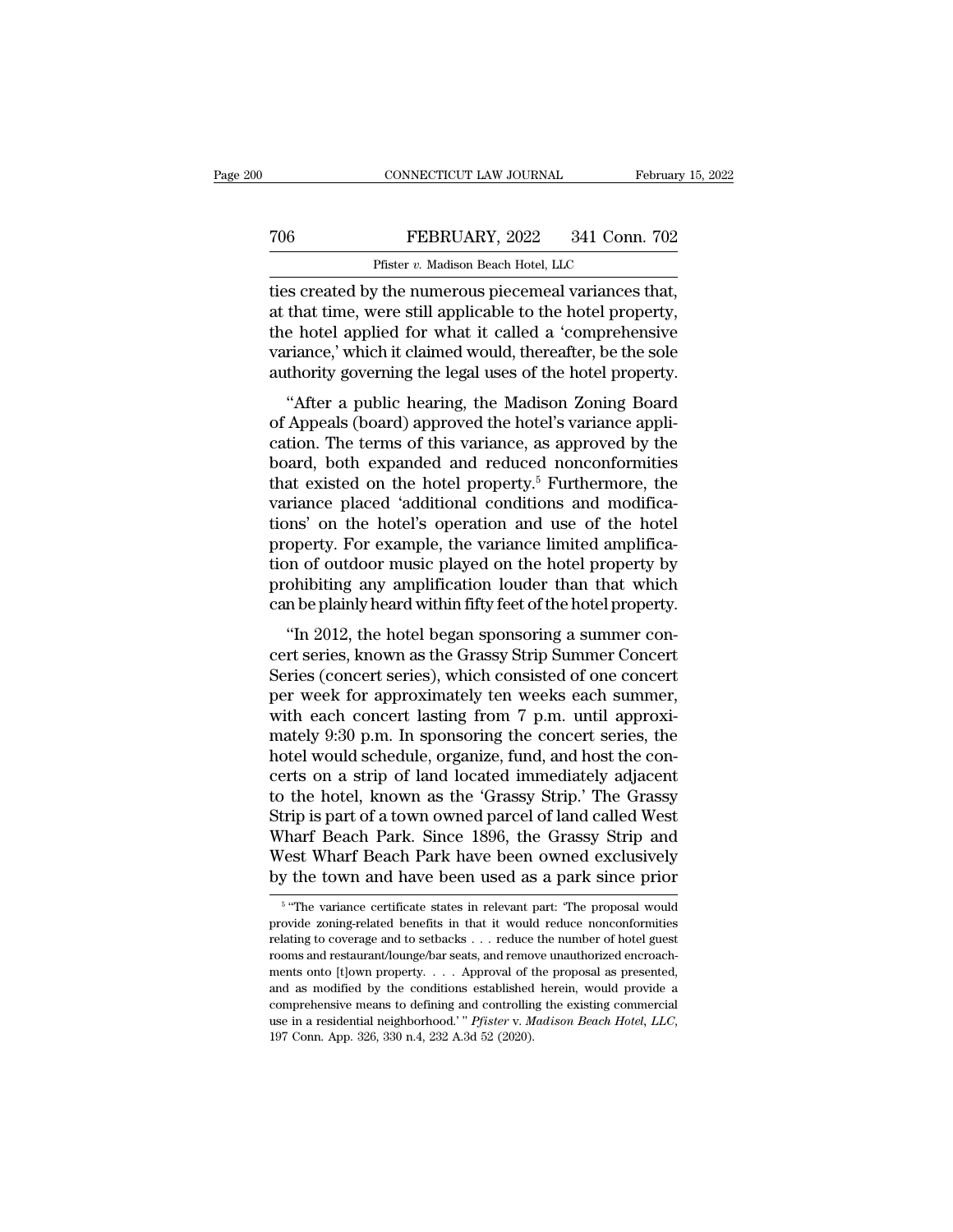ties created by the numerous piecemeal variances that, at that time, were still applicable to the hotel property, the hotel applied for what it called a 'comprehensive variance,' which it claimed would, thereafter, be the sole authority governing the legal uses of the hotel property.

"After a public hearing, the Madison Zoning Board of Appeals (board) approved the hotel's variance application. The terms of this variance, as approved by the board, both expanded and reduced nonconformities that existed on the hotel property.[5] Furthermore, the variance placed 'additional conditions and modifications' on the hotel's operation and use of the hotel property. For example, the variance limited amplification of outdoor music played on the hotel property by prohibiting any amplification louder than that which can be plainly heard within fifty feet of the hotel property.

"In 2012, the hotel began sponsoring a summer concert series, known as the Grassy Strip Summer Concert Series (concert series), which consisted of one concert per week for approximately ten weeks each summer, with each concert lasting from 7 p.m. until approximately 9:30 p.m. In sponsoring the concert series, the hotel would schedule, organize, fund, and host the concerts on a strip of land located immediately adjacent to the hotel, known as the 'Grassy Strip.' The Grassy Strip is part of a town owned parcel of land called West Wharf Beach Park. Since 1896, the Grassy Strip and West Wharf Beach Park have been owned exclusively by the town and have been used as a park since prior

---

[5] "The variance certificate states in relevant part: 'The proposal would provide zoning-related benefits in that it would reduce nonconformities relating to coverage and to setbacks . . . reduce the number of hotel guest rooms and restaurant/lounge/bar seats, and remove unauthorized encroachments onto [t]own property. . . . Approval of the proposal as presented, and as modified by the conditions established herein, would provide a comprehensive means to defining and controlling the existing commercial use in a residential neighborhood.' " *Pfister* v. *Madison Beach Hotel, LLC*, 197 Conn. App. 326, 330 n.4, 232 A.3d 52 (2020).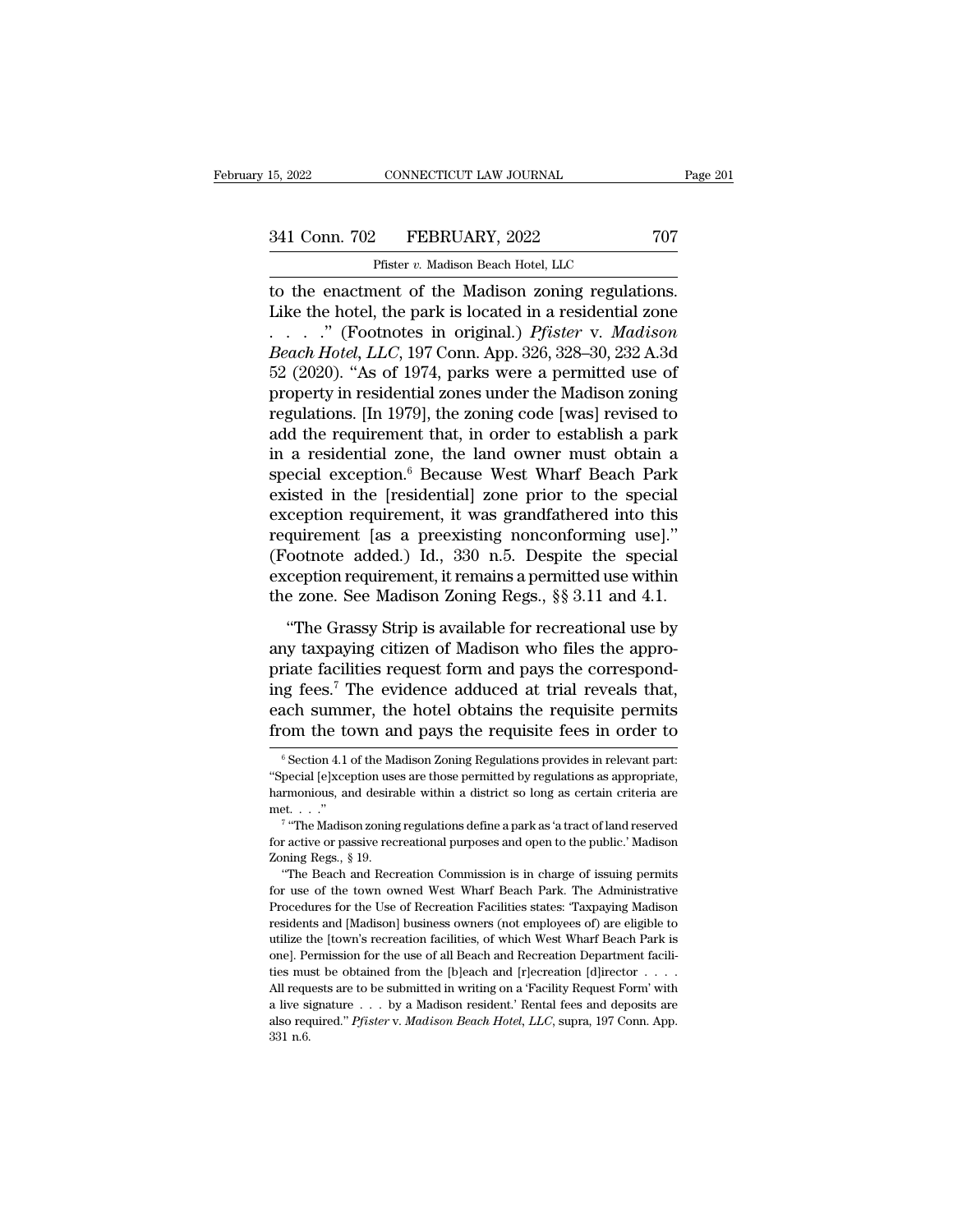to the enactment of the Madison zoning regulations. Like the hotel, the park is located in a residential zone . . . ." (Footnotes in original.) *Pfister* v. *Madison Beach Hotel, LLC*, 197 Conn. App. 326, 328–30, 232 A.3d 52 (2020). "As of 1974, parks were a permitted use of property in residential zones under the Madison zoning regulations. [In 1979], the zoning code [was] revised to add the requirement that, in order to establish a park in a residential zone, the land owner must obtain a special exception.[6] Because West Wharf Beach Park existed in the [residential] zone prior to the special exception requirement, it was grandfathered into this requirement [as a preexisting nonconforming use]." (Footnote added.) Id., 330 n.5. Despite the special exception requirement, it remains a permitted use within the zone. See Madison Zoning Regs., §§ 3.11 and 4.1.

"The Grassy Strip is available for recreational use by any taxpaying citizen of Madison who files the appropriate facilities request form and pays the corresponding fees.[7] The evidence adduced at trial reveals that, each summer, the hotel obtains the requisite permits from the town and pays the requisite fees in order to

---

[6] Section 4.1 of the Madison Zoning Regulations provides in relevant part: "Special [e]xception uses are those permitted by regulations as appropriate, harmonious, and desirable within a district so long as certain criteria are met. . . ."

[7] "The Madison zoning regulations define a park as 'a tract of land reserved for active or passive recreational purposes and open to the public.' Madison Zoning Regs., § 19.

"The Beach and Recreation Commission is in charge of issuing permits for use of the town owned West Wharf Beach Park. The Administrative Procedures for the Use of Recreation Facilities states: 'Taxpaying Madison residents and [Madison] business owners (not employees of) are eligible to utilize the [town's recreation facilities, of which West Wharf Beach Park is one]. Permission for the use of all Beach and Recreation Department facilities must be obtained from the [b]each and [r]ecreation [d]irector . . . . All requests are to be submitted in writing on a 'Facility Request Form' with a live signature . . . by a Madison resident.' Rental fees and deposits are also required." *Pfister* v. *Madison Beach Hotel, LLC*, supra, 197 Conn. App. 331 n.6.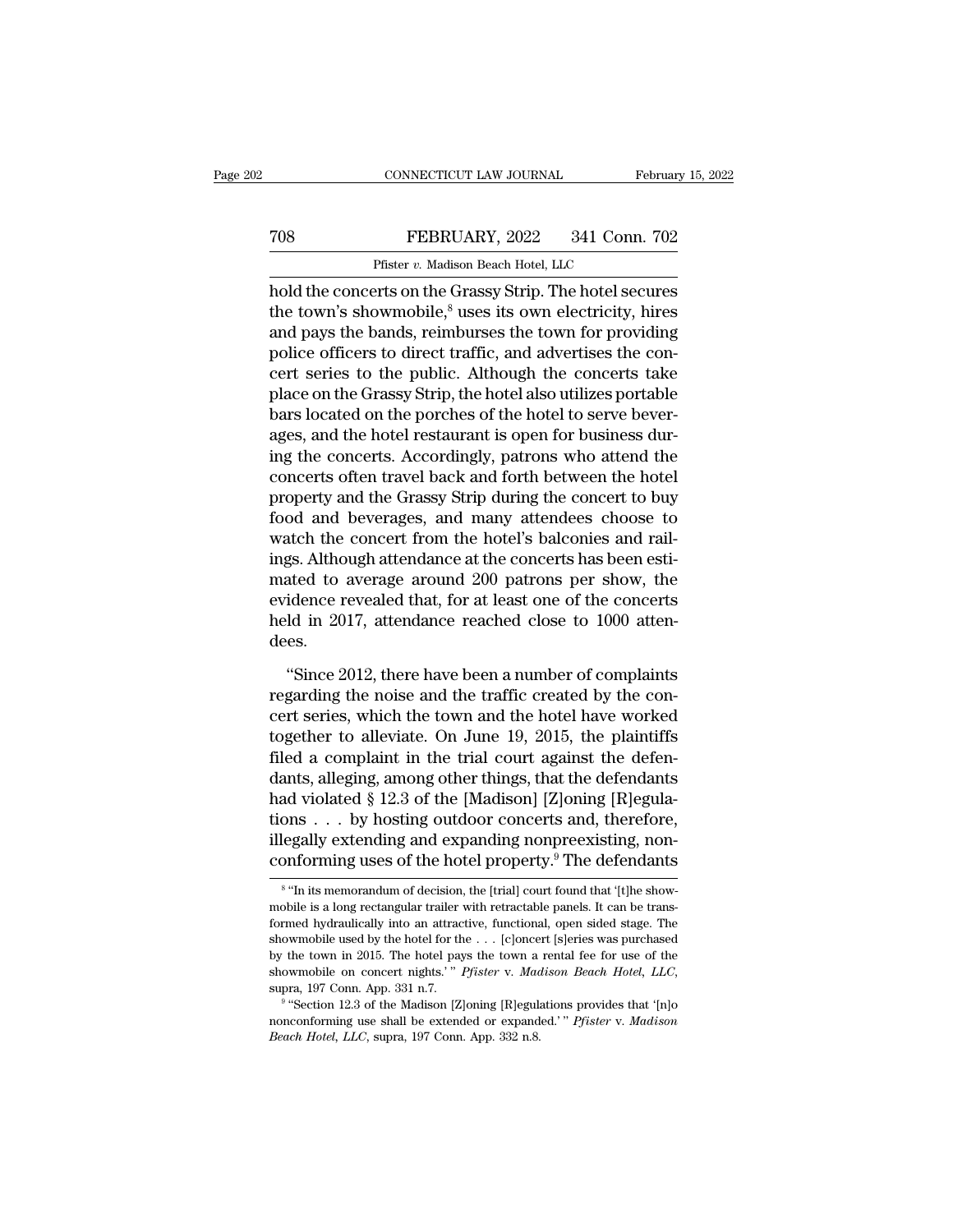hold the concerts on the Grassy Strip. The hotel secures the town's showmobile,[8] uses its own electricity, hires and pays the bands, reimburses the town for providing police officers to direct traffic, and advertises the concert series to the public. Although the concerts take place on the Grassy Strip, the hotel also utilizes portable bars located on the porches of the hotel to serve beverages, and the hotel restaurant is open for business during the concerts. Accordingly, patrons who attend the concerts often travel back and forth between the hotel property and the Grassy Strip during the concert to buy food and beverages, and many attendees choose to watch the concert from the hotel's balconies and railings. Although attendance at the concerts has been estimated to average around 200 patrons per show, the evidence revealed that, for at least one of the concerts held in 2017, attendance reached close to 1000 attendees.

"Since 2012, there have been a number of complaints regarding the noise and the traffic created by the concert series, which the town and the hotel have worked together to alleviate. On June 19, 2015, the plaintiffs filed a complaint in the trial court against the defendants, alleging, among other things, that the defendants had violated § 12.3 of the [Madison] [Z]oning [R]egulations . . . by hosting outdoor concerts and, therefore, illegally extending and expanding nonpreexisting, nonconforming uses of the hotel property.[9] The defendants

[8] "In its memorandum of decision, the [trial] court found that '[t]he showmobile is a long rectangular trailer with retractable panels. It can be transformed hydraulically into an attractive, functional, open sided stage. The showmobile used by the hotel for the . . . [c]oncert [s]eries was purchased by the town in 2015. The hotel pays the town a rental fee for use of the showmobile on concert nights.' " *Pfister* v. *Madison Beach Hotel, LLC*, supra, 197 Conn. App. 331 n.7.

[9] "Section 12.3 of the Madison [Z]oning [R]egulations provides that '[n]o nonconforming use shall be extended or expanded.' " *Pfister* v. *Madison Beach Hotel, LLC*, supra, 197 Conn. App. 332 n.8.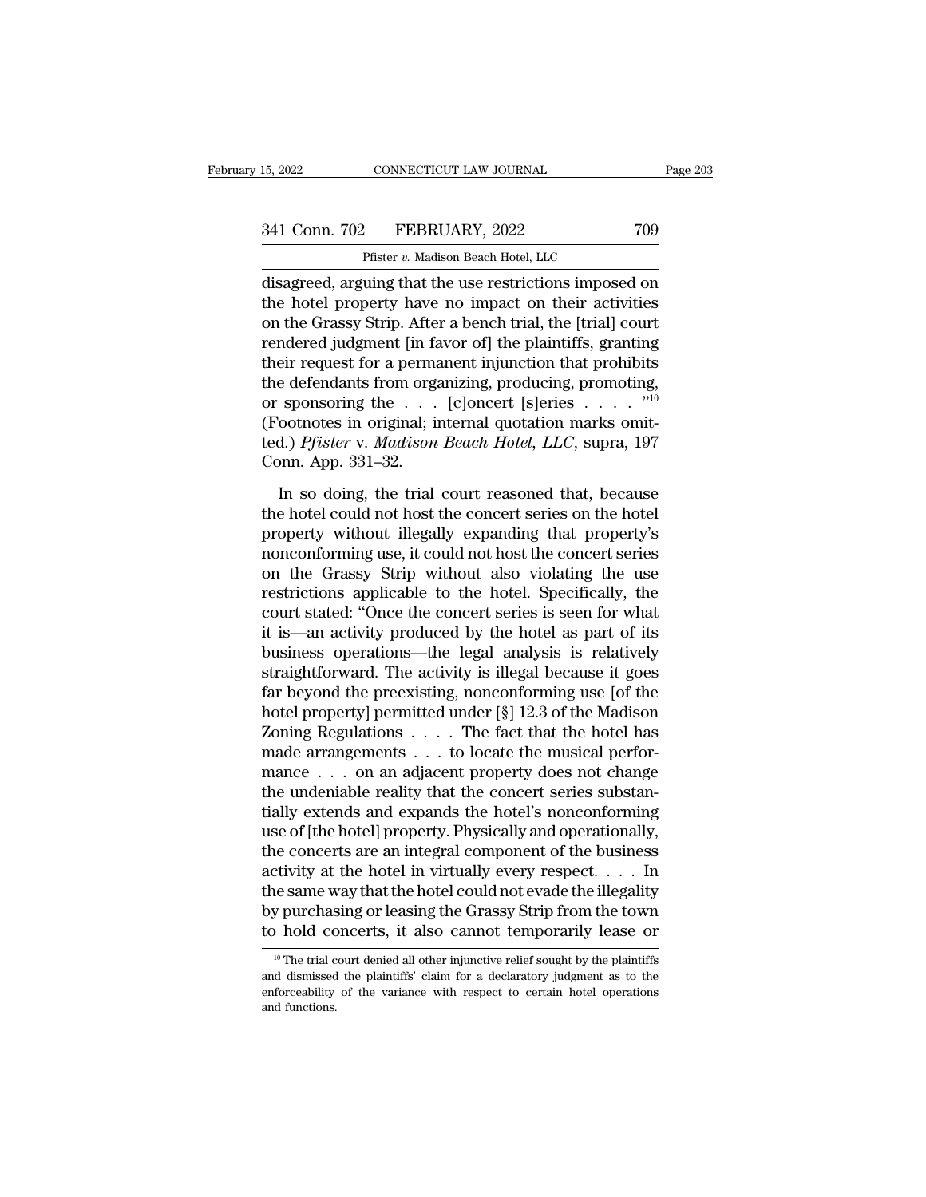disagreed, arguing that the use restrictions imposed on the hotel property have no impact on their activities on the Grassy Strip. After a bench trial, the [trial] court rendered judgment [in favor of] the plaintiffs, granting their request for a permanent injunction that prohibits the defendants from organizing, producing, promoting, or sponsoring the . . . [c]oncert [s]eries . . . . "[10] (Footnotes in original; internal quotation marks omitted.) *Pfister* v. *Madison Beach Hotel, LLC*, supra, 197 Conn. App. 331–32.

In so doing, the trial court reasoned that, because the hotel could not host the concert series on the hotel property without illegally expanding that property's nonconforming use, it could not host the concert series on the Grassy Strip without also violating the use restrictions applicable to the hotel. Specifically, the court stated: "Once the concert series is seen for what it is—an activity produced by the hotel as part of its business operations—the legal analysis is relatively straightforward. The activity is illegal because it goes far beyond the preexisting, nonconforming use [of the hotel property] permitted under [§] 12.3 of the Madison Zoning Regulations . . . . The fact that the hotel has made arrangements . . . to locate the musical performance . . . on an adjacent property does not change the undeniable reality that the concert series substantially extends and expands the hotel's nonconforming use of [the hotel] property. Physically and operationally, the concerts are an integral component of the business activity at the hotel in virtually every respect. . . . In the same way that the hotel could not evade the illegality by purchasing or leasing the Grassy Strip from the town to hold concerts, it also cannot temporarily lease or

[10] The trial court denied all other injunctive relief sought by the plaintiffs and dismissed the plaintiffs' claim for a declaratory judgment as to the enforceability of the variance with respect to certain hotel operations and functions.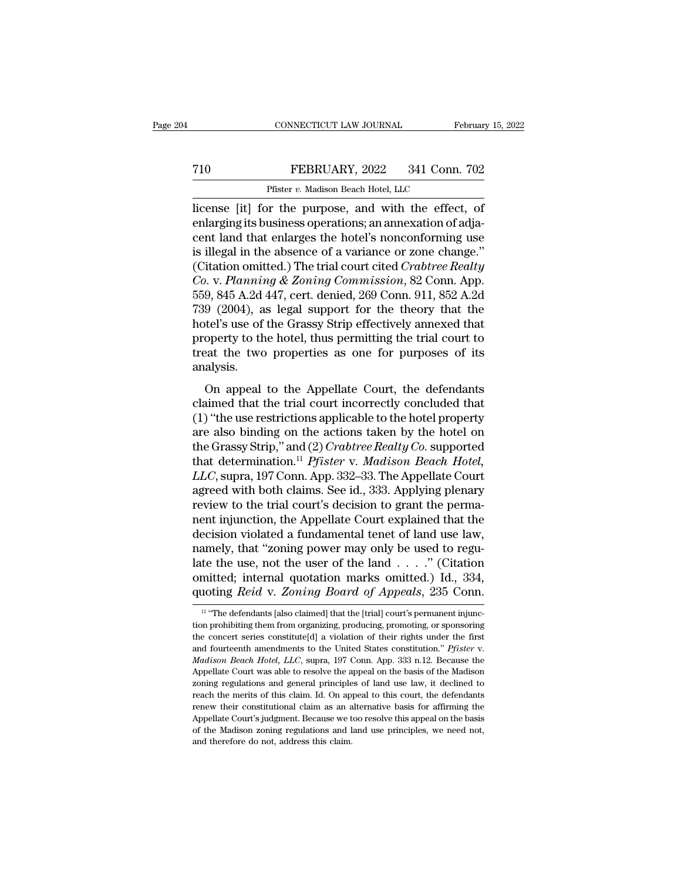license [it] for the purpose, and with the effect, of enlarging its business operations; an annexation of adjacent land that enlarges the hotel's nonconforming use is illegal in the absence of a variance or zone change." (Citation omitted.) The trial court cited *Crabtree Realty Co.* v. *Planning & Zoning Commission*, 82 Conn. App. 559, 845 A.2d 447, cert. denied, 269 Conn. 911, 852 A.2d 739 (2004), as legal support for the theory that the hotel's use of the Grassy Strip effectively annexed that property to the hotel, thus permitting the trial court to treat the two properties as one for purposes of its analysis.

On appeal to the Appellate Court, the defendants claimed that the trial court incorrectly concluded that (1) "the use restrictions applicable to the hotel property are also binding on the actions taken by the hotel on the Grassy Strip," and (2) *Crabtree Realty Co.* supported that determination.[11] *Pfister* v. *Madison Beach Hotel, LLC*, supra, 197 Conn. App. 332–33. The Appellate Court agreed with both claims. See id., 333. Applying plenary review to the trial court's decision to grant the permanent injunction, the Appellate Court explained that the decision violated a fundamental tenet of land use law, namely, that "zoning power may only be used to regulate the use, not the user of the land . . . ." (Citation omitted; internal quotation marks omitted.) Id., 334, quoting *Reid* v. *Zoning Board of Appeals*, 235 Conn.

[11] "The defendants [also claimed] that the [trial] court's permanent injunction prohibiting them from organizing, producing, promoting, or sponsoring the concert series constitute[d] a violation of their rights under the first and fourteenth amendments to the United States constitution." *Pfister* v. *Madison Beach Hotel, LLC*, supra, 197 Conn. App. 333 n.12. Because the Appellate Court was able to resolve the appeal on the basis of the Madison zoning regulations and general principles of land use law, it declined to reach the merits of this claim. Id. On appeal to this court, the defendants renew their constitutional claim as an alternative basis for affirming the Appellate Court's judgment. Because we too resolve this appeal on the basis of the Madison zoning regulations and land use principles, we need not, and therefore do not, address this claim.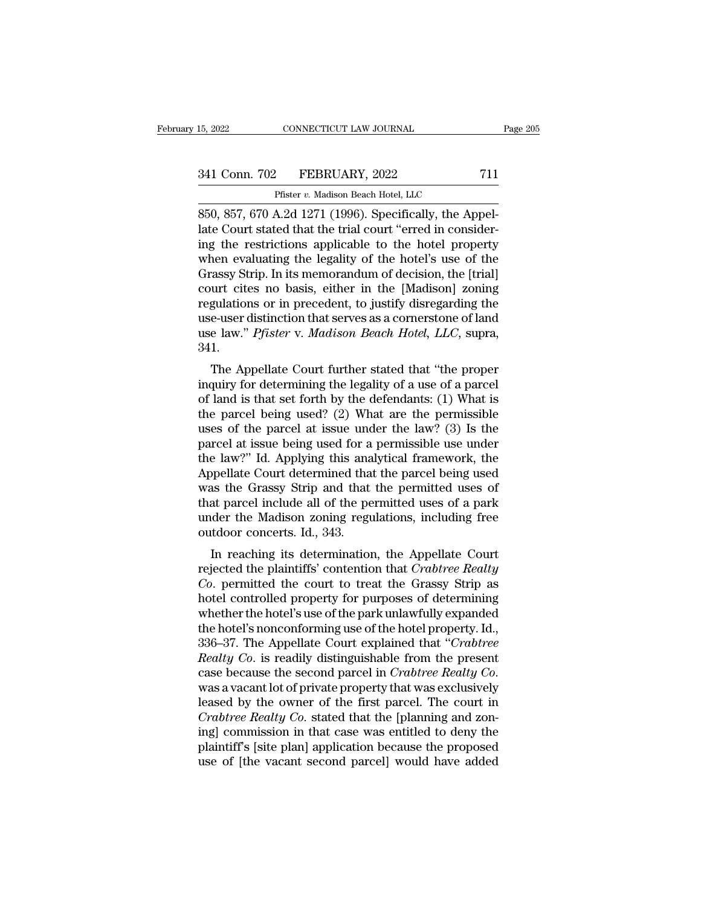850, 857, 670 A.2d 1271 (1996). Specifically, the Appellate Court stated that the trial court "erred in considering the restrictions applicable to the hotel property when evaluating the legality of the hotel's use of the Grassy Strip. In its memorandum of decision, the [trial] court cites no basis, either in the [Madison] zoning regulations or in precedent, to justify disregarding the use-user distinction that serves as a cornerstone of land use law." *Pfister* v. *Madison Beach Hotel, LLC*, supra, 341.

The Appellate Court further stated that "the proper inquiry for determining the legality of a use of a parcel of land is that set forth by the defendants: (1) What is the parcel being used? (2) What are the permissible uses of the parcel at issue under the law? (3) Is the parcel at issue being used for a permissible use under the law?" Id. Applying this analytical framework, the Appellate Court determined that the parcel being used was the Grassy Strip and that the permitted uses of that parcel include all of the permitted uses of a park under the Madison zoning regulations, including free outdoor concerts. Id., 343.

In reaching its determination, the Appellate Court rejected the plaintiffs' contention that *Crabtree Realty Co.* permitted the court to treat the Grassy Strip as hotel controlled property for purposes of determining whether the hotel's use of the park unlawfully expanded the hotel's nonconforming use of the hotel property. Id., 336–37. The Appellate Court explained that "*Crabtree Realty Co.* is readily distinguishable from the present case because the second parcel in *Crabtree Realty Co.* was a vacant lot of private property that was exclusively leased by the owner of the first parcel. The court in *Crabtree Realty Co.* stated that the [planning and zoning] commission in that case was entitled to deny the plaintiff's [site plan] application because the proposed use of [the vacant second parcel] would have added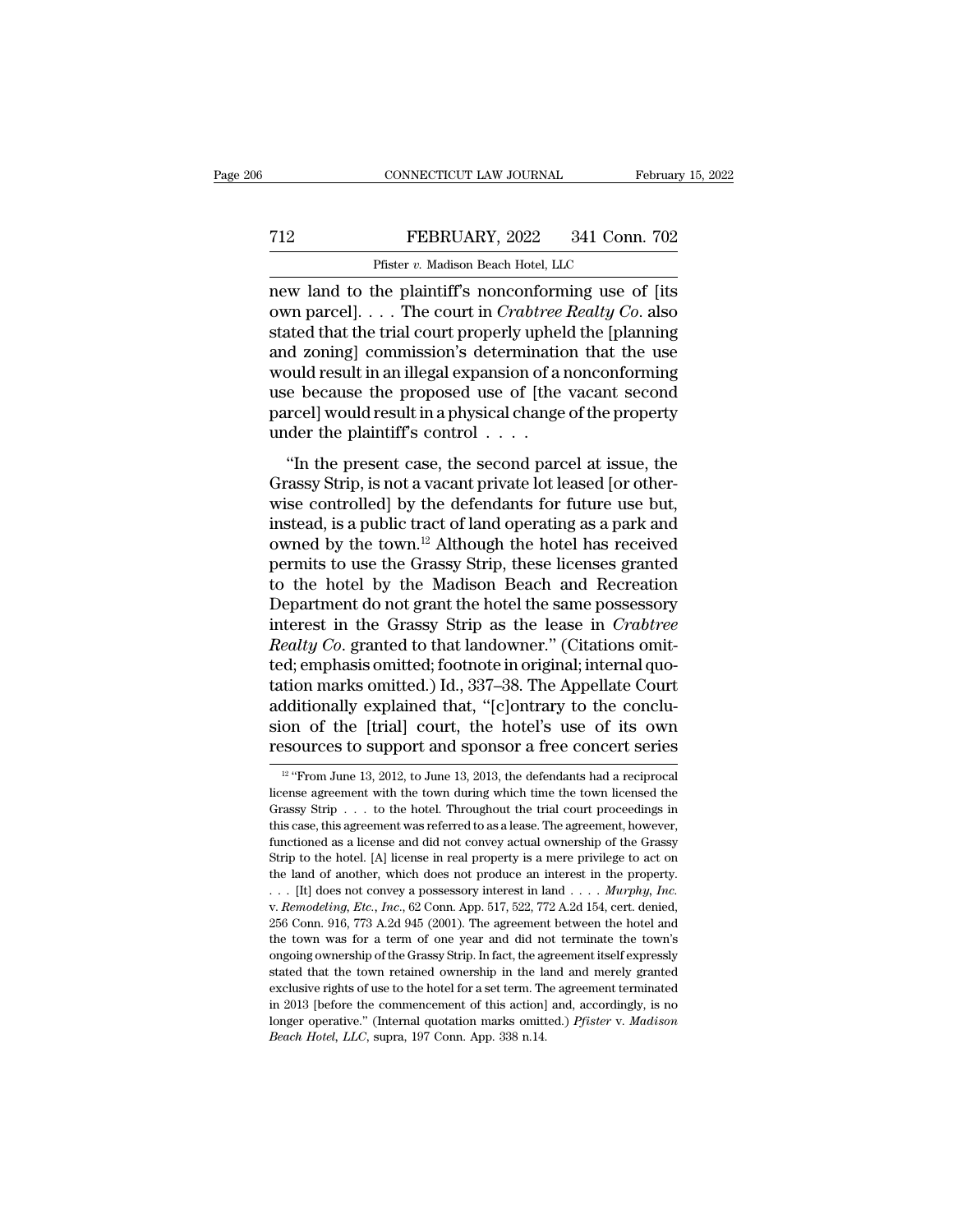new land to the plaintiff's nonconforming use of [its own parcel]. . . . The court in *Crabtree Realty Co.* also stated that the trial court properly upheld the [planning and zoning] commission's determination that the use would result in an illegal expansion of a nonconforming use because the proposed use of [the vacant second parcel] would result in a physical change of the property under the plaintiff's control . . . .

"In the present case, the second parcel at issue, the Grassy Strip, is not a vacant private lot leased [or otherwise controlled] by the defendants for future use but, instead, is a public tract of land operating as a park and owned by the town.[12] Although the hotel has received permits to use the Grassy Strip, these licenses granted to the hotel by the Madison Beach and Recreation Department do not grant the hotel the same possessory interest in the Grassy Strip as the lease in *Crabtree Realty Co.* granted to that landowner." (Citations omitted; emphasis omitted; footnote in original; internal quotation marks omitted.) Id., 337–38. The Appellate Court additionally explained that, "[c]ontrary to the conclusion of the [trial] court, the hotel's use of its own resources to support and sponsor a free concert series

[12] "From June 13, 2012, to June 13, 2013, the defendants had a reciprocal license agreement with the town during which time the town licensed the Grassy Strip . . . to the hotel. Throughout the trial court proceedings in this case, this agreement was referred to as a lease. The agreement, however, functioned as a license and did not convey actual ownership of the Grassy Strip to the hotel. [A] license in real property is a mere privilege to act on the land of another, which does not produce an interest in the property. . . . [It] does not convey a possessory interest in land . . . . *Murphy, Inc.* v. *Remodeling, Etc., Inc.*, 62 Conn. App. 517, 522, 772 A.2d 154, cert. denied, 256 Conn. 916, 773 A.2d 945 (2001). The agreement between the hotel and the town was for a term of one year and did not terminate the town's ongoing ownership of the Grassy Strip. In fact, the agreement itself expressly stated that the town retained ownership in the land and merely granted exclusive rights of use to the hotel for a set term. The agreement terminated in 2013 [before the commencement of this action] and, accordingly, is no longer operative." (Internal quotation marks omitted.) *Pfister* v. *Madison Beach Hotel, LLC*, supra, 197 Conn. App. 338 n.14.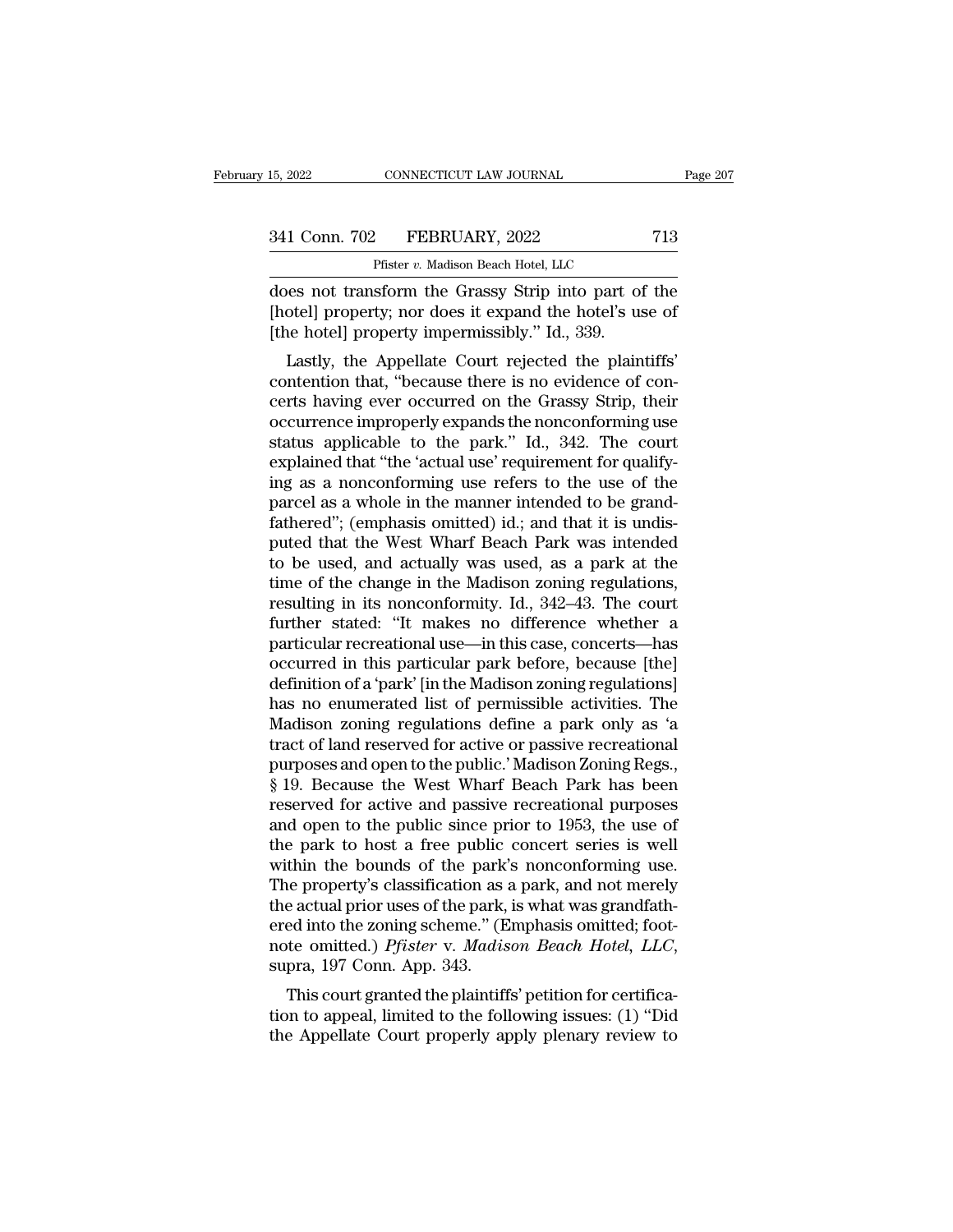does not transform the Grassy Strip into part of the [hotel] property; nor does it expand the hotel's use of [the hotel] property impermissibly." Id., 339.

Lastly, the Appellate Court rejected the plaintiffs' contention that, "because there is no evidence of concerts having ever occurred on the Grassy Strip, their occurrence improperly expands the nonconforming use status applicable to the park." Id., 342. The court explained that "the 'actual use' requirement for qualifying as a nonconforming use refers to the use of the parcel as a whole in the manner intended to be grandfathered"; (emphasis omitted) id.; and that it is undisputed that the West Wharf Beach Park was intended to be used, and actually was used, as a park at the time of the change in the Madison zoning regulations, resulting in its nonconformity. Id., 342–43. The court further stated: "It makes no difference whether a particular recreational use—in this case, concerts—has occurred in this particular park before, because [the] definition of a 'park' [in the Madison zoning regulations] has no enumerated list of permissible activities. The Madison zoning regulations define a park only as 'a tract of land reserved for active or passive recreational purposes and open to the public.' Madison Zoning Regs., § 19. Because the West Wharf Beach Park has been reserved for active and passive recreational purposes and open to the public since prior to 1953, the use of the park to host a free public concert series is well within the bounds of the park's nonconforming use. The property's classification as a park, and not merely the actual prior uses of the park, is what was grandfathered into the zoning scheme." (Emphasis omitted; footnote omitted.) *Pfister* v. *Madison Beach Hotel, LLC*, supra, 197 Conn. App. 343.

This court granted the plaintiffs' petition for certification to appeal, limited to the following issues: (1) "Did the Appellate Court properly apply plenary review to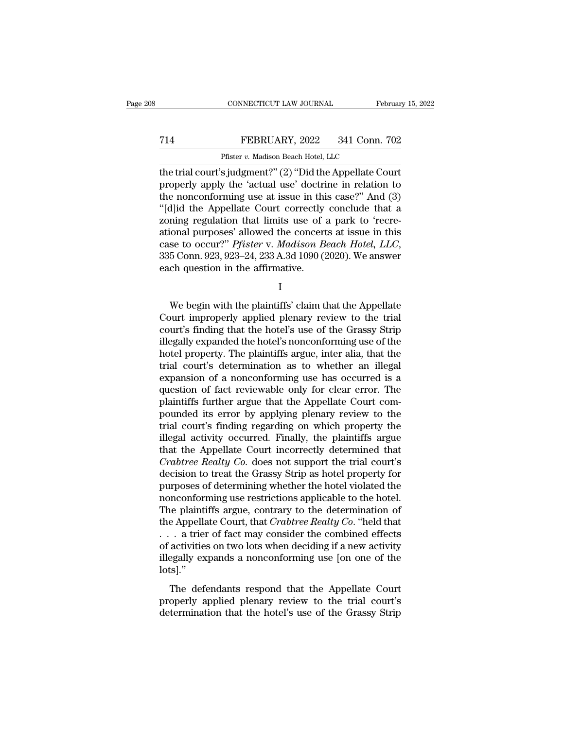the trial court's judgment?" (2) "Did the Appellate Court properly apply the 'actual use' doctrine in relation to the nonconforming use at issue in this case?" And (3) "[d]id the Appellate Court correctly conclude that a zoning regulation that limits use of a park to 'recreational purposes' allowed the concerts at issue in this case to occur?" *Pfister* v. *Madison Beach Hotel, LLC*, 335 Conn. 923, 923–24, 233 A.3d 1090 (2020). We answer each question in the affirmative.

I

We begin with the plaintiffs' claim that the Appellate Court improperly applied plenary review to the trial court's finding that the hotel's use of the Grassy Strip illegally expanded the hotel's nonconforming use of the hotel property. The plaintiffs argue, inter alia, that the trial court's determination as to whether an illegal expansion of a nonconforming use has occurred is a question of fact reviewable only for clear error. The plaintiffs further argue that the Appellate Court compounded its error by applying plenary review to the trial court's finding regarding on which property the illegal activity occurred. Finally, the plaintiffs argue that the Appellate Court incorrectly determined that *Crabtree Realty Co.* does not support the trial court's decision to treat the Grassy Strip as hotel property for purposes of determining whether the hotel violated the nonconforming use restrictions applicable to the hotel. The plaintiffs argue, contrary to the determination of the Appellate Court, that *Crabtree Realty Co.* "held that . . . a trier of fact may consider the combined effects of activities on two lots when deciding if a new activity illegally expands a nonconforming use [on one of the lots]."

The defendants respond that the Appellate Court properly applied plenary review to the trial court's determination that the hotel's use of the Grassy Strip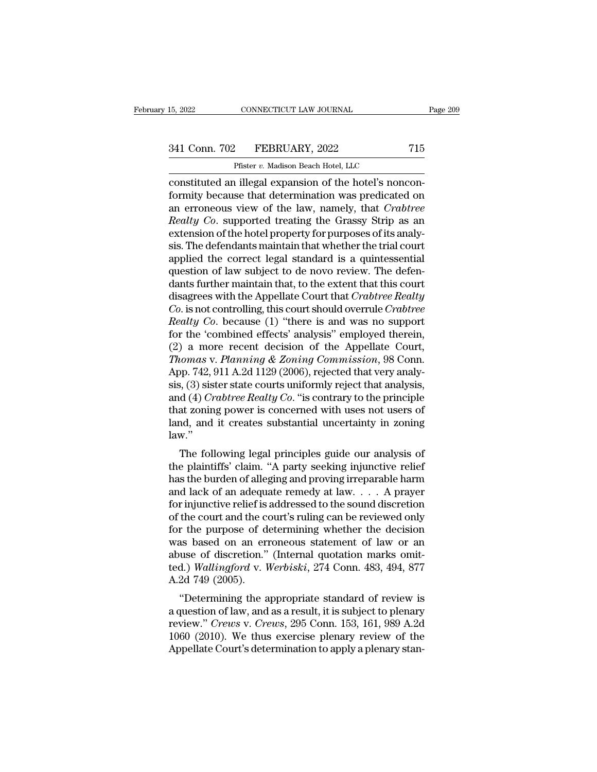constituted an illegal expansion of the hotel's nonconformity because that determination was predicated on an erroneous view of the law, namely, that *Crabtree Realty Co*. supported treating the Grassy Strip as an extension of the hotel property for purposes of its analysis. The defendants maintain that whether the trial court applied the correct legal standard is a quintessential question of law subject to de novo review. The defendants further maintain that, to the extent that this court disagrees with the Appellate Court that *Crabtree Realty Co*. is not controlling, this court should overrule *Crabtree Realty Co*. because (1) "there is and was no support for the 'combined effects' analysis" employed therein, (2) a more recent decision of the Appellate Court, *Thomas* v. *Planning & Zoning Commission*, 98 Conn. App. 742, 911 A.2d 1129 (2006), rejected that very analysis, (3) sister state courts uniformly reject that analysis, and (4) *Crabtree Realty Co*. "is contrary to the principle that zoning power is concerned with uses not users of land, and it creates substantial uncertainty in zoning law."

The following legal principles guide our analysis of the plaintiffs' claim. "A party seeking injunctive relief has the burden of alleging and proving irreparable harm and lack of an adequate remedy at law. . . . A prayer for injunctive relief is addressed to the sound discretion of the court and the court's ruling can be reviewed only for the purpose of determining whether the decision was based on an erroneous statement of law or an abuse of discretion." (Internal quotation marks omitted.) *Wallingford* v. *Werbiski*, 274 Conn. 483, 494, 877 A.2d 749 (2005).

"Determining the appropriate standard of review is a question of law, and as a result, it is subject to plenary review." *Crews* v. *Crews*, 295 Conn. 153, 161, 989 A.2d 1060 (2010). We thus exercise plenary review of the Appellate Court's determination to apply a plenary stan-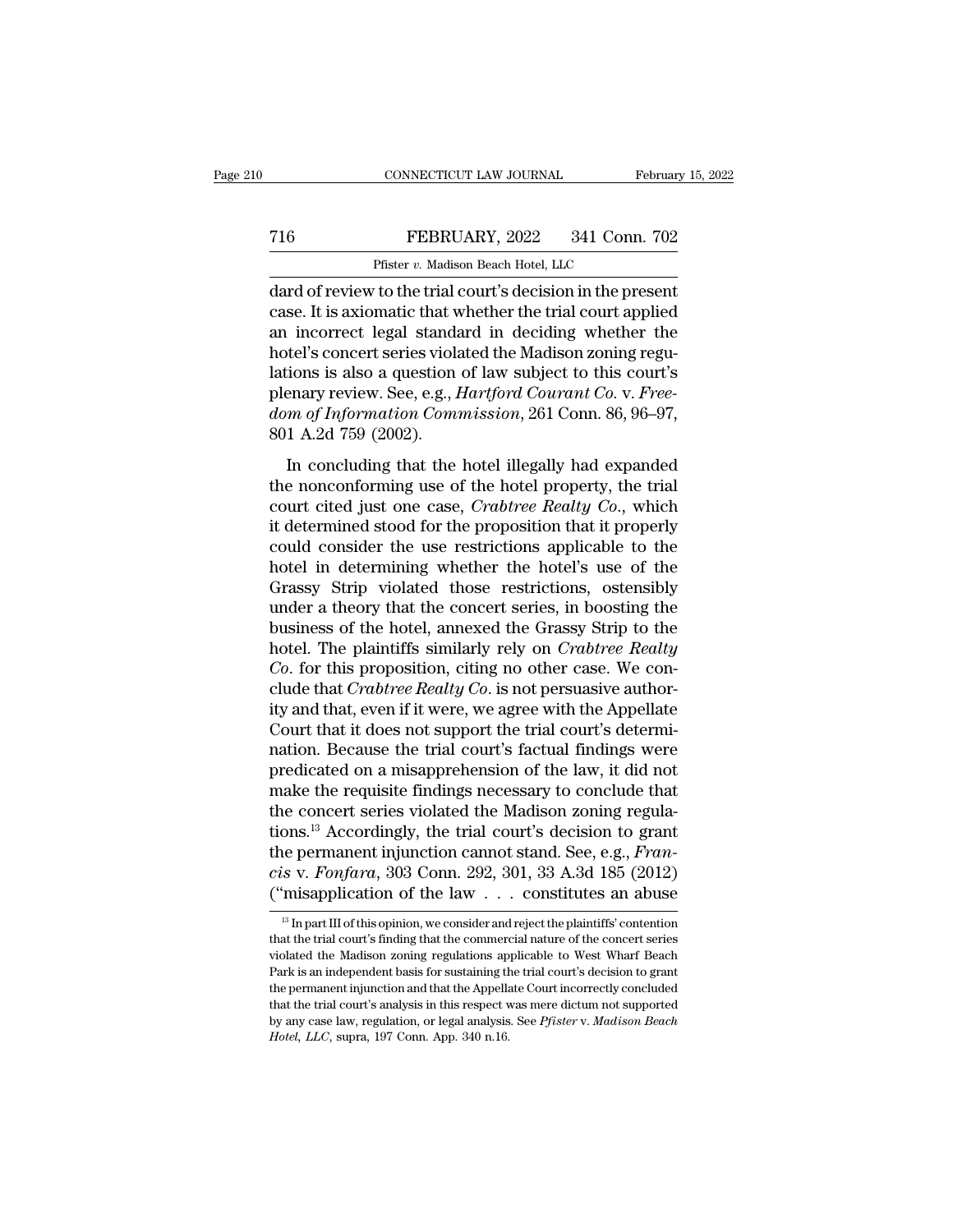dard of review to the trial court's decision in the present case. It is axiomatic that whether the trial court applied an incorrect legal standard in deciding whether the hotel's concert series violated the Madison zoning regulations is also a question of law subject to this court's plenary review. See, e.g., *Hartford Courant Co.* v. *Freedom of Information Commission*, 261 Conn. 86, 96–97, 801 A.2d 759 (2002).

In concluding that the hotel illegally had expanded the nonconforming use of the hotel property, the trial court cited just one case, *Crabtree Realty Co.*, which it determined stood for the proposition that it properly could consider the use restrictions applicable to the hotel in determining whether the hotel's use of the Grassy Strip violated those restrictions, ostensibly under a theory that the concert series, in boosting the business of the hotel, annexed the Grassy Strip to the hotel. The plaintiffs similarly rely on *Crabtree Realty Co.* for this proposition, citing no other case. We conclude that *Crabtree Realty Co.* is not persuasive authority and that, even if it were, we agree with the Appellate Court that it does not support the trial court's determination. Because the trial court's factual findings were predicated on a misapprehension of the law, it did not make the requisite findings necessary to conclude that the concert series violated the Madison zoning regulations.[13] Accordingly, the trial court's decision to grant the permanent injunction cannot stand. See, e.g., *Francis* v. *Fonfara*, 303 Conn. 292, 301, 33 A.3d 185 (2012) ("misapplication of the law . . . constitutes an abuse

---

[13] In part III of this opinion, we consider and reject the plaintiffs' contention that the trial court's finding that the commercial nature of the concert series violated the Madison zoning regulations applicable to West Wharf Beach Park is an independent basis for sustaining the trial court's decision to grant the permanent injunction and that the Appellate Court incorrectly concluded that the trial court's analysis in this respect was mere dictum not supported by any case law, regulation, or legal analysis. See *Pfister* v. *Madison Beach Hotel, LLC*, supra, 197 Conn. App. 340 n.16.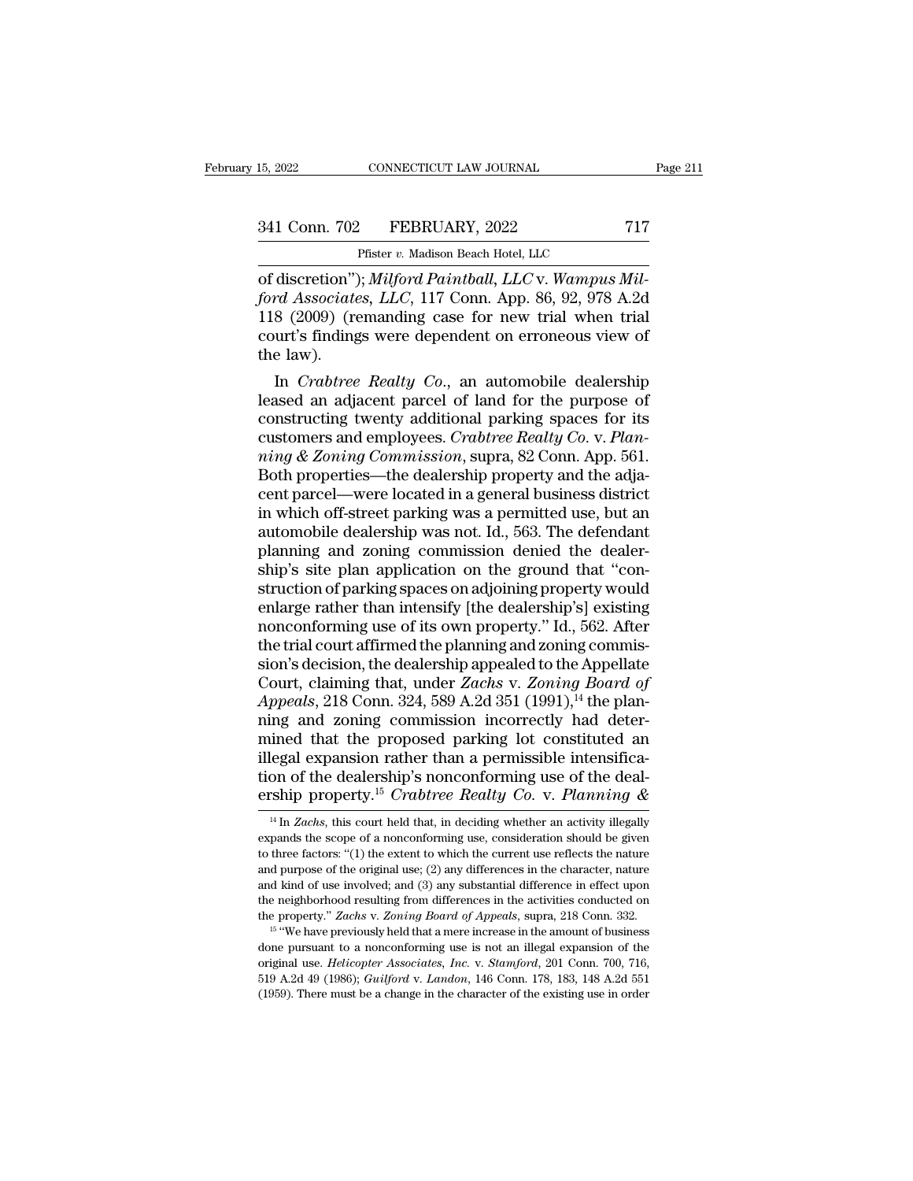of discretion"); *Milford Paintball, LLC* v. *Wampus Milford Associates, LLC*, 117 Conn. App. 86, 92, 978 A.2d 118 (2009) (remanding case for new trial when trial court's findings were dependent on erroneous view of the law).

In *Crabtree Realty Co.*, an automobile dealership leased an adjacent parcel of land for the purpose of constructing twenty additional parking spaces for its customers and employees. *Crabtree Realty Co.* v. *Planning & Zoning Commission*, supra, 82 Conn. App. 561. Both properties—the dealership property and the adjacent parcel—were located in a general business district in which off-street parking was a permitted use, but an automobile dealership was not. Id., 563. The defendant planning and zoning commission denied the dealership's site plan application on the ground that "construction of parking spaces on adjoining property would enlarge rather than intensify [the dealership's] existing nonconforming use of its own property." Id., 562. After the trial court affirmed the planning and zoning commission's decision, the dealership appealed to the Appellate Court, claiming that, under *Zachs* v. *Zoning Board of Appeals*, 218 Conn. 324, 589 A.2d 351 (1991),[14] the planning and zoning commission incorrectly had determined that the proposed parking lot constituted an illegal expansion rather than a permissible intensification of the dealership's nonconforming use of the dealership property.[15] *Crabtree Realty Co.* v. *Planning &*

[14] In *Zachs*, this court held that, in deciding whether an activity illegally expands the scope of a nonconforming use, consideration should be given to three factors: "(1) the extent to which the current use reflects the nature and purpose of the original use; (2) any differences in the character, nature and kind of use involved; and (3) any substantial difference in effect upon the neighborhood resulting from differences in the activities conducted on the property." *Zachs* v. *Zoning Board of Appeals*, supra, 218 Conn. 332.

[15] "We have previously held that a mere increase in the amount of business done pursuant to a nonconforming use is not an illegal expansion of the original use. *Helicopter Associates, Inc.* v. *Stamford*, 201 Conn. 700, 716, 519 A.2d 49 (1986); *Guilford* v. *Landon*, 146 Conn. 178, 183, 148 A.2d 551 (1959). There must be a change in the character of the existing use in order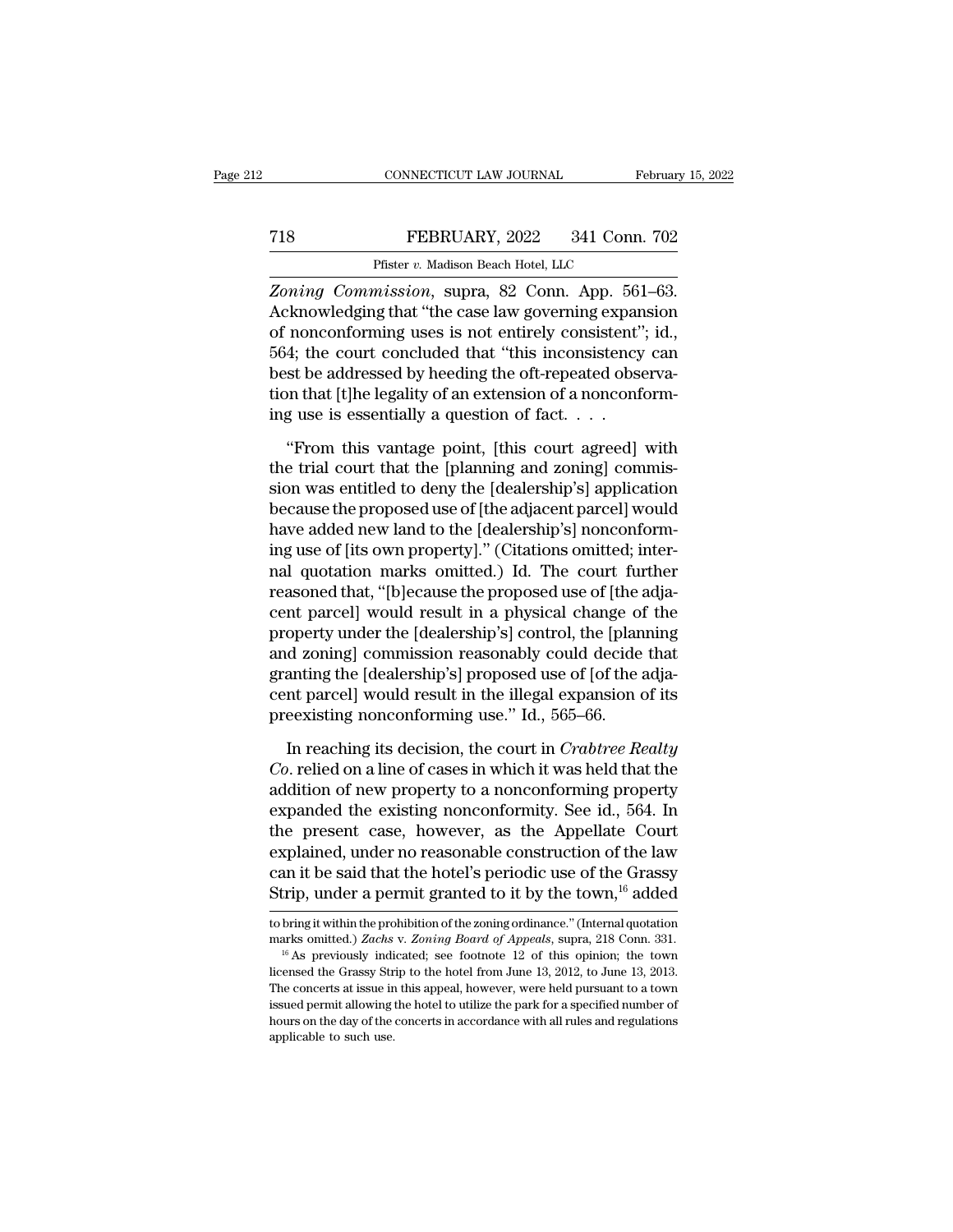*Zoning Commission*, supra, 82 Conn. App. 561–63. Acknowledging that "the case law governing expansion of nonconforming uses is not entirely consistent"; id., 564; the court concluded that "this inconsistency can best be addressed by heeding the oft-repeated observation that [t]he legality of an extension of a nonconforming use is essentially a question of fact. . . .

"From this vantage point, [this court agreed] with the trial court that the [planning and zoning] commission was entitled to deny the [dealership's] application because the proposed use of [the adjacent parcel] would have added new land to the [dealership's] nonconforming use of [its own property]." (Citations omitted; internal quotation marks omitted.) Id. The court further reasoned that, "[b]ecause the proposed use of [the adjacent parcel] would result in a physical change of the property under the [dealership's] control, the [planning and zoning] commission reasonably could decide that granting the [dealership's] proposed use of [of the adjacent parcel] would result in the illegal expansion of its preexisting nonconforming use." Id., 565–66.

In reaching its decision, the court in *Crabtree Realty Co.* relied on a line of cases in which it was held that the addition of new property to a nonconforming property expanded the existing nonconformity. See id., 564. In the present case, however, as the Appellate Court explained, under no reasonable construction of the law can it be said that the hotel's periodic use of the Grassy Strip, under a permit granted to it by the town,[16] added

to bring it within the prohibition of the zoning ordinance." (Internal quotation marks omitted.) *Zachs* v. *Zoning Board of Appeals*, supra, 218 Conn. 331.

[16] As previously indicated; see footnote 12 of this opinion; the town licensed the Grassy Strip to the hotel from June 13, 2012, to June 13, 2013. The concerts at issue in this appeal, however, were held pursuant to a town issued permit allowing the hotel to utilize the park for a specified number of hours on the day of the concerts in accordance with all rules and regulations applicable to such use.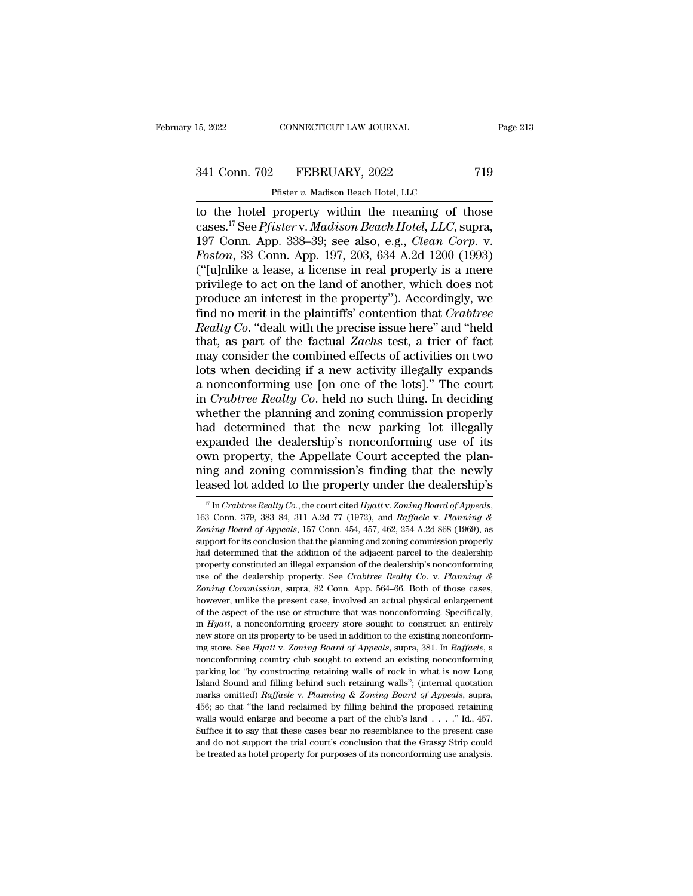to the hotel property within the meaning of those cases.[17] See *Pfister* v. *Madison Beach Hotel, LLC*, supra, 197 Conn. App. 338–39; see also, e.g., *Clean Corp.* v. *Foston*, 33 Conn. App. 197, 203, 634 A.2d 1200 (1993) ("[u]nlike a lease, a license in real property is a mere privilege to act on the land of another, which does not produce an interest in the property"). Accordingly, we find no merit in the plaintiffs' contention that *Crabtree Realty Co.* "dealt with the precise issue here" and "held that, as part of the factual *Zachs* test, a trier of fact may consider the combined effects of activities on two lots when deciding if a new activity illegally expands a nonconforming use [on one of the lots]." The court in *Crabtree Realty Co.* held no such thing. In deciding whether the planning and zoning commission properly had determined that the new parking lot illegally expanded the dealership's nonconforming use of its own property, the Appellate Court accepted the planning and zoning commission's finding that the newly leased lot added to the property under the dealership's

[17] In *Crabtree Realty Co.*, the court cited *Hyatt* v. *Zoning Board of Appeals*, 163 Conn. 379, 383–84, 311 A.2d 77 (1972), and *Raffaele* v. *Planning & Zoning Board of Appeals*, 157 Conn. 454, 457, 462, 254 A.2d 868 (1969), as support for its conclusion that the planning and zoning commission properly had determined that the addition of the adjacent parcel to the dealership property constituted an illegal expansion of the dealership's nonconforming use of the dealership property. See *Crabtree Realty Co.* v. *Planning & Zoning Commission*, supra, 82 Conn. App. 564–66. Both of those cases, however, unlike the present case, involved an actual physical enlargement of the aspect of the use or structure that was nonconforming. Specifically, in *Hyatt*, a nonconforming grocery store sought to construct an entirely new store on its property to be used in addition to the existing nonconforming store. See *Hyatt* v. *Zoning Board of Appeals*, supra, 381. In *Raffaele*, a nonconforming country club sought to extend an existing nonconforming parking lot "by constructing retaining walls of rock in what is now Long Island Sound and filling behind such retaining walls"; (internal quotation marks omitted) *Raffaele* v. *Planning & Zoning Board of Appeals*, supra, 456; so that "the land reclaimed by filling behind the proposed retaining walls would enlarge and become a part of the club's land . . . ." Id., 457. Suffice it to say that these cases bear no resemblance to the present case and do not support the trial court's conclusion that the Grassy Strip could be treated as hotel property for purposes of its nonconforming use analysis.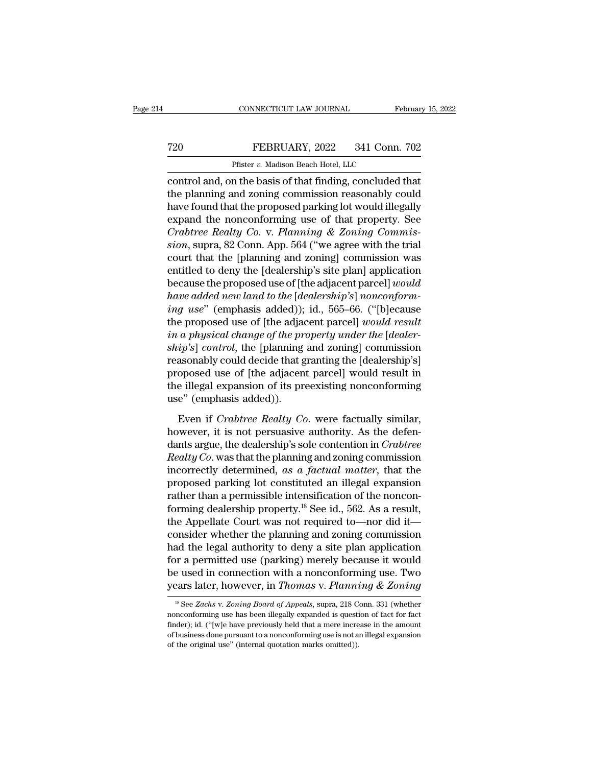control and, on the basis of that finding, concluded that the planning and zoning commission reasonably could have found that the proposed parking lot would illegally expand the nonconforming use of that property. See *Crabtree Realty Co.* v. *Planning & Zoning Commission*, supra, 82 Conn. App. 564 ("we agree with the trial court that the [planning and zoning] commission was entitled to deny the [dealership's site plan] application because the proposed use of [the adjacent parcel] *would have added new land to the* [*dealership's*] *nonconforming use*" (emphasis added)); id., 565–66. ("[b]ecause the proposed use of [the adjacent parcel] *would result in a physical change of the property under the* [*dealership's*] *control*, the [planning and zoning] commission reasonably could decide that granting the [dealership's] proposed use of [the adjacent parcel] would result in the illegal expansion of its preexisting nonconforming use" (emphasis added)).

Even if *Crabtree Realty Co.* were factually similar, however, it is not persuasive authority. As the defendants argue, the dealership's sole contention in *Crabtree Realty Co.* was that the planning and zoning commission incorrectly determined, *as a factual matter*, that the proposed parking lot constituted an illegal expansion rather than a permissible intensification of the nonconforming dealership property.[18] See id., 562. As a result, the Appellate Court was not required to—nor did it—consider whether the planning and zoning commission had the legal authority to deny a site plan application for a permitted use (parking) merely because it would be used in connection with a nonconforming use. Two years later, however, in *Thomas* v. *Planning & Zoning*

[18] See *Zachs* v. *Zoning Board of Appeals*, supra, 218 Conn. 331 (whether nonconforming use has been illegally expanded is question of fact for fact finder); id. ("[w]e have previously held that a mere increase in the amount of business done pursuant to a nonconforming use is not an illegal expansion of the original use" (internal quotation marks omitted)).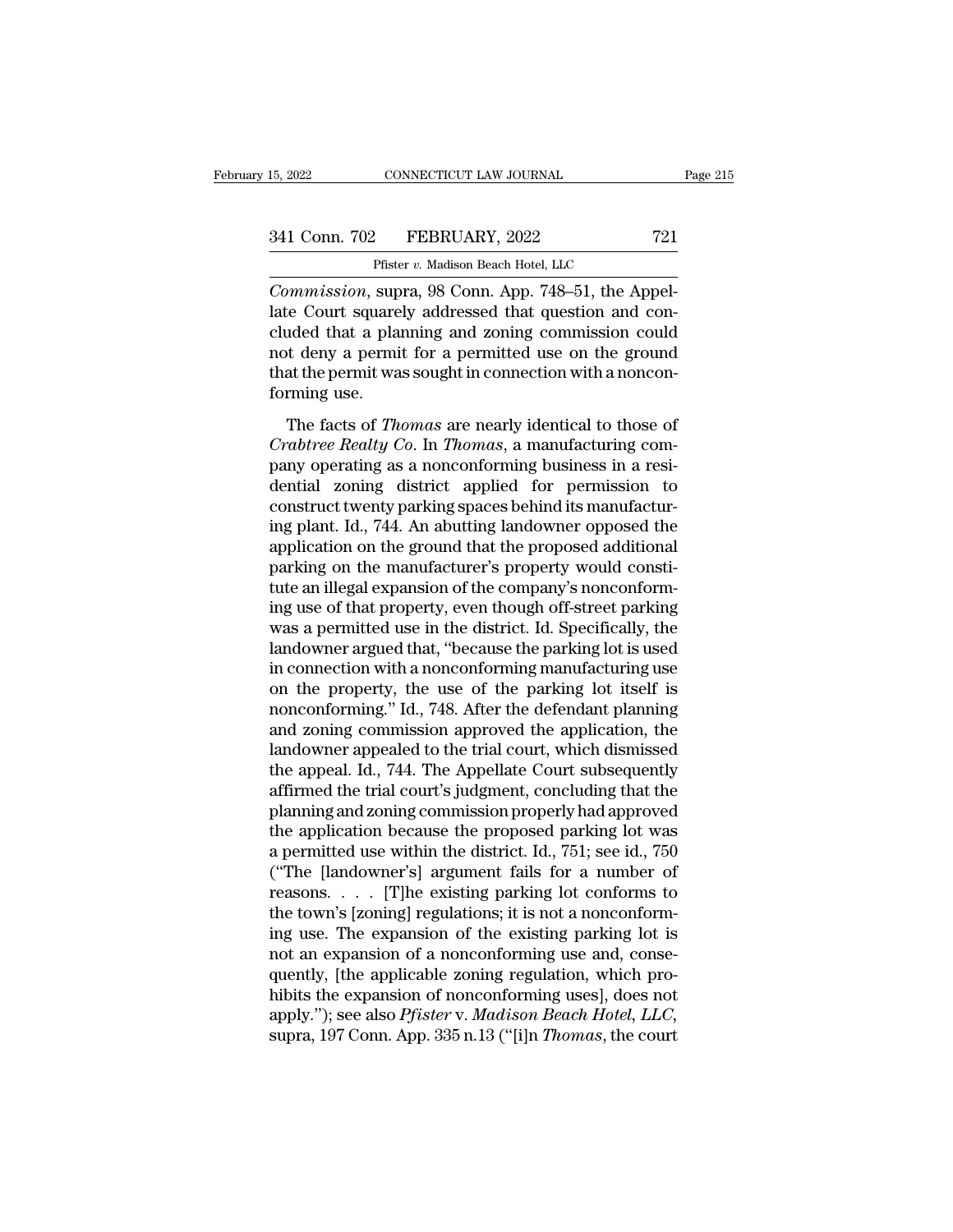*Commission*, supra, 98 Conn. App. 748–51, the Appellate Court squarely addressed that question and concluded that a planning and zoning commission could not deny a permit for a permitted use on the ground that the permit was sought in connection with a nonconforming use.

The facts of *Thomas* are nearly identical to those of *Crabtree Realty Co*. In *Thomas*, a manufacturing company operating as a nonconforming business in a residential zoning district applied for permission to construct twenty parking spaces behind its manufacturing plant. Id., 744. An abutting landowner opposed the application on the ground that the proposed additional parking on the manufacturer's property would constitute an illegal expansion of the company's nonconforming use of that property, even though off-street parking was a permitted use in the district. Id. Specifically, the landowner argued that, "because the parking lot is used in connection with a nonconforming manufacturing use on the property, the use of the parking lot itself is nonconforming." Id., 748. After the defendant planning and zoning commission approved the application, the landowner appealed to the trial court, which dismissed the appeal. Id., 744. The Appellate Court subsequently affirmed the trial court's judgment, concluding that the planning and zoning commission properly had approved the application because the proposed parking lot was a permitted use within the district. Id., 751; see id., 750 ("The [landowner's] argument fails for a number of reasons. . . . [T]he existing parking lot conforms to the town's [zoning] regulations; it is not a nonconforming use. The expansion of the existing parking lot is not an expansion of a nonconforming use and, consequently, [the applicable zoning regulation, which prohibits the expansion of nonconforming uses], does not apply."); see also *Pfister* v. *Madison Beach Hotel, LLC*, supra, 197 Conn. App. 335 n.13 ("[i]n *Thomas*, the court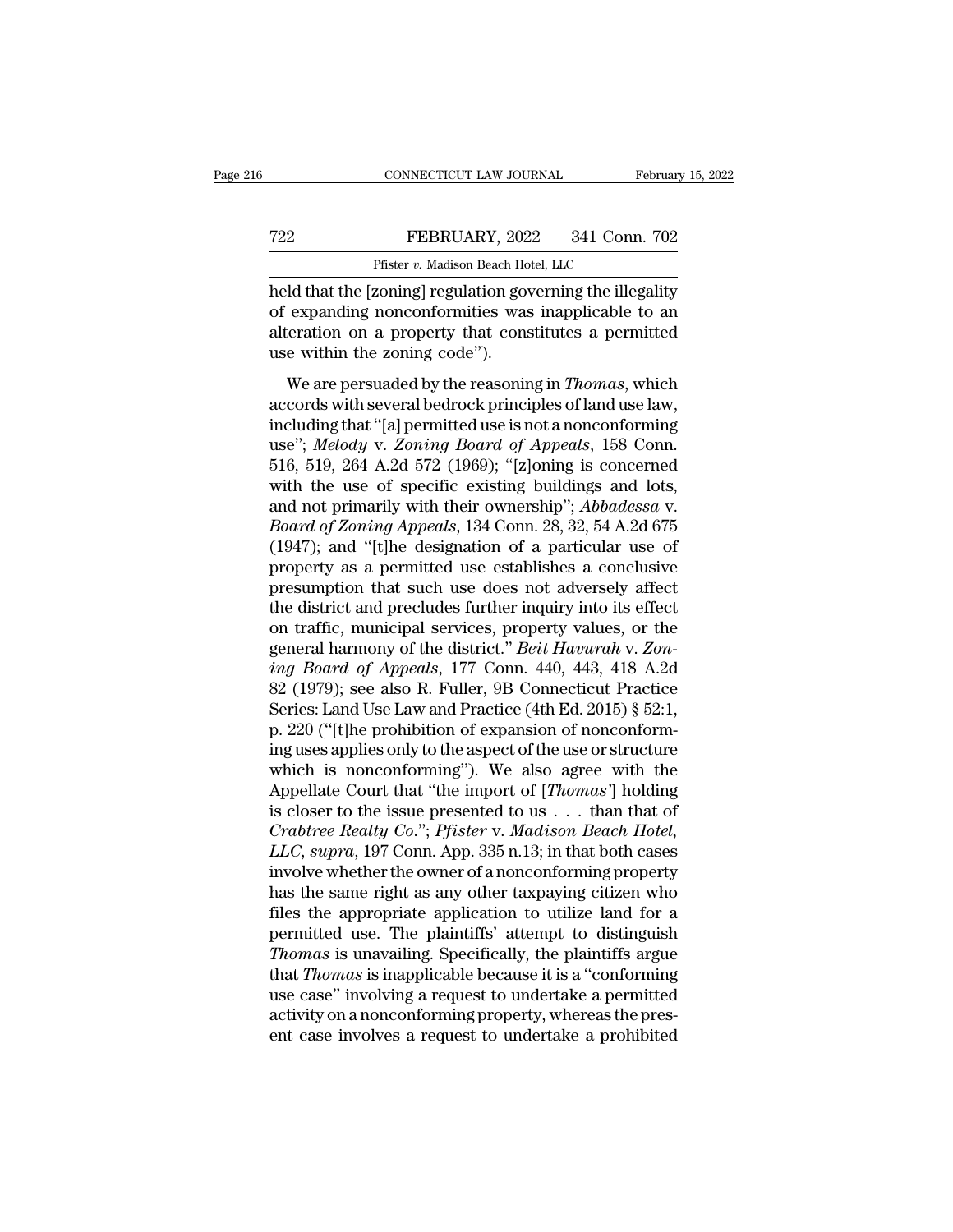held that the [zoning] regulation governing the illegality of expanding nonconformities was inapplicable to an alteration on a property that constitutes a permitted use within the zoning code").

We are persuaded by the reasoning in *Thomas*, which accords with several bedrock principles of land use law, including that "[a] permitted use is not a nonconforming use"; *Melody* v. *Zoning Board of Appeals*, 158 Conn. 516, 519, 264 A.2d 572 (1969); "[z]oning is concerned with the use of specific existing buildings and lots, and not primarily with their ownership"; *Abbadessa* v. *Board of Zoning Appeals*, 134 Conn. 28, 32, 54 A.2d 675 (1947); and "[t]he designation of a particular use of property as a permitted use establishes a conclusive presumption that such use does not adversely affect the district and precludes further inquiry into its effect on traffic, municipal services, property values, or the general harmony of the district." *Beit Havurah* v. *Zoning Board of Appeals*, 177 Conn. 440, 443, 418 A.2d 82 (1979); see also R. Fuller, 9B Connecticut Practice Series: Land Use Law and Practice (4th Ed. 2015) § 52:1, p. 220 ("[t]he prohibition of expansion of nonconforming uses applies only to the aspect of the use or structure which is nonconforming"). We also agree with the Appellate Court that "the import of [*Thomas'*] holding is closer to the issue presented to us . . . than that of *Crabtree Realty Co.*"; *Pfister* v. *Madison Beach Hotel, LLC*, *supra*, 197 Conn. App. 335 n.13; in that both cases involve whether the owner of a nonconforming property has the same right as any other taxpaying citizen who files the appropriate application to utilize land for a permitted use. The plaintiffs' attempt to distinguish *Thomas* is unavailing. Specifically, the plaintiffs argue that *Thomas* is inapplicable because it is a "conforming use case" involving a request to undertake a permitted activity on a nonconforming property, whereas the present case involves a request to undertake a prohibited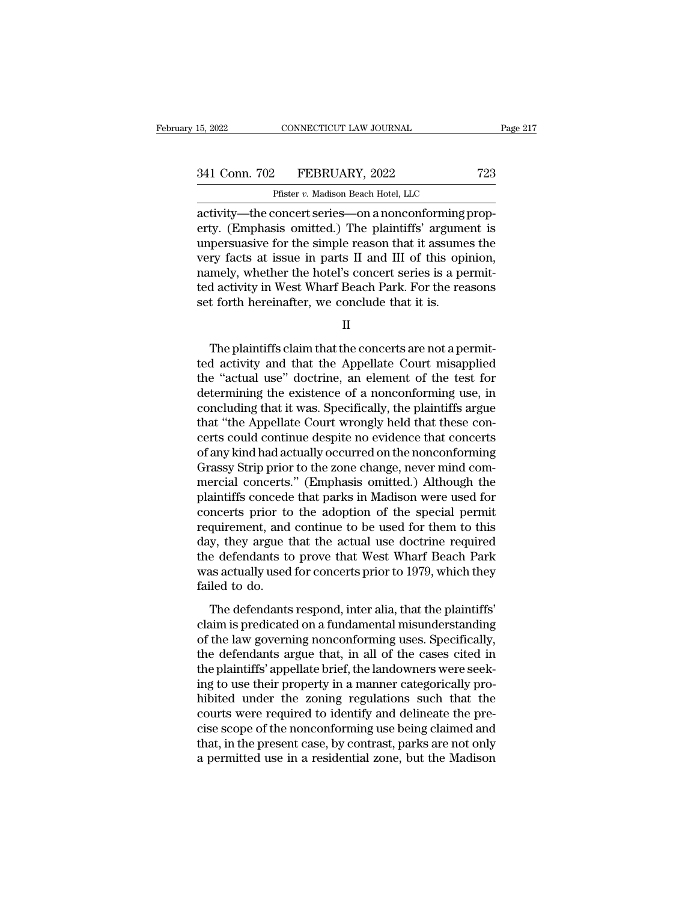activity—the concert series—on a nonconforming property. (Emphasis omitted.) The plaintiffs' argument is unpersuasive for the simple reason that it assumes the very facts at issue in parts II and III of this opinion, namely, whether the hotel's concert series is a permitted activity in West Wharf Beach Park. For the reasons set forth hereinafter, we conclude that it is.

II

The plaintiffs claim that the concerts are not a permitted activity and that the Appellate Court misapplied the "actual use" doctrine, an element of the test for determining the existence of a nonconforming use, in concluding that it was. Specifically, the plaintiffs argue that "the Appellate Court wrongly held that these concerts could continue despite no evidence that concerts of any kind had actually occurred on the nonconforming Grassy Strip prior to the zone change, never mind commercial concerts." (Emphasis omitted.) Although the plaintiffs concede that parks in Madison were used for concerts prior to the adoption of the special permit requirement, and continue to be used for them to this day, they argue that the actual use doctrine required the defendants to prove that West Wharf Beach Park was actually used for concerts prior to 1979, which they failed to do.

The defendants respond, inter alia, that the plaintiffs' claim is predicated on a fundamental misunderstanding of the law governing nonconforming uses. Specifically, the defendants argue that, in all of the cases cited in the plaintiffs' appellate brief, the landowners were seeking to use their property in a manner categorically prohibited under the zoning regulations such that the courts were required to identify and delineate the precise scope of the nonconforming use being claimed and that, in the present case, by contrast, parks are not only a permitted use in a residential zone, but the Madison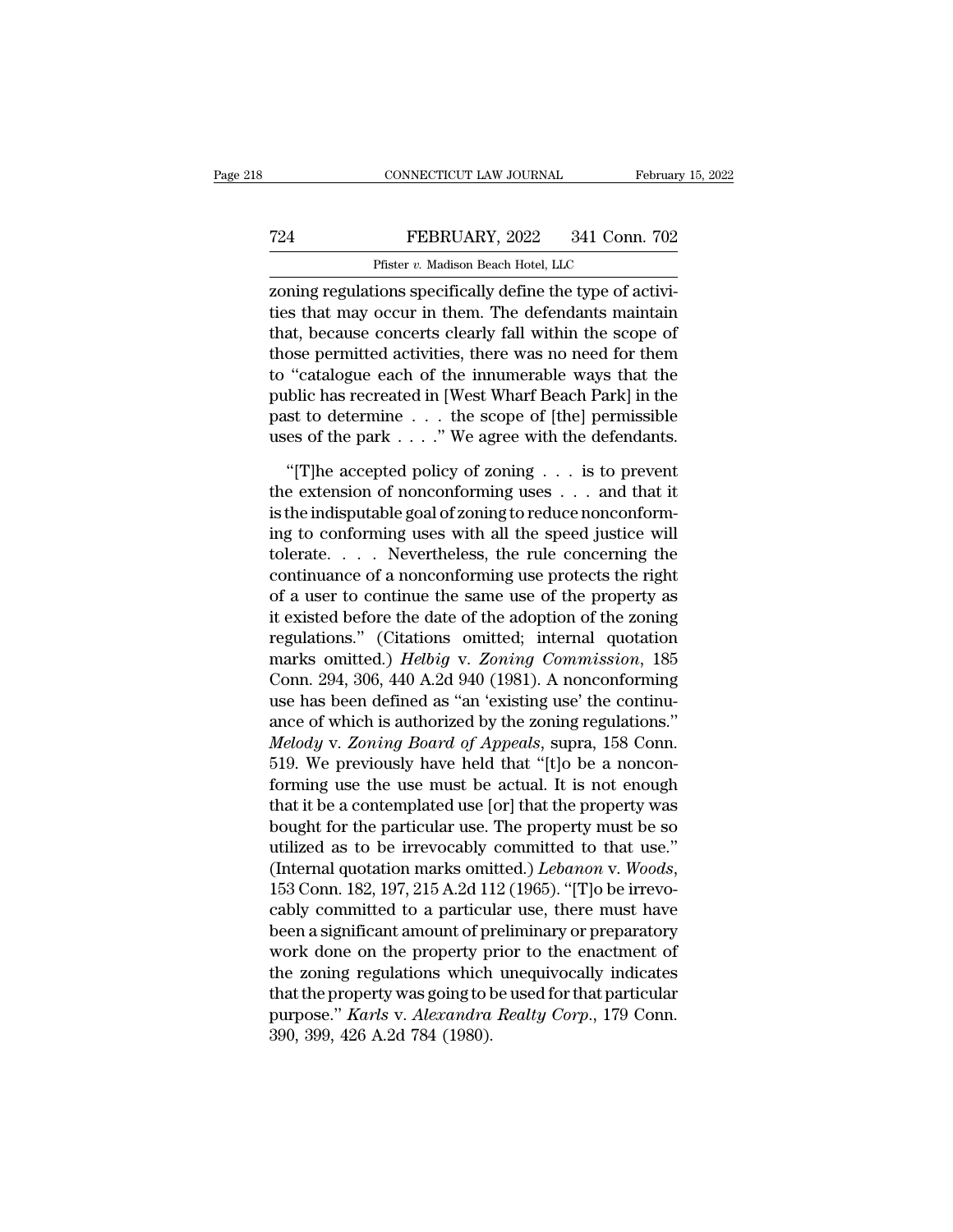zoning regulations specifically define the type of activities that may occur in them. The defendants maintain that, because concerts clearly fall within the scope of those permitted activities, there was no need for them to "catalogue each of the innumerable ways that the public has recreated in [West Wharf Beach Park] in the past to determine . . . the scope of [the] permissible uses of the park . . . ." We agree with the defendants.

"[T]he accepted policy of zoning . . . is to prevent the extension of nonconforming uses . . . and that it is the indisputable goal of zoning to reduce nonconforming to conforming uses with all the speed justice will tolerate. . . . Nevertheless, the rule concerning the continuance of a nonconforming use protects the right of a user to continue the same use of the property as it existed before the date of the adoption of the zoning regulations." (Citations omitted; internal quotation marks omitted.) *Helbig* v. *Zoning Commission*, 185 Conn. 294, 306, 440 A.2d 940 (1981). A nonconforming use has been defined as "an 'existing use' the continuance of which is authorized by the zoning regulations." *Melody* v. *Zoning Board of Appeals*, supra, 158 Conn. 519. We previously have held that "[t]o be a nonconforming use the use must be actual. It is not enough that it be a contemplated use [or] that the property was bought for the particular use. The property must be so utilized as to be irrevocably committed to that use." (Internal quotation marks omitted.) *Lebanon* v. *Woods*, 153 Conn. 182, 197, 215 A.2d 112 (1965). "[T]o be irrevocably committed to a particular use, there must have been a significant amount of preliminary or preparatory work done on the property prior to the enactment of the zoning regulations which unequivocally indicates that the property was going to be used for that particular purpose." *Karls* v. *Alexandra Realty Corp.*, 179 Conn. 390, 399, 426 A.2d 784 (1980).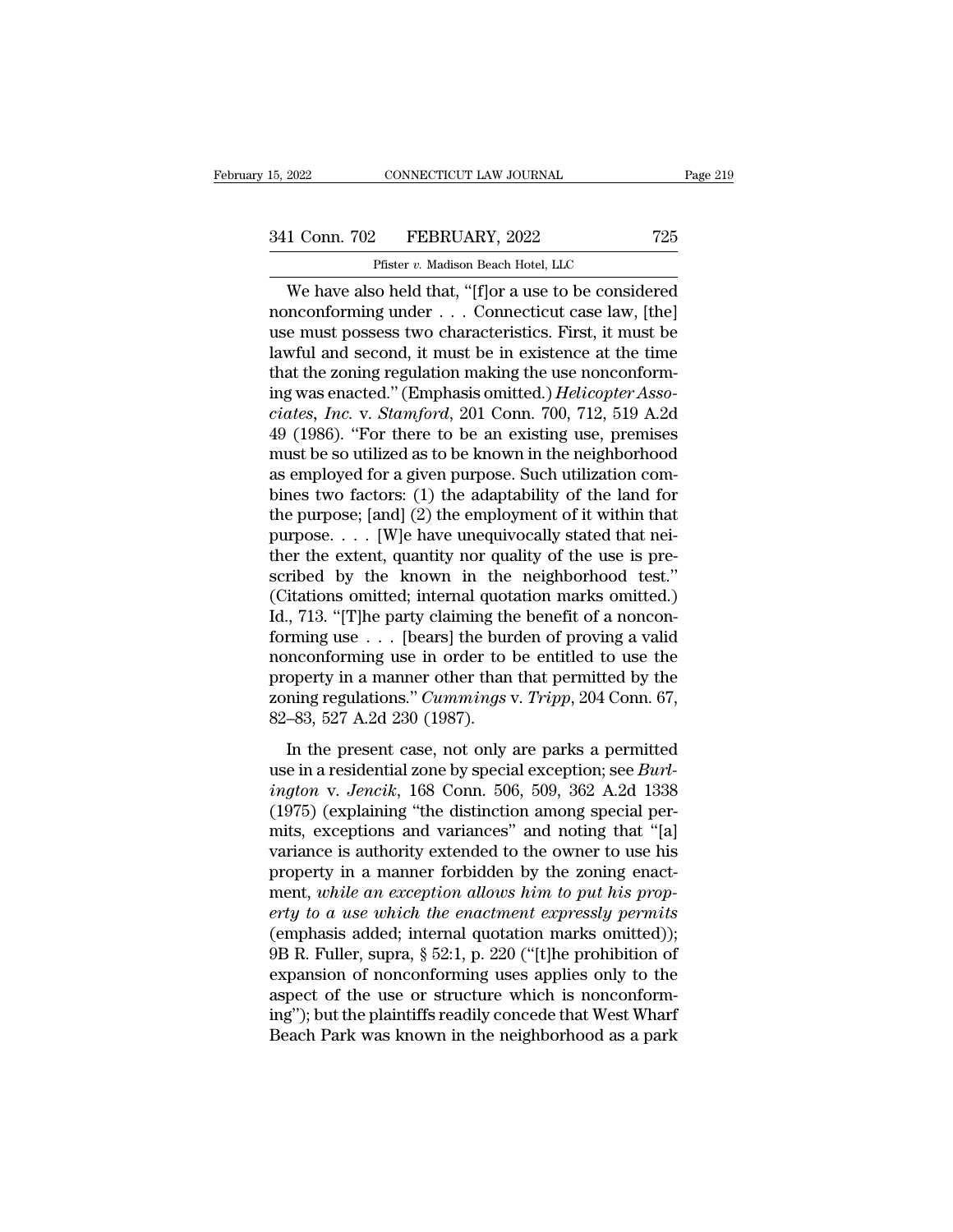We have also held that, "[f]or a use to be considered nonconforming under . . . Connecticut case law, [the] use must possess two characteristics. First, it must be lawful and second, it must be in existence at the time that the zoning regulation making the use nonconforming was enacted." (Emphasis omitted.) *Helicopter Associates, Inc.* v. *Stamford*, 201 Conn. 700, 712, 519 A.2d 49 (1986). "For there to be an existing use, premises must be so utilized as to be known in the neighborhood as employed for a given purpose. Such utilization combines two factors: (1) the adaptability of the land for the purpose; [and] (2) the employment of it within that purpose. . . . [W]e have unequivocally stated that neither the extent, quantity nor quality of the use is prescribed by the known in the neighborhood test." (Citations omitted; internal quotation marks omitted.) Id., 713. "[T]he party claiming the benefit of a nonconforming use . . . [bears] the burden of proving a valid nonconforming use in order to be entitled to use the property in a manner other than that permitted by the zoning regulations." *Cummings* v. *Tripp*, 204 Conn. 67, 82–83, 527 A.2d 230 (1987).

In the present case, not only are parks a permitted use in a residential zone by special exception; see *Burlington* v. *Jencik*, 168 Conn. 506, 509, 362 A.2d 1338 (1975) (explaining "the distinction among special permits, exceptions and variances" and noting that "[a] variance is authority extended to the owner to use his property in a manner forbidden by the zoning enactment, *while an exception allows him to put his property to a use which the enactment expressly permits* (emphasis added; internal quotation marks omitted)); 9B R. Fuller, supra, § 52:1, p. 220 ("[t]he prohibition of expansion of nonconforming uses applies only to the aspect of the use or structure which is nonconforming"); but the plaintiffs readily concede that West Wharf Beach Park was known in the neighborhood as a park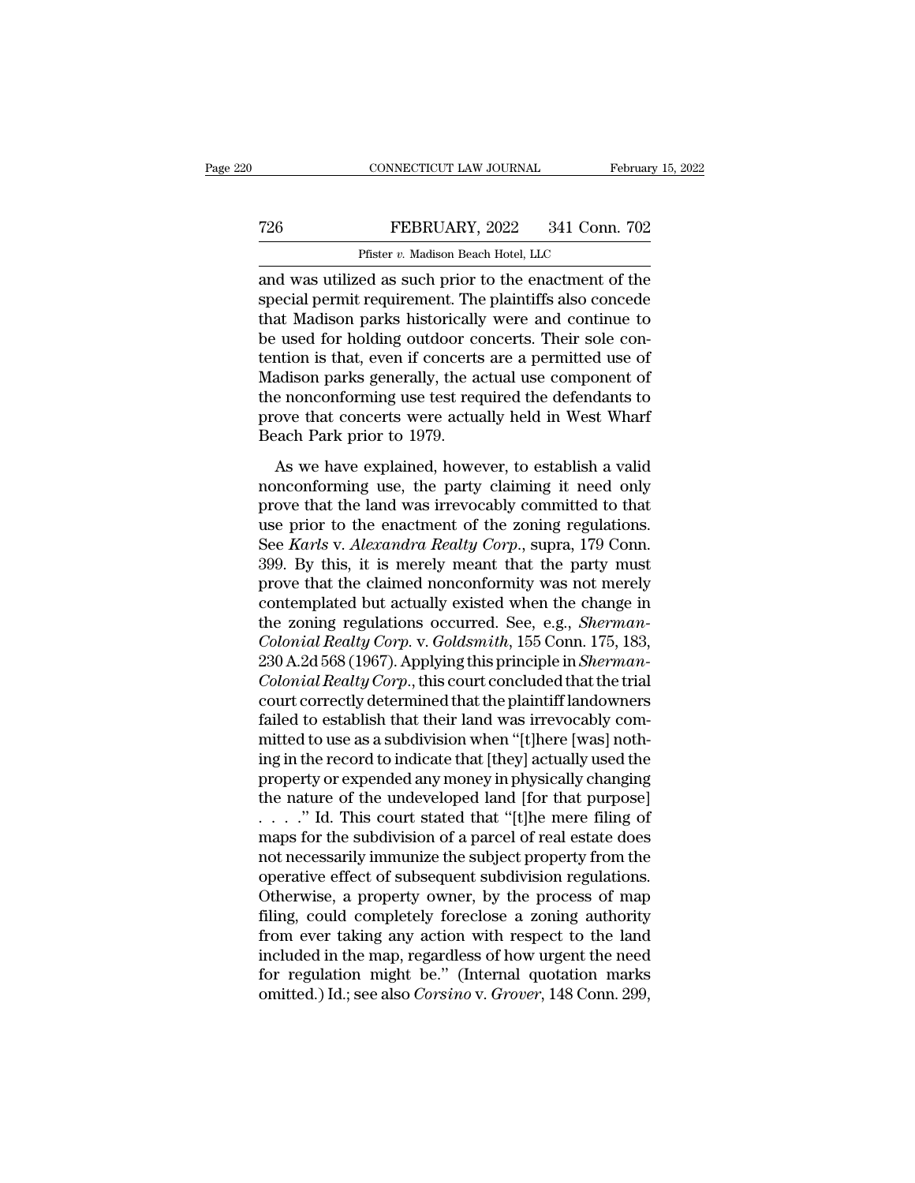and was utilized as such prior to the enactment of the special permit requirement. The plaintiffs also concede that Madison parks historically were and continue to be used for holding outdoor concerts. Their sole contention is that, even if concerts are a permitted use of Madison parks generally, the actual use component of the nonconforming use test required the defendants to prove that concerts were actually held in West Wharf Beach Park prior to 1979.

As we have explained, however, to establish a valid nonconforming use, the party claiming it need only prove that the land was irrevocably committed to that use prior to the enactment of the zoning regulations. See *Karls* v. *Alexandra Realty Corp.*, supra, 179 Conn. 399. By this, it is merely meant that the party must prove that the claimed nonconformity was not merely contemplated but actually existed when the change in the zoning regulations occurred. See, e.g., *Sherman-Colonial Realty Corp.* v. *Goldsmith*, 155 Conn. 175, 183, 230 A.2d 568 (1967). Applying this principle in *Sherman-Colonial Realty Corp.*, this court concluded that the trial court correctly determined that the plaintiff landowners failed to establish that their land was irrevocably committed to use as a subdivision when "[t]here [was] nothing in the record to indicate that [they] actually used the property or expended any money in physically changing the nature of the undeveloped land [for that purpose] . . . ." Id. This court stated that "[t]he mere filing of maps for the subdivision of a parcel of real estate does not necessarily immunize the subject property from the operative effect of subsequent subdivision regulations. Otherwise, a property owner, by the process of map filing, could completely foreclose a zoning authority from ever taking any action with respect to the land included in the map, regardless of how urgent the need for regulation might be." (Internal quotation marks omitted.) Id.; see also *Corsino* v. *Grover*, 148 Conn. 299,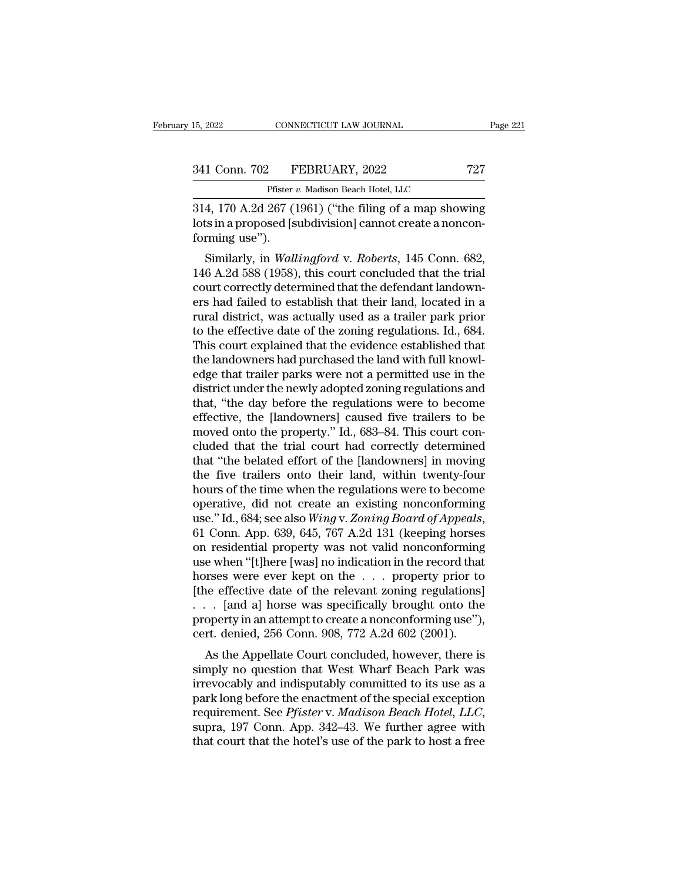314, 170 A.2d 267 (1961) ("the filing of a map showing lots in a proposed [subdivision] cannot create a nonconforming use").

Similarly, in *Wallingford* v. *Roberts*, 145 Conn. 682, 146 A.2d 588 (1958), this court concluded that the trial court correctly determined that the defendant landowners had failed to establish that their land, located in a rural district, was actually used as a trailer park prior to the effective date of the zoning regulations. Id., 684. This court explained that the evidence established that the landowners had purchased the land with full knowledge that trailer parks were not a permitted use in the district under the newly adopted zoning regulations and that, "the day before the regulations were to become effective, the [landowners] caused five trailers to be moved onto the property." Id., 683–84. This court concluded that the trial court had correctly determined that "the belated effort of the [landowners] in moving the five trailers onto their land, within twenty-four hours of the time when the regulations were to become operative, did not create an existing nonconforming use." Id., 684; see also *Wing* v. *Zoning Board of Appeals*, 61 Conn. App. 639, 645, 767 A.2d 131 (keeping horses on residential property was not valid nonconforming use when "[t]here [was] no indication in the record that horses were ever kept on the . . . property prior to [the effective date of the relevant zoning regulations] . . . [and a] horse was specifically brought onto the property in an attempt to create a nonconforming use"), cert. denied, 256 Conn. 908, 772 A.2d 602 (2001).

As the Appellate Court concluded, however, there is simply no question that West Wharf Beach Park was irrevocably and indisputably committed to its use as a park long before the enactment of the special exception requirement. See *Pfister* v. *Madison Beach Hotel, LLC*, supra, 197 Conn. App. 342–43. We further agree with that court that the hotel's use of the park to host a free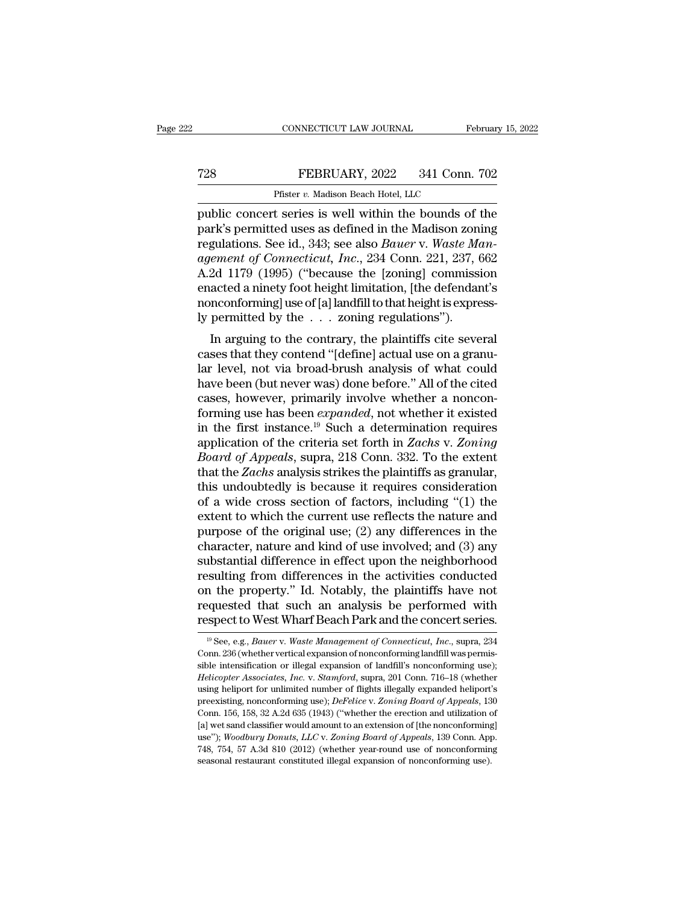public concert series is well within the bounds of the park's permitted uses as defined in the Madison zoning regulations. See id., 343; see also *Bauer* v. *Waste Management of Connecticut, Inc.*, 234 Conn. 221, 237, 662 A.2d 1179 (1995) ("because the [zoning] commission enacted a ninety foot height limitation, [the defendant's nonconforming] use of [a] landfill to that height is expressly permitted by the . . . zoning regulations").

In arguing to the contrary, the plaintiffs cite several cases that they contend "[define] actual use on a granular level, not via broad-brush analysis of what could have been (but never was) done before." All of the cited cases, however, primarily involve whether a nonconforming use has been *expanded*, not whether it existed in the first instance.[19] Such a determination requires application of the criteria set forth in *Zachs* v. *Zoning Board of Appeals*, supra, 218 Conn. 332. To the extent that the *Zachs* analysis strikes the plaintiffs as granular, this undoubtedly is because it requires consideration of a wide cross section of factors, including "(1) the extent to which the current use reflects the nature and purpose of the original use; (2) any differences in the character, nature and kind of use involved; and (3) any substantial difference in effect upon the neighborhood resulting from differences in the activities conducted on the property." Id. Notably, the plaintiffs have not requested that such an analysis be performed with respect to West Wharf Beach Park and the concert series.

---

[19] See, e.g., *Bauer* v. *Waste Management of Connecticut, Inc.*, supra, 234 Conn. 236 (whether vertical expansion of nonconforming landfill was permissible intensification or illegal expansion of landfill's nonconforming use); *Helicopter Associates, Inc.* v. *Stamford*, supra, 201 Conn. 716–18 (whether using heliport for unlimited number of flights illegally expanded heliport's preexisting, nonconforming use); *DeFelice* v. *Zoning Board of Appeals*, 130 Conn. 156, 158, 32 A.2d 635 (1943) ("whether the erection and utilization of [a] wet sand classifier would amount to an extension of [the nonconforming] use"); *Woodbury Donuts, LLC* v. *Zoning Board of Appeals*, 139 Conn. App. 748, 754, 57 A.3d 810 (2012) (whether year-round use of nonconforming seasonal restaurant constituted illegal expansion of nonconforming use).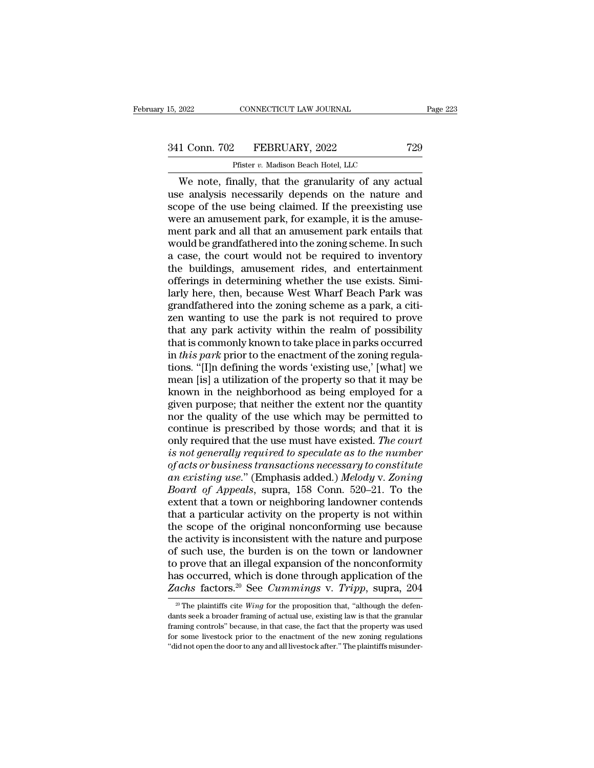We note, finally, that the granularity of any actual use analysis necessarily depends on the nature and scope of the use being claimed. If the preexisting use were an amusement park, for example, it is the amusement park and all that an amusement park entails that would be grandfathered into the zoning scheme. In such a case, the court would not be required to inventory the buildings, amusement rides, and entertainment offerings in determining whether the use exists. Similarly here, then, because West Wharf Beach Park was grandfathered into the zoning scheme as a park, a citizen wanting to use the park is not required to prove that any park activity within the realm of possibility that is commonly known to take place in parks occurred in *this park* prior to the enactment of the zoning regulations. "[I]n defining the words 'existing use,' [what] we mean [is] a utilization of the property so that it may be known in the neighborhood as being employed for a given purpose; that neither the extent nor the quantity nor the quality of the use which may be permitted to continue is prescribed by those words; and that it is only required that the use must have existed. *The court is not generally required to speculate as to the number of acts or business transactions necessary to constitute an existing use.*" (Emphasis added.) *Melody* v. *Zoning Board of Appeals*, supra, 158 Conn. 520–21. To the extent that a town or neighboring landowner contends that a particular activity on the property is not within the scope of the original nonconforming use because the activity is inconsistent with the nature and purpose of such use, the burden is on the town or landowner to prove that an illegal expansion of the nonconformity has occurred, which is done through application of the *Zachs* factors.[20] See *Cummings* v. *Tripp*, supra, 204

[20] The plaintiffs cite *Wing* for the proposition that, "although the defendants seek a broader framing of actual use, existing law is that the granular framing controls" because, in that case, the fact that the property was used for some livestock prior to the enactment of the new zoning regulations "did not open the door to any and all livestock after." The plaintiffs misunder-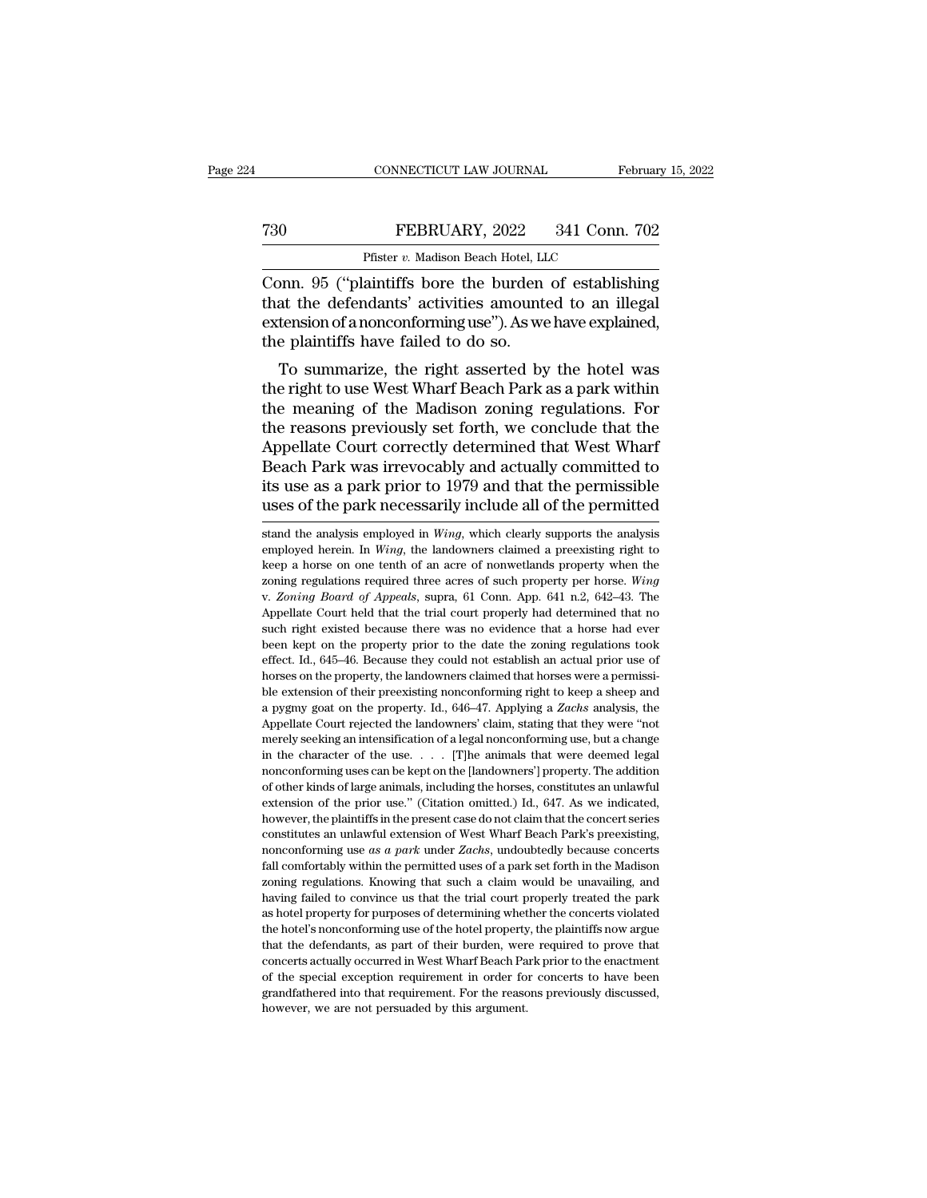Conn. 95 ("plaintiffs bore the burden of establishing that the defendants' activities amounted to an illegal extension of a nonconforming use"). As we have explained, the plaintiffs have failed to do so.

To summarize, the right asserted by the hotel was the right to use West Wharf Beach Park as a park within the meaning of the Madison zoning regulations. For the reasons previously set forth, we conclude that the Appellate Court correctly determined that West Wharf Beach Park was irrevocably and actually committed to its use as a park prior to 1979 and that the permissible uses of the park necessarily include all of the permitted

stand the analysis employed in *Wing*, which clearly supports the analysis employed herein. In *Wing*, the landowners claimed a preexisting right to keep a horse on one tenth of an acre of nonwetlands property when the zoning regulations required three acres of such property per horse. *Wing v. Zoning Board of Appeals*, supra, 61 Conn. App. 641 n.2, 642–43. The Appellate Court held that the trial court properly had determined that no such right existed because there was no evidence that a horse had ever been kept on the property prior to the date the zoning regulations took effect. Id., 645–46. Because they could not establish an actual prior use of horses on the property, the landowners claimed that horses were a permissible extension of their preexisting nonconforming right to keep a sheep and a pygmy goat on the property. Id., 646–47. Applying a *Zachs* analysis, the Appellate Court rejected the landowners' claim, stating that they were "not merely seeking an intensification of a legal nonconforming use, but a change in the character of the use. . . . [T]he animals that were deemed legal nonconforming uses can be kept on the [landowners'] property. The addition of other kinds of large animals, including the horses, constitutes an unlawful extension of the prior use." (Citation omitted.) Id., 647. As we indicated, however, the plaintiffs in the present case do not claim that the concert series constitutes an unlawful extension of West Wharf Beach Park's preexisting, nonconforming use *as a park* under *Zachs*, undoubtedly because concerts fall comfortably within the permitted uses of a park set forth in the Madison zoning regulations. Knowing that such a claim would be unavailing, and having failed to convince us that the trial court properly treated the park as hotel property for purposes of determining whether the concerts violated the hotel's nonconforming use of the hotel property, the plaintiffs now argue that the defendants, as part of their burden, were required to prove that concerts actually occurred in West Wharf Beach Park prior to the enactment of the special exception requirement in order for concerts to have been grandfathered into that requirement. For the reasons previously discussed, however, we are not persuaded by this argument.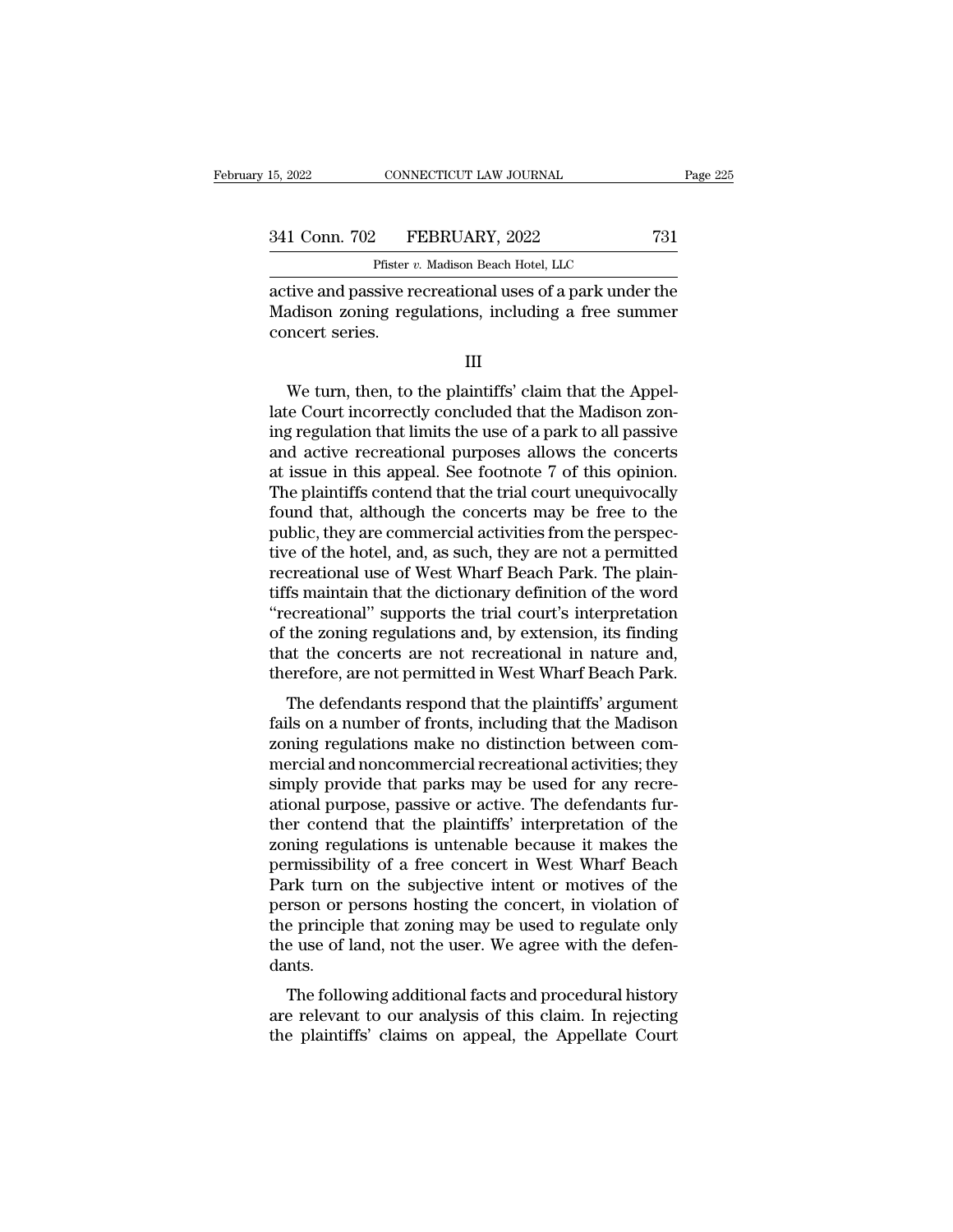active and passive recreational uses of a park under the Madison zoning regulations, including a free summer concert series.

III

We turn, then, to the plaintiffs' claim that the Appellate Court incorrectly concluded that the Madison zoning regulation that limits the use of a park to all passive and active recreational purposes allows the concerts at issue in this appeal. See footnote 7 of this opinion. The plaintiffs contend that the trial court unequivocally found that, although the concerts may be free to the public, they are commercial activities from the perspective of the hotel, and, as such, they are not a permitted recreational use of West Wharf Beach Park. The plaintiffs maintain that the dictionary definition of the word "recreational" supports the trial court's interpretation of the zoning regulations and, by extension, its finding that the concerts are not recreational in nature and, therefore, are not permitted in West Wharf Beach Park.

The defendants respond that the plaintiffs' argument fails on a number of fronts, including that the Madison zoning regulations make no distinction between commercial and noncommercial recreational activities; they simply provide that parks may be used for any recreational purpose, passive or active. The defendants further contend that the plaintiffs' interpretation of the zoning regulations is untenable because it makes the permissibility of a free concert in West Wharf Beach Park turn on the subjective intent or motives of the person or persons hosting the concert, in violation of the principle that zoning may be used to regulate only the use of land, not the user. We agree with the defendants.

The following additional facts and procedural history are relevant to our analysis of this claim. In rejecting the plaintiffs' claims on appeal, the Appellate Court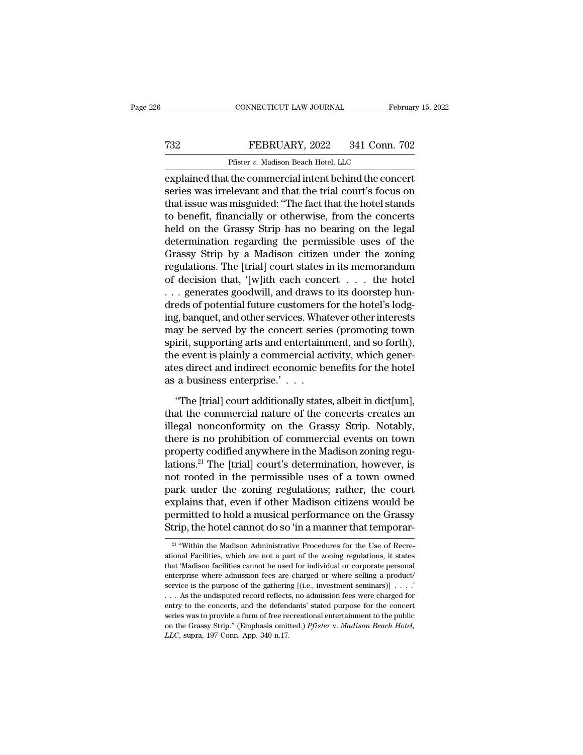explained that the commercial intent behind the concert series was irrelevant and that the trial court's focus on that issue was misguided: "The fact that the hotel stands to benefit, financially or otherwise, from the concerts held on the Grassy Strip has no bearing on the legal determination regarding the permissible uses of the Grassy Strip by a Madison citizen under the zoning regulations. The [trial] court states in its memorandum of decision that, '[w]ith each concert . . . the hotel . . . generates goodwill, and draws to its doorstep hundreds of potential future customers for the hotel's lodging, banquet, and other services. Whatever other interests may be served by the concert series (promoting town spirit, supporting arts and entertainment, and so forth), the event is plainly a commercial activity, which generates direct and indirect economic benefits for the hotel as a business enterprise.' . . .

"The [trial] court additionally states, albeit in dict[um], that the commercial nature of the concerts creates an illegal nonconformity on the Grassy Strip. Notably, there is no prohibition of commercial events on town property codified anywhere in the Madison zoning regulations.[21] The [trial] court's determination, however, is not rooted in the permissible uses of a town owned park under the zoning regulations; rather, the court explains that, even if other Madison citizens would be permitted to hold a musical performance on the Grassy Strip, the hotel cannot do so 'in a manner that temporar-

[21] "Within the Madison Administrative Procedures for the Use of Recreational Facilities, which are not a part of the zoning regulations, it states that 'Madison facilities cannot be used for individual or corporate personal enterprise where admission fees are charged or where selling a product/service is the purpose of the gathering [(i.e., investment seminars)] . . . .' . . . As the undisputed record reflects, no admission fees were charged for entry to the concerts, and the defendants' stated purpose for the concert series was to provide a form of free recreational entertainment to the public on the Grassy Strip." (Emphasis omitted.) *Pfister* v. *Madison Beach Hotel, LLC*, supra, 197 Conn. App. 340 n.17.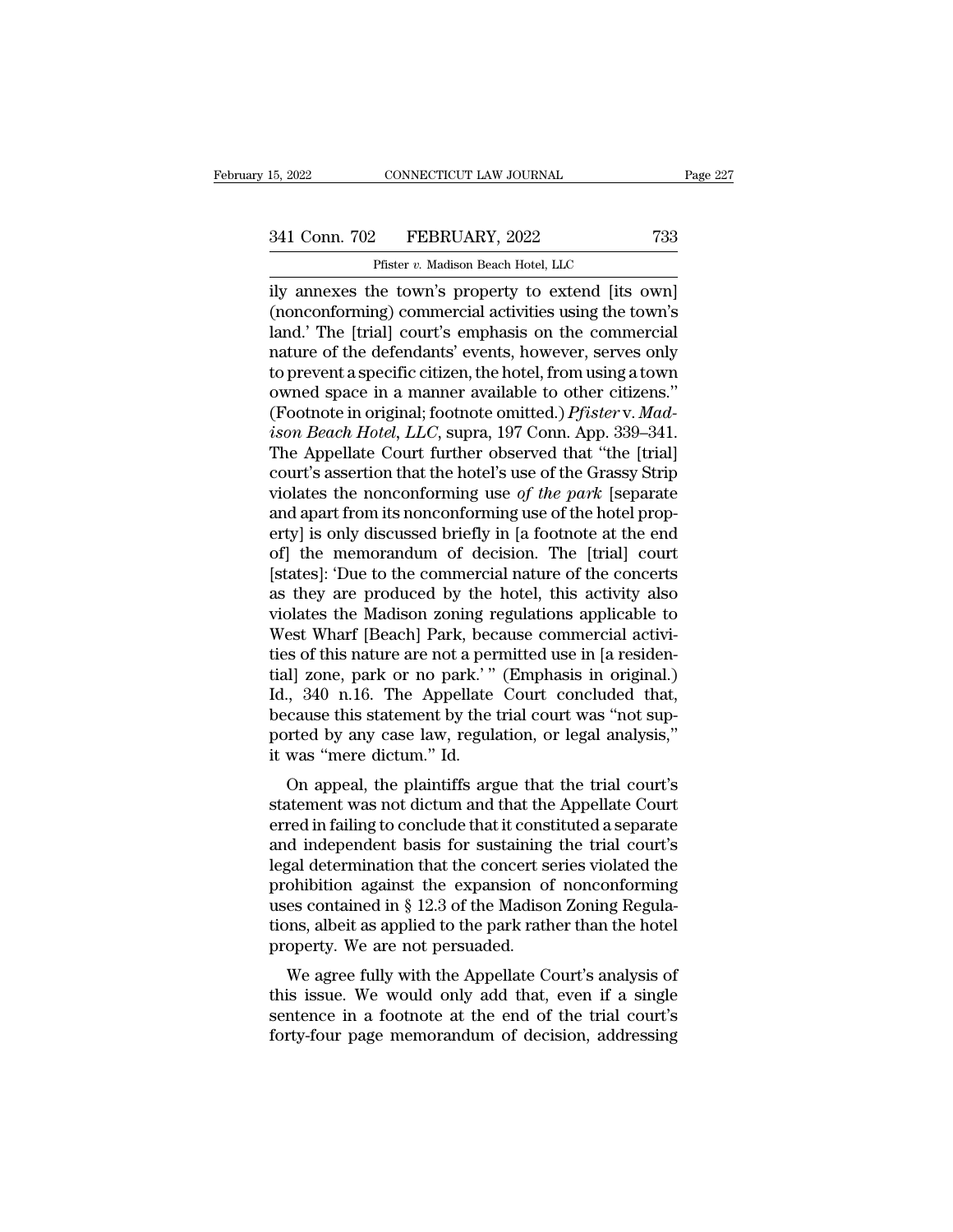ily annexes the town's property to extend [its own] (nonconforming) commercial activities using the town's land.' The [trial] court's emphasis on the commercial nature of the defendants' events, however, serves only to prevent a specific citizen, the hotel, from using a town owned space in a manner available to other citizens." (Footnote in original; footnote omitted.) *Pfister* v. *Madison Beach Hotel, LLC*, supra, 197 Conn. App. 339–341. The Appellate Court further observed that "the [trial] court's assertion that the hotel's use of the Grassy Strip violates the nonconforming use *of the park* [separate and apart from its nonconforming use of the hotel property] is only discussed briefly in [a footnote at the end of] the memorandum of decision. The [trial] court [states]: 'Due to the commercial nature of the concerts as they are produced by the hotel, this activity also violates the Madison zoning regulations applicable to West Wharf [Beach] Park, because commercial activities of this nature are not a permitted use in [a residential] zone, park or no park.' " (Emphasis in original.) Id., 340 n.16. The Appellate Court concluded that, because this statement by the trial court was "not supported by any case law, regulation, or legal analysis," it was "mere dictum." Id.

On appeal, the plaintiffs argue that the trial court's statement was not dictum and that the Appellate Court erred in failing to conclude that it constituted a separate and independent basis for sustaining the trial court's legal determination that the concert series violated the prohibition against the expansion of nonconforming uses contained in § 12.3 of the Madison Zoning Regulations, albeit as applied to the park rather than the hotel property. We are not persuaded.

We agree fully with the Appellate Court's analysis of this issue. We would only add that, even if a single sentence in a footnote at the end of the trial court's forty-four page memorandum of decision, addressing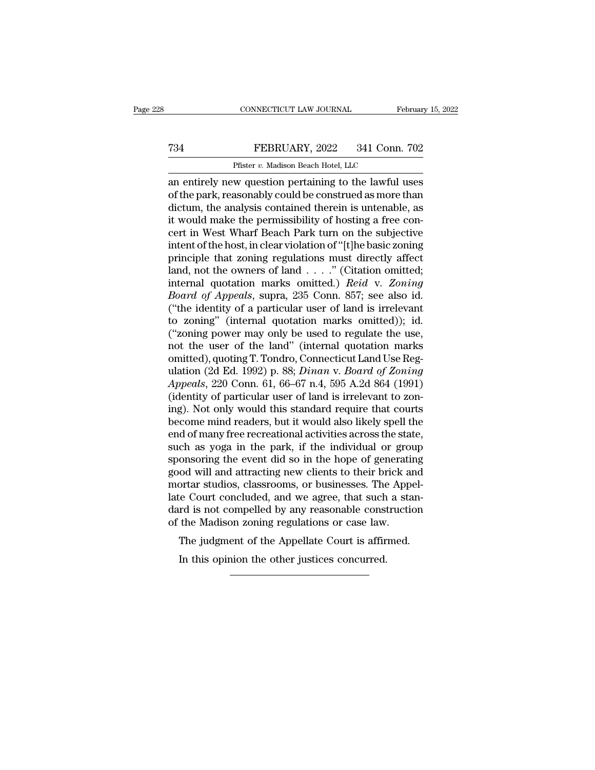an entirely new question pertaining to the lawful uses of the park, reasonably could be construed as more than dictum, the analysis contained therein is untenable, as it would make the permissibility of hosting a free concert in West Wharf Beach Park turn on the subjective intent of the host, in clear violation of "[t]he basic zoning principle that zoning regulations must directly affect land, not the owners of land . . . ." (Citation omitted; internal quotation marks omitted.) *Reid* v. *Zoning Board of Appeals*, supra, 235 Conn. 857; see also id. ("the identity of a particular user of land is irrelevant to zoning" (internal quotation marks omitted)); id. ("zoning power may only be used to regulate the use, not the user of the land" (internal quotation marks omitted), quoting T. Tondro, Connecticut Land Use Regulation (2d Ed. 1992) p. 88; *Dinan* v. *Board of Zoning Appeals*, 220 Conn. 61, 66–67 n.4, 595 A.2d 864 (1991) (identity of particular user of land is irrelevant to zoning). Not only would this standard require that courts become mind readers, but it would also likely spell the end of many free recreational activities across the state, such as yoga in the park, if the individual or group sponsoring the event did so in the hope of generating good will and attracting new clients to their brick and mortar studios, classrooms, or businesses. The Appellate Court concluded, and we agree, that such a standard is not compelled by any reasonable construction of the Madison zoning regulations or case law.

The judgment of the Appellate Court is affirmed.

In this opinion the other justices concurred.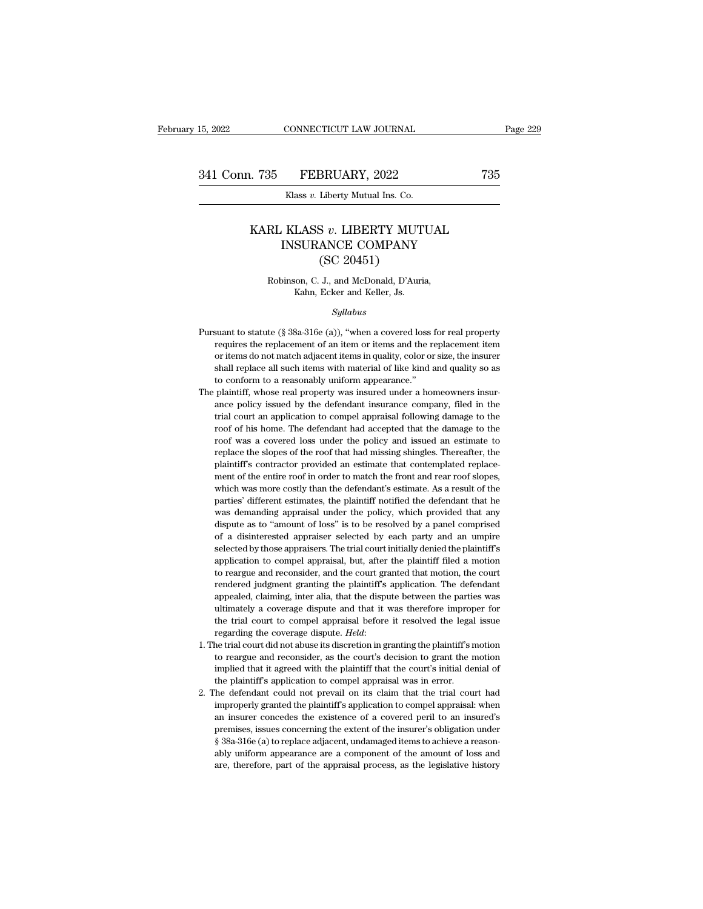# KARL KLASS *v.* LIBERTY MUTUAL INSURANCE COMPANY
## (SC 20451)

Robinson, C. J., and McDonald, D'Auria, Kahn, Ecker and Keller, Js.

*Syllabus*

Pursuant to statute (§ 38a-316e (a)), "when a covered loss for real property requires the replacement of an item or items and the replacement item or items do not match adjacent items in quality, color or size, the insurer shall replace all such items with material of like kind and quality so as to conform to a reasonably uniform appearance."

The plaintiff, whose real property was insured under a homeowners insurance policy issued by the defendant insurance company, filed in the trial court an application to compel appraisal following damage to the roof of his home. The defendant had accepted that the damage to the roof was a covered loss under the policy and issued an estimate to replace the slopes of the roof that had missing shingles. Thereafter, the plaintiff's contractor provided an estimate that contemplated replacement of the entire roof in order to match the front and rear roof slopes, which was more costly than the defendant's estimate. As a result of the parties' different estimates, the plaintiff notified the defendant that he was demanding appraisal under the policy, which provided that any dispute as to "amount of loss" is to be resolved by a panel comprised of a disinterested appraiser selected by each party and an umpire selected by those appraisers. The trial court initially denied the plaintiff's application to compel appraisal, but, after the plaintiff filed a motion to reargue and reconsider, and the court granted that motion, the court rendered judgment granting the plaintiff's application. The defendant appealed, claiming, inter alia, that the dispute between the parties was ultimately a coverage dispute and that it was therefore improper for the trial court to compel appraisal before it resolved the legal issue regarding the coverage dispute. *Held*:

1. The trial court did not abuse its discretion in granting the plaintiff's motion to reargue and reconsider, as the court's decision to grant the motion implied that it agreed with the plaintiff that the court's initial denial of the plaintiff's application to compel appraisal was in error.
2. The defendant could not prevail on its claim that the trial court had improperly granted the plaintiff's application to compel appraisal: when an insurer concedes the existence of a covered peril to an insured's premises, issues concerning the extent of the insurer's obligation under § 38a-316e (a) to replace adjacent, undamaged items to achieve a reasonably uniform appearance are a component of the amount of loss and are, therefore, part of the appraisal process, as the legislative history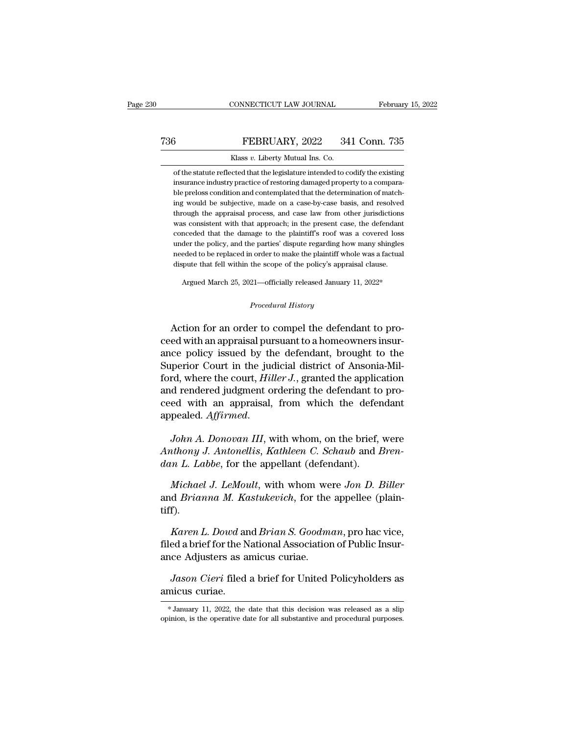of the statute reflected that the legislature intended to codify the existing insurance industry practice of restoring damaged property to a comparable preloss condition and contemplated that the determination of matching would be subjective, made on a case-by-case basis, and resolved through the appraisal process, and case law from other jurisdictions was consistent with that approach; in the present case, the defendant conceded that the damage to the plaintiff's roof was a covered loss under the policy, and the parties' dispute regarding how many shingles needed to be replaced in order to make the plaintiff whole was a factual dispute that fell within the scope of the policy's appraisal clause.

Argued March 25, 2021—officially released January 11, 2022*

*Procedural History*

Action for an order to compel the defendant to proceed with an appraisal pursuant to a homeowners insurance policy issued by the defendant, brought to the Superior Court in the judicial district of Ansonia-Milford, where the court, *Hiller J.*, granted the application and rendered judgment ordering the defendant to proceed with an appraisal, from which the defendant appealed. *Affirmed.*

*John A. Donovan III*, with whom, on the brief, were *Anthony J. Antonellis*, *Kathleen C. Schaub* and *Brendan L. Labbe*, for the appellant (defendant).

*Michael J. LeMoult*, with whom were *Jon D. Biller* and *Brianna M. Kastukevich*, for the appellee (plaintiff).

*Karen L. Dowd* and *Brian S. Goodman*, pro hac vice, filed a brief for the National Association of Public Insurance Adjusters as amicus curiae.

*Jason Cieri* filed a brief for United Policyholders as amicus curiae.

* January 11, 2022, the date that this decision was released as a slip opinion, is the operative date for all substantive and procedural purposes.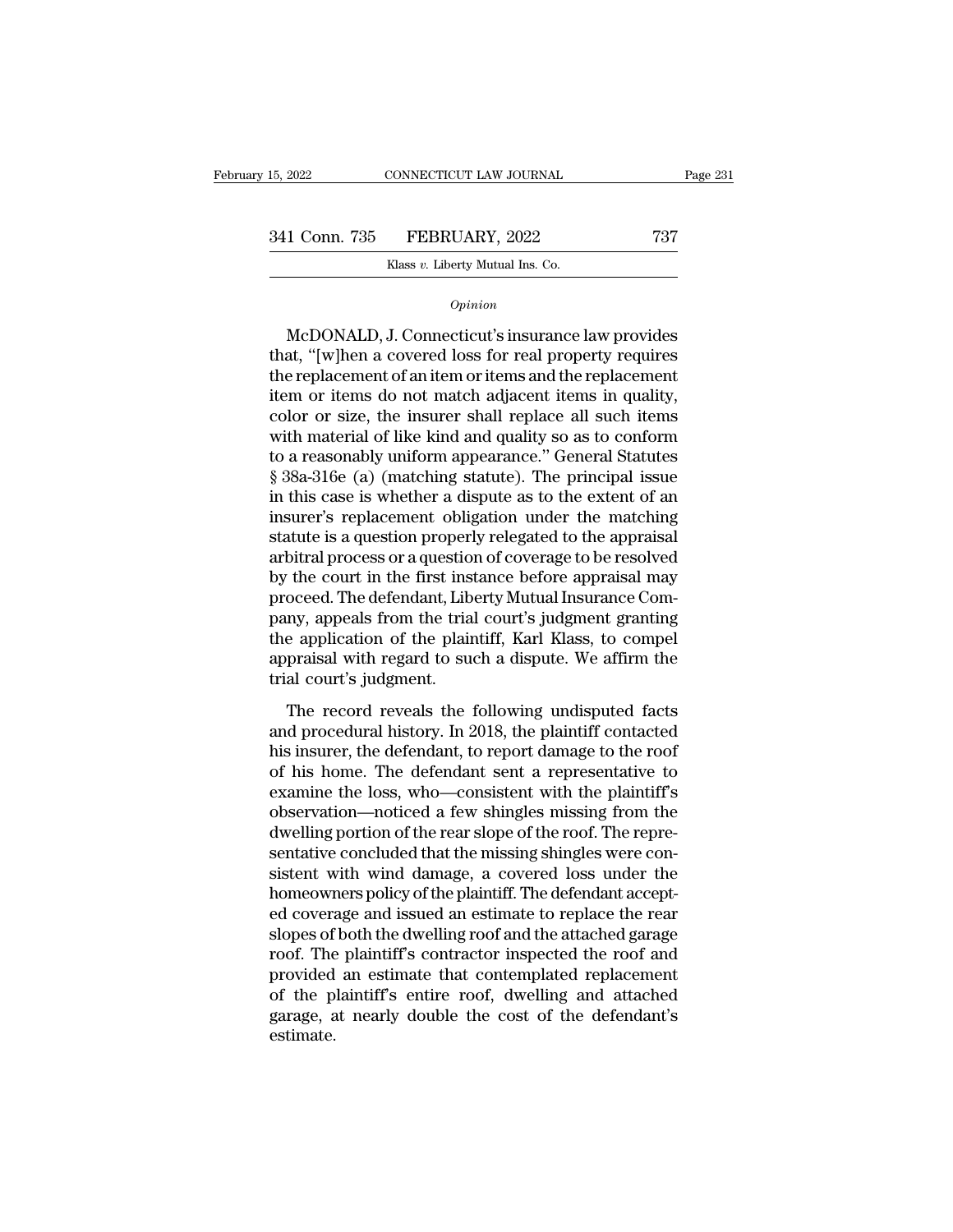*Opinion*

McDONALD, J. Connecticut's insurance law provides that, "[w]hen a covered loss for real property requires the replacement of an item or items and the replacement item or items do not match adjacent items in quality, color or size, the insurer shall replace all such items with material of like kind and quality so as to conform to a reasonably uniform appearance." General Statutes § 38a-316e (a) (matching statute). The principal issue in this case is whether a dispute as to the extent of an insurer's replacement obligation under the matching statute is a question properly relegated to the appraisal arbitral process or a question of coverage to be resolved by the court in the first instance before appraisal may proceed. The defendant, Liberty Mutual Insurance Company, appeals from the trial court's judgment granting the application of the plaintiff, Karl Klass, to compel appraisal with regard to such a dispute. We affirm the trial court's judgment.

The record reveals the following undisputed facts and procedural history. In 2018, the plaintiff contacted his insurer, the defendant, to report damage to the roof of his home. The defendant sent a representative to examine the loss, who—consistent with the plaintiff's observation—noticed a few shingles missing from the dwelling portion of the rear slope of the roof. The representative concluded that the missing shingles were consistent with wind damage, a covered loss under the homeowners policy of the plaintiff. The defendant accepted coverage and issued an estimate to replace the rear slopes of both the dwelling roof and the attached garage roof. The plaintiff's contractor inspected the roof and provided an estimate that contemplated replacement of the plaintiff's entire roof, dwelling and attached garage, at nearly double the cost of the defendant's estimate.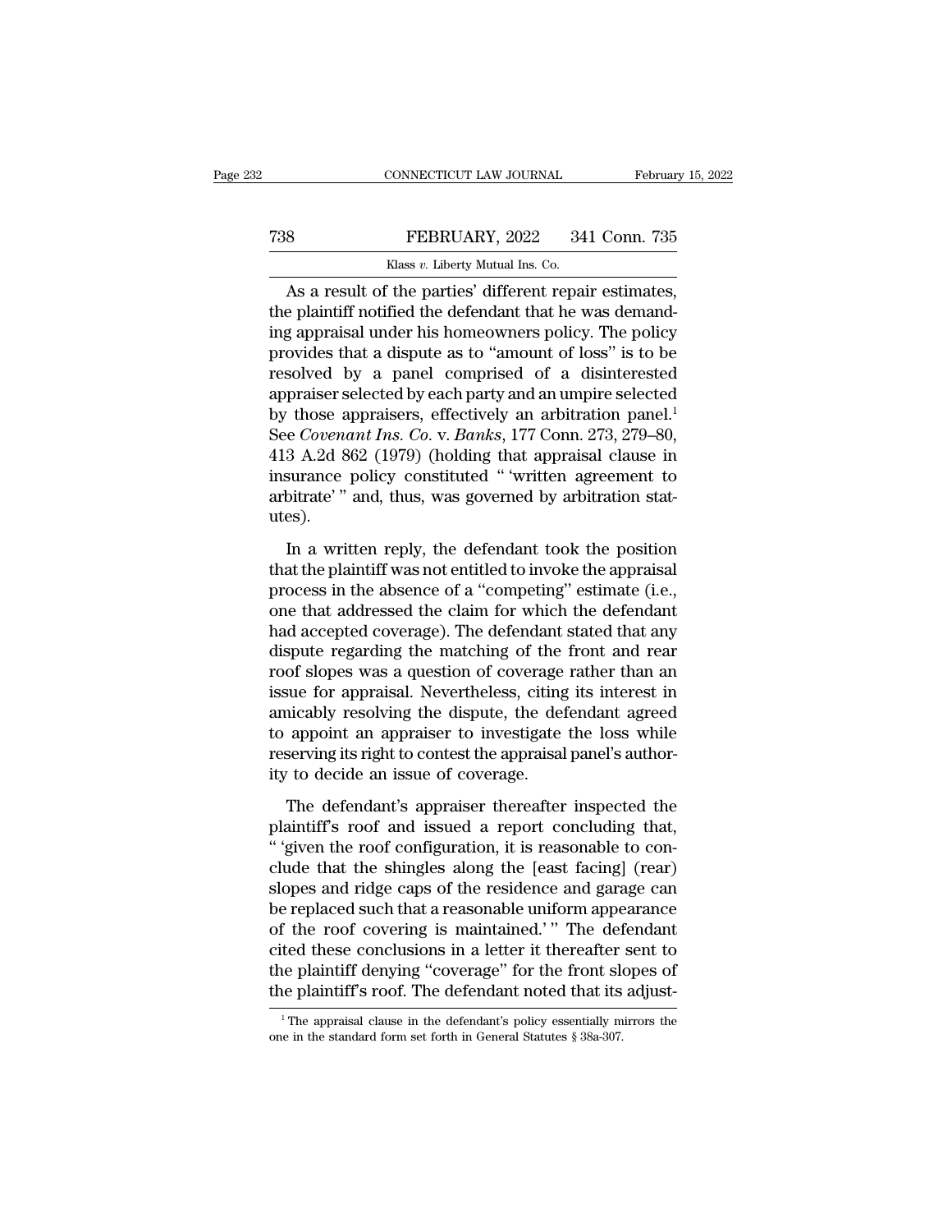As a result of the parties' different repair estimates, the plaintiff notified the defendant that he was demanding appraisal under his homeowners policy. The policy provides that a dispute as to "amount of loss" is to be resolved by a panel comprised of a disinterested appraiser selected by each party and an umpire selected by those appraisers, effectively an arbitration panel.[1] See *Covenant Ins. Co.* v. *Banks*, 177 Conn. 273, 279–80, 413 A.2d 862 (1979) (holding that appraisal clause in insurance policy constituted " 'written agreement to arbitrate' " and, thus, was governed by arbitration statutes).

In a written reply, the defendant took the position that the plaintiff was not entitled to invoke the appraisal process in the absence of a "competing" estimate (i.e., one that addressed the claim for which the defendant had accepted coverage). The defendant stated that any dispute regarding the matching of the front and rear roof slopes was a question of coverage rather than an issue for appraisal. Nevertheless, citing its interest in amicably resolving the dispute, the defendant agreed to appoint an appraiser to investigate the loss while reserving its right to contest the appraisal panel's authority to decide an issue of coverage.

The defendant's appraiser thereafter inspected the plaintiff's roof and issued a report concluding that, " 'given the roof configuration, it is reasonable to conclude that the shingles along the [east facing] (rear) slopes and ridge caps of the residence and garage can be replaced such that a reasonable uniform appearance of the roof covering is maintained.' " The defendant cited these conclusions in a letter it thereafter sent to the plaintiff denying "coverage" for the front slopes of the plaintiff's roof. The defendant noted that its adjust-

[1] The appraisal clause in the defendant's policy essentially mirrors the one in the standard form set forth in General Statutes § 38a-307.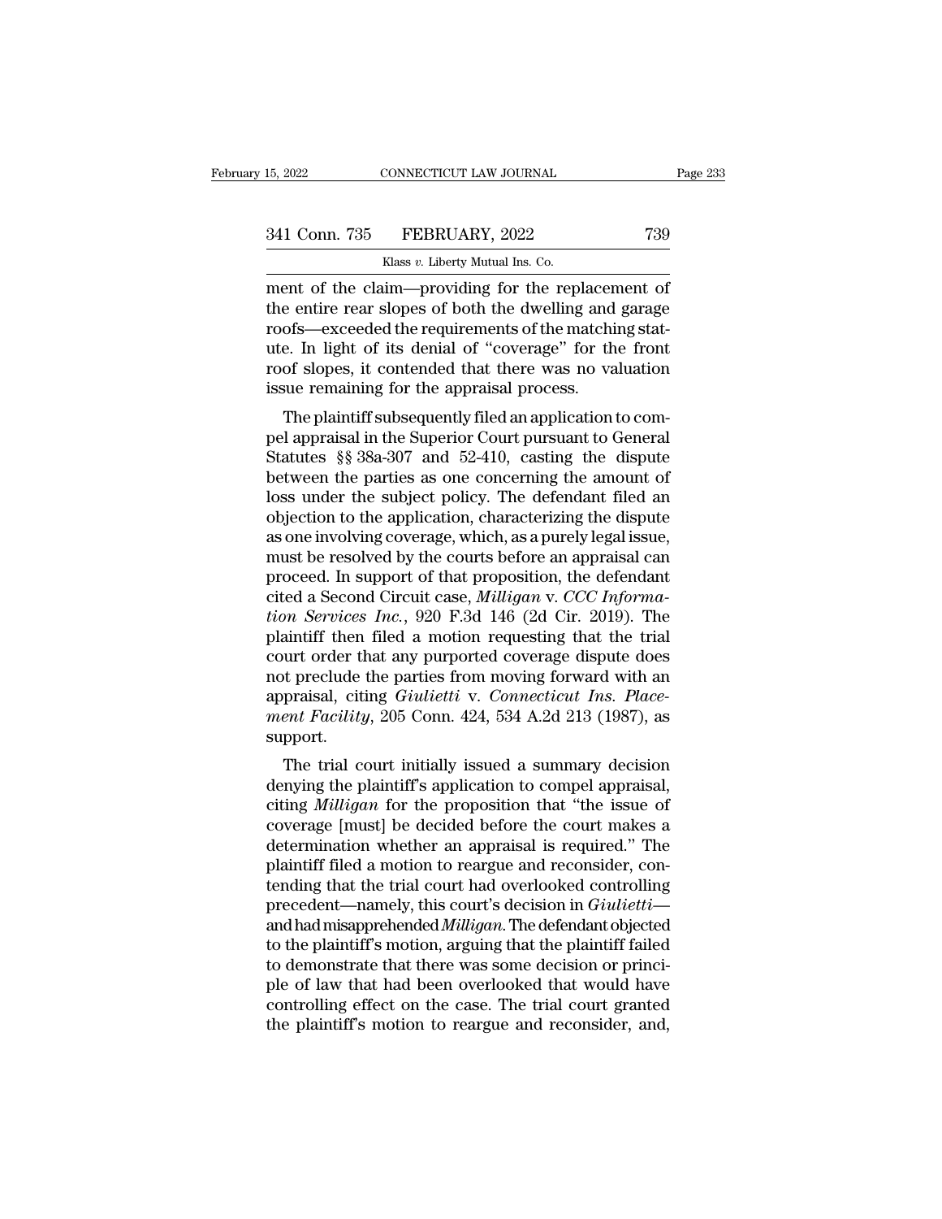ment of the claim—providing for the replacement of the entire rear slopes of both the dwelling and garage roofs—exceeded the requirements of the matching statute. In light of its denial of "coverage" for the front roof slopes, it contended that there was no valuation issue remaining for the appraisal process.

The plaintiff subsequently filed an application to compel appraisal in the Superior Court pursuant to General Statutes §§ 38a-307 and 52-410, casting the dispute between the parties as one concerning the amount of loss under the subject policy. The defendant filed an objection to the application, characterizing the dispute as one involving coverage, which, as a purely legal issue, must be resolved by the courts before an appraisal can proceed. In support of that proposition, the defendant cited a Second Circuit case, *Milligan* v. *CCC Information Services Inc.*, 920 F.3d 146 (2d Cir. 2019). The plaintiff then filed a motion requesting that the trial court order that any purported coverage dispute does not preclude the parties from moving forward with an appraisal, citing *Giulietti* v. *Connecticut Ins. Placement Facility*, 205 Conn. 424, 534 A.2d 213 (1987), as support.

The trial court initially issued a summary decision denying the plaintiff's application to compel appraisal, citing *Milligan* for the proposition that "the issue of coverage [must] be decided before the court makes a determination whether an appraisal is required." The plaintiff filed a motion to reargue and reconsider, contending that the trial court had overlooked controlling precedent—namely, this court's decision in *Giulietti*—and had misapprehended *Milligan*. The defendant objected to the plaintiff's motion, arguing that the plaintiff failed to demonstrate that there was some decision or principle of law that had been overlooked that would have controlling effect on the case. The trial court granted the plaintiff's motion to reargue and reconsider, and,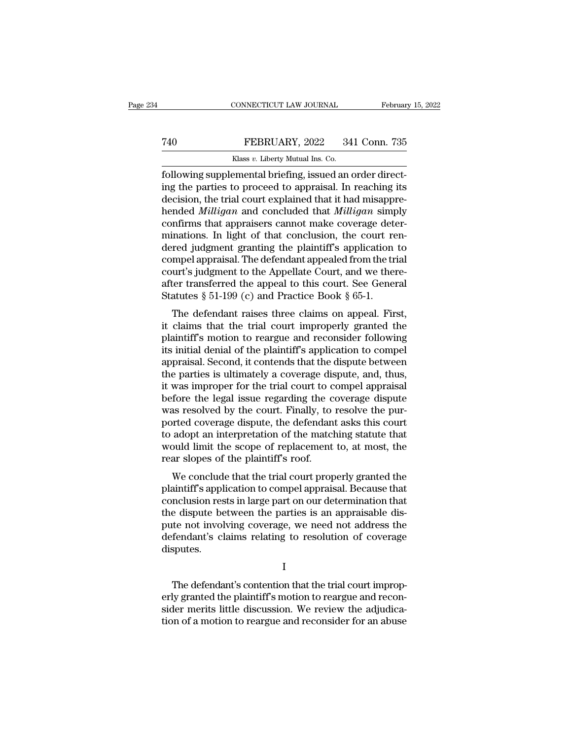following supplemental briefing, issued an order directing the parties to proceed to appraisal. In reaching its decision, the trial court explained that it had misapprehended *Milligan* and concluded that *Milligan* simply confirms that appraisers cannot make coverage determinations. In light of that conclusion, the court rendered judgment granting the plaintiff's application to compel appraisal. The defendant appealed from the trial court's judgment to the Appellate Court, and we thereafter transferred the appeal to this court. See General Statutes § 51-199 (c) and Practice Book § 65-1.

The defendant raises three claims on appeal. First, it claims that the trial court improperly granted the plaintiff's motion to reargue and reconsider following its initial denial of the plaintiff's application to compel appraisal. Second, it contends that the dispute between the parties is ultimately a coverage dispute, and, thus, it was improper for the trial court to compel appraisal before the legal issue regarding the coverage dispute was resolved by the court. Finally, to resolve the purported coverage dispute, the defendant asks this court to adopt an interpretation of the matching statute that would limit the scope of replacement to, at most, the rear slopes of the plaintiff's roof.

We conclude that the trial court properly granted the plaintiff's application to compel appraisal. Because that conclusion rests in large part on our determination that the dispute between the parties is an appraisable dispute not involving coverage, we need not address the defendant's claims relating to resolution of coverage disputes.

I

The defendant's contention that the trial court improperly granted the plaintiff's motion to reargue and reconsider merits little discussion. We review the adjudication of a motion to reargue and reconsider for an abuse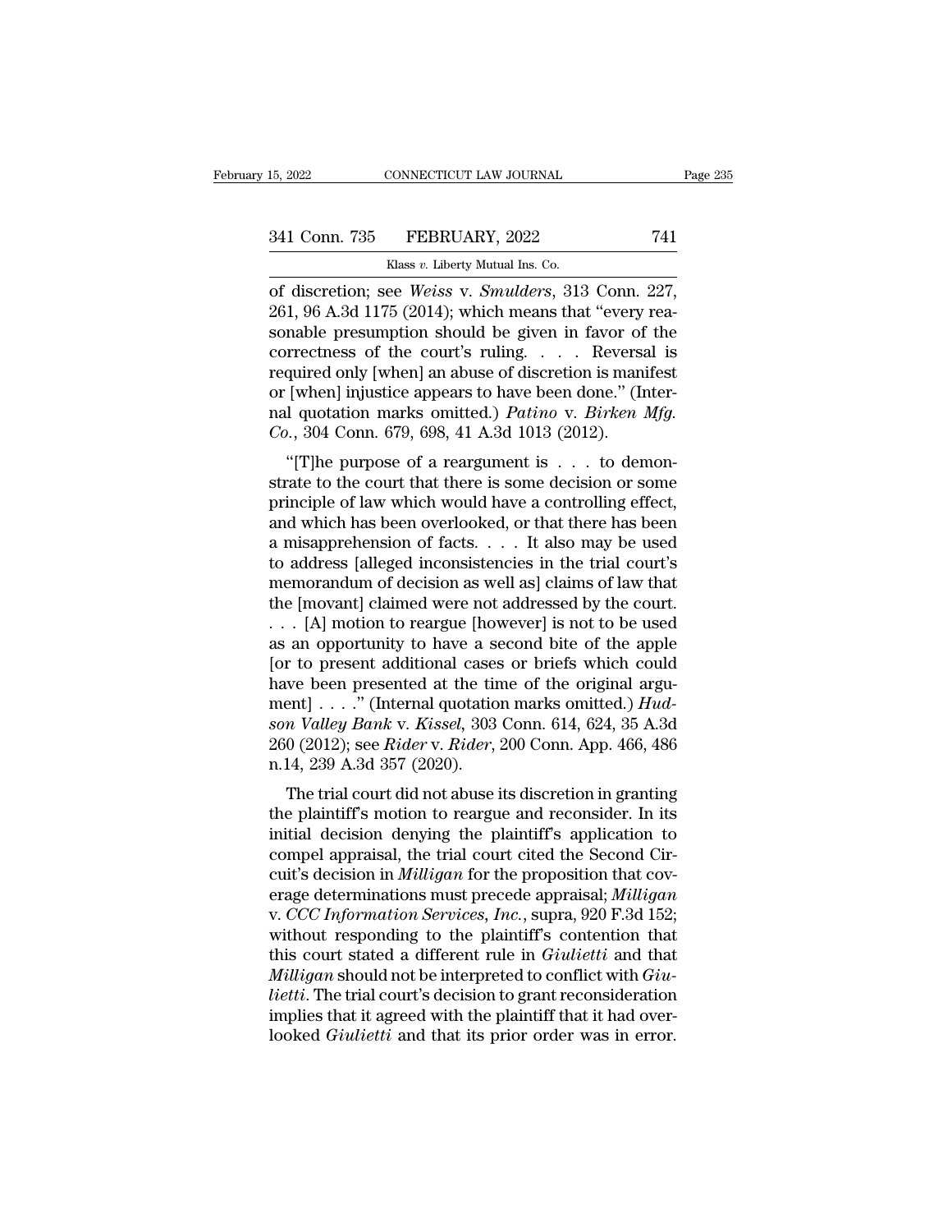of discretion; see *Weiss* v. *Smulders*, 313 Conn. 227, 261, 96 A.3d 1175 (2014); which means that "every reasonable presumption should be given in favor of the correctness of the court's ruling. . . . Reversal is required only [when] an abuse of discretion is manifest or [when] injustice appears to have been done." (Internal quotation marks omitted.) *Patino* v. *Birken Mfg. Co.*, 304 Conn. 679, 698, 41 A.3d 1013 (2012).

"[T]he purpose of a reargument is . . . to demonstrate to the court that there is some decision or some principle of law which would have a controlling effect, and which has been overlooked, or that there has been a misapprehension of facts. . . . It also may be used to address [alleged inconsistencies in the trial court's memorandum of decision as well as] claims of law that the [movant] claimed were not addressed by the court. . . . [A] motion to reargue [however] is not to be used as an opportunity to have a second bite of the apple [or to present additional cases or briefs which could have been presented at the time of the original argument] . . . ." (Internal quotation marks omitted.) *Hudson Valley Bank* v. *Kissel*, 303 Conn. 614, 624, 35 A.3d 260 (2012); see *Rider* v. *Rider*, 200 Conn. App. 466, 486 n.14, 239 A.3d 357 (2020).

The trial court did not abuse its discretion in granting the plaintiff's motion to reargue and reconsider. In its initial decision denying the plaintiff's application to compel appraisal, the trial court cited the Second Circuit's decision in *Milligan* for the proposition that coverage determinations must precede appraisal; *Milligan* v. *CCC Information Services, Inc.*, supra, 920 F.3d 152; without responding to the plaintiff's contention that this court stated a different rule in *Giulietti* and that *Milligan* should not be interpreted to conflict with *Giulietti*. The trial court's decision to grant reconsideration implies that it agreed with the plaintiff that it had overlooked *Giulietti* and that its prior order was in error.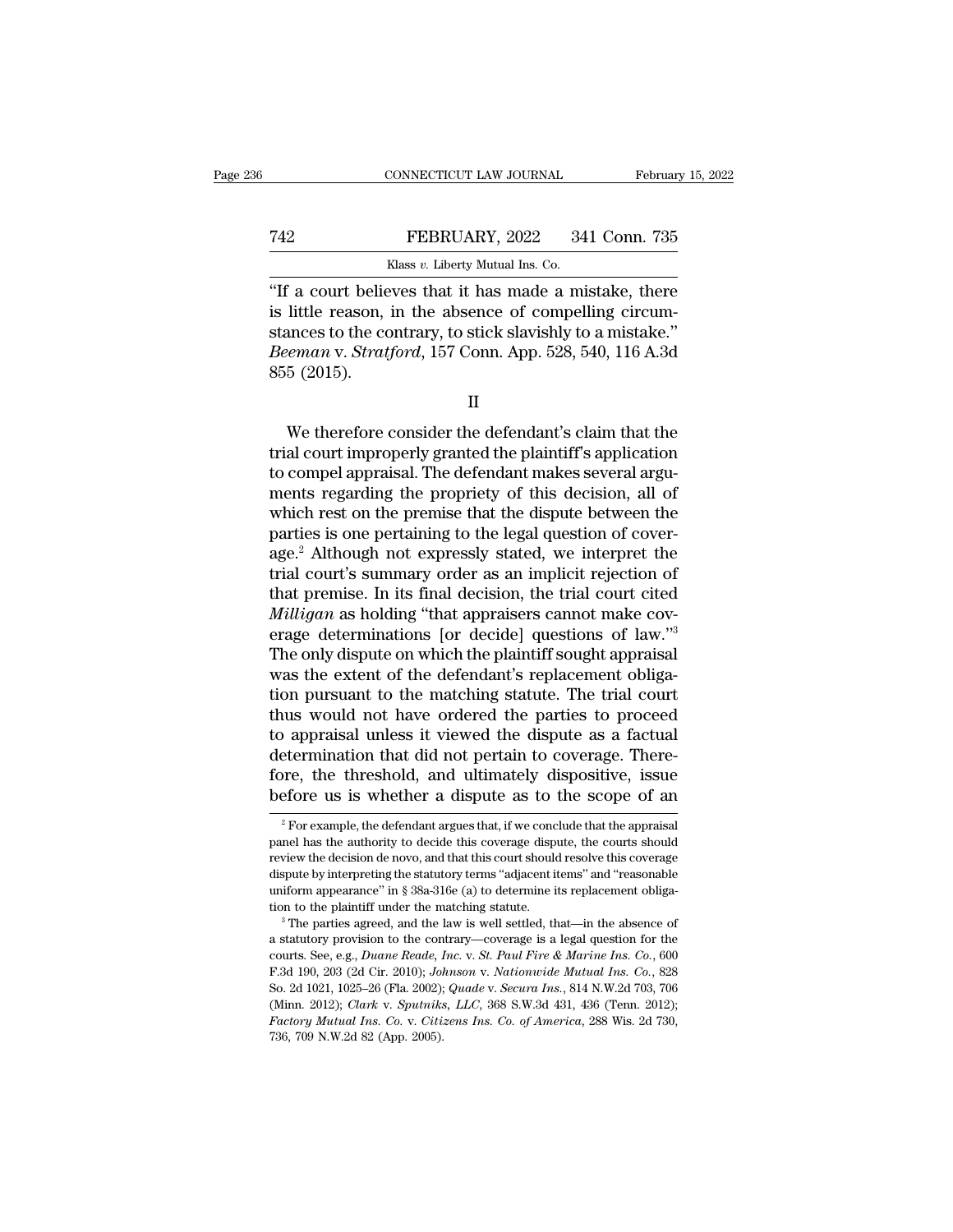"If a court believes that it has made a mistake, there is little reason, in the absence of compelling circumstances to the contrary, to stick slavishly to a mistake." *Beeman* v. *Stratford*, 157 Conn. App. 528, 540, 116 A.3d 855 (2015).

II

We therefore consider the defendant's claim that the trial court improperly granted the plaintiff's application to compel appraisal. The defendant makes several arguments regarding the propriety of this decision, all of which rest on the premise that the dispute between the parties is one pertaining to the legal question of coverage.[2] Although not expressly stated, we interpret the trial court's summary order as an implicit rejection of that premise. In its final decision, the trial court cited *Milligan* as holding "that appraisers cannot make coverage determinations [or decide] questions of law."[3] The only dispute on which the plaintiff sought appraisal was the extent of the defendant's replacement obligation pursuant to the matching statute. The trial court thus would not have ordered the parties to proceed to appraisal unless it viewed the dispute as a factual determination that did not pertain to coverage. Therefore, the threshold, and ultimately dispositive, issue before us is whether a dispute as to the scope of an

---

[2] For example, the defendant argues that, if we conclude that the appraisal panel has the authority to decide this coverage dispute, the courts should review the decision de novo, and that this court should resolve this coverage dispute by interpreting the statutory terms "adjacent items" and "reasonable uniform appearance" in § 38a-316e (a) to determine its replacement obligation to the plaintiff under the matching statute.

[3] The parties agreed, and the law is well settled, that—in the absence of a statutory provision to the contrary—coverage is a legal question for the courts. See, e.g., *Duane Reade, Inc.* v. *St. Paul Fire & Marine Ins. Co.*, 600 F.3d 190, 203 (2d Cir. 2010); *Johnson* v. *Nationwide Mutual Ins. Co.*, 828 So. 2d 1021, 1025–26 (Fla. 2002); *Quade* v. *Secura Ins.*, 814 N.W.2d 703, 706 (Minn. 2012); *Clark* v. *Sputniks, LLC*, 368 S.W.3d 431, 436 (Tenn. 2012); *Factory Mutual Ins. Co.* v. *Citizens Ins. Co. of America*, 288 Wis. 2d 730, 736, 709 N.W.2d 82 (App. 2005).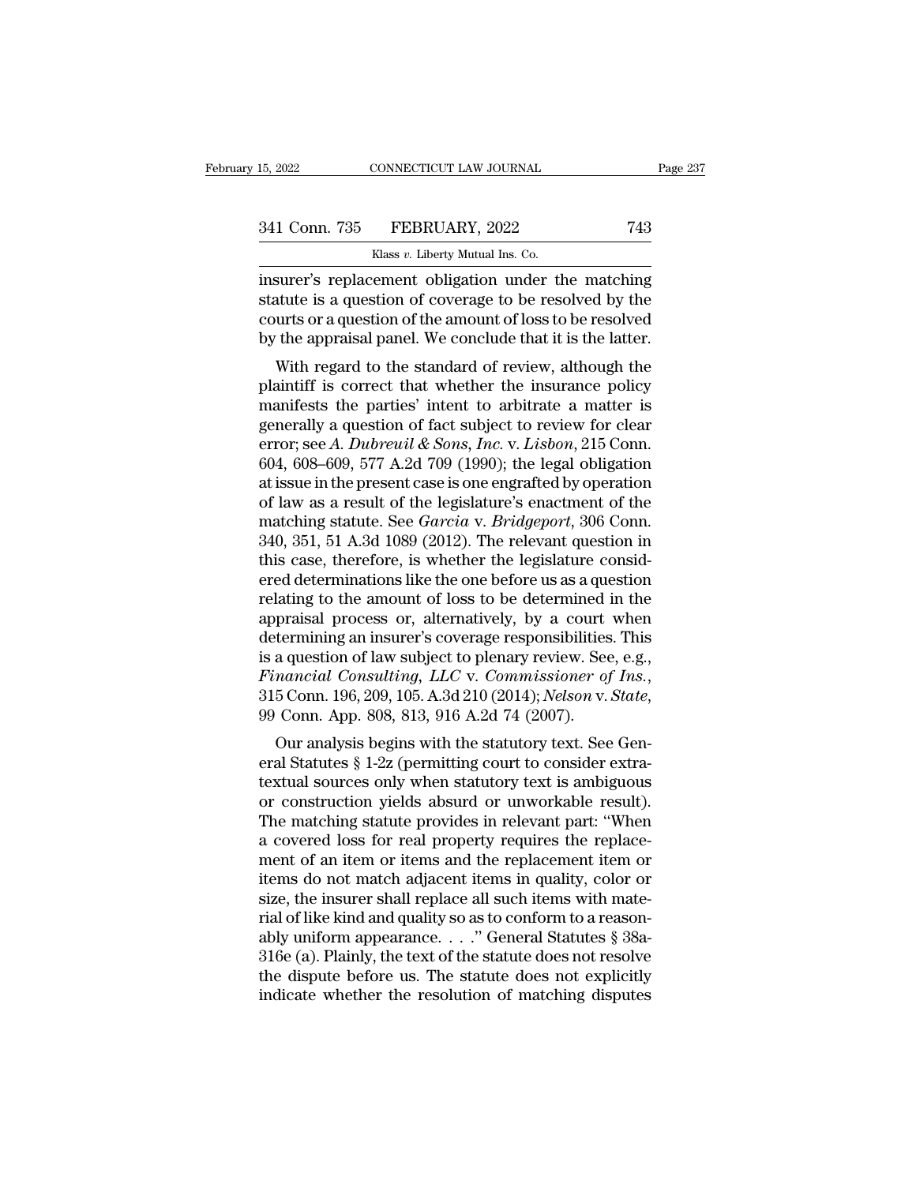insurer's replacement obligation under the matching statute is a question of coverage to be resolved by the courts or a question of the amount of loss to be resolved by the appraisal panel. We conclude that it is the latter.

With regard to the standard of review, although the plaintiff is correct that whether the insurance policy manifests the parties' intent to arbitrate a matter is generally a question of fact subject to review for clear error; see *A. Dubreuil & Sons, Inc.* v. *Lisbon*, 215 Conn. 604, 608–609, 577 A.2d 709 (1990); the legal obligation at issue in the present case is one engrafted by operation of law as a result of the legislature's enactment of the matching statute. See *Garcia* v. *Bridgeport*, 306 Conn. 340, 351, 51 A.3d 1089 (2012). The relevant question in this case, therefore, is whether the legislature considered determinations like the one before us as a question relating to the amount of loss to be determined in the appraisal process or, alternatively, by a court when determining an insurer's coverage responsibilities. This is a question of law subject to plenary review. See, e.g., *Financial Consulting, LLC* v. *Commissioner of Ins.*, 315 Conn. 196, 209, 105. A.3d 210 (2014); *Nelson* v. *State*, 99 Conn. App. 808, 813, 916 A.2d 74 (2007).

Our analysis begins with the statutory text. See General Statutes § 1-2z (permitting court to consider extratextual sources only when statutory text is ambiguous or construction yields absurd or unworkable result). The matching statute provides in relevant part: "When a covered loss for real property requires the replacement of an item or items and the replacement item or items do not match adjacent items in quality, color or size, the insurer shall replace all such items with material of like kind and quality so as to conform to a reasonably uniform appearance. . . ." General Statutes § 38a-316e (a). Plainly, the text of the statute does not resolve the dispute before us. The statute does not explicitly indicate whether the resolution of matching disputes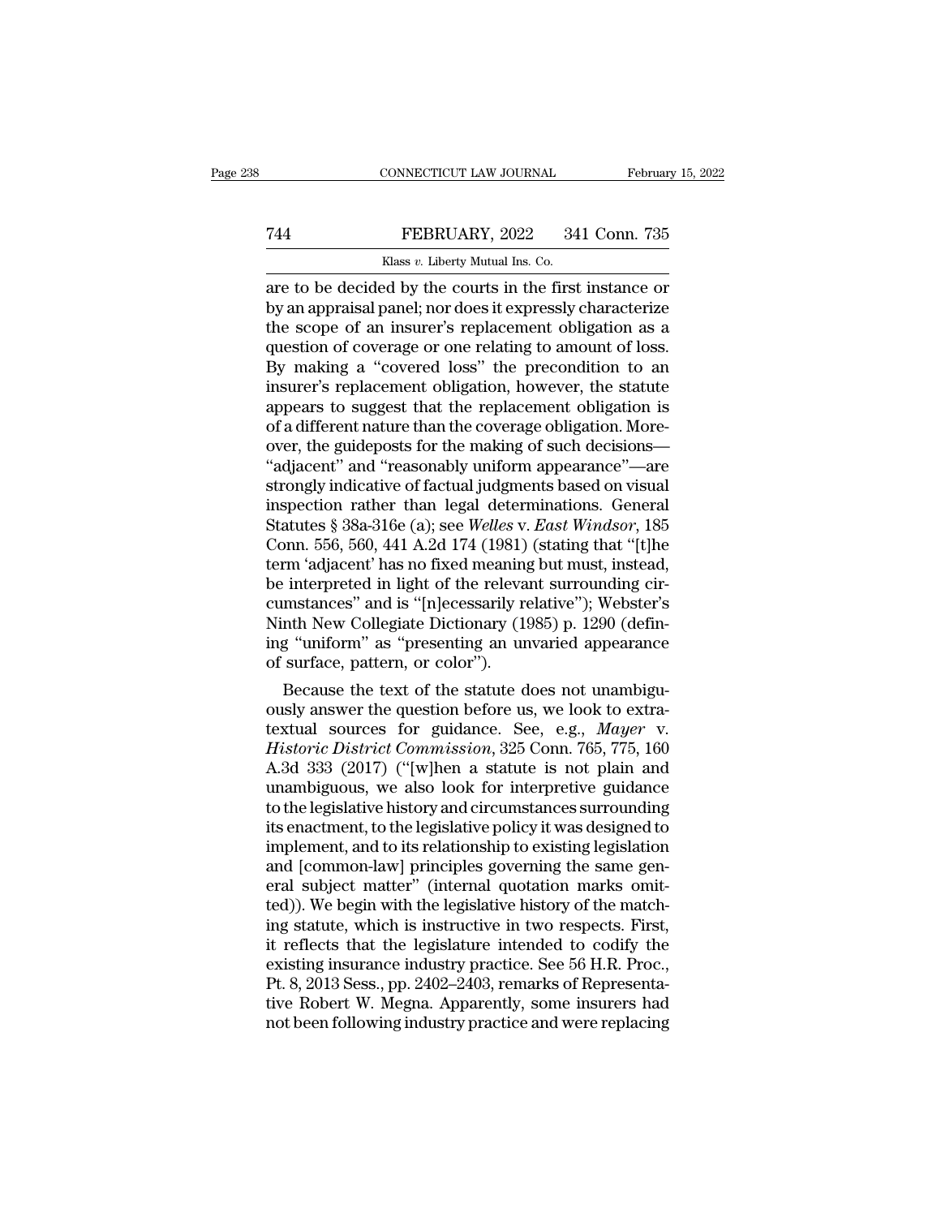are to be decided by the courts in the first instance or by an appraisal panel; nor does it expressly characterize the scope of an insurer's replacement obligation as a question of coverage or one relating to amount of loss. By making a "covered loss" the precondition to an insurer's replacement obligation, however, the statute appears to suggest that the replacement obligation is of a different nature than the coverage obligation. Moreover, the guideposts for the making of such decisions— "adjacent" and "reasonably uniform appearance"—are strongly indicative of factual judgments based on visual inspection rather than legal determinations. General Statutes § 38a-316e (a); see *Welles* v. *East Windsor*, 185 Conn. 556, 560, 441 A.2d 174 (1981) (stating that "[t]he term 'adjacent' has no fixed meaning but must, instead, be interpreted in light of the relevant surrounding circumstances" and is "[n]ecessarily relative"); Webster's Ninth New Collegiate Dictionary (1985) p. 1290 (defining "uniform" as "presenting an unvaried appearance of surface, pattern, or color").

Because the text of the statute does not unambiguously answer the question before us, we look to extratextual sources for guidance. See, e.g., *Mayer* v. *Historic District Commission*, 325 Conn. 765, 775, 160 A.3d 333 (2017) ("[w]hen a statute is not plain and unambiguous, we also look for interpretive guidance to the legislative history and circumstances surrounding its enactment, to the legislative policy it was designed to implement, and to its relationship to existing legislation and [common-law] principles governing the same general subject matter" (internal quotation marks omitted)). We begin with the legislative history of the matching statute, which is instructive in two respects. First, it reflects that the legislature intended to codify the existing insurance industry practice. See 56 H.R. Proc., Pt. 8, 2013 Sess., pp. 2402–2403, remarks of Representative Robert W. Megna. Apparently, some insurers had not been following industry practice and were replacing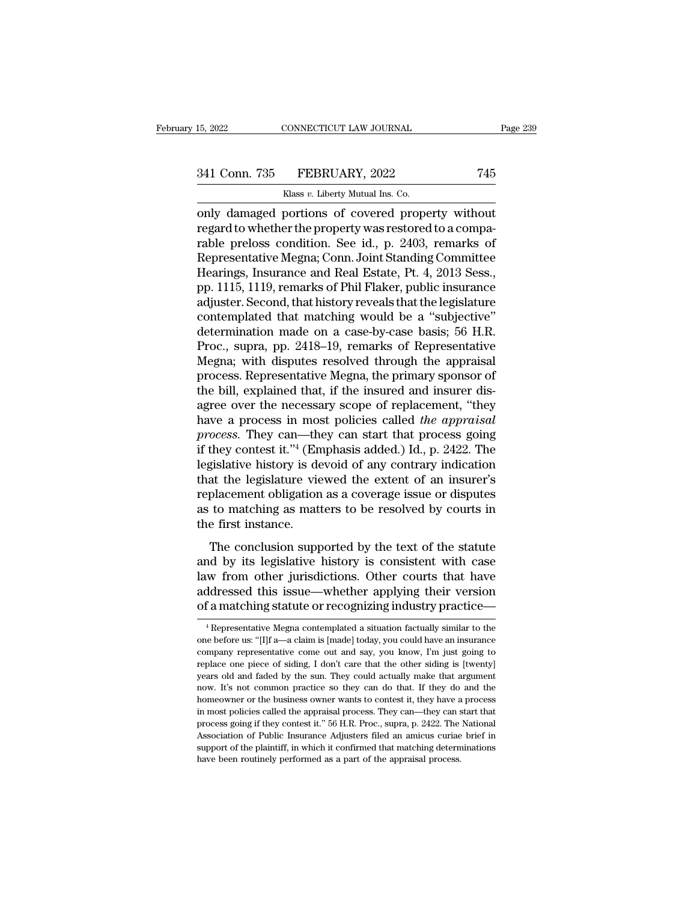only damaged portions of covered property without regard to whether the property was restored to a comparable preloss condition. See id., p. 2403, remarks of Representative Megna; Conn. Joint Standing Committee Hearings, Insurance and Real Estate, Pt. 4, 2013 Sess., pp. 1115, 1119, remarks of Phil Flaker, public insurance adjuster. Second, that history reveals that the legislature contemplated that matching would be a "subjective" determination made on a case-by-case basis; 56 H.R. Proc., supra, pp. 2418–19, remarks of Representative Megna; with disputes resolved through the appraisal process. Representative Megna, the primary sponsor of the bill, explained that, if the insured and insurer disagree over the necessary scope of replacement, "they have a process in most policies called *the appraisal process*. They can—they can start that process going if they contest it."[4] (Emphasis added.) Id., p. 2422. The legislative history is devoid of any contrary indication that the legislature viewed the extent of an insurer's replacement obligation as a coverage issue or disputes as to matching as matters to be resolved by courts in the first instance.

The conclusion supported by the text of the statute and by its legislative history is consistent with case law from other jurisdictions. Other courts that have addressed this issue—whether applying their version of a matching statute or recognizing industry practice—

[4] Representative Megna contemplated a situation factually similar to the one before us: "[I]f a—a claim is [made] today, you could have an insurance company representative come out and say, you know, I'm just going to replace one piece of siding, I don't care that the other siding is [twenty] years old and faded by the sun. They could actually make that argument now. It's not common practice so they can do that. If they do and the homeowner or the business owner wants to contest it, they have a process in most policies called the appraisal process. They can—they can start that process going if they contest it." 56 H.R. Proc., supra, p. 2422. The National Association of Public Insurance Adjusters filed an amicus curiae brief in support of the plaintiff, in which it confirmed that matching determinations have been routinely performed as a part of the appraisal process.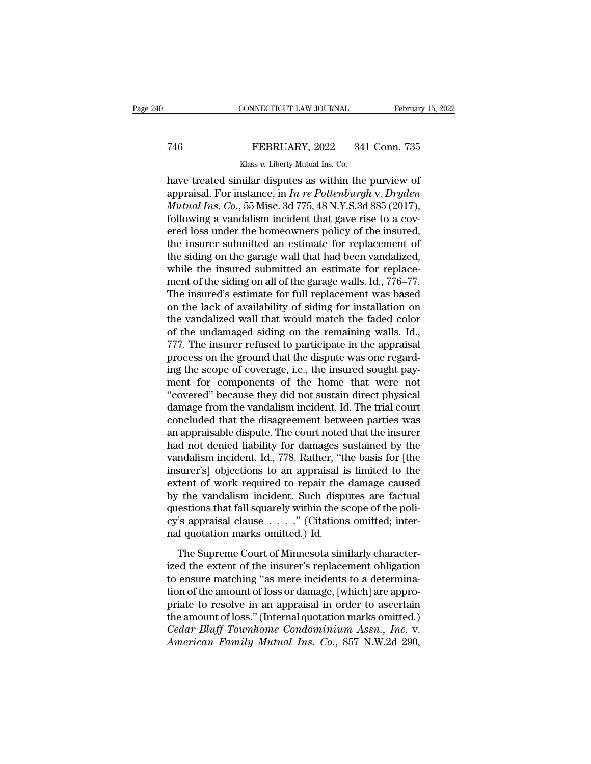have treated similar disputes as within the purview of appraisal. For instance, in *In re Pottenburgh* v. *Dryden Mutual Ins. Co.*, 55 Misc. 3d 775, 48 N.Y.S.3d 885 (2017), following a vandalism incident that gave rise to a covered loss under the homeowners policy of the insured, the insurer submitted an estimate for replacement of the siding on the garage wall that had been vandalized, while the insured submitted an estimate for replacement of the siding on all of the garage walls. Id., 776–77. The insured's estimate for full replacement was based on the lack of availability of siding for installation on the vandalized wall that would match the faded color of the undamaged siding on the remaining walls. Id., 777. The insurer refused to participate in the appraisal process on the ground that the dispute was one regarding the scope of coverage, i.e., the insured sought payment for components of the home that were not "covered" because they did not sustain direct physical damage from the vandalism incident. Id. The trial court concluded that the disagreement between parties was an appraisable dispute. The court noted that the insurer had not denied liability for damages sustained by the vandalism incident. Id., 778. Rather, "the basis for [the insurer's] objections to an appraisal is limited to the extent of work required to repair the damage caused by the vandalism incident. Such disputes are factual questions that fall squarely within the scope of the policy's appraisal clause . . . ." (Citations omitted; internal quotation marks omitted.) Id.

The Supreme Court of Minnesota similarly characterized the extent of the insurer's replacement obligation to ensure matching "as mere incidents to a determination of the amount of loss or damage, [which] are appropriate to resolve in an appraisal in order to ascertain the amount of loss." (Internal quotation marks omitted.) *Cedar Bluff Townhome Condominium Assn., Inc.* v. *American Family Mutual Ins. Co.*, 857 N.W.2d 290,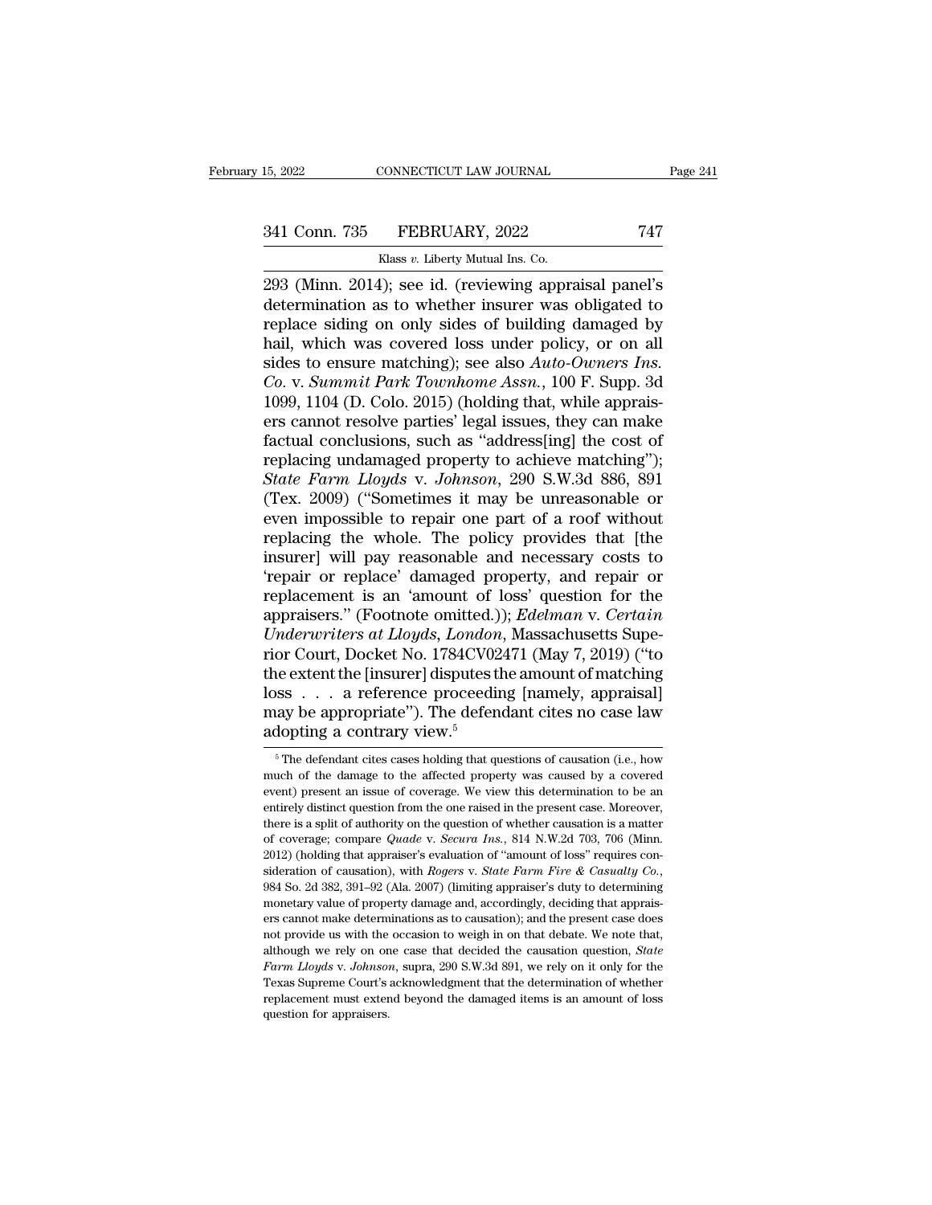293 (Minn. 2014); see id. (reviewing appraisal panel's determination as to whether insurer was obligated to replace siding on only sides of building damaged by hail, which was covered loss under policy, or on all sides to ensure matching); see also *Auto-Owners Ins. Co.* v. *Summit Park Townhome Assn.*, 100 F. Supp. 3d 1099, 1104 (D. Colo. 2015) (holding that, while appraisers cannot resolve parties' legal issues, they can make factual conclusions, such as "address[ing] the cost of replacing undamaged property to achieve matching"); *State Farm Lloyds* v. *Johnson*, 290 S.W.3d 886, 891 (Tex. 2009) ("Sometimes it may be unreasonable or even impossible to repair one part of a roof without replacing the whole. The policy provides that [the insurer] will pay reasonable and necessary costs to 'repair or replace' damaged property, and repair or replacement is an 'amount of loss' question for the appraisers." (Footnote omitted.)); *Edelman* v. *Certain Underwriters at Lloyds, London*, Massachusetts Superior Court, Docket No. 1784CV02471 (May 7, 2019) ("to the extent the [insurer] disputes the amount of matching loss . . . a reference proceeding [namely, appraisal] may be appropriate"). The defendant cites no case law adopting a contrary view.[5]

---

[5] The defendant cites cases holding that questions of causation (i.e., how much of the damage to the affected property was caused by a covered event) present an issue of coverage. We view this determination to be an entirely distinct question from the one raised in the present case. Moreover, there is a split of authority on the question of whether causation is a matter of coverage; compare *Quade* v. *Secura Ins.*, 814 N.W.2d 703, 706 (Minn. 2012) (holding that appraiser's evaluation of "amount of loss" requires consideration of causation), with *Rogers* v. *State Farm Fire & Casualty Co.*, 984 So. 2d 382, 391–92 (Ala. 2007) (limiting appraiser's duty to determining monetary value of property damage and, accordingly, deciding that appraisers cannot make determinations as to causation); and the present case does not provide us with the occasion to weigh in on that debate. We note that, although we rely on one case that decided the causation question, *State Farm Lloyds* v. *Johnson*, supra, 290 S.W.3d 891, we rely on it only for the Texas Supreme Court's acknowledgment that the determination of whether replacement must extend beyond the damaged items is an amount of loss question for appraisers.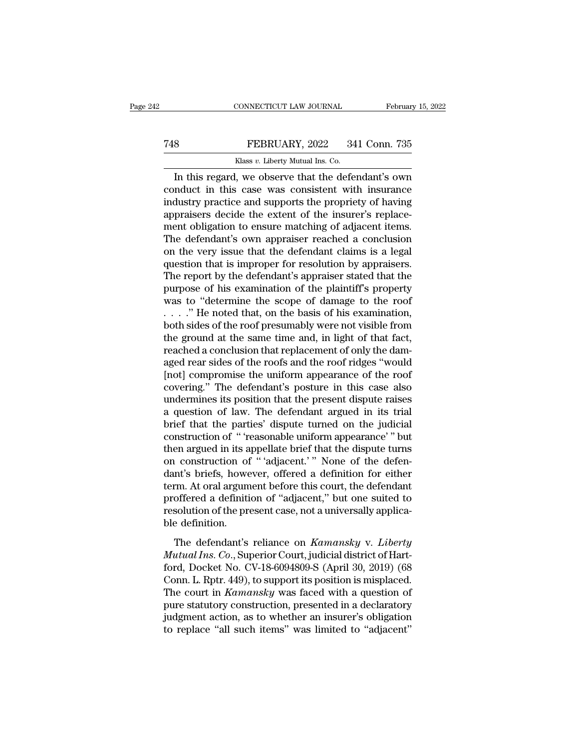In this regard, we observe that the defendant's own conduct in this case was consistent with insurance industry practice and supports the propriety of having appraisers decide the extent of the insurer's replacement obligation to ensure matching of adjacent items. The defendant's own appraiser reached a conclusion on the very issue that the defendant claims is a legal question that is improper for resolution by appraisers. The report by the defendant's appraiser stated that the purpose of his examination of the plaintiff's property was to "determine the scope of damage to the roof . . . ." He noted that, on the basis of his examination, both sides of the roof presumably were not visible from the ground at the same time and, in light of that fact, reached a conclusion that replacement of only the damaged rear sides of the roofs and the roof ridges "would [not] compromise the uniform appearance of the roof covering." The defendant's posture in this case also undermines its position that the present dispute raises a question of law. The defendant argued in its trial brief that the parties' dispute turned on the judicial construction of " 'reasonable uniform appearance' " but then argued in its appellate brief that the dispute turns on construction of " 'adjacent.' " None of the defendant's briefs, however, offered a definition for either term. At oral argument before this court, the defendant proffered a definition of "adjacent," but one suited to resolution of the present case, not a universally applicable definition.

The defendant's reliance on *Kamansky* v. *Liberty Mutual Ins. Co.*, Superior Court, judicial district of Hartford, Docket No. CV-18-6094809-S (April 30, 2019) (68 Conn. L. Rptr. 449), to support its position is misplaced. The court in *Kamansky* was faced with a question of pure statutory construction, presented in a declaratory judgment action, as to whether an insurer's obligation to replace "all such items" was limited to "adjacent"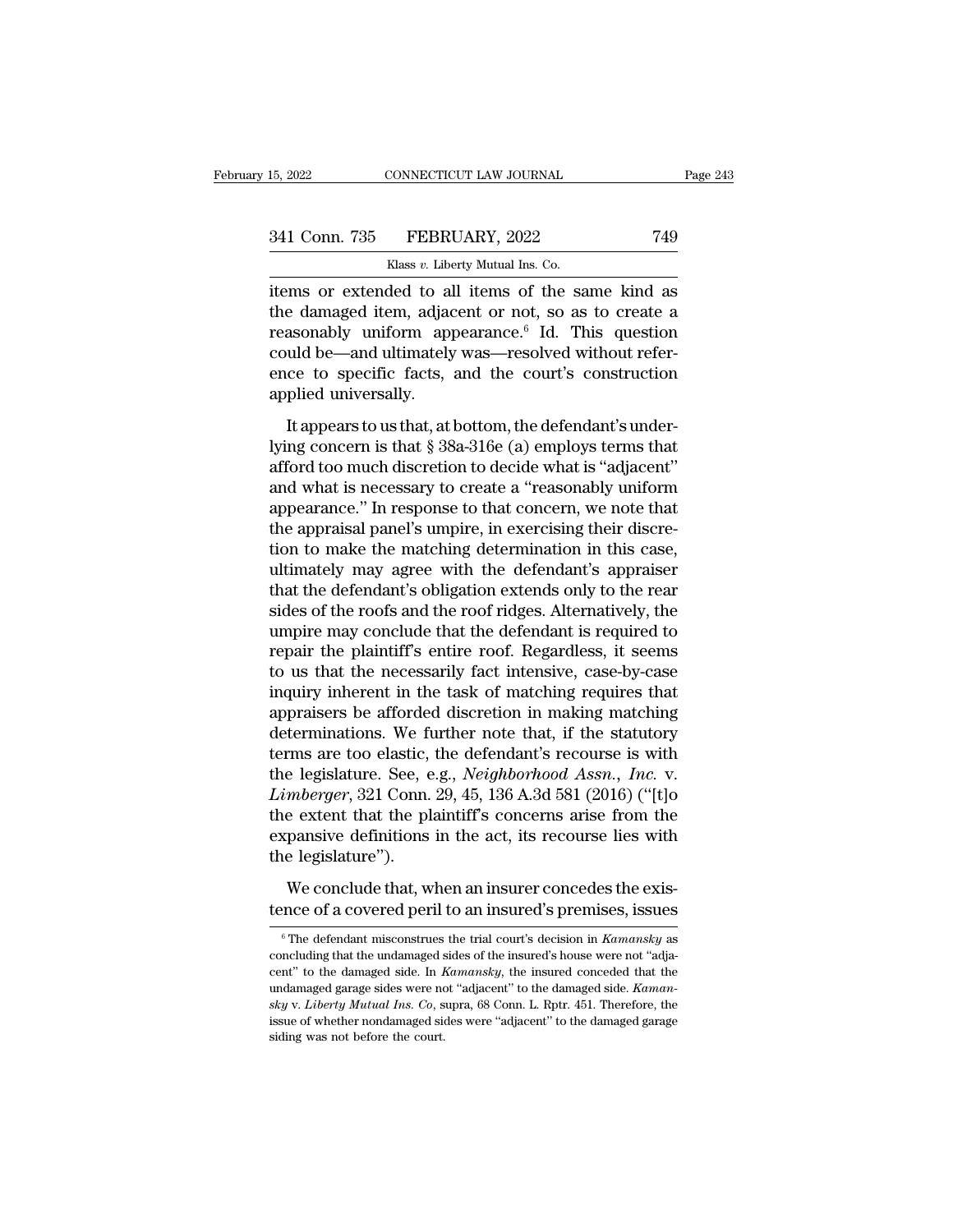items or extended to all items of the same kind as the damaged item, adjacent or not, so as to create a reasonably uniform appearance.[6] Id. This question could be—and ultimately was—resolved without reference to specific facts, and the court's construction applied universally.

It appears to us that, at bottom, the defendant's underlying concern is that § 38a-316e (a) employs terms that afford too much discretion to decide what is "adjacent" and what is necessary to create a "reasonably uniform appearance." In response to that concern, we note that the appraisal panel's umpire, in exercising their discretion to make the matching determination in this case, ultimately may agree with the defendant's appraiser that the defendant's obligation extends only to the rear sides of the roofs and the roof ridges. Alternatively, the umpire may conclude that the defendant is required to repair the plaintiff's entire roof. Regardless, it seems to us that the necessarily fact intensive, case-by-case inquiry inherent in the task of matching requires that appraisers be afforded discretion in making matching determinations. We further note that, if the statutory terms are too elastic, the defendant's recourse is with the legislature. See, e.g., *Neighborhood Assn., Inc.* v. *Limberger*, 321 Conn. 29, 45, 136 A.3d 581 (2016) ("[t]o the extent that the plaintiff's concerns arise from the expansive definitions in the act, its recourse lies with the legislature").

We conclude that, when an insurer concedes the existence of a covered peril to an insured's premises, issues

[6] The defendant misconstrues the trial court's decision in *Kamansky* as concluding that the undamaged sides of the insured's house were not "adjacent" to the damaged side. In *Kamansky*, the insured conceded that the undamaged garage sides were not "adjacent" to the damaged side. *Kamansky* v. *Liberty Mutual Ins. Co*, supra, 68 Conn. L. Rptr. 451. Therefore, the issue of whether nondamaged sides were "adjacent" to the damaged garage siding was not before the court.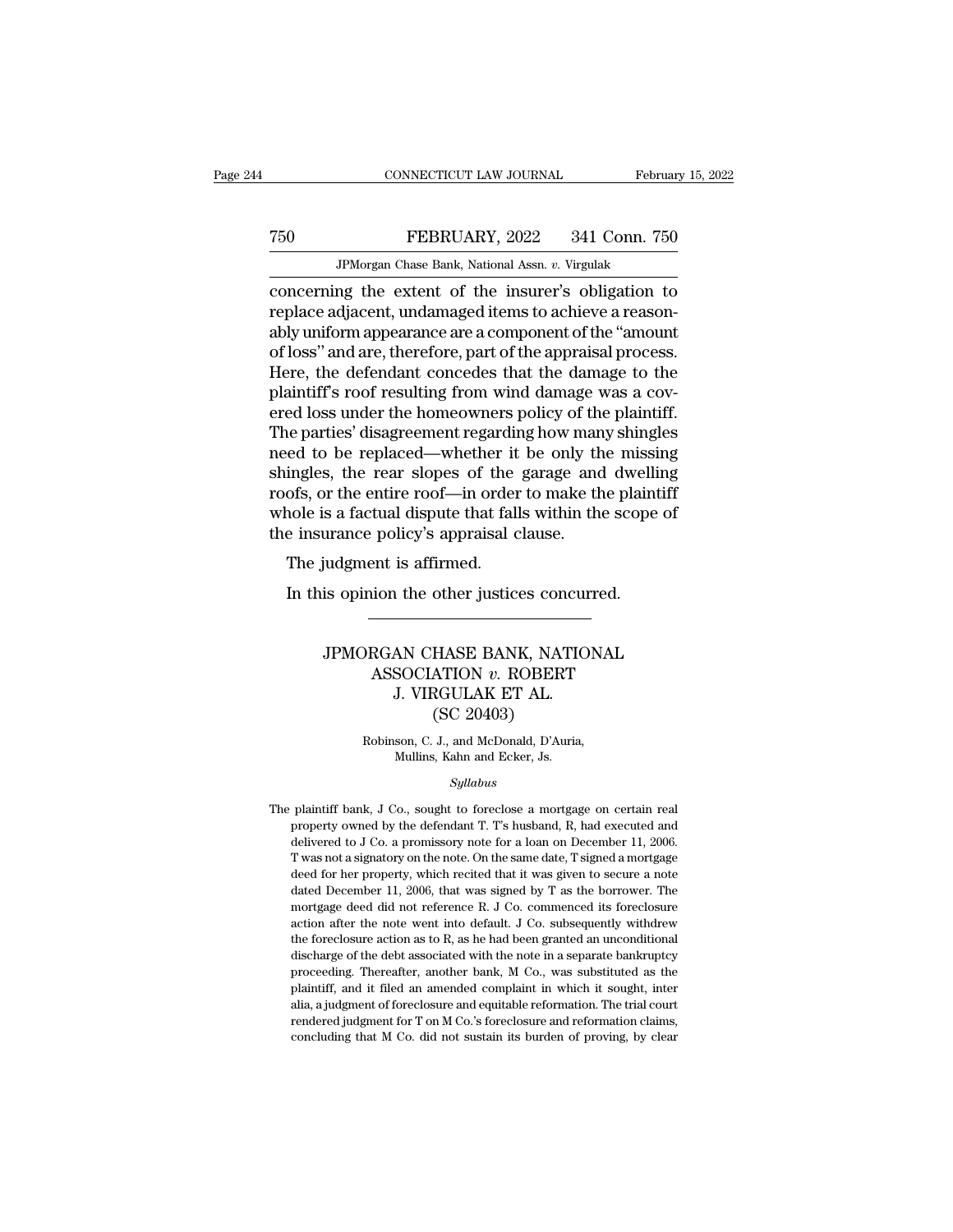concerning the extent of the insurer's obligation to replace adjacent, undamaged items to achieve a reasonably uniform appearance are a component of the "amount of loss" and are, therefore, part of the appraisal process. Here, the defendant concedes that the damage to the plaintiff's roof resulting from wind damage was a covered loss under the homeowners policy of the plaintiff. The parties' disagreement regarding how many shingles need to be replaced—whether it be only the missing shingles, the rear slopes of the garage and dwelling roofs, or the entire roof—in order to make the plaintiff whole is a factual dispute that falls within the scope of the insurance policy's appraisal clause.

The judgment is affirmed.

In this opinion the other justices concurred.

---

# JPMORGAN CHASE BANK, NATIONAL ASSOCIATION *v.* ROBERT J. VIRGULAK ET AL.
## (SC 20403)

Robinson, C. J., and McDonald, D'Auria, Mullins, Kahn and Ecker, Js.

*Syllabus*

The plaintiff bank, J Co., sought to foreclose a mortgage on certain real property owned by the defendant T. T's husband, R, had executed and delivered to J Co. a promissory note for a loan on December 11, 2006. T was not a signatory on the note. On the same date, T signed a mortgage deed for her property, which recited that it was given to secure a note dated December 11, 2006, that was signed by T as the borrower. The mortgage deed did not reference R. J Co. commenced its foreclosure action after the note went into default. J Co. subsequently withdrew the foreclosure action as to R, as he had been granted an unconditional discharge of the debt associated with the note in a separate bankruptcy proceeding. Thereafter, another bank, M Co., was substituted as the plaintiff, and it filed an amended complaint in which it sought, inter alia, a judgment of foreclosure and equitable reformation. The trial court rendered judgment for T on M Co.'s foreclosure and reformation claims, concluding that M Co. did not sustain its burden of proving, by clear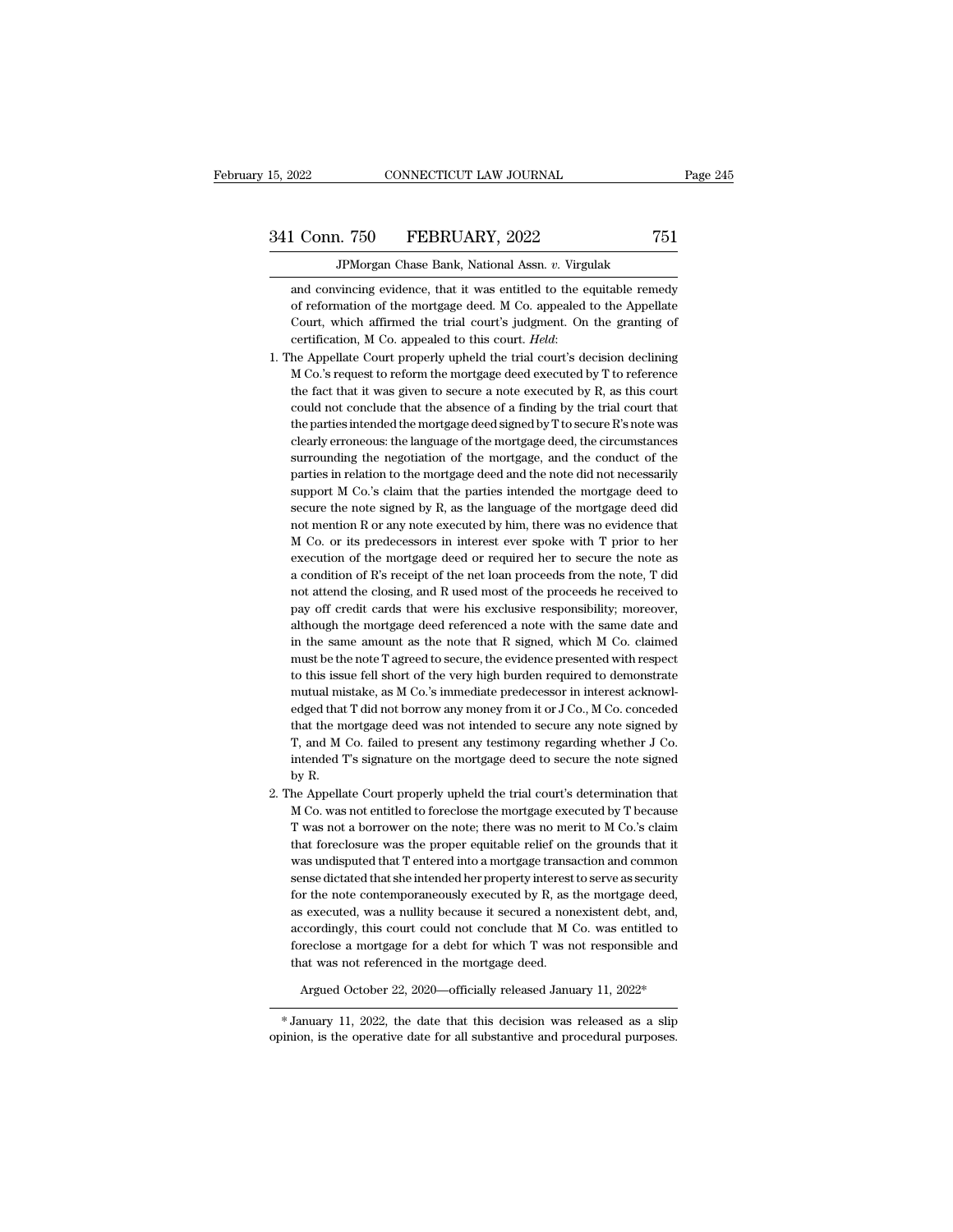and convincing evidence, that it was entitled to the equitable remedy of reformation of the mortgage deed. M Co. appealed to the Appellate Court, which affirmed the trial court's judgment. On the granting of certification, M Co. appealed to this court. *Held*:

1. The Appellate Court properly upheld the trial court's decision declining M Co.'s request to reform the mortgage deed executed by T to reference the fact that it was given to secure a note executed by R, as this court could not conclude that the absence of a finding by the trial court that the parties intended the mortgage deed signed by T to secure R's note was clearly erroneous: the language of the mortgage deed, the circumstances surrounding the negotiation of the mortgage, and the conduct of the parties in relation to the mortgage deed and the note did not necessarily support M Co.'s claim that the parties intended the mortgage deed to secure the note signed by R, as the language of the mortgage deed did not mention R or any note executed by him, there was no evidence that M Co. or its predecessors in interest ever spoke with T prior to her execution of the mortgage deed or required her to secure the note as a condition of R's receipt of the net loan proceeds from the note, T did not attend the closing, and R used most of the proceeds he received to pay off credit cards that were his exclusive responsibility; moreover, although the mortgage deed referenced a note with the same date and in the same amount as the note that R signed, which M Co. claimed must be the note T agreed to secure, the evidence presented with respect to this issue fell short of the very high burden required to demonstrate mutual mistake, as M Co.'s immediate predecessor in interest acknowledged that T did not borrow any money from it or J Co., M Co. conceded that the mortgage deed was not intended to secure any note signed by T, and M Co. failed to present any testimony regarding whether J Co. intended T's signature on the mortgage deed to secure the note signed by R.

2. The Appellate Court properly upheld the trial court's determination that M Co. was not entitled to foreclose the mortgage executed by T because T was not a borrower on the note; there was no merit to M Co.'s claim that foreclosure was the proper equitable relief on the grounds that it was undisputed that T entered into a mortgage transaction and common sense dictated that she intended her property interest to serve as security for the note contemporaneously executed by R, as the mortgage deed, as executed, was a nullity because it secured a nonexistent debt, and, accordingly, this court could not conclude that M Co. was entitled to foreclose a mortgage for a debt for which T was not responsible and that was not referenced in the mortgage deed.

Argued October 22, 2020—officially released January 11, 2022*

\* January 11, 2022, the date that this decision was released as a slip opinion, is the operative date for all substantive and procedural purposes.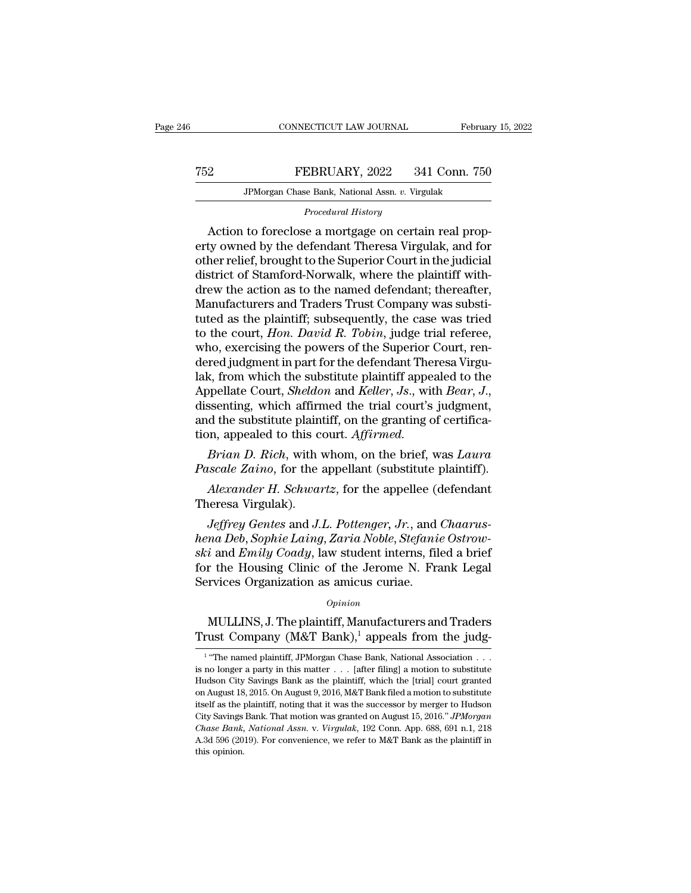*Procedural History*

Action to foreclose a mortgage on certain real property owned by the defendant Theresa Virgulak, and for other relief, brought to the Superior Court in the judicial district of Stamford-Norwalk, where the plaintiff withdrew the action as to the named defendant; thereafter, Manufacturers and Traders Trust Company was substituted as the plaintiff; subsequently, the case was tried to the court, *Hon. David R. Tobin*, judge trial referee, who, exercising the powers of the Superior Court, rendered judgment in part for the defendant Theresa Virgulak, from which the substitute plaintiff appealed to the Appellate Court, *Sheldon* and *Keller, Js.*, with *Bear, J.*, dissenting, which affirmed the trial court's judgment, and the substitute plaintiff, on the granting of certification, appealed to this court. *Affirmed.*

*Brian D. Rich*, with whom, on the brief, was *Laura Pascale Zaino*, for the appellant (substitute plaintiff).

*Alexander H. Schwartz*, for the appellee (defendant Theresa Virgulak).

*Jeffrey Gentes* and *J.L. Pottenger, Jr.*, and *Chaarushena Deb*, *Sophie Laing*, *Zaria Noble*, *Stefanie Ostrowski* and *Emily Coady*, law student interns, filed a brief for the Housing Clinic of the Jerome N. Frank Legal Services Organization as amicus curiae.

*Opinion*

MULLINS, J. The plaintiff, Manufacturers and Traders Trust Company (M&T Bank),[1] appeals from the judg-

[1] "The named plaintiff, JPMorgan Chase Bank, National Association . . . is no longer a party in this matter . . . [after filing] a motion to substitute Hudson City Savings Bank as the plaintiff, which the [trial] court granted on August 18, 2015. On August 9, 2016, M&T Bank filed a motion to substitute itself as the plaintiff, noting that it was the successor by merger to Hudson City Savings Bank. That motion was granted on August 15, 2016." *JPMorgan Chase Bank, National Assn.* v. *Virgulak*, 192 Conn. App. 688, 691 n.1, 218 A.3d 596 (2019). For convenience, we refer to M&T Bank as the plaintiff in this opinion.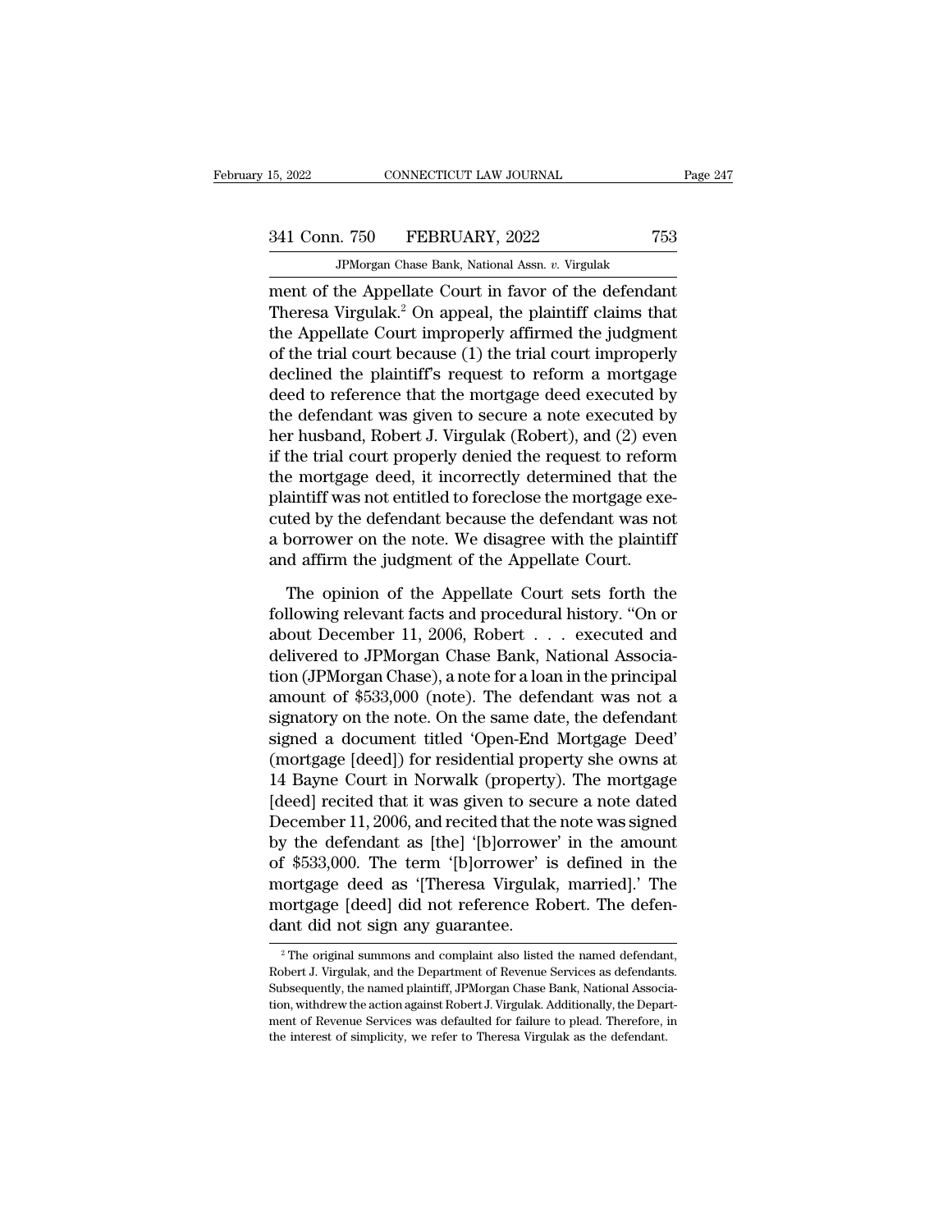ment of the Appellate Court in favor of the defendant Theresa Virgulak.[2] On appeal, the plaintiff claims that the Appellate Court improperly affirmed the judgment of the trial court because (1) the trial court improperly declined the plaintiff's request to reform a mortgage deed to reference that the mortgage deed executed by the defendant was given to secure a note executed by her husband, Robert J. Virgulak (Robert), and (2) even if the trial court properly denied the request to reform the mortgage deed, it incorrectly determined that the plaintiff was not entitled to foreclose the mortgage executed by the defendant because the defendant was not a borrower on the note. We disagree with the plaintiff and affirm the judgment of the Appellate Court.

The opinion of the Appellate Court sets forth the following relevant facts and procedural history. "On or about December 11, 2006, Robert . . . executed and delivered to JPMorgan Chase Bank, National Association (JPMorgan Chase), a note for a loan in the principal amount of $533,000 (note). The defendant was not a signatory on the note. On the same date, the defendant signed a document titled 'Open-End Mortgage Deed' (mortgage [deed]) for residential property she owns at 14 Bayne Court in Norwalk (property). The mortgage [deed] recited that it was given to secure a note dated December 11, 2006, and recited that the note was signed by the defendant as [the] '[b]orrower' in the amount of $533,000. The term '[b]orrower' is defined in the mortgage deed as '[Theresa Virgulak, married].' The mortgage [deed] did not reference Robert. The defendant did not sign any guarantee.

[2] The original summons and complaint also listed the named defendant, Robert J. Virgulak, and the Department of Revenue Services as defendants. Subsequently, the named plaintiff, JPMorgan Chase Bank, National Association, withdrew the action against Robert J. Virgulak. Additionally, the Department of Revenue Services was defaulted for failure to plead. Therefore, in the interest of simplicity, we refer to Theresa Virgulak as the defendant.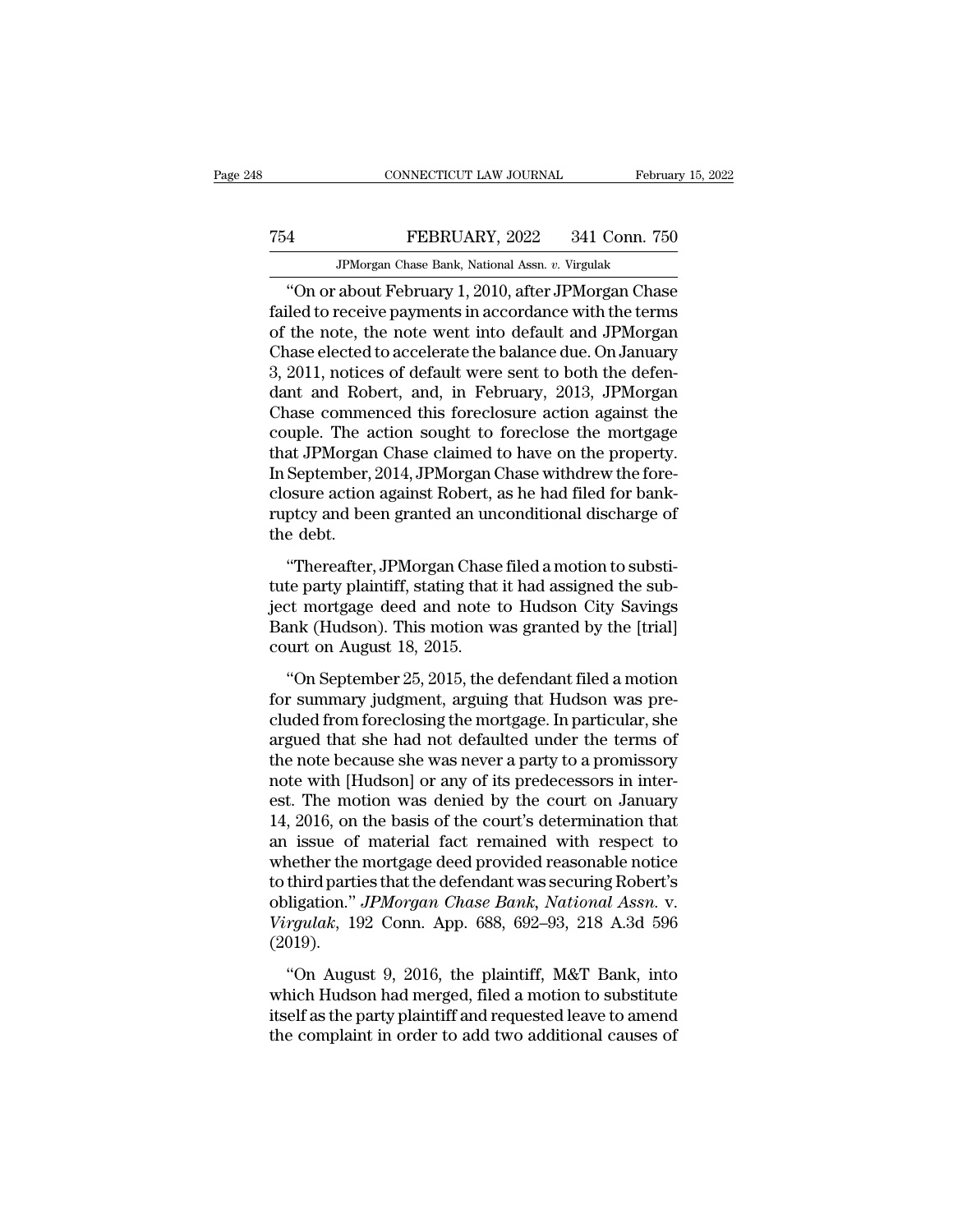"On or about February 1, 2010, after JPMorgan Chase failed to receive payments in accordance with the terms of the note, the note went into default and JPMorgan Chase elected to accelerate the balance due. On January 3, 2011, notices of default were sent to both the defendant and Robert, and, in February, 2013, JPMorgan Chase commenced this foreclosure action against the couple. The action sought to foreclose the mortgage that JPMorgan Chase claimed to have on the property. In September, 2014, JPMorgan Chase withdrew the foreclosure action against Robert, as he had filed for bankruptcy and been granted an unconditional discharge of the debt.

"Thereafter, JPMorgan Chase filed a motion to substitute party plaintiff, stating that it had assigned the subject mortgage deed and note to Hudson City Savings Bank (Hudson). This motion was granted by the [trial] court on August 18, 2015.

"On September 25, 2015, the defendant filed a motion for summary judgment, arguing that Hudson was precluded from foreclosing the mortgage. In particular, she argued that she had not defaulted under the terms of the note because she was never a party to a promissory note with [Hudson] or any of its predecessors in interest. The motion was denied by the court on January 14, 2016, on the basis of the court's determination that an issue of material fact remained with respect to whether the mortgage deed provided reasonable notice to third parties that the defendant was securing Robert's obligation." *JPMorgan Chase Bank, National Assn.* v. *Virgulak*, 192 Conn. App. 688, 692–93, 218 A.3d 596 (2019).

"On August 9, 2016, the plaintiff, M&T Bank, into which Hudson had merged, filed a motion to substitute itself as the party plaintiff and requested leave to amend the complaint in order to add two additional causes of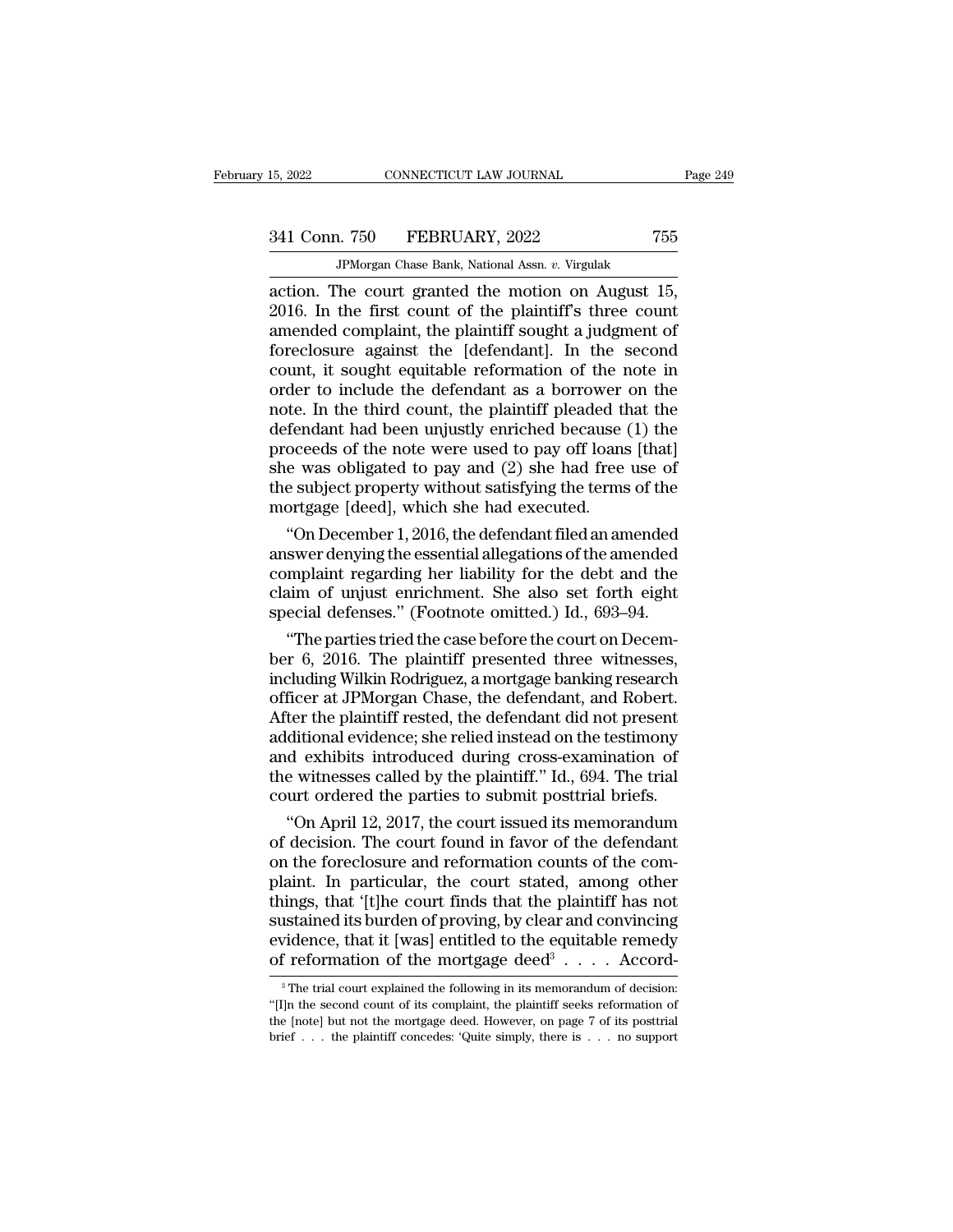action. The court granted the motion on August 15, 2016. In the first count of the plaintiff's three count amended complaint, the plaintiff sought a judgment of foreclosure against the [defendant]. In the second count, it sought equitable reformation of the note in order to include the defendant as a borrower on the note. In the third count, the plaintiff pleaded that the defendant had been unjustly enriched because (1) the proceeds of the note were used to pay off loans [that] she was obligated to pay and (2) she had free use of the subject property without satisfying the terms of the mortgage [deed], which she had executed.

"On December 1, 2016, the defendant filed an amended answer denying the essential allegations of the amended complaint regarding her liability for the debt and the claim of unjust enrichment. She also set forth eight special defenses." (Footnote omitted.) Id., 693–94.

"The parties tried the case before the court on December 6, 2016. The plaintiff presented three witnesses, including Wilkin Rodriguez, a mortgage banking research officer at JPMorgan Chase, the defendant, and Robert. After the plaintiff rested, the defendant did not present additional evidence; she relied instead on the testimony and exhibits introduced during cross-examination of the witnesses called by the plaintiff." Id., 694. The trial court ordered the parties to submit posttrial briefs.

"On April 12, 2017, the court issued its memorandum of decision. The court found in favor of the defendant on the foreclosure and reformation counts of the complaint. In particular, the court stated, among other things, that '[t]he court finds that the plaintiff has not sustained its burden of proving, by clear and convincing evidence, that it [was] entitled to the equitable remedy of reformation of the mortgage deed[3] . . . . Accord-

[3] The trial court explained the following in its memorandum of decision: "[I]n the second count of its complaint, the plaintiff seeks reformation of the [note] but not the mortgage deed. However, on page 7 of its posttrial brief . . . the plaintiff concedes: 'Quite simply, there is . . . no support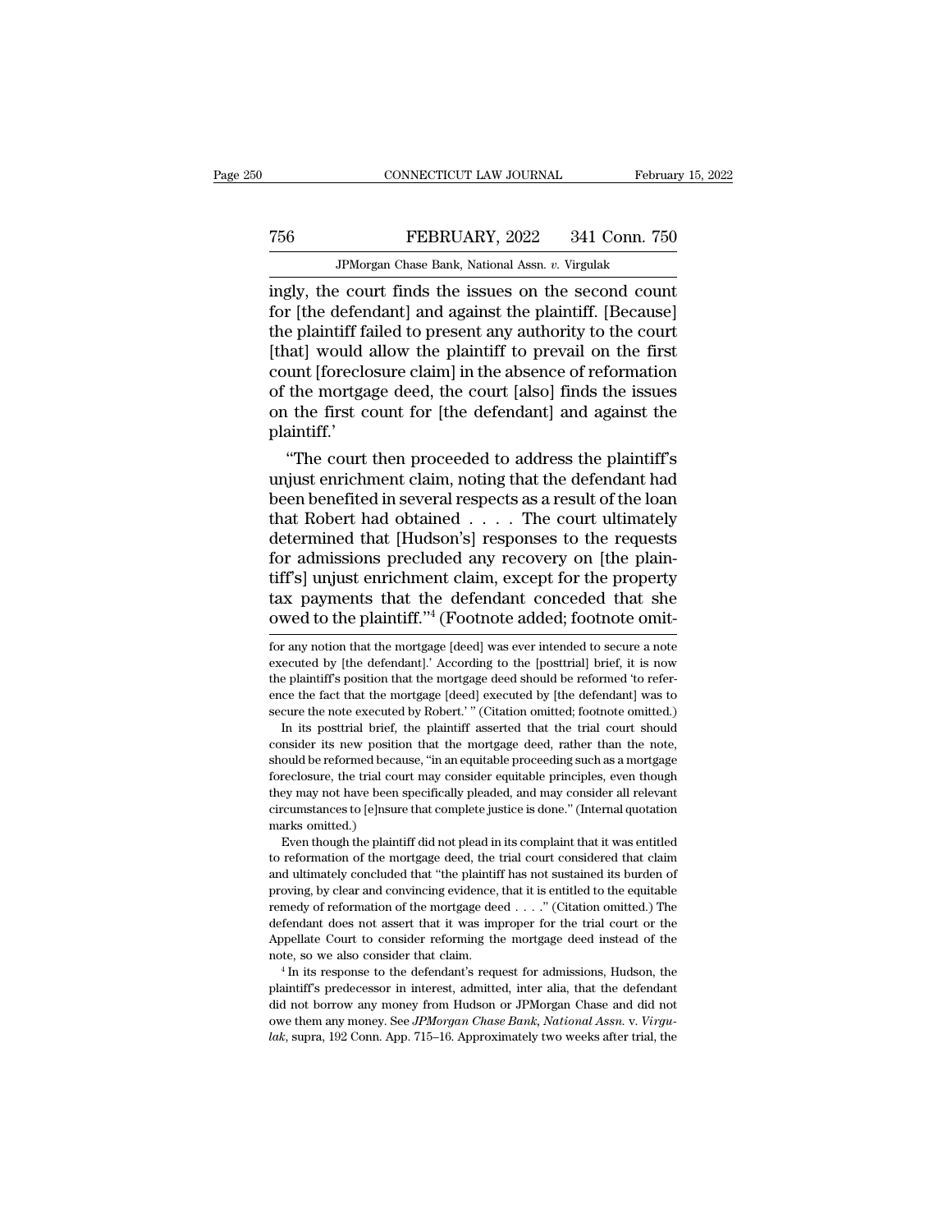ingly, the court finds the issues on the second count for [the defendant] and against the plaintiff. [Because] the plaintiff failed to present any authority to the court [that] would allow the plaintiff to prevail on the first count [foreclosure claim] in the absence of reformation of the mortgage deed, the court [also] finds the issues on the first count for [the defendant] and against the plaintiff.'

"The court then proceeded to address the plaintiff's unjust enrichment claim, noting that the defendant had been benefited in several respects as a result of the loan that Robert had obtained . . . . The court ultimately determined that [Hudson's] responses to the requests for admissions precluded any recovery on [the plaintiff's] unjust enrichment claim, except for the property tax payments that the defendant conceded that she owed to the plaintiff."[4] (Footnote added; footnote omit-

---

for any notion that the mortgage [deed] was ever intended to secure a note executed by [the defendant].' According to the [posttrial] brief, it is now the plaintiff's position that the mortgage deed should be reformed 'to reference the fact that the mortgage [deed] executed by [the defendant] was to secure the note executed by Robert.' " (Citation omitted; footnote omitted.)

In its posttrial brief, the plaintiff asserted that the trial court should consider its new position that the mortgage deed, rather than the note, should be reformed because, "in an equitable proceeding such as a mortgage foreclosure, the trial court may consider equitable principles, even though they may not have been specifically pleaded, and may consider all relevant circumstances to [e]nsure that complete justice is done." (Internal quotation marks omitted.)

Even though the plaintiff did not plead in its complaint that it was entitled to reformation of the mortgage deed, the trial court considered that claim and ultimately concluded that "the plaintiff has not sustained its burden of proving, by clear and convincing evidence, that it is entitled to the equitable remedy of reformation of the mortgage deed . . . ." (Citation omitted.) The defendant does not assert that it was improper for the trial court or the Appellate Court to consider reforming the mortgage deed instead of the note, so we also consider that claim.

[4] In its response to the defendant's request for admissions, Hudson, the plaintiff's predecessor in interest, admitted, inter alia, that the defendant did not borrow any money from Hudson or JPMorgan Chase and did not owe them any money. See *JPMorgan Chase Bank, National Assn.* v. *Virgulak*, supra, 192 Conn. App. 715–16. Approximately two weeks after trial, the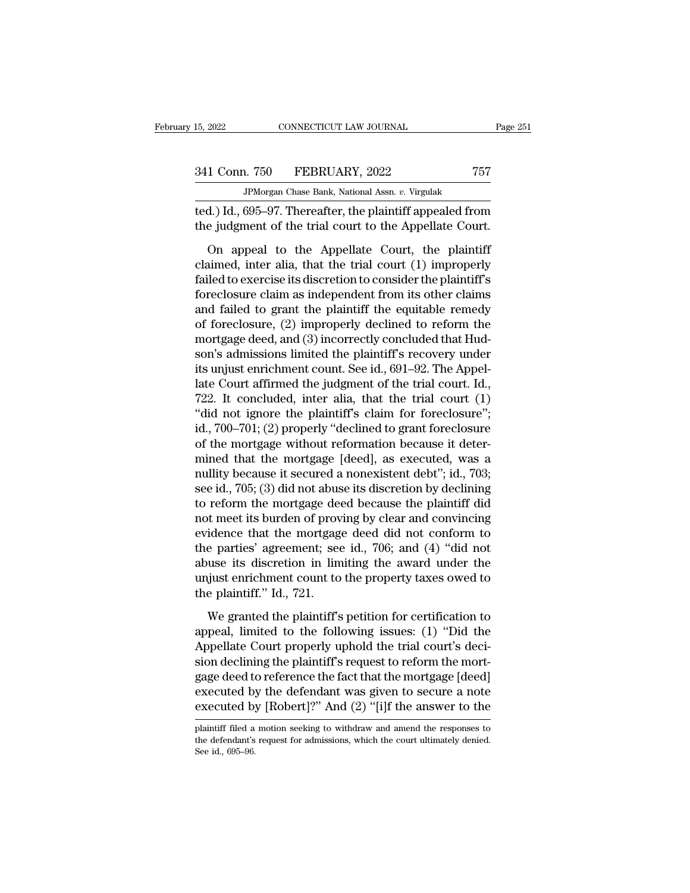ted.) Id., 695–97. Thereafter, the plaintiff appealed from the judgment of the trial court to the Appellate Court.

On appeal to the Appellate Court, the plaintiff claimed, inter alia, that the trial court (1) improperly failed to exercise its discretion to consider the plaintiff's foreclosure claim as independent from its other claims and failed to grant the plaintiff the equitable remedy of foreclosure, (2) improperly declined to reform the mortgage deed, and (3) incorrectly concluded that Hudson's admissions limited the plaintiff's recovery under its unjust enrichment count. See id., 691–92. The Appellate Court affirmed the judgment of the trial court. Id., 722. It concluded, inter alia, that the trial court (1) "did not ignore the plaintiff's claim for foreclosure"; id., 700–701; (2) properly "declined to grant foreclosure of the mortgage without reformation because it determined that the mortgage [deed], as executed, was a nullity because it secured a nonexistent debt"; id., 703; see id., 705; (3) did not abuse its discretion by declining to reform the mortgage deed because the plaintiff did not meet its burden of proving by clear and convincing evidence that the mortgage deed did not conform to the parties' agreement; see id., 706; and (4) "did not abuse its discretion in limiting the award under the unjust enrichment count to the property taxes owed to the plaintiff." Id., 721.

We granted the plaintiff's petition for certification to appeal, limited to the following issues: (1) "Did the Appellate Court properly uphold the trial court's decision declining the plaintiff's request to reform the mortgage deed to reference the fact that the mortgage [deed] executed by the defendant was given to secure a note executed by [Robert]?" And (2) "[i]f the answer to the

plaintiff filed a motion seeking to withdraw and amend the responses to the defendant's request for admissions, which the court ultimately denied. See id., 695–96.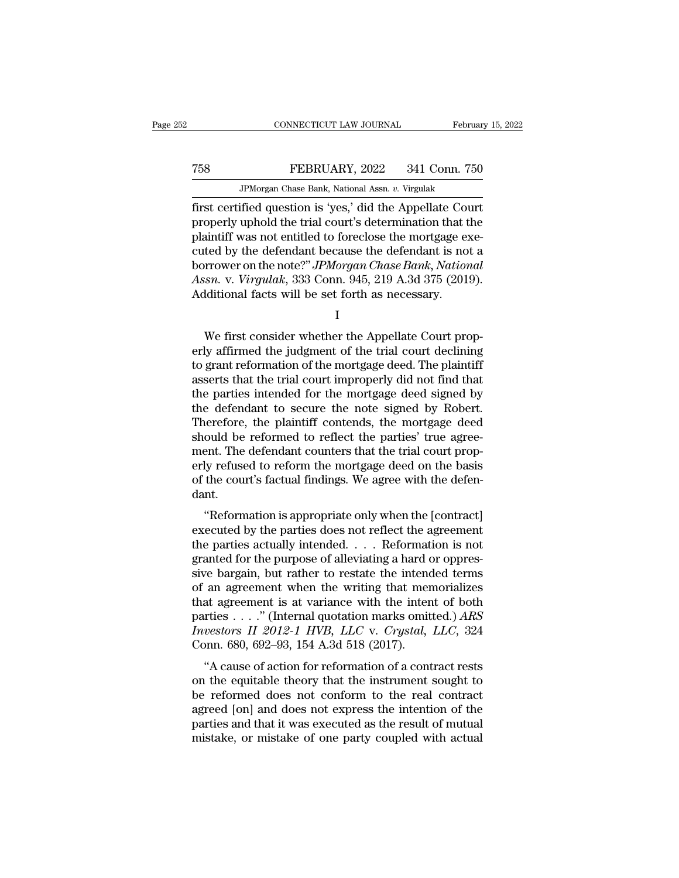first certified question is 'yes,' did the Appellate Court properly uphold the trial court's determination that the plaintiff was not entitled to foreclose the mortgage executed by the defendant because the defendant is not a borrower on the note?" *JPMorgan Chase Bank, National Assn.* v. *Virgulak*, 333 Conn. 945, 219 A.3d 375 (2019). Additional facts will be set forth as necessary.

I

We first consider whether the Appellate Court properly affirmed the judgment of the trial court declining to grant reformation of the mortgage deed. The plaintiff asserts that the trial court improperly did not find that the parties intended for the mortgage deed signed by the defendant to secure the note signed by Robert. Therefore, the plaintiff contends, the mortgage deed should be reformed to reflect the parties' true agreement. The defendant counters that the trial court properly refused to reform the mortgage deed on the basis of the court's factual findings. We agree with the defendant.

"Reformation is appropriate only when the [contract] executed by the parties does not reflect the agreement the parties actually intended. . . . Reformation is not granted for the purpose of alleviating a hard or oppressive bargain, but rather to restate the intended terms of an agreement when the writing that memorializes that agreement is at variance with the intent of both parties . . . ." (Internal quotation marks omitted.) *ARS Investors II 2012-1 HVB, LLC* v. *Crystal, LLC*, 324 Conn. 680, 692–93, 154 A.3d 518 (2017).

"A cause of action for reformation of a contract rests on the equitable theory that the instrument sought to be reformed does not conform to the real contract agreed [on] and does not express the intention of the parties and that it was executed as the result of mutual mistake, or mistake of one party coupled with actual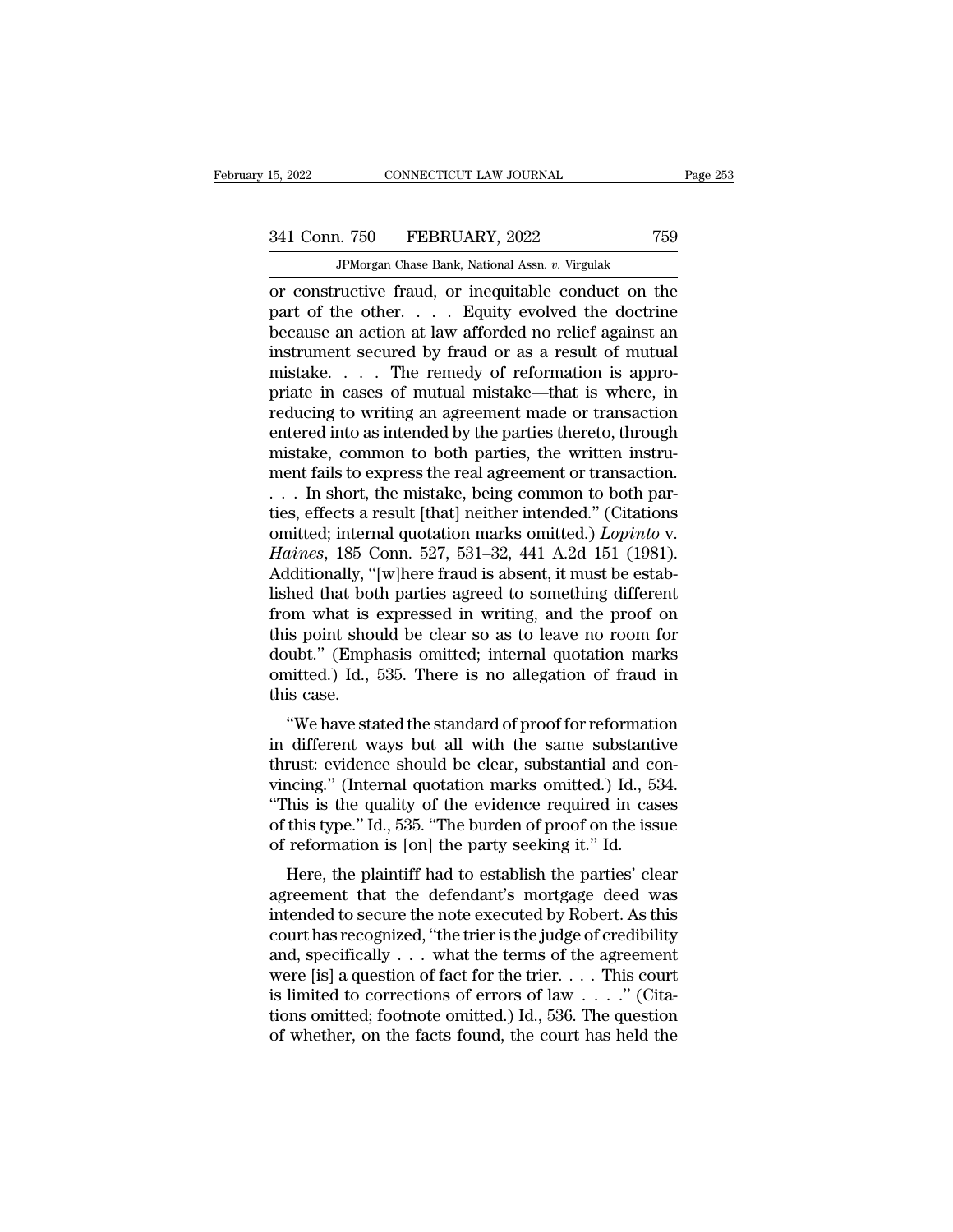or constructive fraud, or inequitable conduct on the part of the other. . . . Equity evolved the doctrine because an action at law afforded no relief against an instrument secured by fraud or as a result of mutual mistake. . . . The remedy of reformation is appropriate in cases of mutual mistake—that is where, in reducing to writing an agreement made or transaction entered into as intended by the parties thereto, through mistake, common to both parties, the written instrument fails to express the real agreement or transaction. . . . In short, the mistake, being common to both parties, effects a result [that] neither intended." (Citations omitted; internal quotation marks omitted.) *Lopinto* v. *Haines*, 185 Conn. 527, 531–32, 441 A.2d 151 (1981). Additionally, "[w]here fraud is absent, it must be established that both parties agreed to something different from what is expressed in writing, and the proof on this point should be clear so as to leave no room for doubt." (Emphasis omitted; internal quotation marks omitted.) Id., 535. There is no allegation of fraud in this case.

"We have stated the standard of proof for reformation in different ways but all with the same substantive thrust: evidence should be clear, substantial and convincing." (Internal quotation marks omitted.) Id., 534. "This is the quality of the evidence required in cases of this type." Id., 535. "The burden of proof on the issue of reformation is [on] the party seeking it." Id.

Here, the plaintiff had to establish the parties' clear agreement that the defendant's mortgage deed was intended to secure the note executed by Robert. As this court has recognized, "the trier is the judge of credibility and, specifically . . . what the terms of the agreement were [is] a question of fact for the trier. . . . This court is limited to corrections of errors of law . . . ." (Citations omitted; footnote omitted.) Id., 536. The question of whether, on the facts found, the court has held the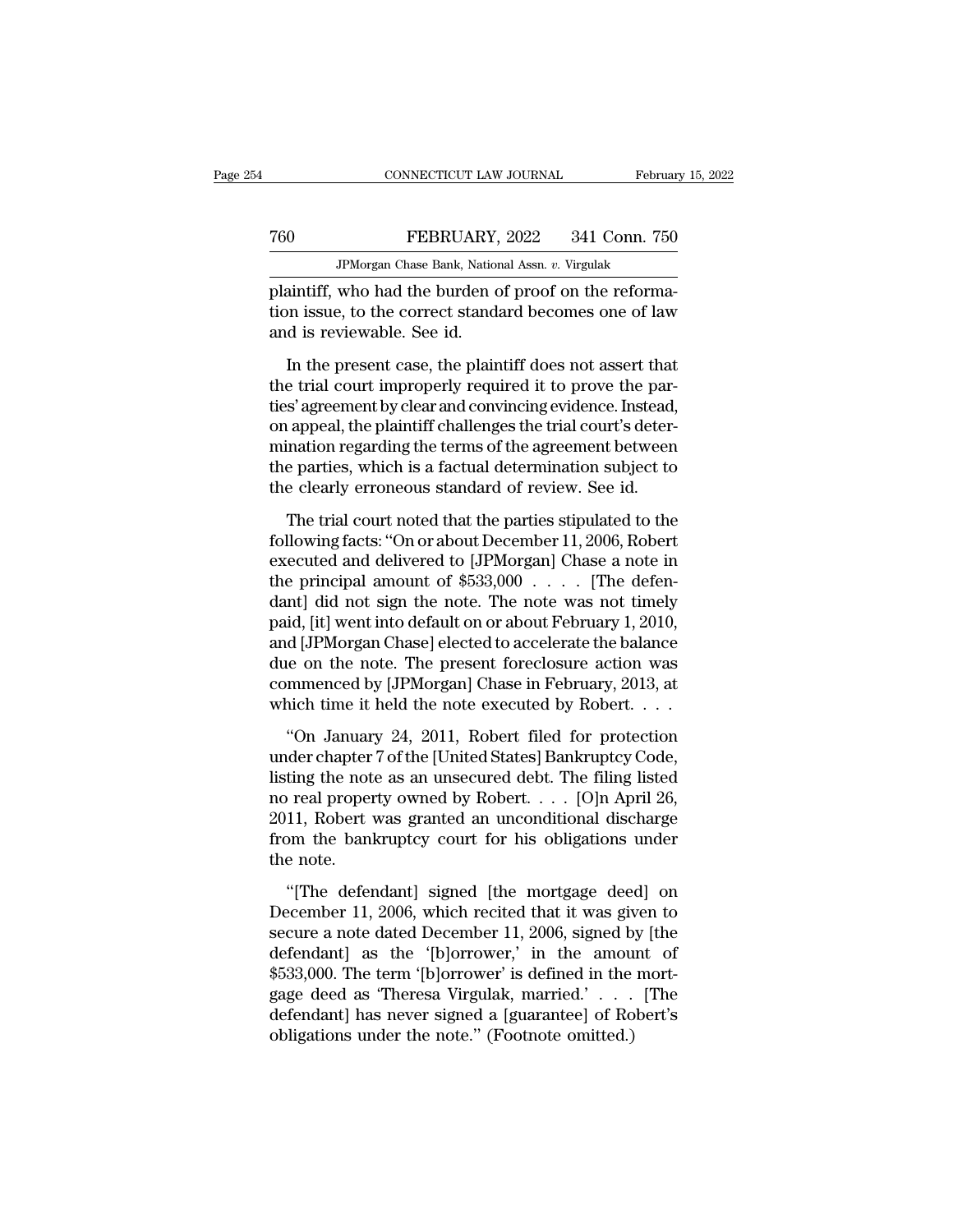plaintiff, who had the burden of proof on the reformation issue, to the correct standard becomes one of law and is reviewable. See id.

In the present case, the plaintiff does not assert that the trial court improperly required it to prove the parties' agreement by clear and convincing evidence. Instead, on appeal, the plaintiff challenges the trial court's determination regarding the terms of the agreement between the parties, which is a factual determination subject to the clearly erroneous standard of review. See id.

The trial court noted that the parties stipulated to the following facts: "On or about December 11, 2006, Robert executed and delivered to [JPMorgan] Chase a note in the principal amount of $533,000 . . . . [The defendant] did not sign the note. The note was not timely paid, [it] went into default on or about February 1, 2010, and [JPMorgan Chase] elected to accelerate the balance due on the note. The present foreclosure action was commenced by [JPMorgan] Chase in February, 2013, at which time it held the note executed by Robert. . . .

"On January 24, 2011, Robert filed for protection under chapter 7 of the [United States] Bankruptcy Code, listing the note as an unsecured debt. The filing listed no real property owned by Robert. . . . [O]n April 26, 2011, Robert was granted an unconditional discharge from the bankruptcy court for his obligations under the note.

"[The defendant] signed [the mortgage deed] on December 11, 2006, which recited that it was given to secure a note dated December 11, 2006, signed by [the defendant] as the '[b]orrower,' in the amount of $533,000. The term '[b]orrower' is defined in the mortgage deed as 'Theresa Virgulak, married.' . . . [The defendant] has never signed a [guarantee] of Robert's obligations under the note." (Footnote omitted.)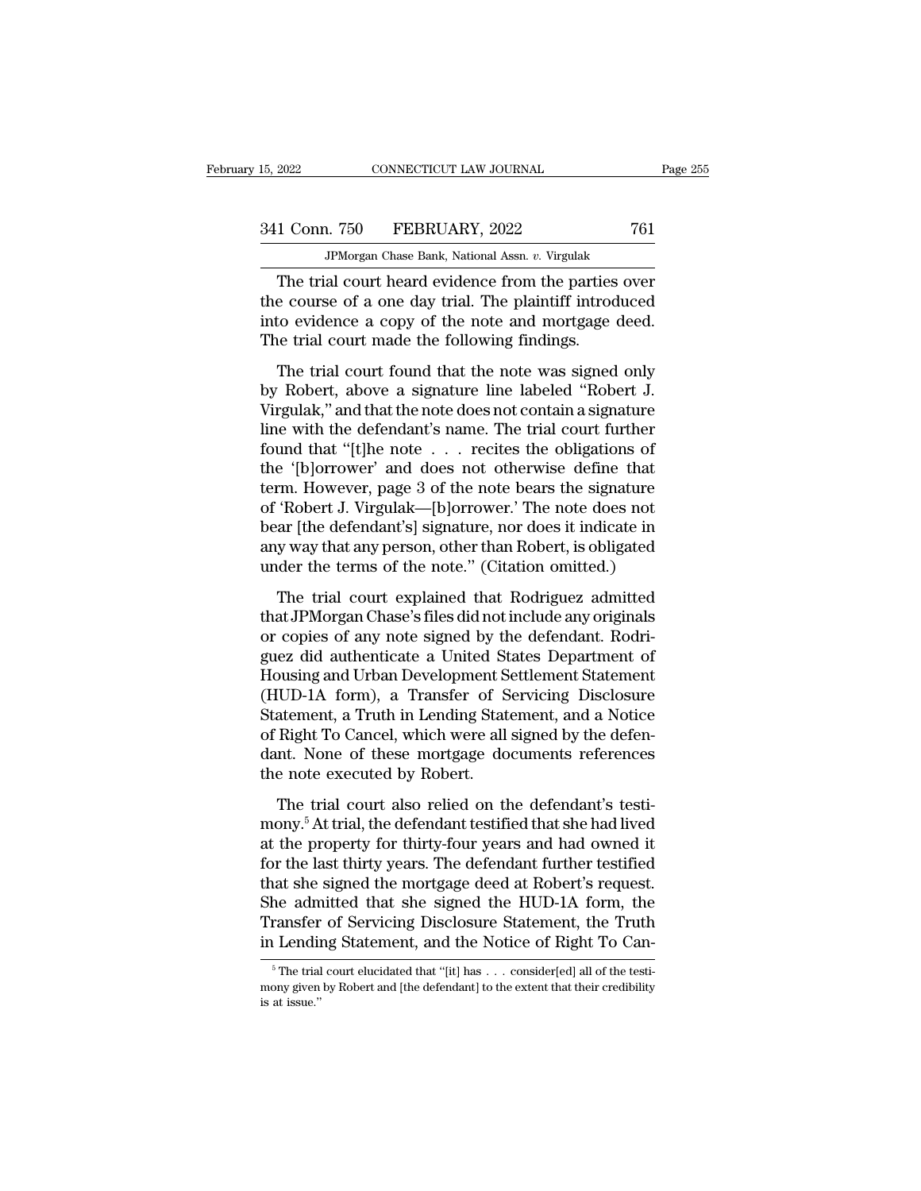The trial court heard evidence from the parties over the course of a one day trial. The plaintiff introduced into evidence a copy of the note and mortgage deed. The trial court made the following findings.

The trial court found that the note was signed only by Robert, above a signature line labeled "Robert J. Virgulak," and that the note does not contain a signature line with the defendant's name. The trial court further found that "[t]he note . . . recites the obligations of the '[b]orrower' and does not otherwise define that term. However, page 3 of the note bears the signature of 'Robert J. Virgulak—[b]orrower.' The note does not bear [the defendant's] signature, nor does it indicate in any way that any person, other than Robert, is obligated under the terms of the note." (Citation omitted.)

The trial court explained that Rodriguez admitted that JPMorgan Chase's files did not include any originals or copies of any note signed by the defendant. Rodriguez did authenticate a United States Department of Housing and Urban Development Settlement Statement (HUD-1A form), a Transfer of Servicing Disclosure Statement, a Truth in Lending Statement, and a Notice of Right To Cancel, which were all signed by the defendant. None of these mortgage documents references the note executed by Robert.

The trial court also relied on the defendant's testimony.[5] At trial, the defendant testified that she had lived at the property for thirty-four years and had owned it for the last thirty years. The defendant further testified that she signed the mortgage deed at Robert's request. She admitted that she signed the HUD-1A form, the Transfer of Servicing Disclosure Statement, the Truth in Lending Statement, and the Notice of Right To Can-

[5] The trial court elucidated that "[it] has . . . consider[ed] all of the testimony given by Robert and [the defendant] to the extent that their credibility is at issue."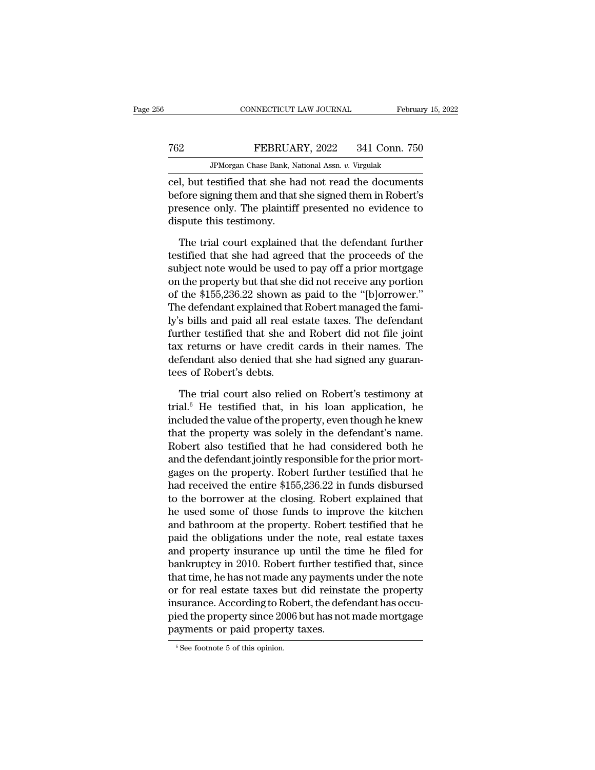cel, but testified that she had not read the documents before signing them and that she signed them in Robert's presence only. The plaintiff presented no evidence to dispute this testimony.

The trial court explained that the defendant further testified that she had agreed that the proceeds of the subject note would be used to pay off a prior mortgage on the property but that she did not receive any portion of the $155,236.22 shown as paid to the "[b]orrower." The defendant explained that Robert managed the family's bills and paid all real estate taxes. The defendant further testified that she and Robert did not file joint tax returns or have credit cards in their names. The defendant also denied that she had signed any guarantees of Robert's debts.

The trial court also relied on Robert's testimony at trial.[6] He testified that, in his loan application, he included the value of the property, even though he knew that the property was solely in the defendant's name. Robert also testified that he had considered both he and the defendant jointly responsible for the prior mortgages on the property. Robert further testified that he had received the entire $155,236.22 in funds disbursed to the borrower at the closing. Robert explained that he used some of those funds to improve the kitchen and bathroom at the property. Robert testified that he paid the obligations under the note, real estate taxes and property insurance up until the time he filed for bankruptcy in 2010. Robert further testified that, since that time, he has not made any payments under the note or for real estate taxes but did reinstate the property insurance. According to Robert, the defendant has occupied the property since 2006 but has not made mortgage payments or paid property taxes.

[6] See footnote 5 of this opinion.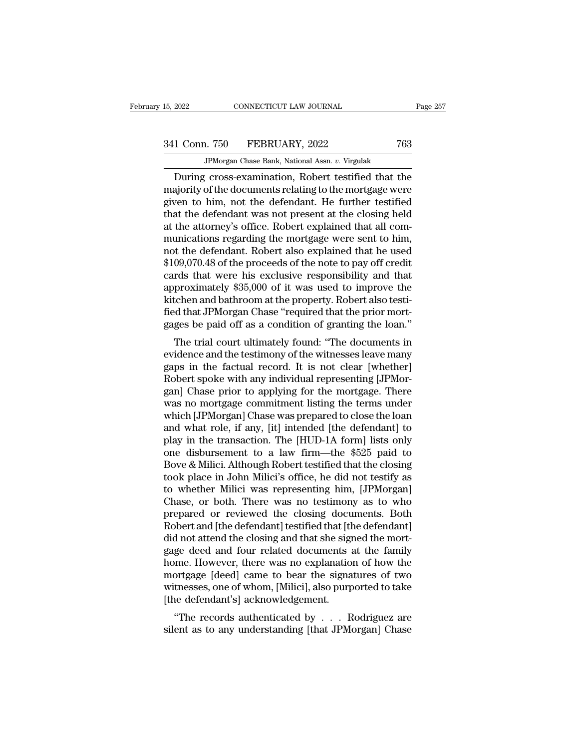During cross-examination, Robert testified that the majority of the documents relating to the mortgage were given to him, not the defendant. He further testified that the defendant was not present at the closing held at the attorney's office. Robert explained that all communications regarding the mortgage were sent to him, not the defendant. Robert also explained that he used $109,070.48 of the proceeds of the note to pay off credit cards that were his exclusive responsibility and that approximately $35,000 of it was used to improve the kitchen and bathroom at the property. Robert also testified that JPMorgan Chase "required that the prior mortgages be paid off as a condition of granting the loan."

The trial court ultimately found: "The documents in evidence and the testimony of the witnesses leave many gaps in the factual record. It is not clear [whether] Robert spoke with any individual representing [JPMorgan] Chase prior to applying for the mortgage. There was no mortgage commitment listing the terms under which [JPMorgan] Chase was prepared to close the loan and what role, if any, [it] intended [the defendant] to play in the transaction. The [HUD-1A form] lists only one disbursement to a law firm—the $525 paid to Bove & Milici. Although Robert testified that the closing took place in John Milici's office, he did not testify as to whether Milici was representing him, [JPMorgan] Chase, or both. There was no testimony as to who prepared or reviewed the closing documents. Both Robert and [the defendant] testified that [the defendant] did not attend the closing and that she signed the mortgage deed and four related documents at the family home. However, there was no explanation of how the mortgage [deed] came to bear the signatures of two witnesses, one of whom, [Milici], also purported to take [the defendant's] acknowledgement.

"The records authenticated by . . . Rodriguez are silent as to any understanding [that JPMorgan] Chase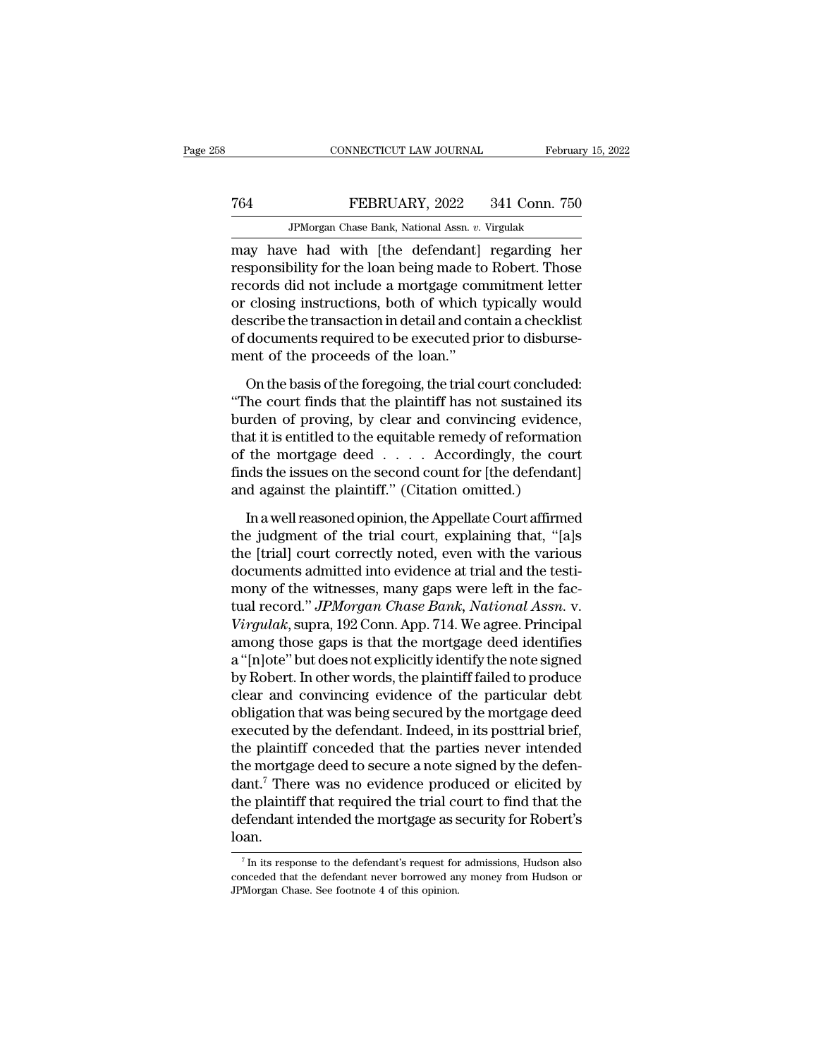may have had with [the defendant] regarding her responsibility for the loan being made to Robert. Those records did not include a mortgage commitment letter or closing instructions, both of which typically would describe the transaction in detail and contain a checklist of documents required to be executed prior to disbursement of the proceeds of the loan."

On the basis of the foregoing, the trial court concluded: "The court finds that the plaintiff has not sustained its burden of proving, by clear and convincing evidence, that it is entitled to the equitable remedy of reformation of the mortgage deed . . . . Accordingly, the court finds the issues on the second count for [the defendant] and against the plaintiff." (Citation omitted.)

In a well reasoned opinion, the Appellate Court affirmed the judgment of the trial court, explaining that, "[a]s the [trial] court correctly noted, even with the various documents admitted into evidence at trial and the testimony of the witnesses, many gaps were left in the factual record." *JPMorgan Chase Bank, National Assn.* v. *Virgulak*, supra, 192 Conn. App. 714. We agree. Principal among those gaps is that the mortgage deed identifies a "[n]ote" but does not explicitly identify the note signed by Robert. In other words, the plaintiff failed to produce clear and convincing evidence of the particular debt obligation that was being secured by the mortgage deed executed by the defendant. Indeed, in its posttrial brief, the plaintiff conceded that the parties never intended the mortgage deed to secure a note signed by the defendant.[7] There was no evidence produced or elicited by the plaintiff that required the trial court to find that the defendant intended the mortgage as security for Robert's loan.

[7] In its response to the defendant's request for admissions, Hudson also conceded that the defendant never borrowed any money from Hudson or JPMorgan Chase. See footnote 4 of this opinion.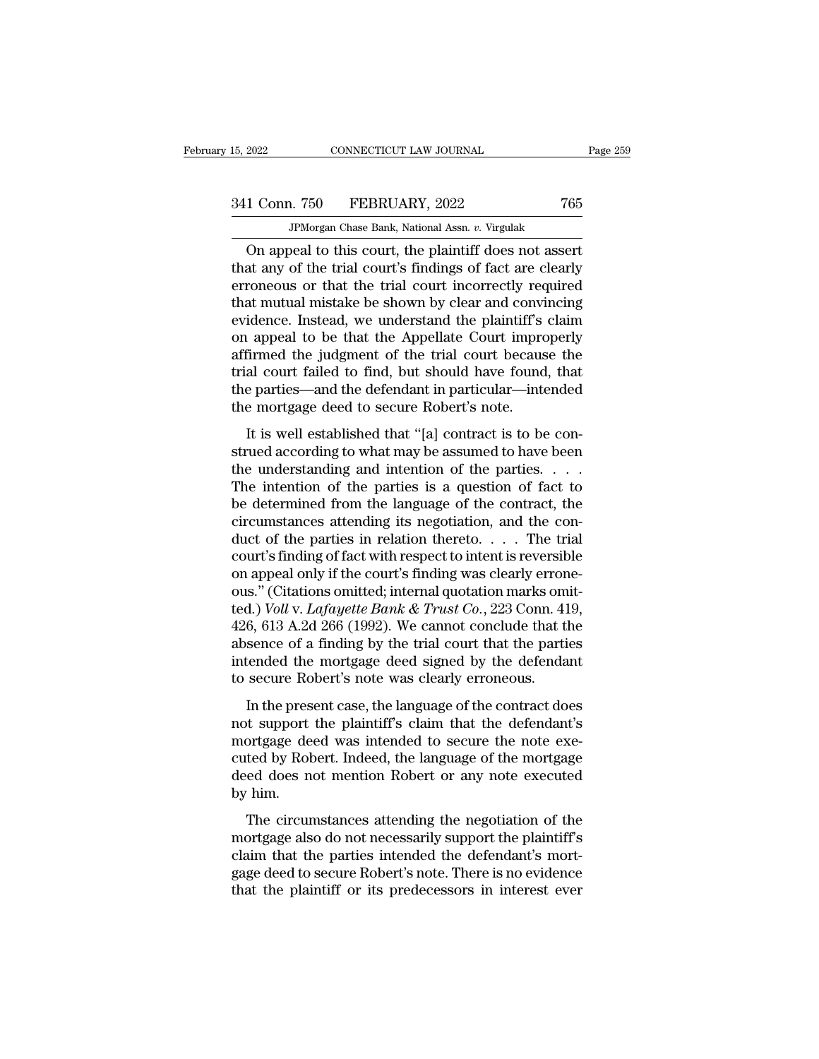On appeal to this court, the plaintiff does not assert that any of the trial court's findings of fact are clearly erroneous or that the trial court incorrectly required that mutual mistake be shown by clear and convincing evidence. Instead, we understand the plaintiff's claim on appeal to be that the Appellate Court improperly affirmed the judgment of the trial court because the trial court failed to find, but should have found, that the parties—and the defendant in particular—intended the mortgage deed to secure Robert's note.

It is well established that "[a] contract is to be construed according to what may be assumed to have been the understanding and intention of the parties. . . . The intention of the parties is a question of fact to be determined from the language of the contract, the circumstances attending its negotiation, and the conduct of the parties in relation thereto. . . . The trial court's finding of fact with respect to intent is reversible on appeal only if the court's finding was clearly erroneous." (Citations omitted; internal quotation marks omitted.) *Voll* v. *Lafayette Bank & Trust Co.*, 223 Conn. 419, 426, 613 A.2d 266 (1992). We cannot conclude that the absence of a finding by the trial court that the parties intended the mortgage deed signed by the defendant to secure Robert's note was clearly erroneous.

In the present case, the language of the contract does not support the plaintiff's claim that the defendant's mortgage deed was intended to secure the note executed by Robert. Indeed, the language of the mortgage deed does not mention Robert or any note executed by him.

The circumstances attending the negotiation of the mortgage also do not necessarily support the plaintiff's claim that the parties intended the defendant's mortgage deed to secure Robert's note. There is no evidence that the plaintiff or its predecessors in interest ever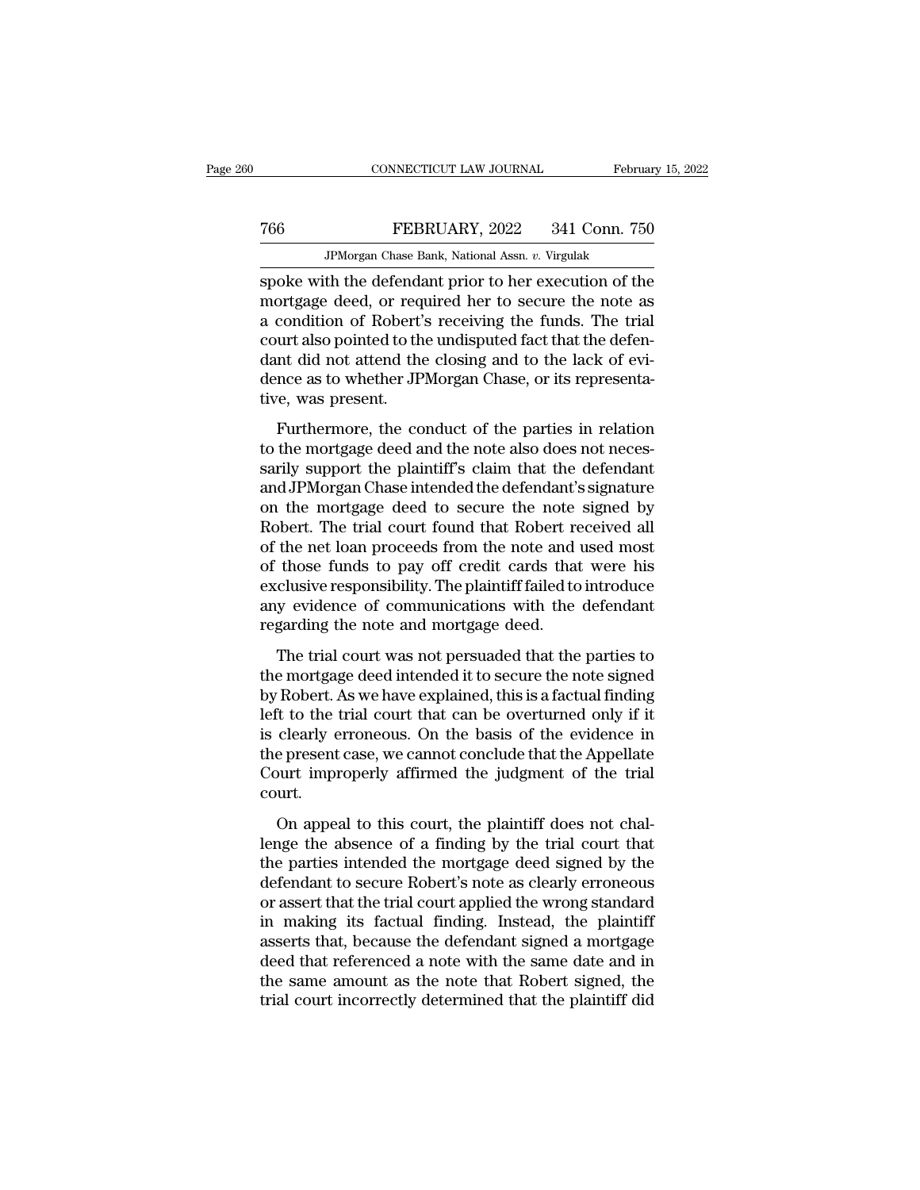spoke with the defendant prior to her execution of the mortgage deed, or required her to secure the note as a condition of Robert's receiving the funds. The trial court also pointed to the undisputed fact that the defendant did not attend the closing and to the lack of evidence as to whether JPMorgan Chase, or its representative, was present.

Furthermore, the conduct of the parties in relation to the mortgage deed and the note also does not necessarily support the plaintiff's claim that the defendant and JPMorgan Chase intended the defendant's signature on the mortgage deed to secure the note signed by Robert. The trial court found that Robert received all of the net loan proceeds from the note and used most of those funds to pay off credit cards that were his exclusive responsibility. The plaintiff failed to introduce any evidence of communications with the defendant regarding the note and mortgage deed.

The trial court was not persuaded that the parties to the mortgage deed intended it to secure the note signed by Robert. As we have explained, this is a factual finding left to the trial court that can be overturned only if it is clearly erroneous. On the basis of the evidence in the present case, we cannot conclude that the Appellate Court improperly affirmed the judgment of the trial court.

On appeal to this court, the plaintiff does not challenge the absence of a finding by the trial court that the parties intended the mortgage deed signed by the defendant to secure Robert's note as clearly erroneous or assert that the trial court applied the wrong standard in making its factual finding. Instead, the plaintiff asserts that, because the defendant signed a mortgage deed that referenced a note with the same date and in the same amount as the note that Robert signed, the trial court incorrectly determined that the plaintiff did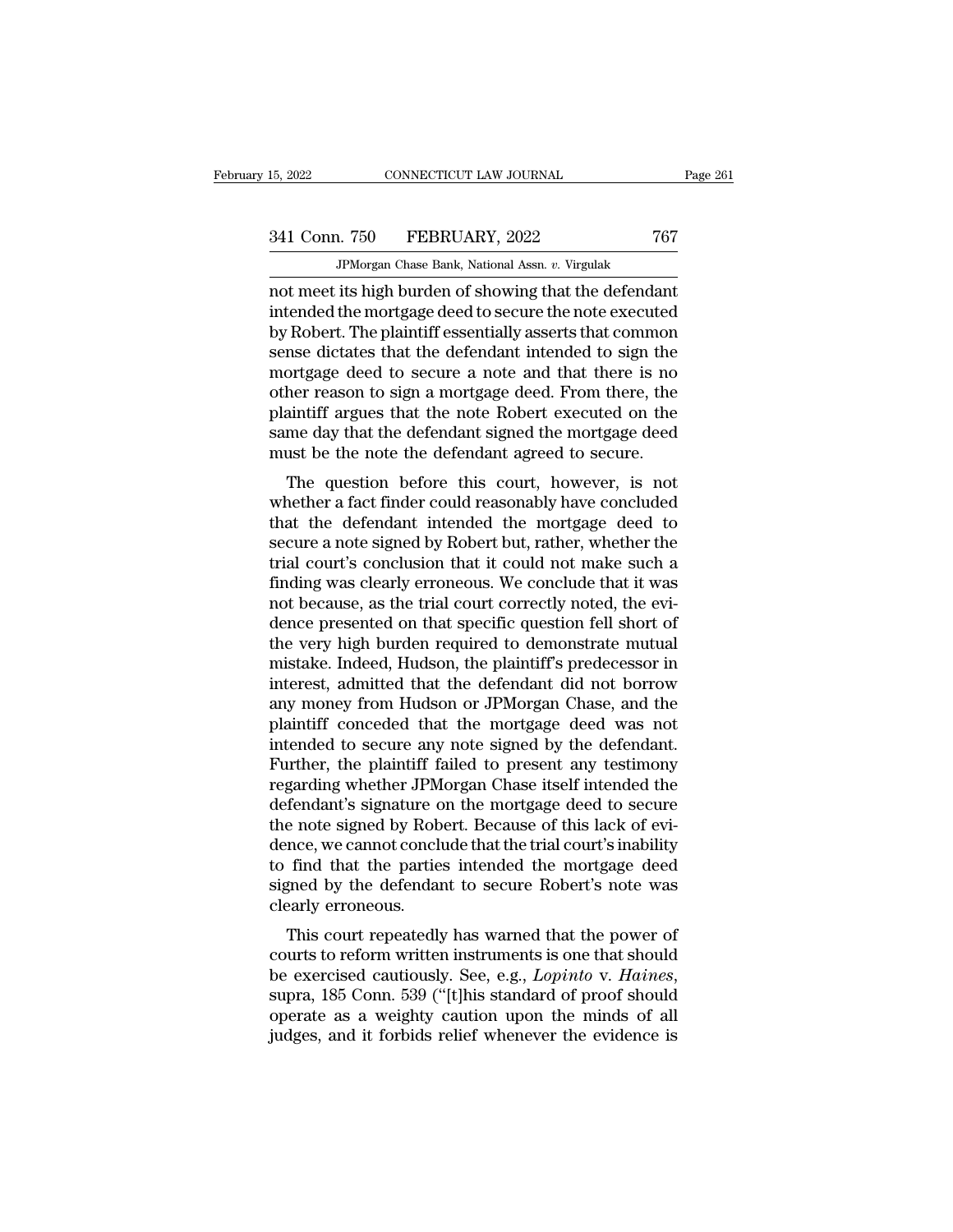not meet its high burden of showing that the defendant intended the mortgage deed to secure the note executed by Robert. The plaintiff essentially asserts that common sense dictates that the defendant intended to sign the mortgage deed to secure a note and that there is no other reason to sign a mortgage deed. From there, the plaintiff argues that the note Robert executed on the same day that the defendant signed the mortgage deed must be the note the defendant agreed to secure.

The question before this court, however, is not whether a fact finder could reasonably have concluded that the defendant intended the mortgage deed to secure a note signed by Robert but, rather, whether the trial court's conclusion that it could not make such a finding was clearly erroneous. We conclude that it was not because, as the trial court correctly noted, the evidence presented on that specific question fell short of the very high burden required to demonstrate mutual mistake. Indeed, Hudson, the plaintiff's predecessor in interest, admitted that the defendant did not borrow any money from Hudson or JPMorgan Chase, and the plaintiff conceded that the mortgage deed was not intended to secure any note signed by the defendant. Further, the plaintiff failed to present any testimony regarding whether JPMorgan Chase itself intended the defendant's signature on the mortgage deed to secure the note signed by Robert. Because of this lack of evidence, we cannot conclude that the trial court's inability to find that the parties intended the mortgage deed signed by the defendant to secure Robert's note was clearly erroneous.

This court repeatedly has warned that the power of courts to reform written instruments is one that should be exercised cautiously. See, e.g., *Lopinto* v. *Haines*, supra, 185 Conn. 539 ("[t]his standard of proof should operate as a weighty caution upon the minds of all judges, and it forbids relief whenever the evidence is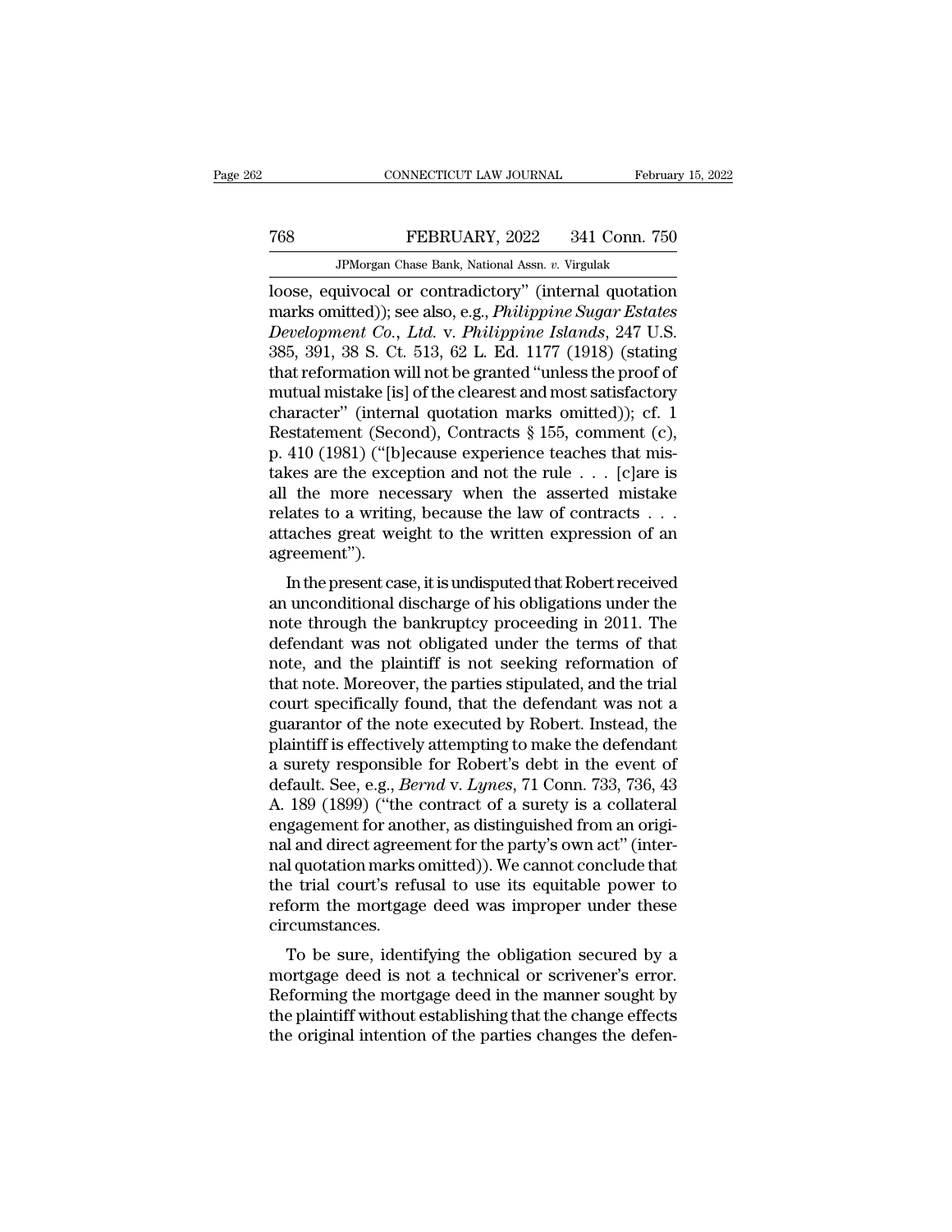loose, equivocal or contradictory" (internal quotation marks omitted)); see also, e.g., *Philippine Sugar Estates Development Co., Ltd.* v. *Philippine Islands*, 247 U.S. 385, 391, 38 S. Ct. 513, 62 L. Ed. 1177 (1918) (stating that reformation will not be granted "unless the proof of mutual mistake [is] of the clearest and most satisfactory character" (internal quotation marks omitted)); cf. 1 Restatement (Second), Contracts § 155, comment (c), p. 410 (1981) ("[b]ecause experience teaches that mistakes are the exception and not the rule . . . [c]are is all the more necessary when the asserted mistake relates to a writing, because the law of contracts . . . attaches great weight to the written expression of an agreement").

In the present case, it is undisputed that Robert received an unconditional discharge of his obligations under the note through the bankruptcy proceeding in 2011. The defendant was not obligated under the terms of that note, and the plaintiff is not seeking reformation of that note. Moreover, the parties stipulated, and the trial court specifically found, that the defendant was not a guarantor of the note executed by Robert. Instead, the plaintiff is effectively attempting to make the defendant a surety responsible for Robert's debt in the event of default. See, e.g., *Bernd* v. *Lynes*, 71 Conn. 733, 736, 43 A. 189 (1899) ("the contract of a surety is a collateral engagement for another, as distinguished from an original and direct agreement for the party's own act" (internal quotation marks omitted)). We cannot conclude that the trial court's refusal to use its equitable power to reform the mortgage deed was improper under these circumstances.

To be sure, identifying the obligation secured by a mortgage deed is not a technical or scrivener's error. Reforming the mortgage deed in the manner sought by the plaintiff without establishing that the change effects the original intention of the parties changes the defen-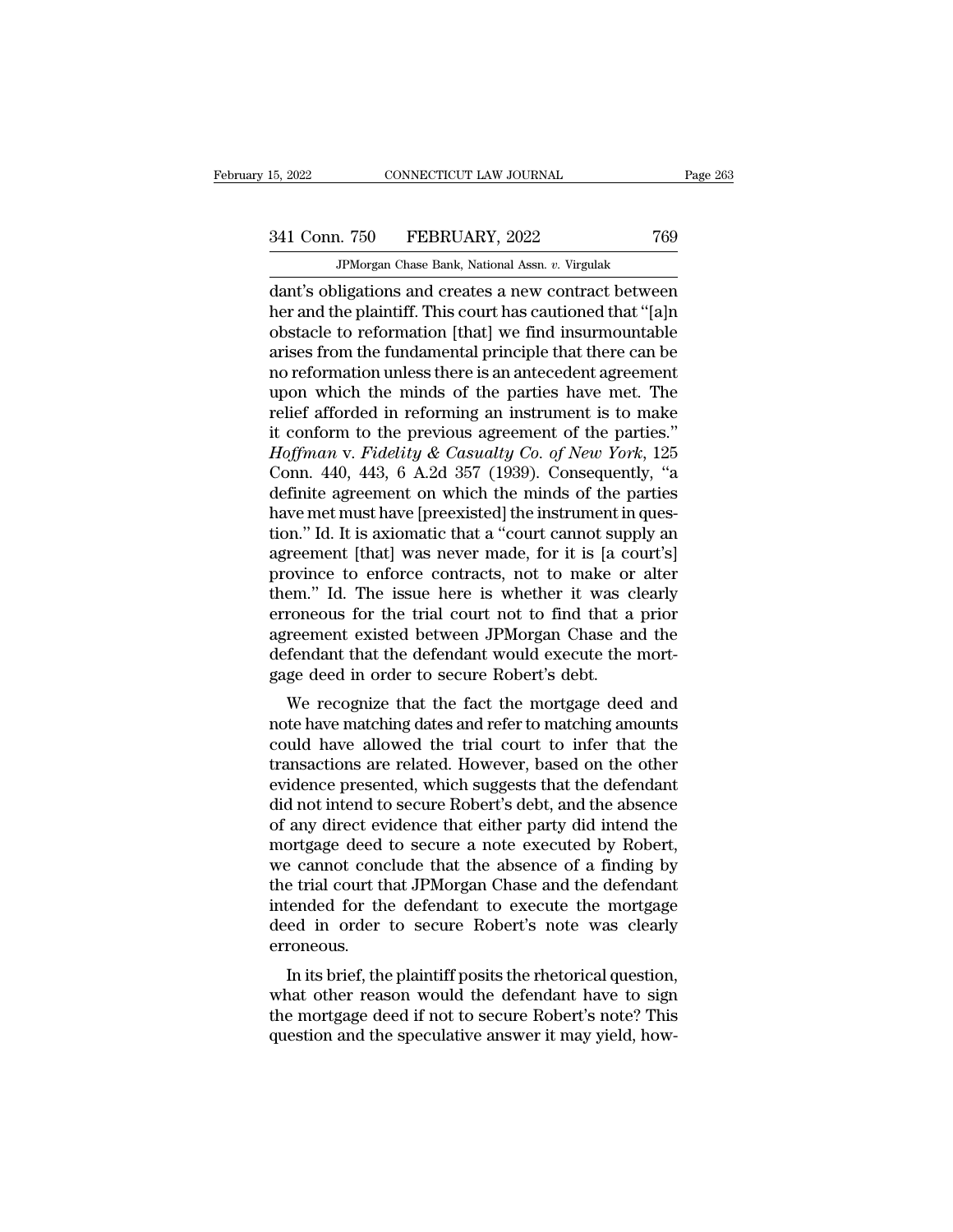dant's obligations and creates a new contract between her and the plaintiff. This court has cautioned that "[a]n obstacle to reformation [that] we find insurmountable arises from the fundamental principle that there can be no reformation unless there is an antecedent agreement upon which the minds of the parties have met. The relief afforded in reforming an instrument is to make it conform to the previous agreement of the parties." *Hoffman* v. *Fidelity & Casualty Co. of New York*, 125 Conn. 440, 443, 6 A.2d 357 (1939). Consequently, "a definite agreement on which the minds of the parties have met must have [preexisted] the instrument in question." Id. It is axiomatic that a "court cannot supply an agreement [that] was never made, for it is [a court's] province to enforce contracts, not to make or alter them." Id. The issue here is whether it was clearly erroneous for the trial court not to find that a prior agreement existed between JPMorgan Chase and the defendant that the defendant would execute the mortgage deed in order to secure Robert's debt.

We recognize that the fact the mortgage deed and note have matching dates and refer to matching amounts could have allowed the trial court to infer that the transactions are related. However, based on the other evidence presented, which suggests that the defendant did not intend to secure Robert's debt, and the absence of any direct evidence that either party did intend the mortgage deed to secure a note executed by Robert, we cannot conclude that the absence of a finding by the trial court that JPMorgan Chase and the defendant intended for the defendant to execute the mortgage deed in order to secure Robert's note was clearly erroneous.

In its brief, the plaintiff posits the rhetorical question, what other reason would the defendant have to sign the mortgage deed if not to secure Robert's note? This question and the speculative answer it may yield, how-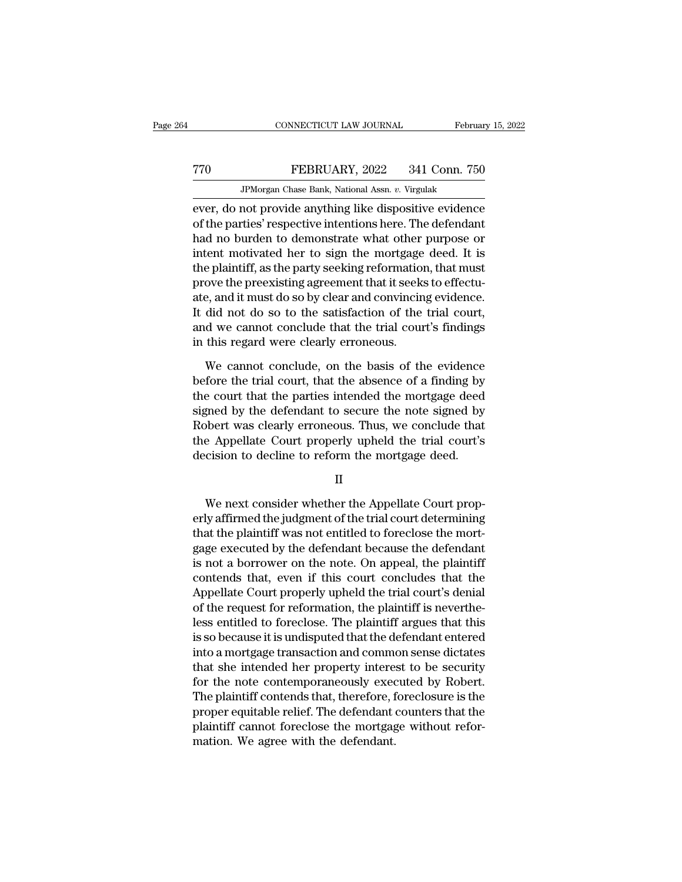ever, do not provide anything like dispositive evidence of the parties' respective intentions here. The defendant had no burden to demonstrate what other purpose or intent motivated her to sign the mortgage deed. It is the plaintiff, as the party seeking reformation, that must prove the preexisting agreement that it seeks to effectuate, and it must do so by clear and convincing evidence. It did not do so to the satisfaction of the trial court, and we cannot conclude that the trial court's findings in this regard were clearly erroneous.

We cannot conclude, on the basis of the evidence before the trial court, that the absence of a finding by the court that the parties intended the mortgage deed signed by the defendant to secure the note signed by Robert was clearly erroneous. Thus, we conclude that the Appellate Court properly upheld the trial court's decision to decline to reform the mortgage deed.

II

We next consider whether the Appellate Court properly affirmed the judgment of the trial court determining that the plaintiff was not entitled to foreclose the mortgage executed by the defendant because the defendant is not a borrower on the note. On appeal, the plaintiff contends that, even if this court concludes that the Appellate Court properly upheld the trial court's denial of the request for reformation, the plaintiff is nevertheless entitled to foreclose. The plaintiff argues that this is so because it is undisputed that the defendant entered into a mortgage transaction and common sense dictates that she intended her property interest to be security for the note contemporaneously executed by Robert. The plaintiff contends that, therefore, foreclosure is the proper equitable relief. The defendant counters that the plaintiff cannot foreclose the mortgage without reformation. We agree with the defendant.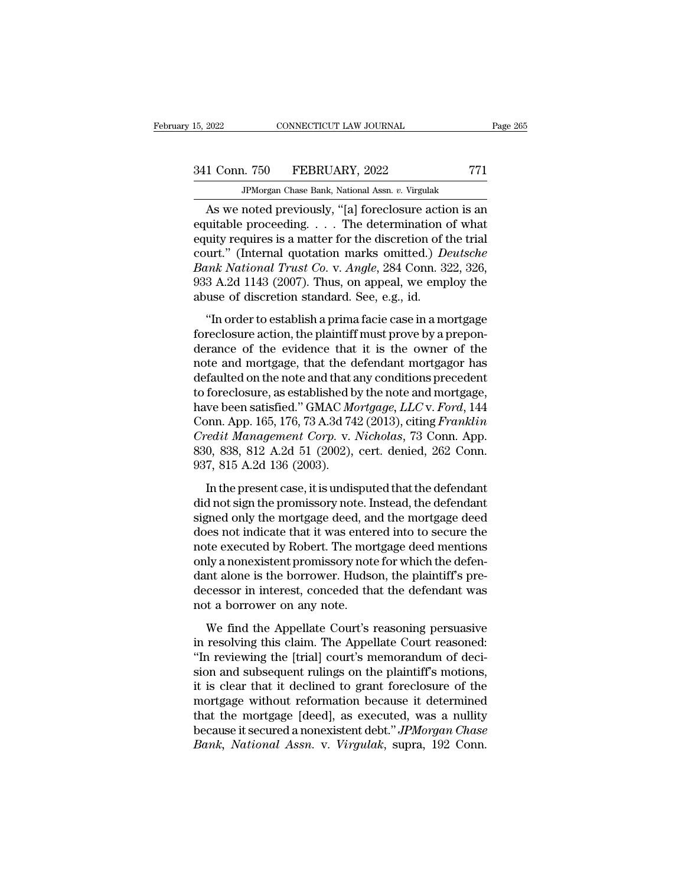As we noted previously, "[a] foreclosure action is an equitable proceeding. . . . The determination of what equity requires is a matter for the discretion of the trial court." (Internal quotation marks omitted.) *Deutsche Bank National Trust Co.* v. *Angle*, 284 Conn. 322, 326, 933 A.2d 1143 (2007). Thus, on appeal, we employ the abuse of discretion standard. See, e.g., id.

"In order to establish a prima facie case in a mortgage foreclosure action, the plaintiff must prove by a preponderance of the evidence that it is the owner of the note and mortgage, that the defendant mortgagor has defaulted on the note and that any conditions precedent to foreclosure, as established by the note and mortgage, have been satisfied." GMAC *Mortgage, LLC* v. *Ford*, 144 Conn. App. 165, 176, 73 A.3d 742 (2013), citing *Franklin Credit Management Corp.* v. *Nicholas*, 73 Conn. App. 830, 838, 812 A.2d 51 (2002), cert. denied, 262 Conn. 937, 815 A.2d 136 (2003).

In the present case, it is undisputed that the defendant did not sign the promissory note. Instead, the defendant signed only the mortgage deed, and the mortgage deed does not indicate that it was entered into to secure the note executed by Robert. The mortgage deed mentions only a nonexistent promissory note for which the defendant alone is the borrower. Hudson, the plaintiff's predecessor in interest, conceded that the defendant was not a borrower on any note.

We find the Appellate Court's reasoning persuasive in resolving this claim. The Appellate Court reasoned: "In reviewing the [trial] court's memorandum of decision and subsequent rulings on the plaintiff's motions, it is clear that it declined to grant foreclosure of the mortgage without reformation because it determined that the mortgage [deed], as executed, was a nullity because it secured a nonexistent debt." *JPMorgan Chase Bank, National Assn.* v. *Virgulak*, supra, 192 Conn.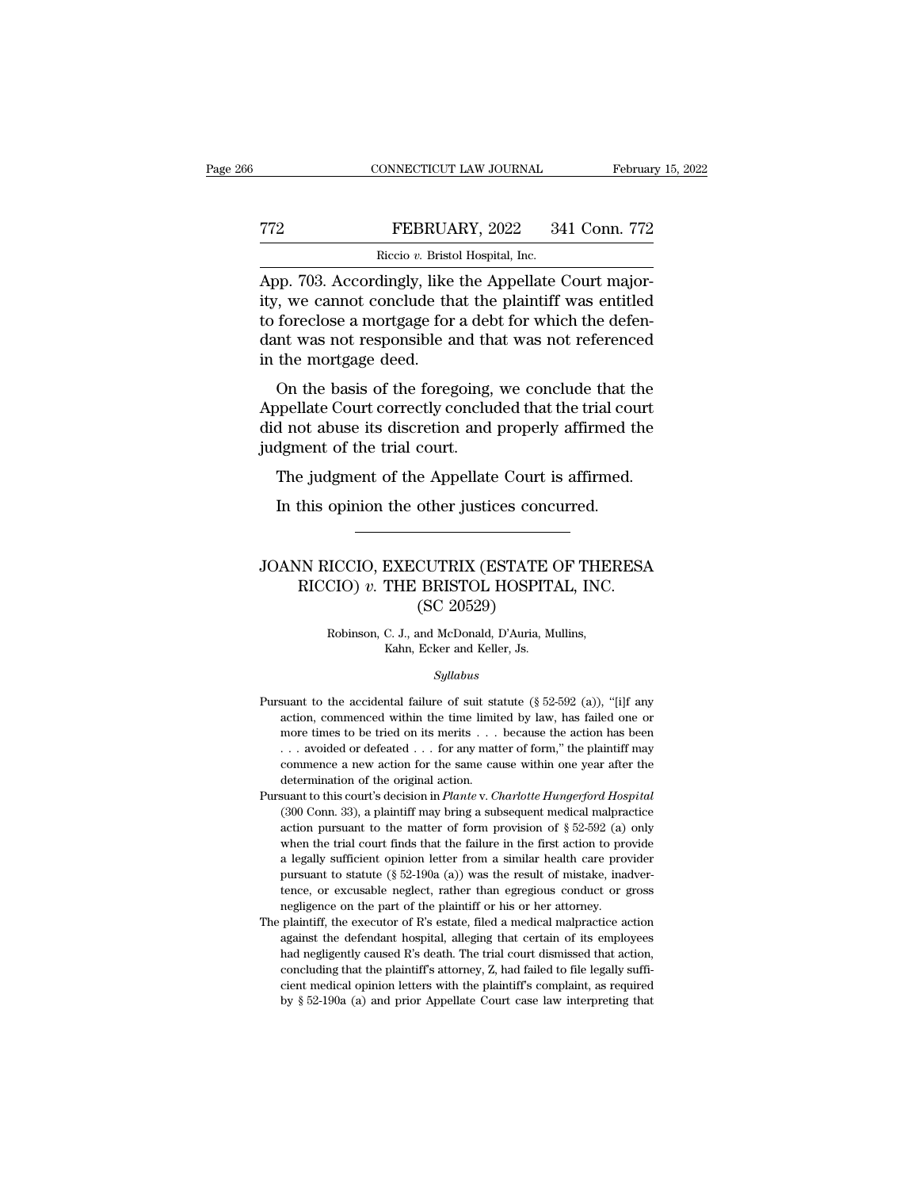App. 703. Accordingly, like the Appellate Court majority, we cannot conclude that the plaintiff was entitled to foreclose a mortgage for a debt for which the defendant was not responsible and that was not referenced in the mortgage deed.

On the basis of the foregoing, we conclude that the Appellate Court correctly concluded that the trial court did not abuse its discretion and properly affirmed the judgment of the trial court.

The judgment of the Appellate Court is affirmed.

In this opinion the other justices concurred.

---

# JOANN RICCIO, EXECUTRIX (ESTATE OF THERESA RICCIO) *v.* THE BRISTOL HOSPITAL, INC.
## (SC 20529)

Robinson, C. J., and McDonald, D'Auria, Mullins, Kahn, Ecker and Keller, Js.

*Syllabus*

Pursuant to the accidental failure of suit statute (§ 52-592 (a)), "[i]f any action, commenced within the time limited by law, has failed one or more times to be tried on its merits . . . because the action has been . . . avoided or defeated . . . for any matter of form," the plaintiff may commence a new action for the same cause within one year after the determination of the original action.

Pursuant to this court's decision in *Plante* v. *Charlotte Hungerford Hospital* (300 Conn. 33), a plaintiff may bring a subsequent medical malpractice action pursuant to the matter of form provision of § 52-592 (a) only when the trial court finds that the failure in the first action to provide a legally sufficient opinion letter from a similar health care provider pursuant to statute (§ 52-190a (a)) was the result of mistake, inadvertence, or excusable neglect, rather than egregious conduct or gross negligence on the part of the plaintiff or his or her attorney.

The plaintiff, the executor of R's estate, filed a medical malpractice action against the defendant hospital, alleging that certain of its employees had negligently caused R's death. The trial court dismissed that action, concluding that the plaintiff's attorney, Z, had failed to file legally sufficient medical opinion letters with the plaintiff's complaint, as required by § 52-190a (a) and prior Appellate Court case law interpreting that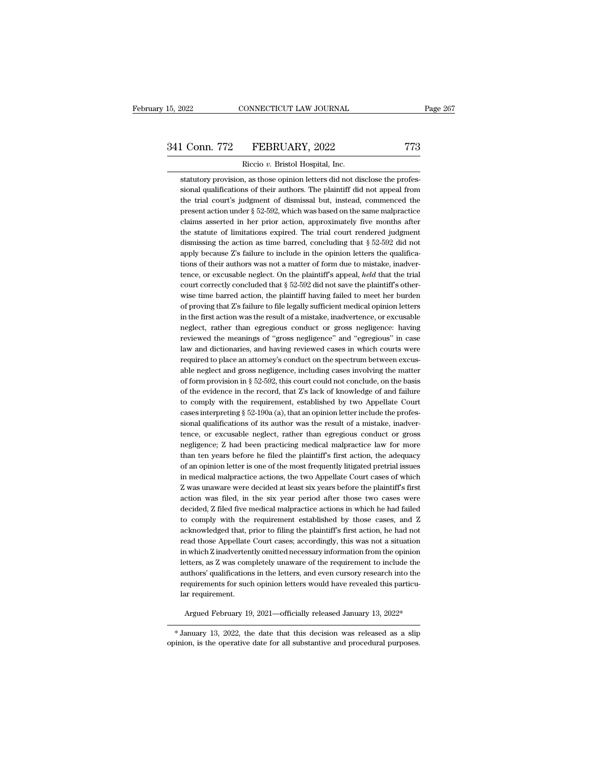statutory provision, as those opinion letters did not disclose the professional qualifications of their authors. The plaintiff did not appeal from the trial court's judgment of dismissal but, instead, commenced the present action under § 52-592, which was based on the same malpractice claims asserted in her prior action, approximately five months after the statute of limitations expired. The trial court rendered judgment dismissing the action as time barred, concluding that § 52-592 did not apply because Z's failure to include in the opinion letters the qualifications of their authors was not a matter of form due to mistake, inadvertence, or excusable neglect. On the plaintiff's appeal, *held* that the trial court correctly concluded that § 52-592 did not save the plaintiff's otherwise time barred action, the plaintiff having failed to meet her burden of proving that Z's failure to file legally sufficient medical opinion letters in the first action was the result of a mistake, inadvertence, or excusable neglect, rather than egregious conduct or gross negligence: having reviewed the meanings of "gross negligence" and "egregious" in case law and dictionaries, and having reviewed cases in which courts were required to place an attorney's conduct on the spectrum between excusable neglect and gross negligence, including cases involving the matter of form provision in § 52-592, this court could not conclude, on the basis of the evidence in the record, that Z's lack of knowledge of and failure to comply with the requirement, established by two Appellate Court cases interpreting § 52-190a (a), that an opinion letter include the professional qualifications of its author was the result of a mistake, inadvertence, or excusable neglect, rather than egregious conduct or gross negligence; Z had been practicing medical malpractice law for more than ten years before he filed the plaintiff's first action, the adequacy of an opinion letter is one of the most frequently litigated pretrial issues in medical malpractice actions, the two Appellate Court cases of which Z was unaware were decided at least six years before the plaintiff's first action was filed, in the six year period after those two cases were decided, Z filed five medical malpractice actions in which he had failed to comply with the requirement established by those cases, and Z acknowledged that, prior to filing the plaintiff's first action, he had not read those Appellate Court cases; accordingly, this was not a situation in which Z inadvertently omitted necessary information from the opinion letters, as Z was completely unaware of the requirement to include the authors' qualifications in the letters, and even cursory research into the requirements for such opinion letters would have revealed this particular requirement.

Argued February 19, 2021—officially released January 13, 2022*

\* January 13, 2022, the date that this decision was released as a slip opinion, is the operative date for all substantive and procedural purposes.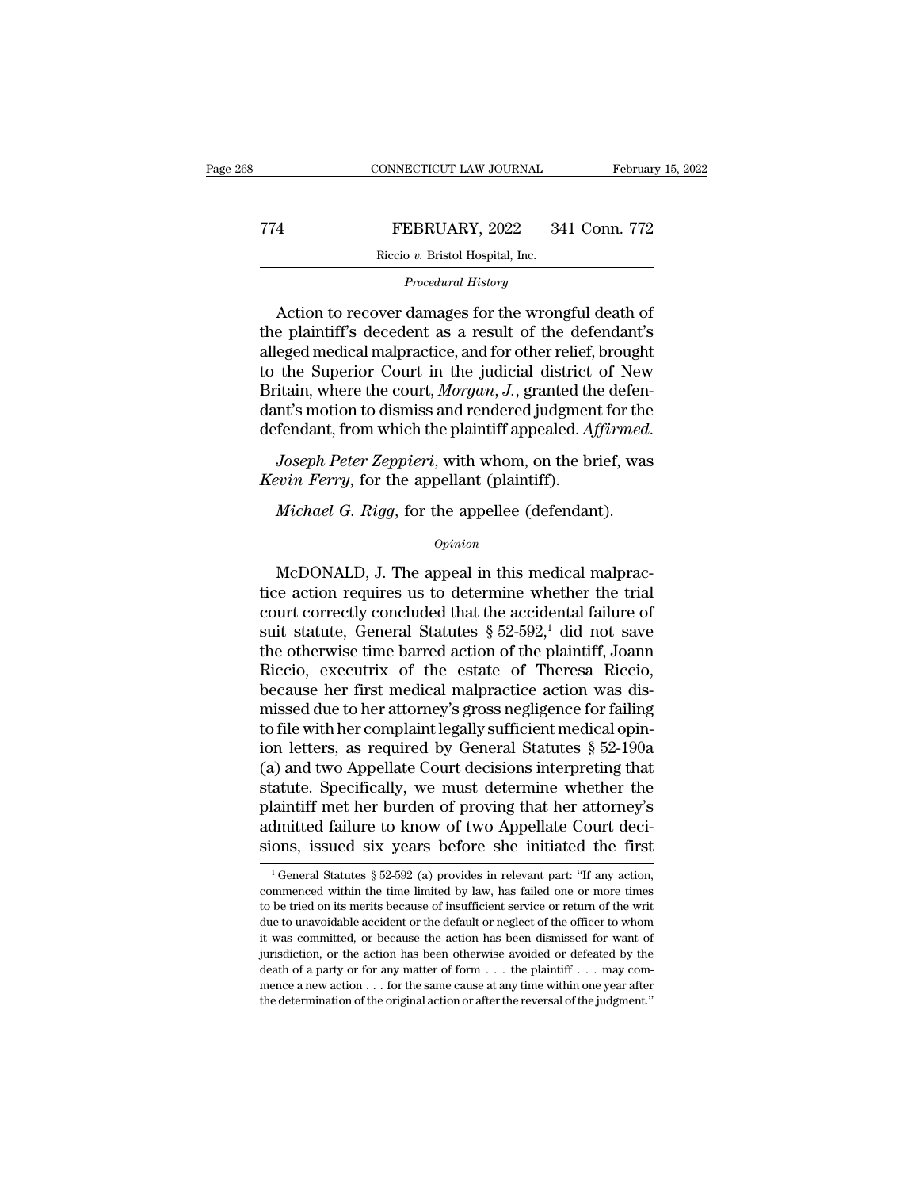*Procedural History*

Action to recover damages for the wrongful death of the plaintiff's decedent as a result of the defendant's alleged medical malpractice, and for other relief, brought to the Superior Court in the judicial district of New Britain, where the court, *Morgan, J.*, granted the defendant's motion to dismiss and rendered judgment for the defendant, from which the plaintiff appealed. *Affirmed.*

*Joseph Peter Zeppieri*, with whom, on the brief, was *Kevin Ferry*, for the appellant (plaintiff).

*Michael G. Rigg*, for the appellee (defendant).

*Opinion*

McDONALD, J. The appeal in this medical malpractice action requires us to determine whether the trial court correctly concluded that the accidental failure of suit statute, General Statutes § 52-592,[1] did not save the otherwise time barred action of the plaintiff, Joann Riccio, executrix of the estate of Theresa Riccio, because her first medical malpractice action was dismissed due to her attorney's gross negligence for failing to file with her complaint legally sufficient medical opinion letters, as required by General Statutes § 52-190a (a) and two Appellate Court decisions interpreting that statute. Specifically, we must determine whether the plaintiff met her burden of proving that her attorney's admitted failure to know of two Appellate Court decisions, issued six years before she initiated the first

[1] General Statutes § 52-592 (a) provides in relevant part: "If any action, commenced within the time limited by law, has failed one or more times to be tried on its merits because of insufficient service or return of the writ due to unavoidable accident or the default or neglect of the officer to whom it was committed, or because the action has been dismissed for want of jurisdiction, or the action has been otherwise avoided or defeated by the death of a party or for any matter of form . . . the plaintiff . . . may commence a new action . . . for the same cause at any time within one year after the determination of the original action or after the reversal of the judgment."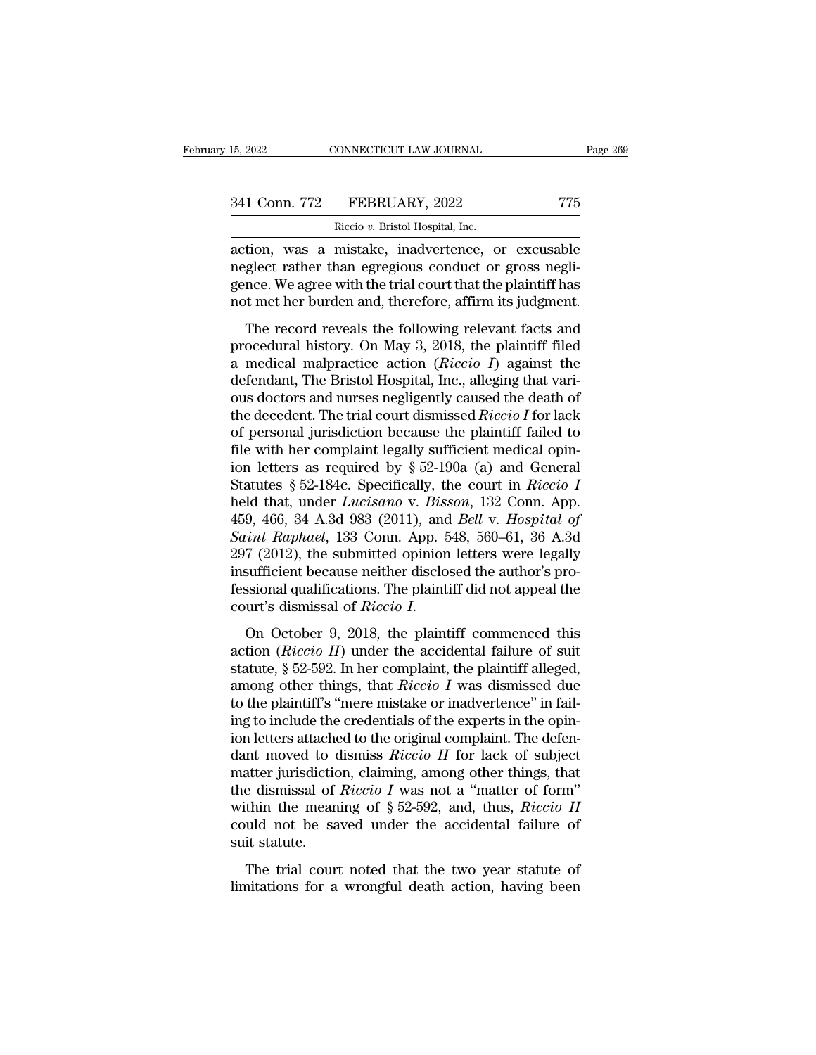action, was a mistake, inadvertence, or excusable neglect rather than egregious conduct or gross negligence. We agree with the trial court that the plaintiff has not met her burden and, therefore, affirm its judgment.

The record reveals the following relevant facts and procedural history. On May 3, 2018, the plaintiff filed a medical malpractice action (*Riccio I*) against the defendant, The Bristol Hospital, Inc., alleging that various doctors and nurses negligently caused the death of the decedent. The trial court dismissed *Riccio I* for lack of personal jurisdiction because the plaintiff failed to file with her complaint legally sufficient medical opinion letters as required by § 52-190a (a) and General Statutes § 52-184c. Specifically, the court in *Riccio I* held that, under *Lucisano* v. *Bisson*, 132 Conn. App. 459, 466, 34 A.3d 983 (2011), and *Bell* v. *Hospital of Saint Raphael*, 133 Conn. App. 548, 560–61, 36 A.3d 297 (2012), the submitted opinion letters were legally insufficient because neither disclosed the author's professional qualifications. The plaintiff did not appeal the court's dismissal of *Riccio I*.

On October 9, 2018, the plaintiff commenced this action (*Riccio II*) under the accidental failure of suit statute, § 52-592. In her complaint, the plaintiff alleged, among other things, that *Riccio I* was dismissed due to the plaintiff's "mere mistake or inadvertence" in failing to include the credentials of the experts in the opinion letters attached to the original complaint. The defendant moved to dismiss *Riccio II* for lack of subject matter jurisdiction, claiming, among other things, that the dismissal of *Riccio I* was not a "matter of form" within the meaning of § 52-592, and, thus, *Riccio II* could not be saved under the accidental failure of suit statute.

The trial court noted that the two year statute of limitations for a wrongful death action, having been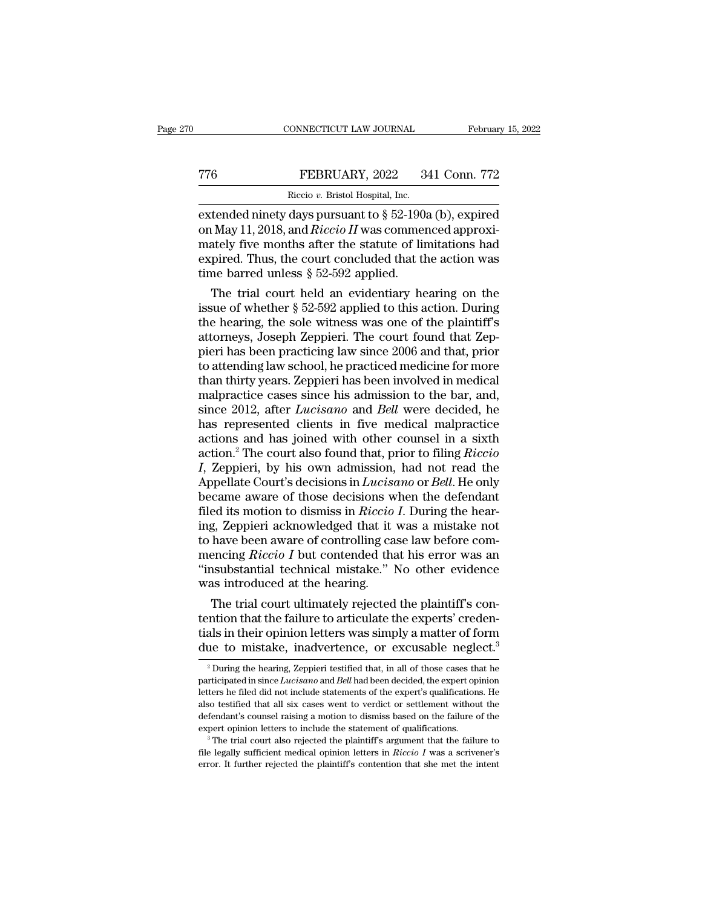extended ninety days pursuant to § 52-190a (b), expired on May 11, 2018, and *Riccio II* was commenced approximately five months after the statute of limitations had expired. Thus, the court concluded that the action was time barred unless § 52-592 applied.

The trial court held an evidentiary hearing on the issue of whether § 52-592 applied to this action. During the hearing, the sole witness was one of the plaintiff's attorneys, Joseph Zeppieri. The court found that Zeppieri has been practicing law since 2006 and that, prior to attending law school, he practiced medicine for more than thirty years. Zeppieri has been involved in medical malpractice cases since his admission to the bar, and, since 2012, after *Lucisano* and *Bell* were decided, he has represented clients in five medical malpractice actions and has joined with other counsel in a sixth action.[2] The court also found that, prior to filing *Riccio I*, Zeppieri, by his own admission, had not read the Appellate Court's decisions in *Lucisano* or *Bell*. He only became aware of those decisions when the defendant filed its motion to dismiss in *Riccio I*. During the hearing, Zeppieri acknowledged that it was a mistake not to have been aware of controlling case law before commencing *Riccio I* but contended that his error was an "insubstantial technical mistake." No other evidence was introduced at the hearing.

The trial court ultimately rejected the plaintiff's contention that the failure to articulate the experts' credentials in their opinion letters was simply a matter of form due to mistake, inadvertence, or excusable neglect.[3]

[2] During the hearing, Zeppieri testified that, in all of those cases that he participated in since *Lucisano* and *Bell* had been decided, the expert opinion letters he filed did not include statements of the expert's qualifications. He also testified that all six cases went to verdict or settlement without the defendant's counsel raising a motion to dismiss based on the failure of the expert opinion letters to include the statement of qualifications.

[3] The trial court also rejected the plaintiff's argument that the failure to file legally sufficient medical opinion letters in *Riccio I* was a scrivener's error. It further rejected the plaintiff's contention that she met the intent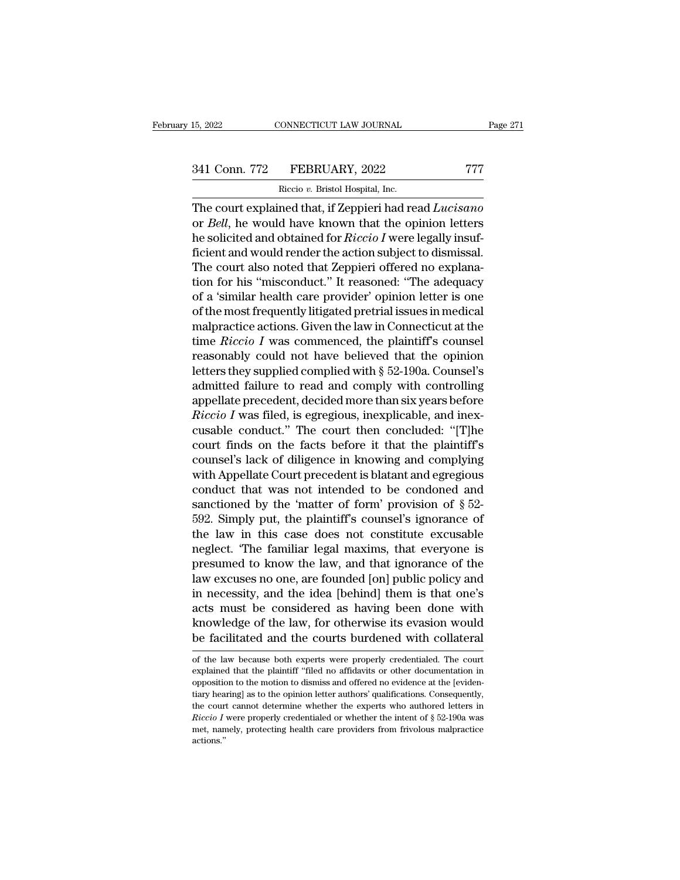The court explained that, if Zeppieri had read *Lucisano* or *Bell*, he would have known that the opinion letters he solicited and obtained for *Riccio I* were legally insufficient and would render the action subject to dismissal. The court also noted that Zeppieri offered no explanation for his "misconduct." It reasoned: "The adequacy of a 'similar health care provider' opinion letter is one of the most frequently litigated pretrial issues in medical malpractice actions. Given the law in Connecticut at the time *Riccio I* was commenced, the plaintiff's counsel reasonably could not have believed that the opinion letters they supplied complied with § 52-190a. Counsel's admitted failure to read and comply with controlling appellate precedent, decided more than six years before *Riccio I* was filed, is egregious, inexplicable, and inexcusable conduct." The court then concluded: "[T]he court finds on the facts before it that the plaintiff's counsel's lack of diligence in knowing and complying with Appellate Court precedent is blatant and egregious conduct that was not intended to be condoned and sanctioned by the 'matter of form' provision of § 52-592. Simply put, the plaintiff's counsel's ignorance of the law in this case does not constitute excusable neglect. 'The familiar legal maxims, that everyone is presumed to know the law, and that ignorance of the law excuses no one, are founded [on] public policy and in necessity, and the idea [behind] them is that one's acts must be considered as having been done with knowledge of the law, for otherwise its evasion would be facilitated and the courts burdened with collateral

of the law because both experts were properly credentialed. The court explained that the plaintiff "filed no affidavits or other documentation in opposition to the motion to dismiss and offered no evidence at the [evidentiary hearing] as to the opinion letter authors' qualifications. Consequently, the court cannot determine whether the experts who authored letters in *Riccio I* were properly credentialed or whether the intent of § 52-190a was met, namely, protecting health care providers from frivolous malpractice actions."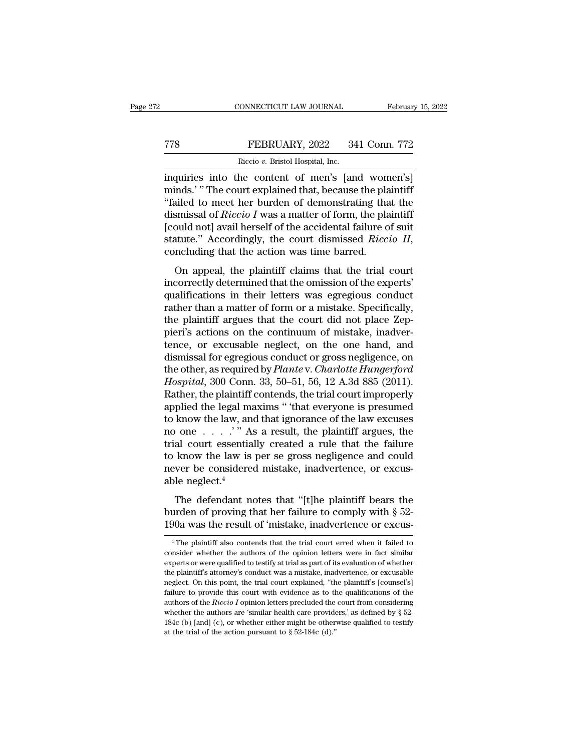inquiries into the content of men's [and women's] minds.' " The court explained that, because the plaintiff "failed to meet her burden of demonstrating that the dismissal of *Riccio I* was a matter of form, the plaintiff [could not] avail herself of the accidental failure of suit statute." Accordingly, the court dismissed *Riccio II*, concluding that the action was time barred.

On appeal, the plaintiff claims that the trial court incorrectly determined that the omission of the experts' qualifications in their letters was egregious conduct rather than a matter of form or a mistake. Specifically, the plaintiff argues that the court did not place Zeppieri's actions on the continuum of mistake, inadvertence, or excusable neglect, on the one hand, and dismissal for egregious conduct or gross negligence, on the other, as required by *Plante* v. *Charlotte Hungerford Hospital*, 300 Conn. 33, 50–51, 56, 12 A.3d 885 (2011). Rather, the plaintiff contends, the trial court improperly applied the legal maxims " 'that everyone is presumed to know the law, and that ignorance of the law excuses no one . . . .' " As a result, the plaintiff argues, the trial court essentially created a rule that the failure to know the law is per se gross negligence and could never be considered mistake, inadvertence, or excusable neglect.[4]

The defendant notes that "[t]he plaintiff bears the burden of proving that her failure to comply with § 52-190a was the result of 'mistake, inadvertence or excus-

[4] The plaintiff also contends that the trial court erred when it failed to consider whether the authors of the opinion letters were in fact similar experts or were qualified to testify at trial as part of its evaluation of whether the plaintiff's attorney's conduct was a mistake, inadvertence, or excusable neglect. On this point, the trial court explained, "the plaintiff's [counsel's] failure to provide this court with evidence as to the qualifications of the authors of the *Riccio I* opinion letters precluded the court from considering whether the authors are 'similar health care providers,' as defined by § 52-184c (b) [and] (c), or whether either might be otherwise qualified to testify at the trial of the action pursuant to § 52-184c (d)."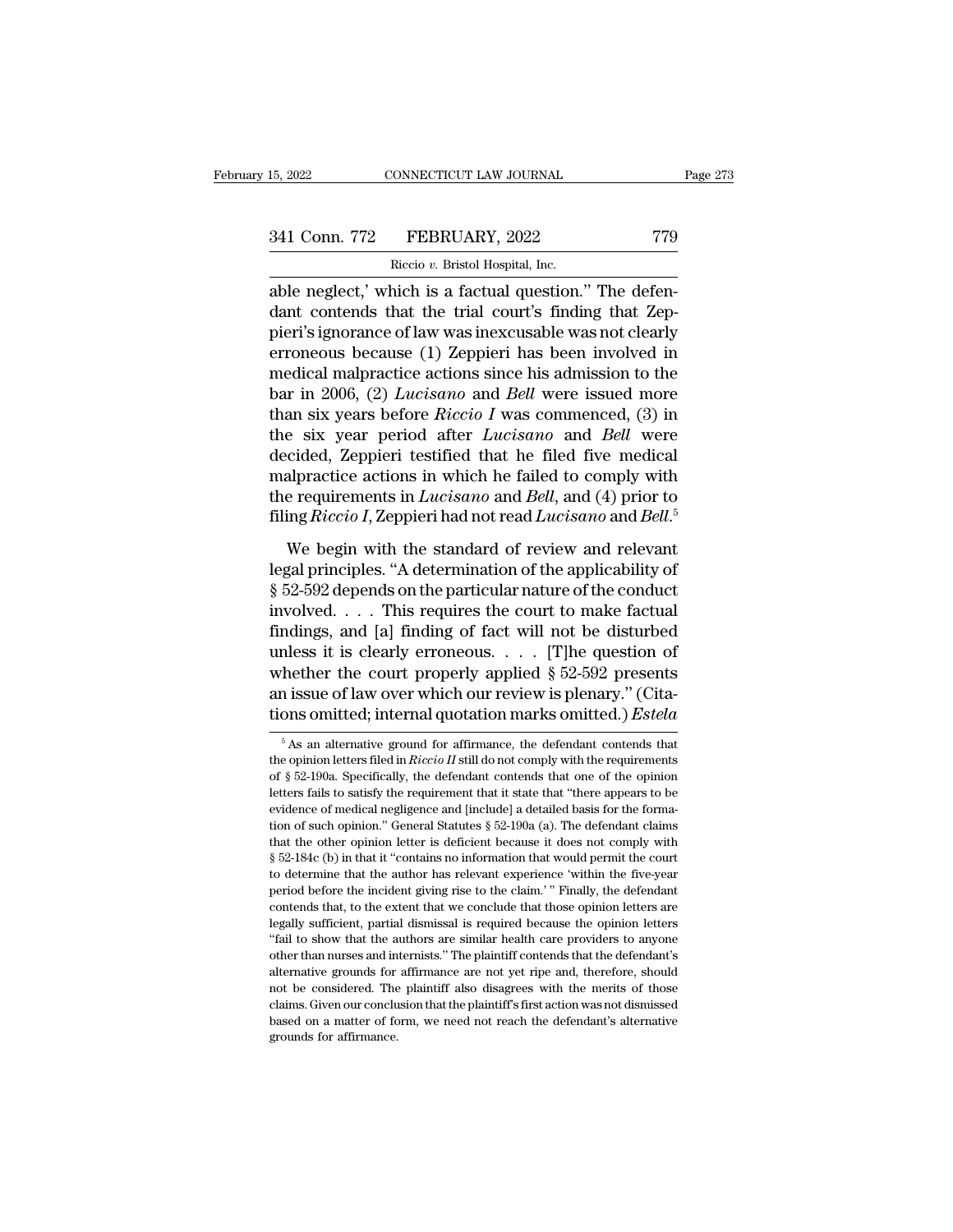able neglect,' which is a factual question." The defendant contends that the trial court's finding that Zeppieri's ignorance of law was inexcusable was not clearly erroneous because (1) Zeppieri has been involved in medical malpractice actions since his admission to the bar in 2006, (2) *Lucisano* and *Bell* were issued more than six years before *Riccio I* was commenced, (3) in the six year period after *Lucisano* and *Bell* were decided, Zeppieri testified that he filed five medical malpractice actions in which he failed to comply with the requirements in *Lucisano* and *Bell*, and (4) prior to filing *Riccio I*, Zeppieri had not read *Lucisano* and *Bell*.[5]

We begin with the standard of review and relevant legal principles. "A determination of the applicability of § 52-592 depends on the particular nature of the conduct involved. . . . This requires the court to make factual findings, and [a] finding of fact will not be disturbed unless it is clearly erroneous. . . . [T]he question of whether the court properly applied § 52-592 presents an issue of law over which our review is plenary." (Citations omitted; internal quotation marks omitted.) *Estela*

[5] As an alternative ground for affirmance, the defendant contends that the opinion letters filed in *Riccio II* still do not comply with the requirements of § 52-190a. Specifically, the defendant contends that one of the opinion letters fails to satisfy the requirement that it state that "there appears to be evidence of medical negligence and [include] a detailed basis for the formation of such opinion." General Statutes § 52-190a (a). The defendant claims that the other opinion letter is deficient because it does not comply with § 52-184c (b) in that it "contains no information that would permit the court to determine that the author has relevant experience 'within the five-year period before the incident giving rise to the claim.' " Finally, the defendant contends that, to the extent that we conclude that those opinion letters are legally sufficient, partial dismissal is required because the opinion letters "fail to show that the authors are similar health care providers to anyone other than nurses and internists." The plaintiff contends that the defendant's alternative grounds for affirmance are not yet ripe and, therefore, should not be considered. The plaintiff also disagrees with the merits of those claims. Given our conclusion that the plaintiff's first action was not dismissed based on a matter of form, we need not reach the defendant's alternative grounds for affirmance.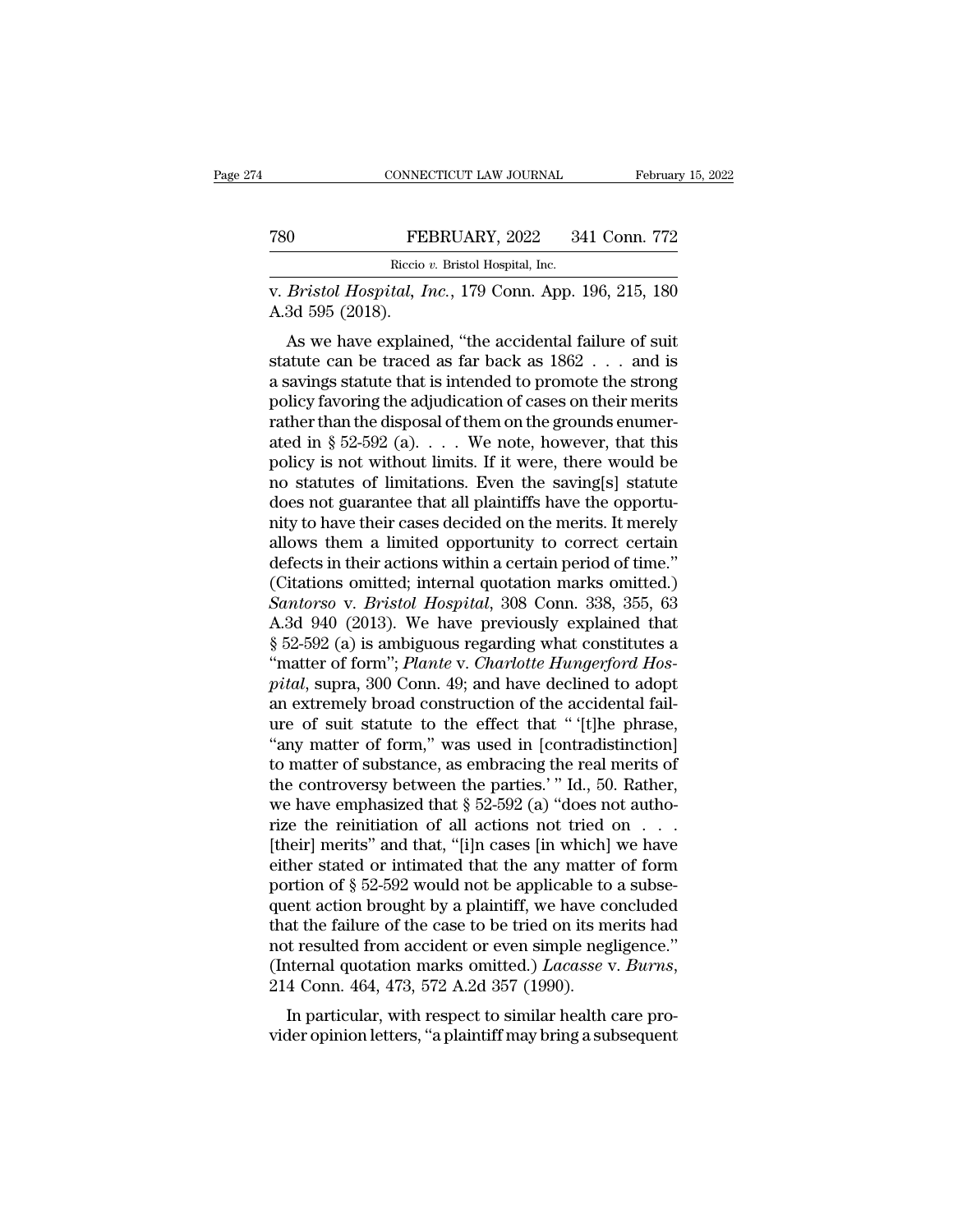v. *Bristol Hospital, Inc.*, 179 Conn. App. 196, 215, 180 A.3d 595 (2018).

As we have explained, "the accidental failure of suit statute can be traced as far back as 1862 . . . and is a savings statute that is intended to promote the strong policy favoring the adjudication of cases on their merits rather than the disposal of them on the grounds enumerated in § 52-592 (a). . . . We note, however, that this policy is not without limits. If it were, there would be no statutes of limitations. Even the saving[s] statute does not guarantee that all plaintiffs have the opportunity to have their cases decided on the merits. It merely allows them a limited opportunity to correct certain defects in their actions within a certain period of time." (Citations omitted; internal quotation marks omitted.) *Santorso* v. *Bristol Hospital*, 308 Conn. 338, 355, 63 A.3d 940 (2013). We have previously explained that § 52-592 (a) is ambiguous regarding what constitutes a "matter of form"; *Plante* v. *Charlotte Hungerford Hospital*, supra, 300 Conn. 49; and have declined to adopt an extremely broad construction of the accidental failure of suit statute to the effect that " '[t]he phrase, "any matter of form," was used in [contradistinction] to matter of substance, as embracing the real merits of the controversy between the parties.' " Id., 50. Rather, we have emphasized that § 52-592 (a) "does not authorize the reinitiation of all actions not tried on . . . [their] merits" and that, "[i]n cases [in which] we have either stated or intimated that the any matter of form portion of § 52-592 would not be applicable to a subsequent action brought by a plaintiff, we have concluded that the failure of the case to be tried on its merits had not resulted from accident or even simple negligence." (Internal quotation marks omitted.) *Lacasse* v. *Burns*, 214 Conn. 464, 473, 572 A.2d 357 (1990).

In particular, with respect to similar health care provider opinion letters, "a plaintiff may bring a subsequent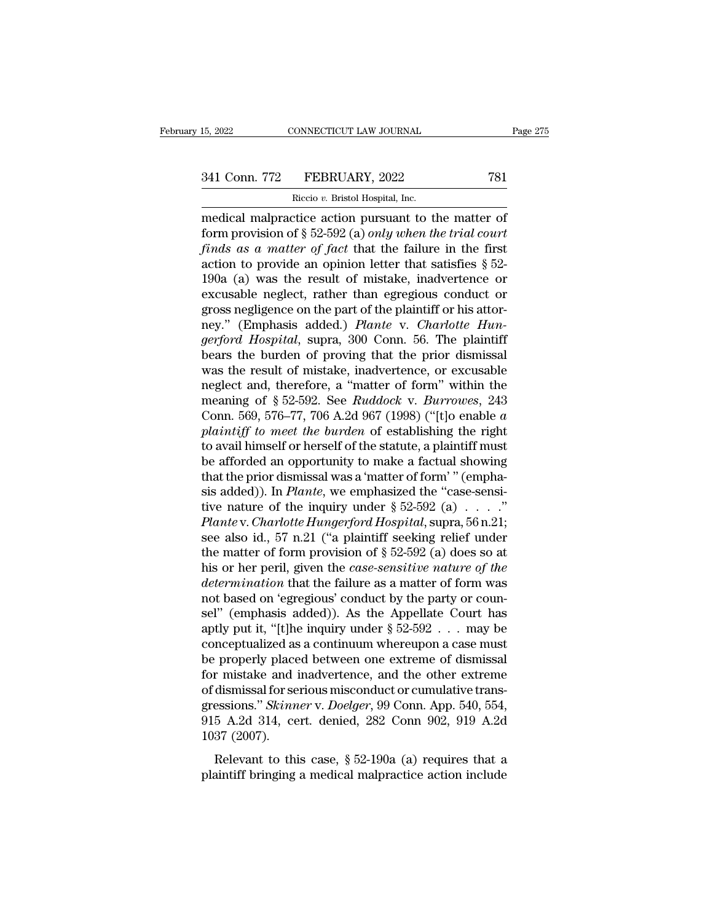medical malpractice action pursuant to the matter of form provision of § 52-592 (a) *only when the trial court finds as a matter of fact* that the failure in the first action to provide an opinion letter that satisfies § 52-190a (a) was the result of mistake, inadvertence or excusable neglect, rather than egregious conduct or gross negligence on the part of the plaintiff or his attorney." (Emphasis added.) *Plante* v. *Charlotte Hungerford Hospital*, supra, 300 Conn. 56. The plaintiff bears the burden of proving that the prior dismissal was the result of mistake, inadvertence, or excusable neglect and, therefore, a "matter of form" within the meaning of § 52-592. See *Ruddock* v. *Burrowes*, 243 Conn. 569, 576–77, 706 A.2d 967 (1998) ("[t]o enable *a plaintiff to meet the burden* of establishing the right to avail himself or herself of the statute, a plaintiff must be afforded an opportunity to make a factual showing that the prior dismissal was a 'matter of form' " (emphasis added)). In *Plante*, we emphasized the "case-sensitive nature of the inquiry under § 52-592 (a) . . . ." *Plante* v. *Charlotte Hungerford Hospital*, supra, 56 n.21; see also id., 57 n.21 ("a plaintiff seeking relief under the matter of form provision of § 52-592 (a) does so at his or her peril, given the *case-sensitive nature of the determination* that the failure as a matter of form was not based on 'egregious' conduct by the party or counsel" (emphasis added)). As the Appellate Court has aptly put it, "[t]he inquiry under § 52-592 . . . may be conceptualized as a continuum whereupon a case must be properly placed between one extreme of dismissal for mistake and inadvertence, and the other extreme of dismissal for serious misconduct or cumulative transgressions." *Skinner* v. *Doelger*, 99 Conn. App. 540, 554, 915 A.2d 314, cert. denied, 282 Conn 902, 919 A.2d 1037 (2007).

Relevant to this case, § 52-190a (a) requires that a plaintiff bringing a medical malpractice action include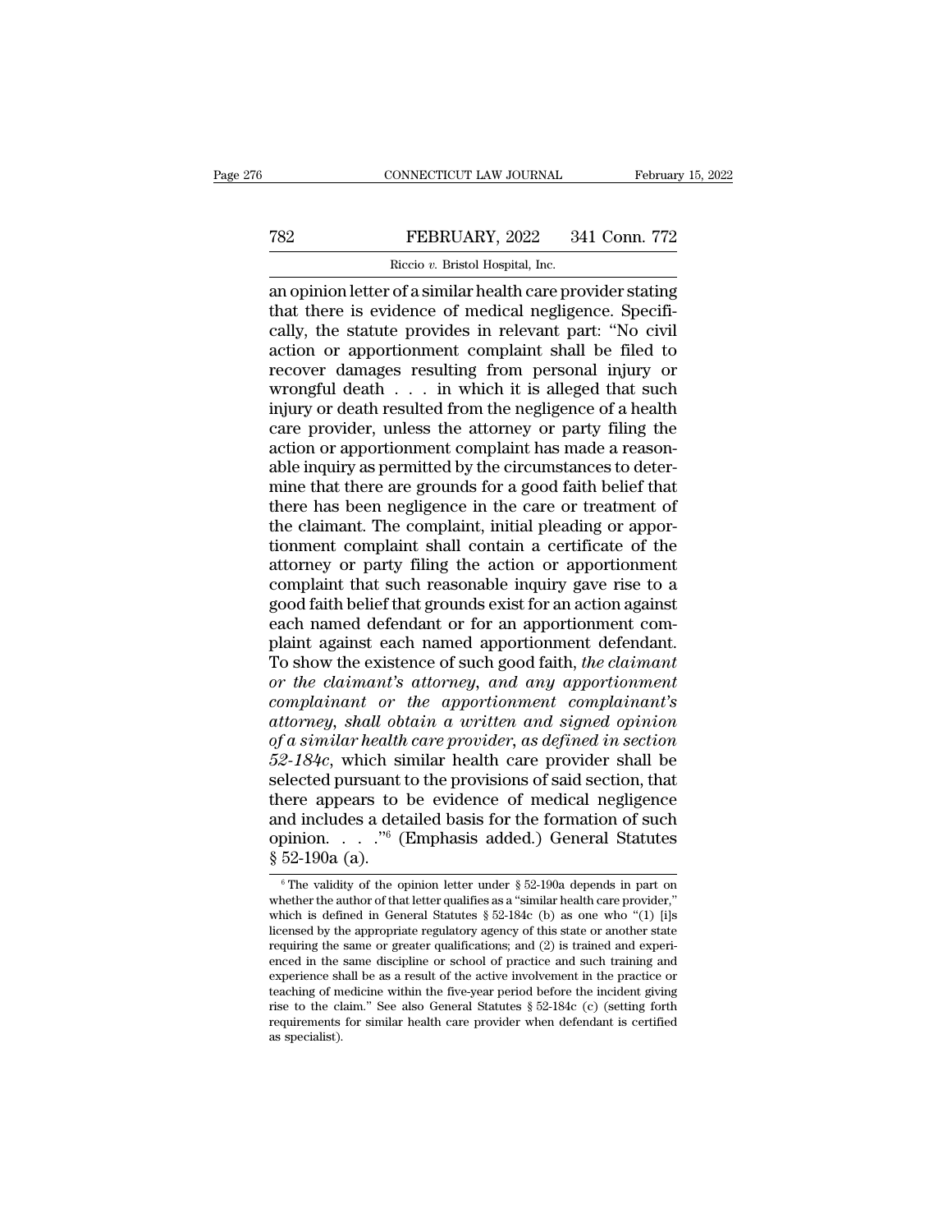an opinion letter of a similar health care provider stating that there is evidence of medical negligence. Specifically, the statute provides in relevant part: "No civil action or apportionment complaint shall be filed to recover damages resulting from personal injury or wrongful death . . . in which it is alleged that such injury or death resulted from the negligence of a health care provider, unless the attorney or party filing the action or apportionment complaint has made a reasonable inquiry as permitted by the circumstances to determine that there are grounds for a good faith belief that there has been negligence in the care or treatment of the claimant. The complaint, initial pleading or apportionment complaint shall contain a certificate of the attorney or party filing the action or apportionment complaint that such reasonable inquiry gave rise to a good faith belief that grounds exist for an action against each named defendant or for an apportionment complaint against each named apportionment defendant. To show the existence of such good faith, *the claimant or the claimant's attorney, and any apportionment complainant or the apportionment complainant's attorney, shall obtain a written and signed opinion of a similar health care provider, as defined in section 52-184c*, which similar health care provider shall be selected pursuant to the provisions of said section, that there appears to be evidence of medical negligence and includes a detailed basis for the formation of such opinion. . . ."[6] (Emphasis added.) General Statutes § 52-190a (a).

[6] The validity of the opinion letter under § 52-190a depends in part on whether the author of that letter qualifies as a "similar health care provider," which is defined in General Statutes § 52-184c (b) as one who "(1) [i]s licensed by the appropriate regulatory agency of this state or another state requiring the same or greater qualifications; and (2) is trained and experienced in the same discipline or school of practice and such training and experience shall be as a result of the active involvement in the practice or teaching of medicine within the five-year period before the incident giving rise to the claim." See also General Statutes § 52-184c (c) (setting forth requirements for similar health care provider when defendant is certified as specialist).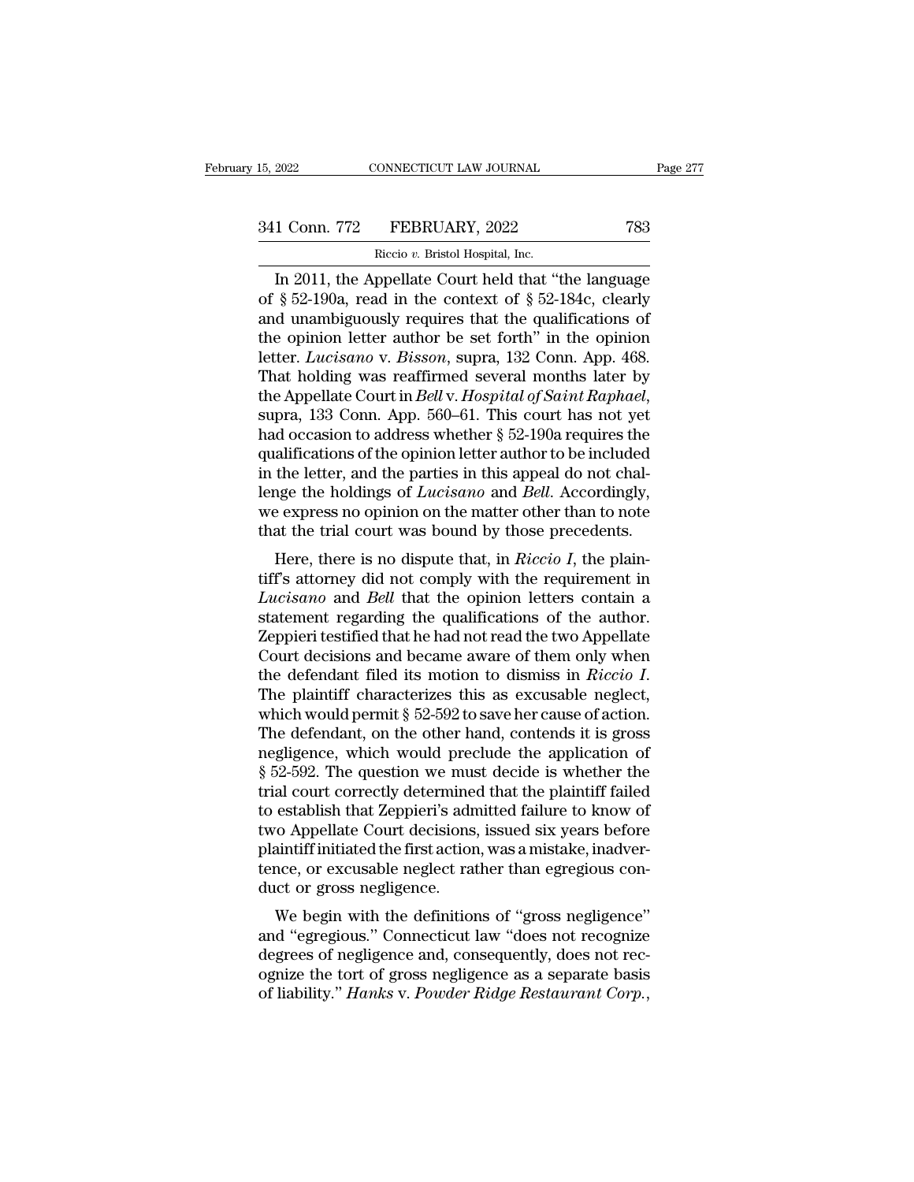In 2011, the Appellate Court held that "the language of § 52-190a, read in the context of § 52-184c, clearly and unambiguously requires that the qualifications of the opinion letter author be set forth" in the opinion letter. *Lucisano* v. *Bisson*, supra, 132 Conn. App. 468. That holding was reaffirmed several months later by the Appellate Court in *Bell* v. *Hospital of Saint Raphael*, supra, 133 Conn. App. 560–61. This court has not yet had occasion to address whether § 52-190a requires the qualifications of the opinion letter author to be included in the letter, and the parties in this appeal do not challenge the holdings of *Lucisano* and *Bell*. Accordingly, we express no opinion on the matter other than to note that the trial court was bound by those precedents.

Here, there is no dispute that, in *Riccio I*, the plaintiff's attorney did not comply with the requirement in *Lucisano* and *Bell* that the opinion letters contain a statement regarding the qualifications of the author. Zeppieri testified that he had not read the two Appellate Court decisions and became aware of them only when the defendant filed its motion to dismiss in *Riccio I*. The plaintiff characterizes this as excusable neglect, which would permit § 52-592 to save her cause of action. The defendant, on the other hand, contends it is gross negligence, which would preclude the application of § 52-592. The question we must decide is whether the trial court correctly determined that the plaintiff failed to establish that Zeppieri's admitted failure to know of two Appellate Court decisions, issued six years before plaintiff initiated the first action, was a mistake, inadvertence, or excusable neglect rather than egregious conduct or gross negligence.

We begin with the definitions of "gross negligence" and "egregious." Connecticut law "does not recognize degrees of negligence and, consequently, does not recognize the tort of gross negligence as a separate basis of liability." *Hanks* v. *Powder Ridge Restaurant Corp.*,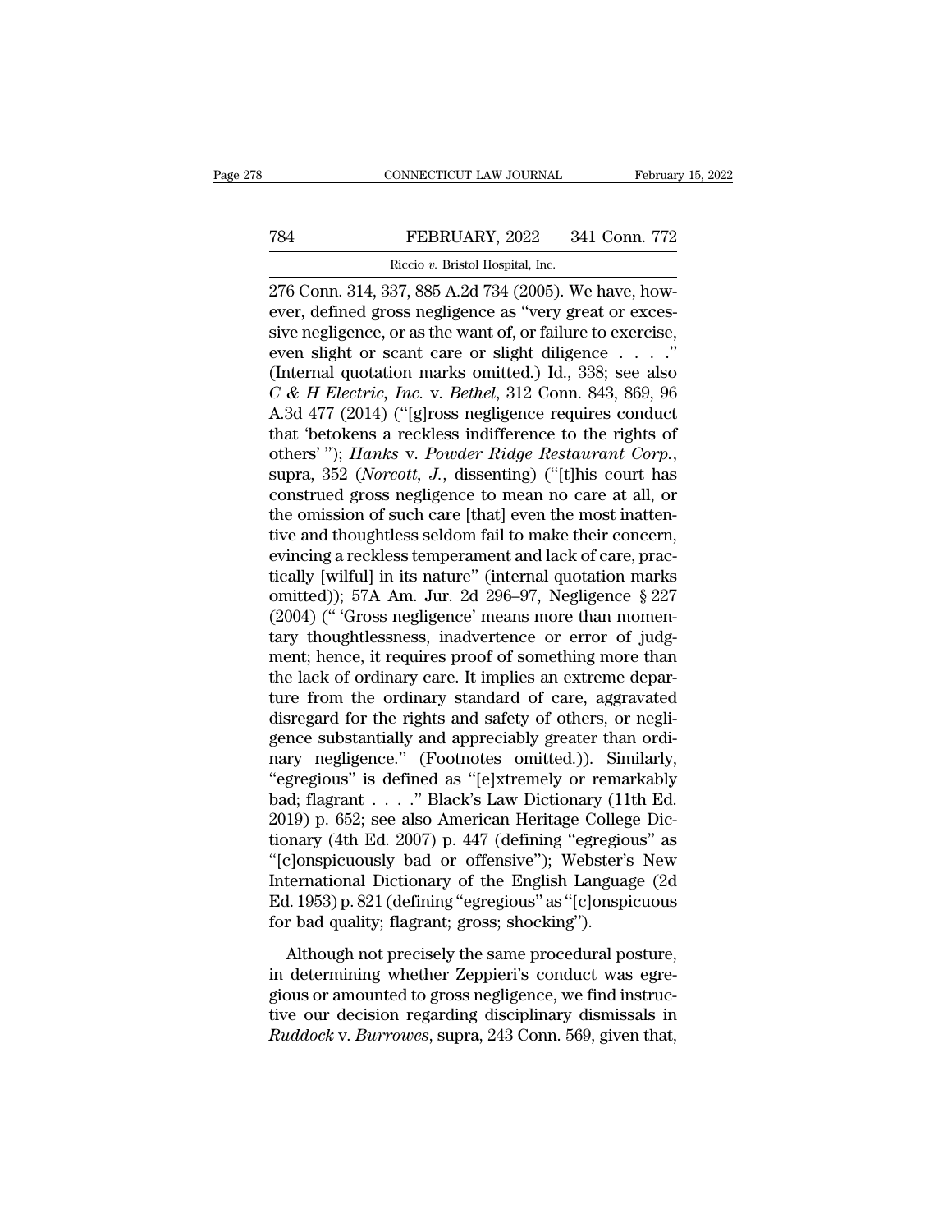276 Conn. 314, 337, 885 A.2d 734 (2005). We have, however, defined gross negligence as "very great or excessive negligence, or as the want of, or failure to exercise, even slight or scant care or slight diligence . . . ." (Internal quotation marks omitted.) Id., 338; see also *C & H Electric, Inc.* v. *Bethel*, 312 Conn. 843, 869, 96 A.3d 477 (2014) ("[g]ross negligence requires conduct that 'betokens a reckless indifference to the rights of others' "); *Hanks* v. *Powder Ridge Restaurant Corp.*, supra, 352 (*Norcott, J.*, dissenting) ("[t]his court has construed gross negligence to mean no care at all, or the omission of such care [that] even the most inattentive and thoughtless seldom fail to make their concern, evincing a reckless temperament and lack of care, practically [wilful] in its nature" (internal quotation marks omitted)); 57A Am. Jur. 2d 296–97, Negligence § 227 (2004) (" 'Gross negligence' means more than momentary thoughtlessness, inadvertence or error of judgment; hence, it requires proof of something more than the lack of ordinary care. It implies an extreme departure from the ordinary standard of care, aggravated disregard for the rights and safety of others, or negligence substantially and appreciably greater than ordinary negligence." (Footnotes omitted.)). Similarly, "egregious" is defined as "[e]xtremely or remarkably bad; flagrant . . . ." Black's Law Dictionary (11th Ed. 2019) p. 652; see also American Heritage College Dictionary (4th Ed. 2007) p. 447 (defining "egregious" as "[c]onspicuously bad or offensive"); Webster's New International Dictionary of the English Language (2d Ed. 1953) p. 821 (defining "egregious" as "[c]onspicuous for bad quality; flagrant; gross; shocking").

Although not precisely the same procedural posture, in determining whether Zeppieri's conduct was egregious or amounted to gross negligence, we find instructive our decision regarding disciplinary dismissals in *Ruddock* v. *Burrowes*, supra, 243 Conn. 569, given that,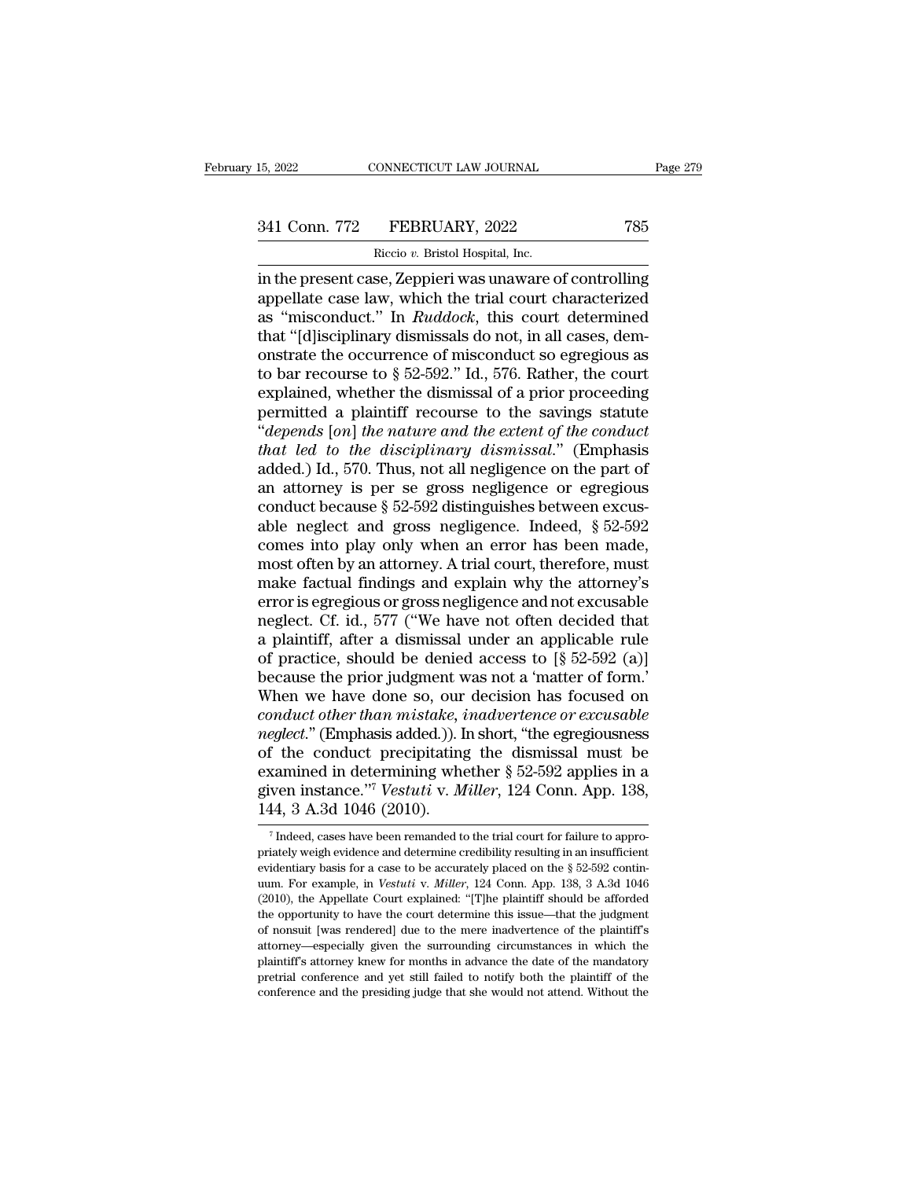in the present case, Zeppieri was unaware of controlling appellate case law, which the trial court characterized as "misconduct." In *Ruddock*, this court determined that "[d]isciplinary dismissals do not, in all cases, demonstrate the occurrence of misconduct so egregious as to bar recourse to § 52-592." Id., 576. Rather, the court explained, whether the dismissal of a prior proceeding permitted a plaintiff recourse to the savings statute "*depends* [*on*] *the nature and the extent of the conduct that led to the disciplinary dismissal*." (Emphasis added.) Id., 570. Thus, not all negligence on the part of an attorney is per se gross negligence or egregious conduct because § 52-592 distinguishes between excusable neglect and gross negligence. Indeed, § 52-592 comes into play only when an error has been made, most often by an attorney. A trial court, therefore, must make factual findings and explain why the attorney's error is egregious or gross negligence and not excusable neglect. Cf. id., 577 ("We have not often decided that a plaintiff, after a dismissal under an applicable rule of practice, should be denied access to [§ 52-592 (a)] because the prior judgment was not a 'matter of form.' When we have done so, our decision has focused on *conduct other than mistake, inadvertence or excusable neglect*." (Emphasis added.)). In short, "the egregiousness of the conduct precipitating the dismissal must be examined in determining whether § 52-592 applies in a given instance."[7] *Vestuti* v. *Miller*, 124 Conn. App. 138, 144, 3 A.3d 1046 (2010).

[7] Indeed, cases have been remanded to the trial court for failure to appropriately weigh evidence and determine credibility resulting in an insufficient evidentiary basis for a case to be accurately placed on the § 52-592 continuum. For example, in *Vestuti* v. *Miller*, 124 Conn. App. 138, 3 A.3d 1046 (2010), the Appellate Court explained: "[T]he plaintiff should be afforded the opportunity to have the court determine this issue—that the judgment of nonsuit [was rendered] due to the mere inadvertence of the plaintiff's attorney—especially given the surrounding circumstances in which the plaintiff's attorney knew for months in advance the date of the mandatory pretrial conference and yet still failed to notify both the plaintiff of the conference and the presiding judge that she would not attend. Without the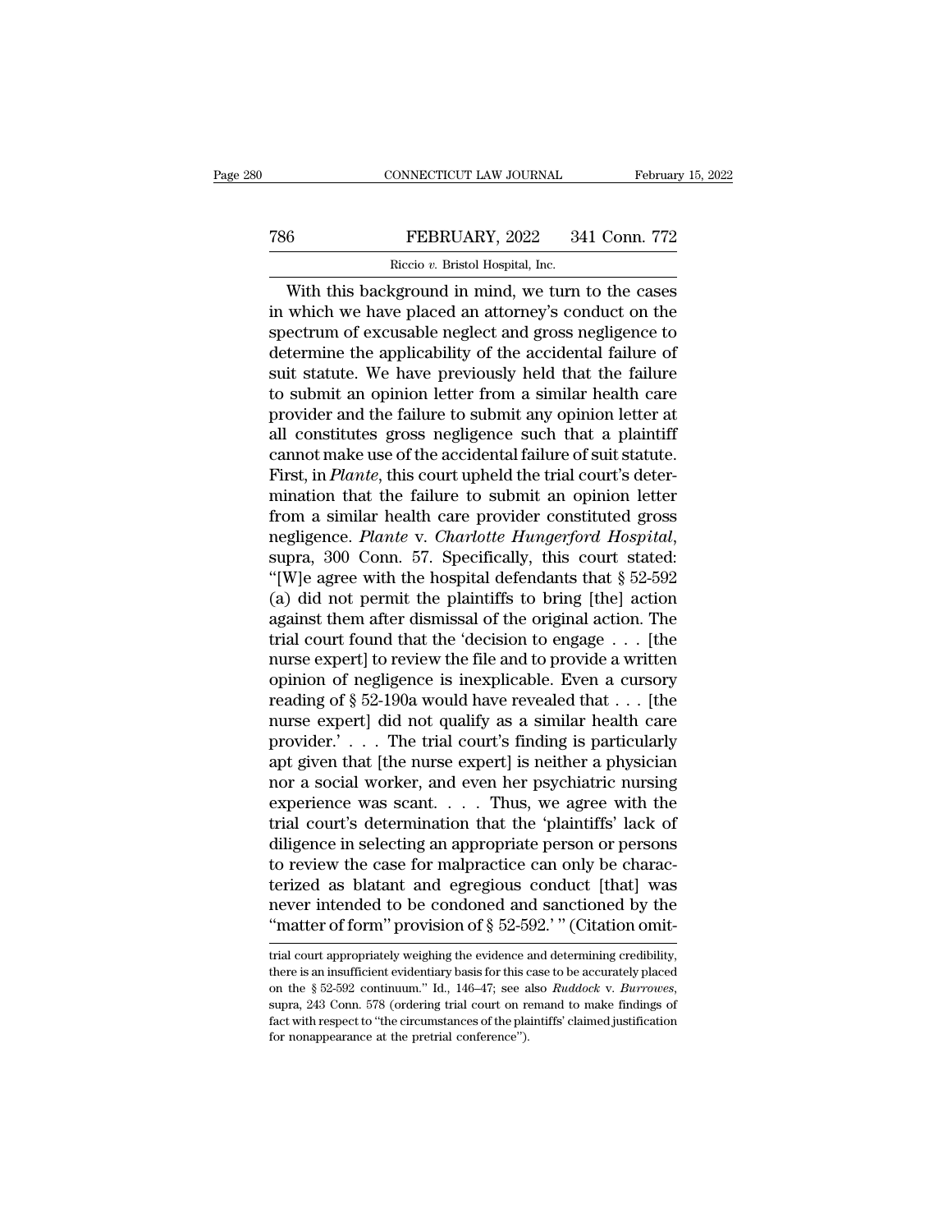With this background in mind, we turn to the cases in which we have placed an attorney's conduct on the spectrum of excusable neglect and gross negligence to determine the applicability of the accidental failure of suit statute. We have previously held that the failure to submit an opinion letter from a similar health care provider and the failure to submit any opinion letter at all constitutes gross negligence such that a plaintiff cannot make use of the accidental failure of suit statute. First, in *Plante*, this court upheld the trial court's determination that the failure to submit an opinion letter from a similar health care provider constituted gross negligence. *Plante* v. *Charlotte Hungerford Hospital*, supra, 300 Conn. 57. Specifically, this court stated: "[W]e agree with the hospital defendants that § 52-592 (a) did not permit the plaintiffs to bring [the] action against them after dismissal of the original action. The trial court found that the 'decision to engage . . . [the nurse expert] to review the file and to provide a written opinion of negligence is inexplicable. Even a cursory reading of § 52-190a would have revealed that . . . [the nurse expert] did not qualify as a similar health care provider.' . . . The trial court's finding is particularly apt given that [the nurse expert] is neither a physician nor a social worker, and even her psychiatric nursing experience was scant. . . . Thus, we agree with the trial court's determination that the 'plaintiffs' lack of diligence in selecting an appropriate person or persons to review the case for malpractice can only be characterized as blatant and egregious conduct [that] was never intended to be condoned and sanctioned by the "matter of form" provision of § 52-592.' " (Citation omit-

trial court appropriately weighing the evidence and determining credibility, there is an insufficient evidentiary basis for this case to be accurately placed on the § 52-592 continuum." Id., 146–47; see also *Ruddock* v. *Burrowes*, supra, 243 Conn. 578 (ordering trial court on remand to make findings of fact with respect to "the circumstances of the plaintiffs' claimed justification for nonappearance at the pretrial conference").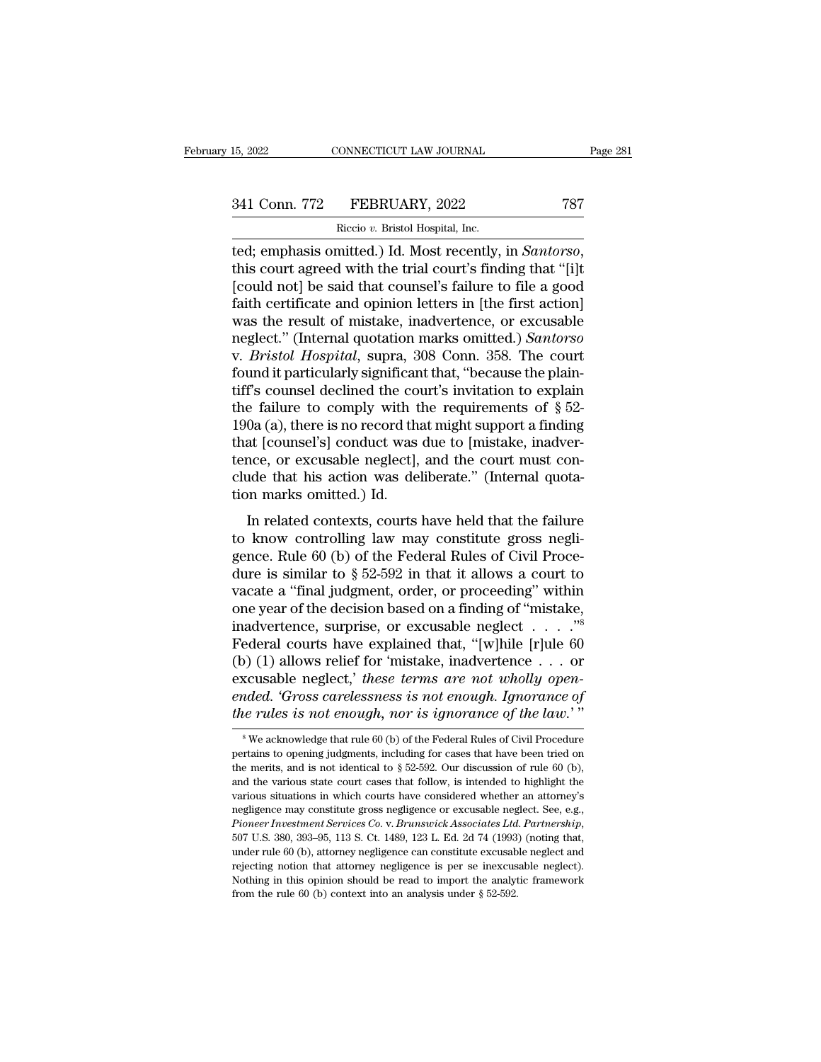ted; emphasis omitted.) Id. Most recently, in *Santorso*, this court agreed with the trial court's finding that "[i]t [could not] be said that counsel's failure to file a good faith certificate and opinion letters in [the first action] was the result of mistake, inadvertence, or excusable neglect." (Internal quotation marks omitted.) *Santorso* v. *Bristol Hospital*, supra, 308 Conn. 358. The court found it particularly significant that, "because the plaintiff's counsel declined the court's invitation to explain the failure to comply with the requirements of § 52-190a (a), there is no record that might support a finding that [counsel's] conduct was due to [mistake, inadvertence, or excusable neglect], and the court must conclude that his action was deliberate." (Internal quotation marks omitted.) Id.

In related contexts, courts have held that the failure to know controlling law may constitute gross negligence. Rule 60 (b) of the Federal Rules of Civil Procedure is similar to § 52-592 in that it allows a court to vacate a "final judgment, order, or proceeding" within one year of the decision based on a finding of "mistake, inadvertence, surprise, or excusable neglect . . . ."[8] Federal courts have explained that, "[w]hile [r]ule 60 (b) (1) allows relief for 'mistake, inadvertence . . . or excusable neglect,' *these terms are not wholly open-ended. 'Gross carelessness is not enough. Ignorance of the rules is not enough, nor is ignorance of the law.'* "

---

[8] We acknowledge that rule 60 (b) of the Federal Rules of Civil Procedure pertains to opening judgments, including for cases that have been tried on the merits, and is not identical to § 52-592. Our discussion of rule 60 (b), and the various state court cases that follow, is intended to highlight the various situations in which courts have considered whether an attorney's negligence may constitute gross negligence or excusable neglect. See, e.g., *Pioneer Investment Services Co.* v. *Brunswick Associates Ltd. Partnership*, 507 U.S. 380, 393–95, 113 S. Ct. 1489, 123 L. Ed. 2d 74 (1993) (noting that, under rule 60 (b), attorney negligence can constitute excusable neglect and rejecting notion that attorney negligence is per se inexcusable neglect). Nothing in this opinion should be read to import the analytic framework from the rule 60 (b) context into an analysis under § 52-592.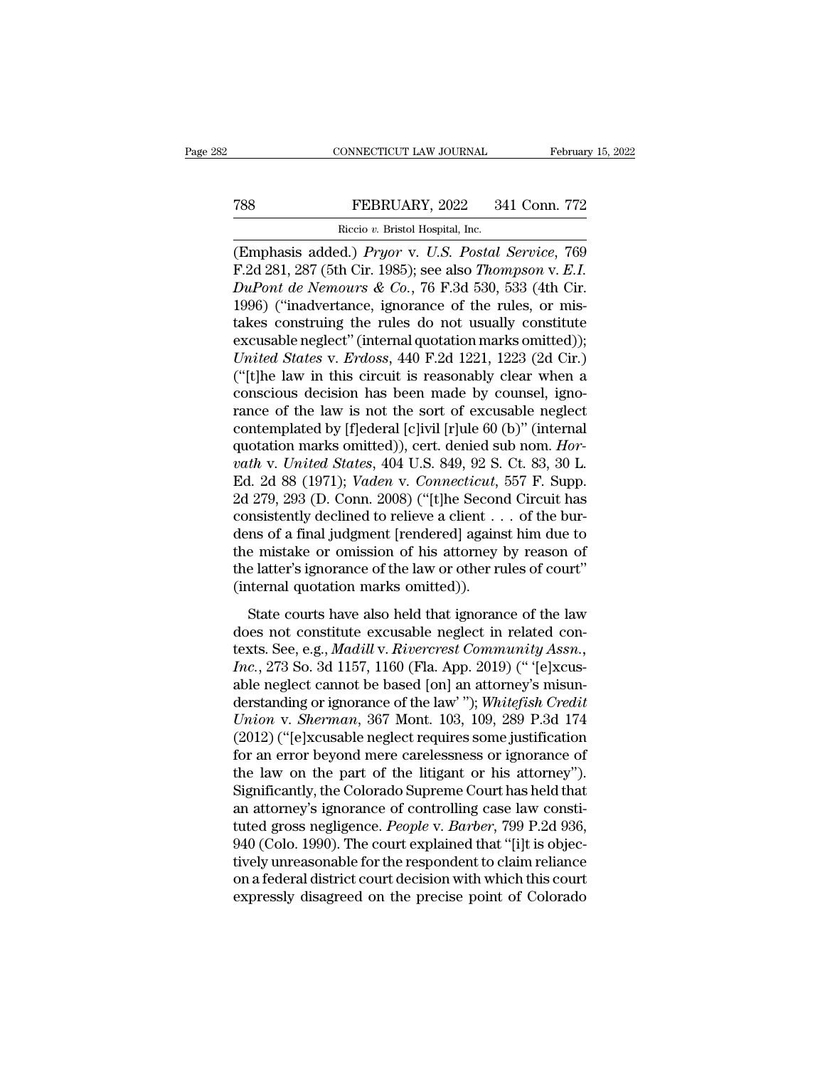(Emphasis added.) *Pryor* v. *U.S. Postal Service*, 769 F.2d 281, 287 (5th Cir. 1985); see also *Thompson* v. *E.I. DuPont de Nemours & Co.*, 76 F.3d 530, 533 (4th Cir. 1996) ("inadvertance, ignorance of the rules, or mistakes construing the rules do not usually constitute excusable neglect" (internal quotation marks omitted)); *United States* v. *Erdoss*, 440 F.2d 1221, 1223 (2d Cir.) ("[t]he law in this circuit is reasonably clear when a conscious decision has been made by counsel, ignorance of the law is not the sort of excusable neglect contemplated by [f]ederal [c]ivil [r]ule 60 (b)" (internal quotation marks omitted)), cert. denied sub nom. *Horvath* v. *United States*, 404 U.S. 849, 92 S. Ct. 83, 30 L. Ed. 2d 88 (1971); *Vaden* v. *Connecticut*, 557 F. Supp. 2d 279, 293 (D. Conn. 2008) ("[t]he Second Circuit has consistently declined to relieve a client . . . of the burdens of a final judgment [rendered] against him due to the mistake or omission of his attorney by reason of the latter's ignorance of the law or other rules of court" (internal quotation marks omitted)).

State courts have also held that ignorance of the law does not constitute excusable neglect in related contexts. See, e.g., *Madill* v. *Rivercrest Community Assn., Inc.*, 273 So. 3d 1157, 1160 (Fla. App. 2019) (" '[e]xcusable neglect cannot be based [on] an attorney's misunderstanding or ignorance of the law' "); *Whitefish Credit Union* v. *Sherman*, 367 Mont. 103, 109, 289 P.3d 174 (2012) ("[e]xcusable neglect requires some justification for an error beyond mere carelessness or ignorance of the law on the part of the litigant or his attorney"). Significantly, the Colorado Supreme Court has held that an attorney's ignorance of controlling case law constituted gross negligence. *People* v. *Barber*, 799 P.2d 936, 940 (Colo. 1990). The court explained that "[i]t is objectively unreasonable for the respondent to claim reliance on a federal district court decision with which this court expressly disagreed on the precise point of Colorado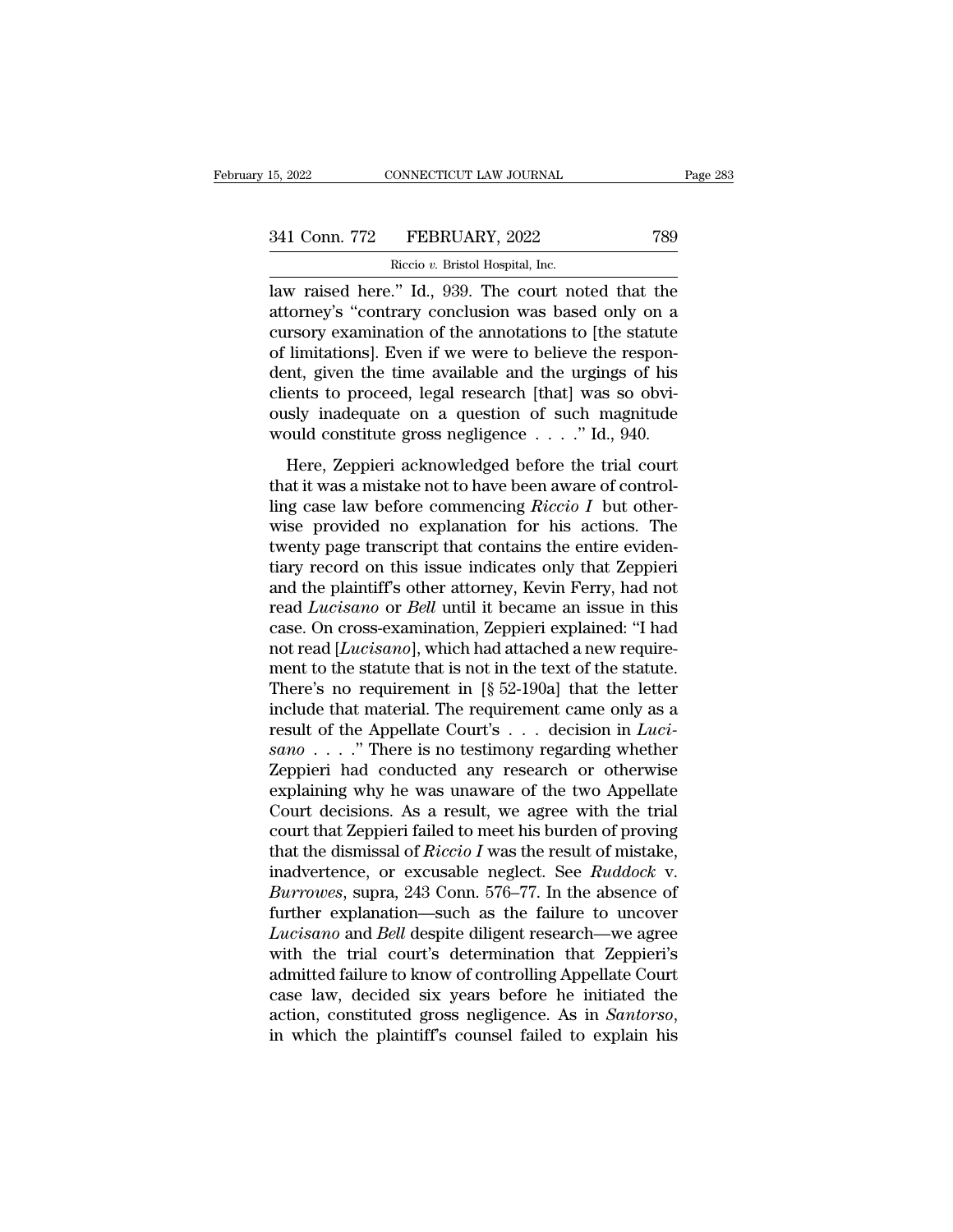law raised here." Id., 939. The court noted that the attorney's "contrary conclusion was based only on a cursory examination of the annotations to [the statute of limitations]. Even if we were to believe the respondent, given the time available and the urgings of his clients to proceed, legal research [that] was so obviously inadequate on a question of such magnitude would constitute gross negligence . . . ." Id., 940.

Here, Zeppieri acknowledged before the trial court that it was a mistake not to have been aware of controlling case law before commencing *Riccio I* but otherwise provided no explanation for his actions. The twenty page transcript that contains the entire evidentiary record on this issue indicates only that Zeppieri and the plaintiff's other attorney, Kevin Ferry, had not read *Lucisano* or *Bell* until it became an issue in this case. On cross-examination, Zeppieri explained: "I had not read [*Lucisano*], which had attached a new requirement to the statute that is not in the text of the statute. There's no requirement in [§ 52-190a] that the letter include that material. The requirement came only as a result of the Appellate Court's . . . decision in *Lucisano* . . . ." There is no testimony regarding whether Zeppieri had conducted any research or otherwise explaining why he was unaware of the two Appellate Court decisions. As a result, we agree with the trial court that Zeppieri failed to meet his burden of proving that the dismissal of *Riccio I* was the result of mistake, inadvertence, or excusable neglect. See *Ruddock* v. *Burrowes*, supra, 243 Conn. 576–77. In the absence of further explanation—such as the failure to uncover *Lucisano* and *Bell* despite diligent research—we agree with the trial court's determination that Zeppieri's admitted failure to know of controlling Appellate Court case law, decided six years before he initiated the action, constituted gross negligence. As in *Santorso*, in which the plaintiff's counsel failed to explain his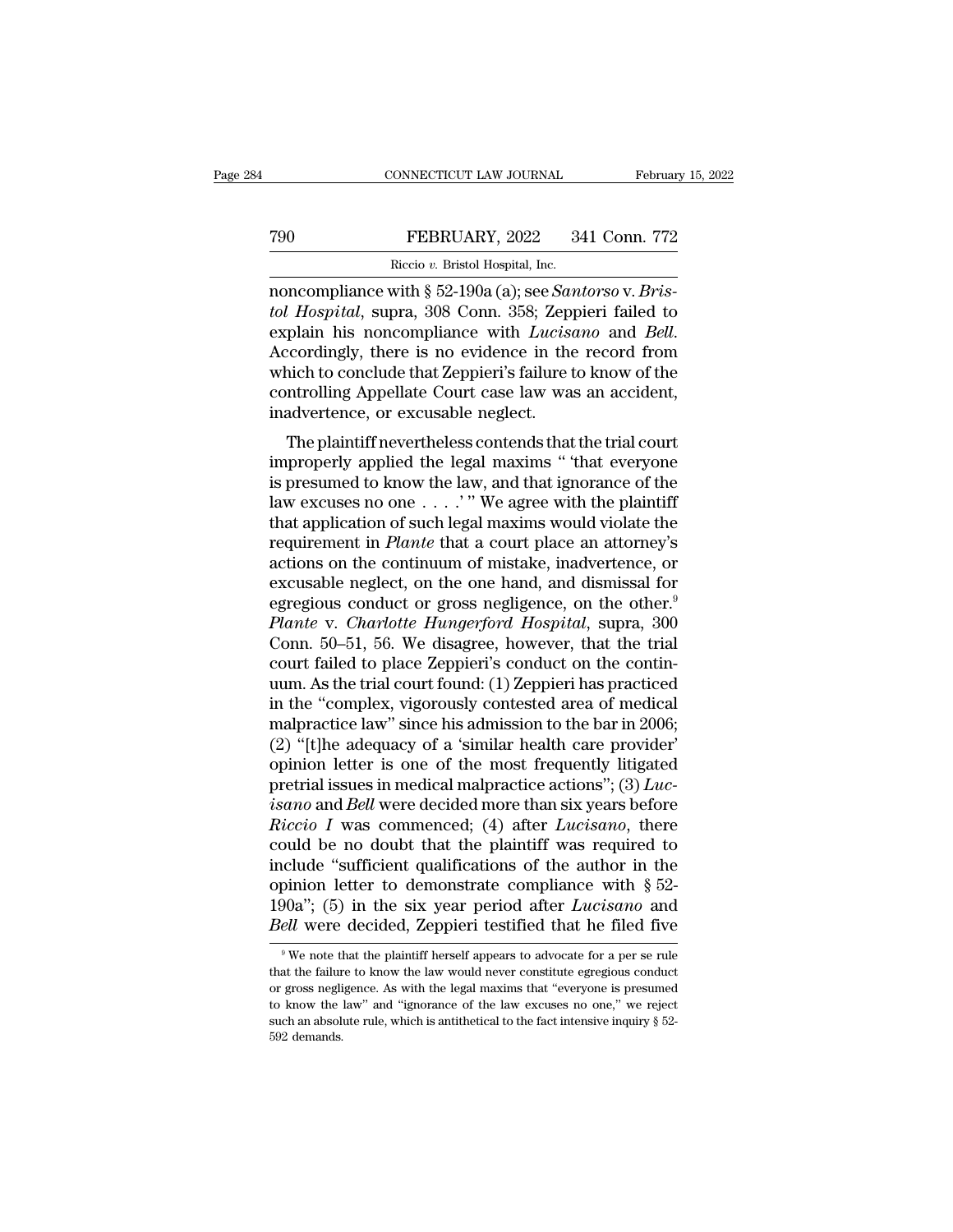noncompliance with § 52-190a (a); see *Santorso* v. *Bristol Hospital*, supra, 308 Conn. 358; Zeppieri failed to explain his noncompliance with *Lucisano* and *Bell*. Accordingly, there is no evidence in the record from which to conclude that Zeppieri's failure to know of the controlling Appellate Court case law was an accident, inadvertence, or excusable neglect.

The plaintiff nevertheless contends that the trial court improperly applied the legal maxims " 'that everyone is presumed to know the law, and that ignorance of the law excuses no one . . . .' " We agree with the plaintiff that application of such legal maxims would violate the requirement in *Plante* that a court place an attorney's actions on the continuum of mistake, inadvertence, or excusable neglect, on the one hand, and dismissal for egregious conduct or gross negligence, on the other.[9] *Plante* v. *Charlotte Hungerford Hospital*, supra, 300 Conn. 50–51, 56. We disagree, however, that the trial court failed to place Zeppieri's conduct on the continuum. As the trial court found: (1) Zeppieri has practiced in the "complex, vigorously contested area of medical malpractice law" since his admission to the bar in 2006; (2) "[t]he adequacy of a 'similar health care provider' opinion letter is one of the most frequently litigated pretrial issues in medical malpractice actions"; (3) *Lucisano* and *Bell* were decided more than six years before *Riccio I* was commenced; (4) after *Lucisano*, there could be no doubt that the plaintiff was required to include "sufficient qualifications of the author in the opinion letter to demonstrate compliance with § 52-190a"; (5) in the six year period after *Lucisano* and *Bell* were decided, Zeppieri testified that he filed five

[9] We note that the plaintiff herself appears to advocate for a per se rule that the failure to know the law would never constitute egregious conduct or gross negligence. As with the legal maxims that "everyone is presumed to know the law" and "ignorance of the law excuses no one," we reject such an absolute rule, which is antithetical to the fact intensive inquiry § 52-592 demands.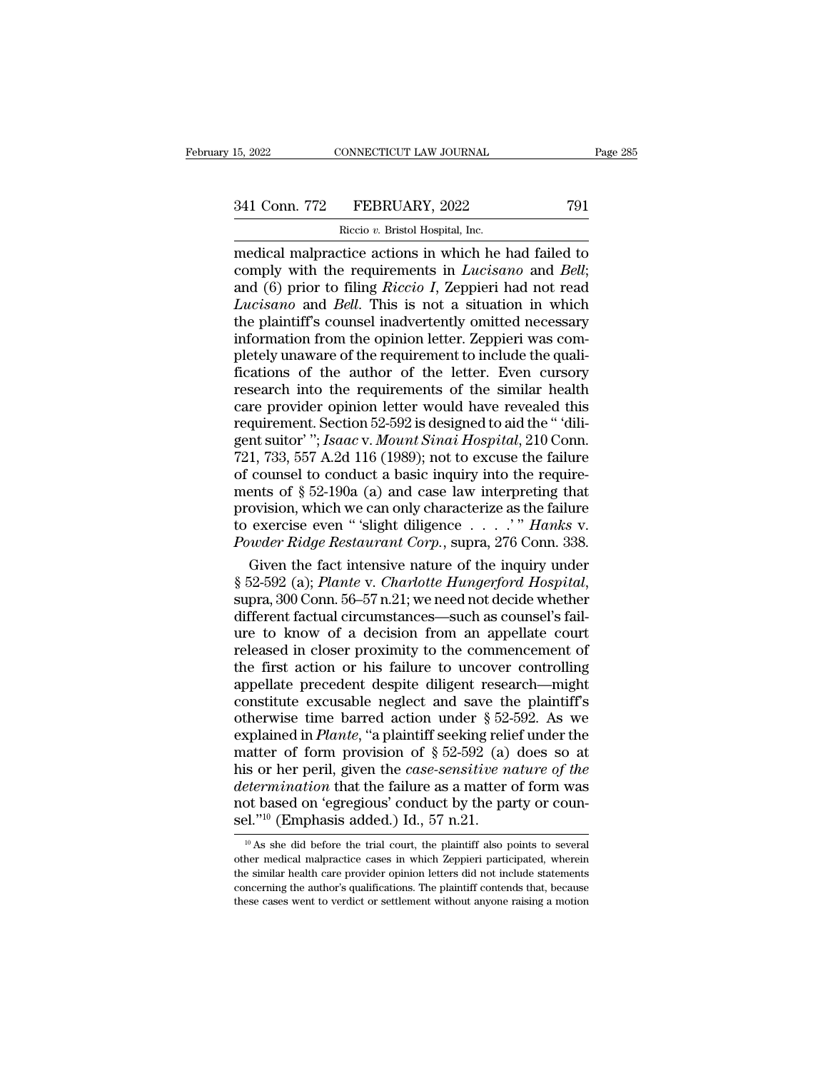medical malpractice actions in which he had failed to comply with the requirements in *Lucisano* and *Bell*; and (6) prior to filing *Riccio I*, Zeppieri had not read *Lucisano* and *Bell*. This is not a situation in which the plaintiff's counsel inadvertently omitted necessary information from the opinion letter. Zeppieri was completely unaware of the requirement to include the qualifications of the author of the letter. Even cursory research into the requirements of the similar health care provider opinion letter would have revealed this requirement. Section 52-592 is designed to aid the " 'diligent suitor' "; *Isaac* v. *Mount Sinai Hospital*, 210 Conn. 721, 733, 557 A.2d 116 (1989); not to excuse the failure of counsel to conduct a basic inquiry into the requirements of § 52-190a (a) and case law interpreting that provision, which we can only characterize as the failure to exercise even " 'slight diligence . . . .' " *Hanks* v. *Powder Ridge Restaurant Corp.*, supra, 276 Conn. 338.

Given the fact intensive nature of the inquiry under § 52-592 (a); *Plante* v. *Charlotte Hungerford Hospital*, supra, 300 Conn. 56–57 n.21; we need not decide whether different factual circumstances—such as counsel's failure to know of a decision from an appellate court released in closer proximity to the commencement of the first action or his failure to uncover controlling appellate precedent despite diligent research—might constitute excusable neglect and save the plaintiff's otherwise time barred action under § 52-592. As we explained in *Plante*, "a plaintiff seeking relief under the matter of form provision of § 52-592 (a) does so at his or her peril, given the *case-sensitive nature of the determination* that the failure as a matter of form was not based on 'egregious' conduct by the party or counsel."[10] (Emphasis added.) Id., 57 n.21.

[10] As she did before the trial court, the plaintiff also points to several other medical malpractice cases in which Zeppieri participated, wherein the similar health care provider opinion letters did not include statements concerning the author's qualifications. The plaintiff contends that, because these cases went to verdict or settlement without anyone raising a motion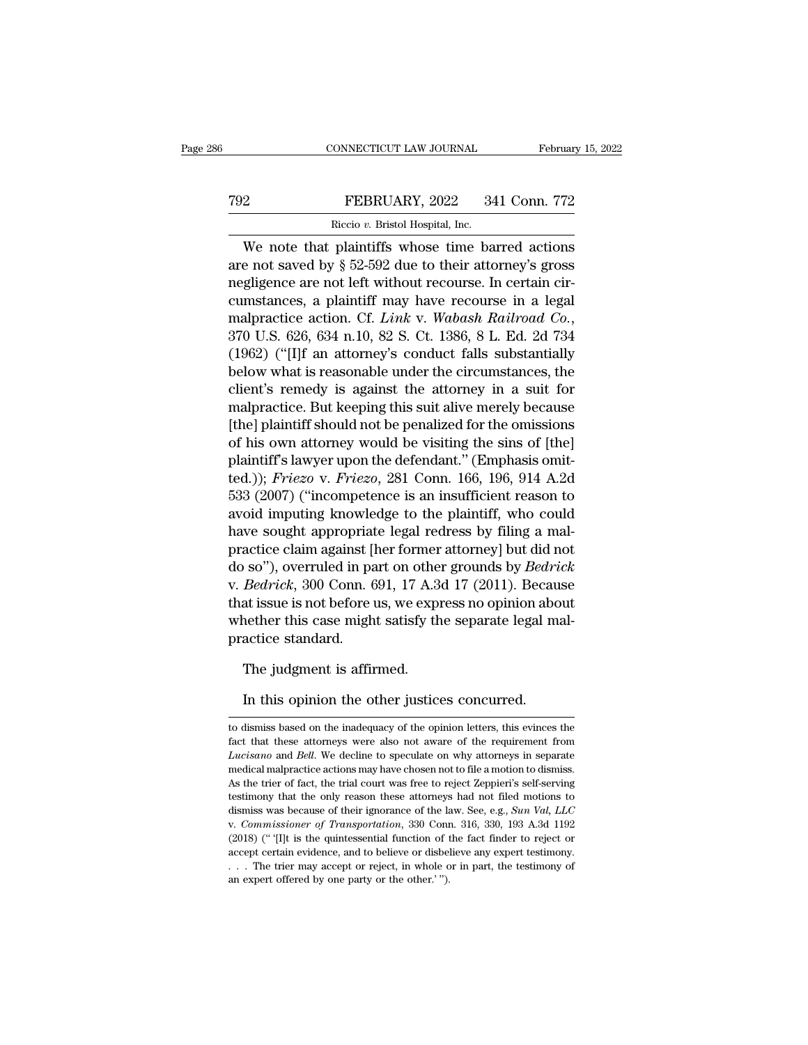We note that plaintiffs whose time barred actions are not saved by § 52-592 due to their attorney's gross negligence are not left without recourse. In certain circumstances, a plaintiff may have recourse in a legal malpractice action. Cf. *Link* v. *Wabash Railroad Co.*, 370 U.S. 626, 634 n.10, 82 S. Ct. 1386, 8 L. Ed. 2d 734 (1962) ("[I]f an attorney's conduct falls substantially below what is reasonable under the circumstances, the client's remedy is against the attorney in a suit for malpractice. But keeping this suit alive merely because [the] plaintiff should not be penalized for the omissions of his own attorney would be visiting the sins of [the] plaintiff's lawyer upon the defendant." (Emphasis omitted.)); *Friezo* v. *Friezo*, 281 Conn. 166, 196, 914 A.2d 533 (2007) ("incompetence is an insufficient reason to avoid imputing knowledge to the plaintiff, who could have sought appropriate legal redress by filing a malpractice claim against [her former attorney] but did not do so"), overruled in part on other grounds by *Bedrick* v. *Bedrick*, 300 Conn. 691, 17 A.3d 17 (2011). Because that issue is not before us, we express no opinion about whether this case might satisfy the separate legal malpractice standard.

The judgment is affirmed.

In this opinion the other justices concurred.

---

to dismiss based on the inadequacy of the opinion letters, this evinces the fact that these attorneys were also not aware of the requirement from *Lucisano* and *Bell*. We decline to speculate on why attorneys in separate medical malpractice actions may have chosen not to file a motion to dismiss. As the trier of fact, the trial court was free to reject Zeppieri's self-serving testimony that the only reason these attorneys had not filed motions to dismiss was because of their ignorance of the law. See, e.g., *Sun Val, LLC* v. *Commissioner of Transportation*, 330 Conn. 316, 330, 193 A.3d 1192 (2018) ("'[I]t is the quintessential function of the fact finder to reject or accept certain evidence, and to believe or disbelieve any expert testimony. . . . The trier may accept or reject, in whole or in part, the testimony of an expert offered by one party or the other.'").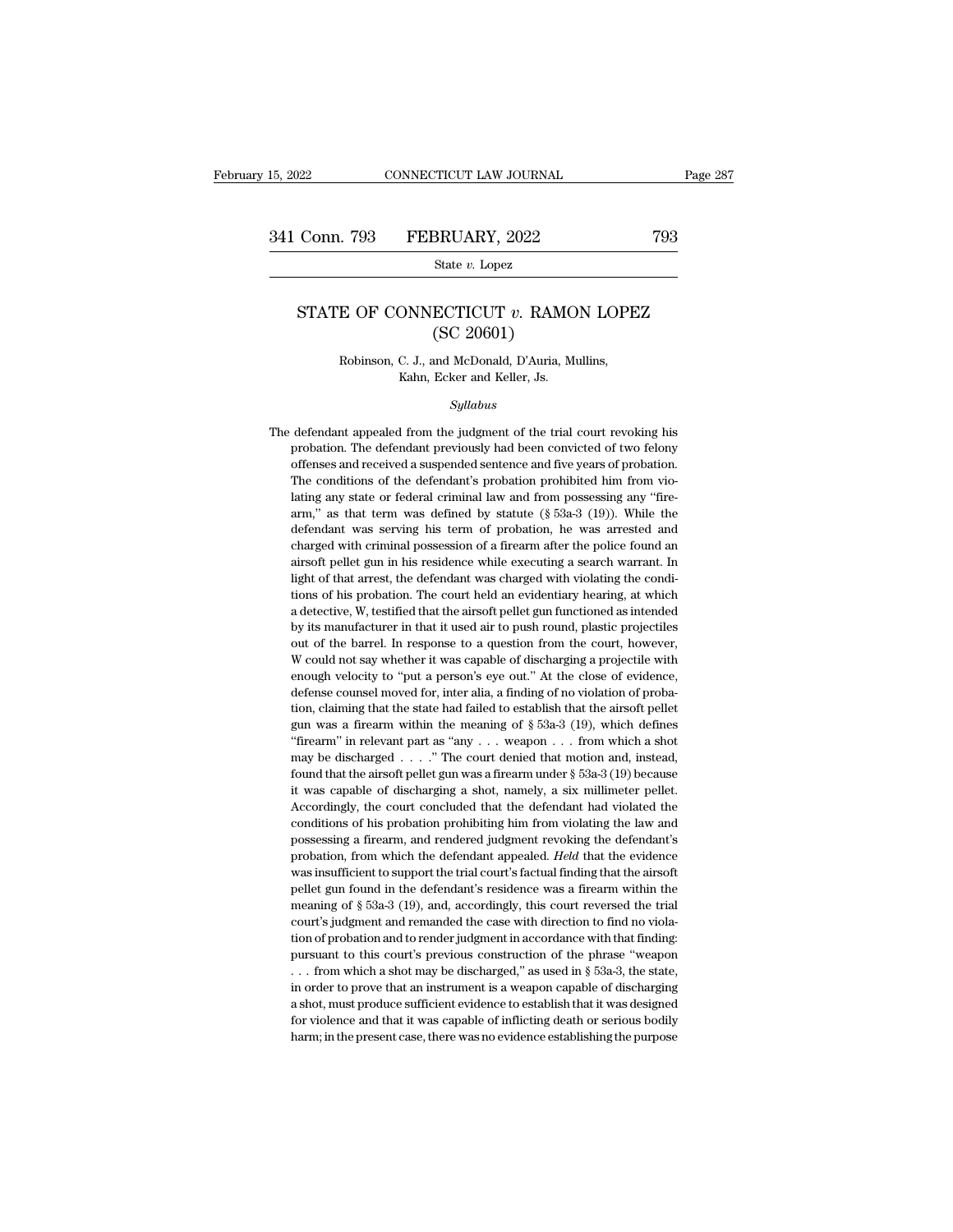# STATE OF CONNECTICUT *v.* RAMON LOPEZ
## (SC 20601)

Robinson, C. J., and McDonald, D'Auria, Mullins, Kahn, Ecker and Keller, Js.

*Syllabus*

The defendant appealed from the judgment of the trial court revoking his probation. The defendant previously had been convicted of two felony offenses and received a suspended sentence and five years of probation. The conditions of the defendant's probation prohibited him from violating any state or federal criminal law and from possessing any "firearm," as that term was defined by statute (§ 53a-3 (19)). While the defendant was serving his term of probation, he was arrested and charged with criminal possession of a firearm after the police found an airsoft pellet gun in his residence while executing a search warrant. In light of that arrest, the defendant was charged with violating the conditions of his probation. The court held an evidentiary hearing, at which a detective, W, testified that the airsoft pellet gun functioned as intended by its manufacturer in that it used air to push round, plastic projectiles out of the barrel. In response to a question from the court, however, W could not say whether it was capable of discharging a projectile with enough velocity to "put a person's eye out." At the close of evidence, defense counsel moved for, inter alia, a finding of no violation of probation, claiming that the state had failed to establish that the airsoft pellet gun was a firearm within the meaning of § 53a-3 (19), which defines "firearm" in relevant part as "any . . . weapon . . . from which a shot may be discharged . . . ." The court denied that motion and, instead, found that the airsoft pellet gun was a firearm under § 53a-3 (19) because it was capable of discharging a shot, namely, a six millimeter pellet. Accordingly, the court concluded that the defendant had violated the conditions of his probation prohibiting him from violating the law and possessing a firearm, and rendered judgment revoking the defendant's probation, from which the defendant appealed. *Held* that the evidence was insufficient to support the trial court's factual finding that the airsoft pellet gun found in the defendant's residence was a firearm within the meaning of § 53a-3 (19), and, accordingly, this court reversed the trial court's judgment and remanded the case with direction to find no violation of probation and to render judgment in accordance with that finding: pursuant to this court's previous construction of the phrase "weapon . . . from which a shot may be discharged," as used in § 53a-3, the state, in order to prove that an instrument is a weapon capable of discharging a shot, must produce sufficient evidence to establish that it was designed for violence and that it was capable of inflicting death or serious bodily harm; in the present case, there was no evidence establishing the purpose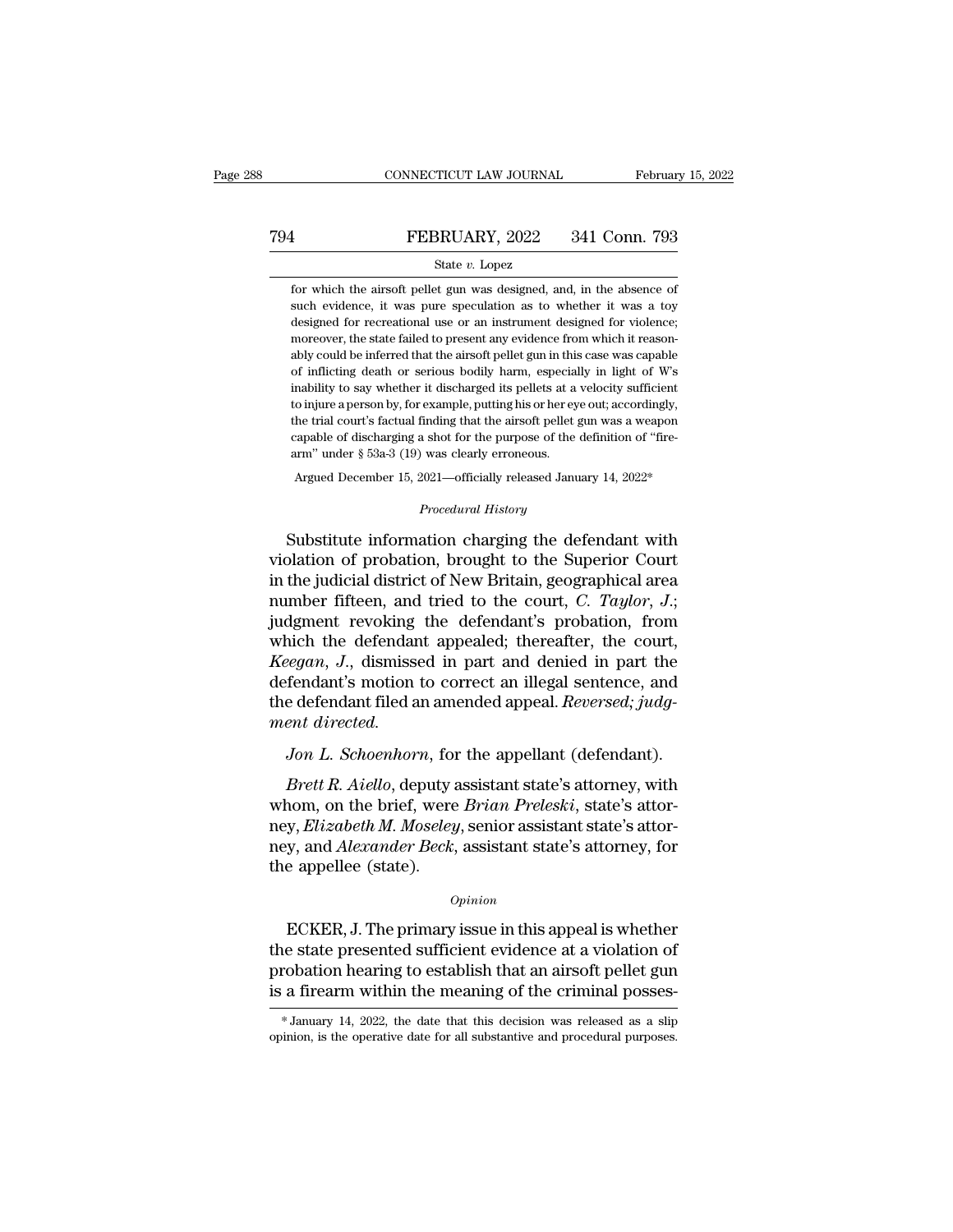for which the airsoft pellet gun was designed, and, in the absence of such evidence, it was pure speculation as to whether it was a toy designed for recreational use or an instrument designed for violence; moreover, the state failed to present any evidence from which it reasonably could be inferred that the airsoft pellet gun in this case was capable of inflicting death or serious bodily harm, especially in light of W's inability to say whether it discharged its pellets at a velocity sufficient to injure a person by, for example, putting his or her eye out; accordingly, the trial court's factual finding that the airsoft pellet gun was a weapon capable of discharging a shot for the purpose of the definition of "firearm" under § 53a-3 (19) was clearly erroneous.

Argued December 15, 2021—officially released January 14, 2022*

*Procedural History*

Substitute information charging the defendant with violation of probation, brought to the Superior Court in the judicial district of New Britain, geographical area number fifteen, and tried to the court, *C. Taylor, J.*; judgment revoking the defendant's probation, from which the defendant appealed; thereafter, the court, *Keegan, J.*, dismissed in part and denied in part the defendant's motion to correct an illegal sentence, and the defendant filed an amended appeal. *Reversed; judgment directed.*

*Jon L. Schoenhorn*, for the appellant (defendant).

*Brett R. Aiello*, deputy assistant state's attorney, with whom, on the brief, were *Brian Preleski*, state's attorney, *Elizabeth M. Moseley*, senior assistant state's attorney, and *Alexander Beck*, assistant state's attorney, for the appellee (state).

*Opinion*

ECKER, J. The primary issue in this appeal is whether the state presented sufficient evidence at a violation of probation hearing to establish that an airsoft pellet gun is a firearm within the meaning of the criminal posses-

* January 14, 2022, the date that this decision was released as a slip opinion, is the operative date for all substantive and procedural purposes.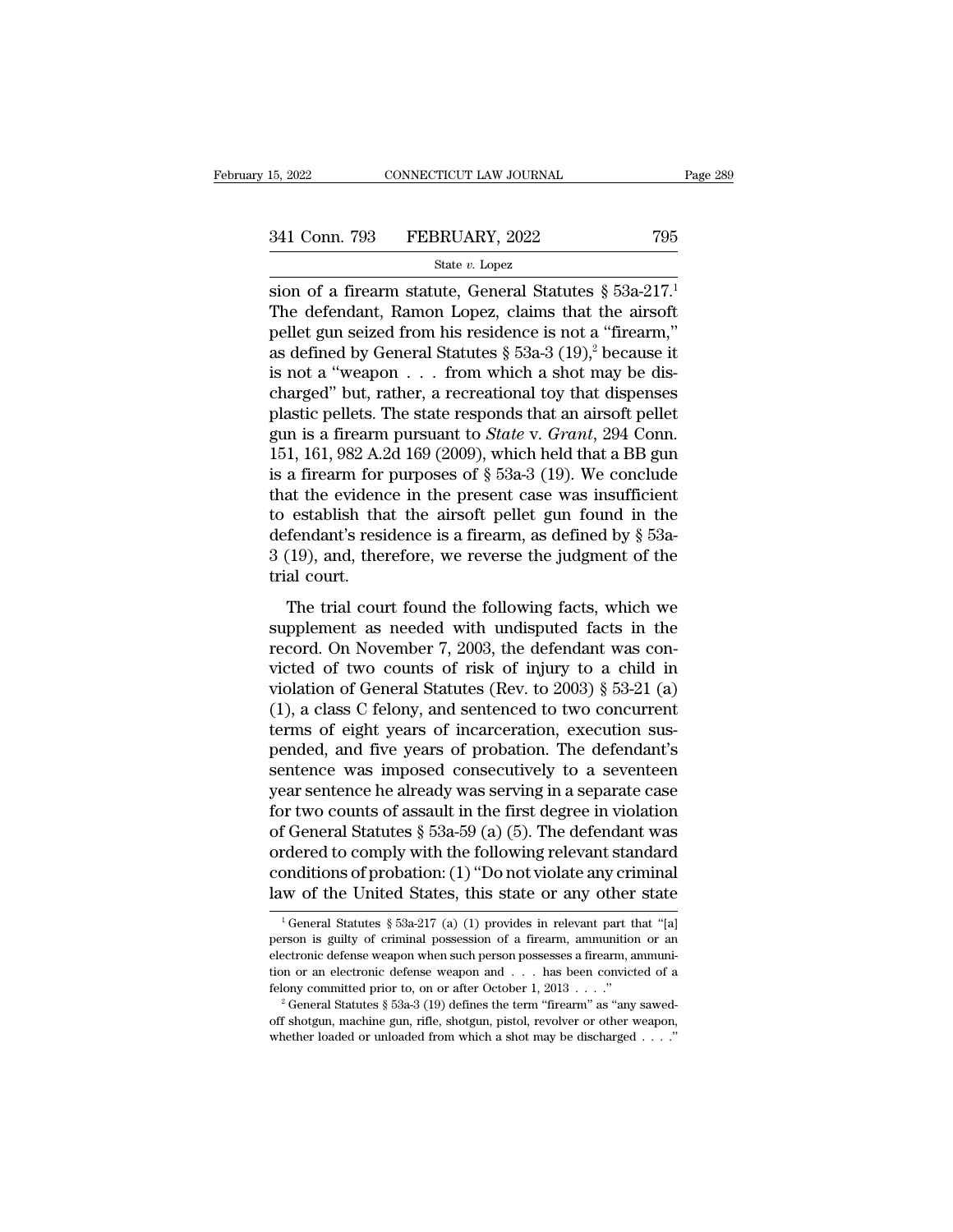sion of a firearm statute, General Statutes § 53a-217.[1] The defendant, Ramon Lopez, claims that the airsoft pellet gun seized from his residence is not a "firearm," as defined by General Statutes § 53a-3 (19),[2] because it is not a "weapon . . . from which a shot may be discharged" but, rather, a recreational toy that dispenses plastic pellets. The state responds that an airsoft pellet gun is a firearm pursuant to *State* v. *Grant*, 294 Conn. 151, 161, 982 A.2d 169 (2009), which held that a BB gun is a firearm for purposes of § 53a-3 (19). We conclude that the evidence in the present case was insufficient to establish that the airsoft pellet gun found in the defendant's residence is a firearm, as defined by § 53a-3 (19), and, therefore, we reverse the judgment of the trial court.

The trial court found the following facts, which we supplement as needed with undisputed facts in the record. On November 7, 2003, the defendant was convicted of two counts of risk of injury to a child in violation of General Statutes (Rev. to 2003) § 53-21 (a) (1), a class C felony, and sentenced to two concurrent terms of eight years of incarceration, execution suspended, and five years of probation. The defendant's sentence was imposed consecutively to a seventeen year sentence he already was serving in a separate case for two counts of assault in the first degree in violation of General Statutes § 53a-59 (a) (5). The defendant was ordered to comply with the following relevant standard conditions of probation: (1) "Do not violate any criminal law of the United States, this state or any other state

---

[1] General Statutes § 53a-217 (a) (1) provides in relevant part that "[a] person is guilty of criminal possession of a firearm, ammunition or an electronic defense weapon when such person possesses a firearm, ammunition or an electronic defense weapon and . . . has been convicted of a felony committed prior to, on or after October 1, 2013 . . . ."

[2] General Statutes § 53a-3 (19) defines the term "firearm" as "any sawed-off shotgun, machine gun, rifle, shotgun, pistol, revolver or other weapon, whether loaded or unloaded from which a shot may be discharged . . . ."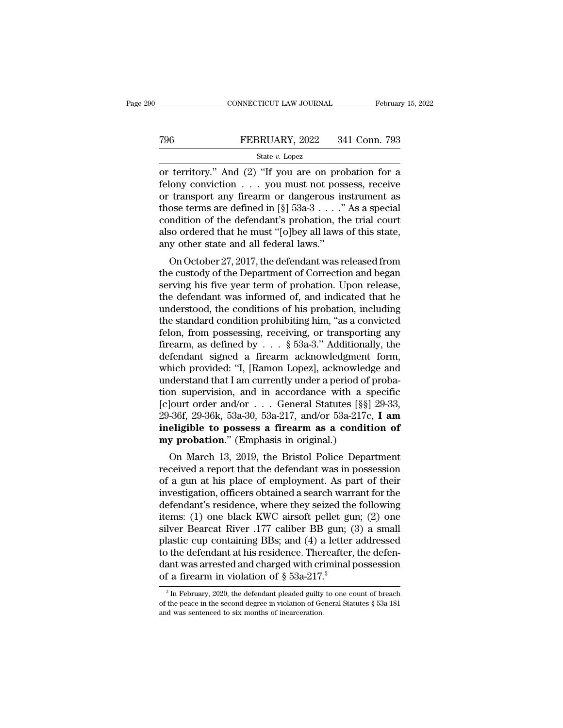or territory." And (2) "If you are on probation for a felony conviction . . . you must not possess, receive or transport any firearm or dangerous instrument as those terms are defined in [§] 53a-3 . . . ." As a special condition of the defendant's probation, the trial court also ordered that he must "[o]bey all laws of this state, any other state and all federal laws."

On October 27, 2017, the defendant was released from the custody of the Department of Correction and began serving his five year term of probation. Upon release, the defendant was informed of, and indicated that he understood, the conditions of his probation, including the standard condition prohibiting him, "as a convicted felon, from possessing, receiving, or transporting any firearm, as defined by . . . § 53a-3." Additionally, the defendant signed a firearm acknowledgment form, which provided: "I, [Ramon Lopez], acknowledge and understand that I am currently under a period of probation supervision, and in accordance with a specific [c]ourt order and/or . . . General Statutes [§§] 29-33, 29-36f, 29-36k, 53a-30, 53a-217, and/or 53a-217c, **I am ineligible to possess a firearm as a condition of my probation**." (Emphasis in original.)

On March 13, 2019, the Bristol Police Department received a report that the defendant was in possession of a gun at his place of employment. As part of their investigation, officers obtained a search warrant for the defendant's residence, where they seized the following items: (1) one black KWC airsoft pellet gun; (2) one silver Bearcat River .177 caliber BB gun; (3) a small plastic cup containing BBs; and (4) a letter addressed to the defendant at his residence. Thereafter, the defendant was arrested and charged with criminal possession of a firearm in violation of § 53a-217.[3]

[3] In February, 2020, the defendant pleaded guilty to one count of breach of the peace in the second degree in violation of General Statutes § 53a-181 and was sentenced to six months of incarceration.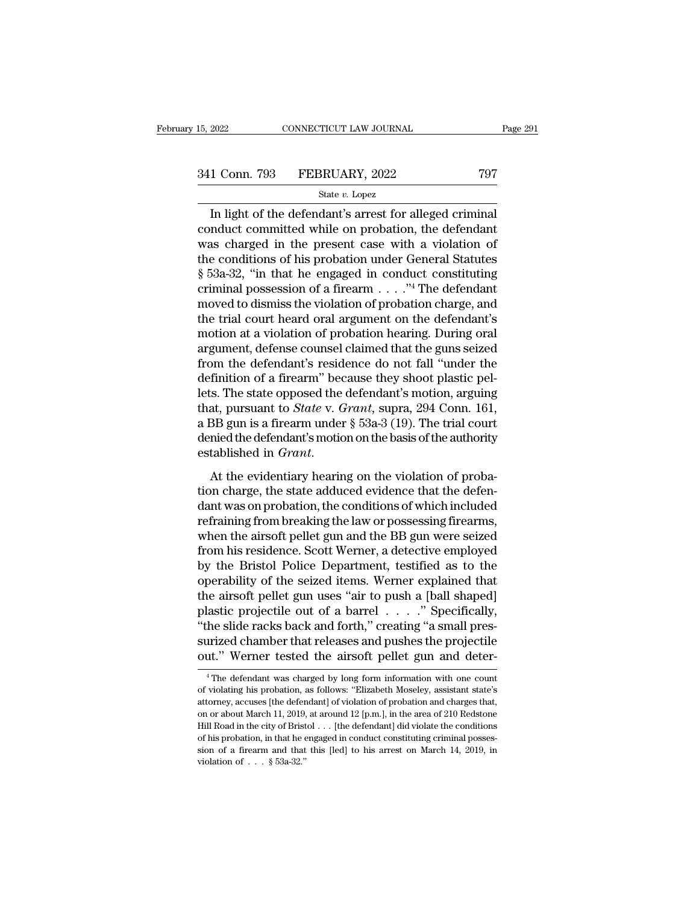In light of the defendant's arrest for alleged criminal conduct committed while on probation, the defendant was charged in the present case with a violation of the conditions of his probation under General Statutes § 53a-32, "in that he engaged in conduct constituting criminal possession of a firearm . . . ."[4] The defendant moved to dismiss the violation of probation charge, and the trial court heard oral argument on the defendant's motion at a violation of probation hearing. During oral argument, defense counsel claimed that the guns seized from the defendant's residence do not fall "under the definition of a firearm" because they shoot plastic pellets. The state opposed the defendant's motion, arguing that, pursuant to *State* v. *Grant*, supra, 294 Conn. 161, a BB gun is a firearm under § 53a-3 (19). The trial court denied the defendant's motion on the basis of the authority established in *Grant*.

At the evidentiary hearing on the violation of probation charge, the state adduced evidence that the defendant was on probation, the conditions of which included refraining from breaking the law or possessing firearms, when the airsoft pellet gun and the BB gun were seized from his residence. Scott Werner, a detective employed by the Bristol Police Department, testified as to the operability of the seized items. Werner explained that the airsoft pellet gun uses "air to push a [ball shaped] plastic projectile out of a barrel . . . ." Specifically, "the slide racks back and forth," creating "a small pressurized chamber that releases and pushes the projectile out." Werner tested the airsoft pellet gun and deter-

[4] The defendant was charged by long form information with one count of violating his probation, as follows: "Elizabeth Moseley, assistant state's attorney, accuses [the defendant] of violation of probation and charges that, on or about March 11, 2019, at around 12 [p.m.], in the area of 210 Redstone Hill Road in the city of Bristol . . . [the defendant] did violate the conditions of his probation, in that he engaged in conduct constituting criminal possession of a firearm and that this [led] to his arrest on March 14, 2019, in violation of . . . § 53a-32."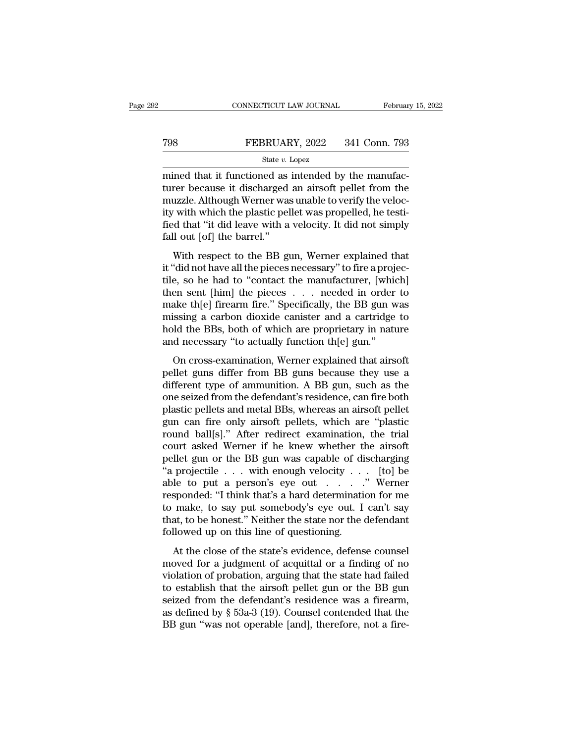mined that it functioned as intended by the manufacturer because it discharged an airsoft pellet from the muzzle. Although Werner was unable to verify the velocity with which the plastic pellet was propelled, he testified that "it did leave with a velocity. It did not simply fall out [of] the barrel."

With respect to the BB gun, Werner explained that it "did not have all the pieces necessary" to fire a projectile, so he had to "contact the manufacturer, [which] then sent [him] the pieces . . . needed in order to make th[e] firearm fire." Specifically, the BB gun was missing a carbon dioxide canister and a cartridge to hold the BBs, both of which are proprietary in nature and necessary "to actually function th[e] gun."

On cross-examination, Werner explained that airsoft pellet guns differ from BB guns because they use a different type of ammunition. A BB gun, such as the one seized from the defendant's residence, can fire both plastic pellets and metal BBs, whereas an airsoft pellet gun can fire only airsoft pellets, which are "plastic round ball[s]." After redirect examination, the trial court asked Werner if he knew whether the airsoft pellet gun or the BB gun was capable of discharging "a projectile . . . with enough velocity . . . [to] be able to put a person's eye out . . . ." Werner responded: "I think that's a hard determination for me to make, to say put somebody's eye out. I can't say that, to be honest." Neither the state nor the defendant followed up on this line of questioning.

At the close of the state's evidence, defense counsel moved for a judgment of acquittal or a finding of no violation of probation, arguing that the state had failed to establish that the airsoft pellet gun or the BB gun seized from the defendant's residence was a firearm, as defined by § 53a-3 (19). Counsel contended that the BB gun "was not operable [and], therefore, not a fire-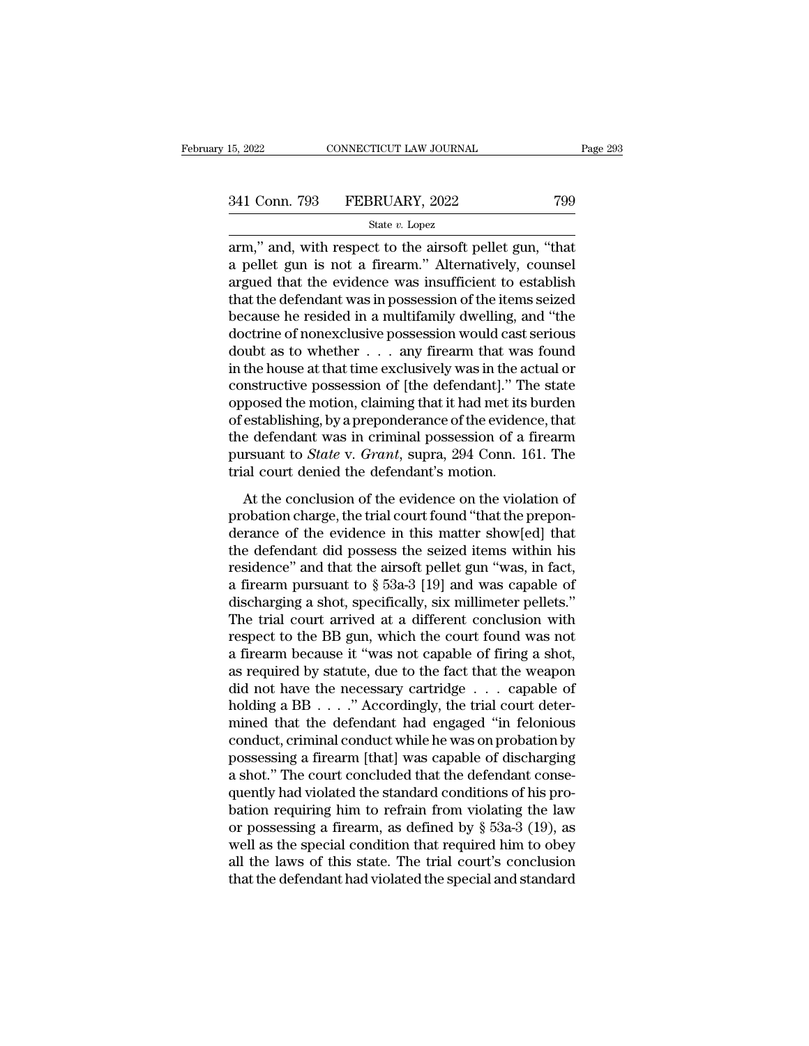arm," and, with respect to the airsoft pellet gun, "that a pellet gun is not a firearm." Alternatively, counsel argued that the evidence was insufficient to establish that the defendant was in possession of the items seized because he resided in a multifamily dwelling, and "the doctrine of nonexclusive possession would cast serious doubt as to whether . . . any firearm that was found in the house at that time exclusively was in the actual or constructive possession of [the defendant]." The state opposed the motion, claiming that it had met its burden of establishing, by a preponderance of the evidence, that the defendant was in criminal possession of a firearm pursuant to *State* v. *Grant*, supra, 294 Conn. 161. The trial court denied the defendant's motion.

At the conclusion of the evidence on the violation of probation charge, the trial court found "that the preponderance of the evidence in this matter show[ed] that the defendant did possess the seized items within his residence" and that the airsoft pellet gun "was, in fact, a firearm pursuant to § 53a-3 [19] and was capable of discharging a shot, specifically, six millimeter pellets." The trial court arrived at a different conclusion with respect to the BB gun, which the court found was not a firearm because it "was not capable of firing a shot, as required by statute, due to the fact that the weapon did not have the necessary cartridge . . . capable of holding a BB . . . ." Accordingly, the trial court determined that the defendant had engaged "in felonious conduct, criminal conduct while he was on probation by possessing a firearm [that] was capable of discharging a shot." The court concluded that the defendant consequently had violated the standard conditions of his probation requiring him to refrain from violating the law or possessing a firearm, as defined by § 53a-3 (19), as well as the special condition that required him to obey all the laws of this state. The trial court's conclusion that the defendant had violated the special and standard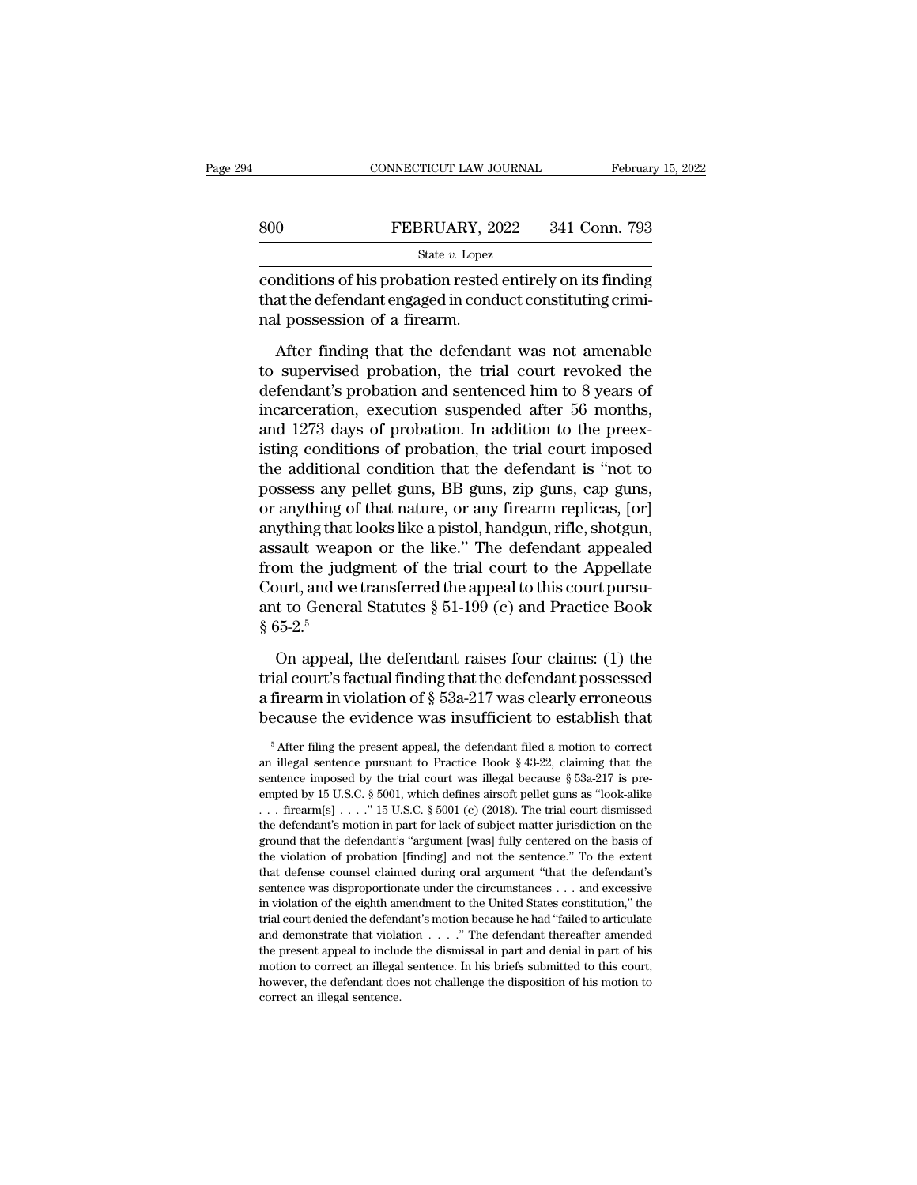conditions of his probation rested entirely on its finding that the defendant engaged in conduct constituting criminal possession of a firearm.

After finding that the defendant was not amenable to supervised probation, the trial court revoked the defendant's probation and sentenced him to 8 years of incarceration, execution suspended after 56 months, and 1273 days of probation. In addition to the preexisting conditions of probation, the trial court imposed the additional condition that the defendant is "not to possess any pellet guns, BB guns, zip guns, cap guns, or anything of that nature, or any firearm replicas, [or] anything that looks like a pistol, handgun, rifle, shotgun, assault weapon or the like." The defendant appealed from the judgment of the trial court to the Appellate Court, and we transferred the appeal to this court pursuant to General Statutes § 51-199 (c) and Practice Book § 65-2.[5]

On appeal, the defendant raises four claims: (1) the trial court's factual finding that the defendant possessed a firearm in violation of § 53a-217 was clearly erroneous because the evidence was insufficient to establish that

[5] After filing the present appeal, the defendant filed a motion to correct an illegal sentence pursuant to Practice Book § 43-22, claiming that the sentence imposed by the trial court was illegal because § 53a-217 is preempted by 15 U.S.C. § 5001, which defines airsoft pellet guns as "look-alike . . . firearm[s] . . . ." 15 U.S.C. § 5001 (c) (2018). The trial court dismissed the defendant's motion in part for lack of subject matter jurisdiction on the ground that the defendant's "argument [was] fully centered on the basis of the violation of probation [finding] and not the sentence." To the extent that defense counsel claimed during oral argument "that the defendant's sentence was disproportionate under the circumstances . . . and excessive in violation of the eighth amendment to the United States constitution," the trial court denied the defendant's motion because he had "failed to articulate and demonstrate that violation . . . ." The defendant thereafter amended the present appeal to include the dismissal in part and denial in part of his motion to correct an illegal sentence. In his briefs submitted to this court, however, the defendant does not challenge the disposition of his motion to correct an illegal sentence.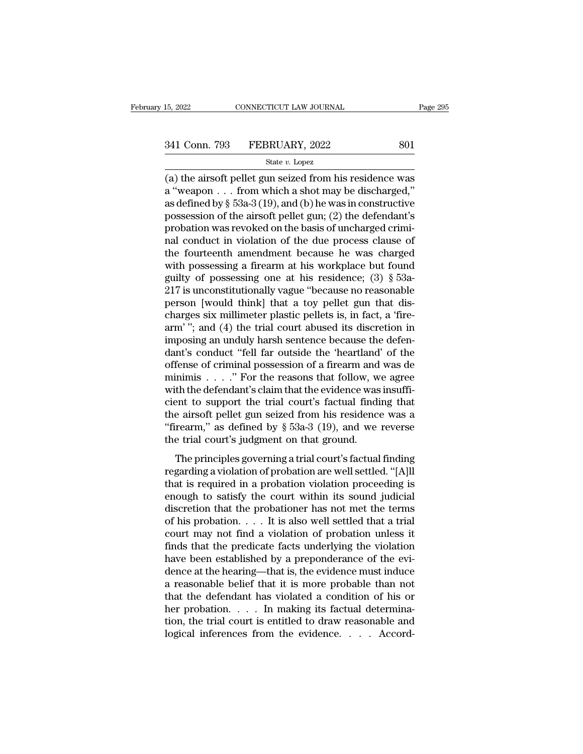(a) the airsoft pellet gun seized from his residence was a "weapon . . . from which a shot may be discharged," as defined by § 53a-3 (19), and (b) he was in constructive possession of the airsoft pellet gun; (2) the defendant's probation was revoked on the basis of uncharged criminal conduct in violation of the due process clause of the fourteenth amendment because he was charged with possessing a firearm at his workplace but found guilty of possessing one at his residence; (3) § 53a-217 is unconstitutionally vague "because no reasonable person [would think] that a toy pellet gun that discharges six millimeter plastic pellets is, in fact, a 'firearm' "; and (4) the trial court abused its discretion in imposing an unduly harsh sentence because the defendant's conduct "fell far outside the 'heartland' of the offense of criminal possession of a firearm and was de minimis . . . ." For the reasons that follow, we agree with the defendant's claim that the evidence was insufficient to support the trial court's factual finding that the airsoft pellet gun seized from his residence was a "firearm," as defined by § 53a-3 (19), and we reverse the trial court's judgment on that ground.

The principles governing a trial court's factual finding regarding a violation of probation are well settled. "[A]ll that is required in a probation violation proceeding is enough to satisfy the court within its sound judicial discretion that the probationer has not met the terms of his probation. . . . It is also well settled that a trial court may not find a violation of probation unless it finds that the predicate facts underlying the violation have been established by a preponderance of the evidence at the hearing—that is, the evidence must induce a reasonable belief that it is more probable than not that the defendant has violated a condition of his or her probation. . . . In making its factual determination, the trial court is entitled to draw reasonable and logical inferences from the evidence. . . . Accord-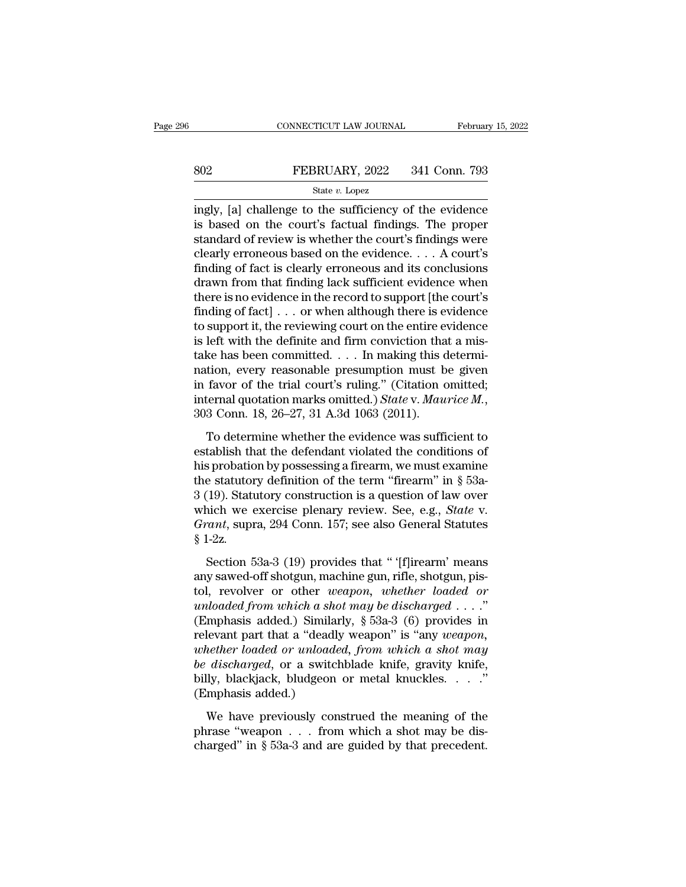ingly, [a] challenge to the sufficiency of the evidence is based on the court's factual findings. The proper standard of review is whether the court's findings were clearly erroneous based on the evidence. . . . A court's finding of fact is clearly erroneous and its conclusions drawn from that finding lack sufficient evidence when there is no evidence in the record to support [the court's finding of fact] . . . or when although there is evidence to support it, the reviewing court on the entire evidence is left with the definite and firm conviction that a mistake has been committed. . . . In making this determination, every reasonable presumption must be given in favor of the trial court's ruling." (Citation omitted; internal quotation marks omitted.) *State* v. *Maurice M.*, 303 Conn. 18, 26–27, 31 A.3d 1063 (2011).

To determine whether the evidence was sufficient to establish that the defendant violated the conditions of his probation by possessing a firearm, we must examine the statutory definition of the term "firearm" in § 53a-3 (19). Statutory construction is a question of law over which we exercise plenary review. See, e.g., *State* v. *Grant*, supra, 294 Conn. 157; see also General Statutes § 1-2z.

Section 53a-3 (19) provides that " '[f]irearm' means any sawed-off shotgun, machine gun, rifle, shotgun, pistol, revolver or other *weapon, whether loaded or unloaded from which a shot may be discharged* . . . ." (Emphasis added.) Similarly, § 53a-3 (6) provides in relevant part that a "deadly weapon" is "any *weapon, whether loaded or unloaded, from which a shot may be discharged*, or a switchblade knife, gravity knife, billy, blackjack, bludgeon or metal knuckles. . . ." (Emphasis added.)

We have previously construed the meaning of the phrase "weapon . . . from which a shot may be discharged" in § 53a-3 and are guided by that precedent.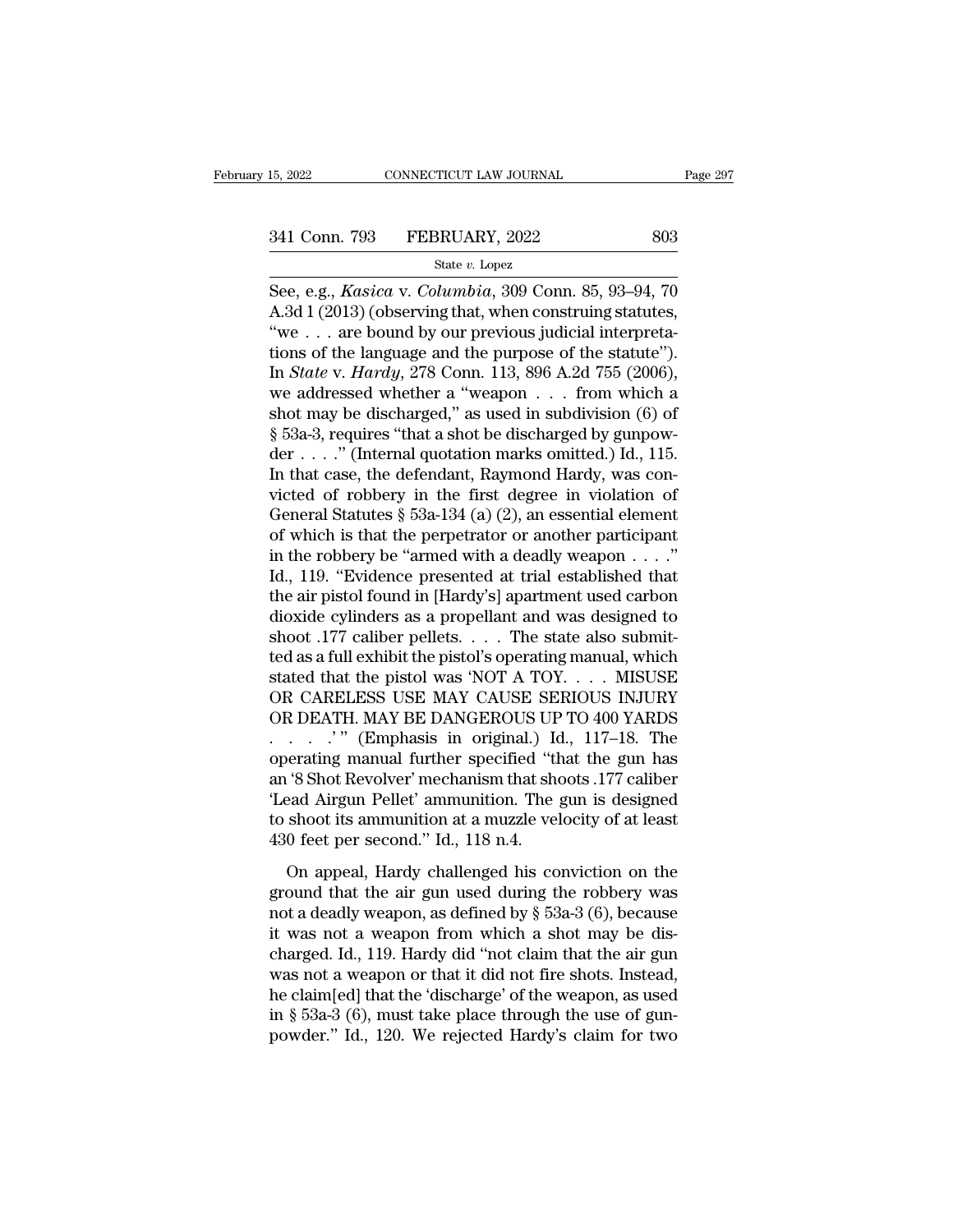See, e.g., *Kasica* v. *Columbia*, 309 Conn. 85, 93–94, 70 A.3d 1 (2013) (observing that, when construing statutes, "we . . . are bound by our previous judicial interpretations of the language and the purpose of the statute"). In *State* v. *Hardy*, 278 Conn. 113, 896 A.2d 755 (2006), we addressed whether a "weapon . . . from which a shot may be discharged," as used in subdivision (6) of § 53a-3, requires "that a shot be discharged by gunpowder . . . ." (Internal quotation marks omitted.) Id., 115. In that case, the defendant, Raymond Hardy, was convicted of robbery in the first degree in violation of General Statutes § 53a-134 (a) (2), an essential element of which is that the perpetrator or another participant in the robbery be "armed with a deadly weapon . . . ." Id., 119. "Evidence presented at trial established that the air pistol found in [Hardy's] apartment used carbon dioxide cylinders as a propellant and was designed to shoot .177 caliber pellets. . . . The state also submitted as a full exhibit the pistol's operating manual, which stated that the pistol was 'NOT A TOY. . . . MISUSE OR CARELESS USE MAY CAUSE SERIOUS INJURY OR DEATH. MAY BE DANGEROUS UP TO 400 YARDS . . . .' " (Emphasis in original.) Id., 117–18. The operating manual further specified "that the gun has an '8 Shot Revolver' mechanism that shoots .177 caliber 'Lead Airgun Pellet' ammunition. The gun is designed to shoot its ammunition at a muzzle velocity of at least 430 feet per second." Id., 118 n.4.

On appeal, Hardy challenged his conviction on the ground that the air gun used during the robbery was not a deadly weapon, as defined by § 53a-3 (6), because it was not a weapon from which a shot may be discharged. Id., 119. Hardy did "not claim that the air gun was not a weapon or that it did not fire shots. Instead, he claim[ed] that the 'discharge' of the weapon, as used in § 53a-3 (6), must take place through the use of gunpowder." Id., 120. We rejected Hardy's claim for two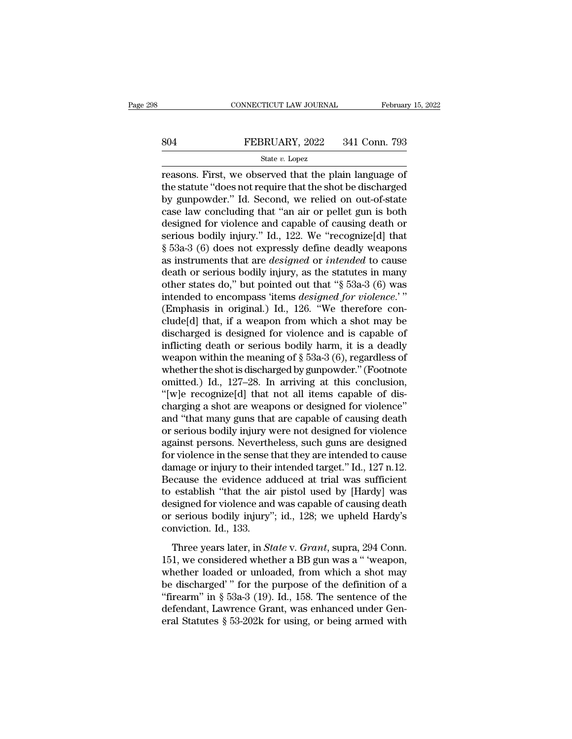reasons. First, we observed that the plain language of the statute "does not require that the shot be discharged by gunpowder." Id. Second, we relied on out-of-state case law concluding that "an air or pellet gun is both designed for violence and capable of causing death or serious bodily injury." Id., 122. We "recognize[d] that § 53a-3 (6) does not expressly define deadly weapons as instruments that are *designed* or *intended* to cause death or serious bodily injury, as the statutes in many other states do," but pointed out that "§ 53a-3 (6) was intended to encompass 'items *designed for violence*.' " (Emphasis in original.) Id., 126. "We therefore conclude[d] that, if a weapon from which a shot may be discharged is designed for violence and is capable of inflicting death or serious bodily harm, it is a deadly weapon within the meaning of § 53a-3 (6), regardless of whether the shot is discharged by gunpowder." (Footnote omitted.) Id., 127–28. In arriving at this conclusion, "[w]e recognize[d] that not all items capable of discharging a shot are weapons or designed for violence" and "that many guns that are capable of causing death or serious bodily injury were not designed for violence against persons. Nevertheless, such guns are designed for violence in the sense that they are intended to cause damage or injury to their intended target." Id., 127 n.12. Because the evidence adduced at trial was sufficient to establish "that the air pistol used by [Hardy] was designed for violence and was capable of causing death or serious bodily injury"; id., 128; we upheld Hardy's conviction. Id., 133.

Three years later, in *State* v. *Grant*, supra, 294 Conn. 151, we considered whether a BB gun was a " 'weapon, whether loaded or unloaded, from which a shot may be discharged' " for the purpose of the definition of a "firearm" in § 53a-3 (19). Id., 158. The sentence of the defendant, Lawrence Grant, was enhanced under General Statutes § 53-202k for using, or being armed with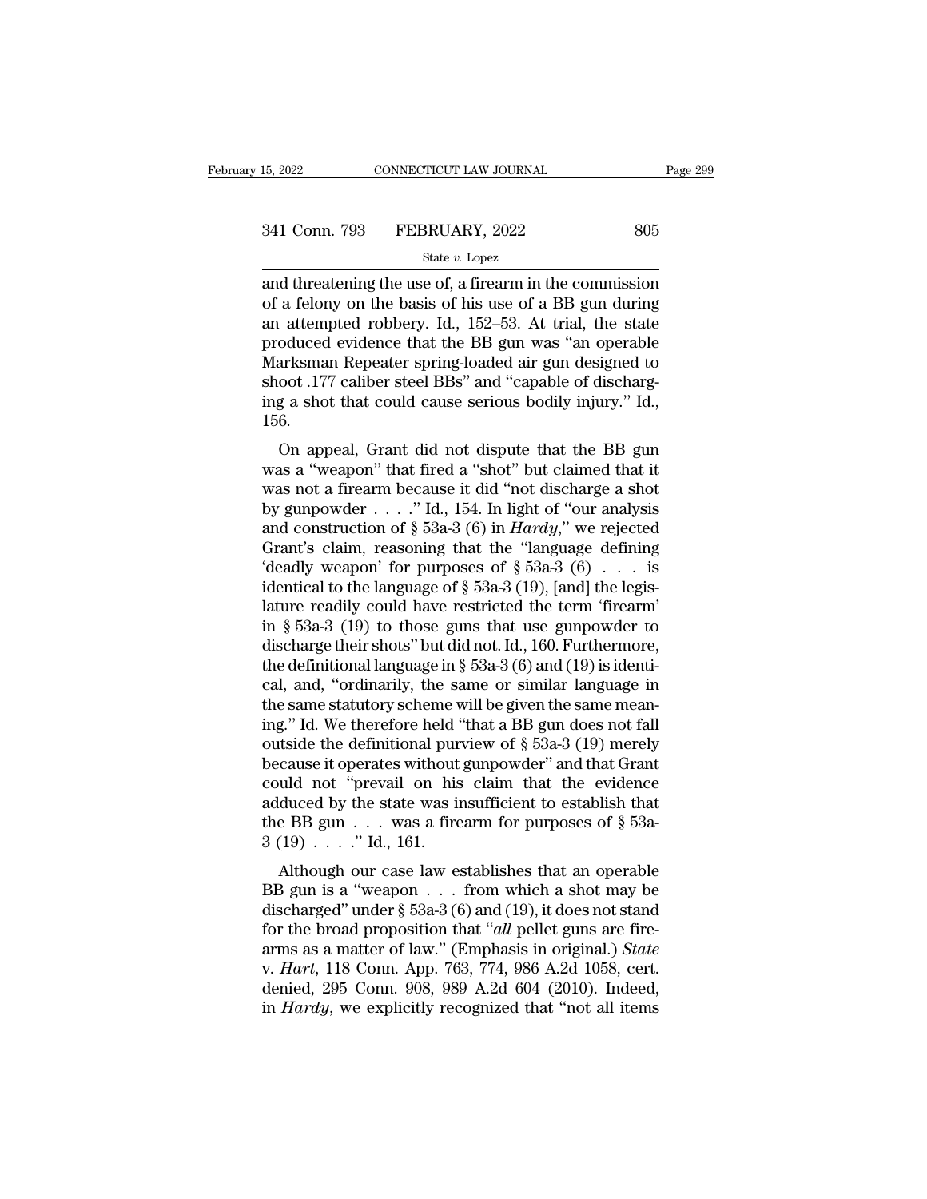and threatening the use of, a firearm in the commission of a felony on the basis of his use of a BB gun during an attempted robbery. Id., 152–53. At trial, the state produced evidence that the BB gun was "an operable Marksman Repeater spring-loaded air gun designed to shoot .177 caliber steel BBs" and "capable of discharging a shot that could cause serious bodily injury." Id., 156.

On appeal, Grant did not dispute that the BB gun was a "weapon" that fired a "shot" but claimed that it was not a firearm because it did "not discharge a shot by gunpowder . . . ." Id., 154. In light of "our analysis and construction of § 53a-3 (6) in *Hardy*," we rejected Grant's claim, reasoning that the "language defining 'deadly weapon' for purposes of § 53a-3 (6) . . . is identical to the language of § 53a-3 (19), [and] the legislature readily could have restricted the term 'firearm' in § 53a-3 (19) to those guns that use gunpowder to discharge their shots" but did not. Id., 160. Furthermore, the definitional language in § 53a-3 (6) and (19) is identical, and, "ordinarily, the same or similar language in the same statutory scheme will be given the same meaning." Id. We therefore held "that a BB gun does not fall outside the definitional purview of § 53a-3 (19) merely because it operates without gunpowder" and that Grant could not "prevail on his claim that the evidence adduced by the state was insufficient to establish that the BB gun . . . was a firearm for purposes of § 53a-3 (19) . . . ." Id., 161.

Although our case law establishes that an operable BB gun is a "weapon . . . from which a shot may be discharged" under § 53a-3 (6) and (19), it does not stand for the broad proposition that "*all* pellet guns are firearms as a matter of law." (Emphasis in original.) *State* v. *Hart*, 118 Conn. App. 763, 774, 986 A.2d 1058, cert. denied, 295 Conn. 908, 989 A.2d 604 (2010). Indeed, in *Hardy*, we explicitly recognized that "not all items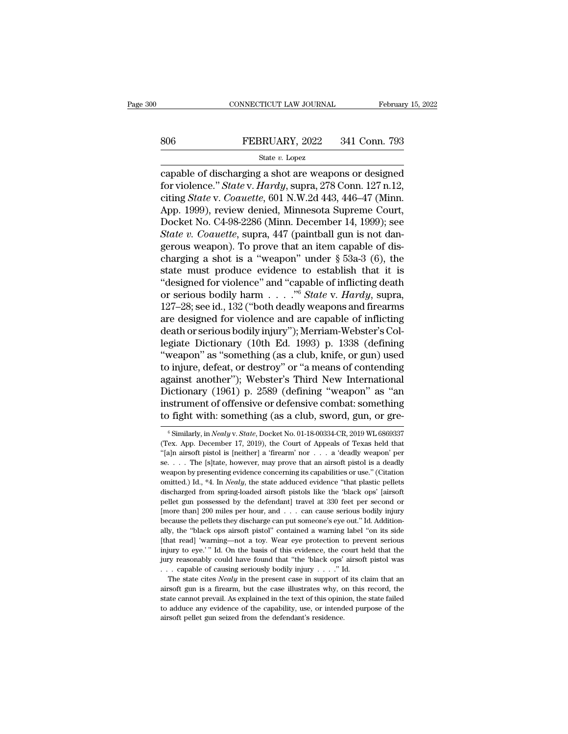capable of discharging a shot are weapons or designed for violence." *State* v. *Hardy*, supra, 278 Conn. 127 n.12, citing *State* v. *Coauette*, 601 N.W.2d 443, 446–47 (Minn. App. 1999), review denied, Minnesota Supreme Court, Docket No. C4-98-2286 (Minn. December 14, 1999); see *State v. Coauette*, supra, 447 (paintball gun is not dangerous weapon). To prove that an item capable of discharging a shot is a "weapon" under § 53a-3 (6), the state must produce evidence to establish that it is "designed for violence" and "capable of inflicting death or serious bodily harm . . . ."[6] *State* v. *Hardy*, supra, 127–28; see id., 132 ("both deadly weapons and firearms are designed for violence and are capable of inflicting death or serious bodily injury"); Merriam-Webster's Collegiate Dictionary (10th Ed. 1993) p. 1338 (defining "weapon" as "something (as a club, knife, or gun) used to injure, defeat, or destroy" or "a means of contending against another"); Webster's Third New International Dictionary (1961) p. 2589 (defining "weapon" as "an instrument of offensive or defensive combat: something to fight with: something (as a club, sword, gun, or gre-

[6] Similarly, in *Nealy* v. *State*, Docket No. 01-18-00334-CR, 2019 WL 6869337 (Tex. App. December 17, 2019), the Court of Appeals of Texas held that "[a]n airsoft pistol is [neither] a 'firearm' nor . . . a 'deadly weapon' per se. . . . The [s]tate, however, may prove that an airsoft pistol is a deadly weapon by presenting evidence concerning its capabilities or use." (Citation omitted.) Id., *4. In *Nealy*, the state adduced evidence "that plastic pellets discharged from spring-loaded airsoft pistols like the 'black ops' [airsoft pellet gun possessed by the defendant] travel at 330 feet per second or [more than] 200 miles per hour, and . . . can cause serious bodily injury because the pellets they discharge can put someone's eye out." Id. Additionally, the "black ops airsoft pistol" contained a warning label "on its side [that read] 'warning—not a toy. Wear eye protection to prevent serious injury to eye.' " Id. On the basis of this evidence, the court held that the jury reasonably could have found that "the 'black ops' airsoft pistol was . . . capable of causing seriously bodily injury . . . ." Id.

The state cites *Nealy* in the present case in support of its claim that an airsoft gun is a firearm, but the case illustrates why, on this record, the state cannot prevail. As explained in the text of this opinion, the state failed to adduce any evidence of the capability, use, or intended purpose of the airsoft pellet gun seized from the defendant's residence.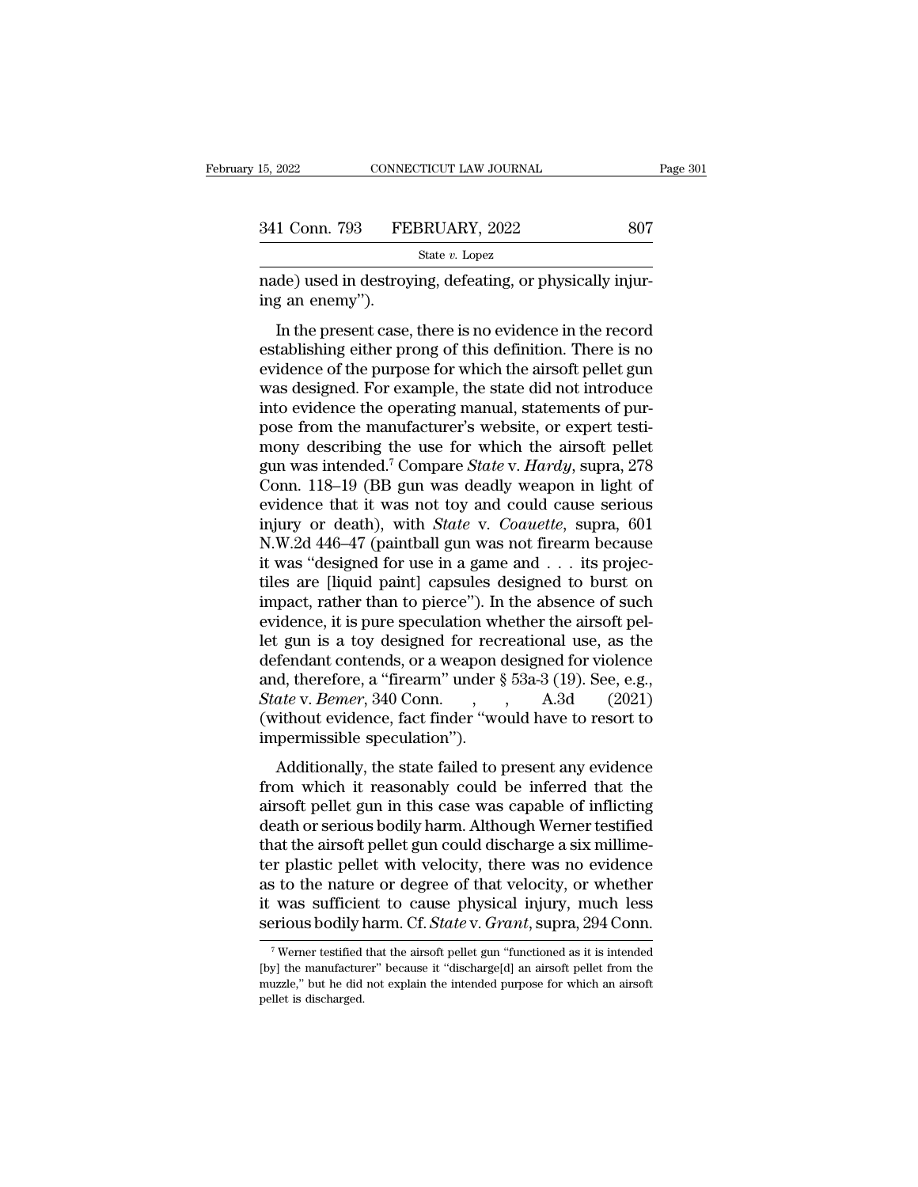nade) used in destroying, defeating, or physically injuring an enemy").

In the present case, there is no evidence in the record establishing either prong of this definition. There is no evidence of the purpose for which the airsoft pellet gun was designed. For example, the state did not introduce into evidence the operating manual, statements of purpose from the manufacturer's website, or expert testimony describing the use for which the airsoft pellet gun was intended.[7] Compare *State* v. *Hardy*, supra, 278 Conn. 118–19 (BB gun was deadly weapon in light of evidence that it was not toy and could cause serious injury or death), with *State* v. *Coauette*, supra, 601 N.W.2d 446–47 (paintball gun was not firearm because it was "designed for use in a game and . . . its projectiles are [liquid paint] capsules designed to burst on impact, rather than to pierce"). In the absence of such evidence, it is pure speculation whether the airsoft pellet gun is a toy designed for recreational use, as the defendant contends, or a weapon designed for violence and, therefore, a "firearm" under § 53a-3 (19). See, e.g., *State* v. *Bemer*, 340 Conn. , , A.3d (2021) (without evidence, fact finder "would have to resort to impermissible speculation").

Additionally, the state failed to present any evidence from which it reasonably could be inferred that the airsoft pellet gun in this case was capable of inflicting death or serious bodily harm. Although Werner testified that the airsoft pellet gun could discharge a six millimeter plastic pellet with velocity, there was no evidence as to the nature or degree of that velocity, or whether it was sufficient to cause physical injury, much less serious bodily harm. Cf. *State* v. *Grant*, supra, 294 Conn.

---

[7] Werner testified that the airsoft pellet gun "functioned as it is intended [by] the manufacturer" because it "discharge[d] an airsoft pellet from the muzzle," but he did not explain the intended purpose for which an airsoft pellet is discharged.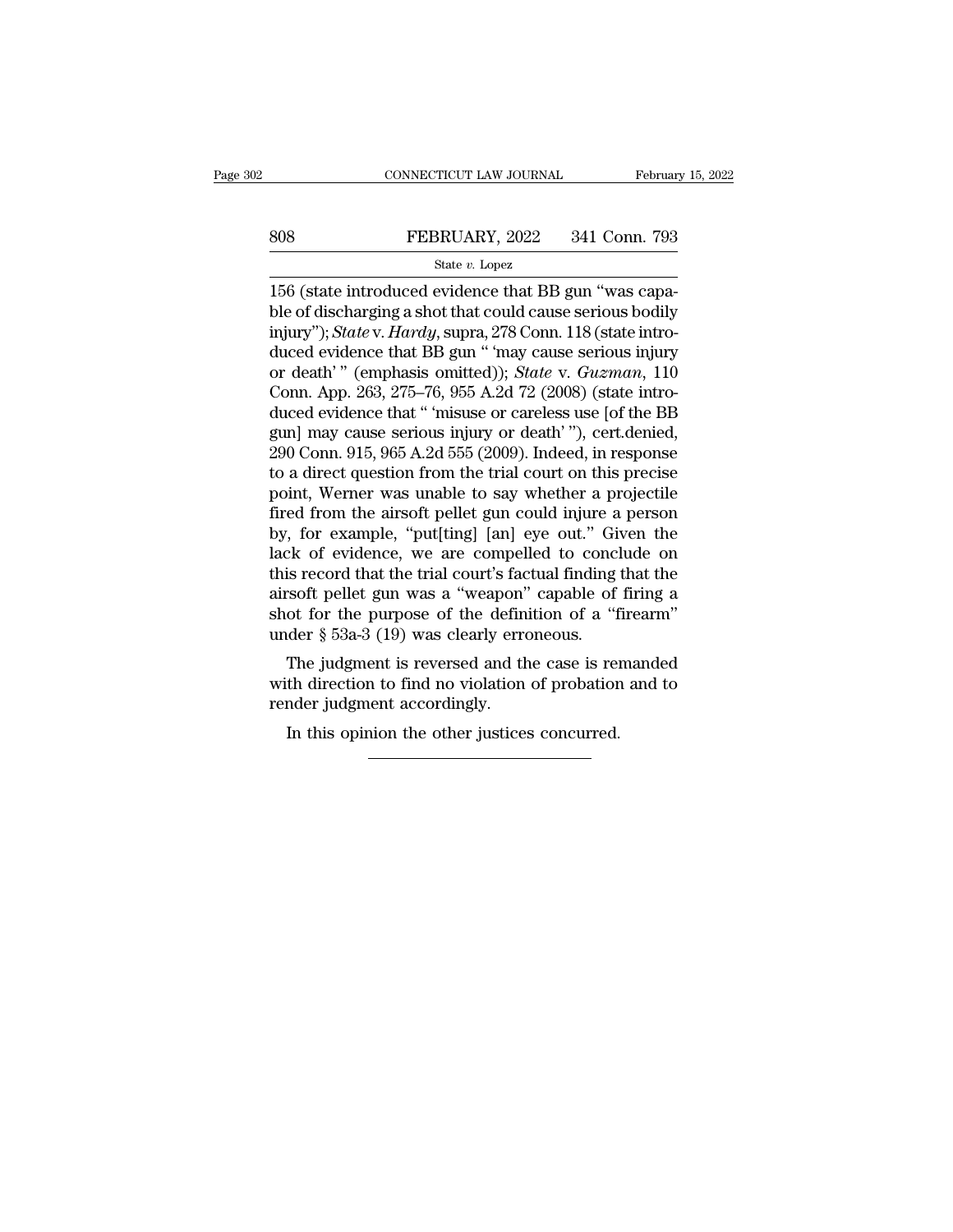156 (state introduced evidence that BB gun "was capable of discharging a shot that could cause serious bodily injury"); *State* v. *Hardy*, supra, 278 Conn. 118 (state introduced evidence that BB gun " 'may cause serious injury or death' " (emphasis omitted)); *State* v. *Guzman*, 110 Conn. App. 263, 275–76, 955 A.2d 72 (2008) (state introduced evidence that " 'misuse or careless use [of the BB gun] may cause serious injury or death' "), cert.denied, 290 Conn. 915, 965 A.2d 555 (2009). Indeed, in response to a direct question from the trial court on this precise point, Werner was unable to say whether a projectile fired from the airsoft pellet gun could injure a person by, for example, "put[ting] [an] eye out." Given the lack of evidence, we are compelled to conclude on this record that the trial court's factual finding that the airsoft pellet gun was a "weapon" capable of firing a shot for the purpose of the definition of a "firearm" under § 53a-3 (19) was clearly erroneous.

The judgment is reversed and the case is remanded with direction to find no violation of probation and to render judgment accordingly.

In this opinion the other justices concurred.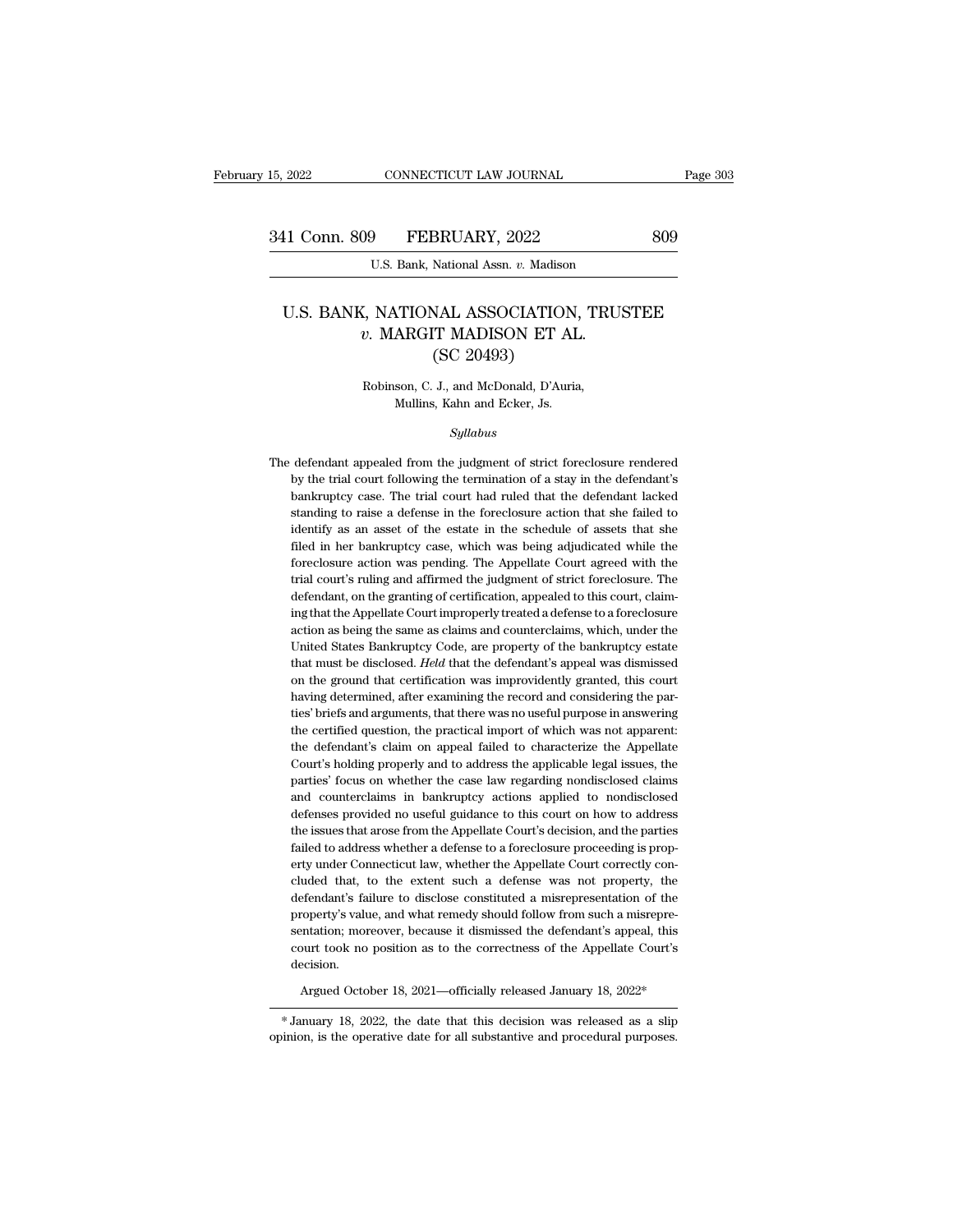# U.S. BANK, NATIONAL ASSOCIATION, TRUSTEE *v.* MARGIT MADISON ET AL.

(SC 20493)

Robinson, C. J., and McDonald, D'Auria, Mullins, Kahn and Ecker, Js.

*Syllabus*

The defendant appealed from the judgment of strict foreclosure rendered by the trial court following the termination of a stay in the defendant's bankruptcy case. The trial court had ruled that the defendant lacked standing to raise a defense in the foreclosure action that she failed to identify as an asset of the estate in the schedule of assets that she filed in her bankruptcy case, which was being adjudicated while the foreclosure action was pending. The Appellate Court agreed with the trial court's ruling and affirmed the judgment of strict foreclosure. The defendant, on the granting of certification, appealed to this court, claiming that the Appellate Court improperly treated a defense to a foreclosure action as being the same as claims and counterclaims, which, under the United States Bankruptcy Code, are property of the bankruptcy estate that must be disclosed. *Held* that the defendant's appeal was dismissed on the ground that certification was improvidently granted, this court having determined, after examining the record and considering the parties' briefs and arguments, that there was no useful purpose in answering the certified question, the practical import of which was not apparent: the defendant's claim on appeal failed to characterize the Appellate Court's holding properly and to address the applicable legal issues, the parties' focus on whether the case law regarding nondisclosed claims and counterclaims in bankruptcy actions applied to nondisclosed defenses provided no useful guidance to this court on how to address the issues that arose from the Appellate Court's decision, and the parties failed to address whether a defense to a foreclosure proceeding is property under Connecticut law, whether the Appellate Court correctly concluded that, to the extent such a defense was not property, the defendant's failure to disclose constituted a misrepresentation of the property's value, and what remedy should follow from such a misrepresentation; moreover, because it dismissed the defendant's appeal, this court took no position as to the correctness of the Appellate Court's decision.

Argued October 18, 2021—officially released January 18, 2022*

\* January 18, 2022, the date that this decision was released as a slip opinion, is the operative date for all substantive and procedural purposes.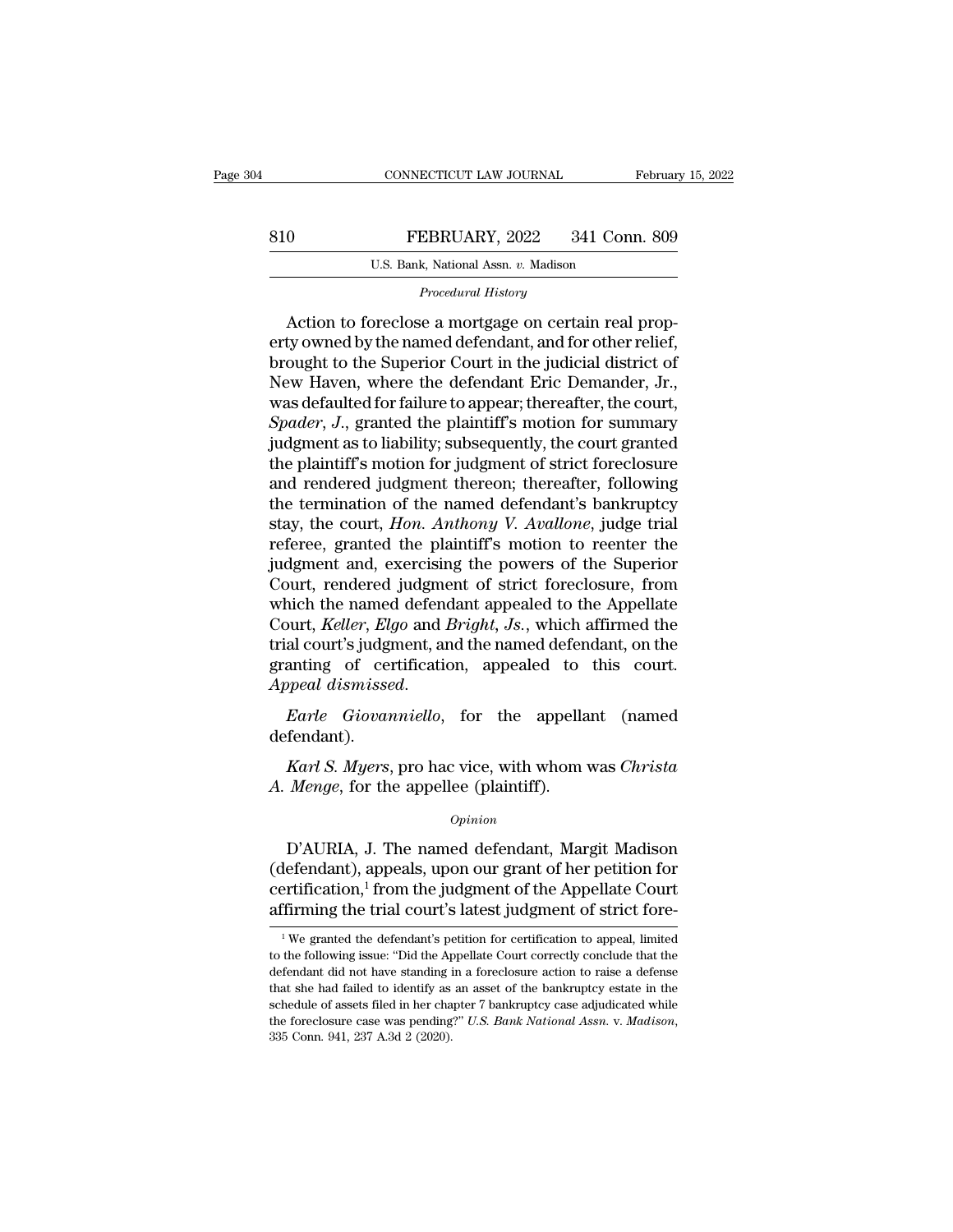*Procedural History*

Action to foreclose a mortgage on certain real property owned by the named defendant, and for other relief, brought to the Superior Court in the judicial district of New Haven, where the defendant Eric Demander, Jr., was defaulted for failure to appear; thereafter, the court, *Spader*, *J*., granted the plaintiff's motion for summary judgment as to liability; subsequently, the court granted the plaintiff's motion for judgment of strict foreclosure and rendered judgment thereon; thereafter, following the termination of the named defendant's bankruptcy stay, the court, *Hon. Anthony V. Avallone*, judge trial referee, granted the plaintiff's motion to reenter the judgment and, exercising the powers of the Superior Court, rendered judgment of strict foreclosure, from which the named defendant appealed to the Appellate Court, *Keller*, *Elgo* and *Bright*, *Js*., which affirmed the trial court's judgment, and the named defendant, on the granting of certification, appealed to this court. *Appeal dismissed*.

*Earle Giovanniello*, for the appellant (named defendant).

*Karl S. Myers*, pro hac vice, with whom was *Christa A. Menge*, for the appellee (plaintiff).

*Opinion*

D'AURIA, J. The named defendant, Margit Madison (defendant), appeals, upon our grant of her petition for certification,[1] from the judgment of the Appellate Court affirming the trial court's latest judgment of strict fore-

[1] We granted the defendant's petition for certification to appeal, limited to the following issue: "Did the Appellate Court correctly conclude that the defendant did not have standing in a foreclosure action to raise a defense that she had failed to identify as an asset of the bankruptcy estate in the schedule of assets filed in her chapter 7 bankruptcy case adjudicated while the foreclosure case was pending?" *U.S. Bank National Assn.* v. *Madison*, 335 Conn. 941, 237 A.3d 2 (2020).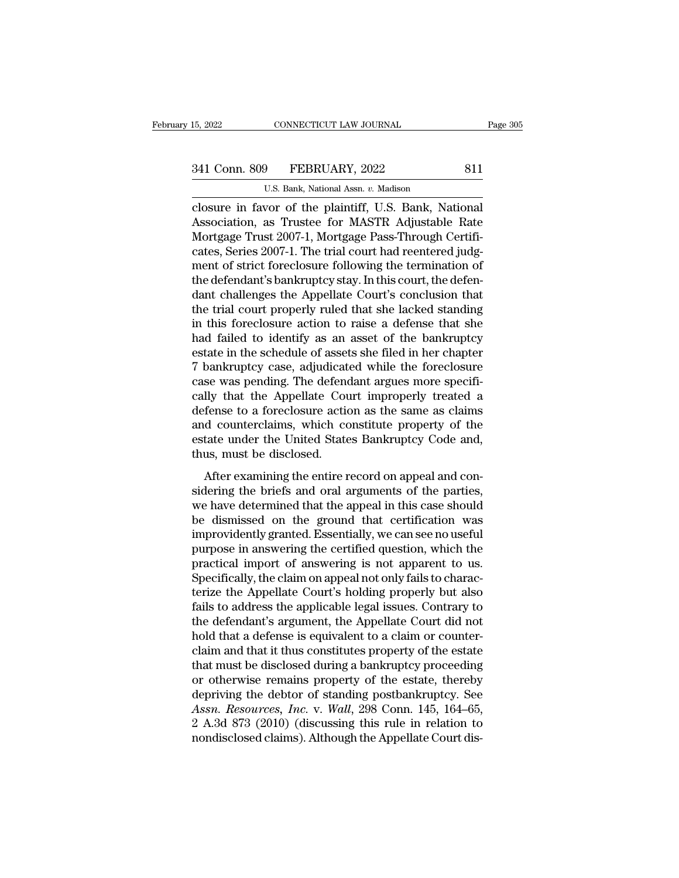closure in favor of the plaintiff, U.S. Bank, National Association, as Trustee for MASTR Adjustable Rate Mortgage Trust 2007-1, Mortgage Pass-Through Certificates, Series 2007-1. The trial court had reentered judgment of strict foreclosure following the termination of the defendant's bankruptcy stay. In this court, the defendant challenges the Appellate Court's conclusion that the trial court properly ruled that she lacked standing in this foreclosure action to raise a defense that she had failed to identify as an asset of the bankruptcy estate in the schedule of assets she filed in her chapter 7 bankruptcy case, adjudicated while the foreclosure case was pending. The defendant argues more specifically that the Appellate Court improperly treated a defense to a foreclosure action as the same as claims and counterclaims, which constitute property of the estate under the United States Bankruptcy Code and, thus, must be disclosed.

After examining the entire record on appeal and considering the briefs and oral arguments of the parties, we have determined that the appeal in this case should be dismissed on the ground that certification was improvidently granted. Essentially, we can see no useful purpose in answering the certified question, which the practical import of answering is not apparent to us. Specifically, the claim on appeal not only fails to characterize the Appellate Court's holding properly but also fails to address the applicable legal issues. Contrary to the defendant's argument, the Appellate Court did not hold that a defense is equivalent to a claim or counterclaim and that it thus constitutes property of the estate that must be disclosed during a bankruptcy proceeding or otherwise remains property of the estate, thereby depriving the debtor of standing postbankruptcy. See *Assn. Resources, Inc.* v. *Wall*, 298 Conn. 145, 164–65, 2 A.3d 873 (2010) (discussing this rule in relation to nondisclosed claims). Although the Appellate Court dis-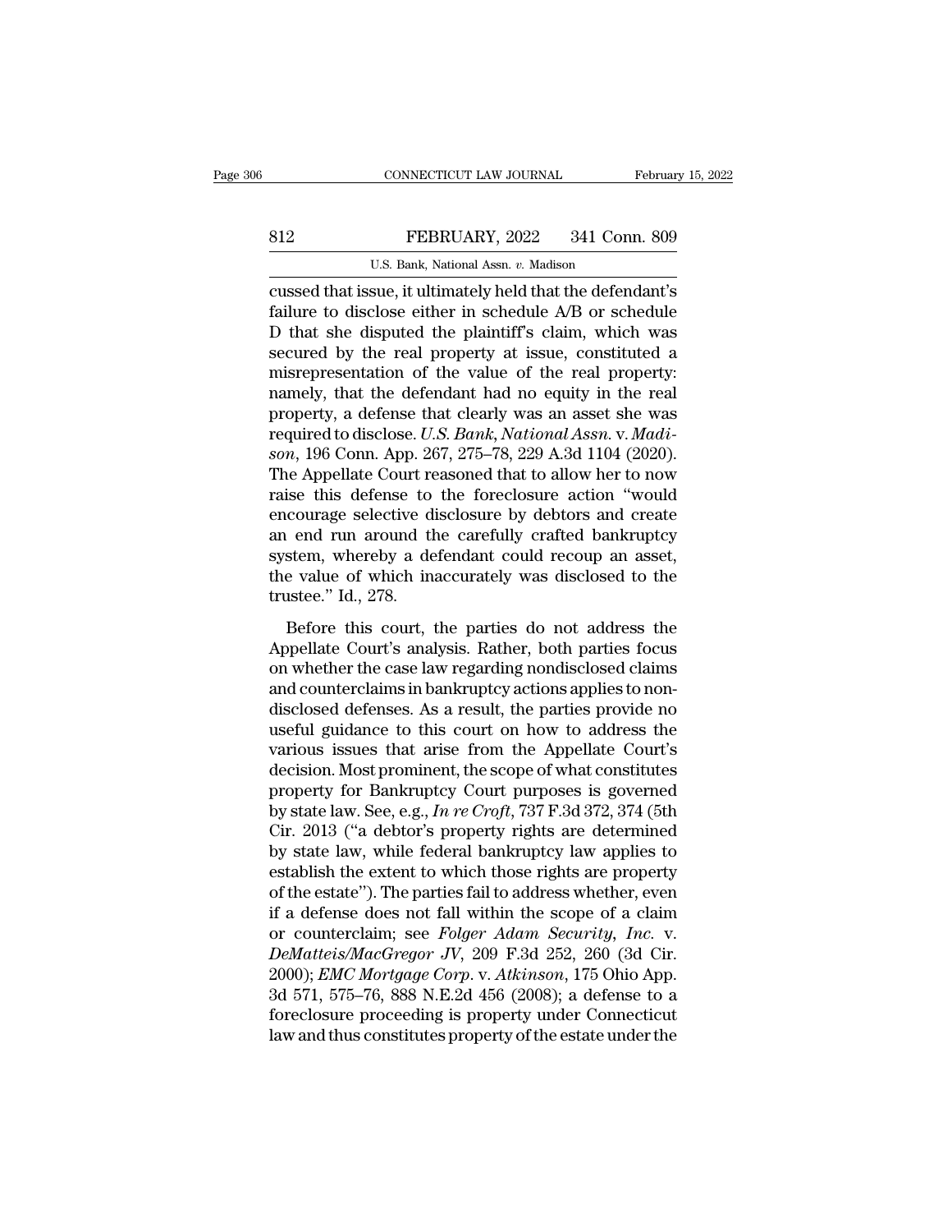cussed that issue, it ultimately held that the defendant's failure to disclose either in schedule A/B or schedule D that she disputed the plaintiff's claim, which was secured by the real property at issue, constituted a misrepresentation of the value of the real property: namely, that the defendant had no equity in the real property, a defense that clearly was an asset she was required to disclose. *U.S. Bank, National Assn.* v. *Madison*, 196 Conn. App. 267, 275–78, 229 A.3d 1104 (2020). The Appellate Court reasoned that to allow her to now raise this defense to the foreclosure action "would encourage selective disclosure by debtors and create an end run around the carefully crafted bankruptcy system, whereby a defendant could recoup an asset, the value of which inaccurately was disclosed to the trustee." Id., 278.

Before this court, the parties do not address the Appellate Court's analysis. Rather, both parties focus on whether the case law regarding nondisclosed claims and counterclaims in bankruptcy actions applies to nondisclosed defenses. As a result, the parties provide no useful guidance to this court on how to address the various issues that arise from the Appellate Court's decision. Most prominent, the scope of what constitutes property for Bankruptcy Court purposes is governed by state law. See, e.g., *In re Croft*, 737 F.3d 372, 374 (5th Cir. 2013) ("a debtor's property rights are determined by state law, while federal bankruptcy law applies to establish the extent to which those rights are property of the estate"). The parties fail to address whether, even if a defense does not fall within the scope of a claim or counterclaim; see *Folger Adam Security, Inc.* v. *DeMatteis/MacGregor JV*, 209 F.3d 252, 260 (3d Cir. 2000); *EMC Mortgage Corp.* v. *Atkinson*, 175 Ohio App. 3d 571, 575–76, 888 N.E.2d 456 (2008); a defense to a foreclosure proceeding is property under Connecticut law and thus constitutes property of the estate under the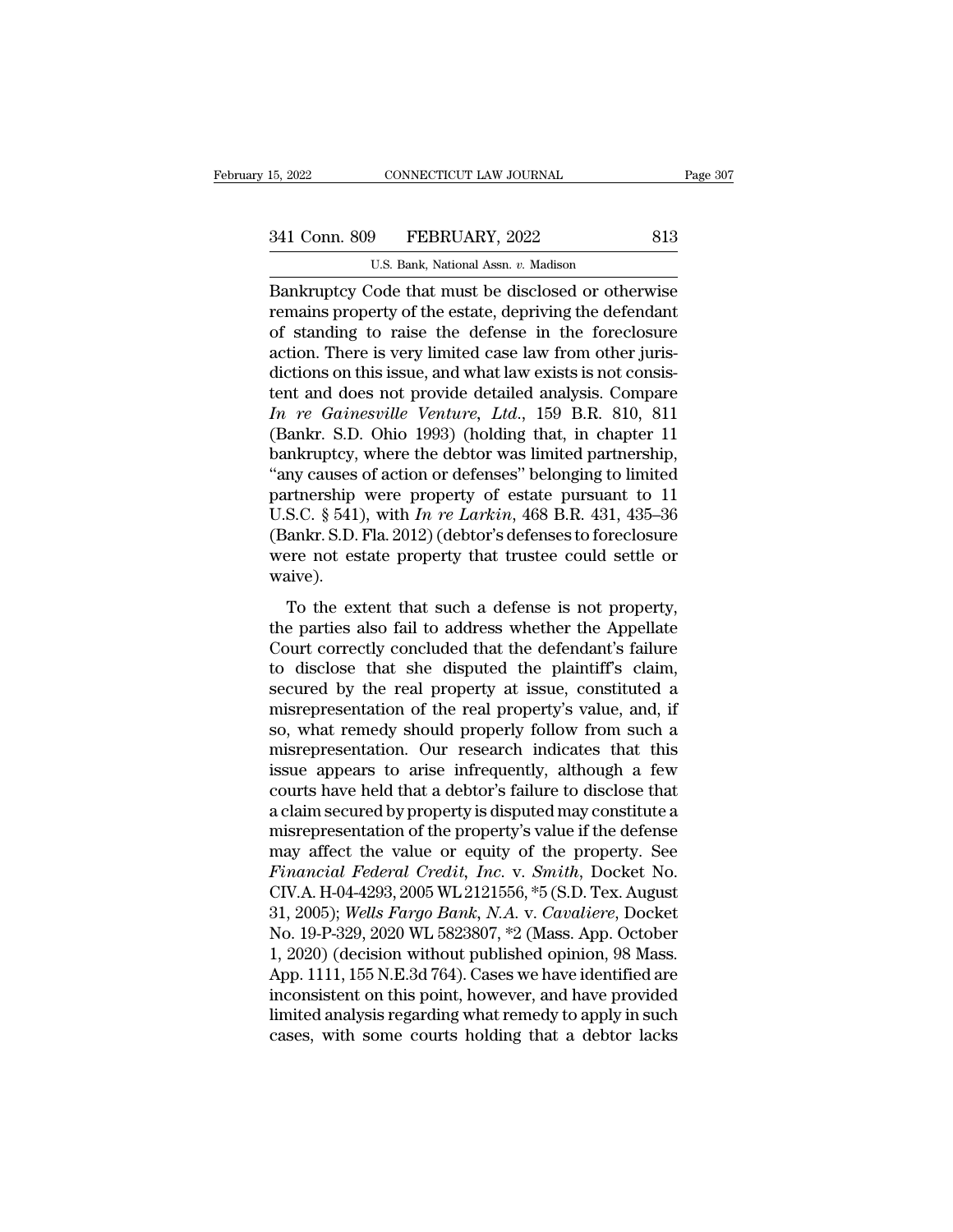Bankruptcy Code that must be disclosed or otherwise remains property of the estate, depriving the defendant of standing to raise the defense in the foreclosure action. There is very limited case law from other jurisdictions on this issue, and what law exists is not consistent and does not provide detailed analysis. Compare *In re Gainesville Venture, Ltd.*, 159 B.R. 810, 811 (Bankr. S.D. Ohio 1993) (holding that, in chapter 11 bankruptcy, where the debtor was limited partnership, "any causes of action or defenses" belonging to limited partnership were property of estate pursuant to 11 U.S.C. § 541), with *In re Larkin*, 468 B.R. 431, 435–36 (Bankr. S.D. Fla. 2012) (debtor's defenses to foreclosure were not estate property that trustee could settle or waive).

To the extent that such a defense is not property, the parties also fail to address whether the Appellate Court correctly concluded that the defendant's failure to disclose that she disputed the plaintiff's claim, secured by the real property at issue, constituted a misrepresentation of the real property's value, and, if so, what remedy should properly follow from such a misrepresentation. Our research indicates that this issue appears to arise infrequently, although a few courts have held that a debtor's failure to disclose that a claim secured by property is disputed may constitute a misrepresentation of the property's value if the defense may affect the value or equity of the property. See *Financial Federal Credit, Inc.* v. *Smith*, Docket No. CIV.A. H-04-4293, 2005 WL 2121556, *5 (S.D. Tex. August 31, 2005); *Wells Fargo Bank, N.A.* v. *Cavaliere*, Docket No. 19-P-329, 2020 WL 5823807, *2 (Mass. App. October 1, 2020) (decision without published opinion, 98 Mass. App. 1111, 155 N.E.3d 764). Cases we have identified are inconsistent on this point, however, and have provided limited analysis regarding what remedy to apply in such cases, with some courts holding that a debtor lacks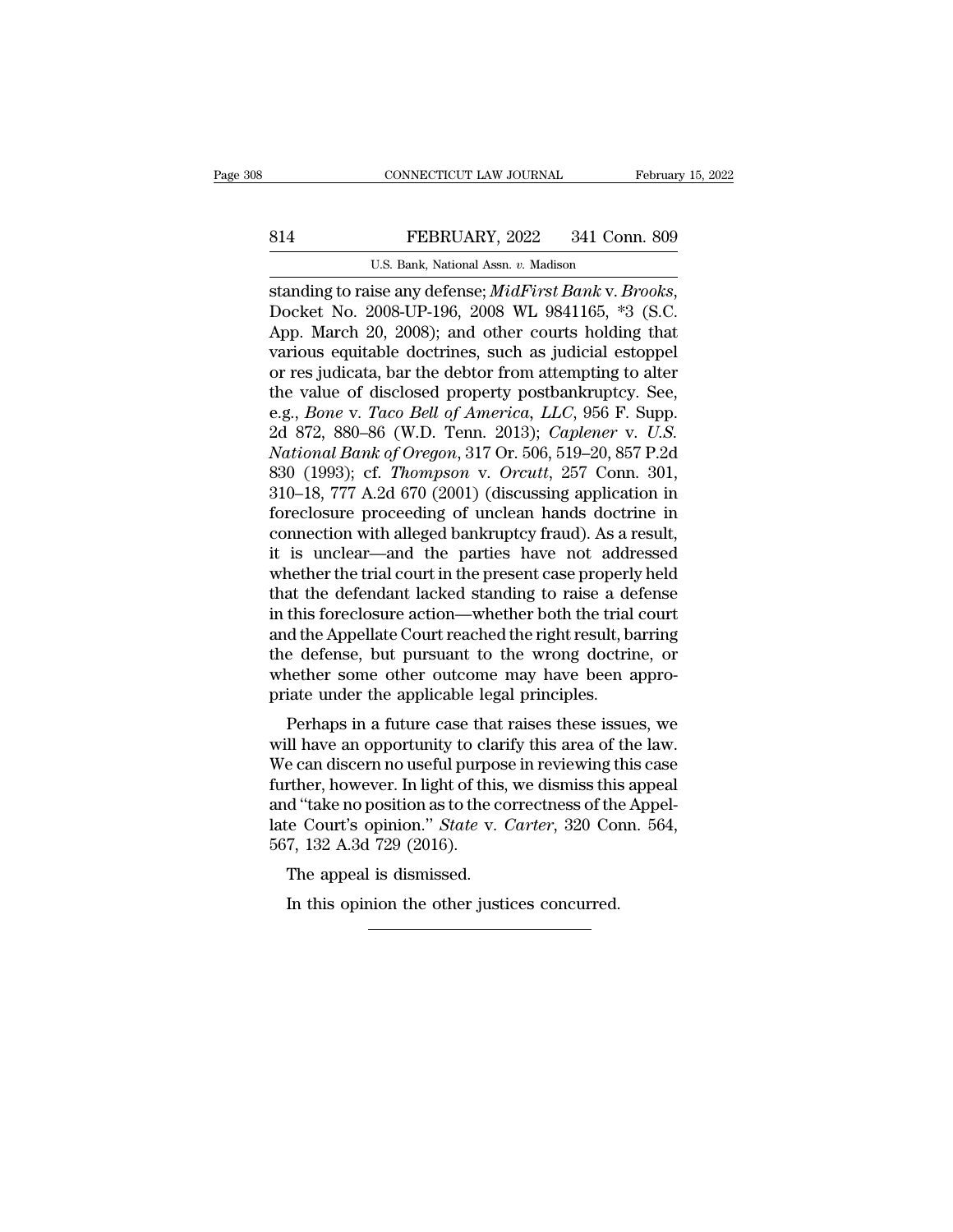standing to raise any defense; *MidFirst Bank* v. *Brooks*, Docket No. 2008-UP-196, 2008 WL 9841165, *3 (S.C. App. March 20, 2008); and other courts holding that various equitable doctrines, such as judicial estoppel or res judicata, bar the debtor from attempting to alter the value of disclosed property postbankruptcy. See, e.g., *Bone* v. *Taco Bell of America, LLC*, 956 F. Supp. 2d 872, 880–86 (W.D. Tenn. 2013); *Caplener* v. *U.S. National Bank of Oregon*, 317 Or. 506, 519–20, 857 P.2d 830 (1993); cf. *Thompson* v. *Orcutt*, 257 Conn. 301, 310–18, 777 A.2d 670 (2001) (discussing application in foreclosure proceeding of unclean hands doctrine in connection with alleged bankruptcy fraud). As a result, it is unclear—and the parties have not addressed whether the trial court in the present case properly held that the defendant lacked standing to raise a defense in this foreclosure action—whether both the trial court and the Appellate Court reached the right result, barring the defense, but pursuant to the wrong doctrine, or whether some other outcome may have been appropriate under the applicable legal principles.

Perhaps in a future case that raises these issues, we will have an opportunity to clarify this area of the law. We can discern no useful purpose in reviewing this case further, however. In light of this, we dismiss this appeal and "take no position as to the correctness of the Appellate Court's opinion." *State* v. *Carter*, 320 Conn. 564, 567, 132 A.3d 729 (2016).

The appeal is dismissed.

In this opinion the other justices concurred.